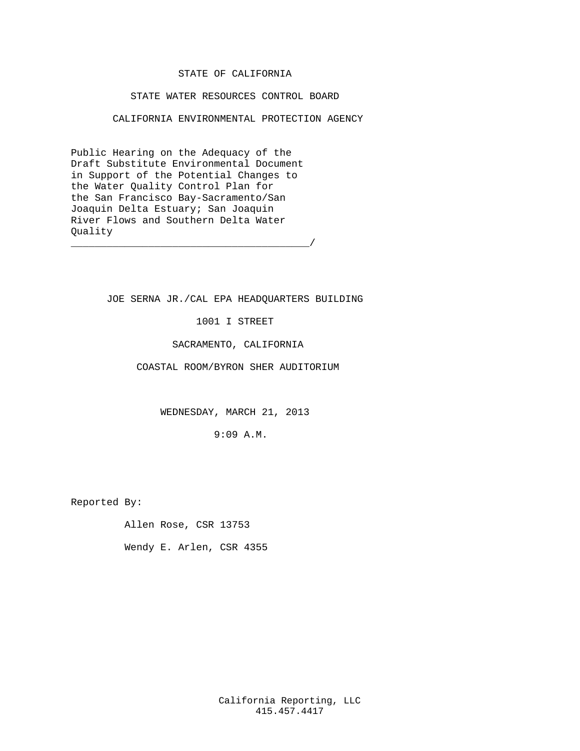STATE OF CALIFORNIA

STATE WATER RESOURCES CONTROL BOARD

CALIFORNIA ENVIRONMENTAL PROTECTION AGENCY

Public Hearing on the Adequacy of the
Draft Substitute Environmental Document
in Support of the Potential Changes to
the Water Quality Control Plan for
the San Francisco Bay-Sacramento/San
Joaquin Delta Estuary; San Joaquin
River Flows and Southern Delta Water
Quality
________________________________________/

JOE SERNA JR./CAL EPA HEADQUARTERS BUILDING

1001 I STREET

SACRAMENTO, CALIFORNIA

COASTAL ROOM/BYRON SHER AUDITORIUM

WEDNESDAY, MARCH 21, 2013

9:09 A.M.

Reported By:

Allen Rose, CSR 13753

Wendy E. Arlen, CSR 4355

California Reporting, LLC
415.457.4417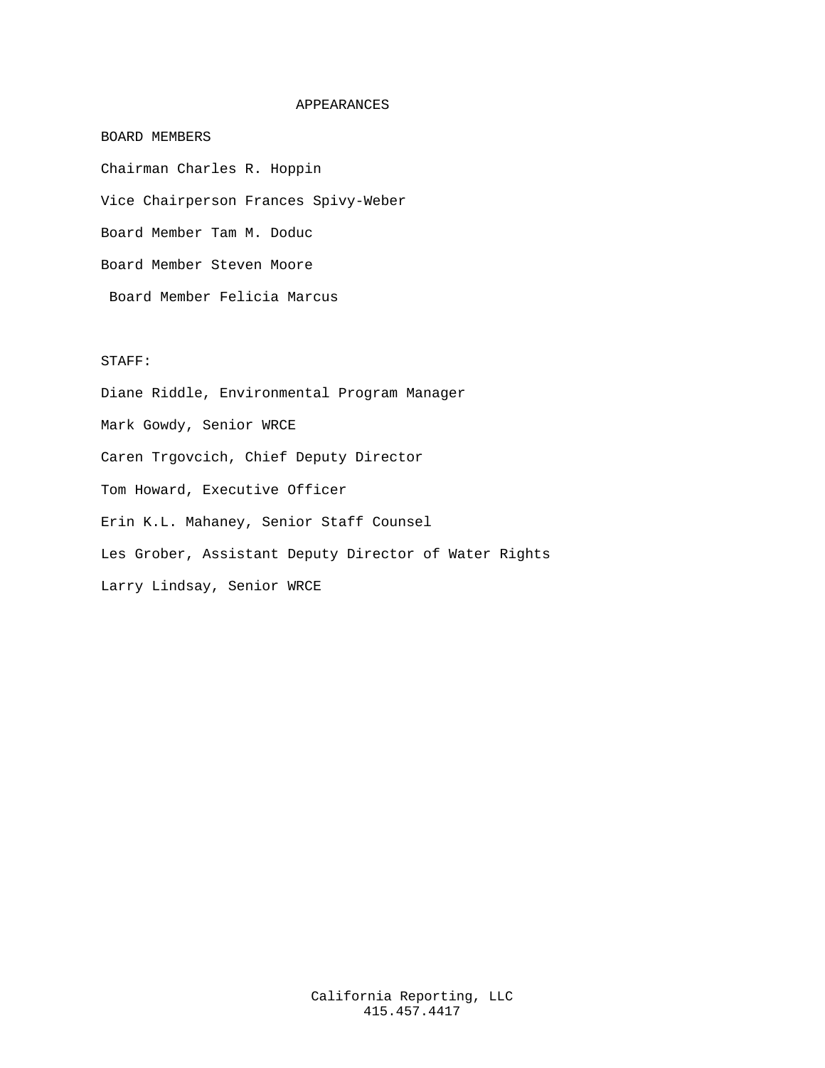# APPEARANCES

BOARD MEMBERS

Chairman Charles R. Hoppin

Vice Chairperson Frances Spivy-Weber

Board Member Tam M. Doduc

Board Member Steven Moore

Board Member Felicia Marcus

STAFF:

Diane Riddle, Environmental Program Manager

Mark Gowdy, Senior WRCE

Caren Trgovcich, Chief Deputy Director

Tom Howard, Executive Officer

Erin K.L. Mahaney, Senior Staff Counsel

Les Grober, Assistant Deputy Director of Water Rights

Larry Lindsay, Senior WRCE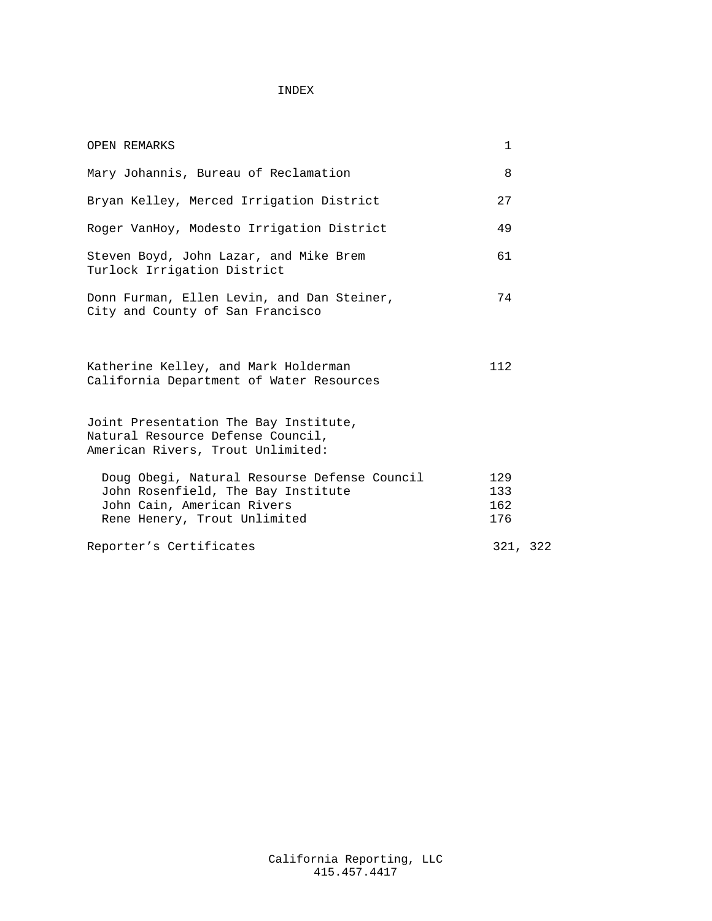# INDEX

| | |
|---|---|
| OPEN REMARKS | 1 |
| Mary Johannis, Bureau of Reclamation | 8 |
| Bryan Kelley, Merced Irrigation District | 27 |
| Roger VanHoy, Modesto Irrigation District | 49 |
| Steven Boyd, John Lazar, and Mike Brem Turlock Irrigation District | 61 |
| Donn Furman, Ellen Levin, and Dan Steiner, City and County of San Francisco | 74 |
| Katherine Kelley, and Mark Holderman California Department of Water Resources | 112 |
| Joint Presentation The Bay Institute, Natural Resource Defense Council, American Rivers, Trout Unlimited: | |
| Doug Obegi, Natural Resourse Defense Council | 129 |
| John Rosenfield, The Bay Institute | 133 |
| John Cain, American Rivers | 162 |
| Rene Henery, Trout Unlimited | 176 |
| Reporter’s Certificates | 321, 322 |

California Reporting, LLC
415.457.4417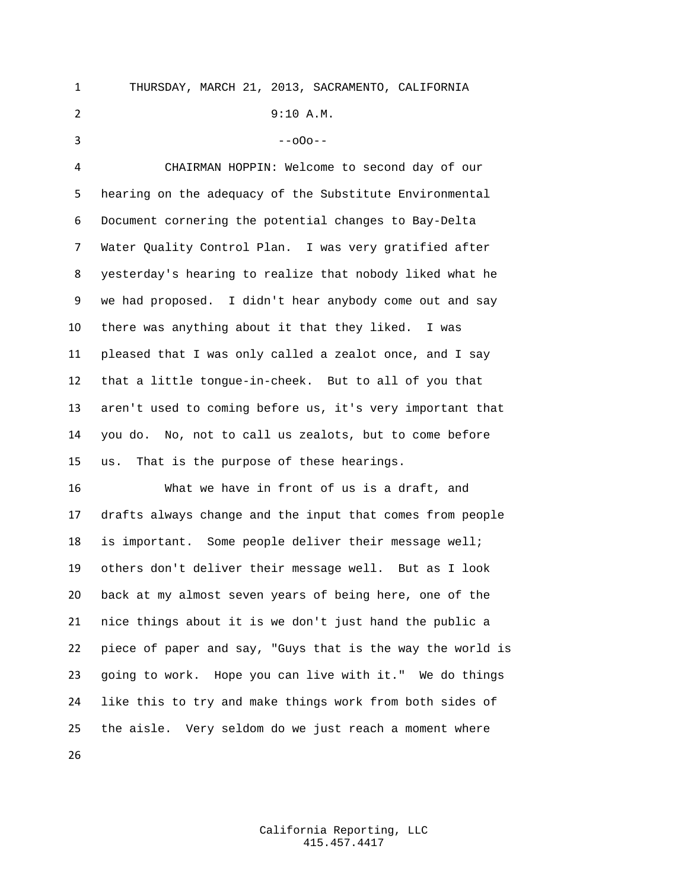THURSDAY, MARCH 21, 2013, SACRAMENTO, CALIFORNIA

9:10 A.M.

--oOo--

CHAIRMAN HOPPIN: Welcome to second day of our hearing on the adequacy of the Substitute Environmental Document cornering the potential changes to Bay-Delta Water Quality Control Plan. I was very gratified after yesterday's hearing to realize that nobody liked what he we had proposed. I didn't hear anybody come out and say there was anything about it that they liked. I was pleased that I was only called a zealot once, and I say that a little tongue-in-cheek. But to all of you that aren't used to coming before us, it's very important that you do. No, not to call us zealots, but to come before us. That is the purpose of these hearings.

What we have in front of us is a draft, and drafts always change and the input that comes from people is important. Some people deliver their message well; others don't deliver their message well. But as I look back at my almost seven years of being here, one of the nice things about it is we don't just hand the public a piece of paper and say, "Guys that is the way the world is going to work. Hope you can live with it." We do things like this to try and make things work from both sides of the aisle. Very seldom do we just reach a moment where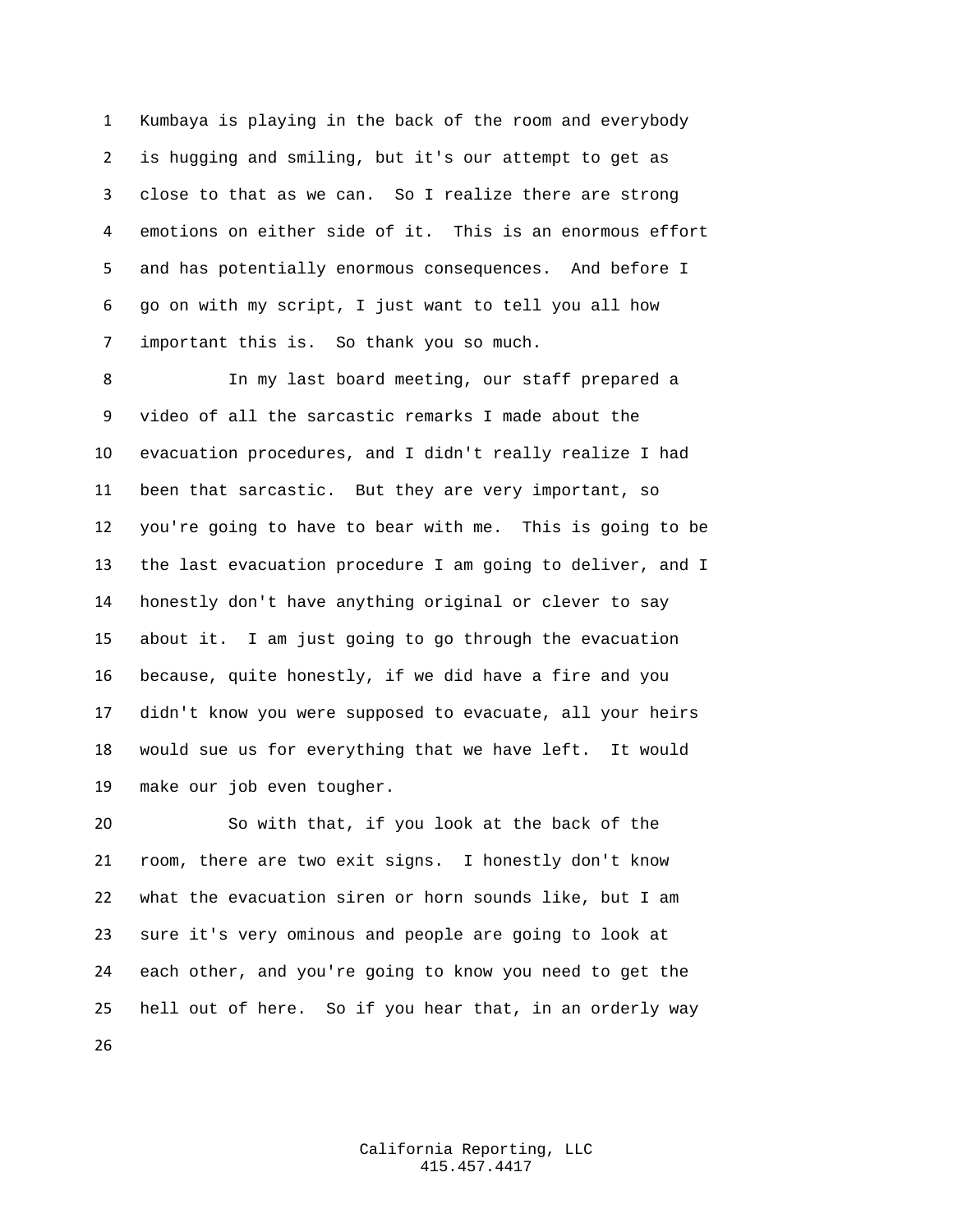Kumbaya is playing in the back of the room and everybody is hugging and smiling, but it's our attempt to get as close to that as we can. So I realize there are strong emotions on either side of it. This is an enormous effort and has potentially enormous consequences. And before I go on with my script, I just want to tell you all how important this is. So thank you so much.

In my last board meeting, our staff prepared a video of all the sarcastic remarks I made about the evacuation procedures, and I didn't really realize I had been that sarcastic. But they are very important, so you're going to have to bear with me. This is going to be the last evacuation procedure I am going to deliver, and I honestly don't have anything original or clever to say about it. I am just going to go through the evacuation because, quite honestly, if we did have a fire and you didn't know you were supposed to evacuate, all your heirs would sue us for everything that we have left. It would make our job even tougher.

So with that, if you look at the back of the room, there are two exit signs. I honestly don't know what the evacuation siren or horn sounds like, but I am sure it's very ominous and people are going to look at each other, and you're going to know you need to get the hell out of here. So if you hear that, in an orderly way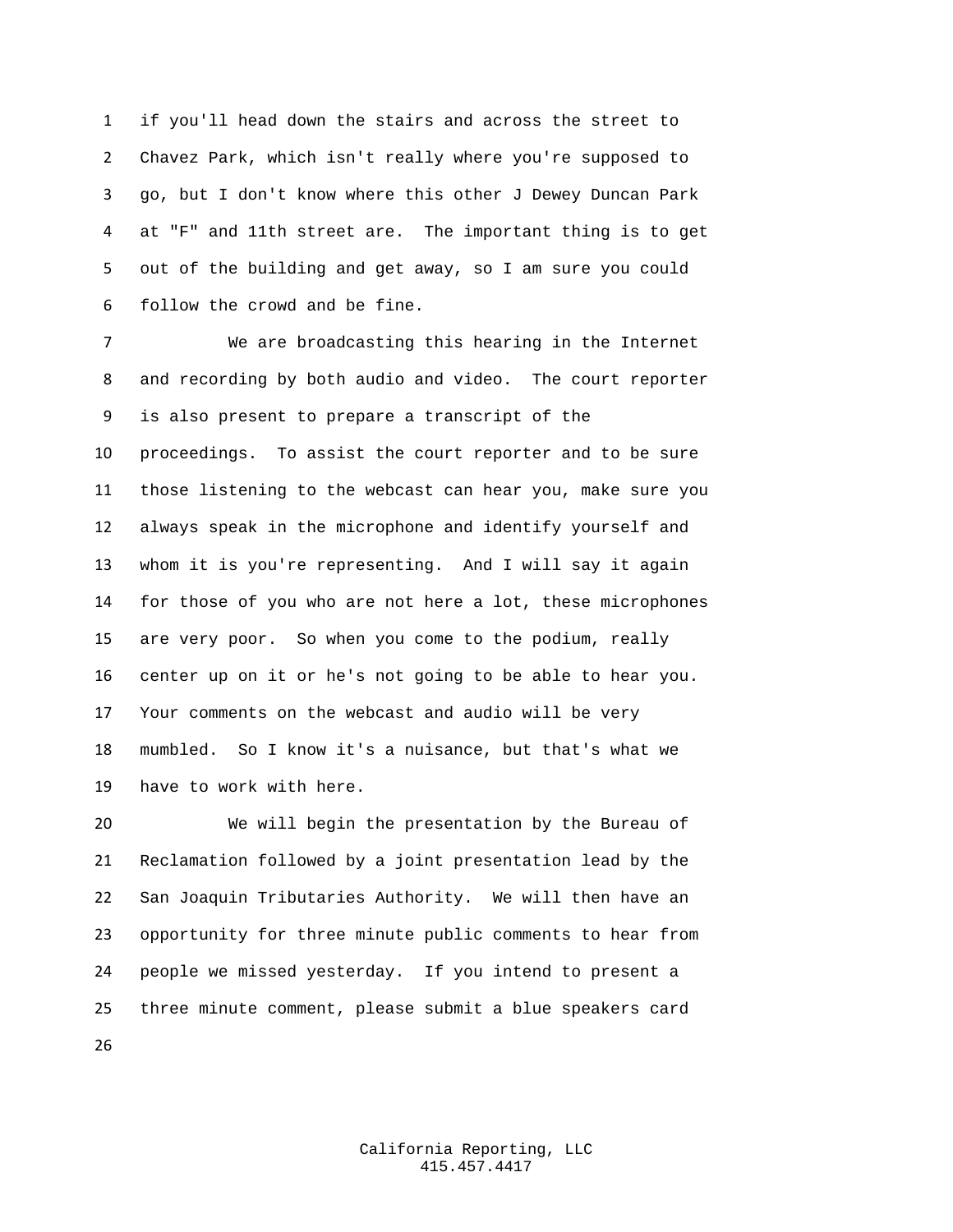if you'll head down the stairs and across the street to Chavez Park, which isn't really where you're supposed to go, but I don't know where this other J Dewey Duncan Park at "F" and 11th street are. The important thing is to get out of the building and get away, so I am sure you could follow the crowd and be fine.

We are broadcasting this hearing in the Internet and recording by both audio and video. The court reporter is also present to prepare a transcript of the proceedings. To assist the court reporter and to be sure those listening to the webcast can hear you, make sure you always speak in the microphone and identify yourself and whom it is you're representing. And I will say it again for those of you who are not here a lot, these microphones are very poor. So when you come to the podium, really center up on it or he's not going to be able to hear you. Your comments on the webcast and audio will be very mumbled. So I know it's a nuisance, but that's what we have to work with here.

We will begin the presentation by the Bureau of Reclamation followed by a joint presentation lead by the San Joaquin Tributaries Authority. We will then have an opportunity for three minute public comments to hear from people we missed yesterday. If you intend to present a three minute comment, please submit a blue speakers card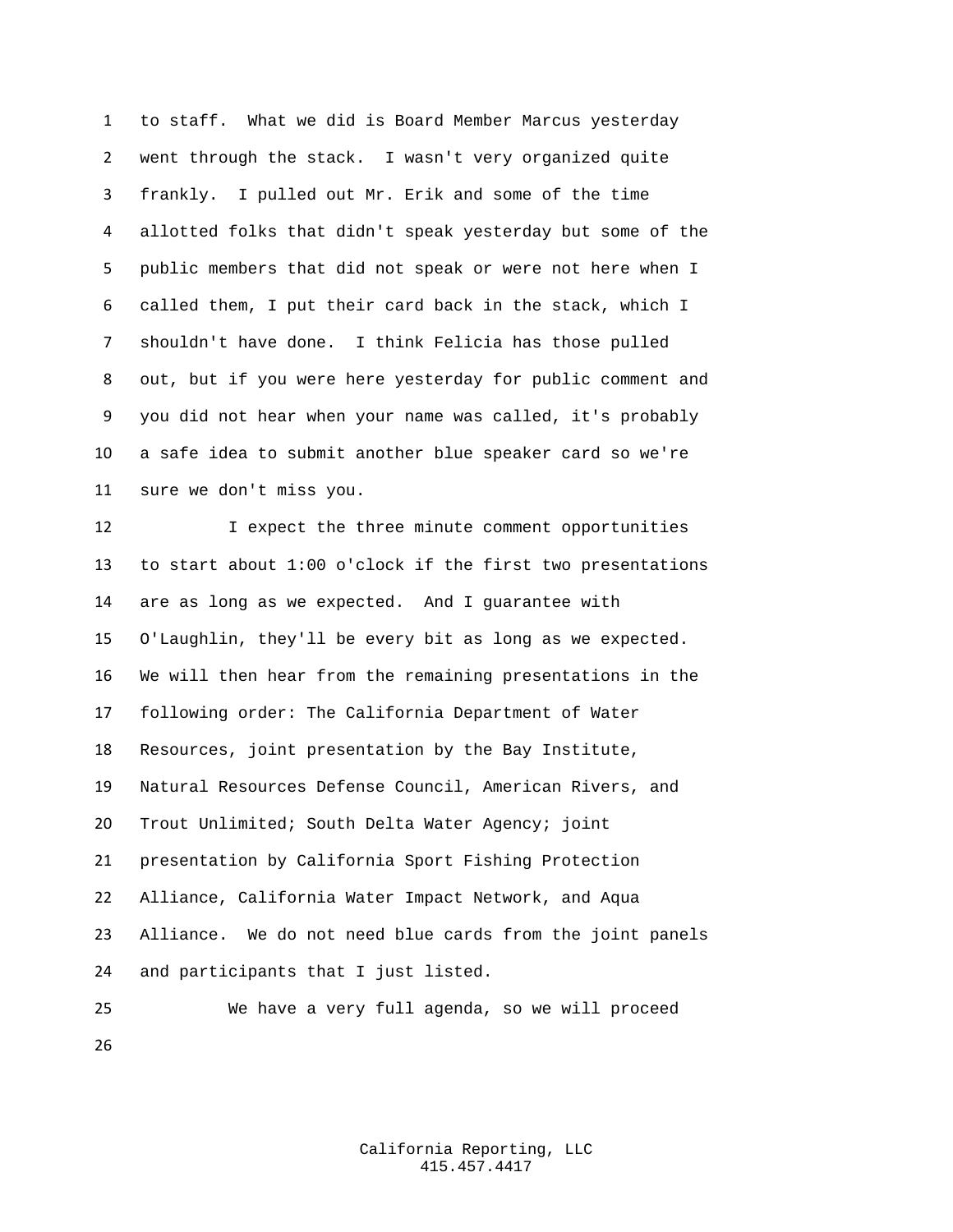to staff. What we did is Board Member Marcus yesterday went through the stack. I wasn't very organized quite frankly. I pulled out Mr. Erik and some of the time allotted folks that didn't speak yesterday but some of the public members that did not speak or were not here when I called them, I put their card back in the stack, which I shouldn't have done. I think Felicia has those pulled out, but if you were here yesterday for public comment and you did not hear when your name was called, it's probably a safe idea to submit another blue speaker card so we're sure we don't miss you.

I expect the three minute comment opportunities to start about 1:00 o'clock if the first two presentations are as long as we expected. And I guarantee with O'Laughlin, they'll be every bit as long as we expected. We will then hear from the remaining presentations in the following order: The California Department of Water Resources, joint presentation by the Bay Institute, Natural Resources Defense Council, American Rivers, and Trout Unlimited; South Delta Water Agency; joint presentation by California Sport Fishing Protection Alliance, California Water Impact Network, and Aqua Alliance. We do not need blue cards from the joint panels and participants that I just listed.

We have a very full agenda, so we will proceed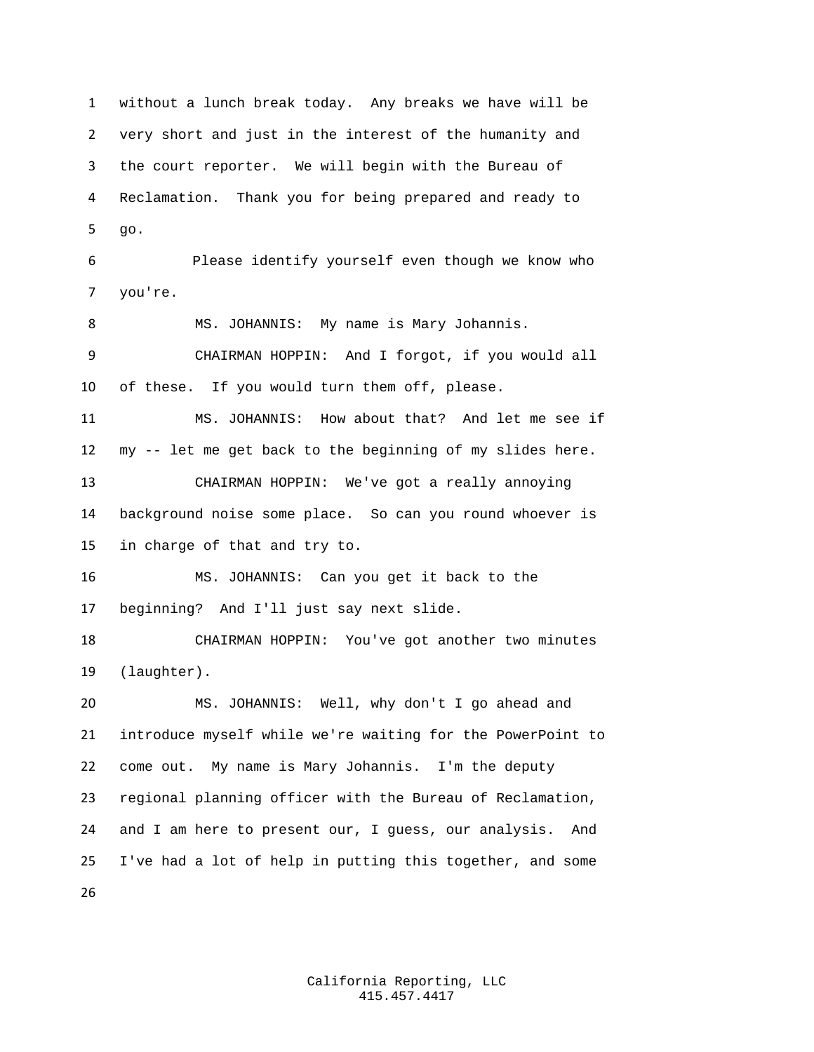1 without a lunch break today. Any breaks we have will be
2 very short and just in the interest of the humanity and
3 the court reporter. We will begin with the Bureau of
4 Reclamation. Thank you for being prepared and ready to
5 go.

6 Please identify yourself even though we know who
7 you're.

8 MS. JOHANNIS: My name is Mary Johannis.

9 CHAIRMAN HOPPIN: And I forgot, if you would all
10 of these. If you would turn them off, please.

11 MS. JOHANNIS: How about that? And let me see if
12 my -- let me get back to the beginning of my slides here.

13 CHAIRMAN HOPPIN: We've got a really annoying
14 background noise some place. So can you round whoever is
15 in charge of that and try to.

16 MS. JOHANNIS: Can you get it back to the
17 beginning? And I'll just say next slide.

18 CHAIRMAN HOPPIN: You've got another two minutes
19 (laughter).

20 MS. JOHANNIS: Well, why don't I go ahead and
21 introduce myself while we're waiting for the PowerPoint to
22 come out. My name is Mary Johannis. I'm the deputy
23 regional planning officer with the Bureau of Reclamation,
24 and I am here to present our, I guess, our analysis. And
25 I've had a lot of help in putting this together, and some
26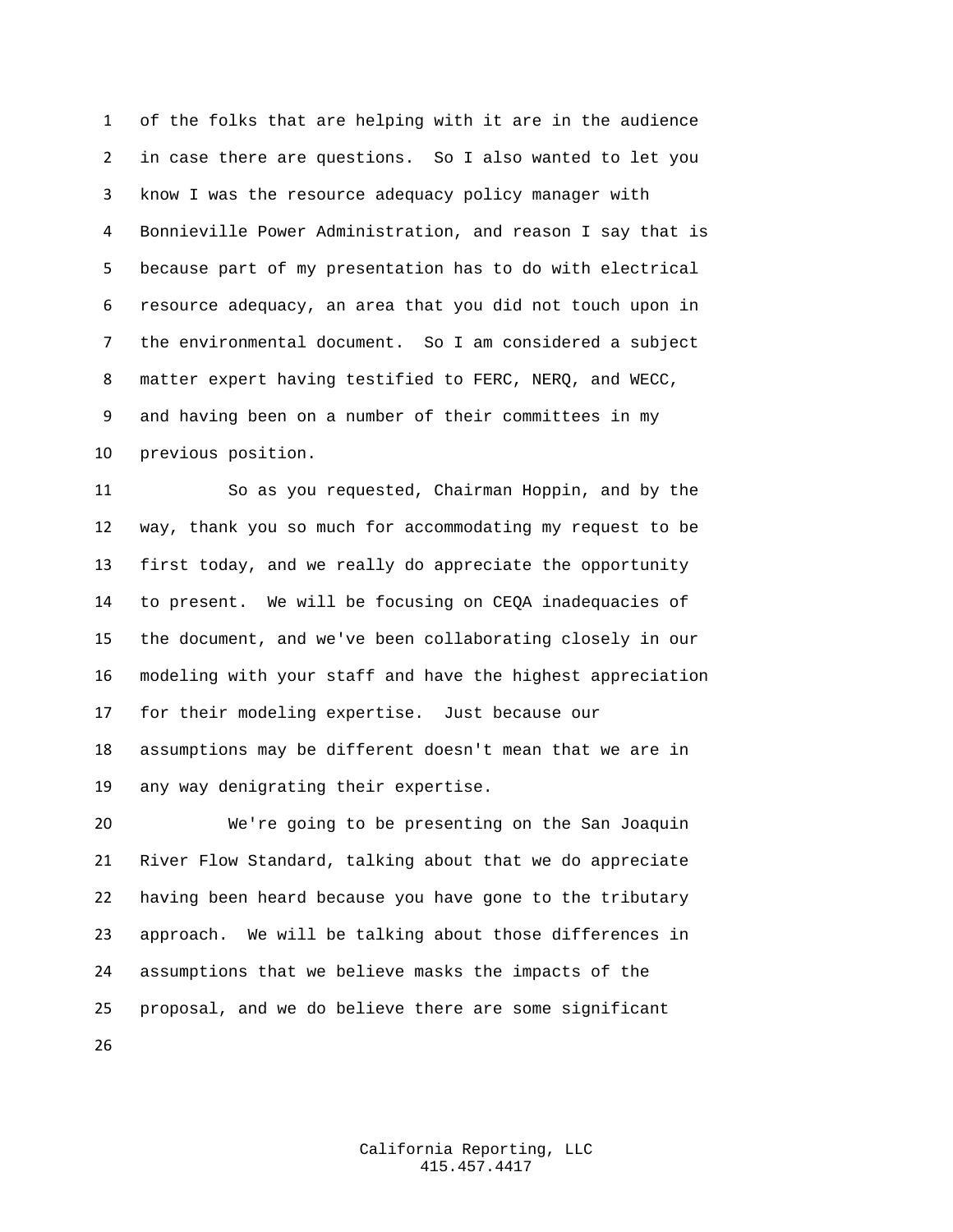of the folks that are helping with it are in the audience in case there are questions. So I also wanted to let you know I was the resource adequacy policy manager with Bonnieville Power Administration, and reason I say that is because part of my presentation has to do with electrical resource adequacy, an area that you did not touch upon in the environmental document. So I am considered a subject matter expert having testified to FERC, NERQ, and WECC, and having been on a number of their committees in my previous position.

So as you requested, Chairman Hoppin, and by the way, thank you so much for accommodating my request to be first today, and we really do appreciate the opportunity to present. We will be focusing on CEQA inadequacies of the document, and we've been collaborating closely in our modeling with your staff and have the highest appreciation for their modeling expertise. Just because our assumptions may be different doesn't mean that we are in any way denigrating their expertise.

We're going to be presenting on the San Joaquin River Flow Standard, talking about that we do appreciate having been heard because you have gone to the tributary approach. We will be talking about those differences in assumptions that we believe masks the impacts of the proposal, and we do believe there are some significant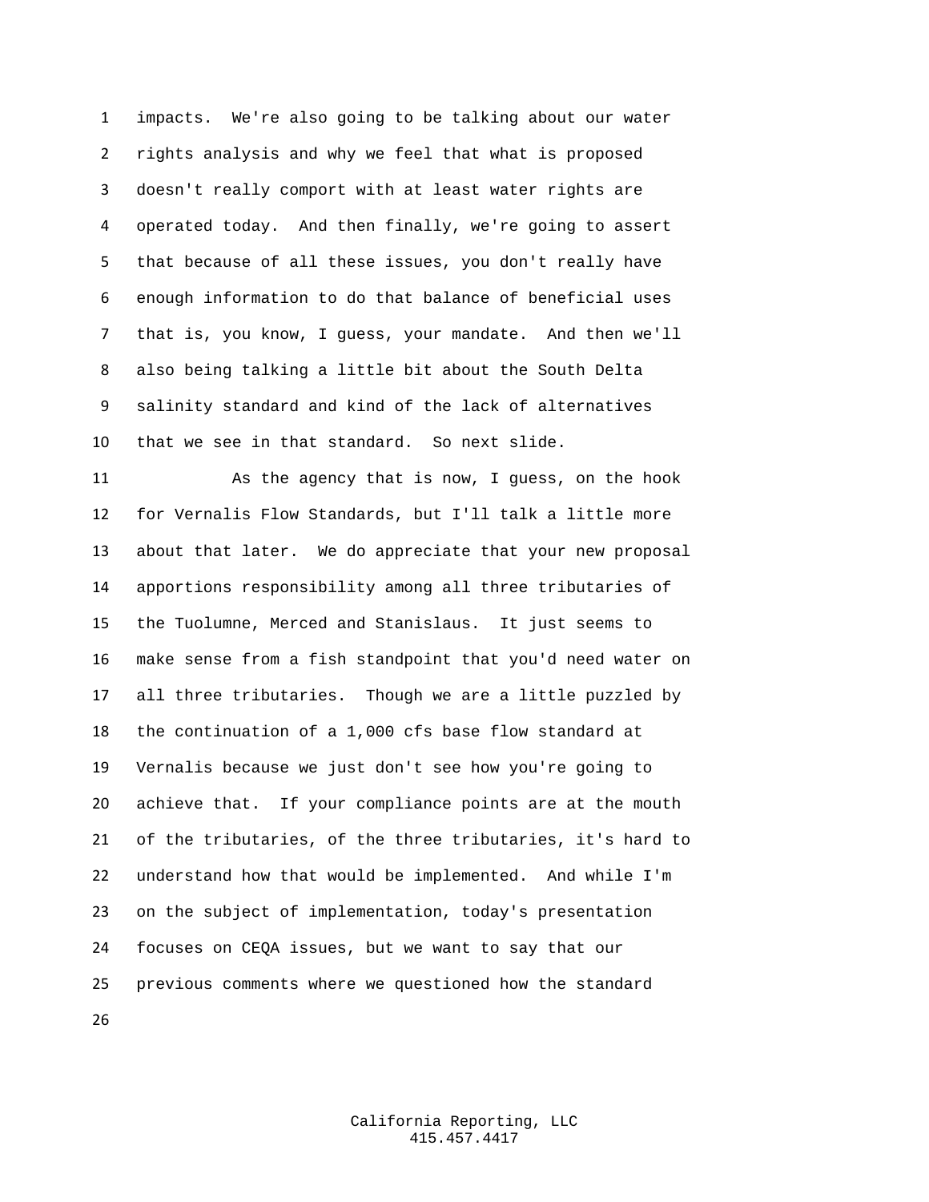impacts. We're also going to be talking about our water rights analysis and why we feel that what is proposed doesn't really comport with at least water rights are operated today. And then finally, we're going to assert that because of all these issues, you don't really have enough information to do that balance of beneficial uses that is, you know, I guess, your mandate. And then we'll also being talking a little bit about the South Delta salinity standard and kind of the lack of alternatives that we see in that standard. So next slide.

As the agency that is now, I guess, on the hook for Vernalis Flow Standards, but I'll talk a little more about that later. We do appreciate that your new proposal apportions responsibility among all three tributaries of the Tuolumne, Merced and Stanislaus. It just seems to make sense from a fish standpoint that you'd need water on all three tributaries. Though we are a little puzzled by the continuation of a 1,000 cfs base flow standard at Vernalis because we just don't see how you're going to achieve that. If your compliance points are at the mouth of the tributaries, of the three tributaries, it's hard to understand how that would be implemented. And while I'm on the subject of implementation, today's presentation focuses on CEQA issues, but we want to say that our previous comments where we questioned how the standard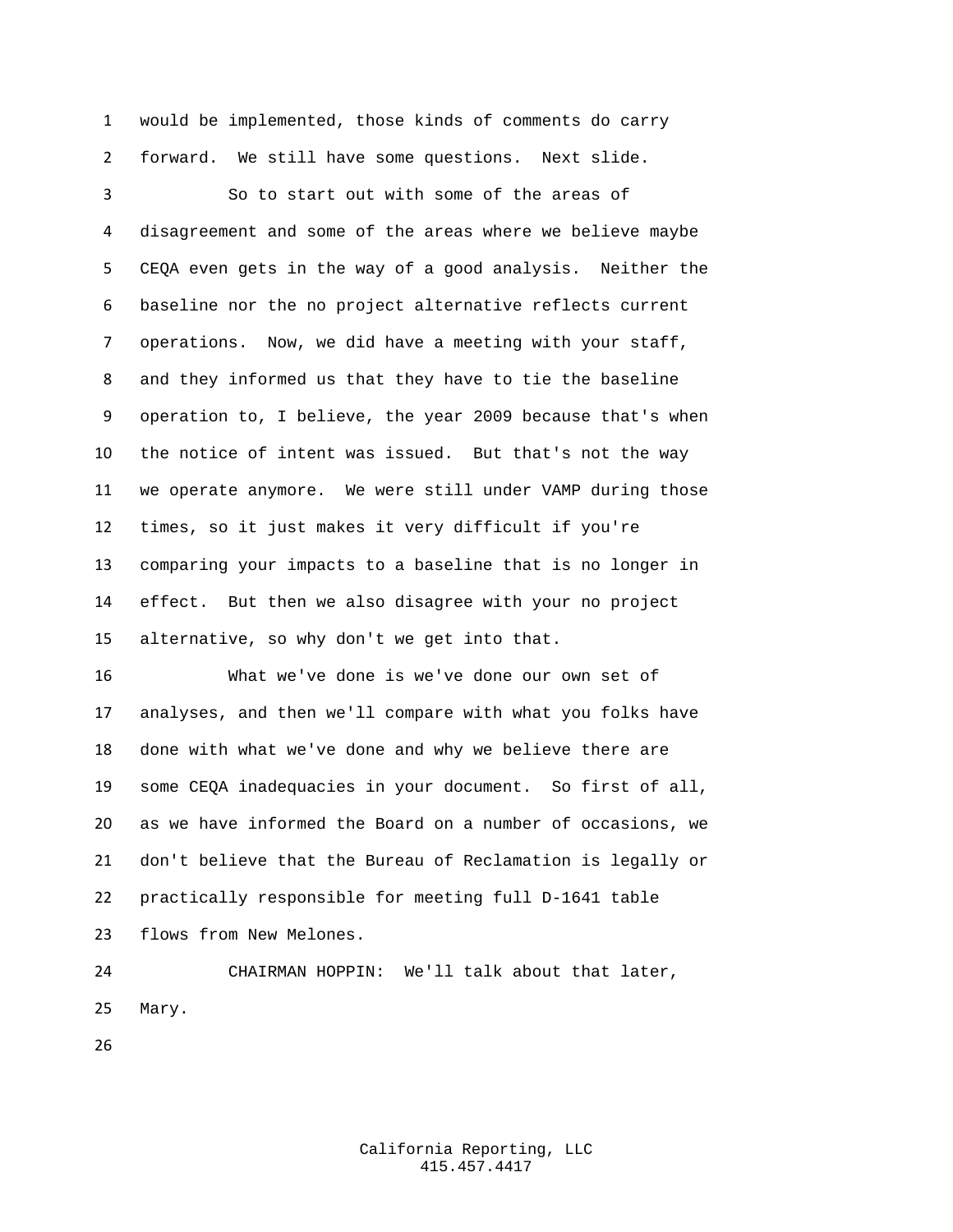would be implemented, those kinds of comments do carry forward. We still have some questions. Next slide.

So to start out with some of the areas of disagreement and some of the areas where we believe maybe CEQA even gets in the way of a good analysis. Neither the baseline nor the no project alternative reflects current operations. Now, we did have a meeting with your staff, and they informed us that they have to tie the baseline operation to, I believe, the year 2009 because that's when the notice of intent was issued. But that's not the way we operate anymore. We were still under VAMP during those times, so it just makes it very difficult if you're comparing your impacts to a baseline that is no longer in effect. But then we also disagree with your no project alternative, so why don't we get into that.

What we've done is we've done our own set of analyses, and then we'll compare with what you folks have done with what we've done and why we believe there are some CEQA inadequacies in your document. So first of all, as we have informed the Board on a number of occasions, we don't believe that the Bureau of Reclamation is legally or practically responsible for meeting full D-1641 table flows from New Melones.

CHAIRMAN HOPPIN: We'll talk about that later, Mary.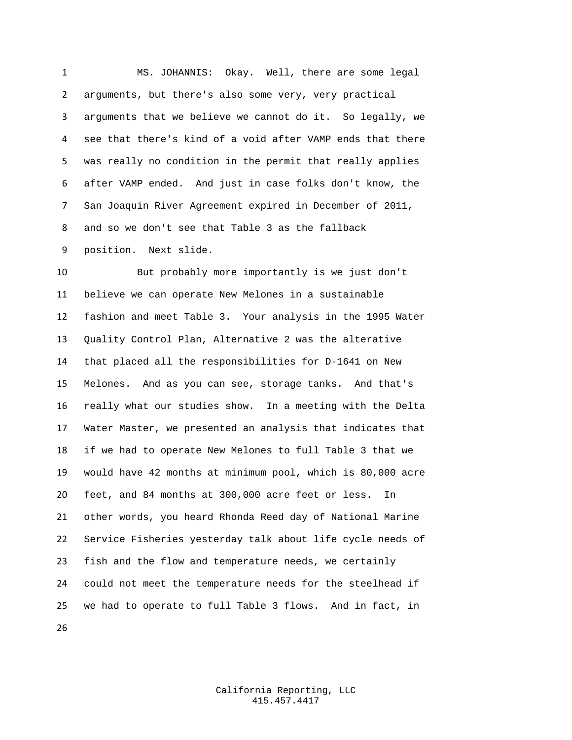MS. JOHANNIS: Okay. Well, there are some legal arguments, but there's also some very, very practical arguments that we believe we cannot do it. So legally, we see that there's kind of a void after VAMP ends that there was really no condition in the permit that really applies after VAMP ended. And just in case folks don't know, the San Joaquin River Agreement expired in December of 2011, and so we don't see that Table 3 as the fallback position. Next slide.

But probably more importantly is we just don't believe we can operate New Melones in a sustainable fashion and meet Table 3. Your analysis in the 1995 Water Quality Control Plan, Alternative 2 was the alterative that placed all the responsibilities for D-1641 on New Melones. And as you can see, storage tanks. And that's really what our studies show. In a meeting with the Delta Water Master, we presented an analysis that indicates that if we had to operate New Melones to full Table 3 that we would have 42 months at minimum pool, which is 80,000 acre feet, and 84 months at 300,000 acre feet or less. In other words, you heard Rhonda Reed day of National Marine Service Fisheries yesterday talk about life cycle needs of fish and the flow and temperature needs, we certainly could not meet the temperature needs for the steelhead if we had to operate to full Table 3 flows. And in fact, in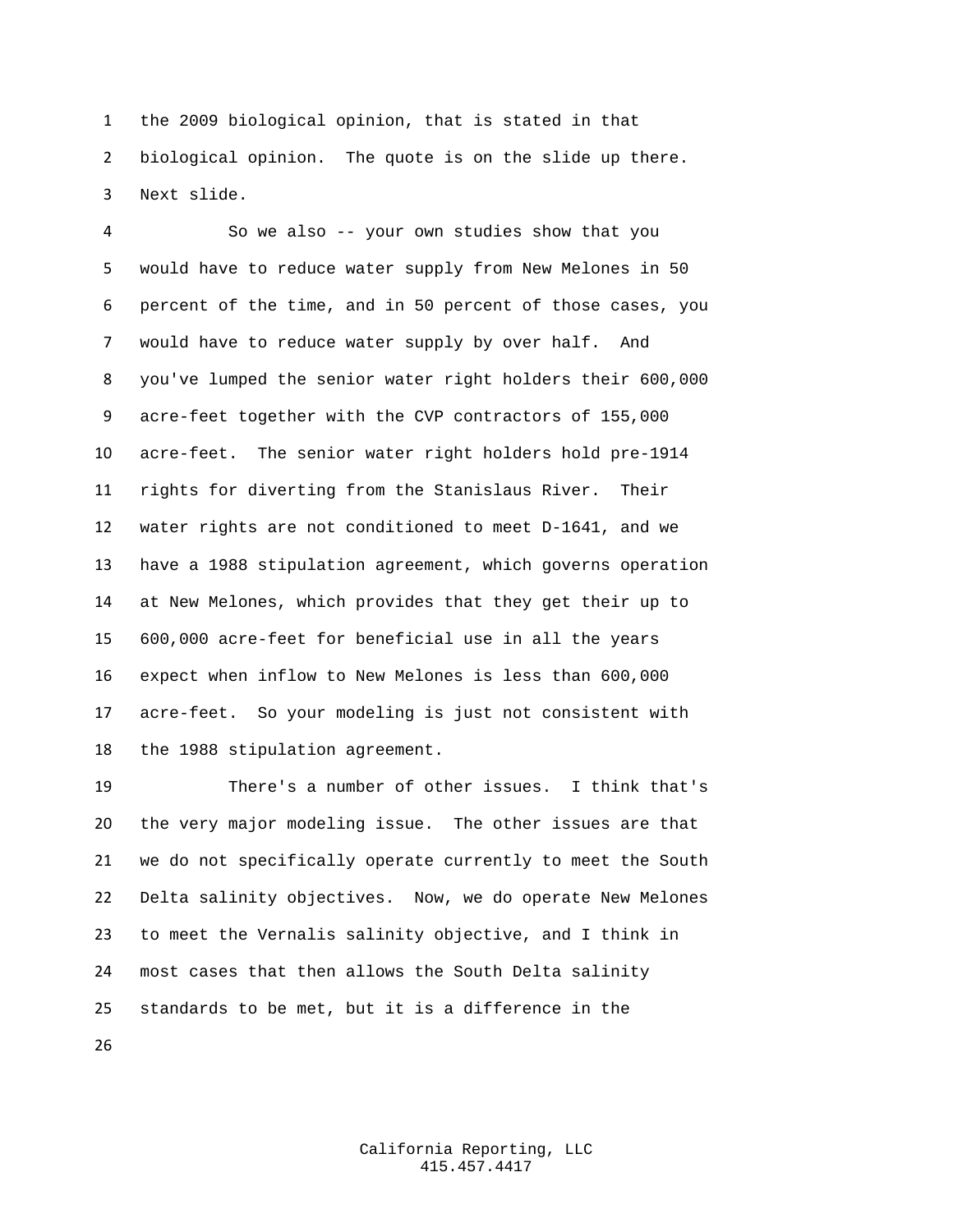the 2009 biological opinion, that is stated in that biological opinion. The quote is on the slide up there. Next slide.

So we also -- your own studies show that you would have to reduce water supply from New Melones in 50 percent of the time, and in 50 percent of those cases, you would have to reduce water supply by over half. And you've lumped the senior water right holders their 600,000 acre-feet together with the CVP contractors of 155,000 acre-feet. The senior water right holders hold pre-1914 rights for diverting from the Stanislaus River. Their water rights are not conditioned to meet D-1641, and we have a 1988 stipulation agreement, which governs operation at New Melones, which provides that they get their up to 600,000 acre-feet for beneficial use in all the years expect when inflow to New Melones is less than 600,000 acre-feet. So your modeling is just not consistent with the 1988 stipulation agreement.

There's a number of other issues. I think that's the very major modeling issue. The other issues are that we do not specifically operate currently to meet the South Delta salinity objectives. Now, we do operate New Melones to meet the Vernalis salinity objective, and I think in most cases that then allows the South Delta salinity standards to be met, but it is a difference in the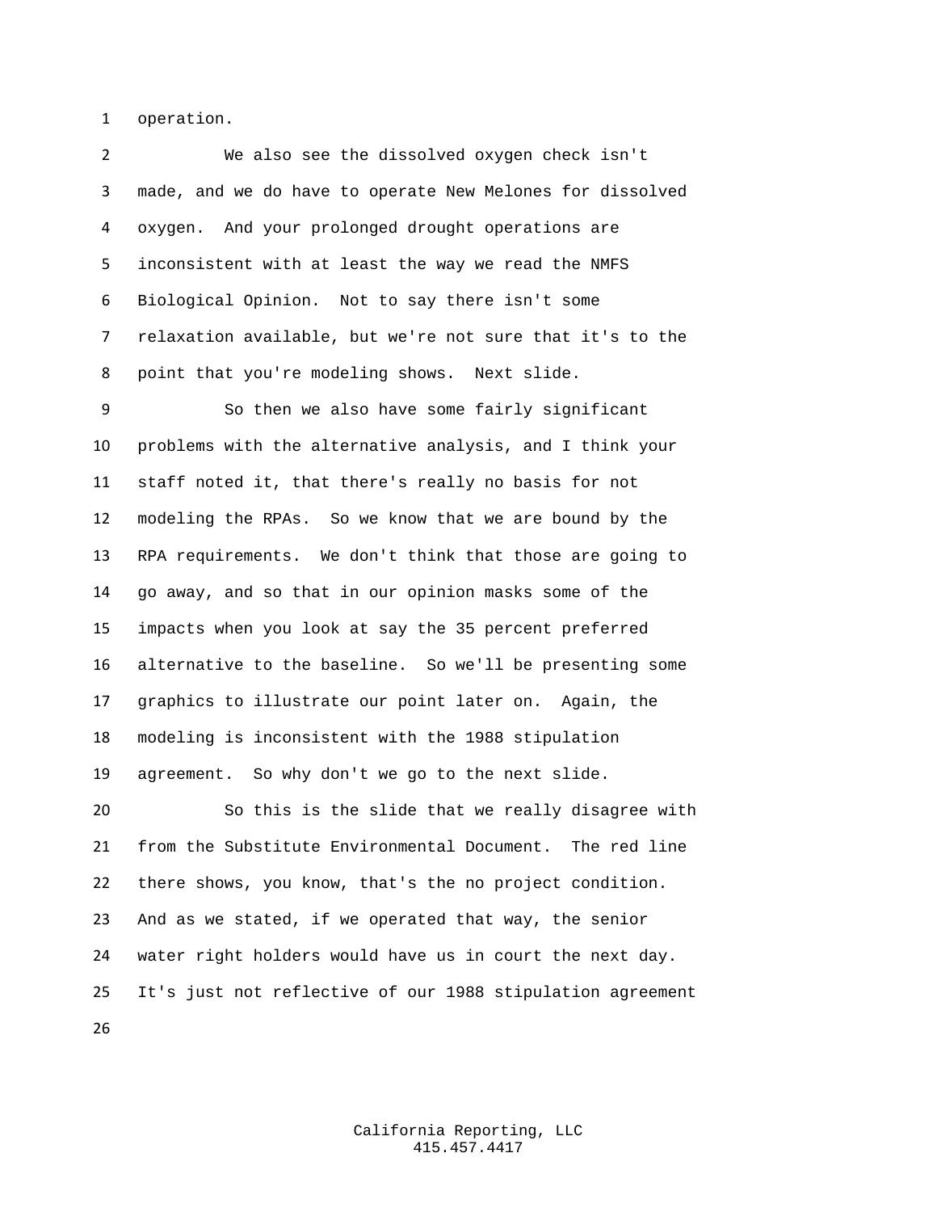operation.

We also see the dissolved oxygen check isn't made, and we do have to operate New Melones for dissolved oxygen. And your prolonged drought operations are inconsistent with at least the way we read the NMFS Biological Opinion. Not to say there isn't some relaxation available, but we're not sure that it's to the point that you're modeling shows. Next slide.

So then we also have some fairly significant problems with the alternative analysis, and I think your staff noted it, that there's really no basis for not modeling the RPAs. So we know that we are bound by the RPA requirements. We don't think that those are going to go away, and so that in our opinion masks some of the impacts when you look at say the 35 percent preferred alternative to the baseline. So we'll be presenting some graphics to illustrate our point later on. Again, the modeling is inconsistent with the 1988 stipulation agreement. So why don't we go to the next slide.

So this is the slide that we really disagree with from the Substitute Environmental Document. The red line there shows, you know, that's the no project condition. And as we stated, if we operated that way, the senior water right holders would have us in court the next day. It's just not reflective of our 1988 stipulation agreement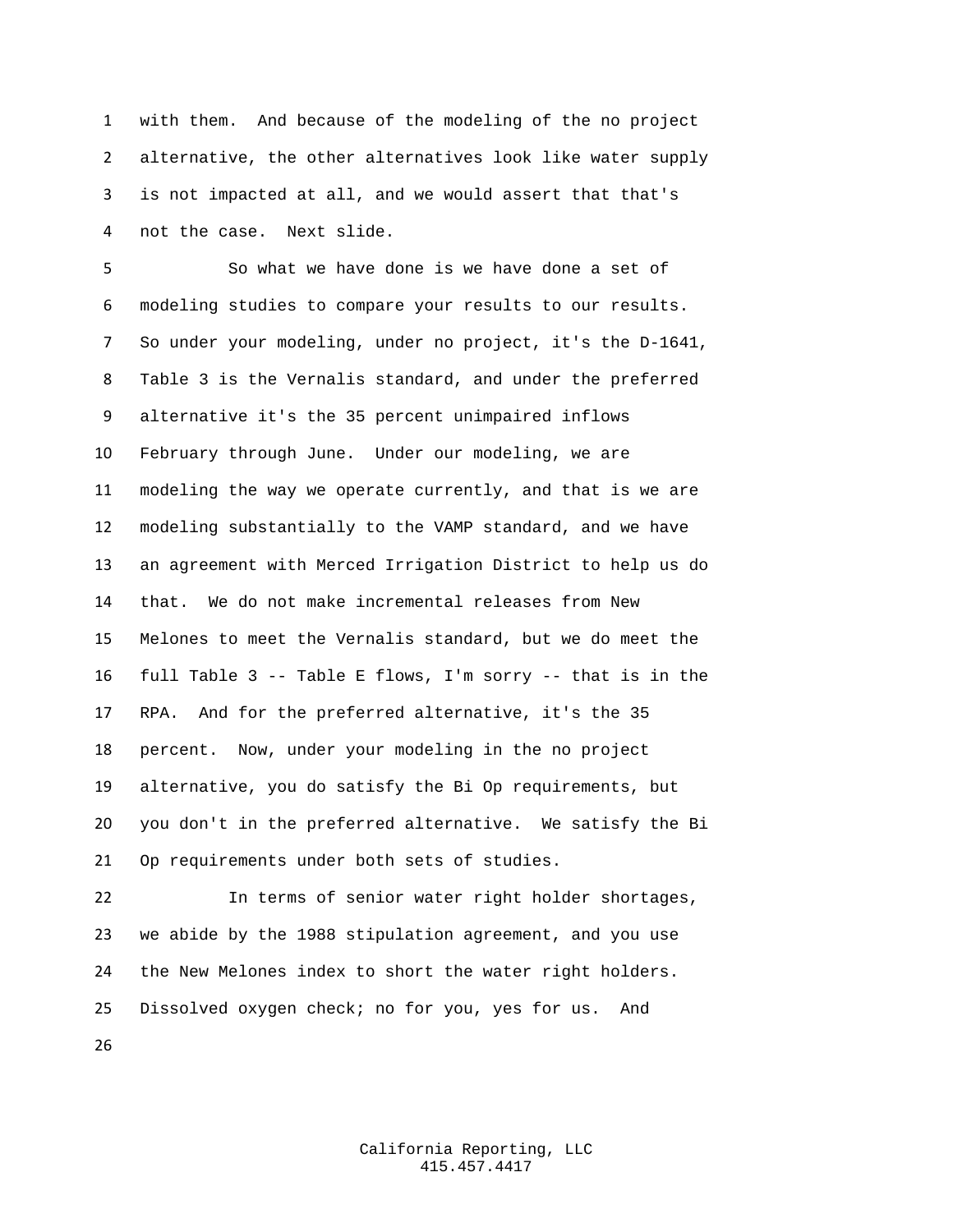with them. And because of the modeling of the no project alternative, the other alternatives look like water supply is not impacted at all, and we would assert that that's not the case. Next slide.

So what we have done is we have done a set of modeling studies to compare your results to our results. So under your modeling, under no project, it's the D-1641, Table 3 is the Vernalis standard, and under the preferred alternative it's the 35 percent unimpaired inflows February through June. Under our modeling, we are modeling the way we operate currently, and that is we are modeling substantially to the VAMP standard, and we have an agreement with Merced Irrigation District to help us do that. We do not make incremental releases from New Melones to meet the Vernalis standard, but we do meet the full Table 3 -- Table E flows, I'm sorry -- that is in the RPA. And for the preferred alternative, it's the 35 percent. Now, under your modeling in the no project alternative, you do satisfy the Bi Op requirements, but you don't in the preferred alternative. We satisfy the Bi Op requirements under both sets of studies.

In terms of senior water right holder shortages, we abide by the 1988 stipulation agreement, and you use the New Melones index to short the water right holders. Dissolved oxygen check; no for you, yes for us. And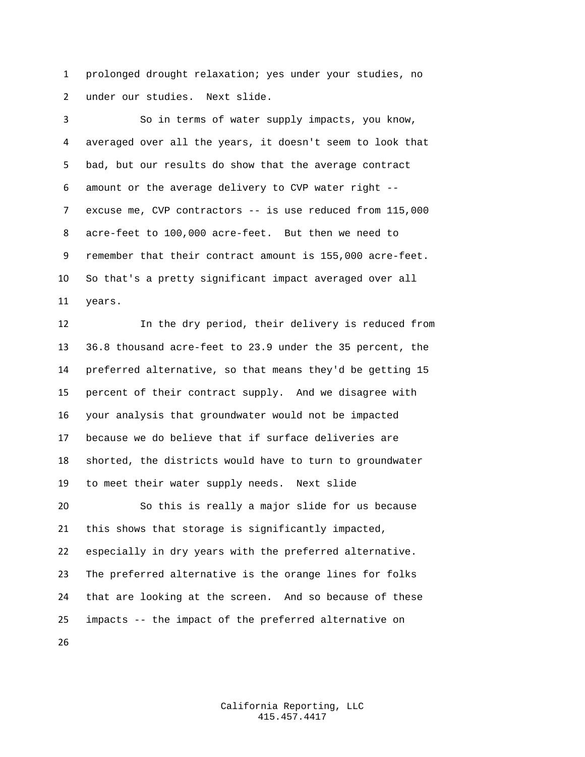prolonged drought relaxation; yes under your studies, no under our studies. Next slide.

So in terms of water supply impacts, you know, averaged over all the years, it doesn't seem to look that bad, but our results do show that the average contract amount or the average delivery to CVP water right -- excuse me, CVP contractors -- is use reduced from 115,000 acre-feet to 100,000 acre-feet. But then we need to remember that their contract amount is 155,000 acre-feet. So that's a pretty significant impact averaged over all years.

In the dry period, their delivery is reduced from 36.8 thousand acre-feet to 23.9 under the 35 percent, the preferred alternative, so that means they'd be getting 15 percent of their contract supply. And we disagree with your analysis that groundwater would not be impacted because we do believe that if surface deliveries are shorted, the districts would have to turn to groundwater to meet their water supply needs. Next slide

So this is really a major slide for us because this shows that storage is significantly impacted, especially in dry years with the preferred alternative. The preferred alternative is the orange lines for folks that are looking at the screen. And so because of these impacts -- the impact of the preferred alternative on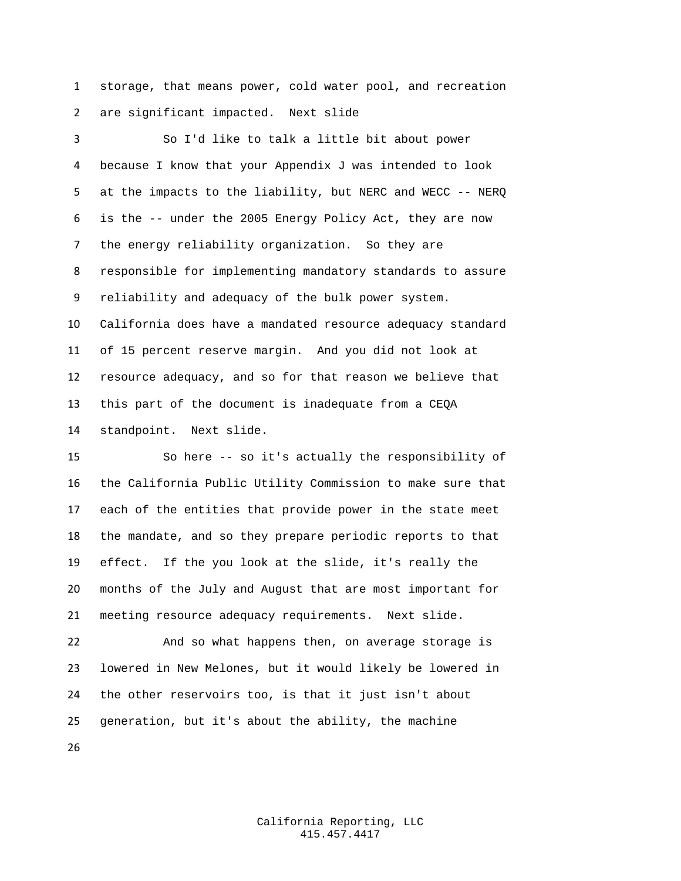storage, that means power, cold water pool, and recreation are significant impacted. Next slide

So I'd like to talk a little bit about power because I know that your Appendix J was intended to look at the impacts to the liability, but NERC and WECC -- NERQ is the -- under the 2005 Energy Policy Act, they are now the energy reliability organization. So they are responsible for implementing mandatory standards to assure reliability and adequacy of the bulk power system. California does have a mandated resource adequacy standard of 15 percent reserve margin. And you did not look at resource adequacy, and so for that reason we believe that this part of the document is inadequate from a CEQA standpoint. Next slide.

So here -- so it's actually the responsibility of the California Public Utility Commission to make sure that each of the entities that provide power in the state meet the mandate, and so they prepare periodic reports to that effect. If the you look at the slide, it's really the months of the July and August that are most important for meeting resource adequacy requirements. Next slide.

And so what happens then, on average storage is lowered in New Melones, but it would likely be lowered in the other reservoirs too, is that it just isn't about generation, but it's about the ability, the machine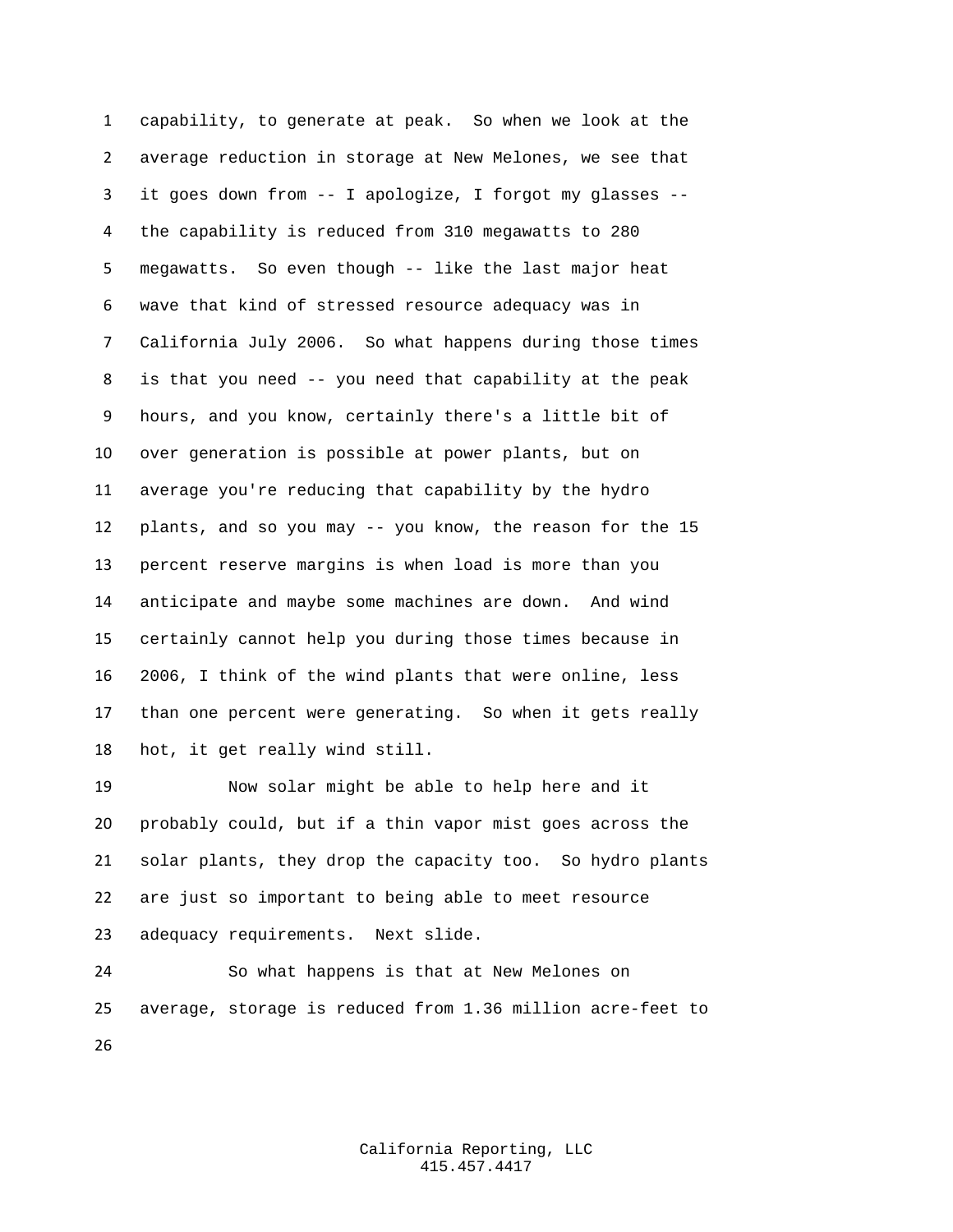capability, to generate at peak. So when we look at the average reduction in storage at New Melones, we see that it goes down from -- I apologize, I forgot my glasses -- the capability is reduced from 310 megawatts to 280 megawatts. So even though -- like the last major heat wave that kind of stressed resource adequacy was in California July 2006. So what happens during those times is that you need -- you need that capability at the peak hours, and you know, certainly there's a little bit of over generation is possible at power plants, but on average you're reducing that capability by the hydro plants, and so you may -- you know, the reason for the 15 percent reserve margins is when load is more than you anticipate and maybe some machines are down. And wind certainly cannot help you during those times because in 2006, I think of the wind plants that were online, less than one percent were generating. So when it gets really hot, it get really wind still.

Now solar might be able to help here and it probably could, but if a thin vapor mist goes across the solar plants, they drop the capacity too. So hydro plants are just so important to being able to meet resource adequacy requirements. Next slide.

So what happens is that at New Melones on average, storage is reduced from 1.36 million acre-feet to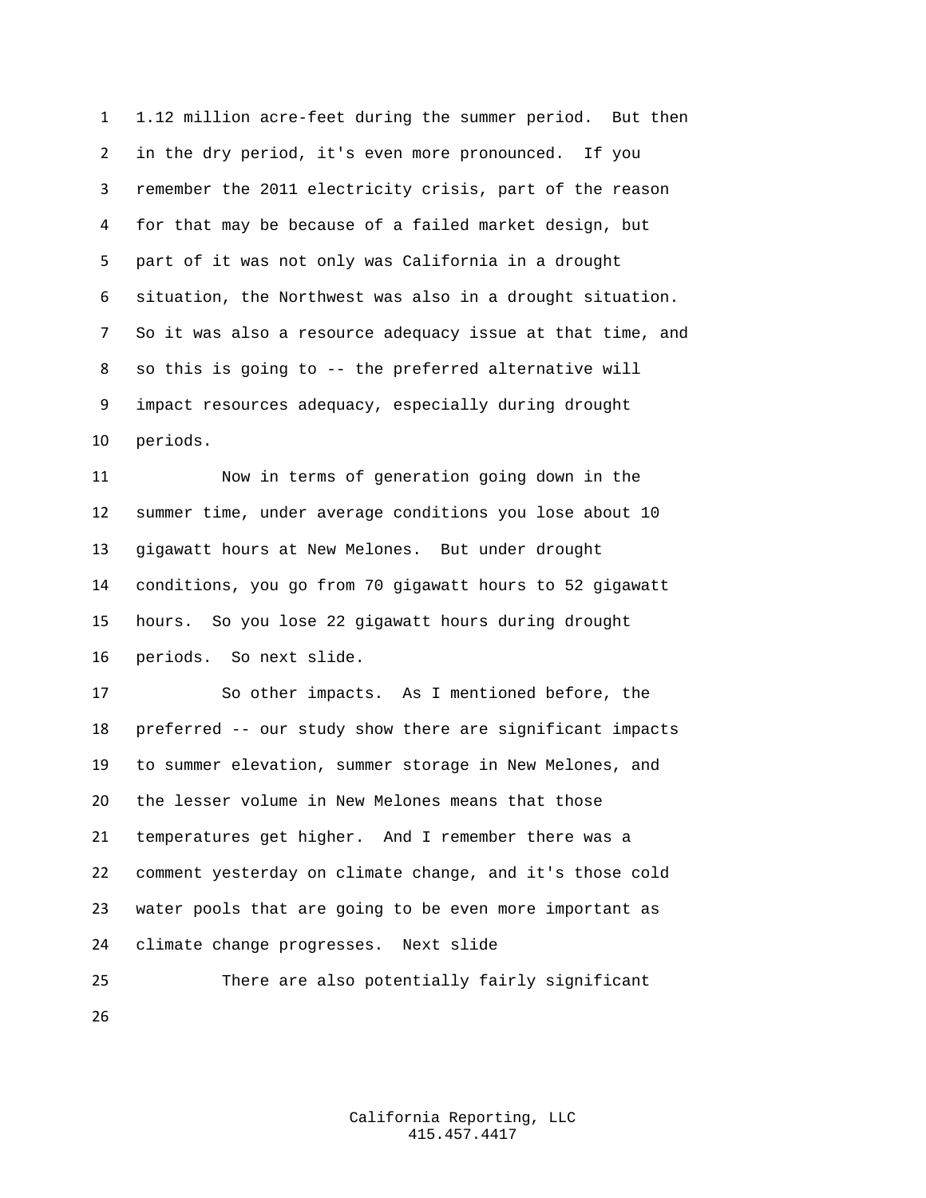1.12 million acre-feet during the summer period. But then in the dry period, it's even more pronounced. If you remember the 2011 electricity crisis, part of the reason for that may be because of a failed market design, but part of it was not only was California in a drought situation, the Northwest was also in a drought situation. So it was also a resource adequacy issue at that time, and so this is going to -- the preferred alternative will impact resources adequacy, especially during drought periods.

Now in terms of generation going down in the summer time, under average conditions you lose about 10 gigawatt hours at New Melones. But under drought conditions, you go from 70 gigawatt hours to 52 gigawatt hours. So you lose 22 gigawatt hours during drought periods. So next slide.

So other impacts. As I mentioned before, the preferred -- our study show there are significant impacts to summer elevation, summer storage in New Melones, and the lesser volume in New Melones means that those temperatures get higher. And I remember there was a comment yesterday on climate change, and it's those cold water pools that are going to be even more important as climate change progresses. Next slide

There are also potentially fairly significant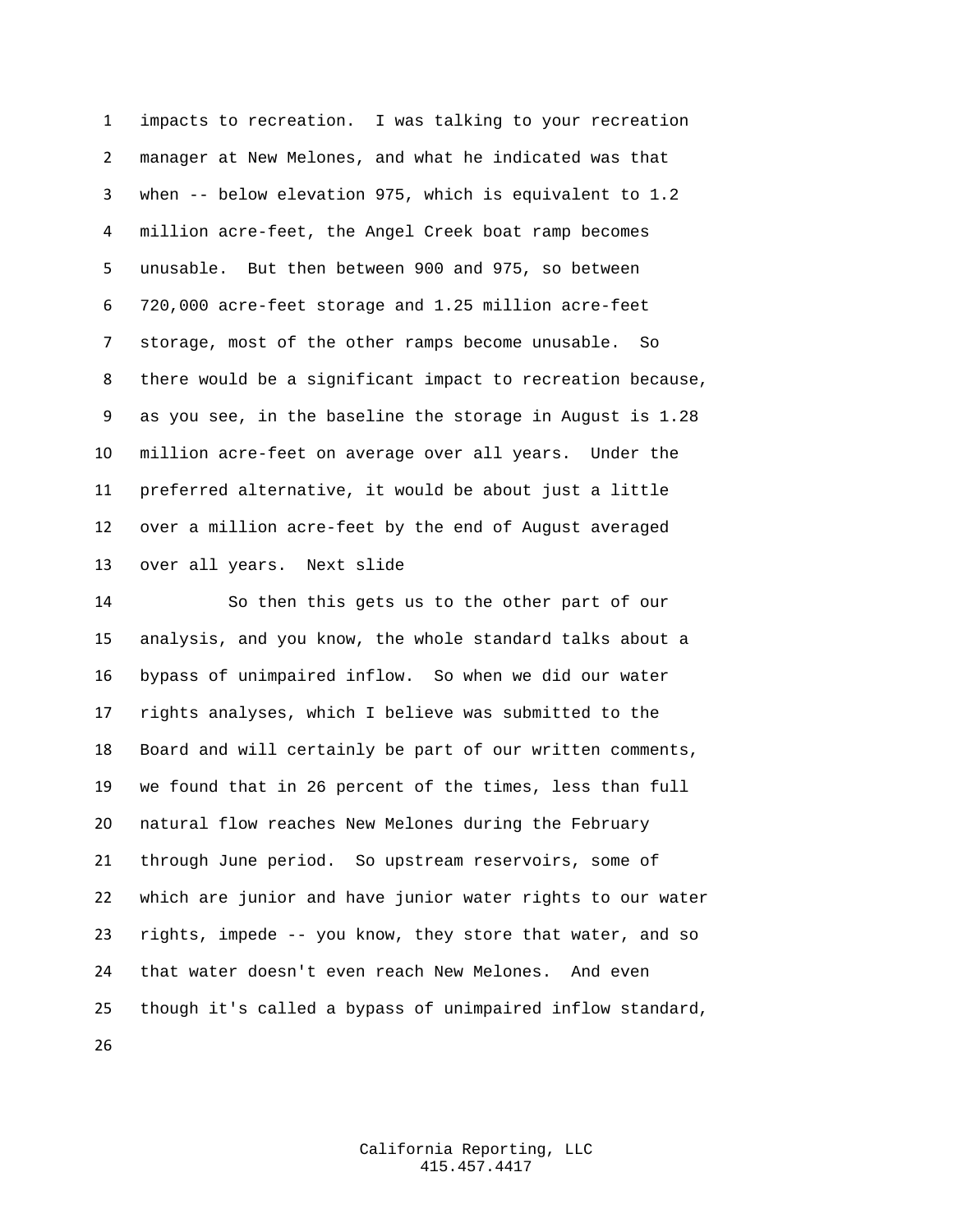impacts to recreation. I was talking to your recreation manager at New Melones, and what he indicated was that when -- below elevation 975, which is equivalent to 1.2 million acre-feet, the Angel Creek boat ramp becomes unusable. But then between 900 and 975, so between 720,000 acre-feet storage and 1.25 million acre-feet storage, most of the other ramps become unusable. So there would be a significant impact to recreation because, as you see, in the baseline the storage in August is 1.28 million acre-feet on average over all years. Under the preferred alternative, it would be about just a little over a million acre-feet by the end of August averaged over all years. Next slide

So then this gets us to the other part of our analysis, and you know, the whole standard talks about a bypass of unimpaired inflow. So when we did our water rights analyses, which I believe was submitted to the Board and will certainly be part of our written comments, we found that in 26 percent of the times, less than full natural flow reaches New Melones during the February through June period. So upstream reservoirs, some of which are junior and have junior water rights to our water rights, impede -- you know, they store that water, and so that water doesn't even reach New Melones. And even though it's called a bypass of unimpaired inflow standard,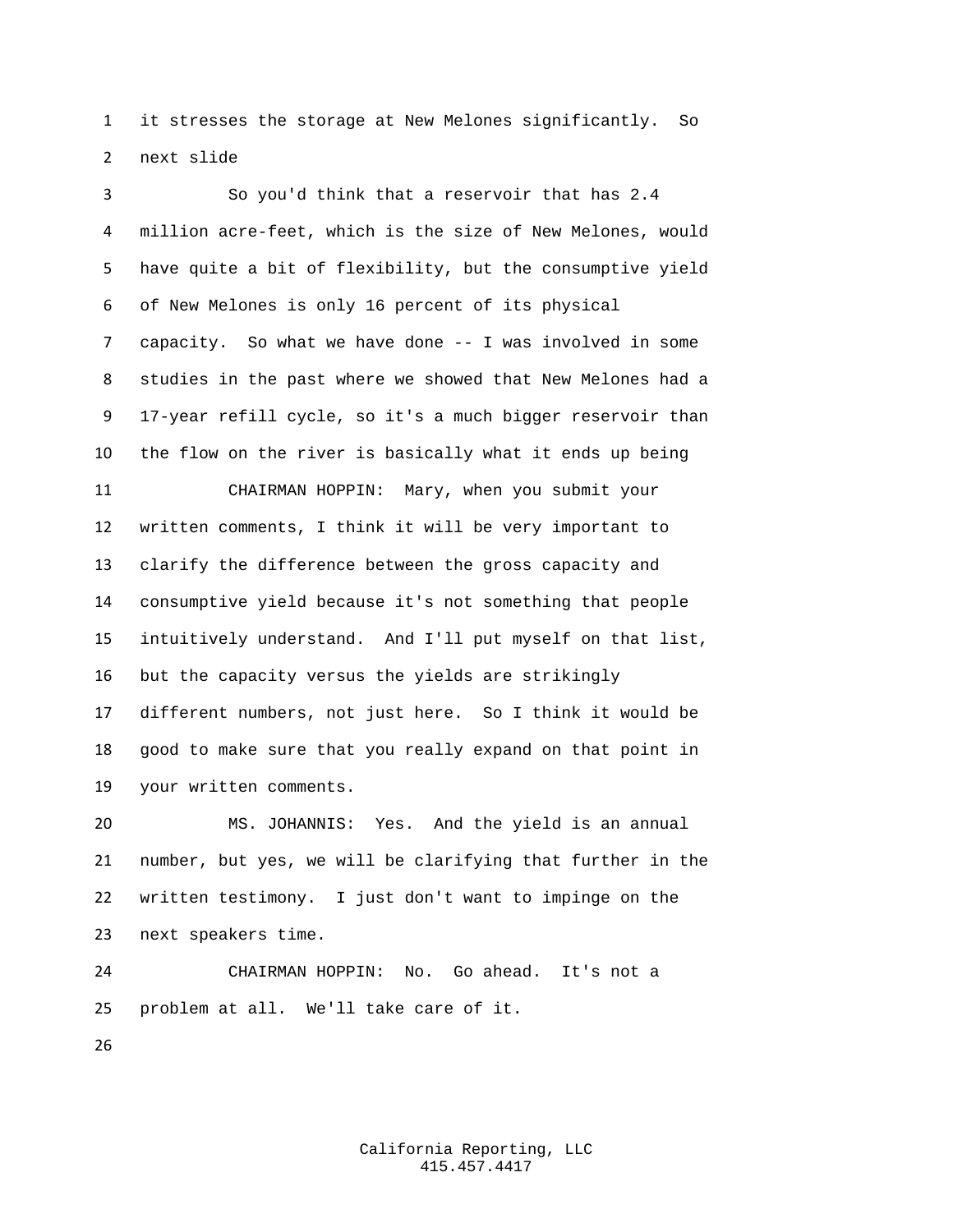it stresses the storage at New Melones significantly. So next slide

So you'd think that a reservoir that has 2.4 million acre-feet, which is the size of New Melones, would have quite a bit of flexibility, but the consumptive yield of New Melones is only 16 percent of its physical capacity. So what we have done -- I was involved in some studies in the past where we showed that New Melones had a 17-year refill cycle, so it's a much bigger reservoir than the flow on the river is basically what it ends up being

CHAIRMAN HOPPIN: Mary, when you submit your written comments, I think it will be very important to clarify the difference between the gross capacity and consumptive yield because it's not something that people intuitively understand. And I'll put myself on that list, but the capacity versus the yields are strikingly different numbers, not just here. So I think it would be good to make sure that you really expand on that point in your written comments.

MS. JOHANNIS: Yes. And the yield is an annual number, but yes, we will be clarifying that further in the written testimony. I just don't want to impinge on the next speakers time.

CHAIRMAN HOPPIN: No. Go ahead. It's not a problem at all. We'll take care of it.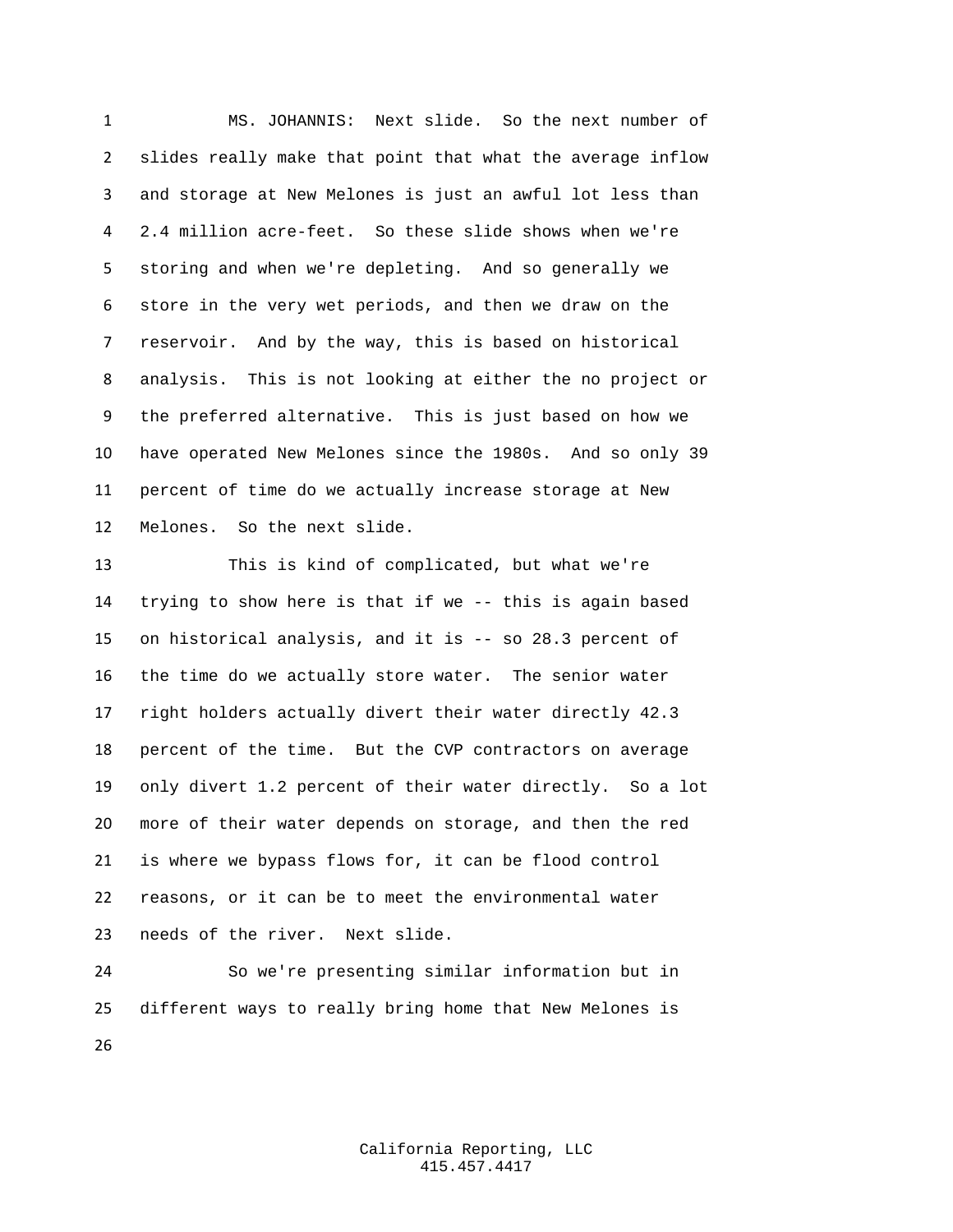MS. JOHANNIS: Next slide. So the next number of slides really make that point that what the average inflow and storage at New Melones is just an awful lot less than 2.4 million acre-feet. So these slide shows when we're storing and when we're depleting. And so generally we store in the very wet periods, and then we draw on the reservoir. And by the way, this is based on historical analysis. This is not looking at either the no project or the preferred alternative. This is just based on how we have operated New Melones since the 1980s. And so only 39 percent of time do we actually increase storage at New Melones. So the next slide.

This is kind of complicated, but what we're trying to show here is that if we -- this is again based on historical analysis, and it is -- so 28.3 percent of the time do we actually store water. The senior water right holders actually divert their water directly 42.3 percent of the time. But the CVP contractors on average only divert 1.2 percent of their water directly. So a lot more of their water depends on storage, and then the red is where we bypass flows for, it can be flood control reasons, or it can be to meet the environmental water needs of the river. Next slide.

So we're presenting similar information but in different ways to really bring home that New Melones is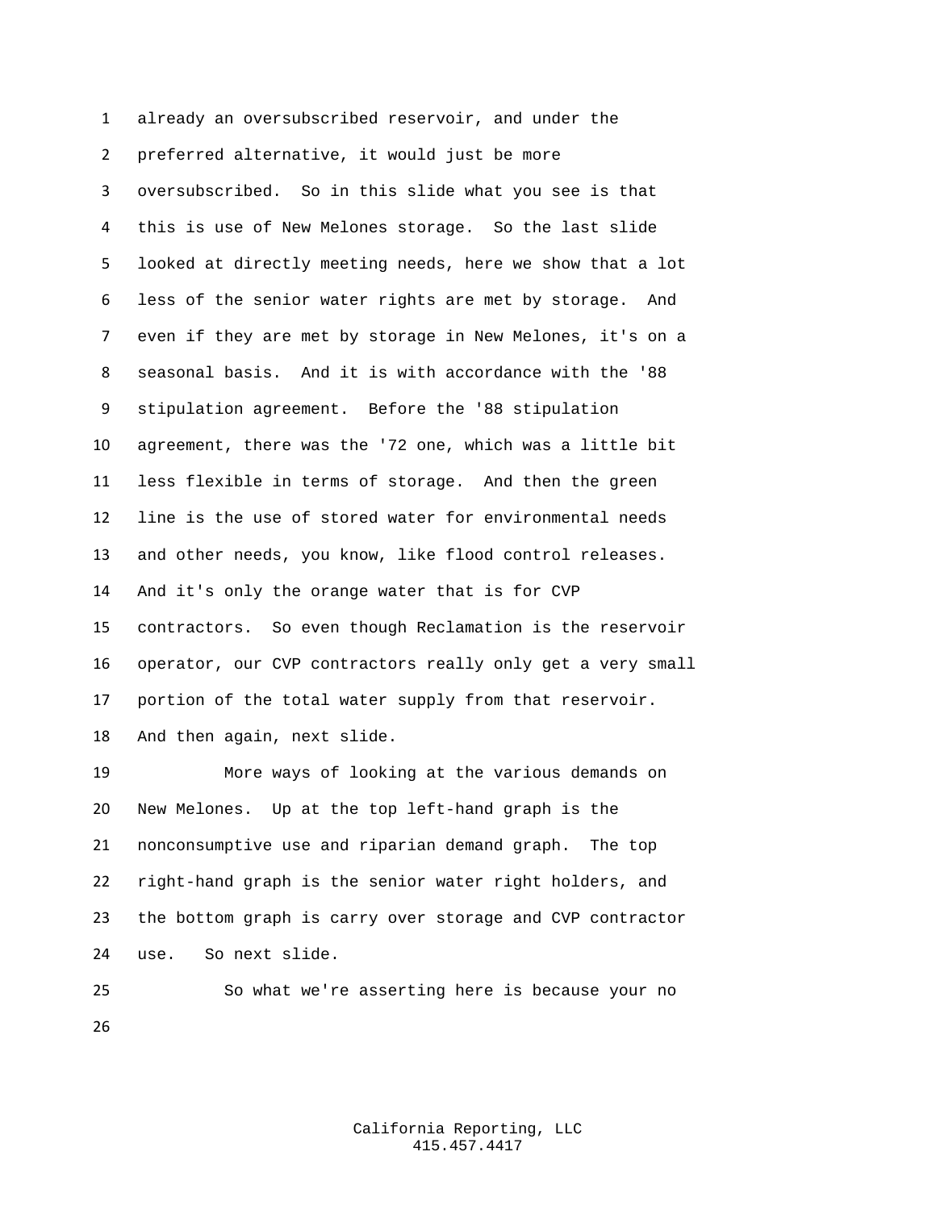already an oversubscribed reservoir, and under the preferred alternative, it would just be more oversubscribed. So in this slide what you see is that this is use of New Melones storage. So the last slide looked at directly meeting needs, here we show that a lot less of the senior water rights are met by storage. And even if they are met by storage in New Melones, it's on a seasonal basis. And it is with accordance with the '88 stipulation agreement. Before the '88 stipulation agreement, there was the '72 one, which was a little bit less flexible in terms of storage. And then the green line is the use of stored water for environmental needs and other needs, you know, like flood control releases. And it's only the orange water that is for CVP contractors. So even though Reclamation is the reservoir operator, our CVP contractors really only get a very small portion of the total water supply from that reservoir. And then again, next slide.

More ways of looking at the various demands on New Melones. Up at the top left-hand graph is the nonconsumptive use and riparian demand graph. The top right-hand graph is the senior water right holders, and the bottom graph is carry over storage and CVP contractor use. So next slide.

So what we're asserting here is because your no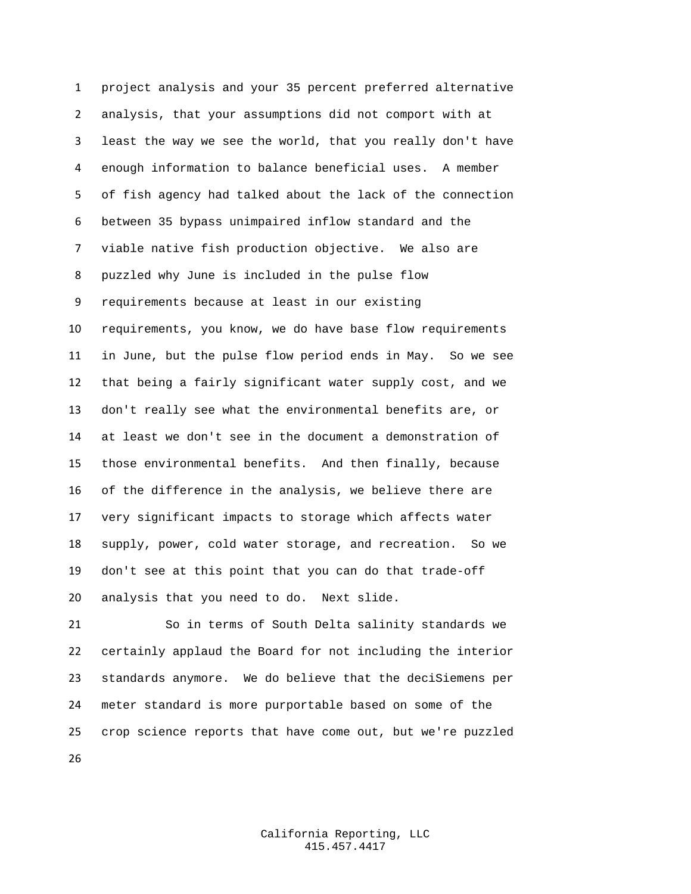project analysis and your 35 percent preferred alternative analysis, that your assumptions did not comport with at least the way we see the world, that you really don't have enough information to balance beneficial uses. A member of fish agency had talked about the lack of the connection between 35 bypass unimpaired inflow standard and the viable native fish production objective. We also are puzzled why June is included in the pulse flow requirements because at least in our existing requirements, you know, we do have base flow requirements in June, but the pulse flow period ends in May. So we see that being a fairly significant water supply cost, and we don't really see what the environmental benefits are, or at least we don't see in the document a demonstration of those environmental benefits. And then finally, because of the difference in the analysis, we believe there are very significant impacts to storage which affects water supply, power, cold water storage, and recreation. So we don't see at this point that you can do that trade-off analysis that you need to do. Next slide.

So in terms of South Delta salinity standards we certainly applaud the Board for not including the interior standards anymore. We do believe that the deciSiemens per meter standard is more purportable based on some of the crop science reports that have come out, but we're puzzled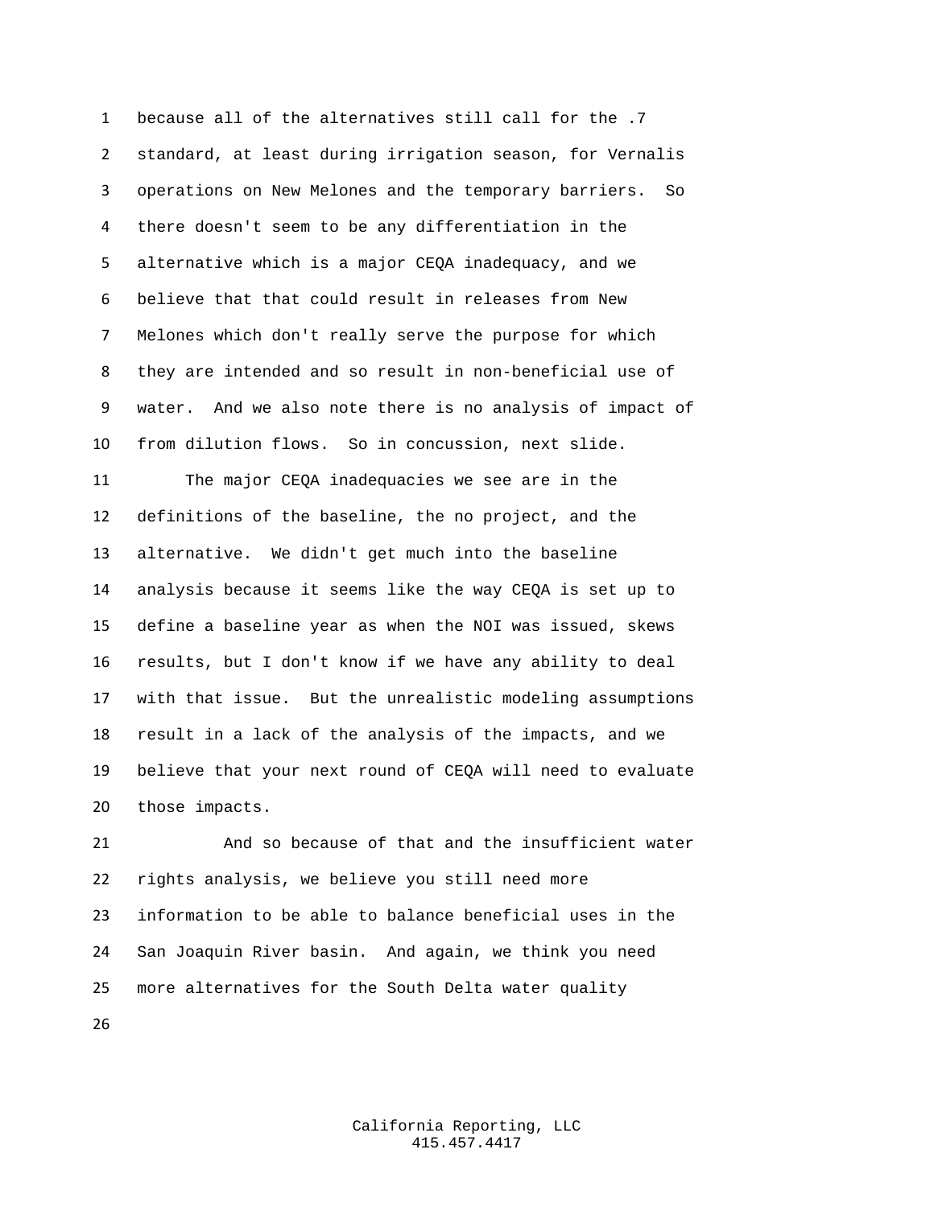because all of the alternatives still call for the .7 standard, at least during irrigation season, for Vernalis operations on New Melones and the temporary barriers. So there doesn't seem to be any differentiation in the alternative which is a major CEQA inadequacy, and we believe that that could result in releases from New Melones which don't really serve the purpose for which they are intended and so result in non-beneficial use of water. And we also note there is no analysis of impact of from dilution flows. So in concussion, next slide.

The major CEQA inadequacies we see are in the definitions of the baseline, the no project, and the alternative. We didn't get much into the baseline analysis because it seems like the way CEQA is set up to define a baseline year as when the NOI was issued, skews results, but I don't know if we have any ability to deal with that issue. But the unrealistic modeling assumptions result in a lack of the analysis of the impacts, and we believe that your next round of CEQA will need to evaluate those impacts.

And so because of that and the insufficient water rights analysis, we believe you still need more information to be able to balance beneficial uses in the San Joaquin River basin. And again, we think you need more alternatives for the South Delta water quality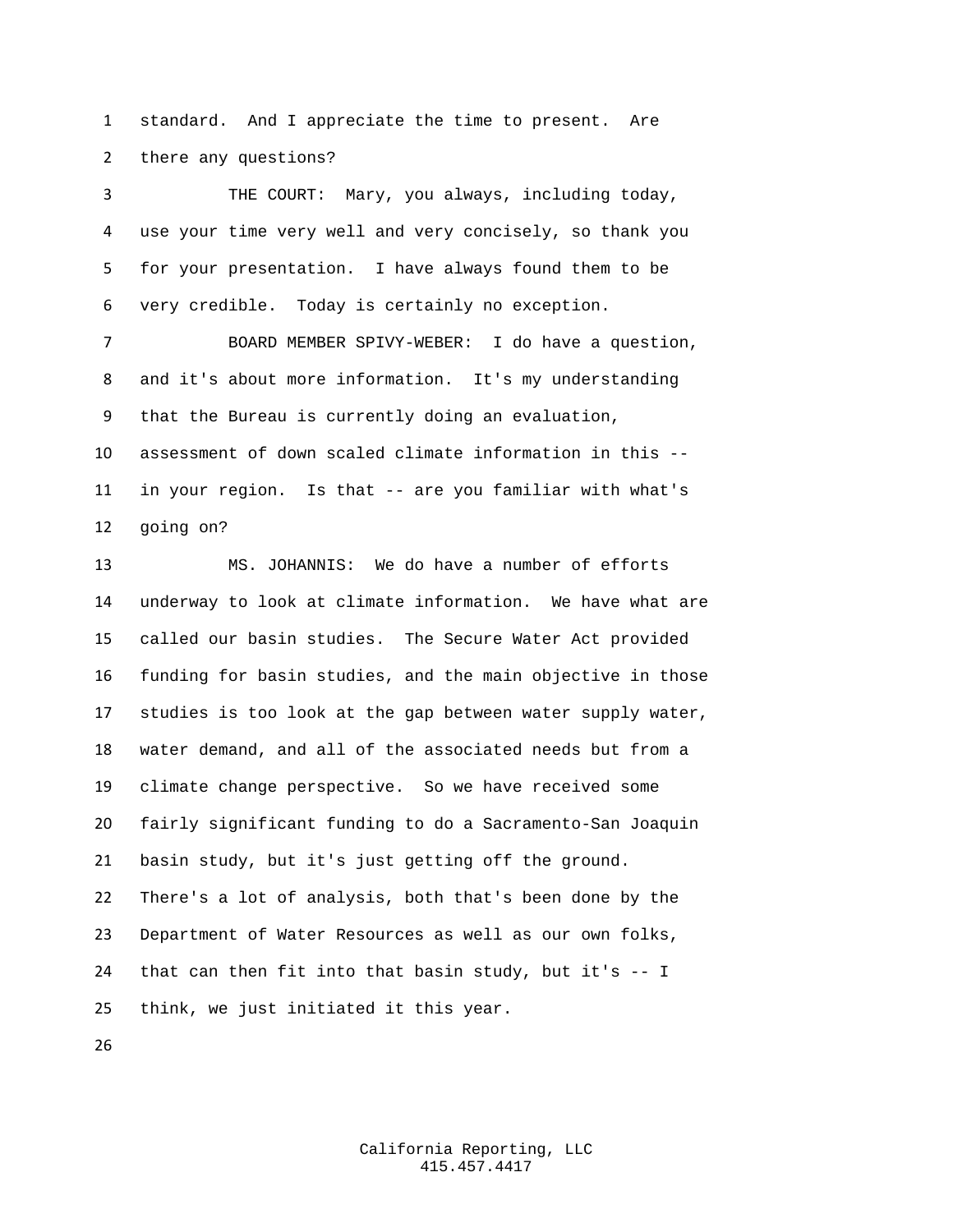standard. And I appreciate the time to present. Are there any questions?

THE COURT: Mary, you always, including today, use your time very well and very concisely, so thank you for your presentation. I have always found them to be very credible. Today is certainly no exception.

BOARD MEMBER SPIVY-WEBER: I do have a question, and it's about more information. It's my understanding that the Bureau is currently doing an evaluation, assessment of down scaled climate information in this -- in your region. Is that -- are you familiar with what's going on?

MS. JOHANNIS: We do have a number of efforts underway to look at climate information. We have what are called our basin studies. The Secure Water Act provided funding for basin studies, and the main objective in those studies is too look at the gap between water supply water, water demand, and all of the associated needs but from a climate change perspective. So we have received some fairly significant funding to do a Sacramento-San Joaquin basin study, but it's just getting off the ground. There's a lot of analysis, both that's been done by the Department of Water Resources as well as our own folks, that can then fit into that basin study, but it's -- I think, we just initiated it this year.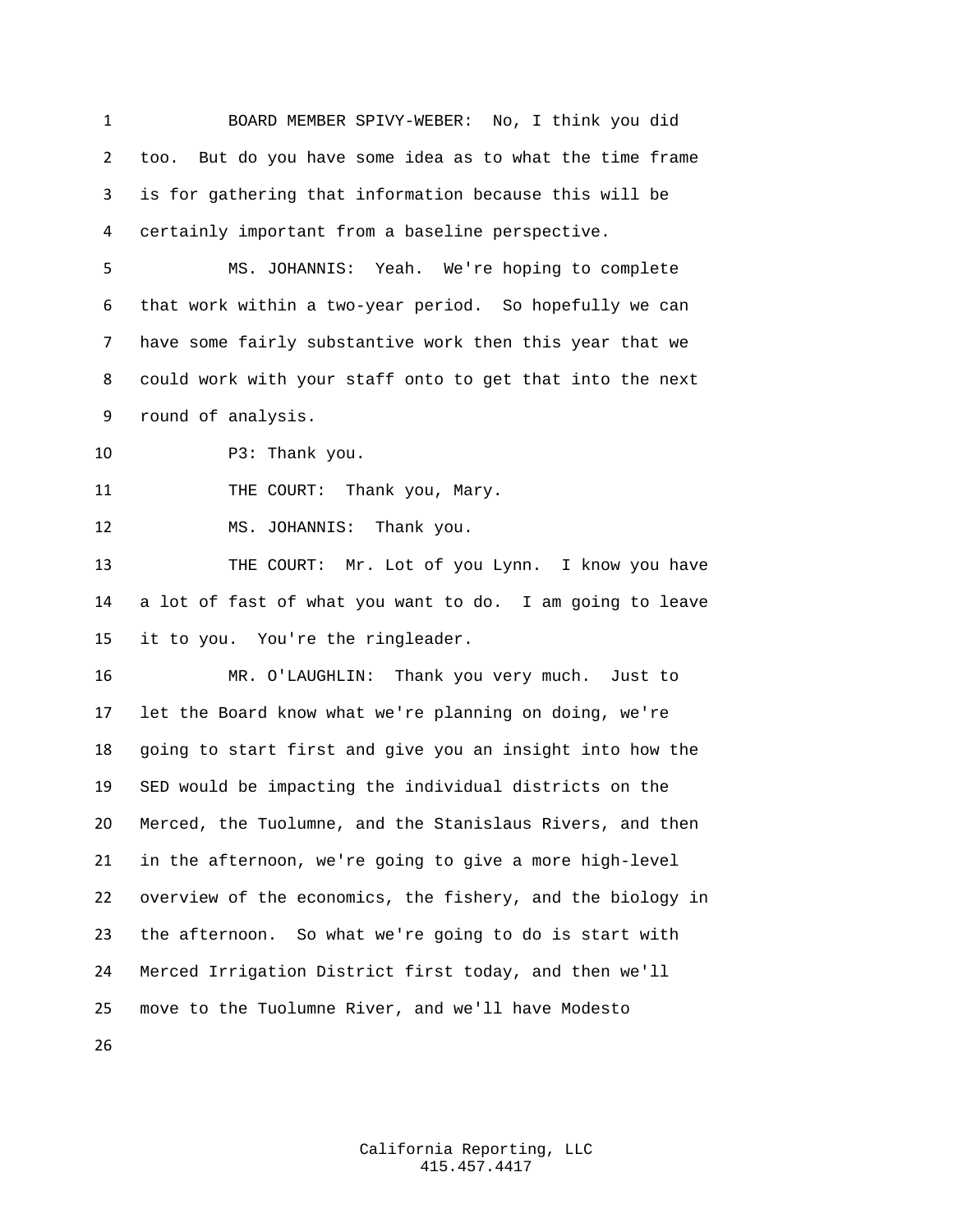BOARD MEMBER SPIVY-WEBER: No, I think you did too. But do you have some idea as to what the time frame is for gathering that information because this will be certainly important from a baseline perspective.

MS. JOHANNIS: Yeah. We're hoping to complete that work within a two-year period. So hopefully we can have some fairly substantive work then this year that we could work with your staff onto to get that into the next round of analysis.

P3: Thank you.

THE COURT: Thank you, Mary.

MS. JOHANNIS: Thank you.

THE COURT: Mr. Lot of you Lynn. I know you have a lot of fast of what you want to do. I am going to leave it to you. You're the ringleader.

MR. O'LAUGHLIN: Thank you very much. Just to let the Board know what we're planning on doing, we're going to start first and give you an insight into how the SED would be impacting the individual districts on the Merced, the Tuolumne, and the Stanislaus Rivers, and then in the afternoon, we're going to give a more high-level overview of the economics, the fishery, and the biology in the afternoon. So what we're going to do is start with Merced Irrigation District first today, and then we'll move to the Tuolumne River, and we'll have Modesto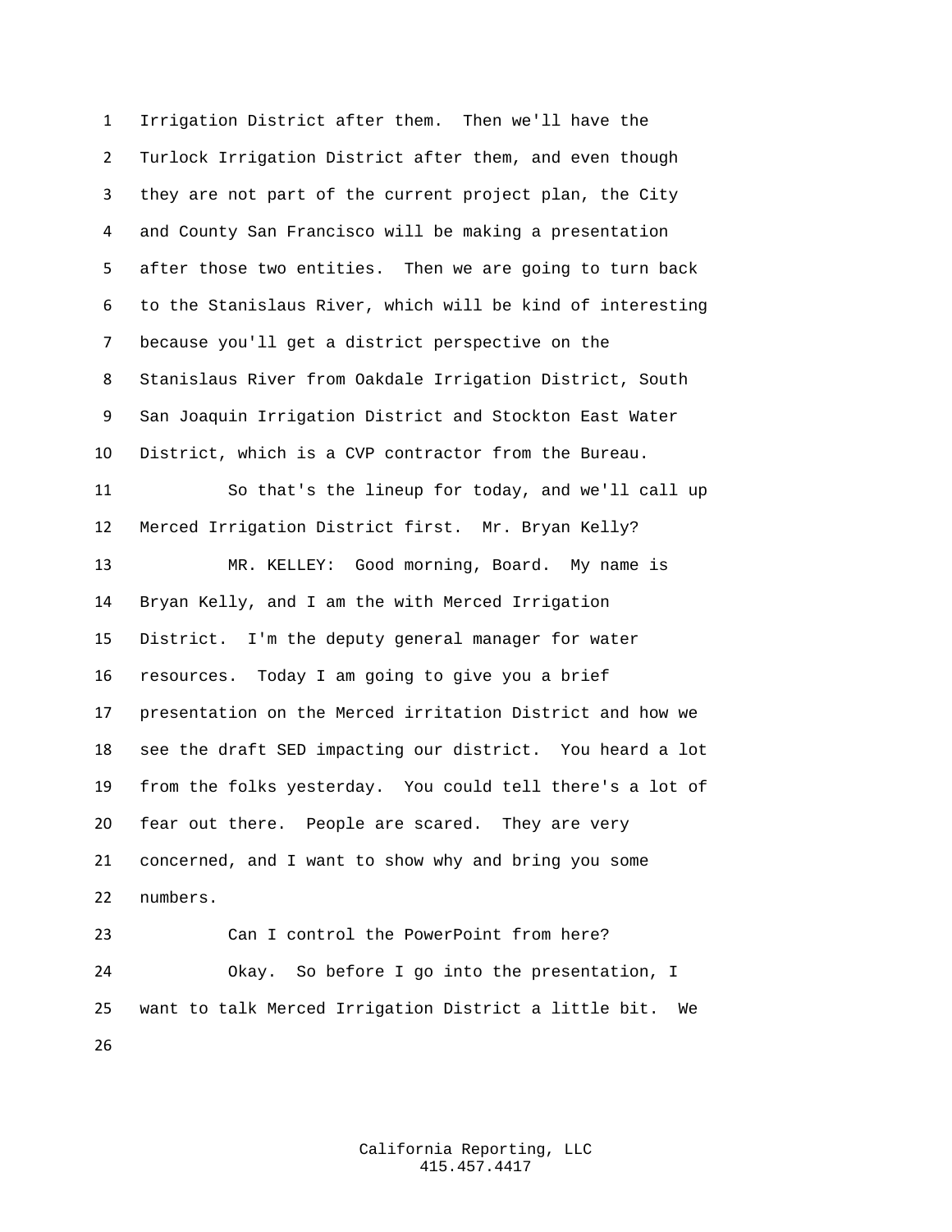Irrigation District after them. Then we'll have the Turlock Irrigation District after them, and even though they are not part of the current project plan, the City and County San Francisco will be making a presentation after those two entities. Then we are going to turn back to the Stanislaus River, which will be kind of interesting because you'll get a district perspective on the Stanislaus River from Oakdale Irrigation District, South San Joaquin Irrigation District and Stockton East Water District, which is a CVP contractor from the Bureau.

So that's the lineup for today, and we'll call up Merced Irrigation District first. Mr. Bryan Kelly?

MR. KELLEY: Good morning, Board. My name is Bryan Kelly, and I am the with Merced Irrigation District. I'm the deputy general manager for water resources. Today I am going to give you a brief presentation on the Merced irritation District and how we see the draft SED impacting our district. You heard a lot from the folks yesterday. You could tell there's a lot of fear out there. People are scared. They are very concerned, and I want to show why and bring you some numbers.

Can I control the PowerPoint from here?

Okay. So before I go into the presentation, I want to talk Merced Irrigation District a little bit. We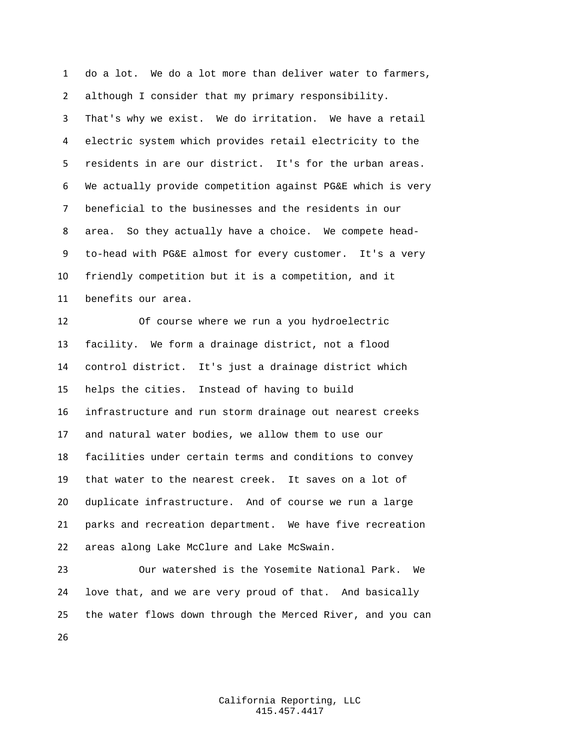do a lot. We do a lot more than deliver water to farmers, although I consider that my primary responsibility. That's why we exist. We do irritation. We have a retail electric system which provides retail electricity to the residents in are our district. It's for the urban areas. We actually provide competition against PG&E which is very beneficial to the businesses and the residents in our area. So they actually have a choice. We compete head-to-head with PG&E almost for every customer. It's a very friendly competition but it is a competition, and it benefits our area.

Of course where we run a you hydroelectric facility. We form a drainage district, not a flood control district. It's just a drainage district which helps the cities. Instead of having to build infrastructure and run storm drainage out nearest creeks and natural water bodies, we allow them to use our facilities under certain terms and conditions to convey that water to the nearest creek. It saves on a lot of duplicate infrastructure. And of course we run a large parks and recreation department. We have five recreation areas along Lake McClure and Lake McSwain.

Our watershed is the Yosemite National Park. We love that, and we are very proud of that. And basically the water flows down through the Merced River, and you can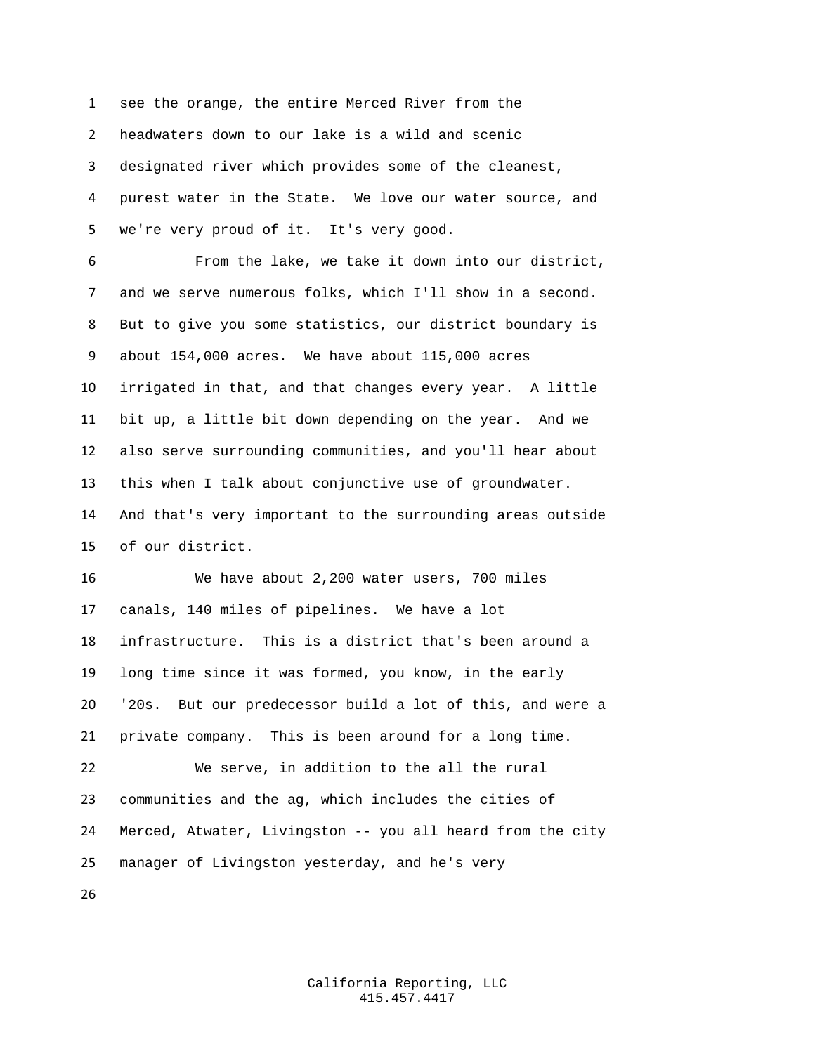see the orange, the entire Merced River from the headwaters down to our lake is a wild and scenic designated river which provides some of the cleanest, purest water in the State. We love our water source, and we're very proud of it. It's very good.

From the lake, we take it down into our district, and we serve numerous folks, which I'll show in a second. But to give you some statistics, our district boundary is about 154,000 acres. We have about 115,000 acres irrigated in that, and that changes every year. A little bit up, a little bit down depending on the year. And we also serve surrounding communities, and you'll hear about this when I talk about conjunctive use of groundwater. And that's very important to the surrounding areas outside of our district.

We have about 2,200 water users, 700 miles canals, 140 miles of pipelines. We have a lot infrastructure. This is a district that's been around a long time since it was formed, you know, in the early '20s. But our predecessor build a lot of this, and were a private company. This is been around for a long time.

We serve, in addition to the all the rural communities and the ag, which includes the cities of Merced, Atwater, Livingston -- you all heard from the city manager of Livingston yesterday, and he's very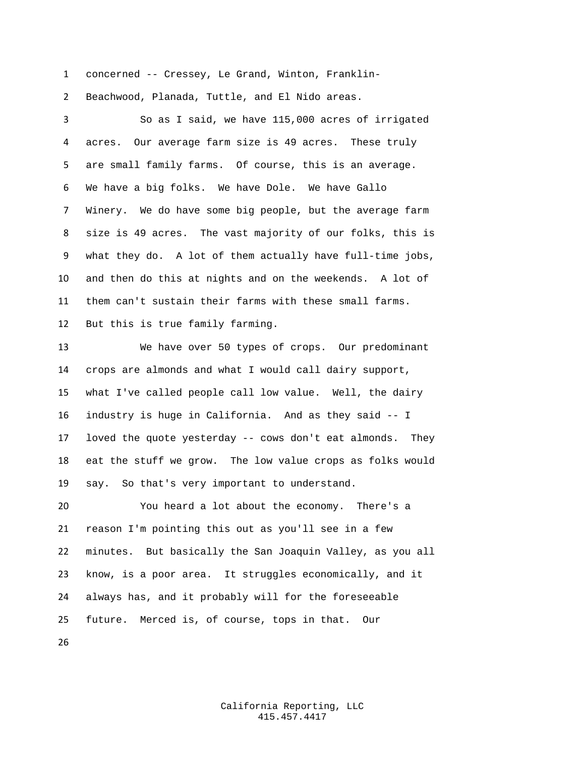concerned -- Cressey, Le Grand, Winton, Franklin-Beachwood, Planada, Tuttle, and El Nido areas.

So as I said, we have 115,000 acres of irrigated acres. Our average farm size is 49 acres. These truly are small family farms. Of course, this is an average. We have a big folks. We have Dole. We have Gallo Winery. We do have some big people, but the average farm size is 49 acres. The vast majority of our folks, this is what they do. A lot of them actually have full-time jobs, and then do this at nights and on the weekends. A lot of them can't sustain their farms with these small farms. But this is true family farming.

We have over 50 types of crops. Our predominant crops are almonds and what I would call dairy support, what I've called people call low value. Well, the dairy industry is huge in California. And as they said -- I loved the quote yesterday -- cows don't eat almonds. They eat the stuff we grow. The low value crops as folks would say. So that's very important to understand.

You heard a lot about the economy. There's a reason I'm pointing this out as you'll see in a few minutes. But basically the San Joaquin Valley, as you all know, is a poor area. It struggles economically, and it always has, and it probably will for the foreseeable future. Merced is, of course, tops in that. Our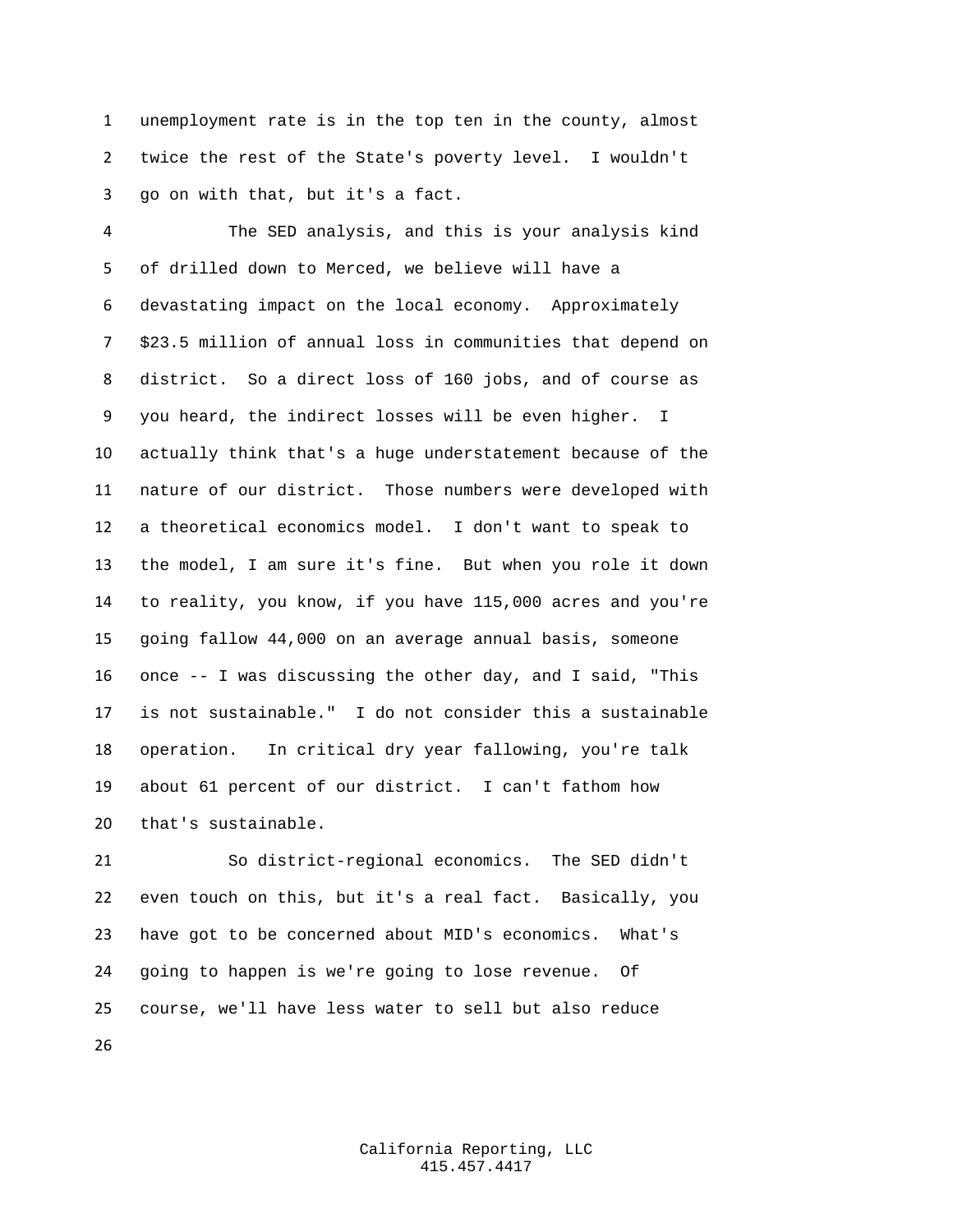unemployment rate is in the top ten in the county, almost twice the rest of the State's poverty level. I wouldn't go on with that, but it's a fact.

The SED analysis, and this is your analysis kind of drilled down to Merced, we believe will have a devastating impact on the local economy. Approximately $23.5 million of annual loss in communities that depend on district. So a direct loss of 160 jobs, and of course as you heard, the indirect losses will be even higher. I actually think that's a huge understatement because of the nature of our district. Those numbers were developed with a theoretical economics model. I don't want to speak to the model, I am sure it's fine. But when you role it down to reality, you know, if you have 115,000 acres and you're going fallow 44,000 on an average annual basis, someone once -- I was discussing the other day, and I said, "This is not sustainable." I do not consider this a sustainable operation. In critical dry year fallowing, you're talk about 61 percent of our district. I can't fathom how that's sustainable.

So district-regional economics. The SED didn't even touch on this, but it's a real fact. Basically, you have got to be concerned about MID's economics. What's going to happen is we're going to lose revenue. Of course, we'll have less water to sell but also reduce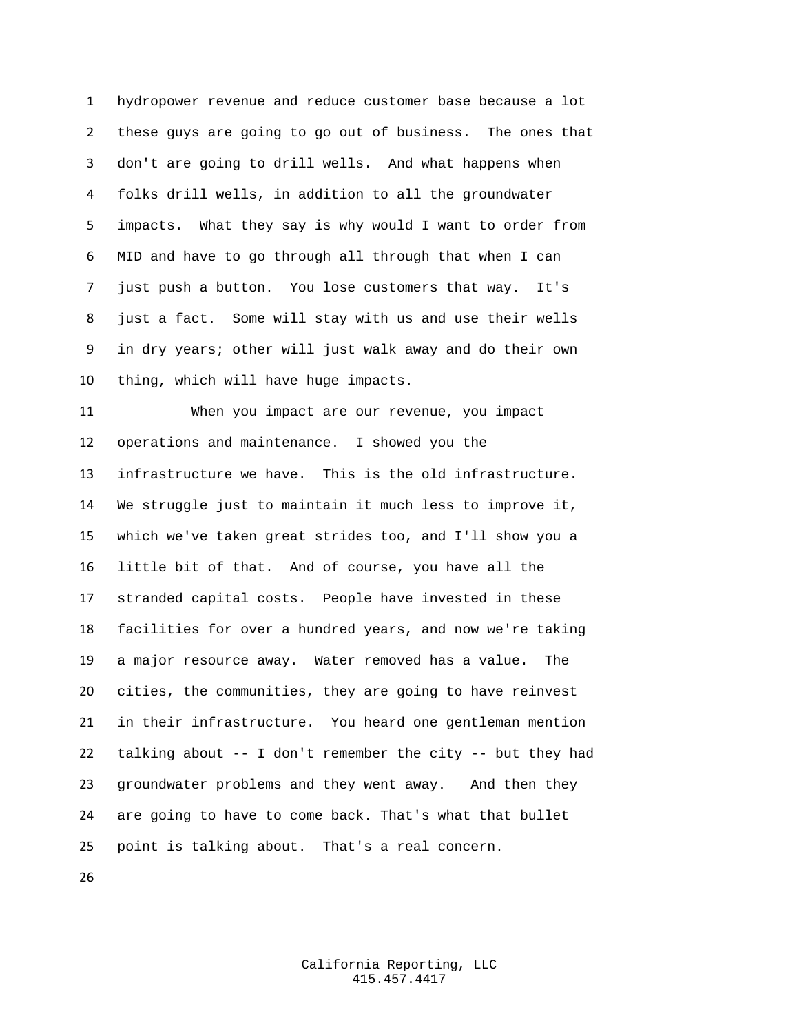hydropower revenue and reduce customer base because a lot these guys are going to go out of business. The ones that don't are going to drill wells. And what happens when folks drill wells, in addition to all the groundwater impacts. What they say is why would I want to order from MID and have to go through all through that when I can just push a button. You lose customers that way. It's just a fact. Some will stay with us and use their wells in dry years; other will just walk away and do their own thing, which will have huge impacts.

When you impact are our revenue, you impact operations and maintenance. I showed you the infrastructure we have. This is the old infrastructure. We struggle just to maintain it much less to improve it, which we've taken great strides too, and I'll show you a little bit of that. And of course, you have all the stranded capital costs. People have invested in these facilities for over a hundred years, and now we're taking a major resource away. Water removed has a value. The cities, the communities, they are going to have reinvest in their infrastructure. You heard one gentleman mention talking about -- I don't remember the city -- but they had groundwater problems and they went away. And then they are going to have to come back. That's what that bullet point is talking about. That's a real concern.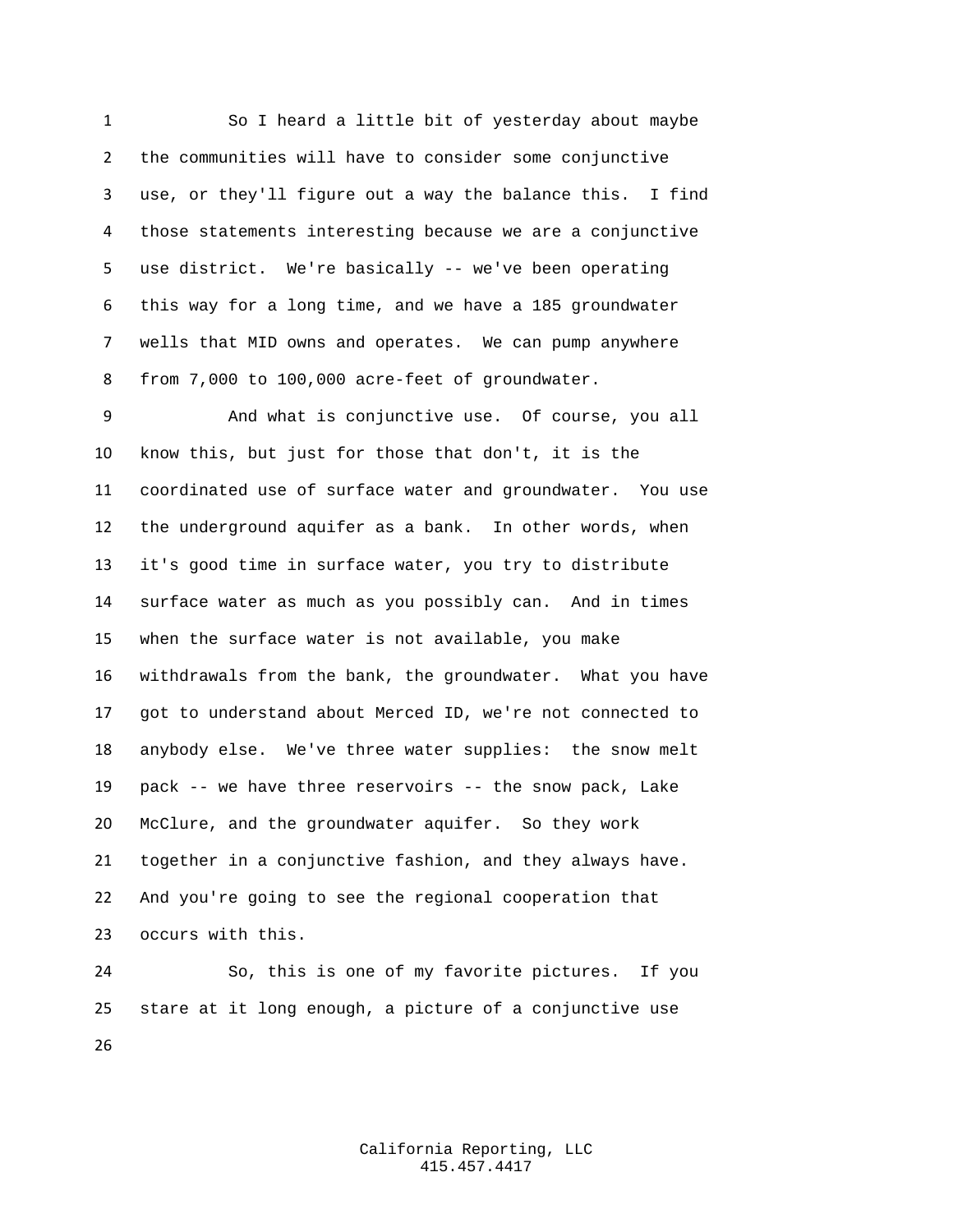So I heard a little bit of yesterday about maybe the communities will have to consider some conjunctive use, or they'll figure out a way the balance this. I find those statements interesting because we are a conjunctive use district. We're basically -- we've been operating this way for a long time, and we have a 185 groundwater wells that MID owns and operates. We can pump anywhere from 7,000 to 100,000 acre-feet of groundwater.

And what is conjunctive use. Of course, you all know this, but just for those that don't, it is the coordinated use of surface water and groundwater. You use the underground aquifer as a bank. In other words, when it's good time in surface water, you try to distribute surface water as much as you possibly can. And in times when the surface water is not available, you make withdrawals from the bank, the groundwater. What you have got to understand about Merced ID, we're not connected to anybody else. We've three water supplies: the snow melt pack -- we have three reservoirs -- the snow pack, Lake McClure, and the groundwater aquifer. So they work together in a conjunctive fashion, and they always have. And you're going to see the regional cooperation that occurs with this.

So, this is one of my favorite pictures. If you stare at it long enough, a picture of a conjunctive use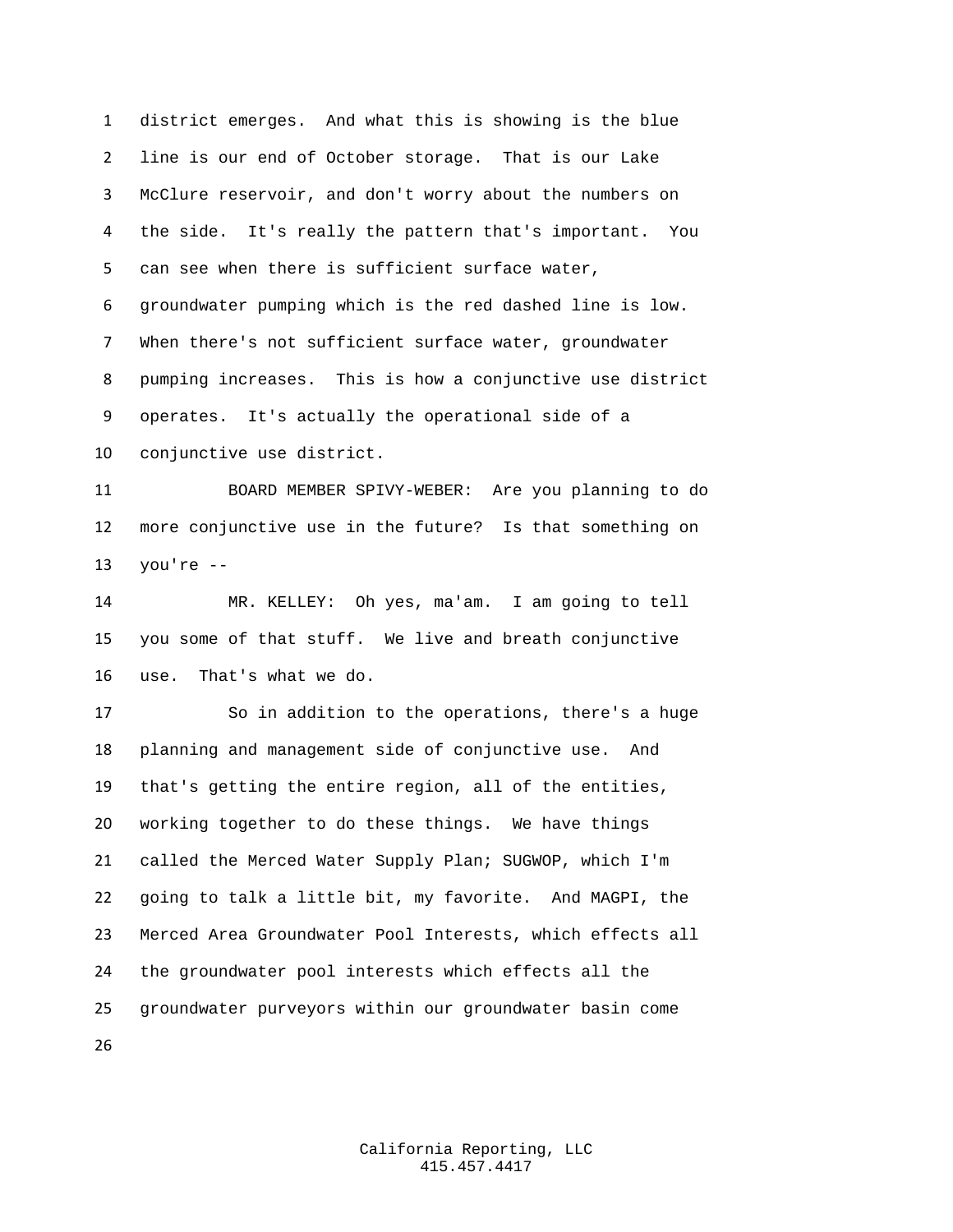district emerges. And what this is showing is the blue line is our end of October storage. That is our Lake McClure reservoir, and don't worry about the numbers on the side. It's really the pattern that's important. You can see when there is sufficient surface water, groundwater pumping which is the red dashed line is low. When there's not sufficient surface water, groundwater pumping increases. This is how a conjunctive use district operates. It's actually the operational side of a conjunctive use district.

BOARD MEMBER SPIVY-WEBER: Are you planning to do more conjunctive use in the future? Is that something on you're --

MR. KELLEY: Oh yes, ma'am. I am going to tell you some of that stuff. We live and breath conjunctive use. That's what we do.

So in addition to the operations, there's a huge planning and management side of conjunctive use. And that's getting the entire region, all of the entities, working together to do these things. We have things called the Merced Water Supply Plan; SUGWOP, which I'm going to talk a little bit, my favorite. And MAGPI, the Merced Area Groundwater Pool Interests, which effects all the groundwater pool interests which effects all the groundwater purveyors within our groundwater basin come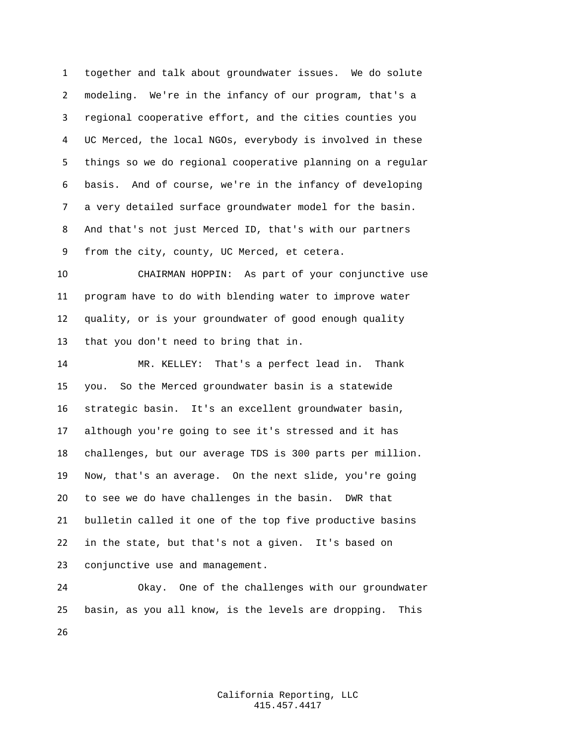together and talk about groundwater issues. We do solute modeling. We're in the infancy of our program, that's a regional cooperative effort, and the cities counties you UC Merced, the local NGOs, everybody is involved in these things so we do regional cooperative planning on a regular basis. And of course, we're in the infancy of developing a very detailed surface groundwater model for the basin. And that's not just Merced ID, that's with our partners from the city, county, UC Merced, et cetera.

CHAIRMAN HOPPIN: As part of your conjunctive use program have to do with blending water to improve water quality, or is your groundwater of good enough quality that you don't need to bring that in.

MR. KELLEY: That's a perfect lead in. Thank you. So the Merced groundwater basin is a statewide strategic basin. It's an excellent groundwater basin, although you're going to see it's stressed and it has challenges, but our average TDS is 300 parts per million. Now, that's an average. On the next slide, you're going to see we do have challenges in the basin. DWR that bulletin called it one of the top five productive basins in the state, but that's not a given. It's based on conjunctive use and management.

Okay. One of the challenges with our groundwater basin, as you all know, is the levels are dropping. This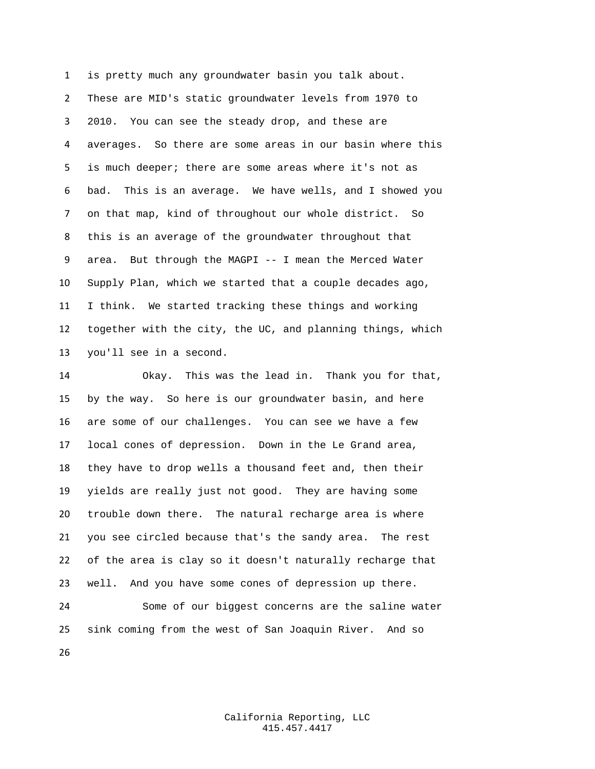is pretty much any groundwater basin you talk about. These are MID's static groundwater levels from 1970 to 2010. You can see the steady drop, and these are averages. So there are some areas in our basin where this is much deeper; there are some areas where it's not as bad. This is an average. We have wells, and I showed you on that map, kind of throughout our whole district. So this is an average of the groundwater throughout that area. But through the MAGPI -- I mean the Merced Water Supply Plan, which we started that a couple decades ago, I think. We started tracking these things and working together with the city, the UC, and planning things, which you'll see in a second.

Okay. This was the lead in. Thank you for that, by the way. So here is our groundwater basin, and here are some of our challenges. You can see we have a few local cones of depression. Down in the Le Grand area, they have to drop wells a thousand feet and, then their yields are really just not good. They are having some trouble down there. The natural recharge area is where you see circled because that's the sandy area. The rest of the area is clay so it doesn't naturally recharge that well. And you have some cones of depression up there.

Some of our biggest concerns are the saline water sink coming from the west of San Joaquin River. And so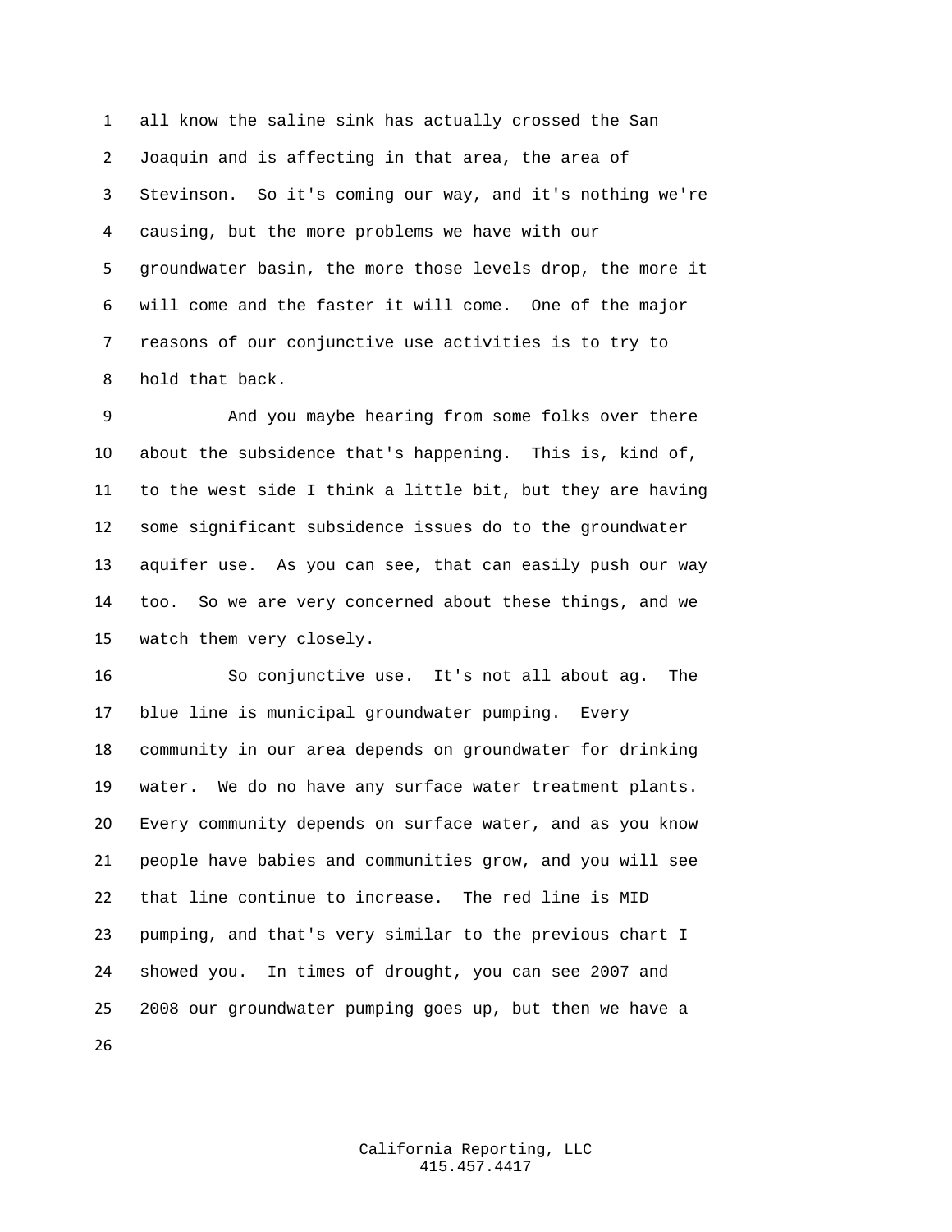all know the saline sink has actually crossed the San Joaquin and is affecting in that area, the area of Stevinson. So it's coming our way, and it's nothing we're causing, but the more problems we have with our groundwater basin, the more those levels drop, the more it will come and the faster it will come. One of the major reasons of our conjunctive use activities is to try to hold that back.

And you maybe hearing from some folks over there about the subsidence that's happening. This is, kind of, to the west side I think a little bit, but they are having some significant subsidence issues do to the groundwater aquifer use. As you can see, that can easily push our way too. So we are very concerned about these things, and we watch them very closely.

So conjunctive use. It's not all about ag. The blue line is municipal groundwater pumping. Every community in our area depends on groundwater for drinking water. We do no have any surface water treatment plants. Every community depends on surface water, and as you know people have babies and communities grow, and you will see that line continue to increase. The red line is MID pumping, and that's very similar to the previous chart I showed you. In times of drought, you can see 2007 and 2008 our groundwater pumping goes up, but then we have a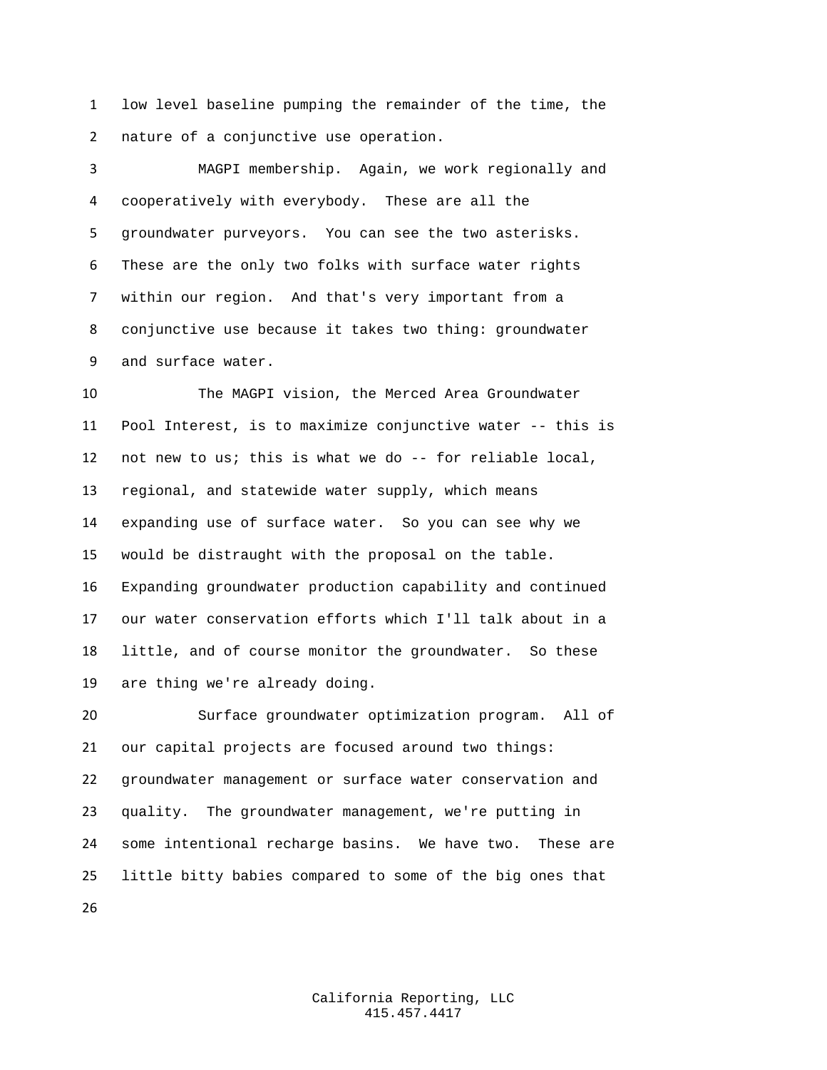low level baseline pumping the remainder of the time, the nature of a conjunctive use operation.

MAGPI membership. Again, we work regionally and cooperatively with everybody. These are all the groundwater purveyors. You can see the two asterisks. These are the only two folks with surface water rights within our region. And that's very important from a conjunctive use because it takes two thing: groundwater and surface water.

The MAGPI vision, the Merced Area Groundwater Pool Interest, is to maximize conjunctive water -- this is not new to us; this is what we do -- for reliable local, regional, and statewide water supply, which means expanding use of surface water. So you can see why we would be distraught with the proposal on the table. Expanding groundwater production capability and continued our water conservation efforts which I'll talk about in a little, and of course monitor the groundwater. So these are thing we're already doing.

Surface groundwater optimization program. All of our capital projects are focused around two things: groundwater management or surface water conservation and quality. The groundwater management, we're putting in some intentional recharge basins. We have two. These are little bitty babies compared to some of the big ones that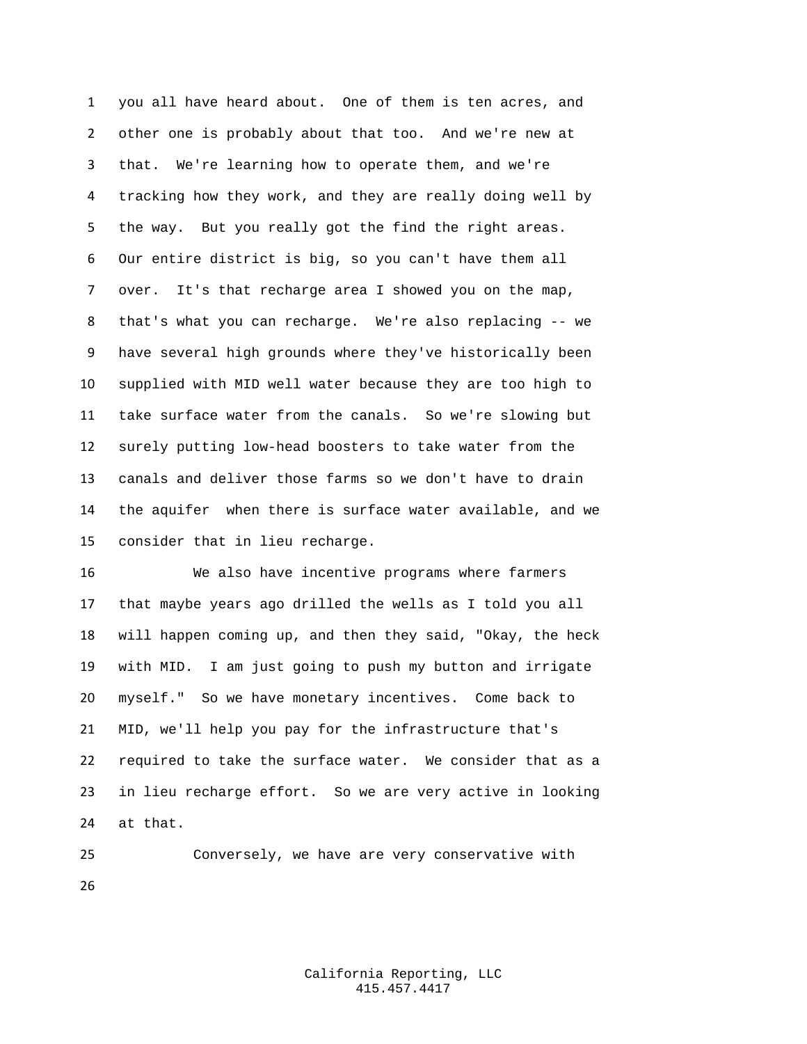you all have heard about. One of them is ten acres, and other one is probably about that too. And we're new at that. We're learning how to operate them, and we're tracking how they work, and they are really doing well by the way. But you really got the find the right areas. Our entire district is big, so you can't have them all over. It's that recharge area I showed you on the map, that's what you can recharge. We're also replacing -- we have several high grounds where they've historically been supplied with MID well water because they are too high to take surface water from the canals. So we're slowing but surely putting low-head boosters to take water from the canals and deliver those farms so we don't have to drain the aquifer when there is surface water available, and we consider that in lieu recharge.

We also have incentive programs where farmers that maybe years ago drilled the wells as I told you all will happen coming up, and then they said, "Okay, the heck with MID. I am just going to push my button and irrigate myself." So we have monetary incentives. Come back to MID, we'll help you pay for the infrastructure that's required to take the surface water. We consider that as a in lieu recharge effort. So we are very active in looking at that.

Conversely, we have are very conservative with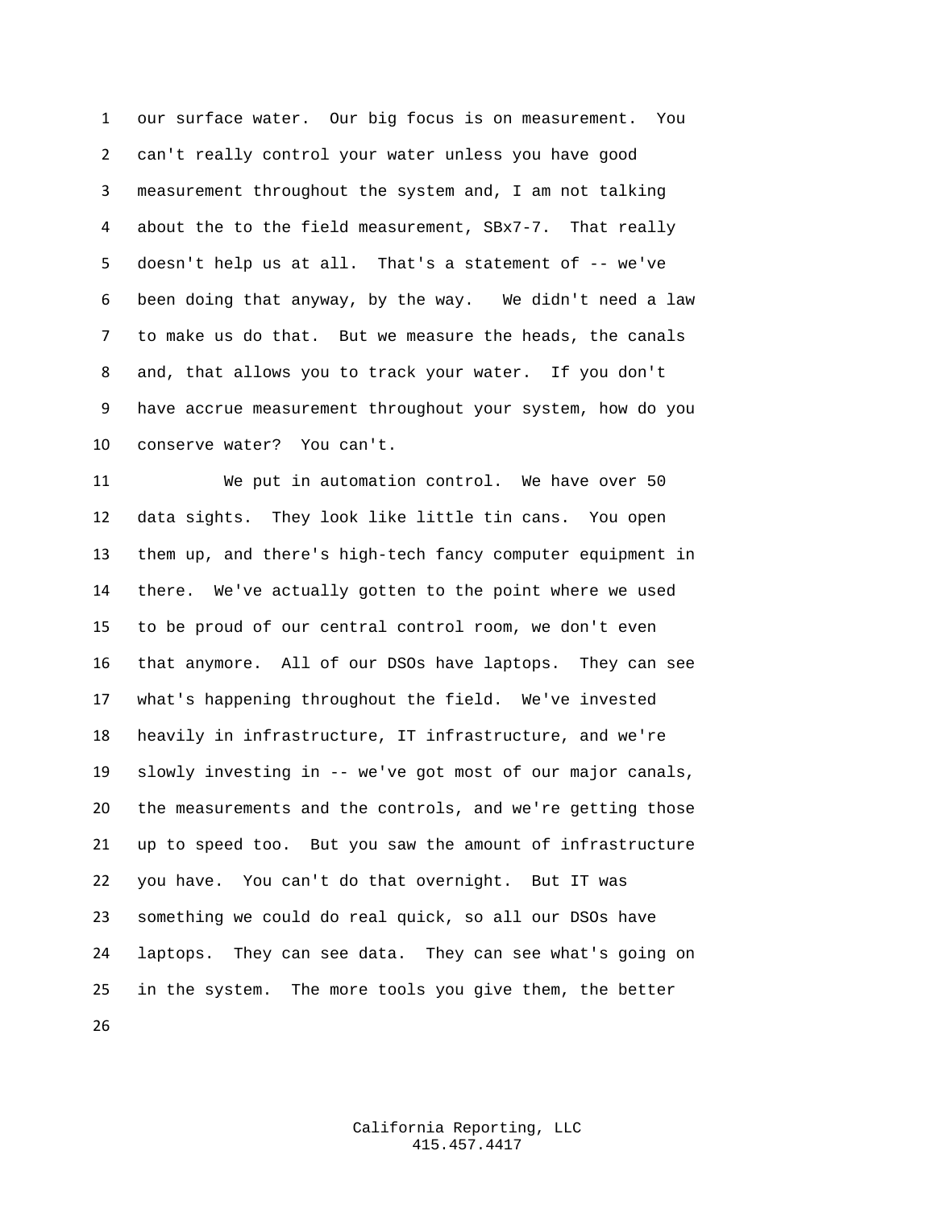our surface water. Our big focus is on measurement. You can't really control your water unless you have good measurement throughout the system and, I am not talking about the to the field measurement, SBx7-7. That really doesn't help us at all. That's a statement of -- we've been doing that anyway, by the way. We didn't need a law to make us do that. But we measure the heads, the canals and, that allows you to track your water. If you don't have accrue measurement throughout your system, how do you conserve water? You can't.

We put in automation control. We have over 50 data sights. They look like little tin cans. You open them up, and there's high-tech fancy computer equipment in there. We've actually gotten to the point where we used to be proud of our central control room, we don't even that anymore. All of our DSOs have laptops. They can see what's happening throughout the field. We've invested heavily in infrastructure, IT infrastructure, and we're slowly investing in -- we've got most of our major canals, the measurements and the controls, and we're getting those up to speed too. But you saw the amount of infrastructure you have. You can't do that overnight. But IT was something we could do real quick, so all our DSOs have laptops. They can see data. They can see what's going on in the system. The more tools you give them, the better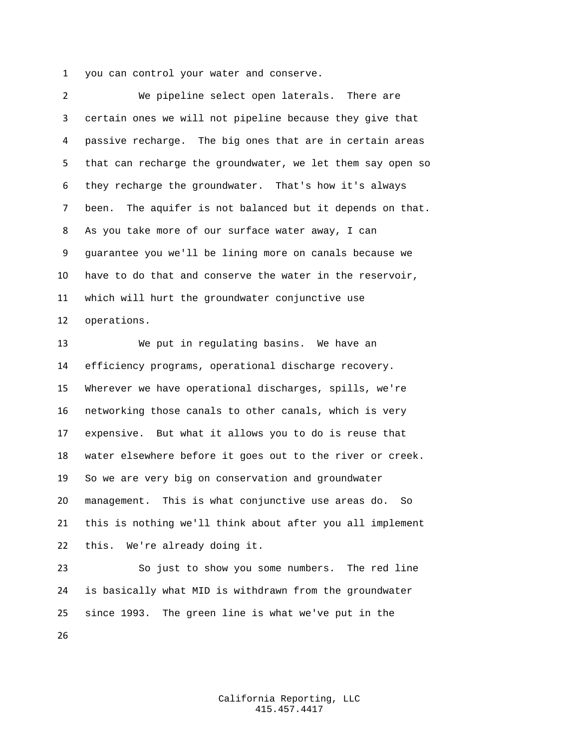you can control your water and conserve.

We pipeline select open laterals. There are certain ones we will not pipeline because they give that passive recharge. The big ones that are in certain areas that can recharge the groundwater, we let them say open so they recharge the groundwater. That's how it's always been. The aquifer is not balanced but it depends on that. As you take more of our surface water away, I can guarantee you we'll be lining more on canals because we have to do that and conserve the water in the reservoir, which will hurt the groundwater conjunctive use operations.

We put in regulating basins. We have an efficiency programs, operational discharge recovery. Wherever we have operational discharges, spills, we're networking those canals to other canals, which is very expensive. But what it allows you to do is reuse that water elsewhere before it goes out to the river or creek. So we are very big on conservation and groundwater management. This is what conjunctive use areas do. So this is nothing we'll think about after you all implement this. We're already doing it.

So just to show you some numbers. The red line is basically what MID is withdrawn from the groundwater since 1993. The green line is what we've put in the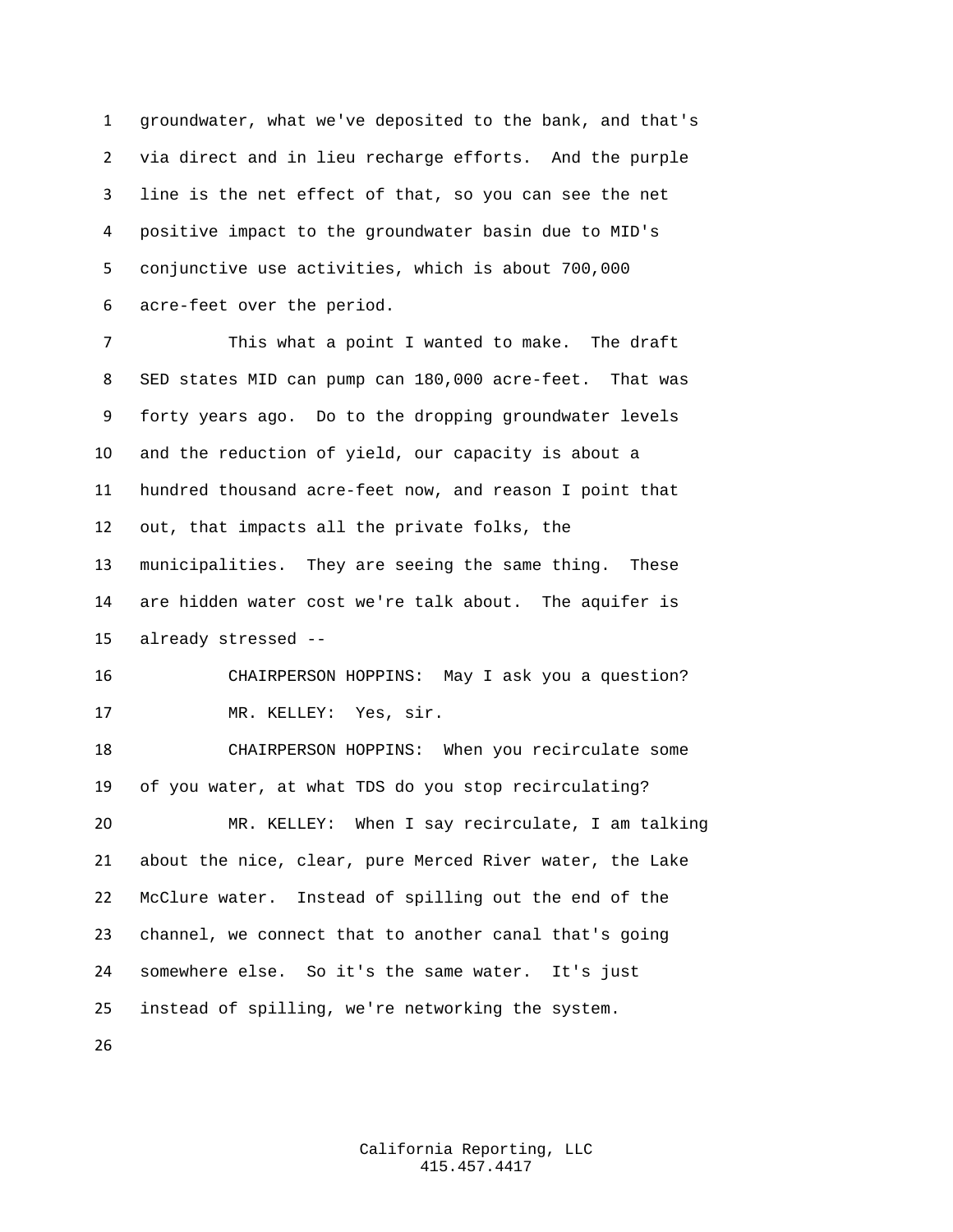groundwater, what we've deposited to the bank, and that's via direct and in lieu recharge efforts. And the purple line is the net effect of that, so you can see the net positive impact to the groundwater basin due to MID's conjunctive use activities, which is about 700,000 acre-feet over the period.

This what a point I wanted to make. The draft SED states MID can pump can 180,000 acre-feet. That was forty years ago. Do to the dropping groundwater levels and the reduction of yield, our capacity is about a hundred thousand acre-feet now, and reason I point that out, that impacts all the private folks, the municipalities. They are seeing the same thing. These are hidden water cost we're talk about. The aquifer is already stressed --

CHAIRPERSON HOPPINS: May I ask you a question?

MR. KELLEY: Yes, sir.

CHAIRPERSON HOPPINS: When you recirculate some of you water, at what TDS do you stop recirculating?

MR. KELLEY: When I say recirculate, I am talking about the nice, clear, pure Merced River water, the Lake McClure water. Instead of spilling out the end of the channel, we connect that to another canal that's going somewhere else. So it's the same water. It's just instead of spilling, we're networking the system.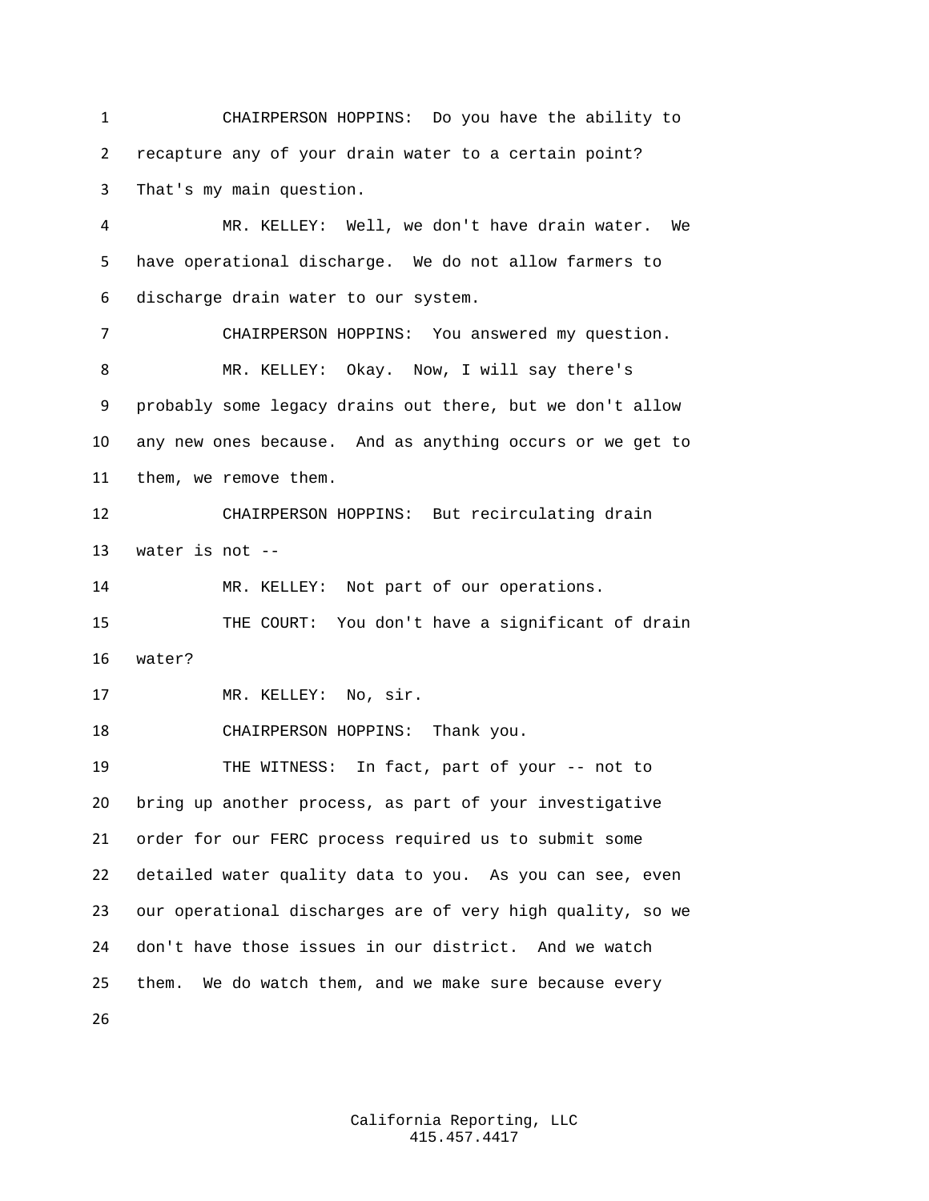CHAIRPERSON HOPPINS: Do you have the ability to recapture any of your drain water to a certain point? That's my main question.

MR. KELLEY: Well, we don't have drain water. We have operational discharge. We do not allow farmers to discharge drain water to our system.

CHAIRPERSON HOPPINS: You answered my question.

MR. KELLEY: Okay. Now, I will say there's probably some legacy drains out there, but we don't allow any new ones because. And as anything occurs or we get to them, we remove them.

CHAIRPERSON HOPPINS: But recirculating drain water is not --

MR. KELLEY: Not part of our operations.

THE COURT: You don't have a significant of drain water?

MR. KELLEY: No, sir.

CHAIRPERSON HOPPINS: Thank you.

THE WITNESS: In fact, part of your -- not to bring up another process, as part of your investigative order for our FERC process required us to submit some detailed water quality data to you. As you can see, even our operational discharges are of very high quality, so we don't have those issues in our district. And we watch them. We do watch them, and we make sure because every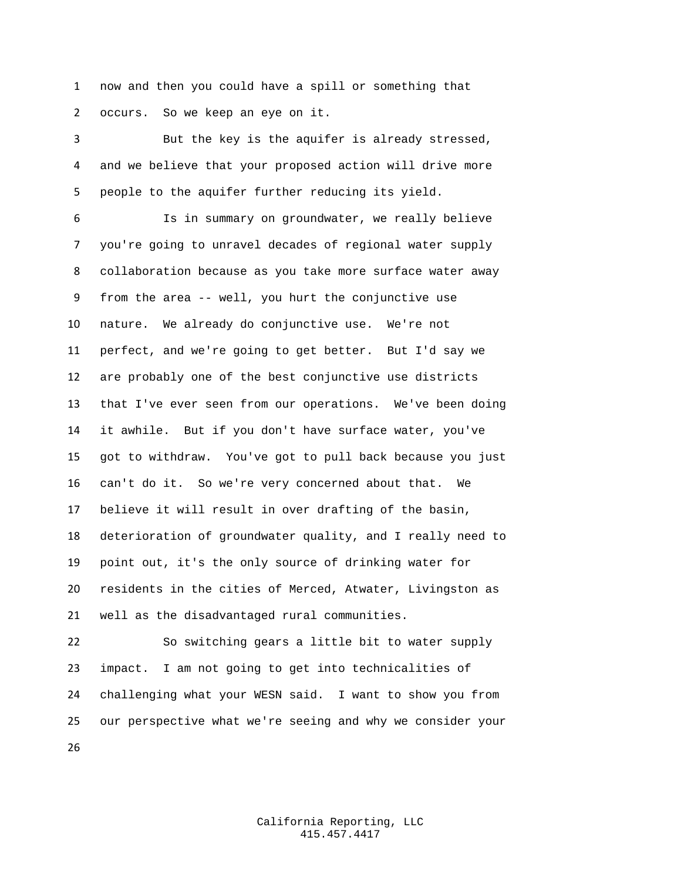now and then you could have a spill or something that occurs. So we keep an eye on it.

But the key is the aquifer is already stressed, and we believe that your proposed action will drive more people to the aquifer further reducing its yield.

Is in summary on groundwater, we really believe you're going to unravel decades of regional water supply collaboration because as you take more surface water away from the area -- well, you hurt the conjunctive use nature. We already do conjunctive use. We're not perfect, and we're going to get better. But I'd say we are probably one of the best conjunctive use districts that I've ever seen from our operations. We've been doing it awhile. But if you don't have surface water, you've got to withdraw. You've got to pull back because you just can't do it. So we're very concerned about that. We believe it will result in over drafting of the basin, deterioration of groundwater quality, and I really need to point out, it's the only source of drinking water for residents in the cities of Merced, Atwater, Livingston as well as the disadvantaged rural communities.

So switching gears a little bit to water supply impact. I am not going to get into technicalities of challenging what your WESN said. I want to show you from our perspective what we're seeing and why we consider your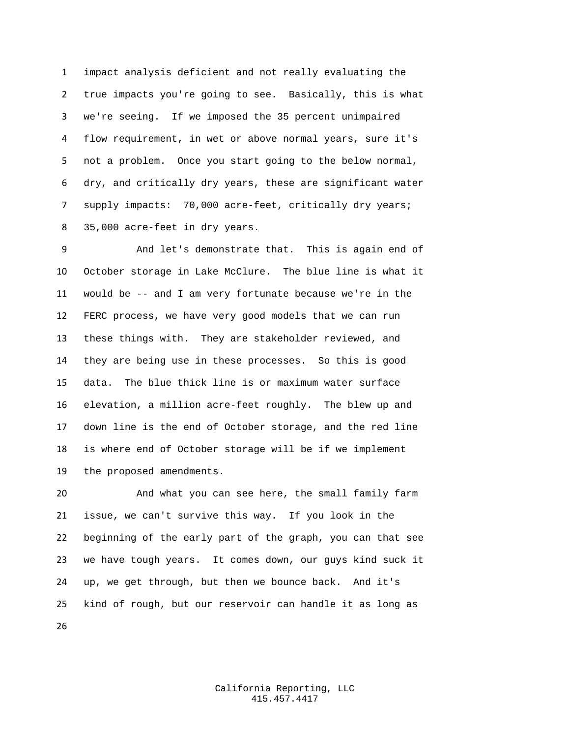impact analysis deficient and not really evaluating the true impacts you're going to see. Basically, this is what we're seeing. If we imposed the 35 percent unimpaired flow requirement, in wet or above normal years, sure it's not a problem. Once you start going to the below normal, dry, and critically dry years, these are significant water supply impacts: 70,000 acre-feet, critically dry years; 35,000 acre-feet in dry years.

And let's demonstrate that. This is again end of October storage in Lake McClure. The blue line is what it would be -- and I am very fortunate because we're in the FERC process, we have very good models that we can run these things with. They are stakeholder reviewed, and they are being use in these processes. So this is good data. The blue thick line is or maximum water surface elevation, a million acre-feet roughly. The blew up and down line is the end of October storage, and the red line is where end of October storage will be if we implement the proposed amendments.

And what you can see here, the small family farm issue, we can't survive this way. If you look in the beginning of the early part of the graph, you can that see we have tough years. It comes down, our guys kind suck it up, we get through, but then we bounce back. And it's kind of rough, but our reservoir can handle it as long as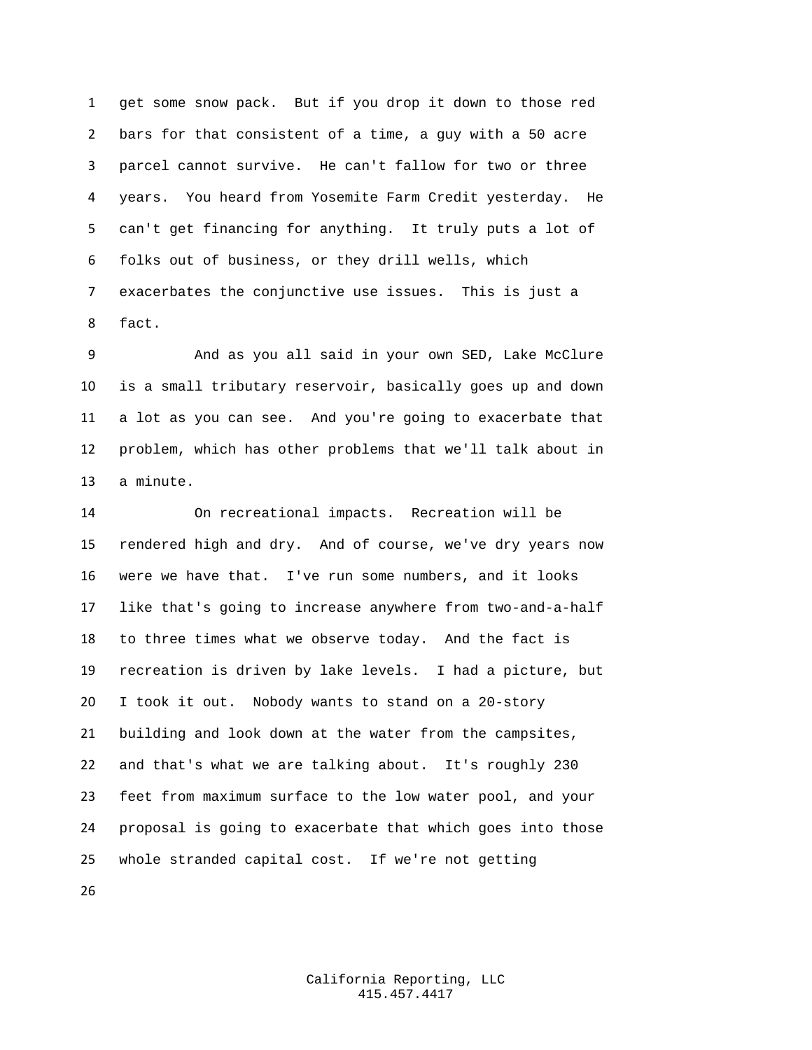get some snow pack. But if you drop it down to those red bars for that consistent of a time, a guy with a 50 acre parcel cannot survive. He can't fallow for two or three years. You heard from Yosemite Farm Credit yesterday. He can't get financing for anything. It truly puts a lot of folks out of business, or they drill wells, which exacerbates the conjunctive use issues. This is just a fact.

And as you all said in your own SED, Lake McClure is a small tributary reservoir, basically goes up and down a lot as you can see. And you're going to exacerbate that problem, which has other problems that we'll talk about in a minute.

On recreational impacts. Recreation will be rendered high and dry. And of course, we've dry years now were we have that. I've run some numbers, and it looks like that's going to increase anywhere from two-and-a-half to three times what we observe today. And the fact is recreation is driven by lake levels. I had a picture, but I took it out. Nobody wants to stand on a 20-story building and look down at the water from the campsites, and that's what we are talking about. It's roughly 230 feet from maximum surface to the low water pool, and your proposal is going to exacerbate that which goes into those whole stranded capital cost. If we're not getting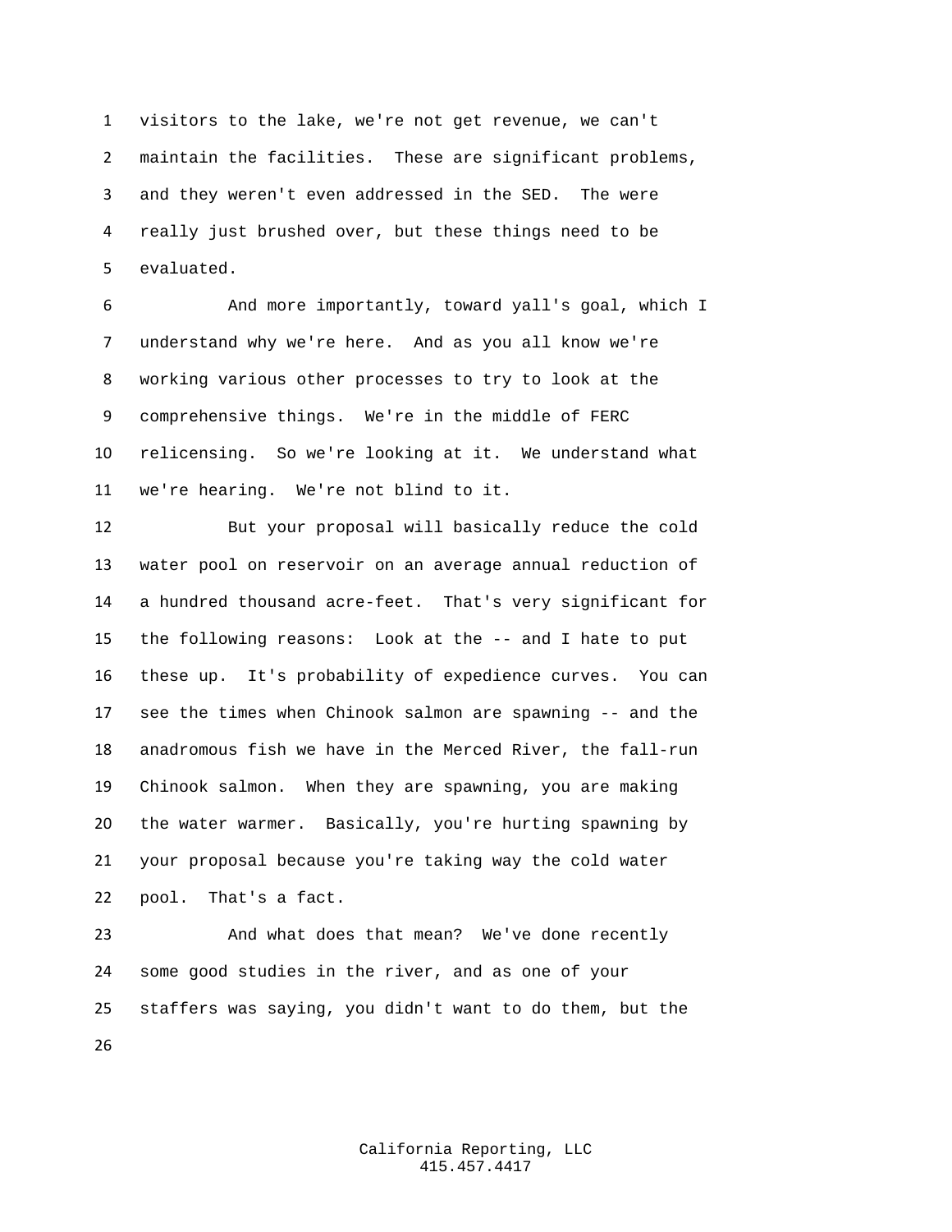visitors to the lake, we're not get revenue, we can't maintain the facilities. These are significant problems, and they weren't even addressed in the SED. The were really just brushed over, but these things need to be evaluated.

And more importantly, toward yall's goal, which I understand why we're here. And as you all know we're working various other processes to try to look at the comprehensive things. We're in the middle of FERC relicensing. So we're looking at it. We understand what we're hearing. We're not blind to it.

But your proposal will basically reduce the cold water pool on reservoir on an average annual reduction of a hundred thousand acre-feet. That's very significant for the following reasons: Look at the -- and I hate to put these up. It's probability of expedience curves. You can see the times when Chinook salmon are spawning -- and the anadromous fish we have in the Merced River, the fall-run Chinook salmon. When they are spawning, you are making the water warmer. Basically, you're hurting spawning by your proposal because you're taking way the cold water pool. That's a fact.

And what does that mean? We've done recently some good studies in the river, and as one of your staffers was saying, you didn't want to do them, but the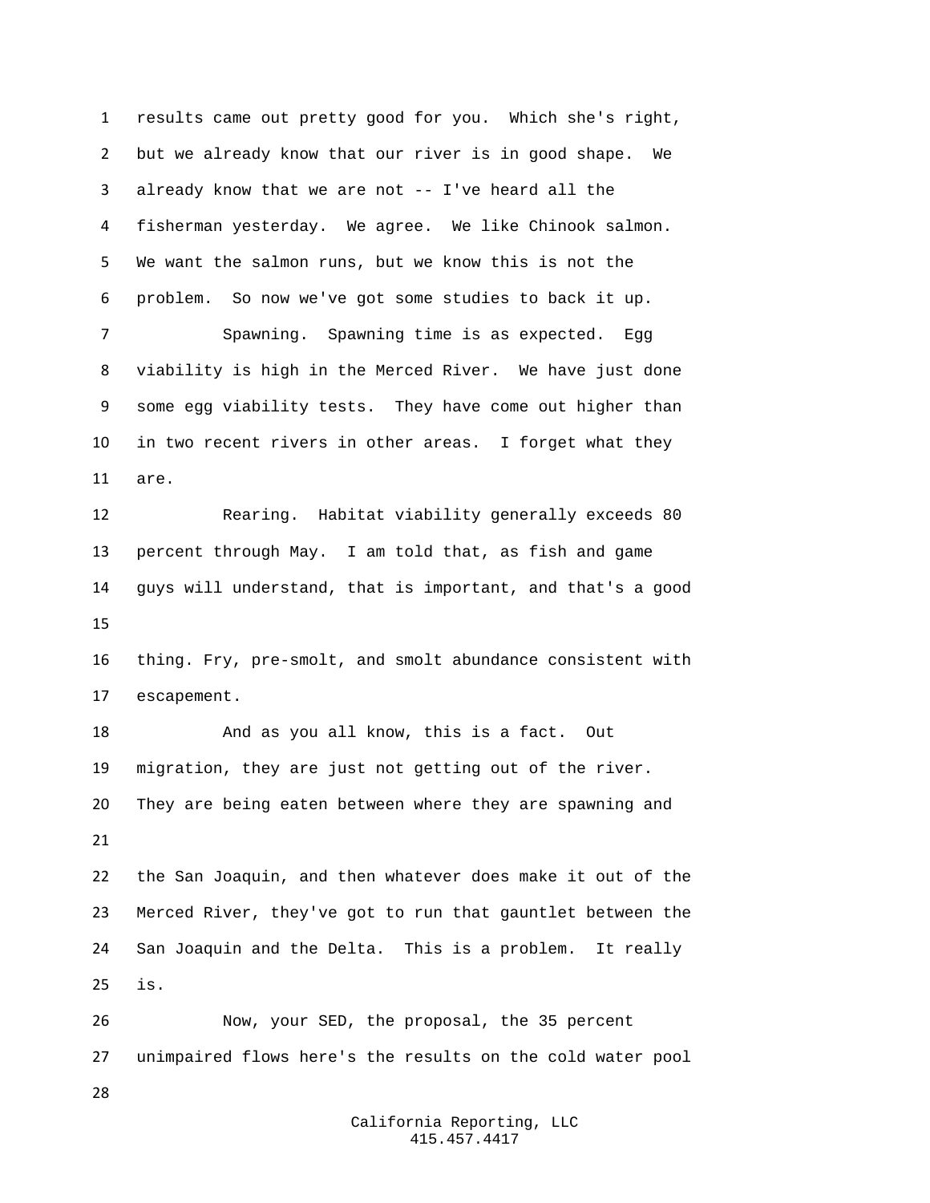results came out pretty good for you. Which she's right, but we already know that our river is in good shape. We already know that we are not -- I've heard all the fisherman yesterday. We agree. We like Chinook salmon. We want the salmon runs, but we know this is not the problem. So now we've got some studies to back it up.

Spawning. Spawning time is as expected. Egg viability is high in the Merced River. We have just done some egg viability tests. They have come out higher than in two recent rivers in other areas. I forget what they are.

Rearing. Habitat viability generally exceeds 80 percent through May. I am told that, as fish and game guys will understand, that is important, and that's a good thing. Fry, pre-smolt, and smolt abundance consistent with escapement.

And as you all know, this is a fact. Out migration, they are just not getting out of the river. They are being eaten between where they are spawning and the San Joaquin, and then whatever does make it out of the Merced River, they've got to run that gauntlet between the San Joaquin and the Delta. This is a problem. It really is.

Now, your SED, the proposal, the 35 percent unimpaired flows here's the results on the cold water pool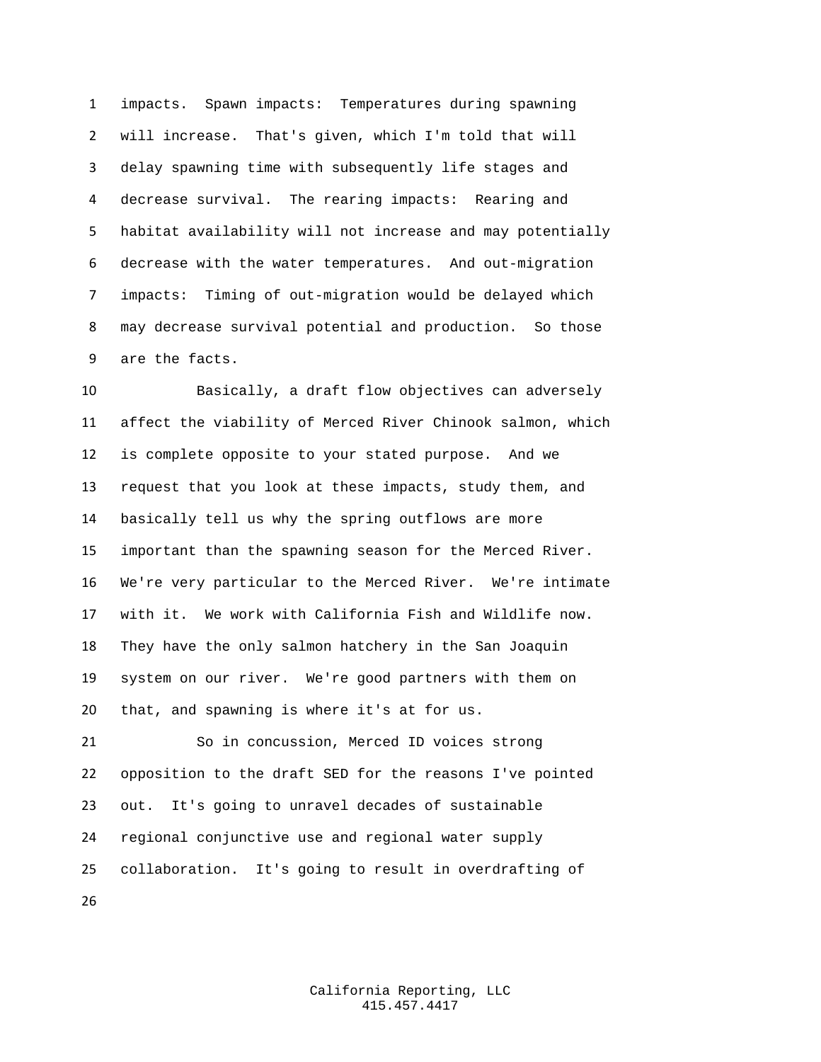impacts. Spawn impacts: Temperatures during spawning will increase. That's given, which I'm told that will delay spawning time with subsequently life stages and decrease survival. The rearing impacts: Rearing and habitat availability will not increase and may potentially decrease with the water temperatures. And out-migration impacts: Timing of out-migration would be delayed which may decrease survival potential and production. So those are the facts.

Basically, a draft flow objectives can adversely affect the viability of Merced River Chinook salmon, which is complete opposite to your stated purpose. And we request that you look at these impacts, study them, and basically tell us why the spring outflows are more important than the spawning season for the Merced River. We're very particular to the Merced River. We're intimate with it. We work with California Fish and Wildlife now. They have the only salmon hatchery in the San Joaquin system on our river. We're good partners with them on that, and spawning is where it's at for us.

So in concussion, Merced ID voices strong opposition to the draft SED for the reasons I've pointed out. It's going to unravel decades of sustainable regional conjunctive use and regional water supply collaboration. It's going to result in overdrafting of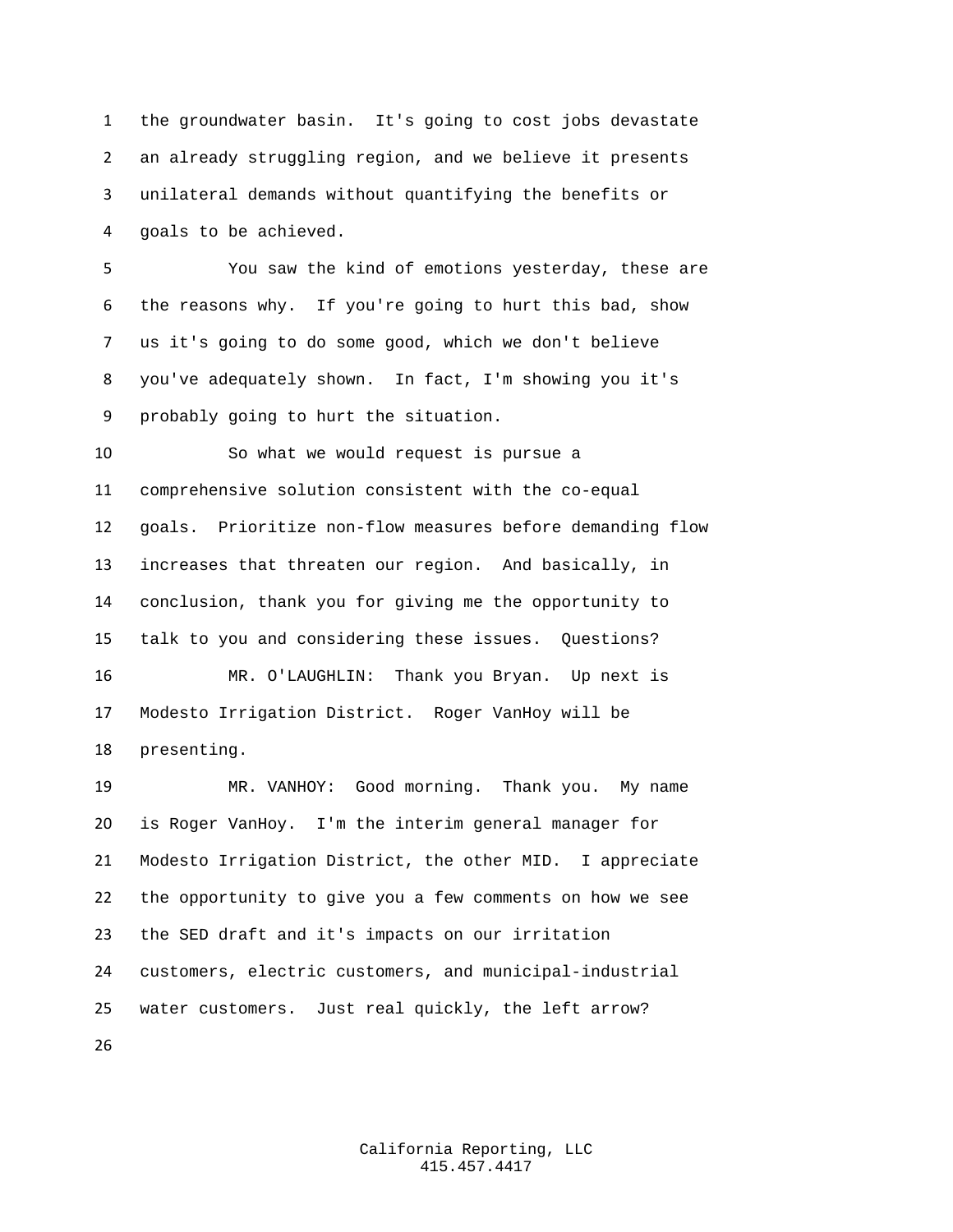the groundwater basin. It's going to cost jobs devastate an already struggling region, and we believe it presents unilateral demands without quantifying the benefits or goals to be achieved.

You saw the kind of emotions yesterday, these are the reasons why. If you're going to hurt this bad, show us it's going to do some good, which we don't believe you've adequately shown. In fact, I'm showing you it's probably going to hurt the situation.

So what we would request is pursue a comprehensive solution consistent with the co-equal goals. Prioritize non-flow measures before demanding flow increases that threaten our region. And basically, in conclusion, thank you for giving me the opportunity to talk to you and considering these issues. Questions?

MR. O'LAUGHLIN: Thank you Bryan. Up next is Modesto Irrigation District. Roger VanHoy will be presenting.

MR. VANHOY: Good morning. Thank you. My name is Roger VanHoy. I'm the interim general manager for Modesto Irrigation District, the other MID. I appreciate the opportunity to give you a few comments on how we see the SED draft and it's impacts on our irritation customers, electric customers, and municipal-industrial water customers. Just real quickly, the left arrow?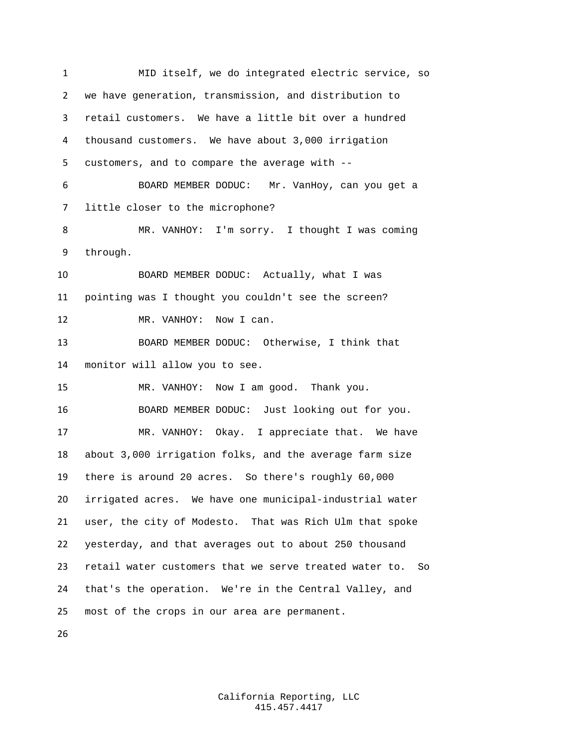MID itself, we do integrated electric service, so we have generation, transmission, and distribution to retail customers. We have a little bit over a hundred thousand customers. We have about 3,000 irrigation customers, and to compare the average with --

BOARD MEMBER DODUC: Mr. VanHoy, can you get a little closer to the microphone?

MR. VANHOY: I'm sorry. I thought I was coming through.

BOARD MEMBER DODUC: Actually, what I was pointing was I thought you couldn't see the screen?

MR. VANHOY: Now I can.

BOARD MEMBER DODUC: Otherwise, I think that monitor will allow you to see.

MR. VANHOY: Now I am good. Thank you.

BOARD MEMBER DODUC: Just looking out for you.

MR. VANHOY: Okay. I appreciate that. We have about 3,000 irrigation folks, and the average farm size there is around 20 acres. So there's roughly 60,000 irrigated acres. We have one municipal-industrial water user, the city of Modesto. That was Rich Ulm that spoke yesterday, and that averages out to about 250 thousand retail water customers that we serve treated water to. So that's the operation. We're in the Central Valley, and most of the crops in our area are permanent.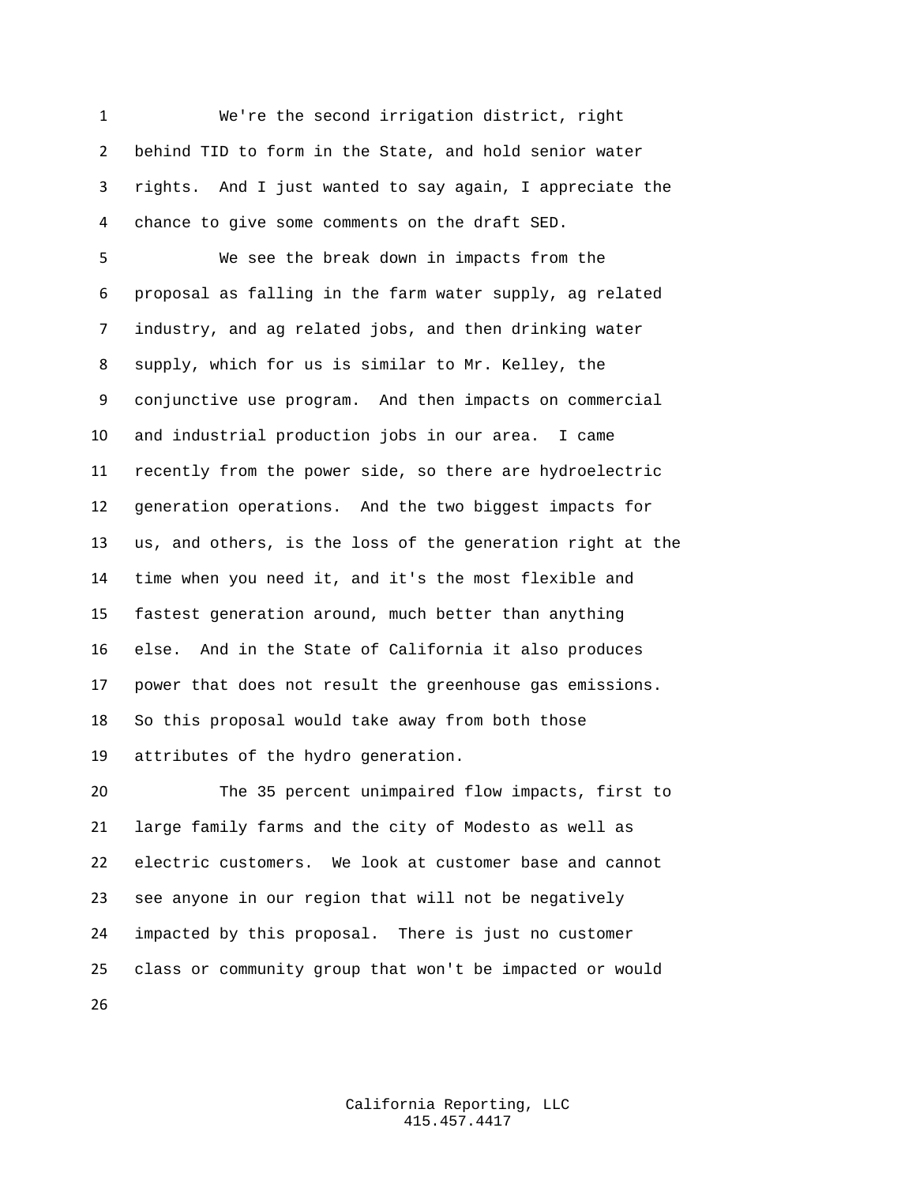We're the second irrigation district, right behind TID to form in the State, and hold senior water rights. And I just wanted to say again, I appreciate the chance to give some comments on the draft SED.

We see the break down in impacts from the proposal as falling in the farm water supply, ag related industry, and ag related jobs, and then drinking water supply, which for us is similar to Mr. Kelley, the conjunctive use program. And then impacts on commercial and industrial production jobs in our area. I came recently from the power side, so there are hydroelectric generation operations. And the two biggest impacts for us, and others, is the loss of the generation right at the time when you need it, and it's the most flexible and fastest generation around, much better than anything else. And in the State of California it also produces power that does not result the greenhouse gas emissions. So this proposal would take away from both those attributes of the hydro generation.

The 35 percent unimpaired flow impacts, first to large family farms and the city of Modesto as well as electric customers. We look at customer base and cannot see anyone in our region that will not be negatively impacted by this proposal. There is just no customer class or community group that won't be impacted or would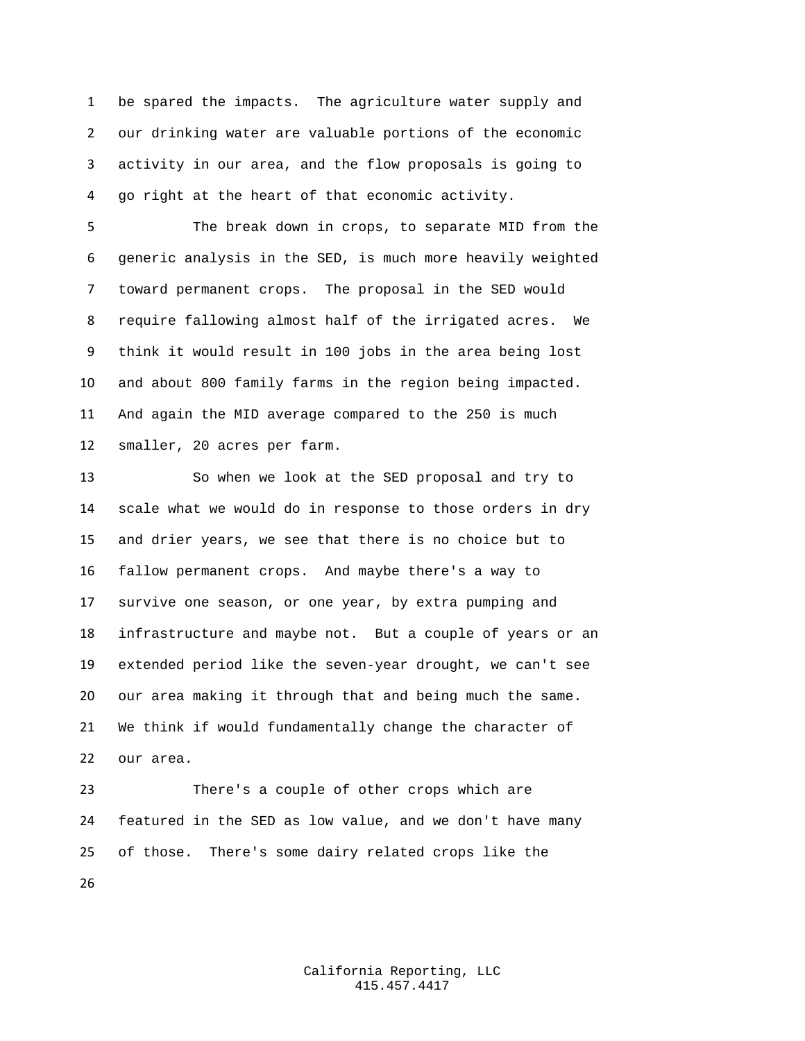be spared the impacts. The agriculture water supply and our drinking water are valuable portions of the economic activity in our area, and the flow proposals is going to go right at the heart of that economic activity.

The break down in crops, to separate MID from the generic analysis in the SED, is much more heavily weighted toward permanent crops. The proposal in the SED would require fallowing almost half of the irrigated acres. We think it would result in 100 jobs in the area being lost and about 800 family farms in the region being impacted. And again the MID average compared to the 250 is much smaller, 20 acres per farm.

So when we look at the SED proposal and try to scale what we would do in response to those orders in dry and drier years, we see that there is no choice but to fallow permanent crops. And maybe there's a way to survive one season, or one year, by extra pumping and infrastructure and maybe not. But a couple of years or an extended period like the seven-year drought, we can't see our area making it through that and being much the same. We think if would fundamentally change the character of our area.

There's a couple of other crops which are featured in the SED as low value, and we don't have many of those. There's some dairy related crops like the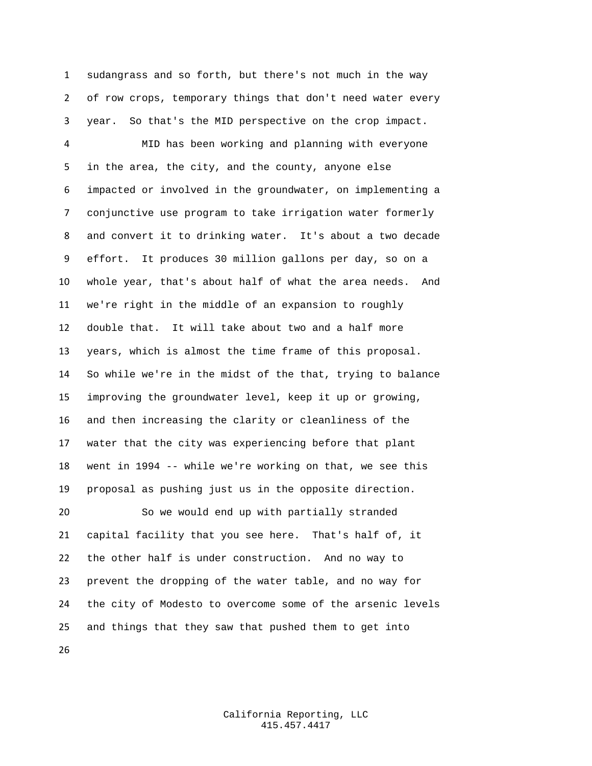sudangrass and so forth, but there's not much in the way of row crops, temporary things that don't need water every year. So that's the MID perspective on the crop impact.

MID has been working and planning with everyone in the area, the city, and the county, anyone else impacted or involved in the groundwater, on implementing a conjunctive use program to take irrigation water formerly and convert it to drinking water. It's about a two decade effort. It produces 30 million gallons per day, so on a whole year, that's about half of what the area needs. And we're right in the middle of an expansion to roughly double that. It will take about two and a half more years, which is almost the time frame of this proposal. So while we're in the midst of the that, trying to balance improving the groundwater level, keep it up or growing, and then increasing the clarity or cleanliness of the water that the city was experiencing before that plant went in 1994 -- while we're working on that, we see this proposal as pushing just us in the opposite direction.

So we would end up with partially stranded capital facility that you see here. That's half of, it the other half is under construction. And no way to prevent the dropping of the water table, and no way for the city of Modesto to overcome some of the arsenic levels and things that they saw that pushed them to get into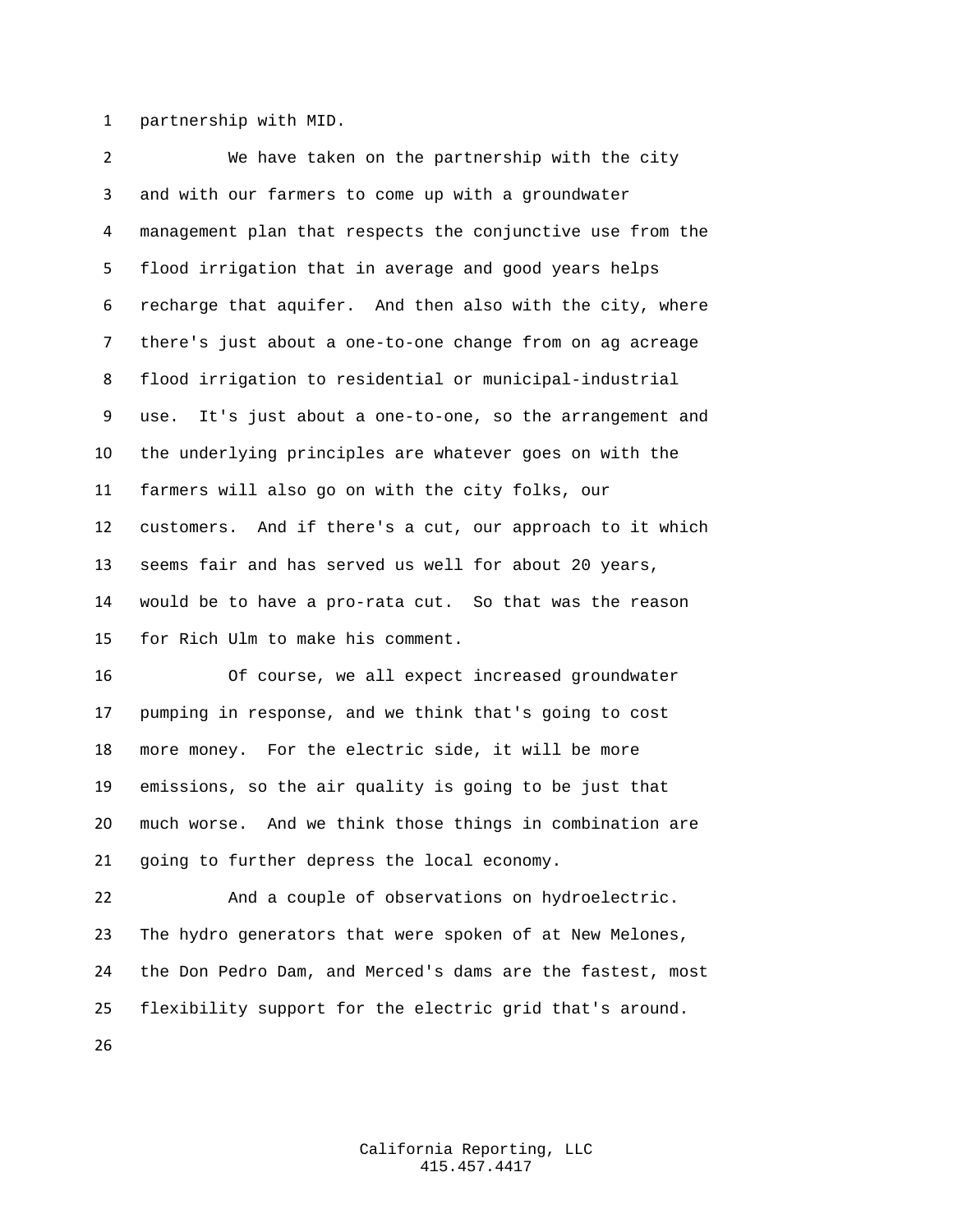partnership with MID.

We have taken on the partnership with the city and with our farmers to come up with a groundwater management plan that respects the conjunctive use from the flood irrigation that in average and good years helps recharge that aquifer. And then also with the city, where there's just about a one-to-one change from on ag acreage flood irrigation to residential or municipal-industrial use. It's just about a one-to-one, so the arrangement and the underlying principles are whatever goes on with the farmers will also go on with the city folks, our customers. And if there's a cut, our approach to it which seems fair and has served us well for about 20 years, would be to have a pro-rata cut. So that was the reason for Rich Ulm to make his comment.

Of course, we all expect increased groundwater pumping in response, and we think that's going to cost more money. For the electric side, it will be more emissions, so the air quality is going to be just that much worse. And we think those things in combination are going to further depress the local economy.

And a couple of observations on hydroelectric. The hydro generators that were spoken of at New Melones, the Don Pedro Dam, and Merced's dams are the fastest, most flexibility support for the electric grid that's around.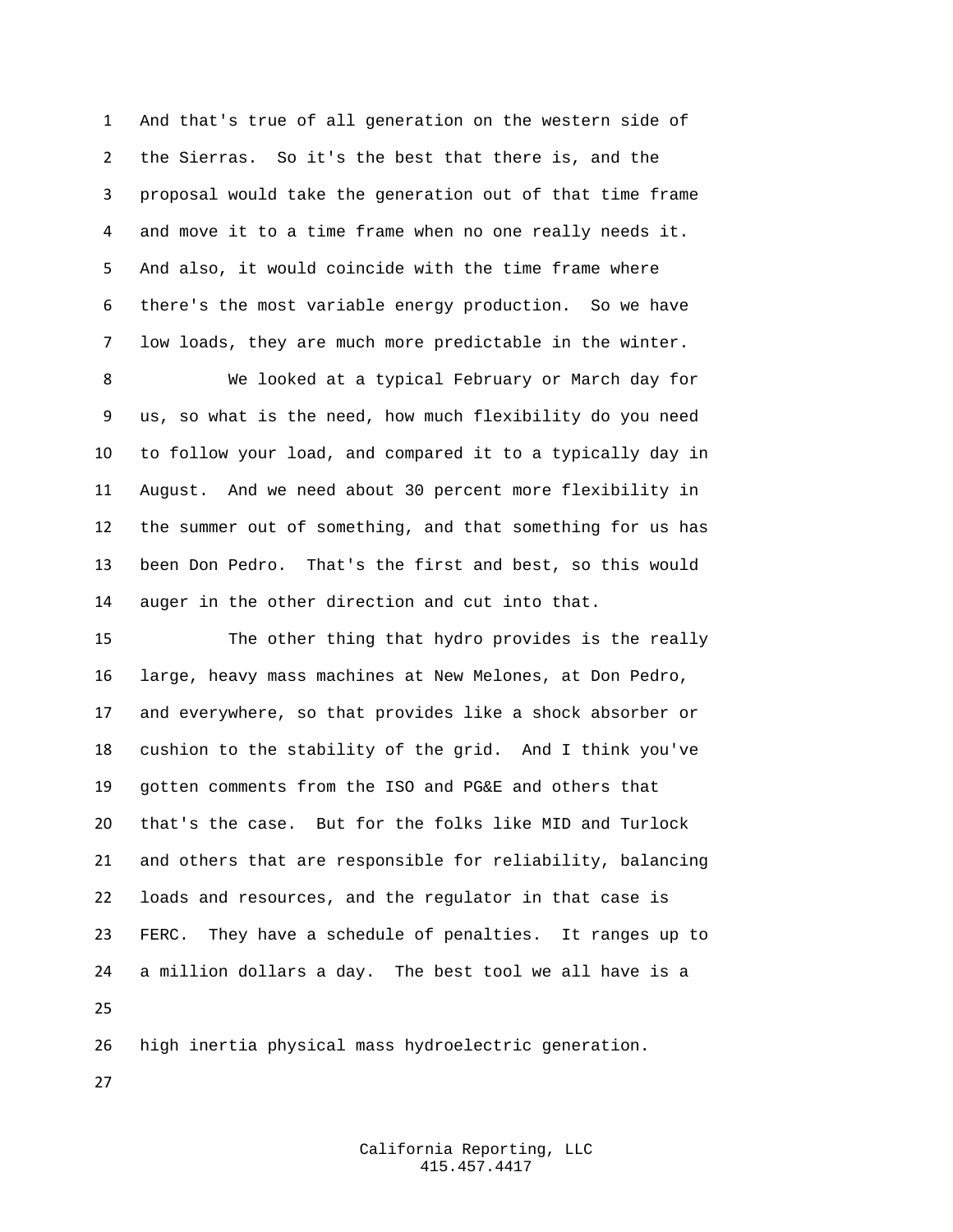And that's true of all generation on the western side of the Sierras. So it's the best that there is, and the proposal would take the generation out of that time frame and move it to a time frame when no one really needs it. And also, it would coincide with the time frame where there's the most variable energy production. So we have low loads, they are much more predictable in the winter.

We looked at a typical February or March day for us, so what is the need, how much flexibility do you need to follow your load, and compared it to a typically day in August. And we need about 30 percent more flexibility in the summer out of something, and that something for us has been Don Pedro. That's the first and best, so this would auger in the other direction and cut into that.

The other thing that hydro provides is the really large, heavy mass machines at New Melones, at Don Pedro, and everywhere, so that provides like a shock absorber or cushion to the stability of the grid. And I think you've gotten comments from the ISO and PG&E and others that that's the case. But for the folks like MID and Turlock and others that are responsible for reliability, balancing loads and resources, and the regulator in that case is FERC. They have a schedule of penalties. It ranges up to a million dollars a day. The best tool we all have is a

high inertia physical mass hydroelectric generation.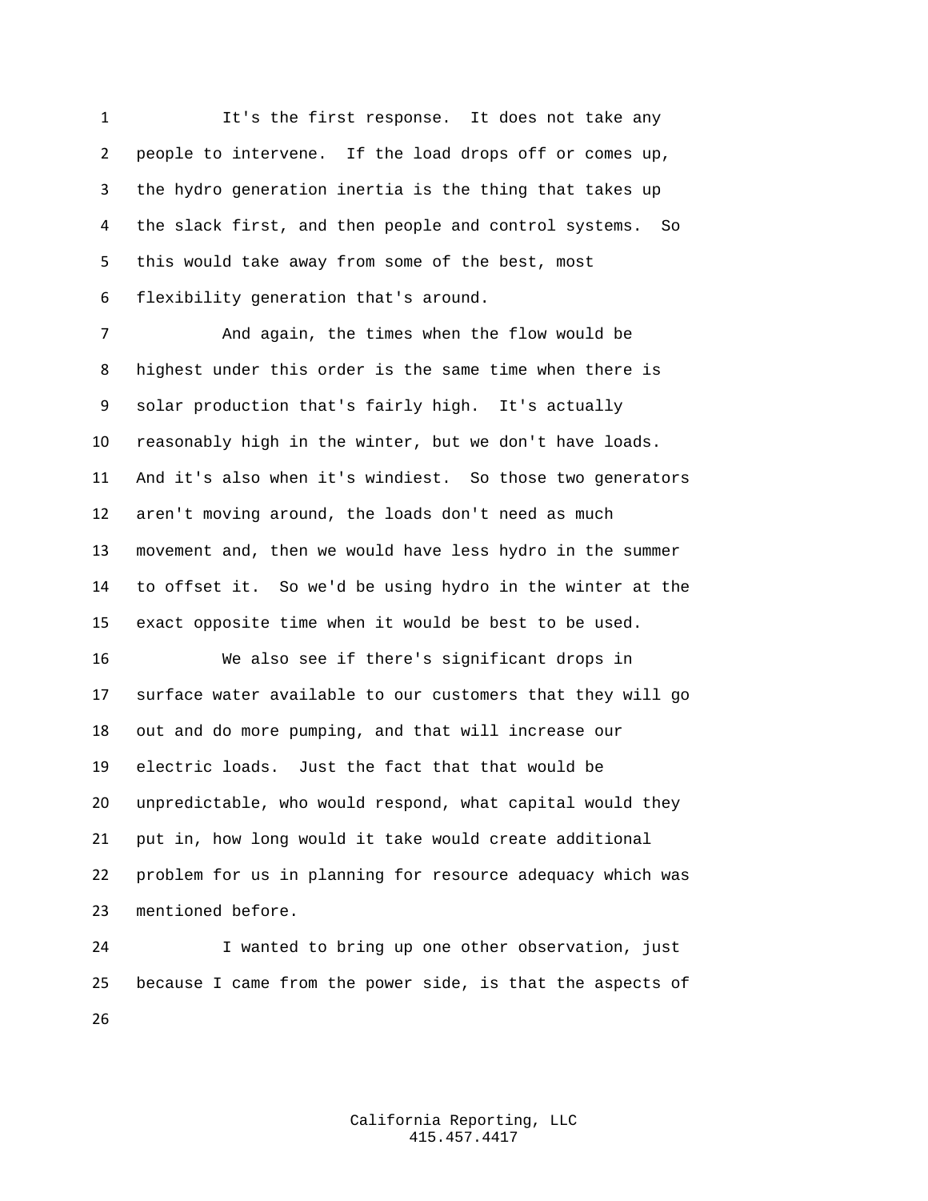It's the first response. It does not take any people to intervene. If the load drops off or comes up, the hydro generation inertia is the thing that takes up the slack first, and then people and control systems. So this would take away from some of the best, most flexibility generation that's around.

And again, the times when the flow would be highest under this order is the same time when there is solar production that's fairly high. It's actually reasonably high in the winter, but we don't have loads. And it's also when it's windiest. So those two generators aren't moving around, the loads don't need as much movement and, then we would have less hydro in the summer to offset it. So we'd be using hydro in the winter at the exact opposite time when it would be best to be used.

We also see if there's significant drops in surface water available to our customers that they will go out and do more pumping, and that will increase our electric loads. Just the fact that that would be unpredictable, who would respond, what capital would they put in, how long would it take would create additional problem for us in planning for resource adequacy which was mentioned before.

I wanted to bring up one other observation, just because I came from the power side, is that the aspects of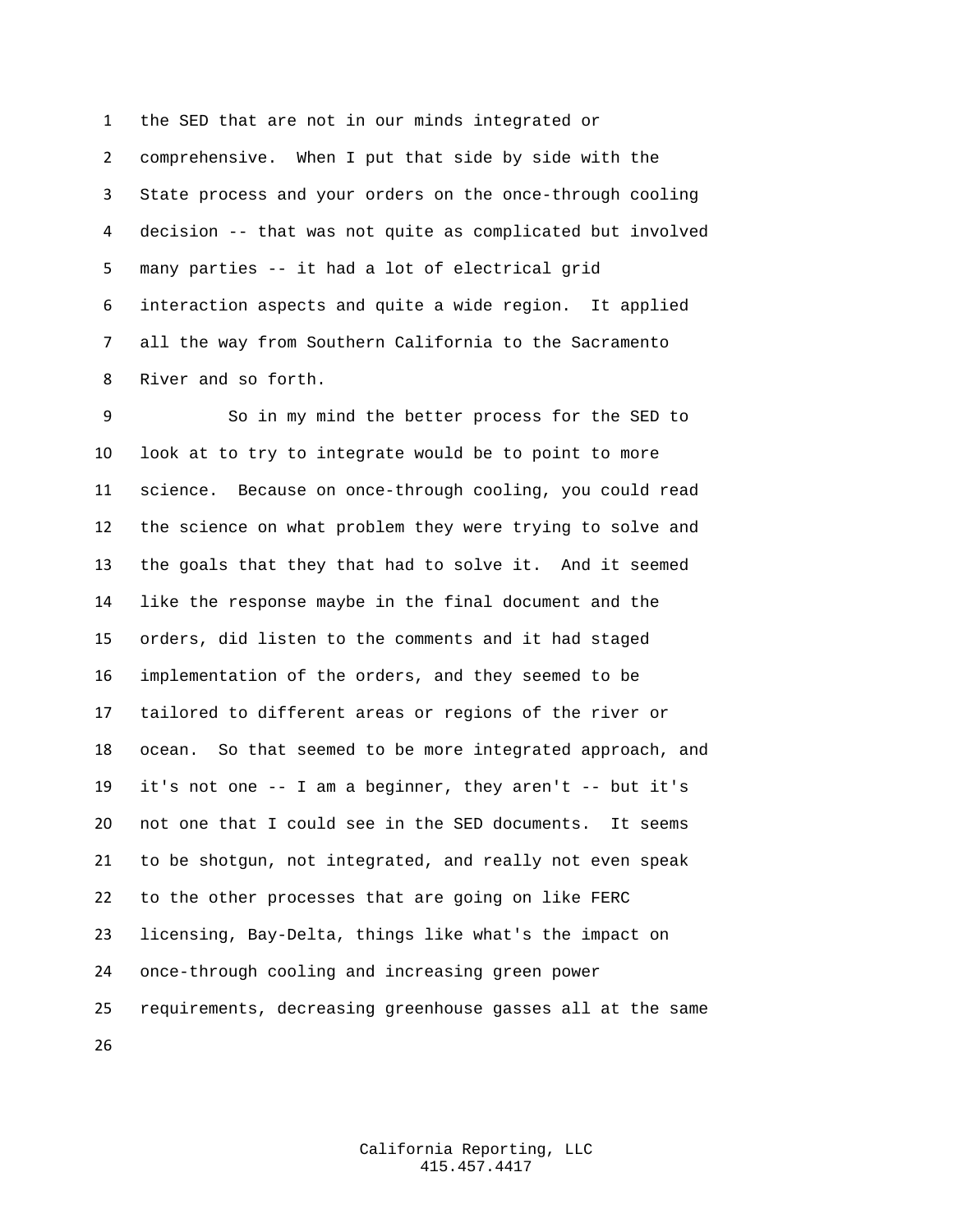the SED that are not in our minds integrated or comprehensive. When I put that side by side with the State process and your orders on the once-through cooling decision -- that was not quite as complicated but involved many parties -- it had a lot of electrical grid interaction aspects and quite a wide region. It applied all the way from Southern California to the Sacramento River and so forth.

So in my mind the better process for the SED to look at to try to integrate would be to point to more science. Because on once-through cooling, you could read the science on what problem they were trying to solve and the goals that they that had to solve it. And it seemed like the response maybe in the final document and the orders, did listen to the comments and it had staged implementation of the orders, and they seemed to be tailored to different areas or regions of the river or ocean. So that seemed to be more integrated approach, and it's not one -- I am a beginner, they aren't -- but it's not one that I could see in the SED documents. It seems to be shotgun, not integrated, and really not even speak to the other processes that are going on like FERC licensing, Bay-Delta, things like what's the impact on once-through cooling and increasing green power requirements, decreasing greenhouse gasses all at the same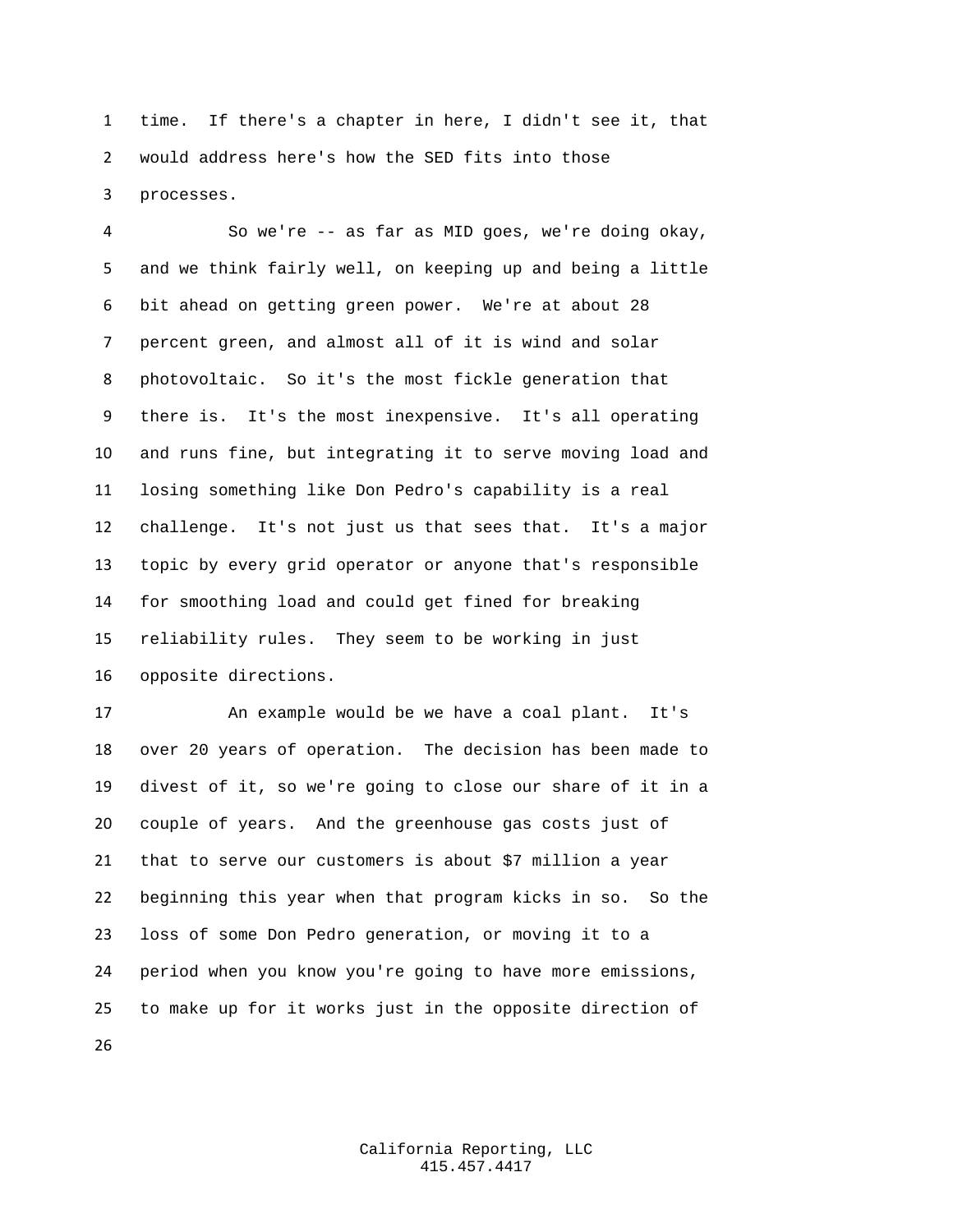time. If there's a chapter in here, I didn't see it, that would address here's how the SED fits into those processes.

So we're -- as far as MID goes, we're doing okay, and we think fairly well, on keeping up and being a little bit ahead on getting green power. We're at about 28 percent green, and almost all of it is wind and solar photovoltaic. So it's the most fickle generation that there is. It's the most inexpensive. It's all operating and runs fine, but integrating it to serve moving load and losing something like Don Pedro's capability is a real challenge. It's not just us that sees that. It's a major topic by every grid operator or anyone that's responsible for smoothing load and could get fined for breaking reliability rules. They seem to be working in just opposite directions.

An example would be we have a coal plant. It's over 20 years of operation. The decision has been made to divest of it, so we're going to close our share of it in a couple of years. And the greenhouse gas costs just of that to serve our customers is about $7 million a year beginning this year when that program kicks in so. So the loss of some Don Pedro generation, or moving it to a period when you know you're going to have more emissions, to make up for it works just in the opposite direction of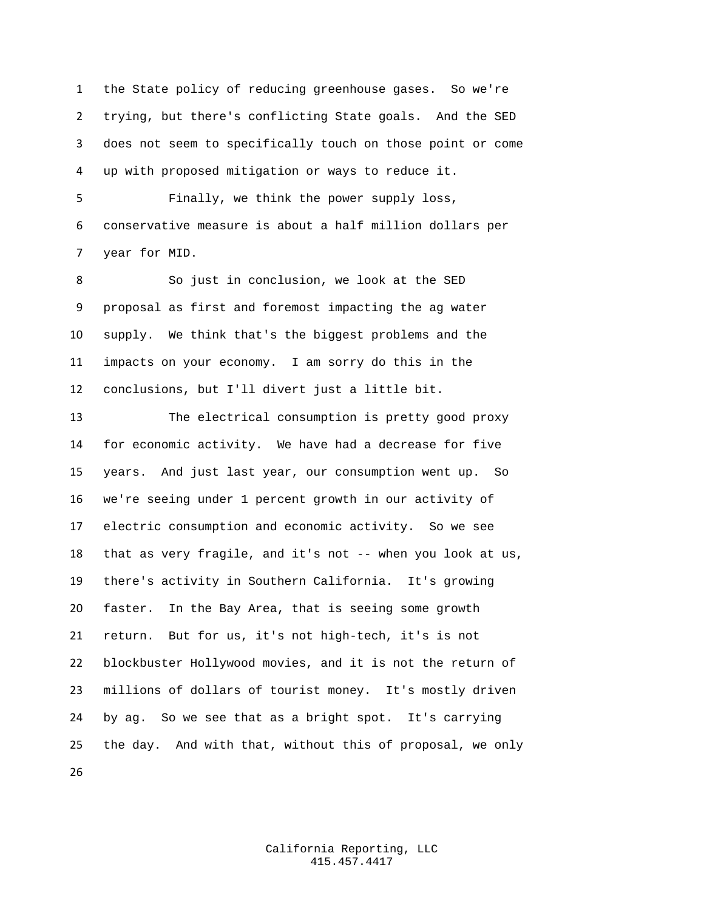the State policy of reducing greenhouse gases. So we're trying, but there's conflicting State goals. And the SED does not seem to specifically touch on those point or come up with proposed mitigation or ways to reduce it.

Finally, we think the power supply loss, conservative measure is about a half million dollars per year for MID.

So just in conclusion, we look at the SED proposal as first and foremost impacting the ag water supply. We think that's the biggest problems and the impacts on your economy. I am sorry do this in the conclusions, but I'll divert just a little bit.

The electrical consumption is pretty good proxy for economic activity. We have had a decrease for five years. And just last year, our consumption went up. So we're seeing under 1 percent growth in our activity of electric consumption and economic activity. So we see that as very fragile, and it's not -- when you look at us, there's activity in Southern California. It's growing faster. In the Bay Area, that is seeing some growth return. But for us, it's not high-tech, it's is not blockbuster Hollywood movies, and it is not the return of millions of dollars of tourist money. It's mostly driven by ag. So we see that as a bright spot. It's carrying the day. And with that, without this of proposal, we only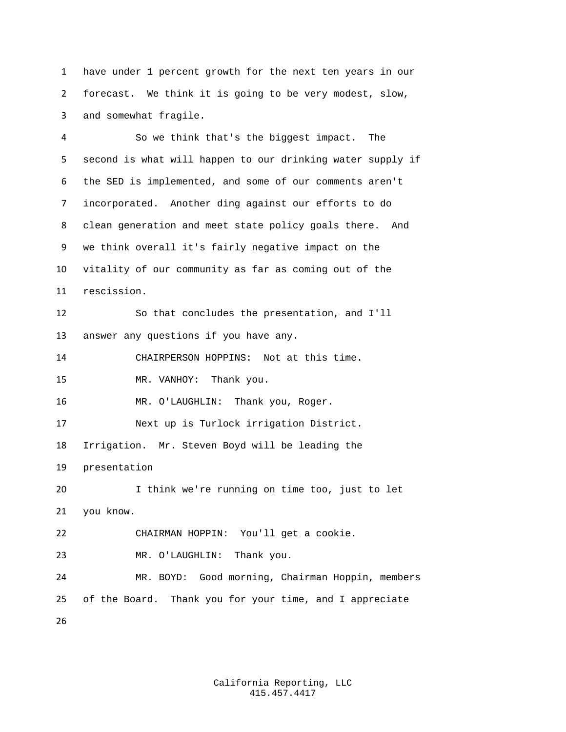have under 1 percent growth for the next ten years in our forecast. We think it is going to be very modest, slow, and somewhat fragile.

So we think that's the biggest impact. The second is what will happen to our drinking water supply if the SED is implemented, and some of our comments aren't incorporated. Another ding against our efforts to do clean generation and meet state policy goals there. And we think overall it's fairly negative impact on the vitality of our community as far as coming out of the rescission.

So that concludes the presentation, and I'll answer any questions if you have any.

CHAIRPERSON HOPPINS: Not at this time.

MR. VANHOY: Thank you.

MR. O'LAUGHLIN: Thank you, Roger.

Next up is Turlock irrigation District. Irrigation. Mr. Steven Boyd will be leading the presentation

I think we're running on time too, just to let you know.

CHAIRMAN HOPPIN: You'll get a cookie.

MR. O'LAUGHLIN: Thank you.

MR. BOYD: Good morning, Chairman Hoppin, members of the Board. Thank you for your time, and I appreciate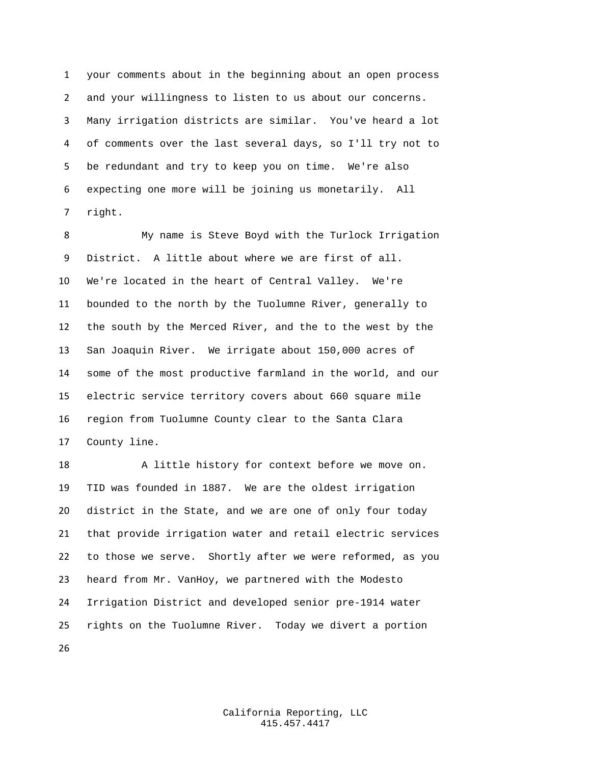your comments about in the beginning about an open process and your willingness to listen to us about our concerns. Many irrigation districts are similar. You've heard a lot of comments over the last several days, so I'll try not to be redundant and try to keep you on time. We're also expecting one more will be joining us monetarily. All right.

My name is Steve Boyd with the Turlock Irrigation District. A little about where we are first of all. We're located in the heart of Central Valley. We're bounded to the north by the Tuolumne River, generally to the south by the Merced River, and the to the west by the San Joaquin River. We irrigate about 150,000 acres of some of the most productive farmland in the world, and our electric service territory covers about 660 square mile region from Tuolumne County clear to the Santa Clara County line.

A little history for context before we move on. TID was founded in 1887. We are the oldest irrigation district in the State, and we are one of only four today that provide irrigation water and retail electric services to those we serve. Shortly after we were reformed, as you heard from Mr. VanHoy, we partnered with the Modesto Irrigation District and developed senior pre-1914 water rights on the Tuolumne River. Today we divert a portion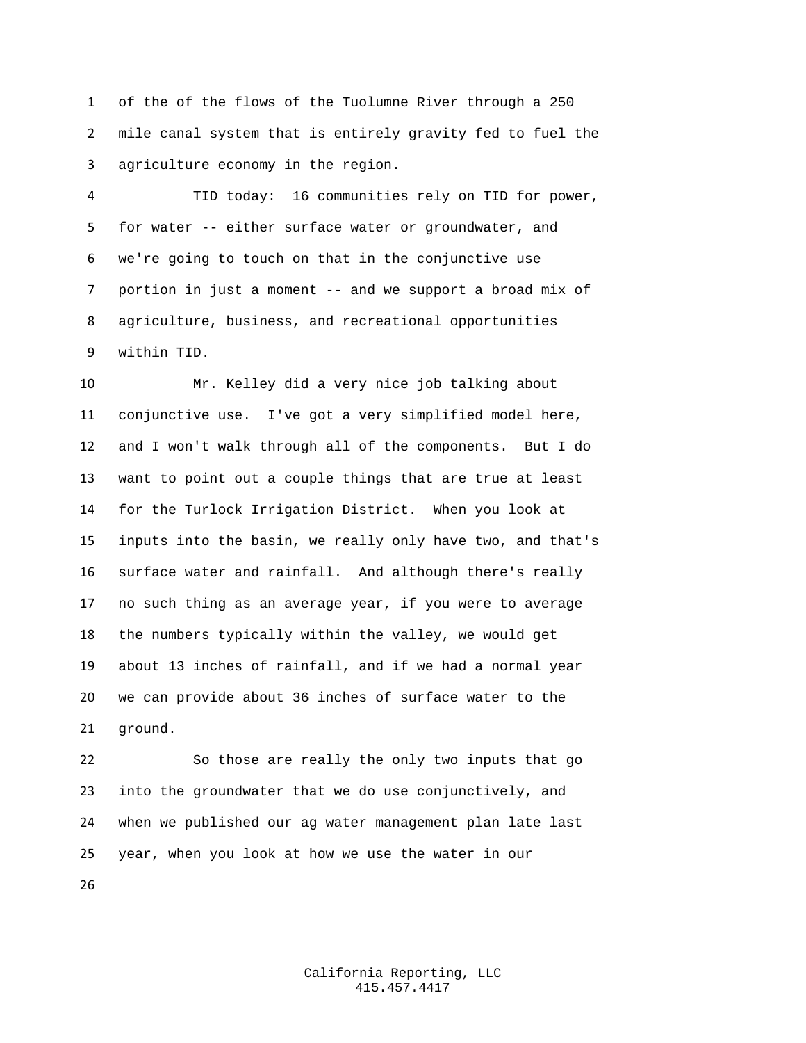of the of the flows of the Tuolumne River through a 250 mile canal system that is entirely gravity fed to fuel the agriculture economy in the region.

TID today: 16 communities rely on TID for power, for water -- either surface water or groundwater, and we're going to touch on that in the conjunctive use portion in just a moment -- and we support a broad mix of agriculture, business, and recreational opportunities within TID.

Mr. Kelley did a very nice job talking about conjunctive use. I've got a very simplified model here, and I won't walk through all of the components. But I do want to point out a couple things that are true at least for the Turlock Irrigation District. When you look at inputs into the basin, we really only have two, and that's surface water and rainfall. And although there's really no such thing as an average year, if you were to average the numbers typically within the valley, we would get about 13 inches of rainfall, and if we had a normal year we can provide about 36 inches of surface water to the ground.

So those are really the only two inputs that go into the groundwater that we do use conjunctively, and when we published our ag water management plan late last year, when you look at how we use the water in our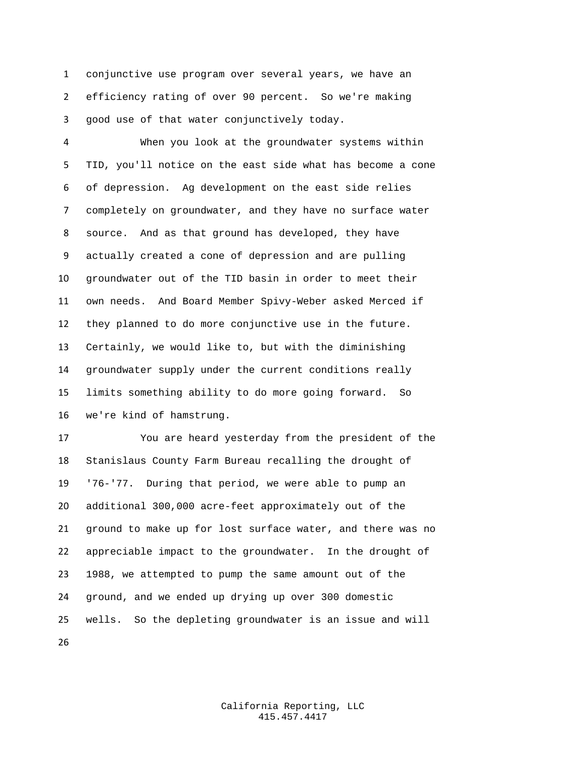conjunctive use program over several years, we have an efficiency rating of over 90 percent. So we're making good use of that water conjunctively today.

When you look at the groundwater systems within TID, you'll notice on the east side what has become a cone of depression. Ag development on the east side relies completely on groundwater, and they have no surface water source. And as that ground has developed, they have actually created a cone of depression and are pulling groundwater out of the TID basin in order to meet their own needs. And Board Member Spivy-Weber asked Merced if they planned to do more conjunctive use in the future. Certainly, we would like to, but with the diminishing groundwater supply under the current conditions really limits something ability to do more going forward. So we're kind of hamstrung.

You are heard yesterday from the president of the Stanislaus County Farm Bureau recalling the drought of '76-'77. During that period, we were able to pump an additional 300,000 acre-feet approximately out of the ground to make up for lost surface water, and there was no appreciable impact to the groundwater. In the drought of 1988, we attempted to pump the same amount out of the ground, and we ended up drying up over 300 domestic wells. So the depleting groundwater is an issue and will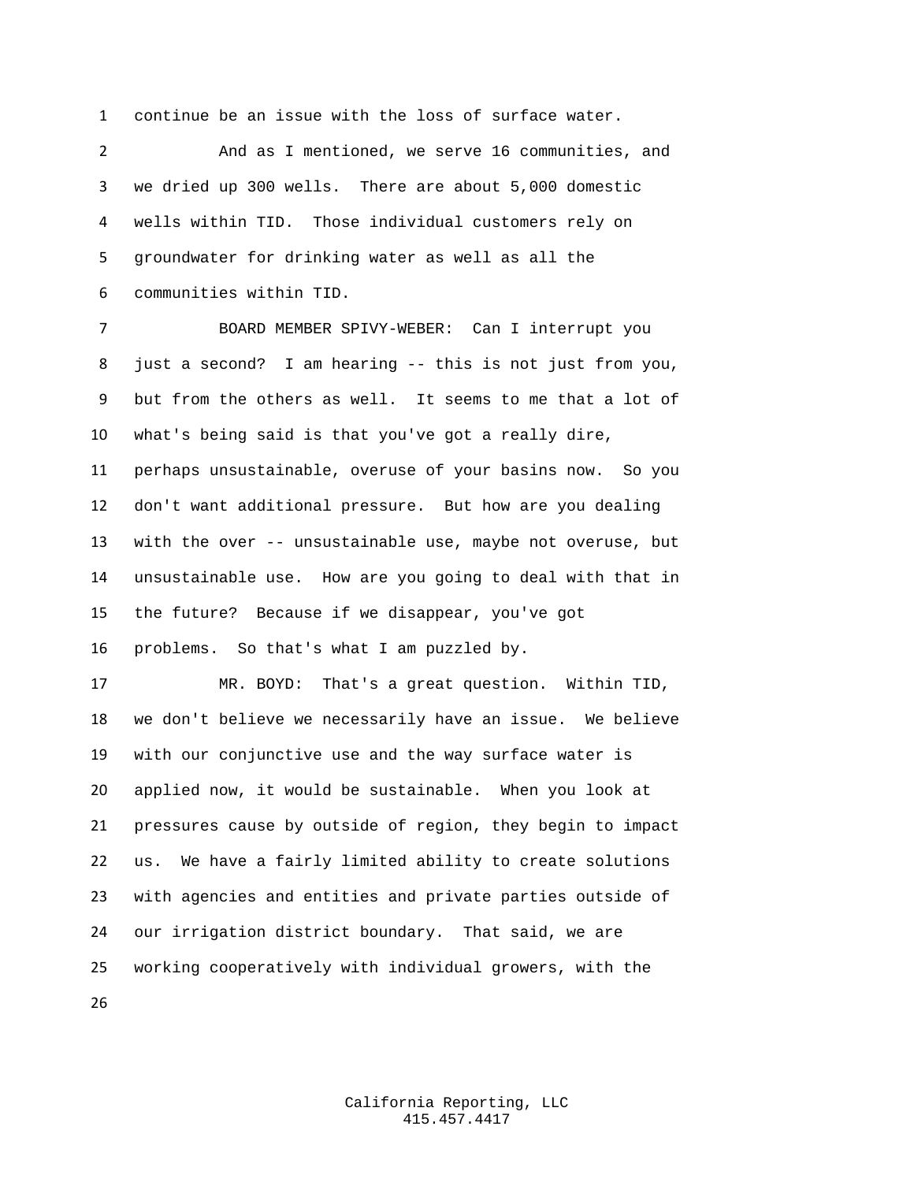continue be an issue with the loss of surface water.

And as I mentioned, we serve 16 communities, and we dried up 300 wells. There are about 5,000 domestic wells within TID. Those individual customers rely on groundwater for drinking water as well as all the communities within TID.

BOARD MEMBER SPIVY-WEBER: Can I interrupt you just a second? I am hearing -- this is not just from you, but from the others as well. It seems to me that a lot of what's being said is that you've got a really dire, perhaps unsustainable, overuse of your basins now. So you don't want additional pressure. But how are you dealing with the over -- unsustainable use, maybe not overuse, but unsustainable use. How are you going to deal with that in the future? Because if we disappear, you've got problems. So that's what I am puzzled by.

MR. BOYD: That's a great question. Within TID, we don't believe we necessarily have an issue. We believe with our conjunctive use and the way surface water is applied now, it would be sustainable. When you look at pressures cause by outside of region, they begin to impact us. We have a fairly limited ability to create solutions with agencies and entities and private parties outside of our irrigation district boundary. That said, we are working cooperatively with individual growers, with the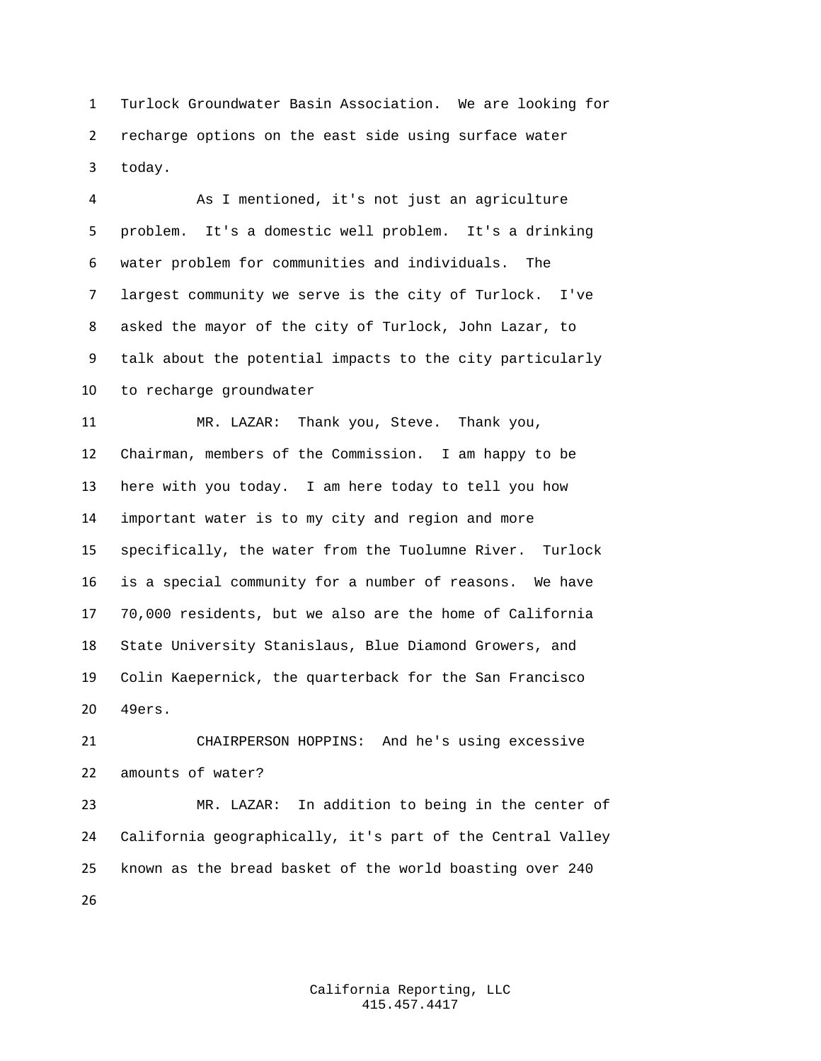Turlock Groundwater Basin Association. We are looking for recharge options on the east side using surface water today.

As I mentioned, it's not just an agriculture problem. It's a domestic well problem. It's a drinking water problem for communities and individuals. The largest community we serve is the city of Turlock. I've asked the mayor of the city of Turlock, John Lazar, to talk about the potential impacts to the city particularly to recharge groundwater

MR. LAZAR: Thank you, Steve. Thank you, Chairman, members of the Commission. I am happy to be here with you today. I am here today to tell you how important water is to my city and region and more specifically, the water from the Tuolumne River. Turlock is a special community for a number of reasons. We have 70,000 residents, but we also are the home of California State University Stanislaus, Blue Diamond Growers, and Colin Kaepernick, the quarterback for the San Francisco 49ers.

CHAIRPERSON HOPPINS: And he's using excessive amounts of water?

MR. LAZAR: In addition to being in the center of California geographically, it's part of the Central Valley known as the bread basket of the world boasting over 240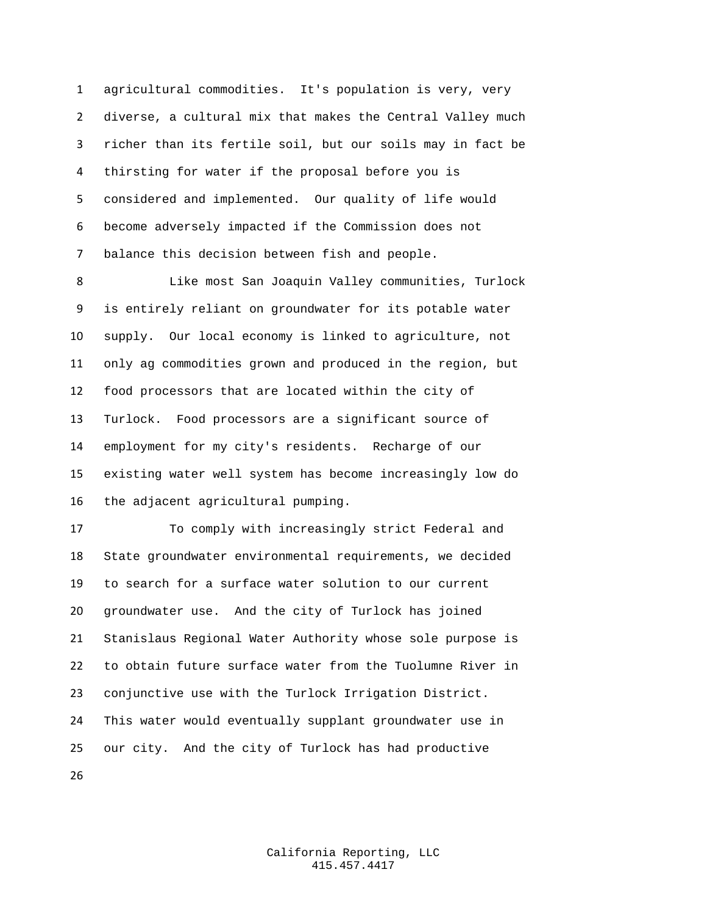agricultural commodities. It's population is very, very diverse, a cultural mix that makes the Central Valley much richer than its fertile soil, but our soils may in fact be thirsting for water if the proposal before you is considered and implemented. Our quality of life would become adversely impacted if the Commission does not balance this decision between fish and people.

Like most San Joaquin Valley communities, Turlock is entirely reliant on groundwater for its potable water supply. Our local economy is linked to agriculture, not only ag commodities grown and produced in the region, but food processors that are located within the city of Turlock. Food processors are a significant source of employment for my city's residents. Recharge of our existing water well system has become increasingly low do the adjacent agricultural pumping.

To comply with increasingly strict Federal and State groundwater environmental requirements, we decided to search for a surface water solution to our current groundwater use. And the city of Turlock has joined Stanislaus Regional Water Authority whose sole purpose is to obtain future surface water from the Tuolumne River in conjunctive use with the Turlock Irrigation District. This water would eventually supplant groundwater use in our city. And the city of Turlock has had productive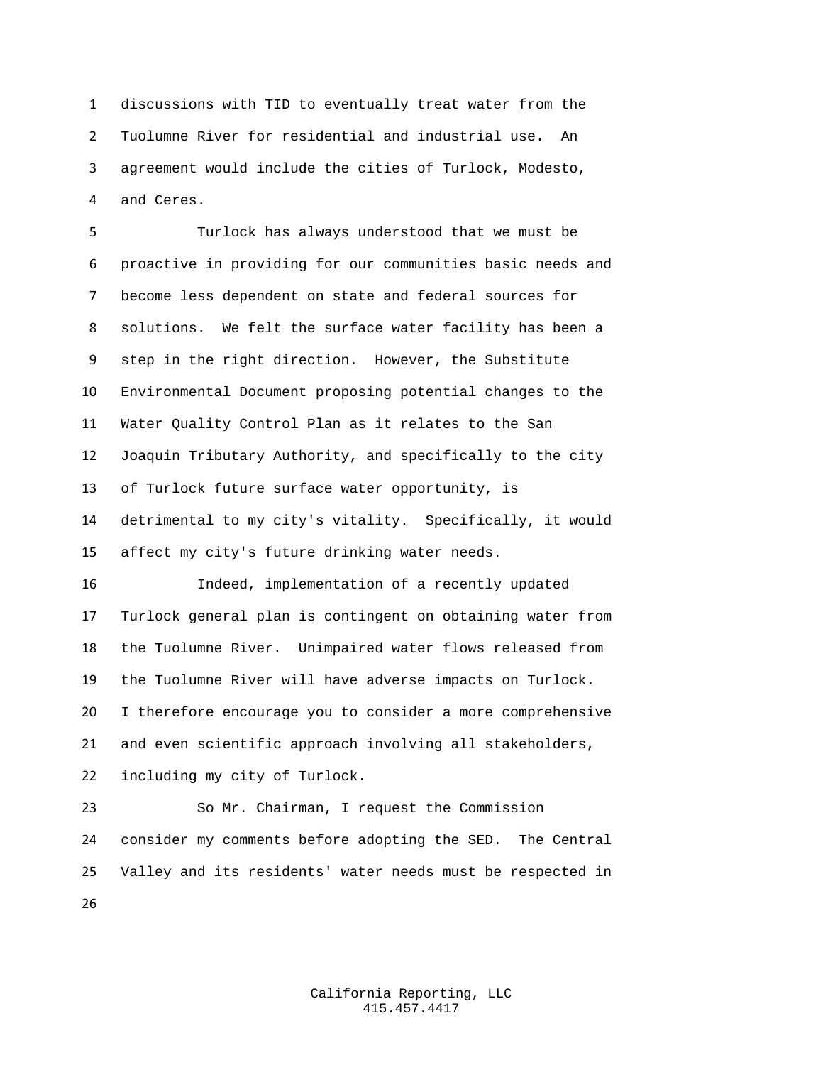discussions with TID to eventually treat water from the Tuolumne River for residential and industrial use. An agreement would include the cities of Turlock, Modesto, and Ceres.

Turlock has always understood that we must be proactive in providing for our communities basic needs and become less dependent on state and federal sources for solutions. We felt the surface water facility has been a step in the right direction. However, the Substitute Environmental Document proposing potential changes to the Water Quality Control Plan as it relates to the San Joaquin Tributary Authority, and specifically to the city of Turlock future surface water opportunity, is detrimental to my city's vitality. Specifically, it would affect my city's future drinking water needs.

Indeed, implementation of a recently updated Turlock general plan is contingent on obtaining water from the Tuolumne River. Unimpaired water flows released from the Tuolumne River will have adverse impacts on Turlock. I therefore encourage you to consider a more comprehensive and even scientific approach involving all stakeholders, including my city of Turlock.

So Mr. Chairman, I request the Commission consider my comments before adopting the SED. The Central Valley and its residents' water needs must be respected in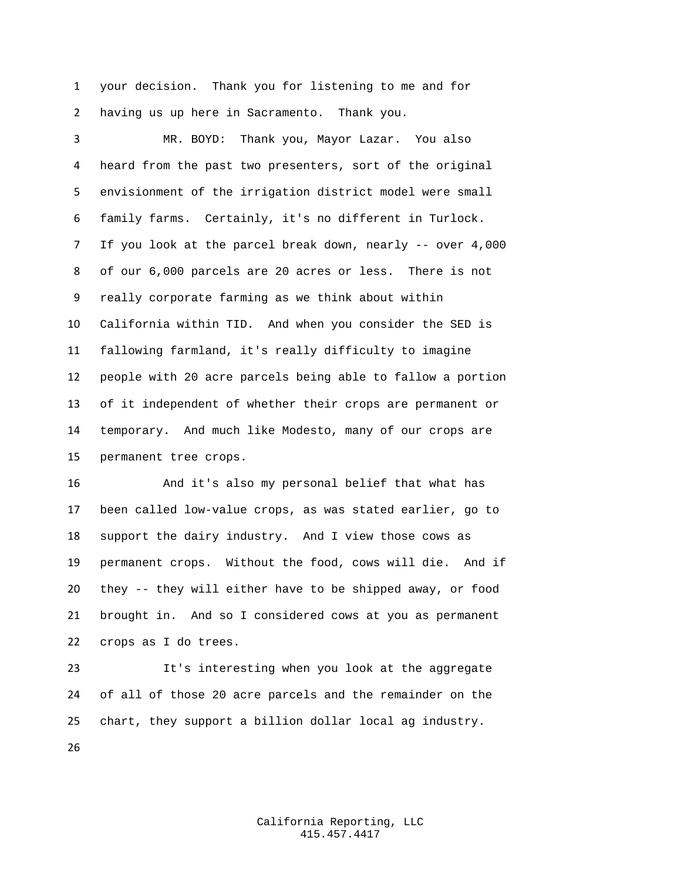your decision. Thank you for listening to me and for having us up here in Sacramento. Thank you.

MR. BOYD: Thank you, Mayor Lazar. You also heard from the past two presenters, sort of the original envisionment of the irrigation district model were small family farms. Certainly, it's no different in Turlock. If you look at the parcel break down, nearly -- over 4,000 of our 6,000 parcels are 20 acres or less. There is not really corporate farming as we think about within California within TID. And when you consider the SED is fallowing farmland, it's really difficulty to imagine people with 20 acre parcels being able to fallow a portion of it independent of whether their crops are permanent or temporary. And much like Modesto, many of our crops are permanent tree crops.

And it's also my personal belief that what has been called low-value crops, as was stated earlier, go to support the dairy industry. And I view those cows as permanent crops. Without the food, cows will die. And if they -- they will either have to be shipped away, or food brought in. And so I considered cows at you as permanent crops as I do trees.

It's interesting when you look at the aggregate of all of those 20 acre parcels and the remainder on the chart, they support a billion dollar local ag industry.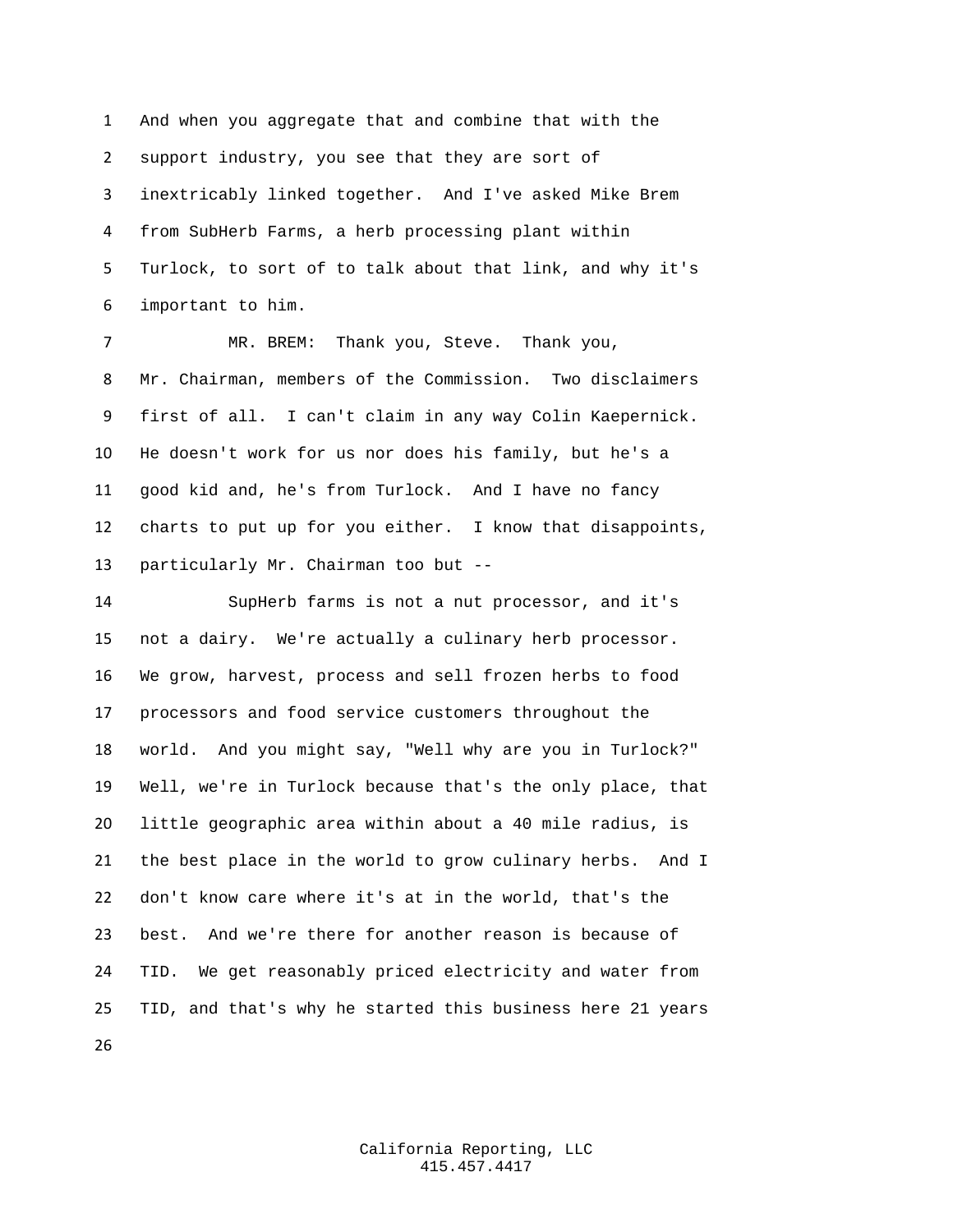And when you aggregate that and combine that with the support industry, you see that they are sort of inextricably linked together. And I've asked Mike Brem from SubHerb Farms, a herb processing plant within Turlock, to sort of to talk about that link, and why it's important to him.

MR. BREM: Thank you, Steve. Thank you, Mr. Chairman, members of the Commission. Two disclaimers first of all. I can't claim in any way Colin Kaepernick. He doesn't work for us nor does his family, but he's a good kid and, he's from Turlock. And I have no fancy charts to put up for you either. I know that disappoints, particularly Mr. Chairman too but --

SupHerb farms is not a nut processor, and it's not a dairy. We're actually a culinary herb processor. We grow, harvest, process and sell frozen herbs to food processors and food service customers throughout the world. And you might say, "Well why are you in Turlock?" Well, we're in Turlock because that's the only place, that little geographic area within about a 40 mile radius, is the best place in the world to grow culinary herbs. And I don't know care where it's at in the world, that's the best. And we're there for another reason is because of TID. We get reasonably priced electricity and water from TID, and that's why he started this business here 21 years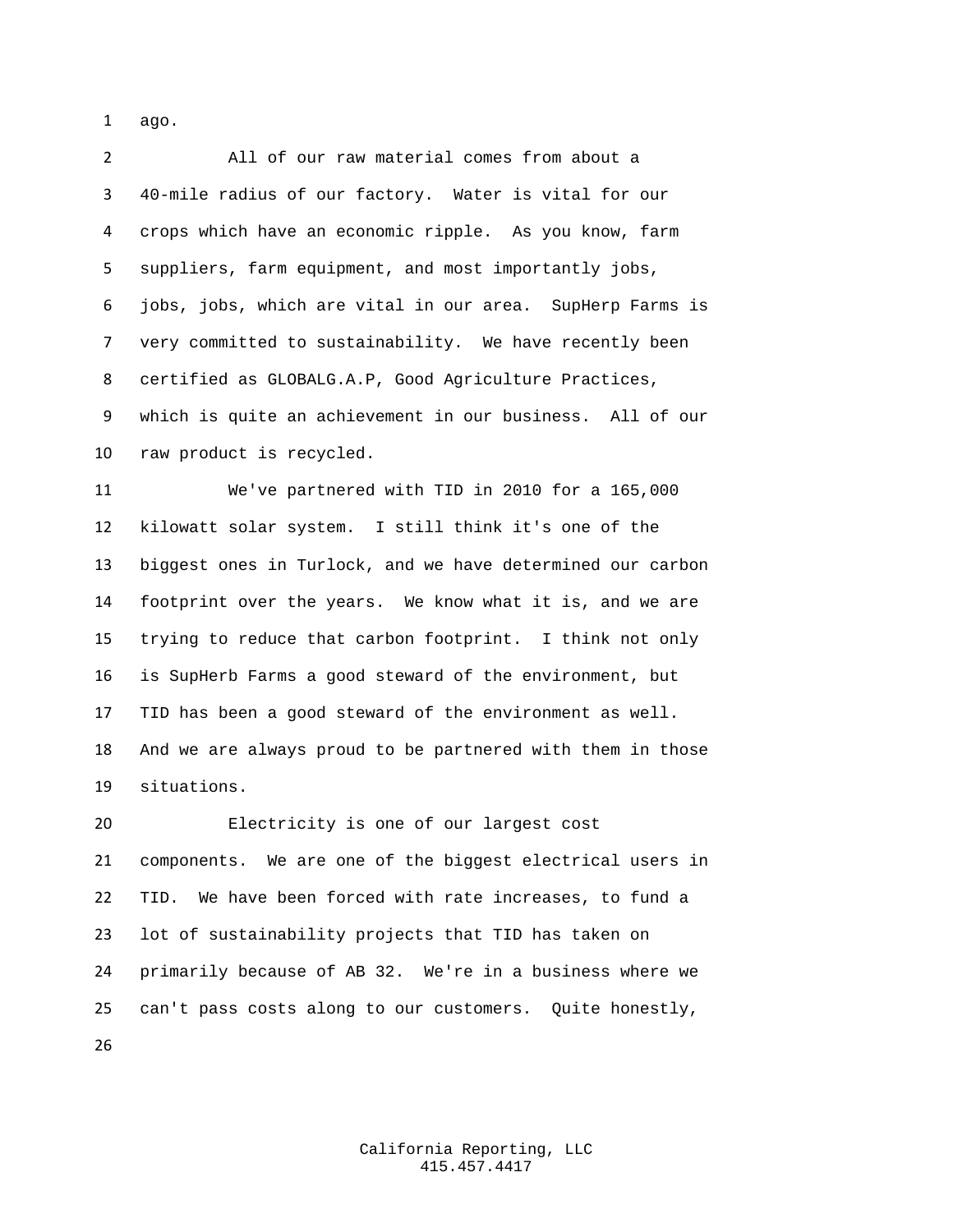ago.

All of our raw material comes from about a 40-mile radius of our factory. Water is vital for our crops which have an economic ripple. As you know, farm suppliers, farm equipment, and most importantly jobs, jobs, jobs, which are vital in our area. SupHerp Farms is very committed to sustainability. We have recently been certified as GLOBALG.A.P, Good Agriculture Practices, which is quite an achievement in our business. All of our raw product is recycled.

We've partnered with TID in 2010 for a 165,000 kilowatt solar system. I still think it's one of the biggest ones in Turlock, and we have determined our carbon footprint over the years. We know what it is, and we are trying to reduce that carbon footprint. I think not only is SupHerb Farms a good steward of the environment, but TID has been a good steward of the environment as well. And we are always proud to be partnered with them in those situations.

Electricity is one of our largest cost components. We are one of the biggest electrical users in TID. We have been forced with rate increases, to fund a lot of sustainability projects that TID has taken on primarily because of AB 32. We're in a business where we can't pass costs along to our customers. Quite honestly,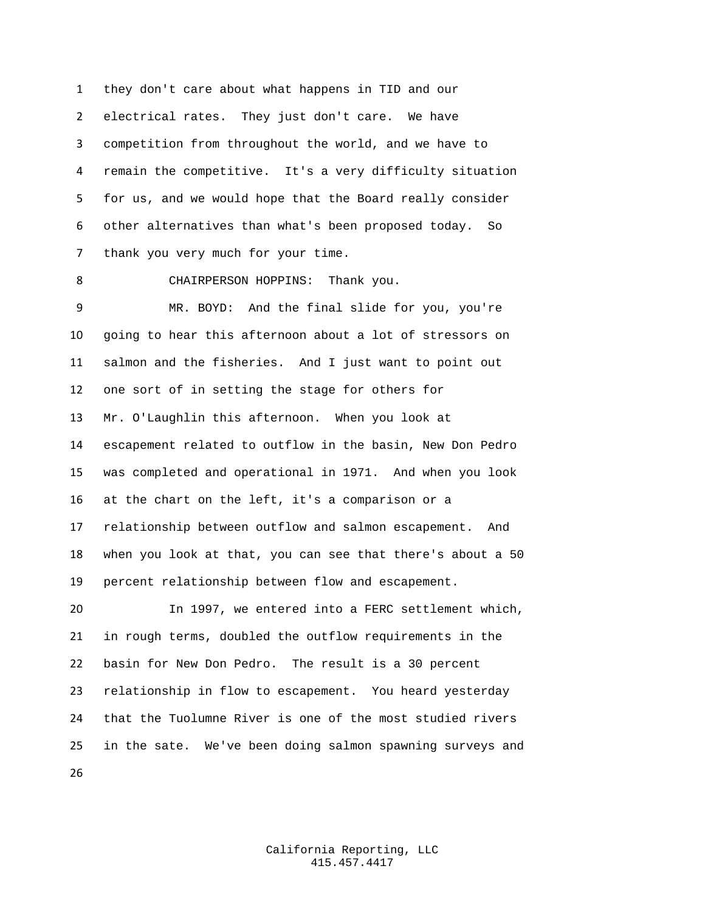they don't care about what happens in TID and our electrical rates. They just don't care. We have competition from throughout the world, and we have to remain the competitive. It's a very difficulty situation for us, and we would hope that the Board really consider other alternatives than what's been proposed today. So thank you very much for your time.

CHAIRPERSON HOPPINS: Thank you.

MR. BOYD: And the final slide for you, you're going to hear this afternoon about a lot of stressors on salmon and the fisheries. And I just want to point out one sort of in setting the stage for others for Mr. O'Laughlin this afternoon. When you look at escapement related to outflow in the basin, New Don Pedro was completed and operational in 1971. And when you look at the chart on the left, it's a comparison or a relationship between outflow and salmon escapement. And when you look at that, you can see that there's about a 50 percent relationship between flow and escapement.

In 1997, we entered into a FERC settlement which, in rough terms, doubled the outflow requirements in the basin for New Don Pedro. The result is a 30 percent relationship in flow to escapement. You heard yesterday that the Tuolumne River is one of the most studied rivers in the sate. We've been doing salmon spawning surveys and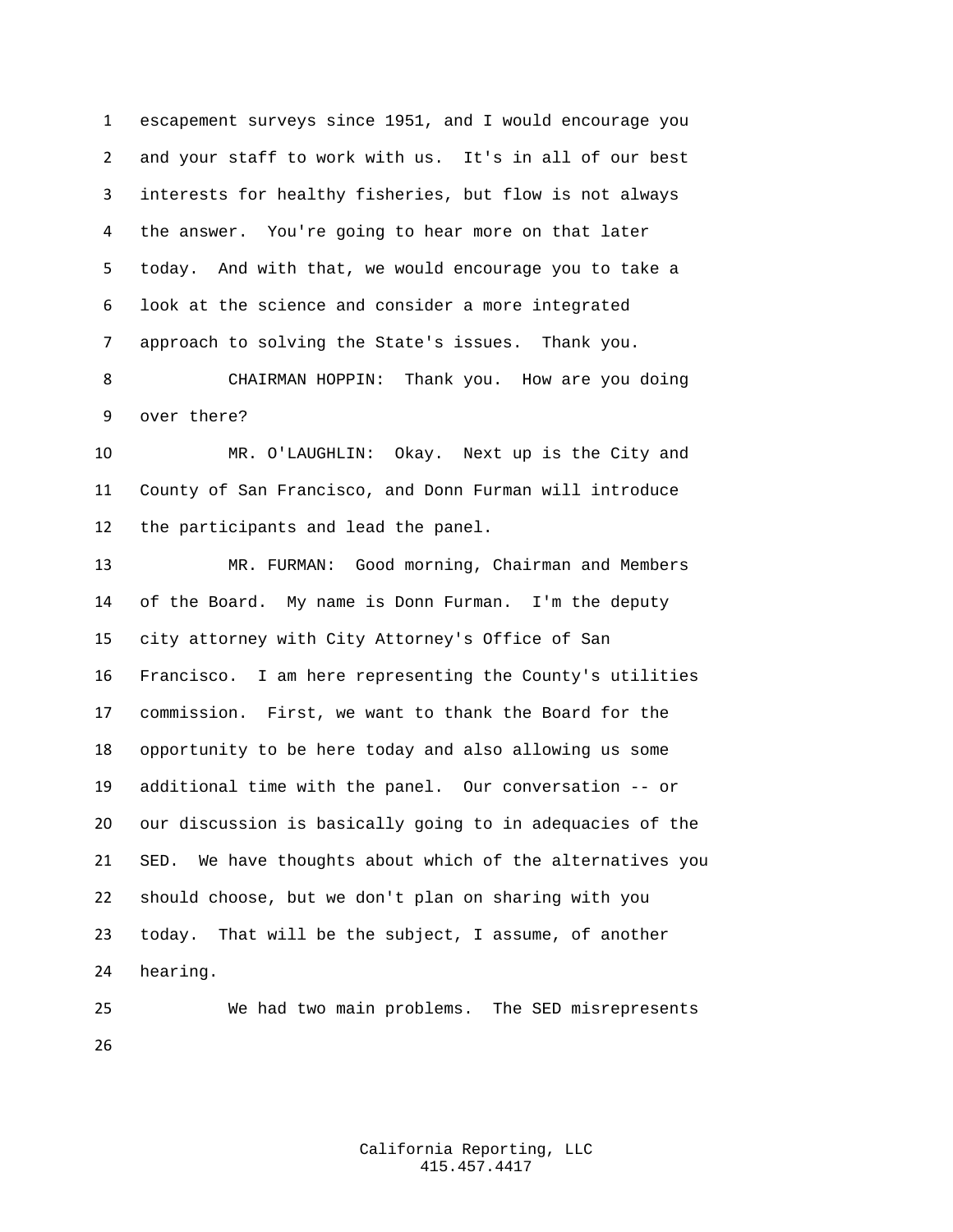escapement surveys since 1951, and I would encourage you and your staff to work with us. It's in all of our best interests for healthy fisheries, but flow is not always the answer. You're going to hear more on that later today. And with that, we would encourage you to take a look at the science and consider a more integrated approach to solving the State's issues. Thank you.

CHAIRMAN HOPPIN: Thank you. How are you doing over there?

MR. O'LAUGHLIN: Okay. Next up is the City and County of San Francisco, and Donn Furman will introduce the participants and lead the panel.

MR. FURMAN: Good morning, Chairman and Members of the Board. My name is Donn Furman. I'm the deputy city attorney with City Attorney's Office of San Francisco. I am here representing the County's utilities commission. First, we want to thank the Board for the opportunity to be here today and also allowing us some additional time with the panel. Our conversation -- or our discussion is basically going to in adequacies of the SED. We have thoughts about which of the alternatives you should choose, but we don't plan on sharing with you today. That will be the subject, I assume, of another hearing.

We had two main problems. The SED misrepresents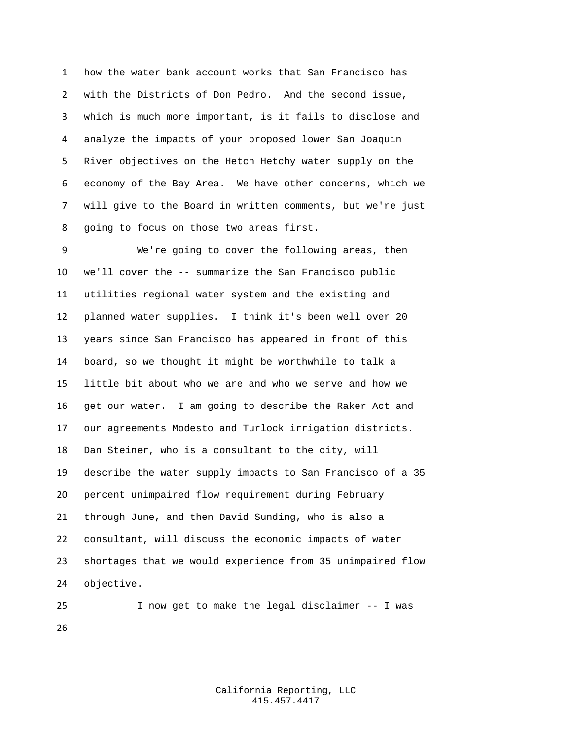how the water bank account works that San Francisco has with the Districts of Don Pedro. And the second issue, which is much more important, is it fails to disclose and analyze the impacts of your proposed lower San Joaquin River objectives on the Hetch Hetchy water supply on the economy of the Bay Area. We have other concerns, which we will give to the Board in written comments, but we're just going to focus on those two areas first.

We're going to cover the following areas, then we'll cover the -- summarize the San Francisco public utilities regional water system and the existing and planned water supplies. I think it's been well over 20 years since San Francisco has appeared in front of this board, so we thought it might be worthwhile to talk a little bit about who we are and who we serve and how we get our water. I am going to describe the Raker Act and our agreements Modesto and Turlock irrigation districts. Dan Steiner, who is a consultant to the city, will describe the water supply impacts to San Francisco of a 35 percent unimpaired flow requirement during February through June, and then David Sunding, who is also a consultant, will discuss the economic impacts of water shortages that we would experience from 35 unimpaired flow objective.

I now get to make the legal disclaimer -- I was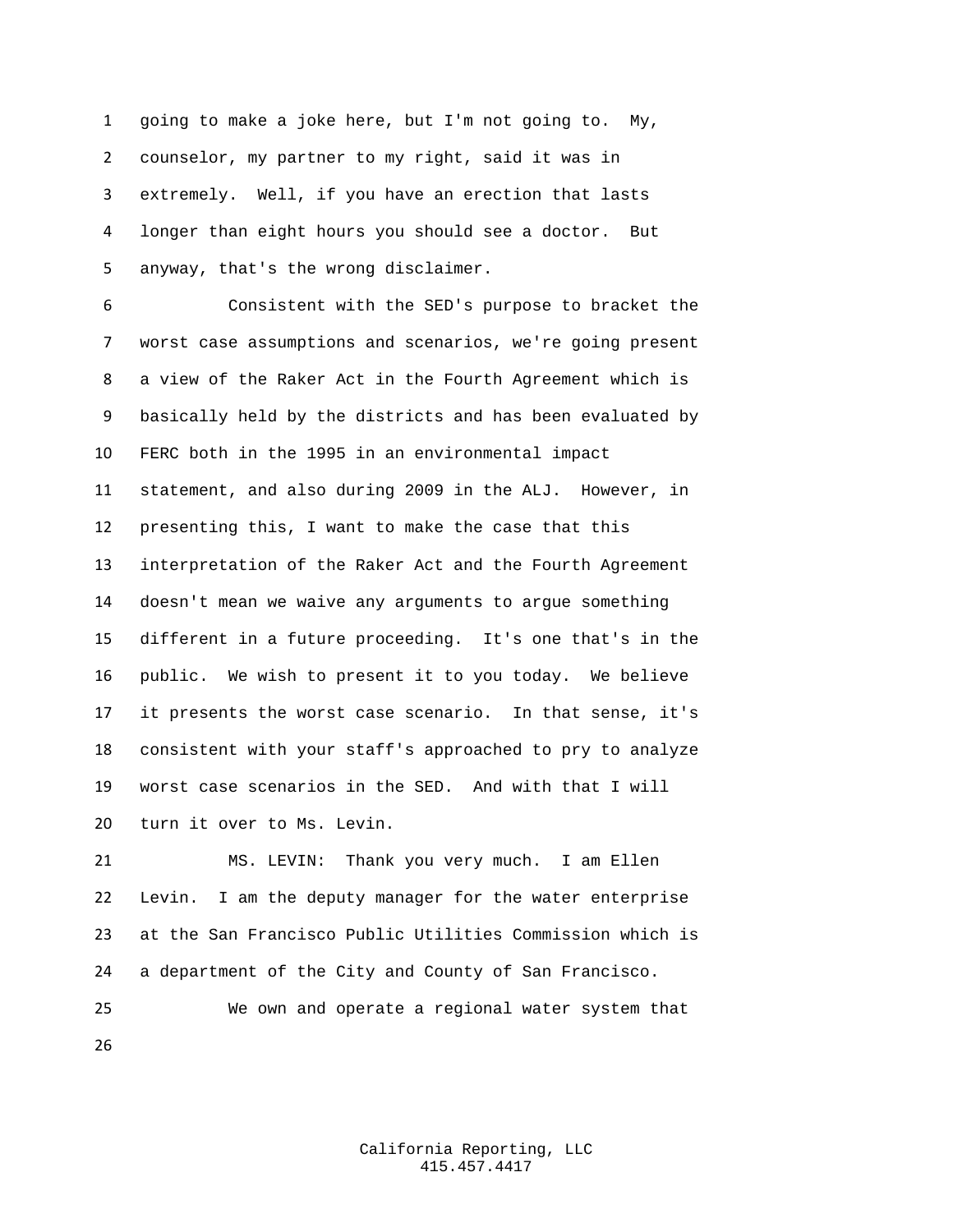going to make a joke here, but I'm not going to. My, counselor, my partner to my right, said it was in extremely. Well, if you have an erection that lasts longer than eight hours you should see a doctor. But anyway, that's the wrong disclaimer.

Consistent with the SED's purpose to bracket the worst case assumptions and scenarios, we're going present a view of the Raker Act in the Fourth Agreement which is basically held by the districts and has been evaluated by FERC both in the 1995 in an environmental impact statement, and also during 2009 in the ALJ. However, in presenting this, I want to make the case that this interpretation of the Raker Act and the Fourth Agreement doesn't mean we waive any arguments to argue something different in a future proceeding. It's one that's in the public. We wish to present it to you today. We believe it presents the worst case scenario. In that sense, it's consistent with your staff's approached to pry to analyze worst case scenarios in the SED. And with that I will turn it over to Ms. Levin.

MS. LEVIN: Thank you very much. I am Ellen Levin. I am the deputy manager for the water enterprise at the San Francisco Public Utilities Commission which is a department of the City and County of San Francisco.

We own and operate a regional water system that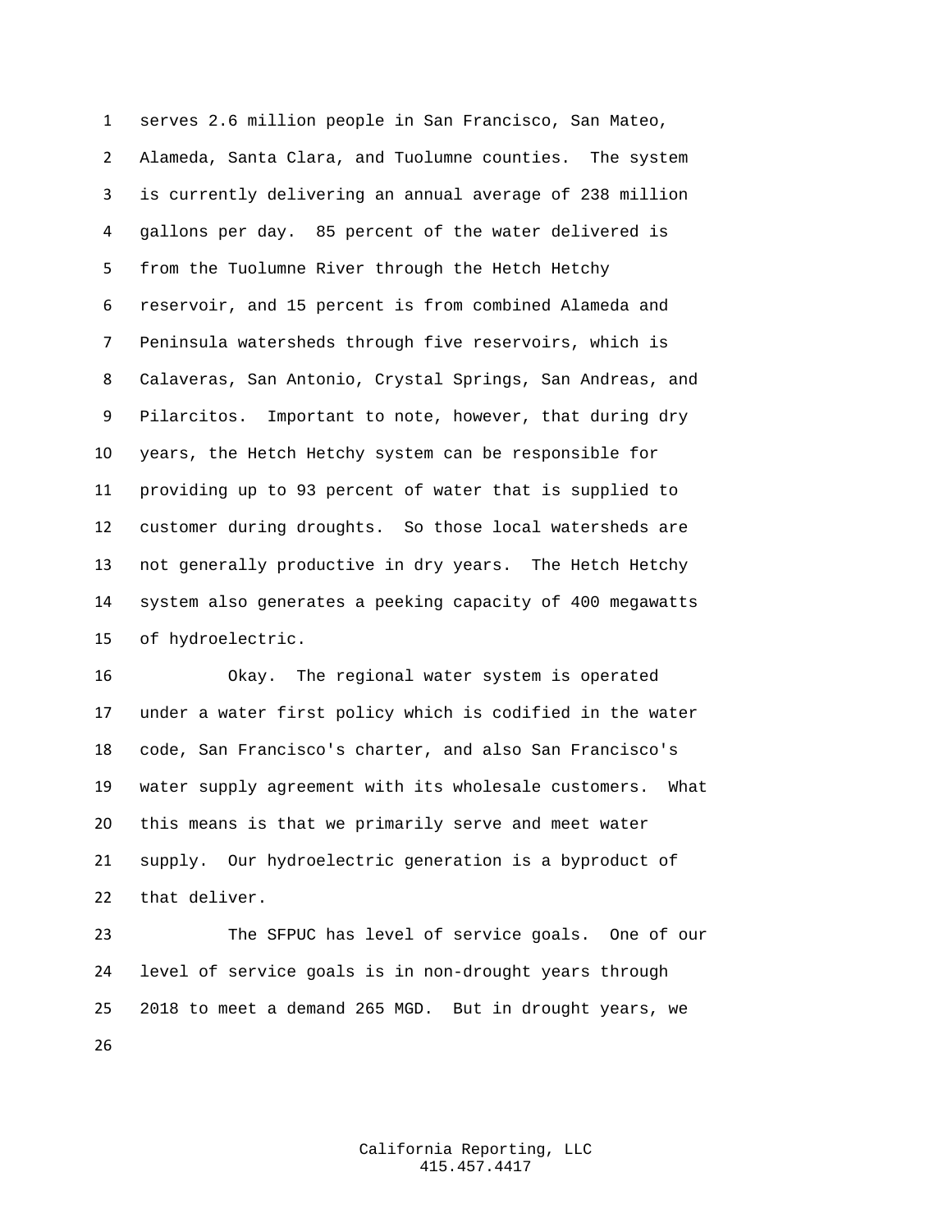serves 2.6 million people in San Francisco, San Mateo, Alameda, Santa Clara, and Tuolumne counties. The system is currently delivering an annual average of 238 million gallons per day. 85 percent of the water delivered is from the Tuolumne River through the Hetch Hetchy reservoir, and 15 percent is from combined Alameda and Peninsula watersheds through five reservoirs, which is Calaveras, San Antonio, Crystal Springs, San Andreas, and Pilarcitos. Important to note, however, that during dry years, the Hetch Hetchy system can be responsible for providing up to 93 percent of water that is supplied to customer during droughts. So those local watersheds are not generally productive in dry years. The Hetch Hetchy system also generates a peeking capacity of 400 megawatts of hydroelectric.

Okay. The regional water system is operated under a water first policy which is codified in the water code, San Francisco's charter, and also San Francisco's water supply agreement with its wholesale customers. What this means is that we primarily serve and meet water supply. Our hydroelectric generation is a byproduct of that deliver.

The SFPUC has level of service goals. One of our level of service goals is in non-drought years through 2018 to meet a demand 265 MGD. But in drought years, we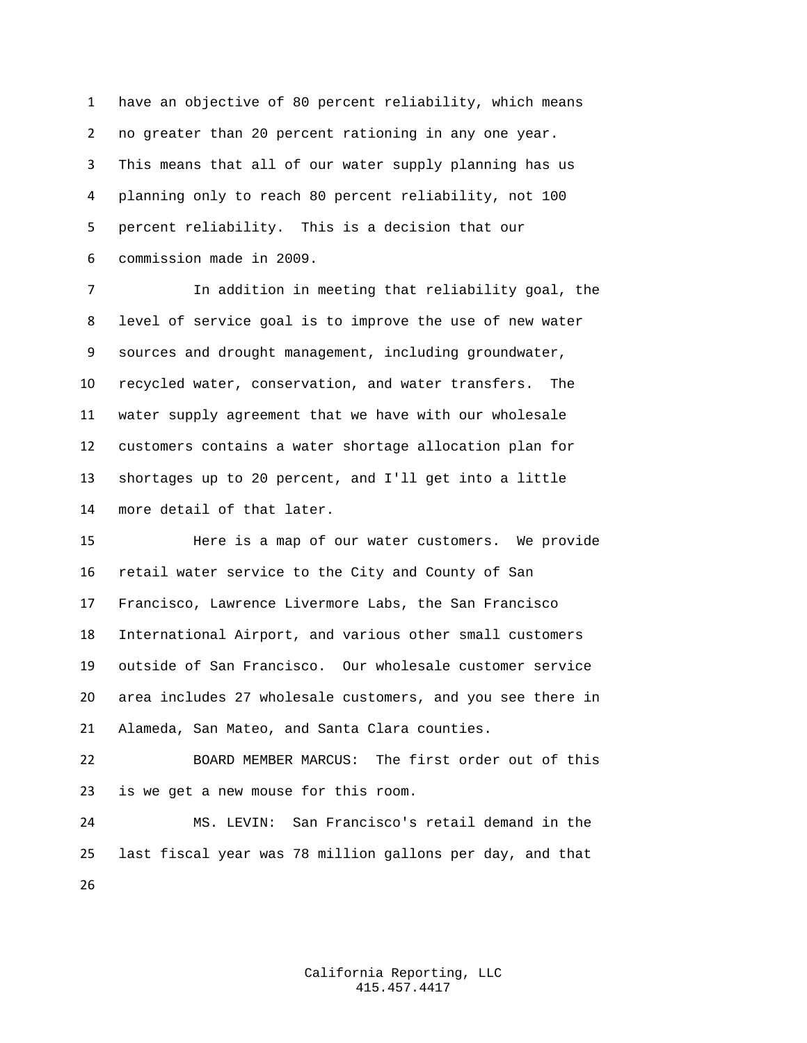have an objective of 80 percent reliability, which means no greater than 20 percent rationing in any one year. This means that all of our water supply planning has us planning only to reach 80 percent reliability, not 100 percent reliability. This is a decision that our commission made in 2009.

In addition in meeting that reliability goal, the level of service goal is to improve the use of new water sources and drought management, including groundwater, recycled water, conservation, and water transfers. The water supply agreement that we have with our wholesale customers contains a water shortage allocation plan for shortages up to 20 percent, and I'll get into a little more detail of that later.

Here is a map of our water customers. We provide retail water service to the City and County of San Francisco, Lawrence Livermore Labs, the San Francisco International Airport, and various other small customers outside of San Francisco. Our wholesale customer service area includes 27 wholesale customers, and you see there in Alameda, San Mateo, and Santa Clara counties.

BOARD MEMBER MARCUS: The first order out of this is we get a new mouse for this room.

MS. LEVIN: San Francisco's retail demand in the last fiscal year was 78 million gallons per day, and that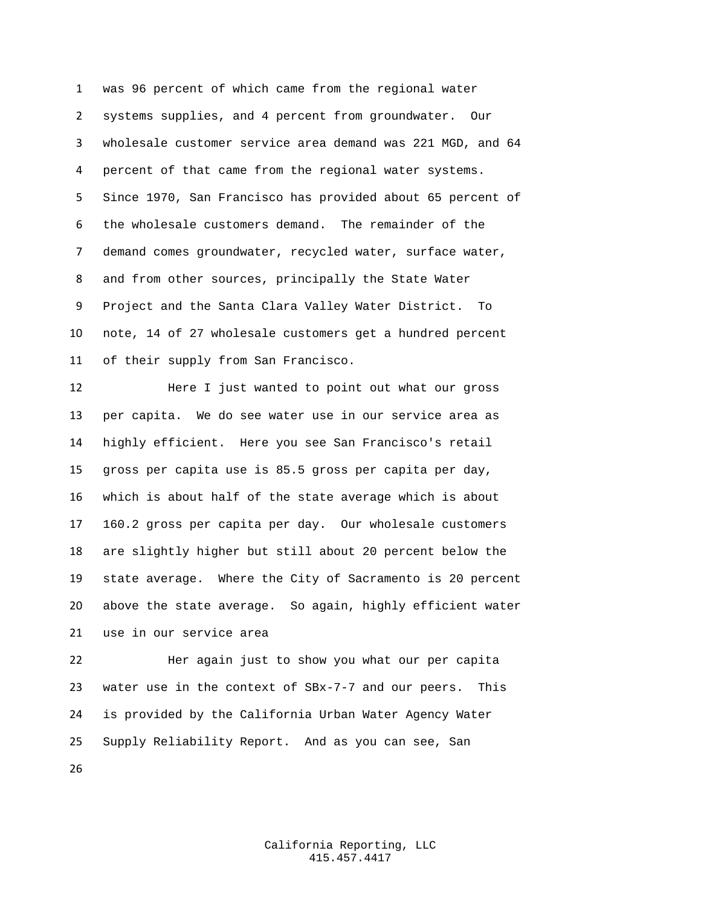was 96 percent of which came from the regional water systems supplies, and 4 percent from groundwater. Our wholesale customer service area demand was 221 MGD, and 64 percent of that came from the regional water systems. Since 1970, San Francisco has provided about 65 percent of the wholesale customers demand. The remainder of the demand comes groundwater, recycled water, surface water, and from other sources, principally the State Water Project and the Santa Clara Valley Water District. To note, 14 of 27 wholesale customers get a hundred percent of their supply from San Francisco.

Here I just wanted to point out what our gross per capita. We do see water use in our service area as highly efficient. Here you see San Francisco's retail gross per capita use is 85.5 gross per capita per day, which is about half of the state average which is about 160.2 gross per capita per day. Our wholesale customers are slightly higher but still about 20 percent below the state average. Where the City of Sacramento is 20 percent above the state average. So again, highly efficient water use in our service area

Her again just to show you what our per capita water use in the context of SBx-7-7 and our peers. This is provided by the California Urban Water Agency Water Supply Reliability Report. And as you can see, San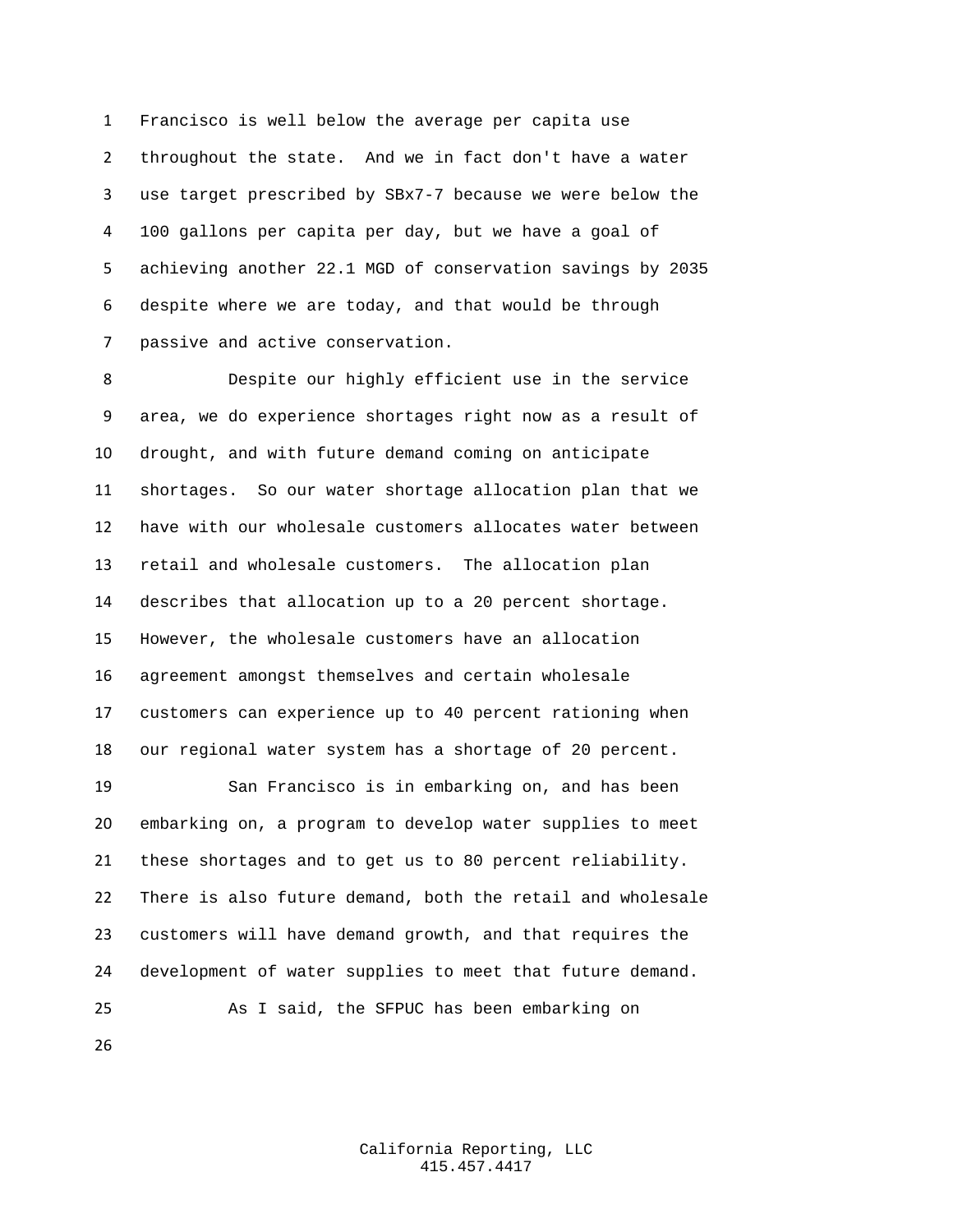Francisco is well below the average per capita use throughout the state. And we in fact don't have a water use target prescribed by SBx7-7 because we were below the 100 gallons per capita per day, but we have a goal of achieving another 22.1 MGD of conservation savings by 2035 despite where we are today, and that would be through passive and active conservation.

Despite our highly efficient use in the service area, we do experience shortages right now as a result of drought, and with future demand coming on anticipate shortages. So our water shortage allocation plan that we have with our wholesale customers allocates water between retail and wholesale customers. The allocation plan describes that allocation up to a 20 percent shortage. However, the wholesale customers have an allocation agreement amongst themselves and certain wholesale customers can experience up to 40 percent rationing when our regional water system has a shortage of 20 percent.

San Francisco is in embarking on, and has been embarking on, a program to develop water supplies to meet these shortages and to get us to 80 percent reliability. There is also future demand, both the retail and wholesale customers will have demand growth, and that requires the development of water supplies to meet that future demand.

As I said, the SFPUC has been embarking on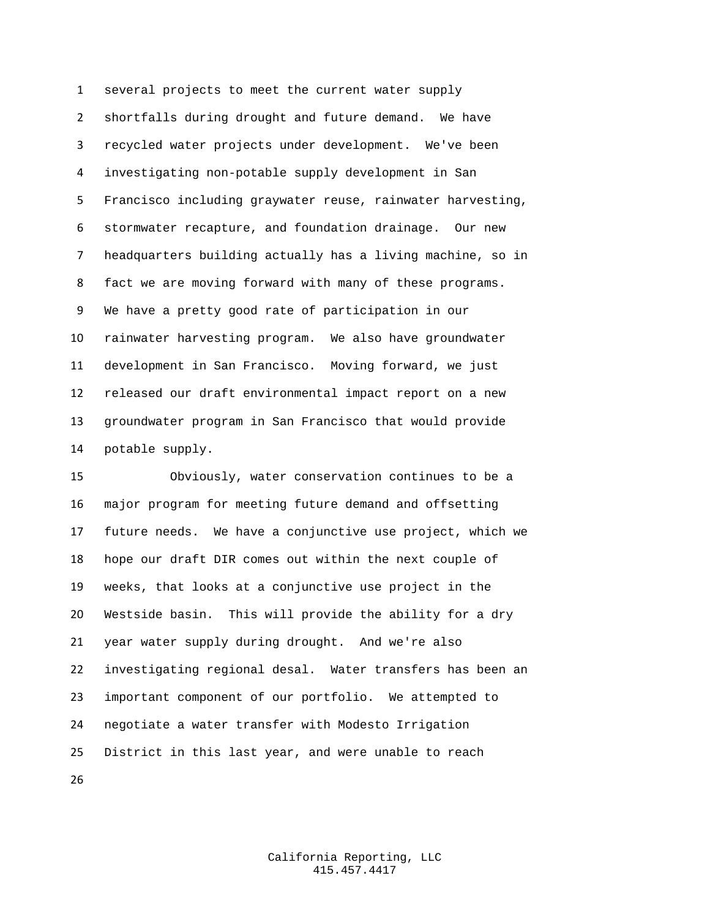several projects to meet the current water supply shortfalls during drought and future demand. We have recycled water projects under development. We've been investigating non-potable supply development in San Francisco including graywater reuse, rainwater harvesting, stormwater recapture, and foundation drainage. Our new headquarters building actually has a living machine, so in fact we are moving forward with many of these programs. We have a pretty good rate of participation in our rainwater harvesting program. We also have groundwater development in San Francisco. Moving forward, we just released our draft environmental impact report on a new groundwater program in San Francisco that would provide potable supply.

Obviously, water conservation continues to be a major program for meeting future demand and offsetting future needs. We have a conjunctive use project, which we hope our draft DIR comes out within the next couple of weeks, that looks at a conjunctive use project in the Westside basin. This will provide the ability for a dry year water supply during drought. And we're also investigating regional desal. Water transfers has been an important component of our portfolio. We attempted to negotiate a water transfer with Modesto Irrigation District in this last year, and were unable to reach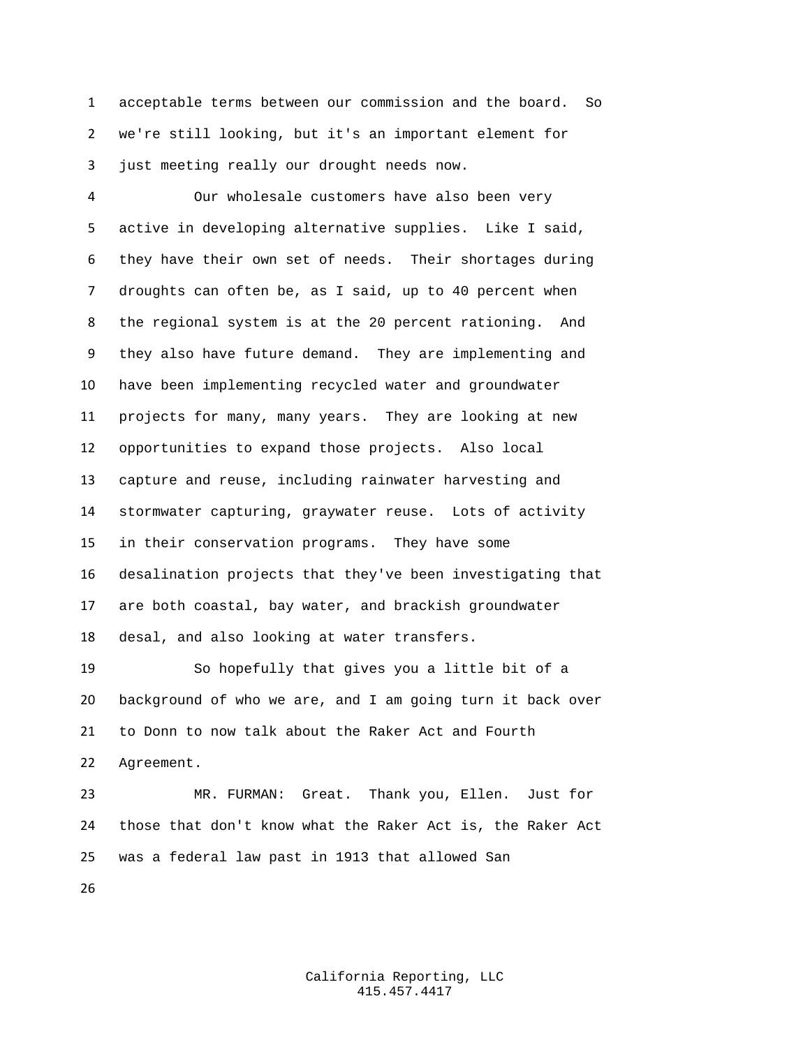acceptable terms between our commission and the board. So we're still looking, but it's an important element for just meeting really our drought needs now.

Our wholesale customers have also been very active in developing alternative supplies. Like I said, they have their own set of needs. Their shortages during droughts can often be, as I said, up to 40 percent when the regional system is at the 20 percent rationing. And they also have future demand. They are implementing and have been implementing recycled water and groundwater projects for many, many years. They are looking at new opportunities to expand those projects. Also local capture and reuse, including rainwater harvesting and stormwater capturing, graywater reuse. Lots of activity in their conservation programs. They have some desalination projects that they've been investigating that are both coastal, bay water, and brackish groundwater desal, and also looking at water transfers.

So hopefully that gives you a little bit of a background of who we are, and I am going turn it back over to Donn to now talk about the Raker Act and Fourth Agreement.

MR. FURMAN: Great. Thank you, Ellen. Just for those that don't know what the Raker Act is, the Raker Act was a federal law past in 1913 that allowed San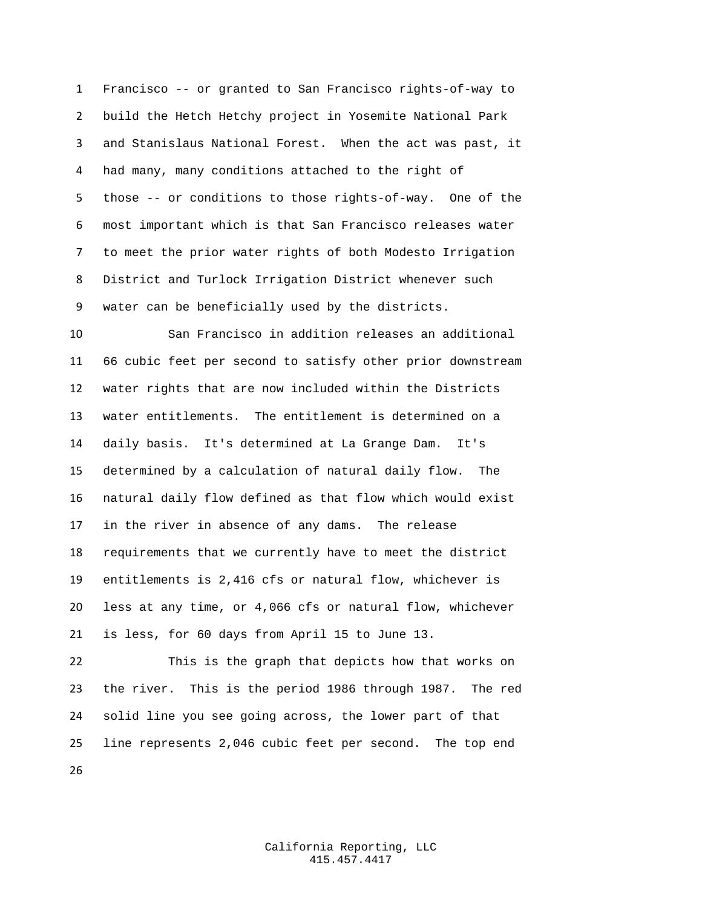Francisco -- or granted to San Francisco rights-of-way to build the Hetch Hetchy project in Yosemite National Park and Stanislaus National Forest. When the act was past, it had many, many conditions attached to the right of those -- or conditions to those rights-of-way. One of the most important which is that San Francisco releases water to meet the prior water rights of both Modesto Irrigation District and Turlock Irrigation District whenever such water can be beneficially used by the districts.

San Francisco in addition releases an additional 66 cubic feet per second to satisfy other prior downstream water rights that are now included within the Districts water entitlements. The entitlement is determined on a daily basis. It's determined at La Grange Dam. It's determined by a calculation of natural daily flow. The natural daily flow defined as that flow which would exist in the river in absence of any dams. The release requirements that we currently have to meet the district entitlements is 2,416 cfs or natural flow, whichever is less at any time, or 4,066 cfs or natural flow, whichever is less, for 60 days from April 15 to June 13.

This is the graph that depicts how that works on the river. This is the period 1986 through 1987. The red solid line you see going across, the lower part of that line represents 2,046 cubic feet per second. The top end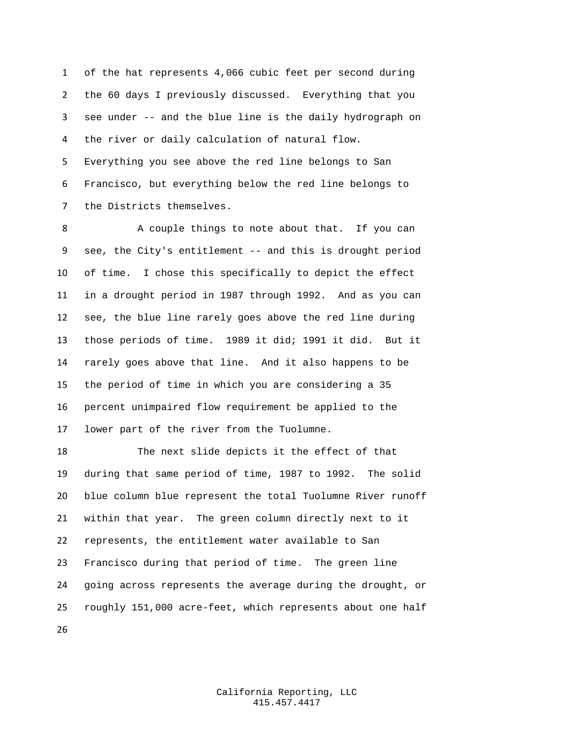of the hat represents 4,066 cubic feet per second during the 60 days I previously discussed. Everything that you see under -- and the blue line is the daily hydrograph on the river or daily calculation of natural flow. Everything you see above the red line belongs to San Francisco, but everything below the red line belongs to the Districts themselves.

A couple things to note about that. If you can see, the City's entitlement -- and this is drought period of time. I chose this specifically to depict the effect in a drought period in 1987 through 1992. And as you can see, the blue line rarely goes above the red line during those periods of time. 1989 it did; 1991 it did. But it rarely goes above that line. And it also happens to be the period of time in which you are considering a 35 percent unimpaired flow requirement be applied to the lower part of the river from the Tuolumne.

The next slide depicts it the effect of that during that same period of time, 1987 to 1992. The solid blue column blue represent the total Tuolumne River runoff within that year. The green column directly next to it represents, the entitlement water available to San Francisco during that period of time. The green line going across represents the average during the drought, or roughly 151,000 acre-feet, which represents about one half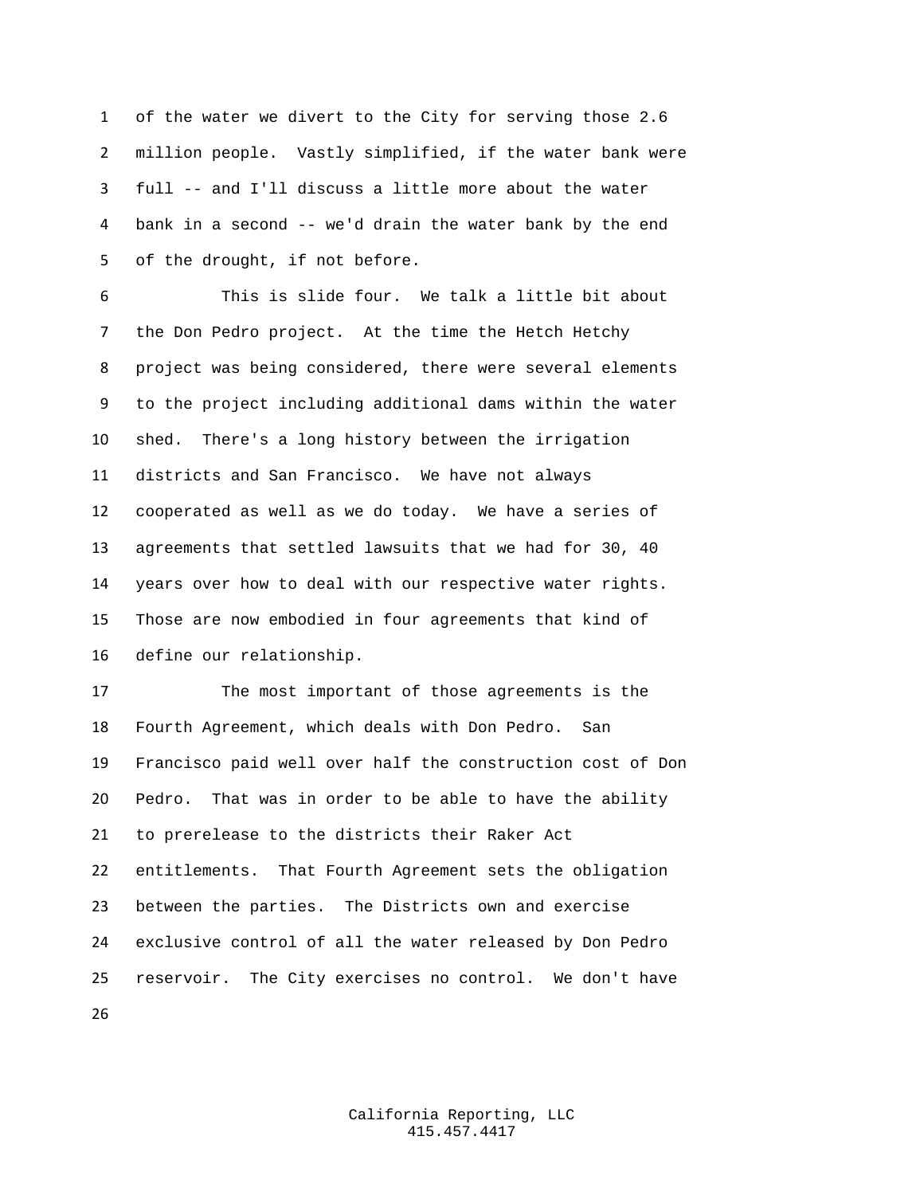of the water we divert to the City for serving those 2.6 million people. Vastly simplified, if the water bank were full -- and I'll discuss a little more about the water bank in a second -- we'd drain the water bank by the end of the drought, if not before.

This is slide four. We talk a little bit about the Don Pedro project. At the time the Hetch Hetchy project was being considered, there were several elements to the project including additional dams within the water shed. There's a long history between the irrigation districts and San Francisco. We have not always cooperated as well as we do today. We have a series of agreements that settled lawsuits that we had for 30, 40 years over how to deal with our respective water rights. Those are now embodied in four agreements that kind of define our relationship.

The most important of those agreements is the Fourth Agreement, which deals with Don Pedro. San Francisco paid well over half the construction cost of Don Pedro. That was in order to be able to have the ability to prerelease to the districts their Raker Act entitlements. That Fourth Agreement sets the obligation between the parties. The Districts own and exercise exclusive control of all the water released by Don Pedro reservoir. The City exercises no control. We don't have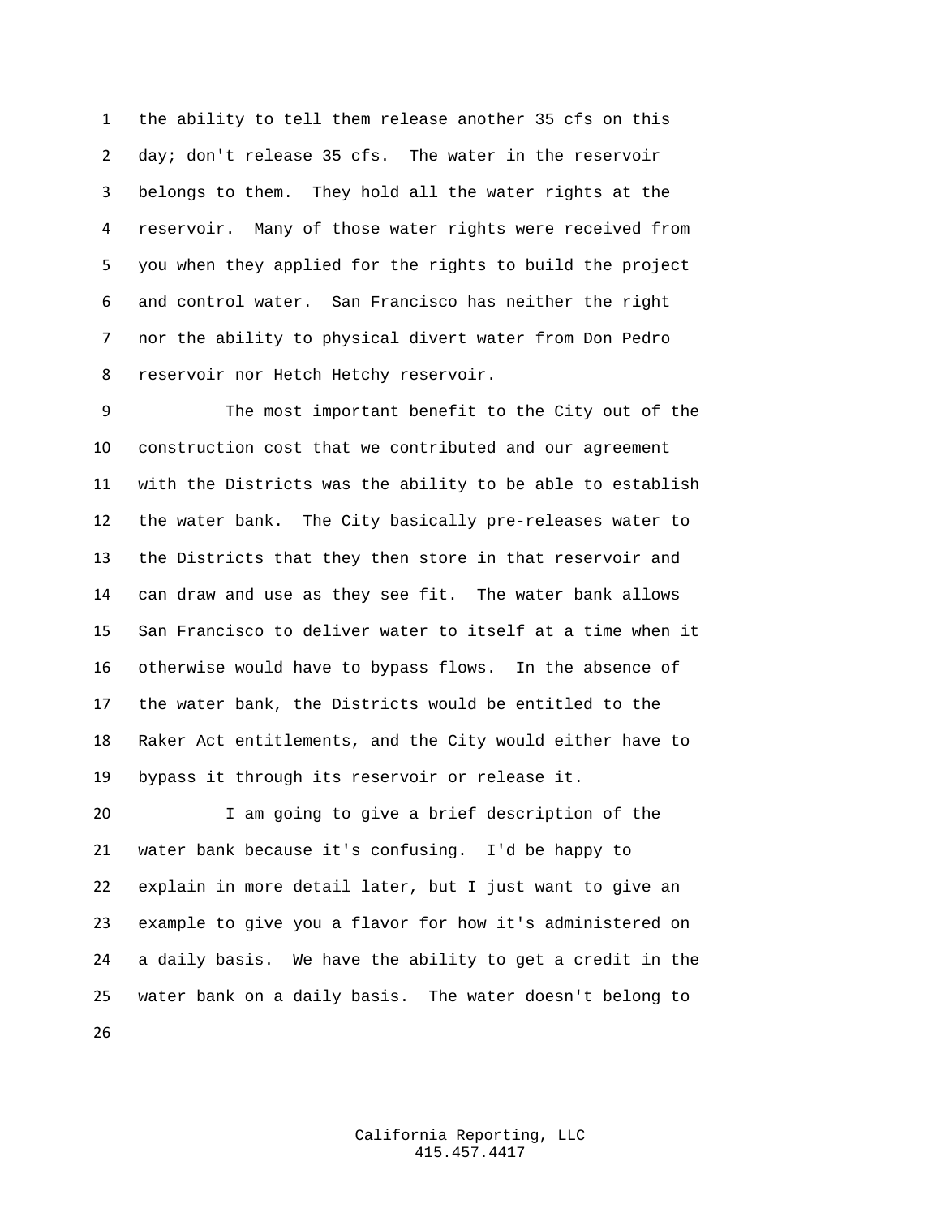the ability to tell them release another 35 cfs on this day; don't release 35 cfs. The water in the reservoir belongs to them. They hold all the water rights at the reservoir. Many of those water rights were received from you when they applied for the rights to build the project and control water. San Francisco has neither the right nor the ability to physical divert water from Don Pedro reservoir nor Hetch Hetchy reservoir.

The most important benefit to the City out of the construction cost that we contributed and our agreement with the Districts was the ability to be able to establish the water bank. The City basically pre-releases water to the Districts that they then store in that reservoir and can draw and use as they see fit. The water bank allows San Francisco to deliver water to itself at a time when it otherwise would have to bypass flows. In the absence of the water bank, the Districts would be entitled to the Raker Act entitlements, and the City would either have to bypass it through its reservoir or release it.

I am going to give a brief description of the water bank because it's confusing. I'd be happy to explain in more detail later, but I just want to give an example to give you a flavor for how it's administered on a daily basis. We have the ability to get a credit in the water bank on a daily basis. The water doesn't belong to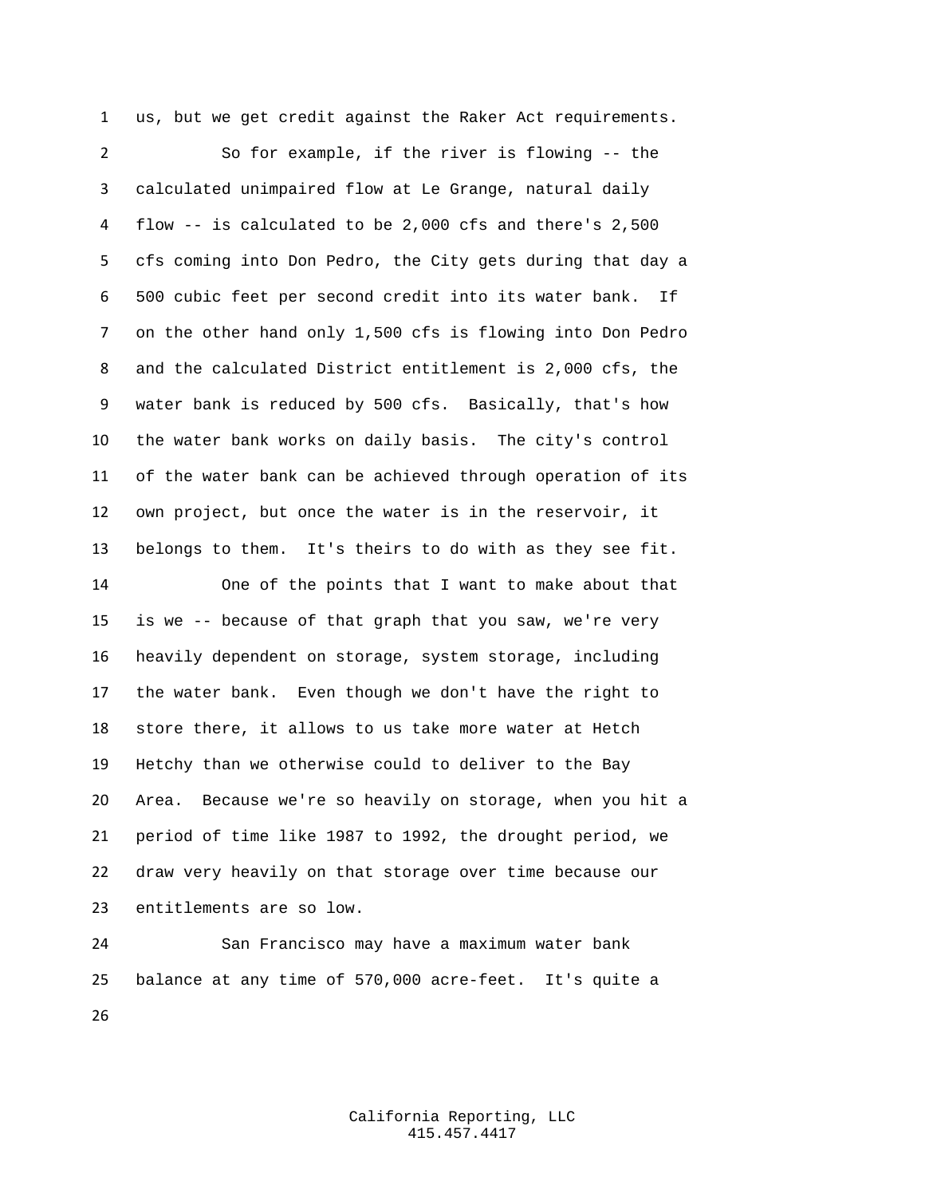us, but we get credit against the Raker Act requirements.

So for example, if the river is flowing -- the calculated unimpaired flow at Le Grange, natural daily flow -- is calculated to be 2,000 cfs and there's 2,500 cfs coming into Don Pedro, the City gets during that day a 500 cubic feet per second credit into its water bank. If on the other hand only 1,500 cfs is flowing into Don Pedro and the calculated District entitlement is 2,000 cfs, the water bank is reduced by 500 cfs. Basically, that's how the water bank works on daily basis. The city's control of the water bank can be achieved through operation of its own project, but once the water is in the reservoir, it belongs to them. It's theirs to do with as they see fit.

One of the points that I want to make about that is we -- because of that graph that you saw, we're very heavily dependent on storage, system storage, including the water bank. Even though we don't have the right to store there, it allows to us take more water at Hetch Hetchy than we otherwise could to deliver to the Bay Area. Because we're so heavily on storage, when you hit a period of time like 1987 to 1992, the drought period, we draw very heavily on that storage over time because our entitlements are so low.

San Francisco may have a maximum water bank balance at any time of 570,000 acre-feet. It's quite a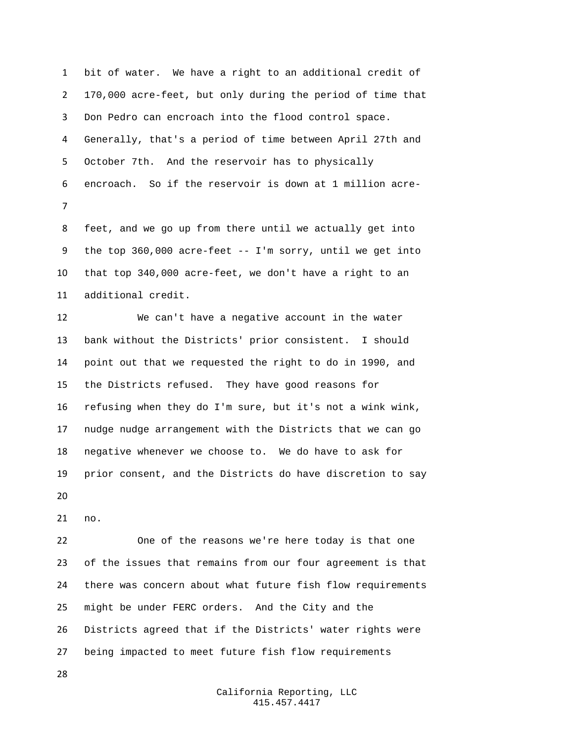bit of water. We have a right to an additional credit of 170,000 acre-feet, but only during the period of time that Don Pedro can encroach into the flood control space. Generally, that's a period of time between April 27th and October 7th. And the reservoir has to physically encroach. So if the reservoir is down at 1 million acre-feet, and we go up from there until we actually get into the top 360,000 acre-feet -- I'm sorry, until we get into that top 340,000 acre-feet, we don't have a right to an additional credit.

We can't have a negative account in the water bank without the Districts' prior consistent. I should point out that we requested the right to do in 1990, and the Districts refused. They have good reasons for refusing when they do I'm sure, but it's not a wink wink, nudge nudge arrangement with the Districts that we can go negative whenever we choose to. We do have to ask for prior consent, and the Districts do have discretion to say no.

One of the reasons we're here today is that one of the issues that remains from our four agreement is that there was concern about what future fish flow requirements might be under FERC orders. And the City and the Districts agreed that if the Districts' water rights were being impacted to meet future fish flow requirements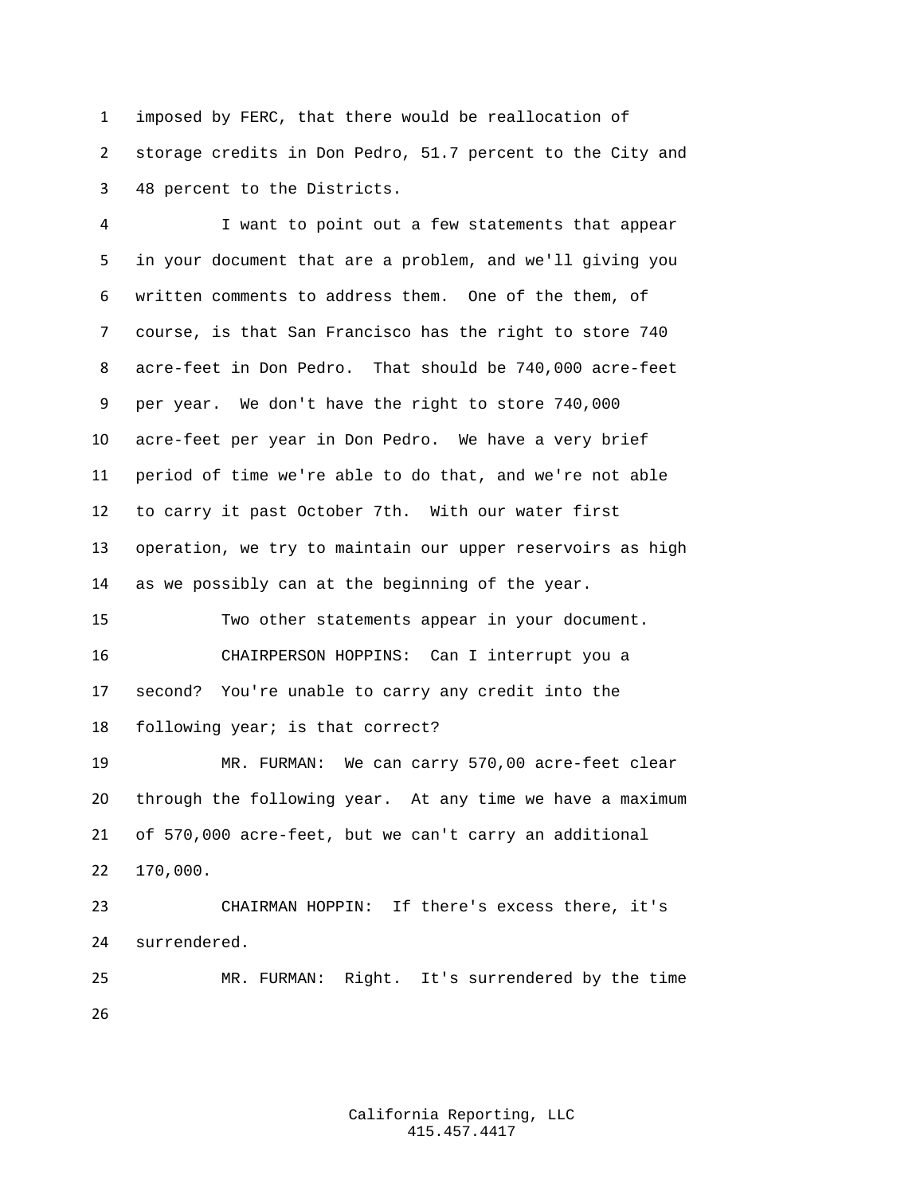imposed by FERC, that there would be reallocation of storage credits in Don Pedro, 51.7 percent to the City and 48 percent to the Districts.

I want to point out a few statements that appear in your document that are a problem, and we'll giving you written comments to address them. One of the them, of course, is that San Francisco has the right to store 740 acre-feet in Don Pedro. That should be 740,000 acre-feet per year. We don't have the right to store 740,000 acre-feet per year in Don Pedro. We have a very brief period of time we're able to do that, and we're not able to carry it past October 7th. With our water first operation, we try to maintain our upper reservoirs as high as we possibly can at the beginning of the year.

Two other statements appear in your document.

CHAIRPERSON HOPPINS: Can I interrupt you a second? You're unable to carry any credit into the following year; is that correct?

MR. FURMAN: We can carry 570,00 acre-feet clear through the following year. At any time we have a maximum of 570,000 acre-feet, but we can't carry an additional 170,000.

CHAIRMAN HOPPIN: If there's excess there, it's surrendered.

MR. FURMAN: Right. It's surrendered by the time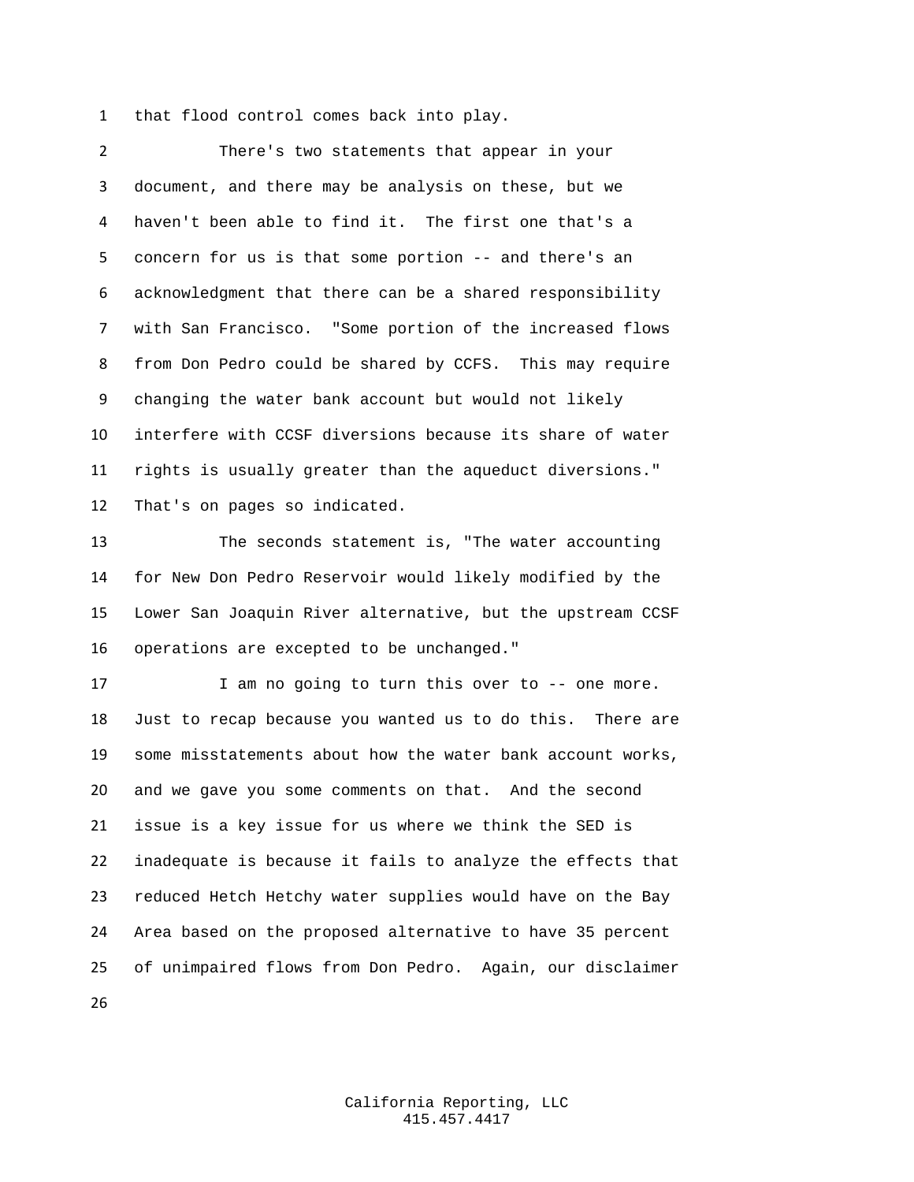that flood control comes back into play.

There's two statements that appear in your document, and there may be analysis on these, but we haven't been able to find it. The first one that's a concern for us is that some portion -- and there's an acknowledgment that there can be a shared responsibility with San Francisco. "Some portion of the increased flows from Don Pedro could be shared by CCFS. This may require changing the water bank account but would not likely interfere with CCSF diversions because its share of water rights is usually greater than the aqueduct diversions." That's on pages so indicated.

The seconds statement is, "The water accounting for New Don Pedro Reservoir would likely modified by the Lower San Joaquin River alternative, but the upstream CCSF operations are excepted to be unchanged."

I am no going to turn this over to -- one more. Just to recap because you wanted us to do this. There are some misstatements about how the water bank account works, and we gave you some comments on that. And the second issue is a key issue for us where we think the SED is inadequate is because it fails to analyze the effects that reduced Hetch Hetchy water supplies would have on the Bay Area based on the proposed alternative to have 35 percent of unimpaired flows from Don Pedro. Again, our disclaimer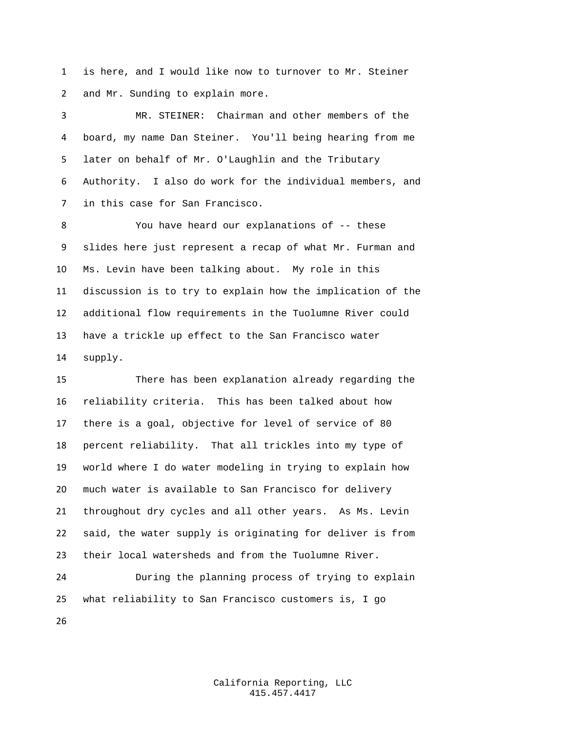is here, and I would like now to turnover to Mr. Steiner and Mr. Sunding to explain more.

MR. STEINER: Chairman and other members of the board, my name Dan Steiner. You'll being hearing from me later on behalf of Mr. O'Laughlin and the Tributary Authority. I also do work for the individual members, and in this case for San Francisco.

You have heard our explanations of -- these slides here just represent a recap of what Mr. Furman and Ms. Levin have been talking about. My role in this discussion is to try to explain how the implication of the additional flow requirements in the Tuolumne River could have a trickle up effect to the San Francisco water supply.

There has been explanation already regarding the reliability criteria. This has been talked about how there is a goal, objective for level of service of 80 percent reliability. That all trickles into my type of world where I do water modeling in trying to explain how much water is available to San Francisco for delivery throughout dry cycles and all other years. As Ms. Levin said, the water supply is originating for deliver is from their local watersheds and from the Tuolumne River.

During the planning process of trying to explain what reliability to San Francisco customers is, I go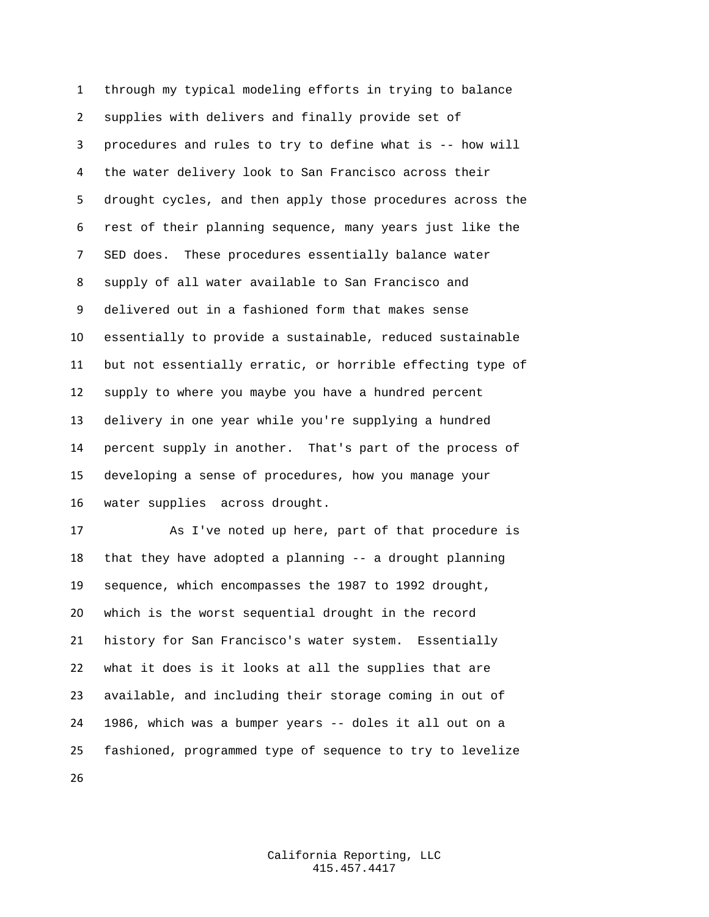through my typical modeling efforts in trying to balance supplies with delivers and finally provide set of procedures and rules to try to define what is -- how will the water delivery look to San Francisco across their drought cycles, and then apply those procedures across the rest of their planning sequence, many years just like the SED does. These procedures essentially balance water supply of all water available to San Francisco and delivered out in a fashioned form that makes sense essentially to provide a sustainable, reduced sustainable but not essentially erratic, or horrible effecting type of supply to where you maybe you have a hundred percent delivery in one year while you're supplying a hundred percent supply in another. That's part of the process of developing a sense of procedures, how you manage your water supplies across drought.

As I've noted up here, part of that procedure is that they have adopted a planning -- a drought planning sequence, which encompasses the 1987 to 1992 drought, which is the worst sequential drought in the record history for San Francisco's water system. Essentially what it does is it looks at all the supplies that are available, and including their storage coming in out of 1986, which was a bumper years -- doles it all out on a fashioned, programmed type of sequence to try to levelize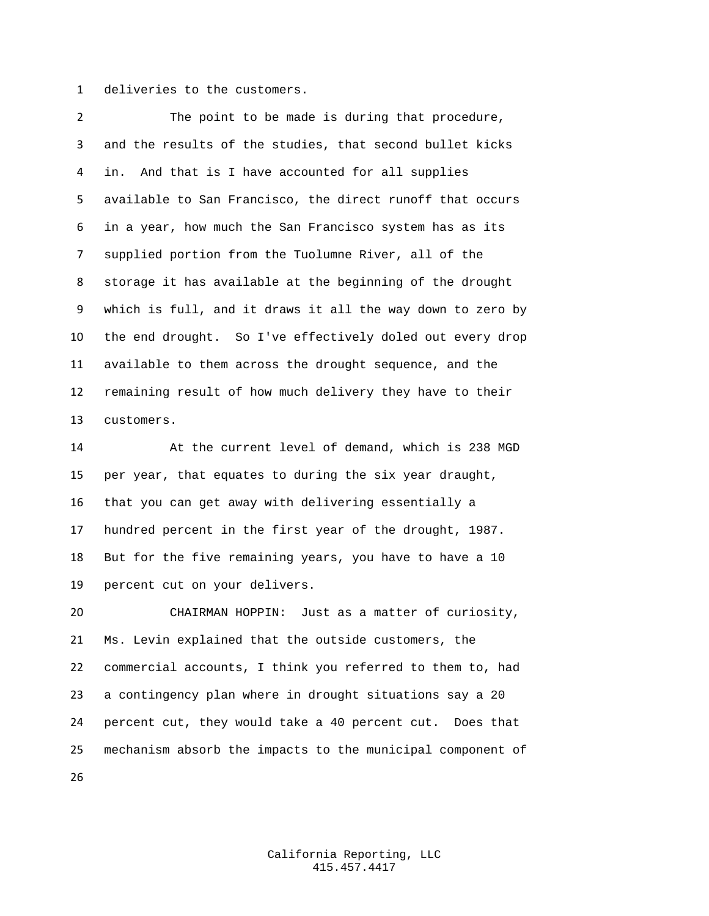deliveries to the customers.

The point to be made is during that procedure, and the results of the studies, that second bullet kicks in. And that is I have accounted for all supplies available to San Francisco, the direct runoff that occurs in a year, how much the San Francisco system has as its supplied portion from the Tuolumne River, all of the storage it has available at the beginning of the drought which is full, and it draws it all the way down to zero by the end drought. So I've effectively doled out every drop available to them across the drought sequence, and the remaining result of how much delivery they have to their customers.

At the current level of demand, which is 238 MGD per year, that equates to during the six year draught, that you can get away with delivering essentially a hundred percent in the first year of the drought, 1987. But for the five remaining years, you have to have a 10 percent cut on your delivers.

CHAIRMAN HOPPIN: Just as a matter of curiosity, Ms. Levin explained that the outside customers, the commercial accounts, I think you referred to them to, had a contingency plan where in drought situations say a 20 percent cut, they would take a 40 percent cut. Does that mechanism absorb the impacts to the municipal component of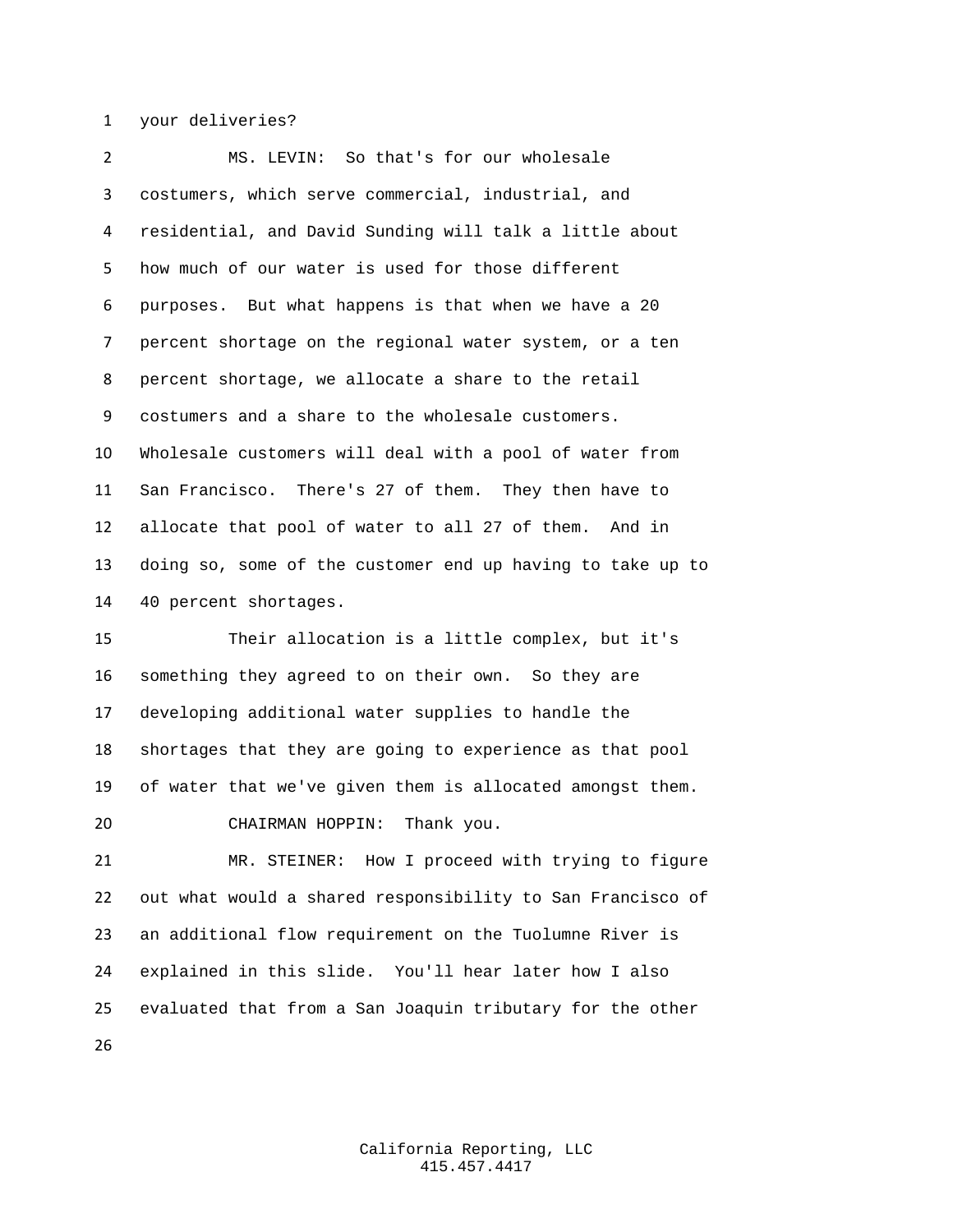your deliveries?

MS. LEVIN: So that's for our wholesale costumers, which serve commercial, industrial, and residential, and David Sunding will talk a little about how much of our water is used for those different purposes. But what happens is that when we have a 20 percent shortage on the regional water system, or a ten percent shortage, we allocate a share to the retail costumers and a share to the wholesale customers. Wholesale customers will deal with a pool of water from San Francisco. There's 27 of them. They then have to allocate that pool of water to all 27 of them. And in doing so, some of the customer end up having to take up to 40 percent shortages.

Their allocation is a little complex, but it's something they agreed to on their own. So they are developing additional water supplies to handle the shortages that they are going to experience as that pool of water that we've given them is allocated amongst them.

CHAIRMAN HOPPIN: Thank you.

MR. STEINER: How I proceed with trying to figure out what would a shared responsibility to San Francisco of an additional flow requirement on the Tuolumne River is explained in this slide. You'll hear later how I also evaluated that from a San Joaquin tributary for the other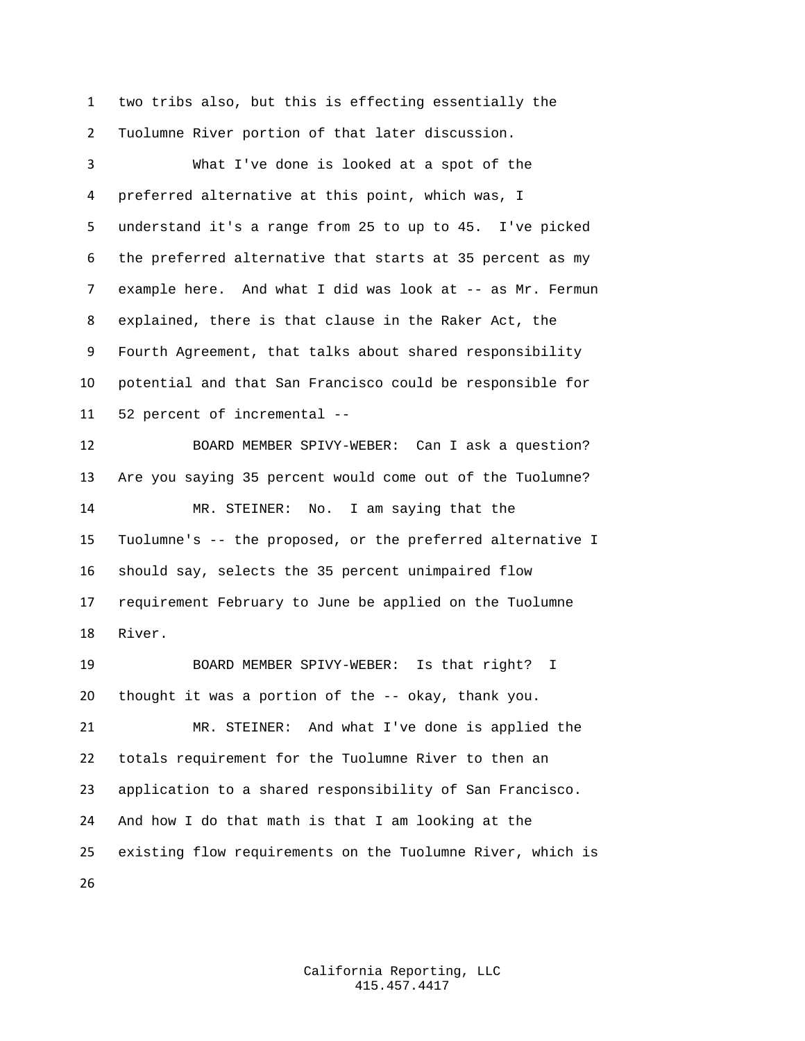two tribs also, but this is effecting essentially the Tuolumne River portion of that later discussion.

What I've done is looked at a spot of the preferred alternative at this point, which was, I understand it's a range from 25 to up to 45. I've picked the preferred alternative that starts at 35 percent as my example here. And what I did was look at -- as Mr. Fermun explained, there is that clause in the Raker Act, the Fourth Agreement, that talks about shared responsibility potential and that San Francisco could be responsible for 52 percent of incremental --

BOARD MEMBER SPIVY-WEBER: Can I ask a question? Are you saying 35 percent would come out of the Tuolumne?

MR. STEINER: No. I am saying that the Tuolumne's -- the proposed, or the preferred alternative I should say, selects the 35 percent unimpaired flow requirement February to June be applied on the Tuolumne River.

BOARD MEMBER SPIVY-WEBER: Is that right? I thought it was a portion of the -- okay, thank you.

MR. STEINER: And what I've done is applied the totals requirement for the Tuolumne River to then an application to a shared responsibility of San Francisco. And how I do that math is that I am looking at the existing flow requirements on the Tuolumne River, which is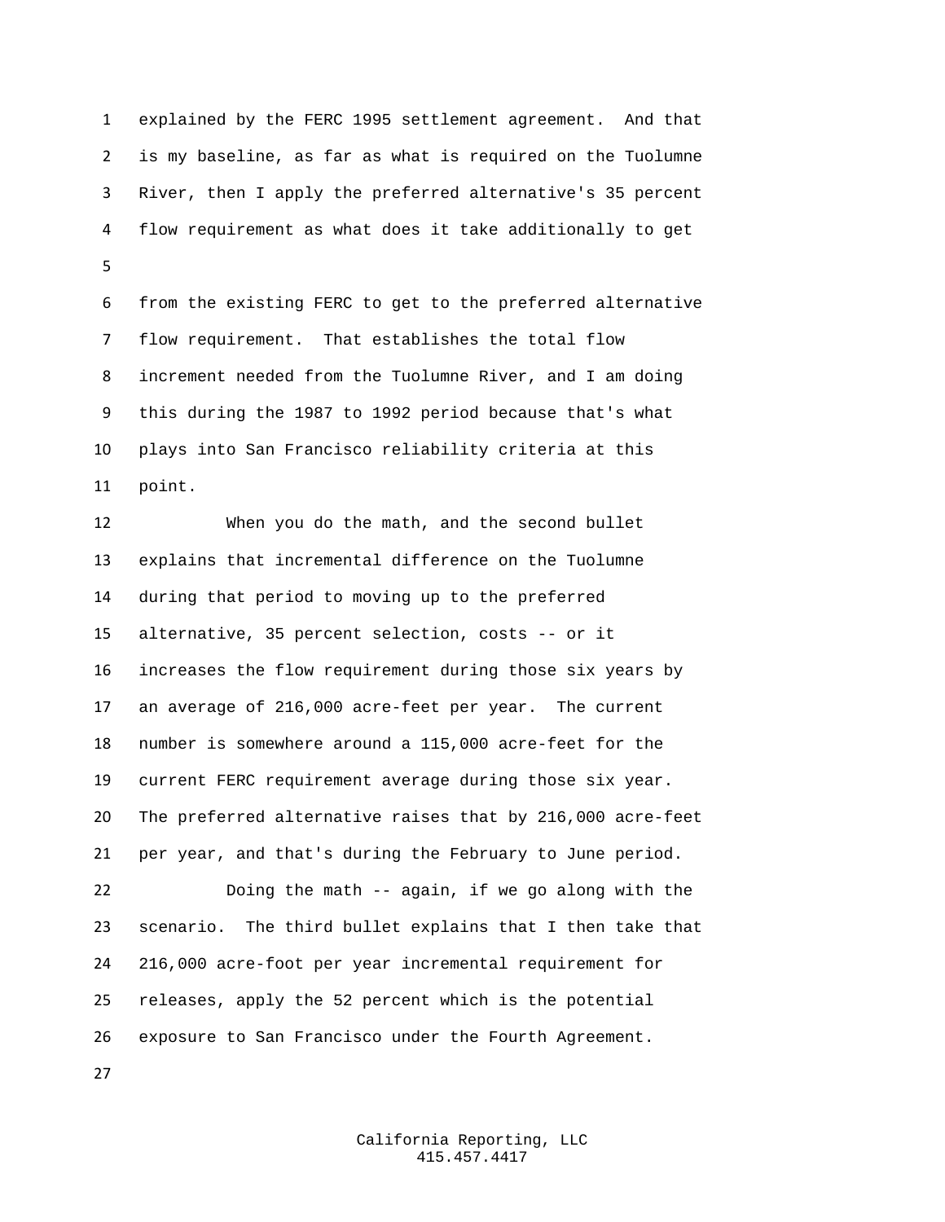explained by the FERC 1995 settlement agreement. And that is my baseline, as far as what is required on the Tuolumne River, then I apply the preferred alternative's 35 percent flow requirement as what does it take additionally to get

from the existing FERC to get to the preferred alternative flow requirement. That establishes the total flow increment needed from the Tuolumne River, and I am doing this during the 1987 to 1992 period because that's what plays into San Francisco reliability criteria at this point.

When you do the math, and the second bullet explains that incremental difference on the Tuolumne during that period to moving up to the preferred alternative, 35 percent selection, costs -- or it increases the flow requirement during those six years by an average of 216,000 acre-feet per year. The current number is somewhere around a 115,000 acre-feet for the current FERC requirement average during those six year. The preferred alternative raises that by 216,000 acre-feet per year, and that's during the February to June period.

Doing the math -- again, if we go along with the scenario. The third bullet explains that I then take that 216,000 acre-foot per year incremental requirement for releases, apply the 52 percent which is the potential exposure to San Francisco under the Fourth Agreement.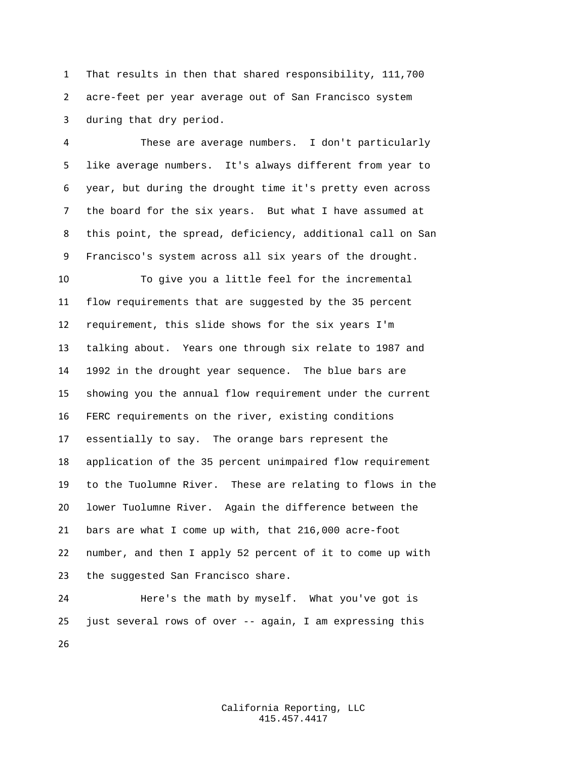That results in then that shared responsibility, 111,700 acre-feet per year average out of San Francisco system during that dry period.

These are average numbers. I don't particularly like average numbers. It's always different from year to year, but during the drought time it's pretty even across the board for the six years. But what I have assumed at this point, the spread, deficiency, additional call on San Francisco's system across all six years of the drought.

To give you a little feel for the incremental flow requirements that are suggested by the 35 percent requirement, this slide shows for the six years I'm talking about. Years one through six relate to 1987 and 1992 in the drought year sequence. The blue bars are showing you the annual flow requirement under the current FERC requirements on the river, existing conditions essentially to say. The orange bars represent the application of the 35 percent unimpaired flow requirement to the Tuolumne River. These are relating to flows in the lower Tuolumne River. Again the difference between the bars are what I come up with, that 216,000 acre-foot number, and then I apply 52 percent of it to come up with the suggested San Francisco share.

Here's the math by myself. What you've got is just several rows of over -- again, I am expressing this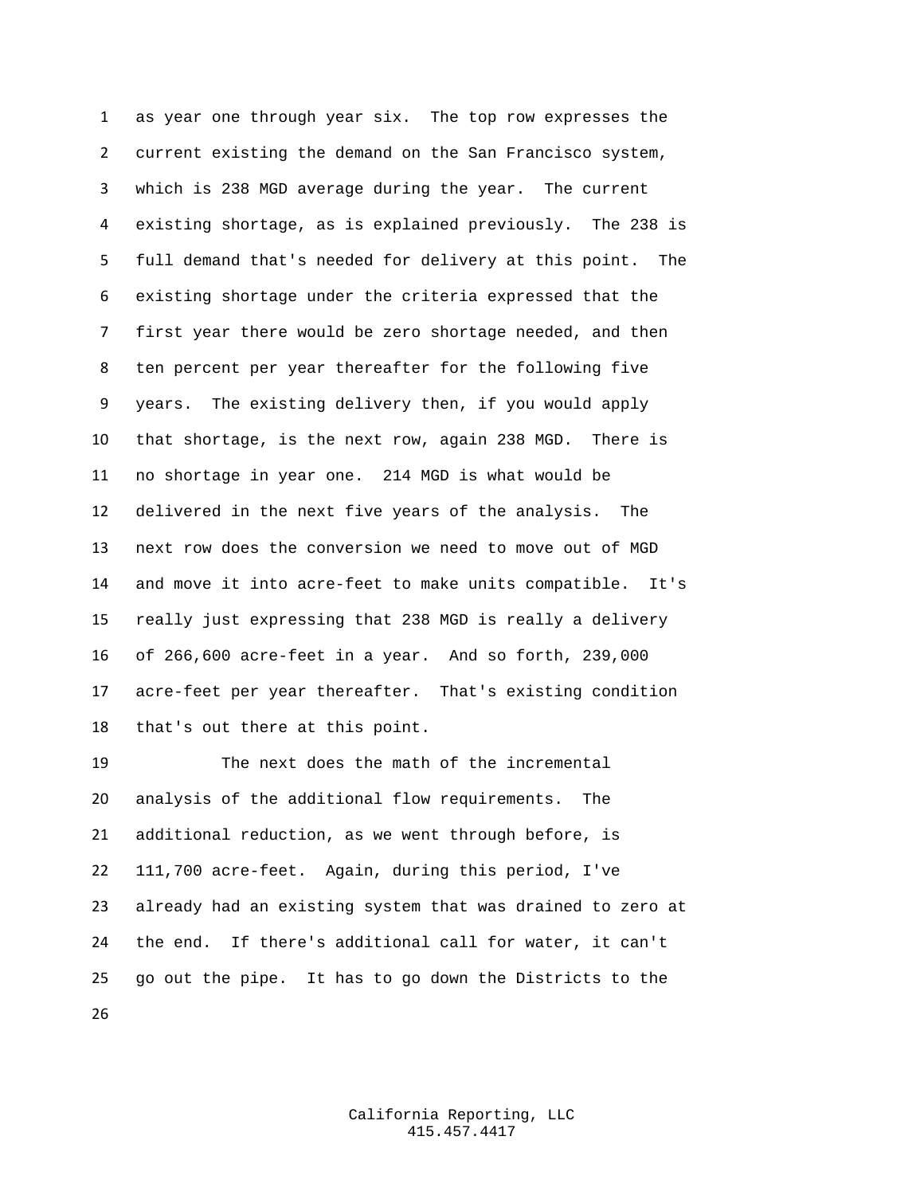as year one through year six. The top row expresses the current existing the demand on the San Francisco system, which is 238 MGD average during the year. The current existing shortage, as is explained previously. The 238 is full demand that's needed for delivery at this point. The existing shortage under the criteria expressed that the first year there would be zero shortage needed, and then ten percent per year thereafter for the following five years. The existing delivery then, if you would apply that shortage, is the next row, again 238 MGD. There is no shortage in year one. 214 MGD is what would be delivered in the next five years of the analysis. The next row does the conversion we need to move out of MGD and move it into acre-feet to make units compatible. It's really just expressing that 238 MGD is really a delivery of 266,600 acre-feet in a year. And so forth, 239,000 acre-feet per year thereafter. That's existing condition that's out there at this point.

The next does the math of the incremental analysis of the additional flow requirements. The additional reduction, as we went through before, is 111,700 acre-feet. Again, during this period, I've already had an existing system that was drained to zero at the end. If there's additional call for water, it can't go out the pipe. It has to go down the Districts to the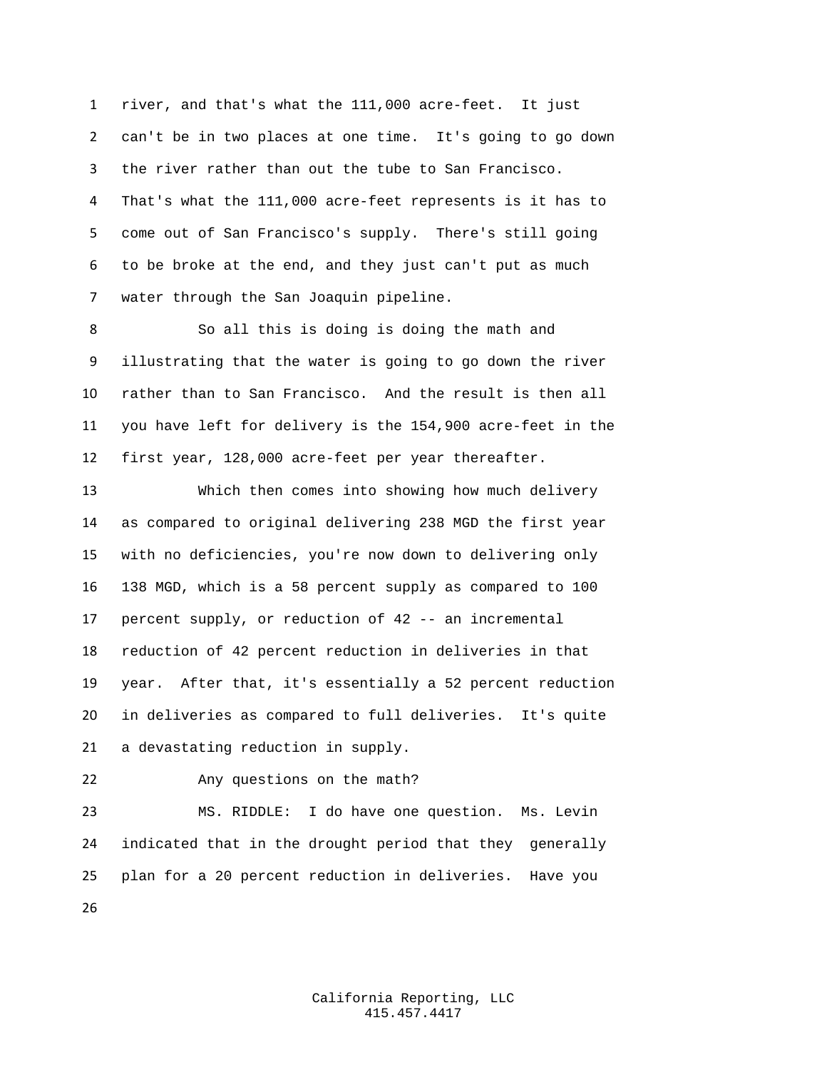river, and that's what the 111,000 acre-feet. It just can't be in two places at one time. It's going to go down the river rather than out the tube to San Francisco. That's what the 111,000 acre-feet represents is it has to come out of San Francisco's supply. There's still going to be broke at the end, and they just can't put as much water through the San Joaquin pipeline.

So all this is doing is doing the math and illustrating that the water is going to go down the river rather than to San Francisco. And the result is then all you have left for delivery is the 154,900 acre-feet in the first year, 128,000 acre-feet per year thereafter.

Which then comes into showing how much delivery as compared to original delivering 238 MGD the first year with no deficiencies, you're now down to delivering only 138 MGD, which is a 58 percent supply as compared to 100 percent supply, or reduction of 42 -- an incremental reduction of 42 percent reduction in deliveries in that year. After that, it's essentially a 52 percent reduction in deliveries as compared to full deliveries. It's quite a devastating reduction in supply.

Any questions on the math?

MS. RIDDLE: I do have one question. Ms. Levin indicated that in the drought period that they generally plan for a 20 percent reduction in deliveries. Have you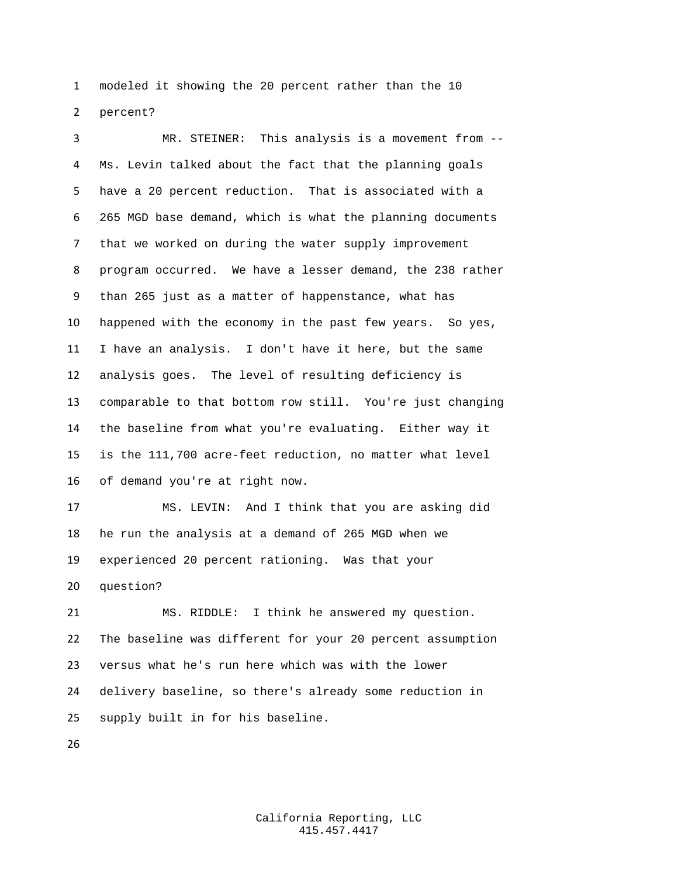modeled it showing the 20 percent rather than the 10 percent?

MR. STEINER: This analysis is a movement from -- Ms. Levin talked about the fact that the planning goals have a 20 percent reduction. That is associated with a 265 MGD base demand, which is what the planning documents that we worked on during the water supply improvement program occurred. We have a lesser demand, the 238 rather than 265 just as a matter of happenstance, what has happened with the economy in the past few years. So yes, I have an analysis. I don't have it here, but the same analysis goes. The level of resulting deficiency is comparable to that bottom row still. You're just changing the baseline from what you're evaluating. Either way it is the 111,700 acre-feet reduction, no matter what level of demand you're at right now.

MS. LEVIN: And I think that you are asking did he run the analysis at a demand of 265 MGD when we experienced 20 percent rationing. Was that your question?

MS. RIDDLE: I think he answered my question. The baseline was different for your 20 percent assumption versus what he's run here which was with the lower delivery baseline, so there's already some reduction in supply built in for his baseline.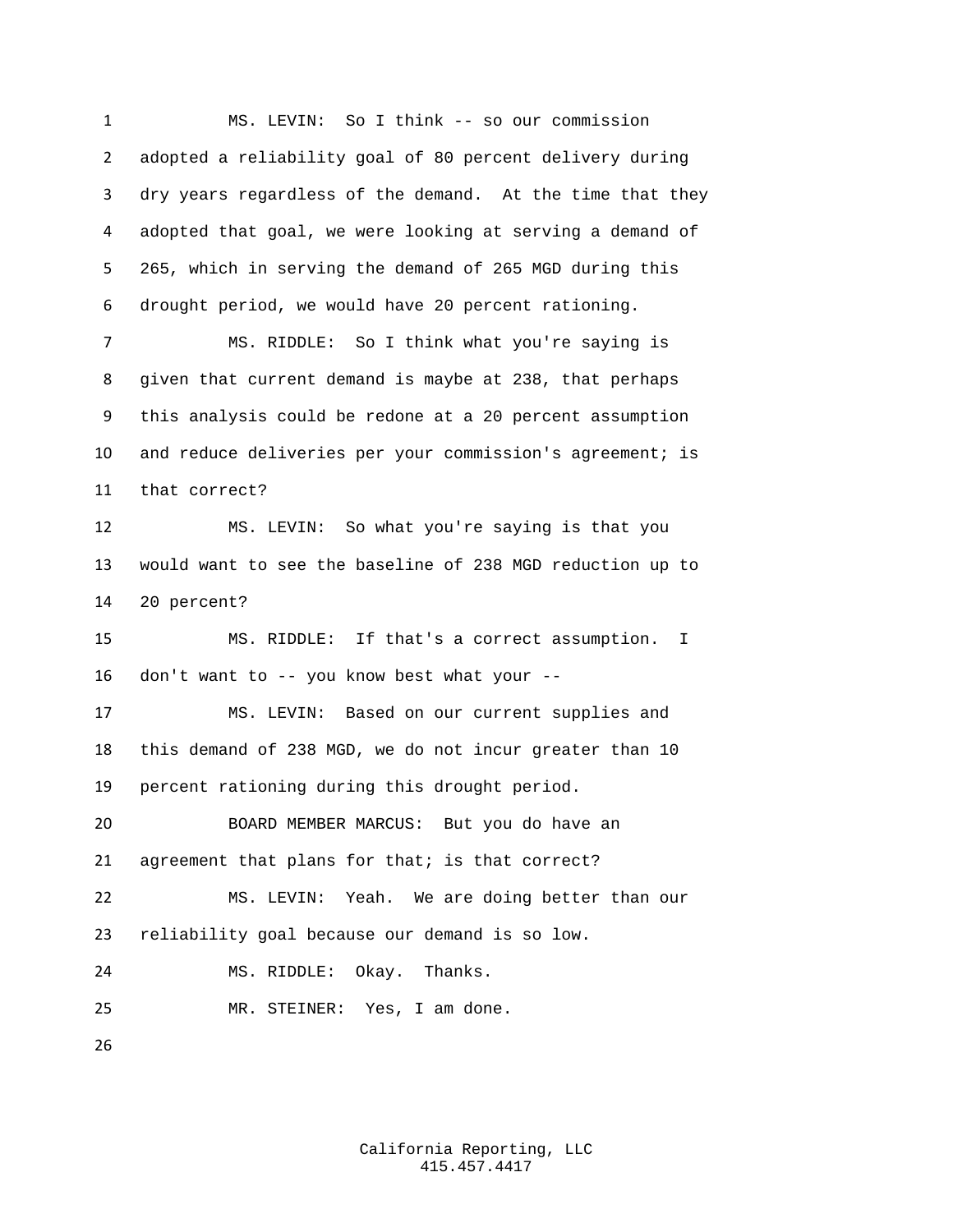MS. LEVIN: So I think -- so our commission adopted a reliability goal of 80 percent delivery during dry years regardless of the demand. At the time that they adopted that goal, we were looking at serving a demand of 265, which in serving the demand of 265 MGD during this drought period, we would have 20 percent rationing.

MS. RIDDLE: So I think what you're saying is given that current demand is maybe at 238, that perhaps this analysis could be redone at a 20 percent assumption and reduce deliveries per your commission's agreement; is that correct?

MS. LEVIN: So what you're saying is that you would want to see the baseline of 238 MGD reduction up to 20 percent?

MS. RIDDLE: If that's a correct assumption. I don't want to -- you know best what your --

MS. LEVIN: Based on our current supplies and this demand of 238 MGD, we do not incur greater than 10 percent rationing during this drought period.

BOARD MEMBER MARCUS: But you do have an agreement that plans for that; is that correct?

MS. LEVIN: Yeah. We are doing better than our reliability goal because our demand is so low.

MS. RIDDLE: Okay. Thanks.

MR. STEINER: Yes, I am done.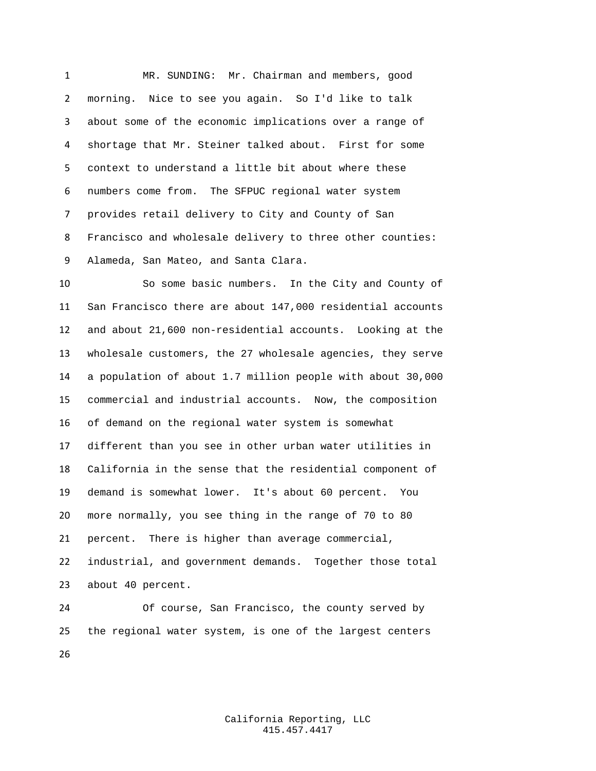MR. SUNDING: Mr. Chairman and members, good morning. Nice to see you again. So I'd like to talk about some of the economic implications over a range of shortage that Mr. Steiner talked about. First for some context to understand a little bit about where these numbers come from. The SFPUC regional water system provides retail delivery to City and County of San Francisco and wholesale delivery to three other counties: Alameda, San Mateo, and Santa Clara.

So some basic numbers. In the City and County of San Francisco there are about 147,000 residential accounts and about 21,600 non-residential accounts. Looking at the wholesale customers, the 27 wholesale agencies, they serve a population of about 1.7 million people with about 30,000 commercial and industrial accounts. Now, the composition of demand on the regional water system is somewhat different than you see in other urban water utilities in California in the sense that the residential component of demand is somewhat lower. It's about 60 percent. You more normally, you see thing in the range of 70 to 80 percent. There is higher than average commercial, industrial, and government demands. Together those total about 40 percent.

Of course, San Francisco, the county served by the regional water system, is one of the largest centers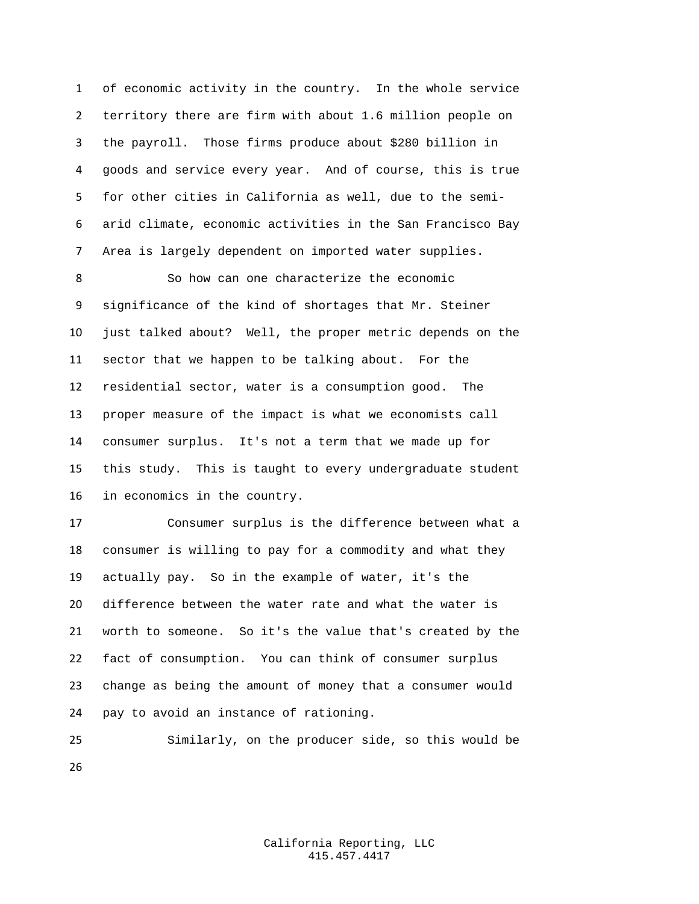of economic activity in the country. In the whole service territory there are firm with about 1.6 million people on the payroll. Those firms produce about $280 billion in goods and service every year. And of course, this is true for other cities in California as well, due to the semi-arid climate, economic activities in the San Francisco Bay Area is largely dependent on imported water supplies.

So how can one characterize the economic significance of the kind of shortages that Mr. Steiner just talked about? Well, the proper metric depends on the sector that we happen to be talking about. For the residential sector, water is a consumption good. The proper measure of the impact is what we economists call consumer surplus. It's not a term that we made up for this study. This is taught to every undergraduate student in economics in the country.

Consumer surplus is the difference between what a consumer is willing to pay for a commodity and what they actually pay. So in the example of water, it's the difference between the water rate and what the water is worth to someone. So it's the value that's created by the fact of consumption. You can think of consumer surplus change as being the amount of money that a consumer would pay to avoid an instance of rationing.

Similarly, on the producer side, so this would be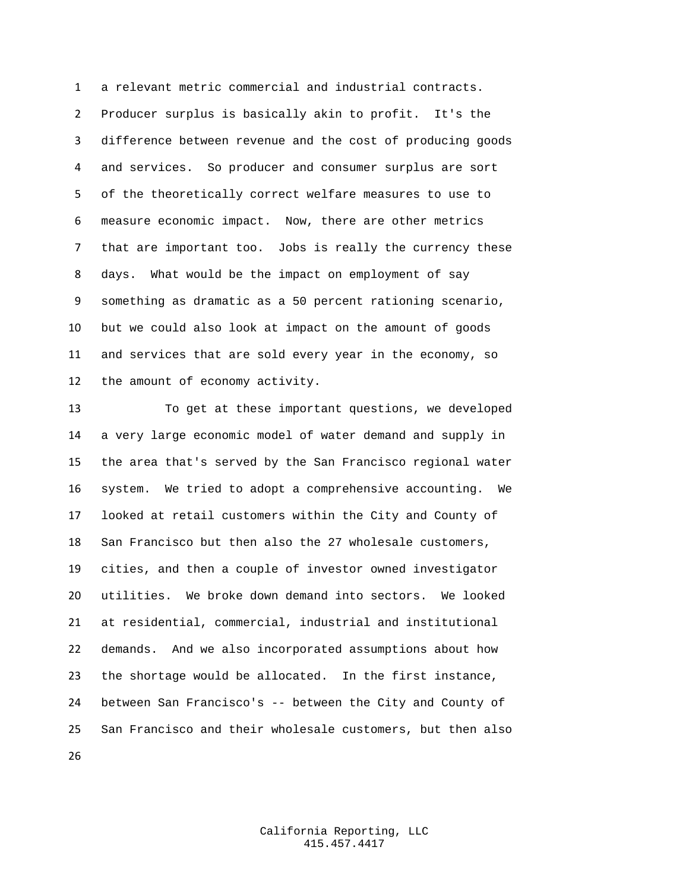a relevant metric commercial and industrial contracts. Producer surplus is basically akin to profit. It's the difference between revenue and the cost of producing goods and services. So producer and consumer surplus are sort of the theoretically correct welfare measures to use to measure economic impact. Now, there are other metrics that are important too. Jobs is really the currency these days. What would be the impact on employment of say something as dramatic as a 50 percent rationing scenario, but we could also look at impact on the amount of goods and services that are sold every year in the economy, so the amount of economy activity.

To get at these important questions, we developed a very large economic model of water demand and supply in the area that's served by the San Francisco regional water system. We tried to adopt a comprehensive accounting. We looked at retail customers within the City and County of San Francisco but then also the 27 wholesale customers, cities, and then a couple of investor owned investigator utilities. We broke down demand into sectors. We looked at residential, commercial, industrial and institutional demands. And we also incorporated assumptions about how the shortage would be allocated. In the first instance, between San Francisco's -- between the City and County of San Francisco and their wholesale customers, but then also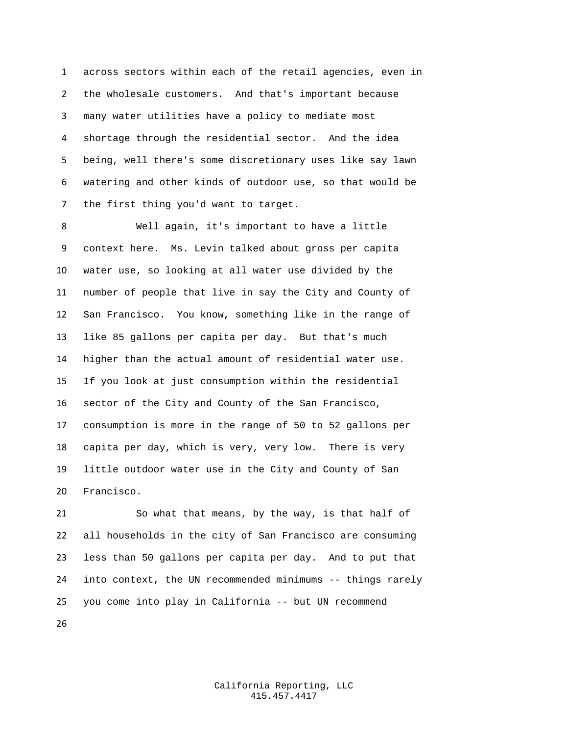across sectors within each of the retail agencies, even in the wholesale customers. And that's important because many water utilities have a policy to mediate most shortage through the residential sector. And the idea being, well there's some discretionary uses like say lawn watering and other kinds of outdoor use, so that would be the first thing you'd want to target.

Well again, it's important to have a little context here. Ms. Levin talked about gross per capita water use, so looking at all water use divided by the number of people that live in say the City and County of San Francisco. You know, something like in the range of like 85 gallons per capita per day. But that's much higher than the actual amount of residential water use. If you look at just consumption within the residential sector of the City and County of the San Francisco, consumption is more in the range of 50 to 52 gallons per capita per day, which is very, very low. There is very little outdoor water use in the City and County of San Francisco.

So what that means, by the way, is that half of all households in the city of San Francisco are consuming less than 50 gallons per capita per day. And to put that into context, the UN recommended minimums -- things rarely you come into play in California -- but UN recommend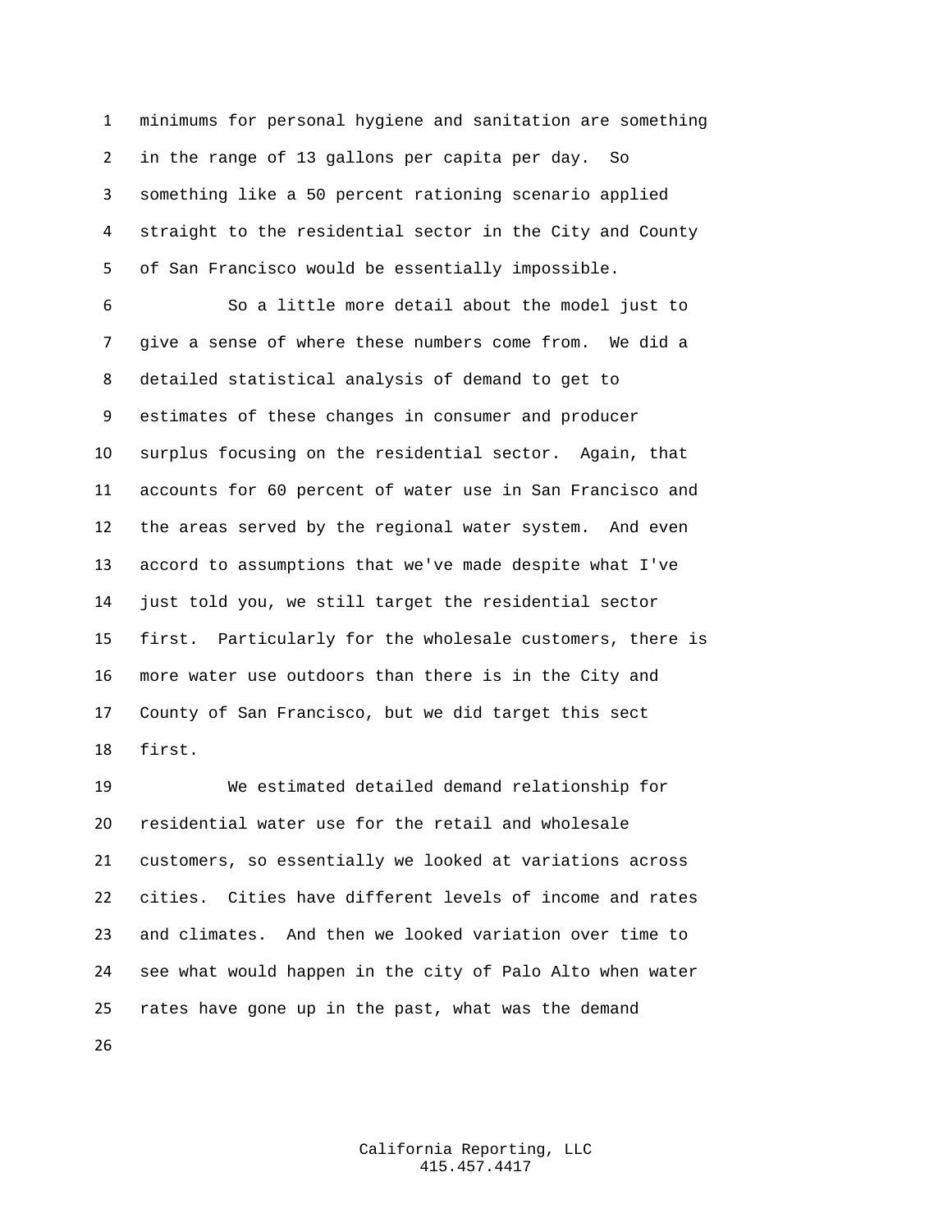minimums for personal hygiene and sanitation are something in the range of 13 gallons per capita per day. So something like a 50 percent rationing scenario applied straight to the residential sector in the City and County of San Francisco would be essentially impossible.

So a little more detail about the model just to give a sense of where these numbers come from. We did a detailed statistical analysis of demand to get to estimates of these changes in consumer and producer surplus focusing on the residential sector. Again, that accounts for 60 percent of water use in San Francisco and the areas served by the regional water system. And even accord to assumptions that we've made despite what I've just told you, we still target the residential sector first. Particularly for the wholesale customers, there is more water use outdoors than there is in the City and County of San Francisco, but we did target this sect first.

We estimated detailed demand relationship for residential water use for the retail and wholesale customers, so essentially we looked at variations across cities. Cities have different levels of income and rates and climates. And then we looked variation over time to see what would happen in the city of Palo Alto when water rates have gone up in the past, what was the demand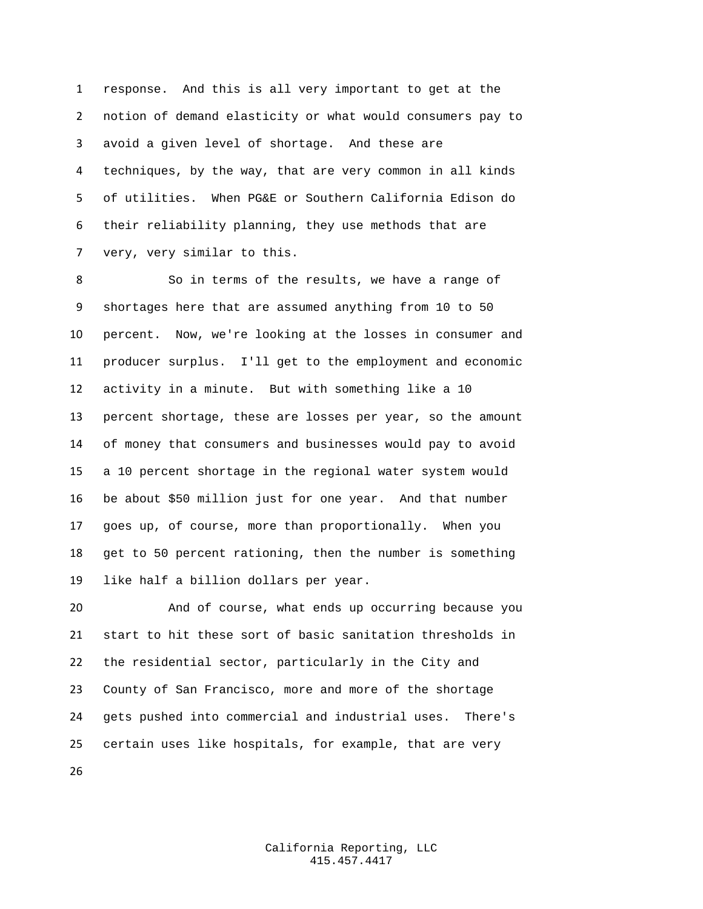response. And this is all very important to get at the notion of demand elasticity or what would consumers pay to avoid a given level of shortage. And these are techniques, by the way, that are very common in all kinds of utilities. When PG&E or Southern California Edison do their reliability planning, they use methods that are very, very similar to this.

So in terms of the results, we have a range of shortages here that are assumed anything from 10 to 50 percent. Now, we're looking at the losses in consumer and producer surplus. I'll get to the employment and economic activity in a minute. But with something like a 10 percent shortage, these are losses per year, so the amount of money that consumers and businesses would pay to avoid a 10 percent shortage in the regional water system would be about $50 million just for one year. And that number goes up, of course, more than proportionally. When you get to 50 percent rationing, then the number is something like half a billion dollars per year.

And of course, what ends up occurring because you start to hit these sort of basic sanitation thresholds in the residential sector, particularly in the City and County of San Francisco, more and more of the shortage gets pushed into commercial and industrial uses. There's certain uses like hospitals, for example, that are very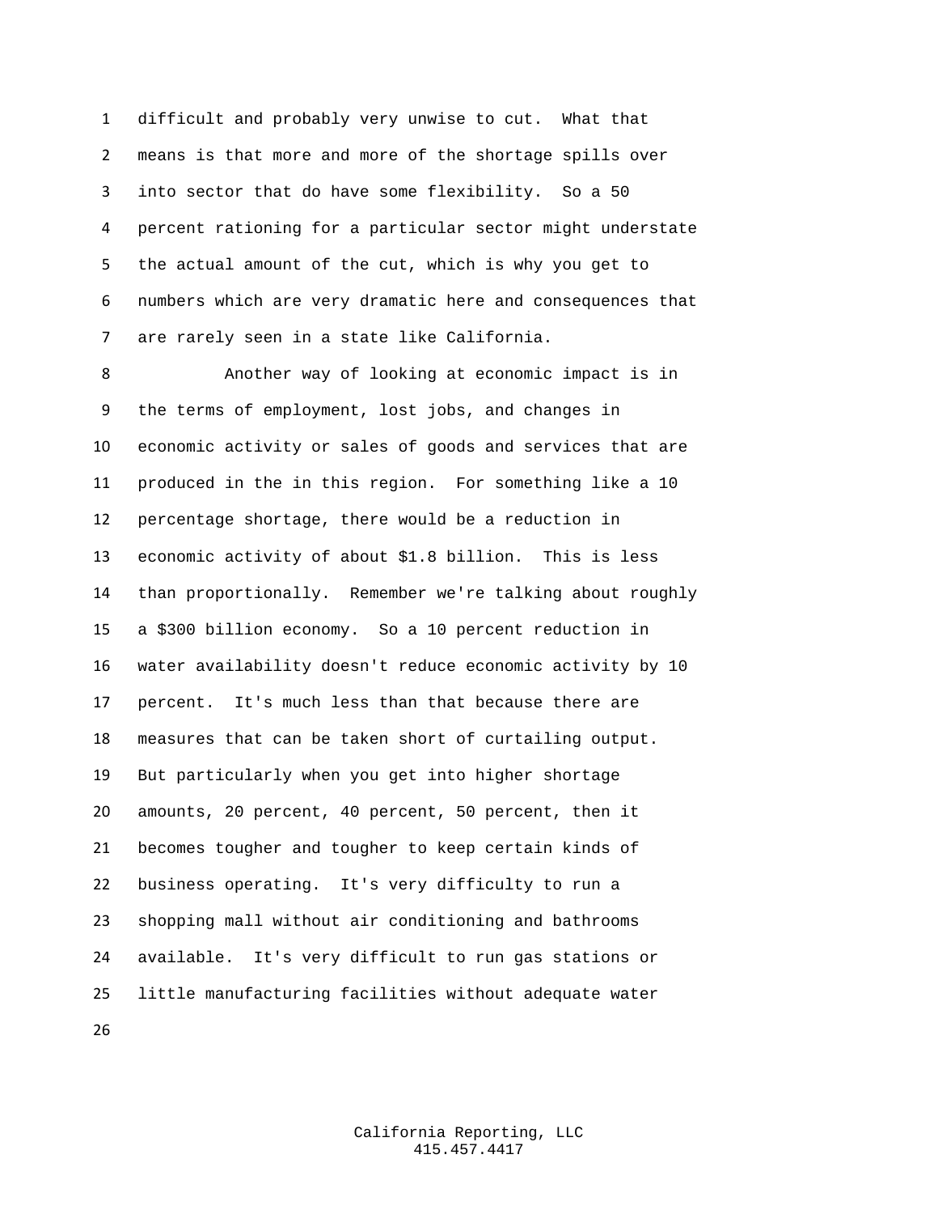difficult and probably very unwise to cut. What that means is that more and more of the shortage spills over into sector that do have some flexibility. So a 50 percent rationing for a particular sector might understate the actual amount of the cut, which is why you get to numbers which are very dramatic here and consequences that are rarely seen in a state like California.

Another way of looking at economic impact is in the terms of employment, lost jobs, and changes in economic activity or sales of goods and services that are produced in the in this region. For something like a 10 percentage shortage, there would be a reduction in economic activity of about $1.8 billion. This is less than proportionally. Remember we're talking about roughly a $300 billion economy. So a 10 percent reduction in water availability doesn't reduce economic activity by 10 percent. It's much less than that because there are measures that can be taken short of curtailing output. But particularly when you get into higher shortage amounts, 20 percent, 40 percent, 50 percent, then it becomes tougher and tougher to keep certain kinds of business operating. It's very difficulty to run a shopping mall without air conditioning and bathrooms available. It's very difficult to run gas stations or little manufacturing facilities without adequate water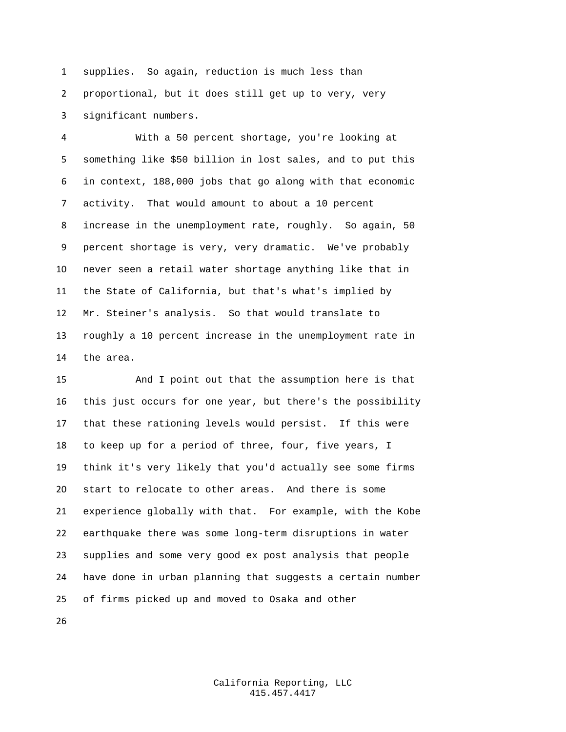supplies. So again, reduction is much less than proportional, but it does still get up to very, very significant numbers.

With a 50 percent shortage, you're looking at something like $50 billion in lost sales, and to put this in context, 188,000 jobs that go along with that economic activity. That would amount to about a 10 percent increase in the unemployment rate, roughly. So again, 50 percent shortage is very, very dramatic. We've probably never seen a retail water shortage anything like that in the State of California, but that's what's implied by Mr. Steiner's analysis. So that would translate to roughly a 10 percent increase in the unemployment rate in the area.

And I point out that the assumption here is that this just occurs for one year, but there's the possibility that these rationing levels would persist. If this were to keep up for a period of three, four, five years, I think it's very likely that you'd actually see some firms start to relocate to other areas. And there is some experience globally with that. For example, with the Kobe earthquake there was some long-term disruptions in water supplies and some very good ex post analysis that people have done in urban planning that suggests a certain number of firms picked up and moved to Osaka and other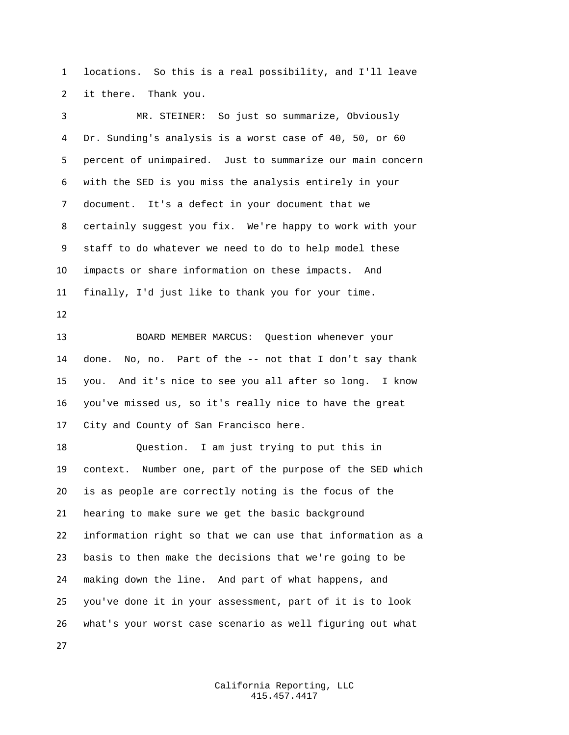locations. So this is a real possibility, and I'll leave it there. Thank you.

MR. STEINER: So just so summarize, Obviously Dr. Sunding's analysis is a worst case of 40, 50, or 60 percent of unimpaired. Just to summarize our main concern with the SED is you miss the analysis entirely in your document. It's a defect in your document that we certainly suggest you fix. We're happy to work with your staff to do whatever we need to do to help model these impacts or share information on these impacts. And finally, I'd just like to thank you for your time.

BOARD MEMBER MARCUS: Question whenever your done. No, no. Part of the -- not that I don't say thank you. And it's nice to see you all after so long. I know you've missed us, so it's really nice to have the great City and County of San Francisco here.

Question. I am just trying to put this in context. Number one, part of the purpose of the SED which is as people are correctly noting is the focus of the hearing to make sure we get the basic background information right so that we can use that information as a basis to then make the decisions that we're going to be making down the line. And part of what happens, and you've done it in your assessment, part of it is to look what's your worst case scenario as well figuring out what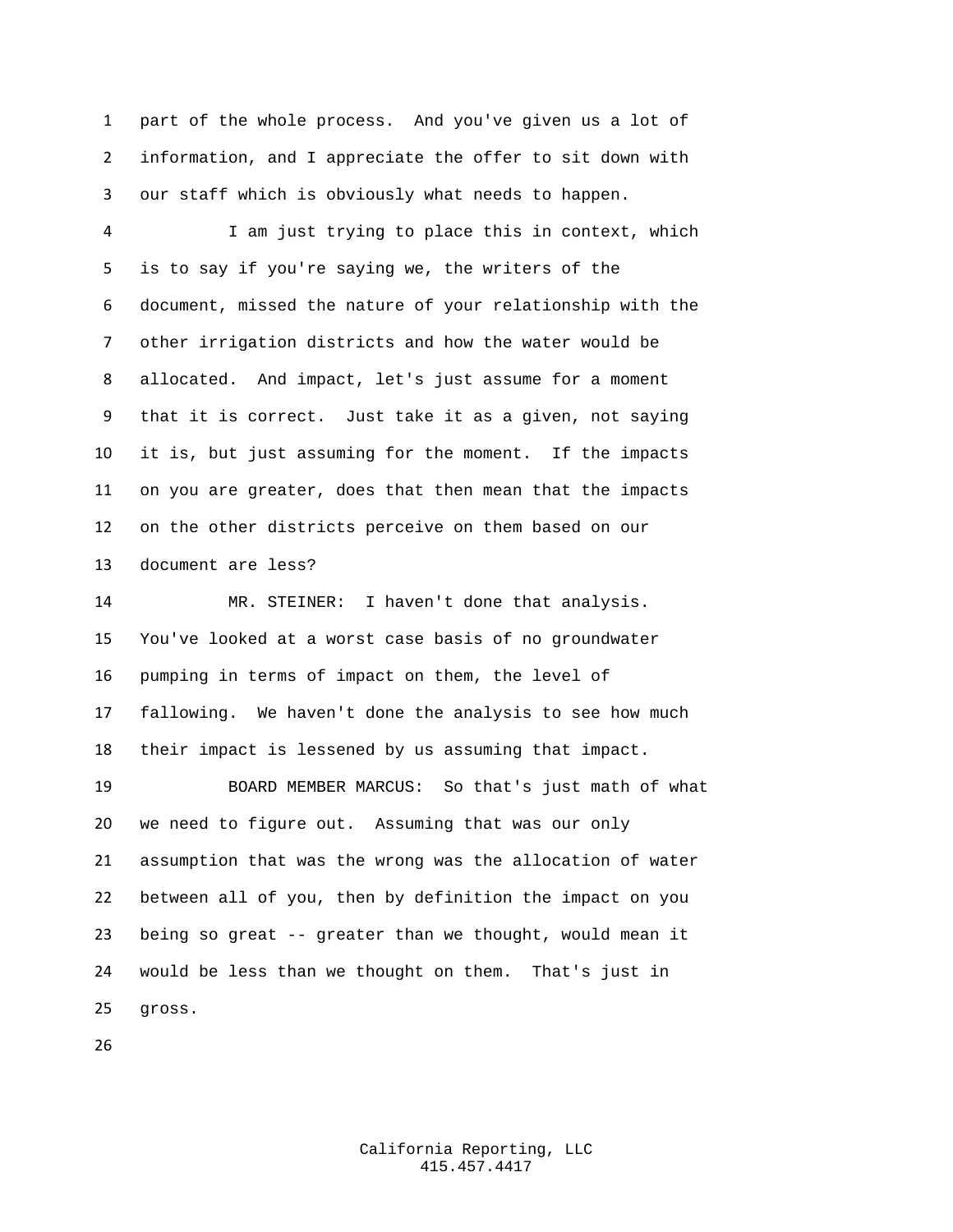part of the whole process. And you've given us a lot of information, and I appreciate the offer to sit down with our staff which is obviously what needs to happen.

I am just trying to place this in context, which is to say if you're saying we, the writers of the document, missed the nature of your relationship with the other irrigation districts and how the water would be allocated. And impact, let's just assume for a moment that it is correct. Just take it as a given, not saying it is, but just assuming for the moment. If the impacts on you are greater, does that then mean that the impacts on the other districts perceive on them based on our document are less?

MR. STEINER: I haven't done that analysis. You've looked at a worst case basis of no groundwater pumping in terms of impact on them, the level of fallowing. We haven't done the analysis to see how much their impact is lessened by us assuming that impact.

BOARD MEMBER MARCUS: So that's just math of what we need to figure out. Assuming that was our only assumption that was the wrong was the allocation of water between all of you, then by definition the impact on you being so great -- greater than we thought, would mean it would be less than we thought on them. That's just in gross.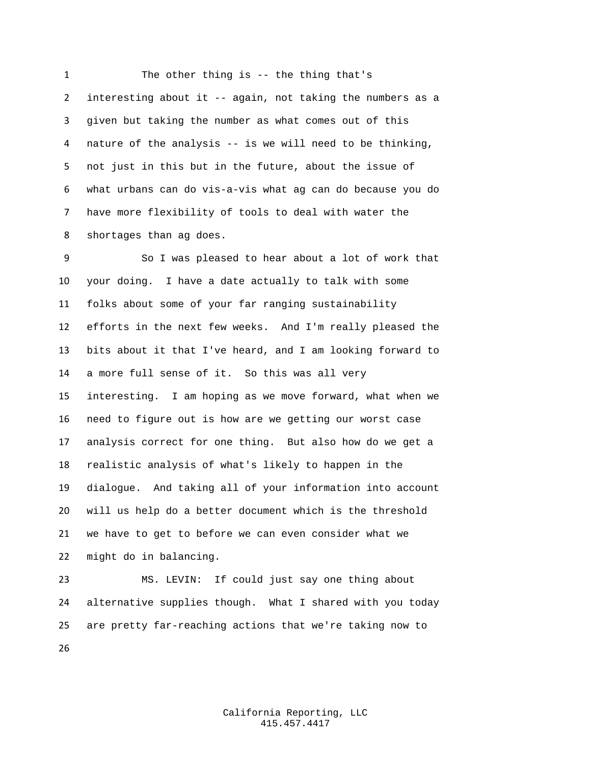The other thing is -- the thing that's interesting about it -- again, not taking the numbers as a given but taking the number as what comes out of this nature of the analysis -- is we will need to be thinking, not just in this but in the future, about the issue of what urbans can do vis-a-vis what ag can do because you do have more flexibility of tools to deal with water the shortages than ag does.

So I was pleased to hear about a lot of work that your doing. I have a date actually to talk with some folks about some of your far ranging sustainability efforts in the next few weeks. And I'm really pleased the bits about it that I've heard, and I am looking forward to a more full sense of it. So this was all very interesting. I am hoping as we move forward, what when we need to figure out is how are we getting our worst case analysis correct for one thing. But also how do we get a realistic analysis of what's likely to happen in the dialogue. And taking all of your information into account will us help do a better document which is the threshold we have to get to before we can even consider what we might do in balancing.

MS. LEVIN: If could just say one thing about alternative supplies though. What I shared with you today are pretty far-reaching actions that we're taking now to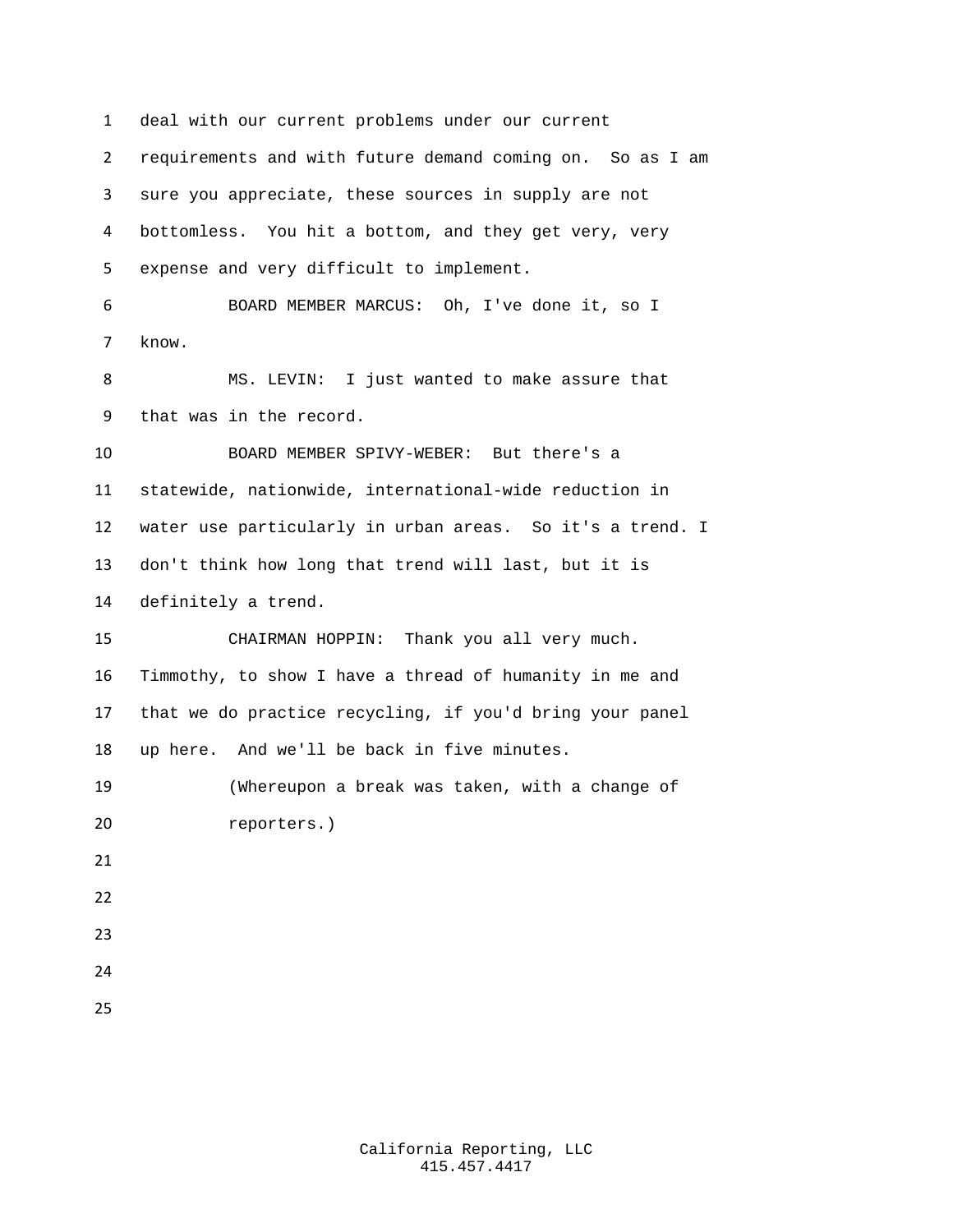deal with our current problems under our current requirements and with future demand coming on. So as I am sure you appreciate, these sources in supply are not bottomless. You hit a bottom, and they get very, very expense and very difficult to implement.

BOARD MEMBER MARCUS: Oh, I've done it, so I know.

MS. LEVIN: I just wanted to make assure that that was in the record.

BOARD MEMBER SPIVY-WEBER: But there's a statewide, nationwide, international-wide reduction in water use particularly in urban areas. So it's a trend. I don't think how long that trend will last, but it is definitely a trend.

CHAIRMAN HOPPIN: Thank you all very much. Timmothy, to show I have a thread of humanity in me and that we do practice recycling, if you'd bring your panel up here. And we'll be back in five minutes.

(Whereupon a break was taken, with a change of reporters.)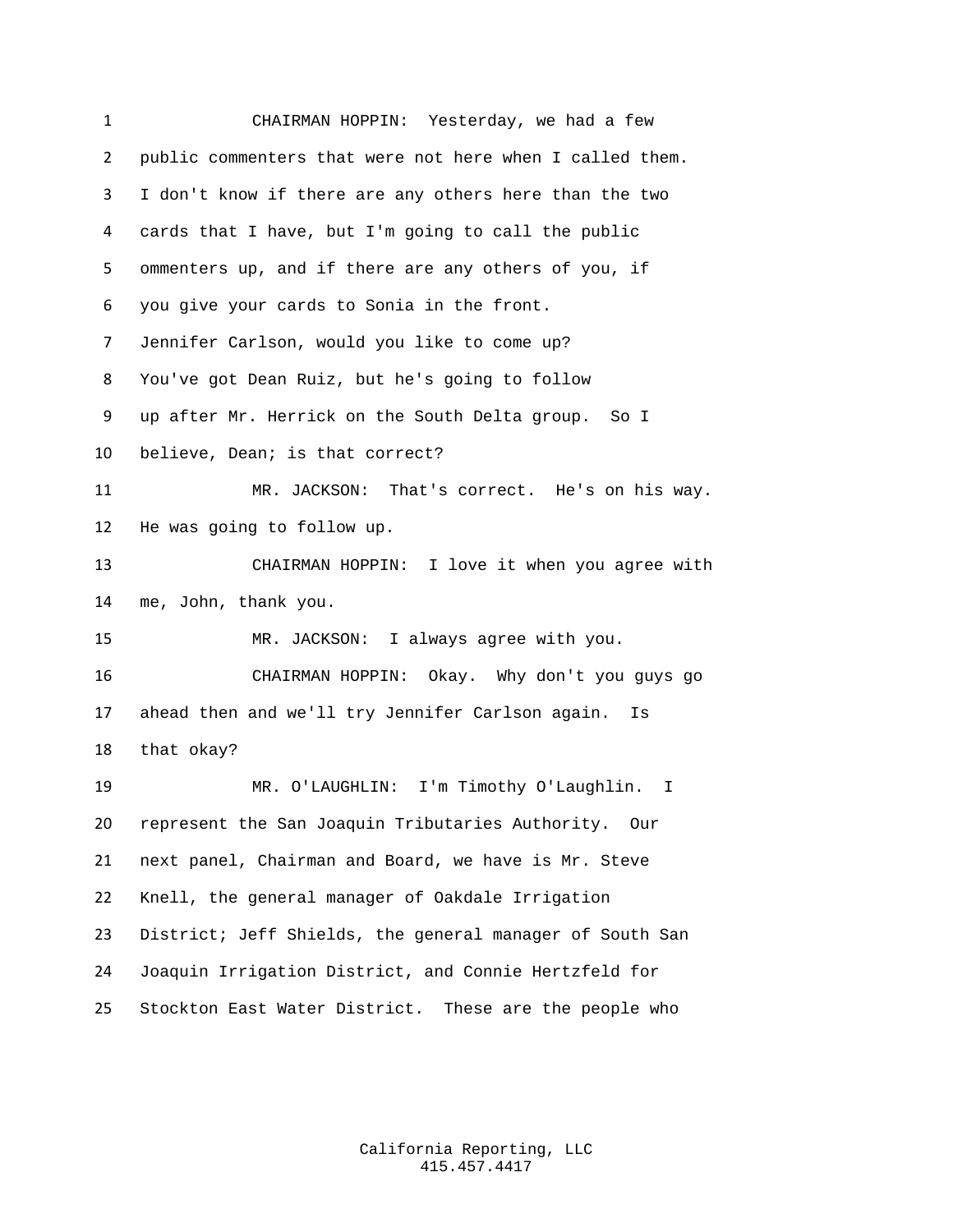1 CHAIRMAN HOPPIN: Yesterday, we had a few
2 public commenters that were not here when I called them.
3 I don't know if there are any others here than the two
4 cards that I have, but I'm going to call the public
5 ommenters up, and if there are any others of you, if
6 you give your cards to Sonia in the front.
7 Jennifer Carlson, would you like to come up?
8 You've got Dean Ruiz, but he's going to follow
9 up after Mr. Herrick on the South Delta group. So I
10 believe, Dean; is that correct?
11 MR. JACKSON: That's correct. He's on his way.
12 He was going to follow up.
13 CHAIRMAN HOPPIN: I love it when you agree with
14 me, John, thank you.
15 MR. JACKSON: I always agree with you.
16 CHAIRMAN HOPPIN: Okay. Why don't you guys go
17 ahead then and we'll try Jennifer Carlson again. Is
18 that okay?
19 MR. O'LAUGHLIN: I'm Timothy O'Laughlin. I
20 represent the San Joaquin Tributaries Authority. Our
21 next panel, Chairman and Board, we have is Mr. Steve
22 Knell, the general manager of Oakdale Irrigation
23 District; Jeff Shields, the general manager of South San
24 Joaquin Irrigation District, and Connie Hertzfeld for
25 Stockton East Water District. These are the people who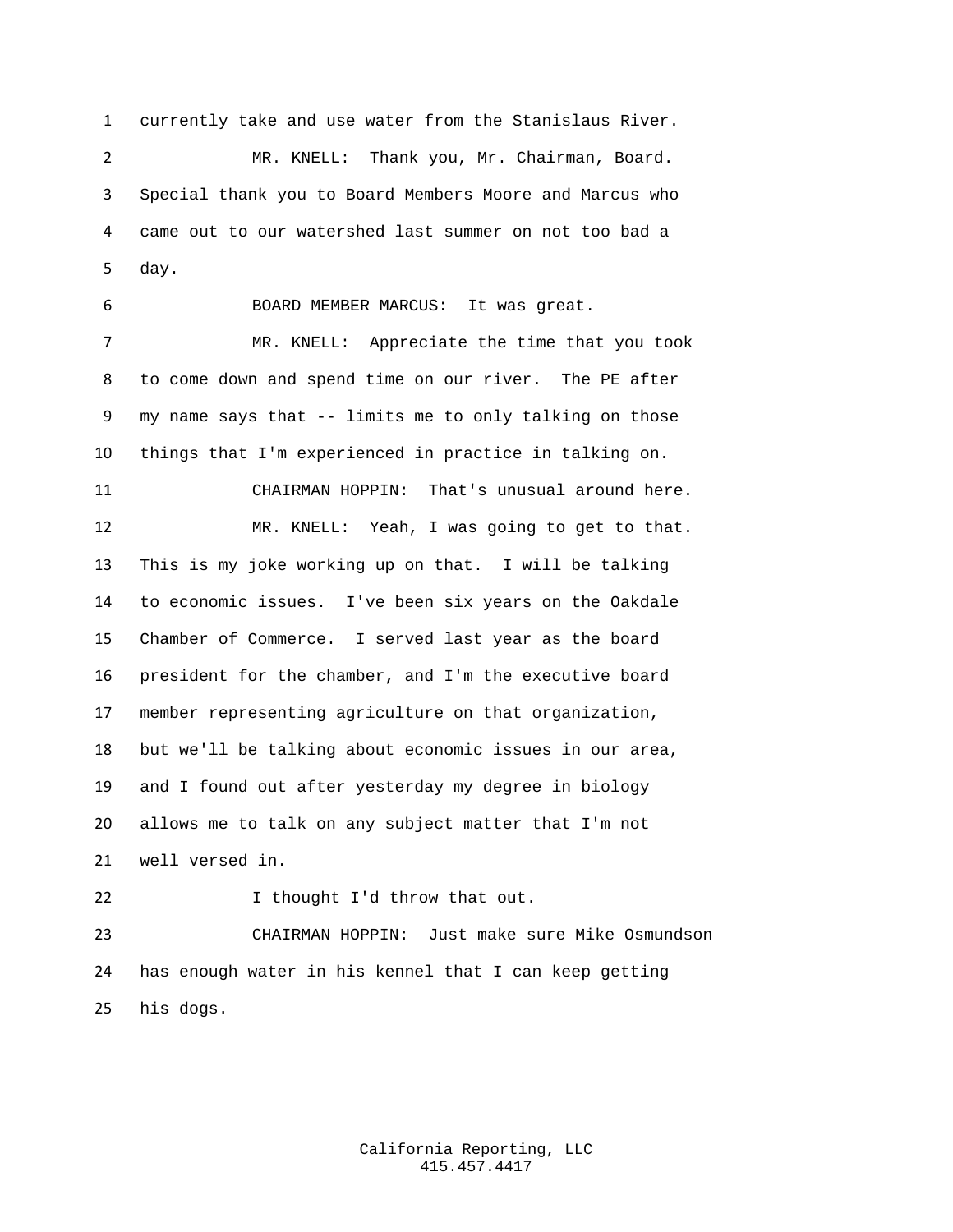currently take and use water from the Stanislaus River.

MR. KNELL: Thank you, Mr. Chairman, Board. Special thank you to Board Members Moore and Marcus who came out to our watershed last summer on not too bad a day.

BOARD MEMBER MARCUS: It was great.

MR. KNELL: Appreciate the time that you took to come down and spend time on our river. The PE after my name says that -- limits me to only talking on those things that I'm experienced in practice in talking on.

CHAIRMAN HOPPIN: That's unusual around here.

MR. KNELL: Yeah, I was going to get to that. This is my joke working up on that. I will be talking to economic issues. I've been six years on the Oakdale Chamber of Commerce. I served last year as the board president for the chamber, and I'm the executive board member representing agriculture on that organization, but we'll be talking about economic issues in our area, and I found out after yesterday my degree in biology allows me to talk on any subject matter that I'm not well versed in.

I thought I'd throw that out.

CHAIRMAN HOPPIN: Just make sure Mike Osmundson has enough water in his kennel that I can keep getting his dogs.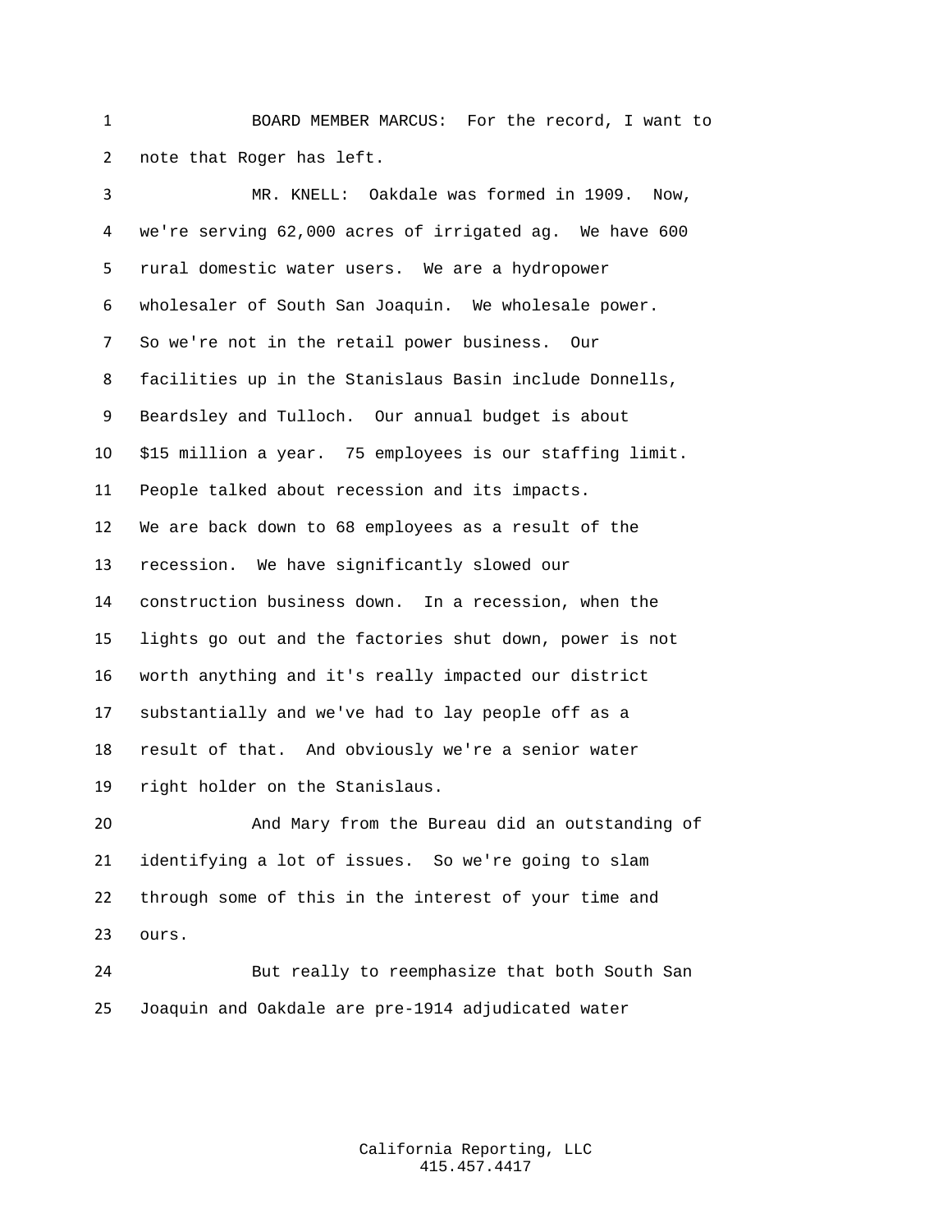BOARD MEMBER MARCUS: For the record, I want to note that Roger has left.

MR. KNELL: Oakdale was formed in 1909. Now, we're serving 62,000 acres of irrigated ag. We have 600 rural domestic water users. We are a hydropower wholesaler of South San Joaquin. We wholesale power. So we're not in the retail power business. Our facilities up in the Stanislaus Basin include Donnells, Beardsley and Tulloch. Our annual budget is about $15 million a year. 75 employees is our staffing limit. People talked about recession and its impacts. We are back down to 68 employees as a result of the recession. We have significantly slowed our construction business down. In a recession, when the lights go out and the factories shut down, power is not worth anything and it's really impacted our district substantially and we've had to lay people off as a result of that. And obviously we're a senior water right holder on the Stanislaus.

And Mary from the Bureau did an outstanding of identifying a lot of issues. So we're going to slam through some of this in the interest of your time and ours.

But really to reemphasize that both South San Joaquin and Oakdale are pre-1914 adjudicated water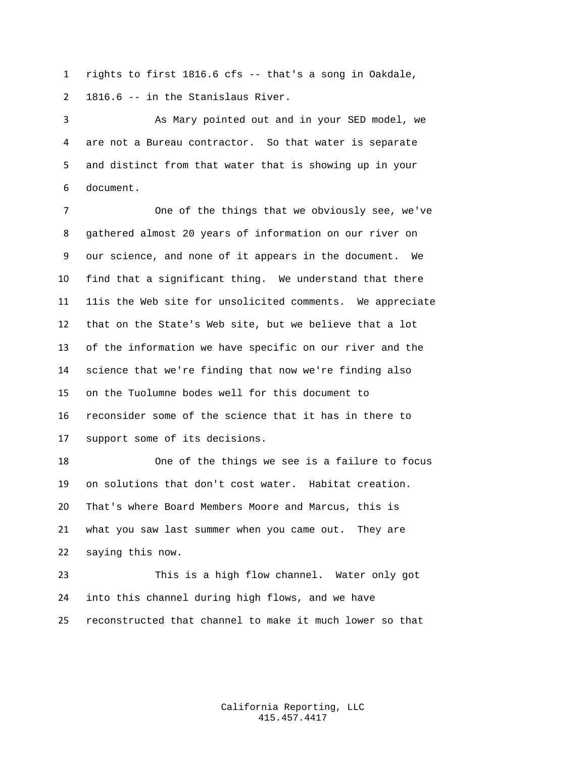rights to first 1816.6 cfs -- that's a song in Oakdale, 1816.6 -- in the Stanislaus River.

As Mary pointed out and in your SED model, we are not a Bureau contractor. So that water is separate and distinct from that water that is showing up in your document.

One of the things that we obviously see, we've gathered almost 20 years of information on our river on our science, and none of it appears in the document. We find that a significant thing. We understand that there 11is the Web site for unsolicited comments. We appreciate that on the State's Web site, but we believe that a lot of the information we have specific on our river and the science that we're finding that now we're finding also on the Tuolumne bodes well for this document to reconsider some of the science that it has in there to support some of its decisions.

One of the things we see is a failure to focus on solutions that don't cost water. Habitat creation. That's where Board Members Moore and Marcus, this is what you saw last summer when you came out. They are saying this now.

This is a high flow channel. Water only got into this channel during high flows, and we have reconstructed that channel to make it much lower so that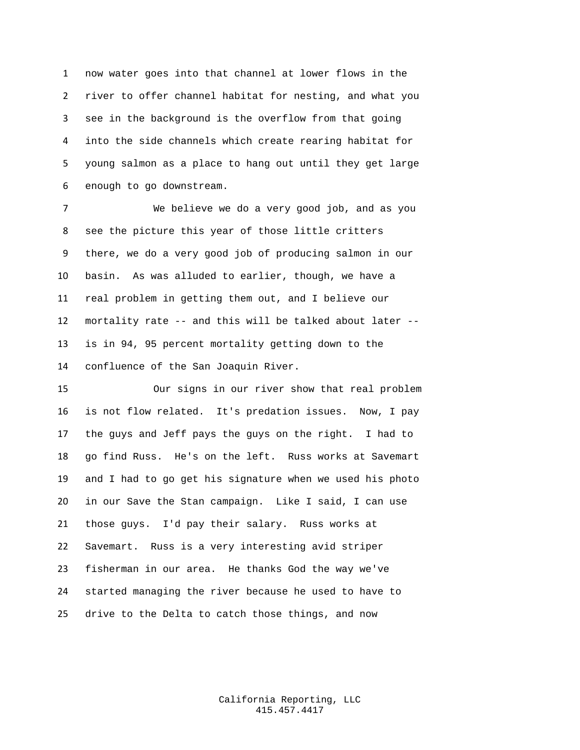now water goes into that channel at lower flows in the river to offer channel habitat for nesting, and what you see in the background is the overflow from that going into the side channels which create rearing habitat for young salmon as a place to hang out until they get large enough to go downstream.

We believe we do a very good job, and as you see the picture this year of those little critters there, we do a very good job of producing salmon in our basin. As was alluded to earlier, though, we have a real problem in getting them out, and I believe our mortality rate -- and this will be talked about later -- is in 94, 95 percent mortality getting down to the confluence of the San Joaquin River.

Our signs in our river show that real problem is not flow related. It's predation issues. Now, I pay the guys and Jeff pays the guys on the right. I had to go find Russ. He's on the left. Russ works at Savemart and I had to go get his signature when we used his photo in our Save the Stan campaign. Like I said, I can use those guys. I'd pay their salary. Russ works at Savemart. Russ is a very interesting avid striper fisherman in our area. He thanks God the way we've started managing the river because he used to have to drive to the Delta to catch those things, and now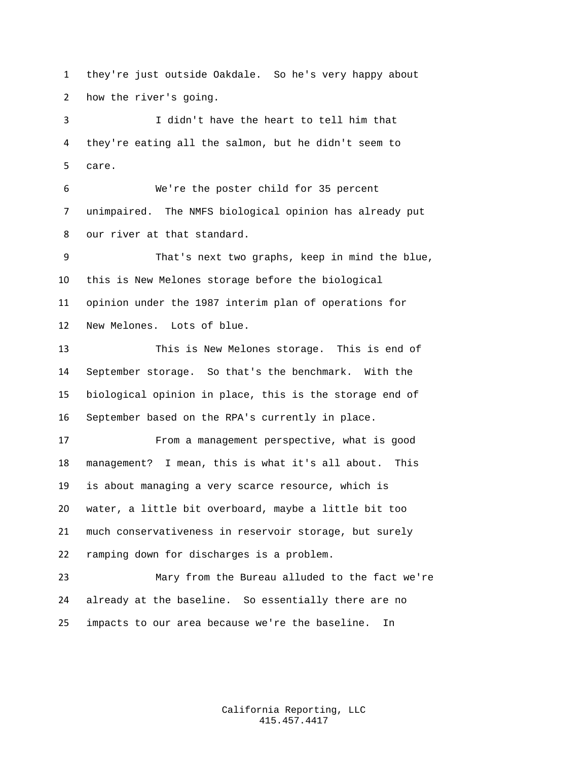they're just outside Oakdale. So he's very happy about how the river's going.

I didn't have the heart to tell him that they're eating all the salmon, but he didn't seem to care.

We're the poster child for 35 percent unimpaired. The NMFS biological opinion has already put our river at that standard.

That's next two graphs, keep in mind the blue, this is New Melones storage before the biological opinion under the 1987 interim plan of operations for New Melones. Lots of blue.

This is New Melones storage. This is end of September storage. So that's the benchmark. With the biological opinion in place, this is the storage end of September based on the RPA's currently in place.

From a management perspective, what is good management? I mean, this is what it's all about. This is about managing a very scarce resource, which is water, a little bit overboard, maybe a little bit too much conservativeness in reservoir storage, but surely ramping down for discharges is a problem.

Mary from the Bureau alluded to the fact we're already at the baseline. So essentially there are no impacts to our area because we're the baseline. In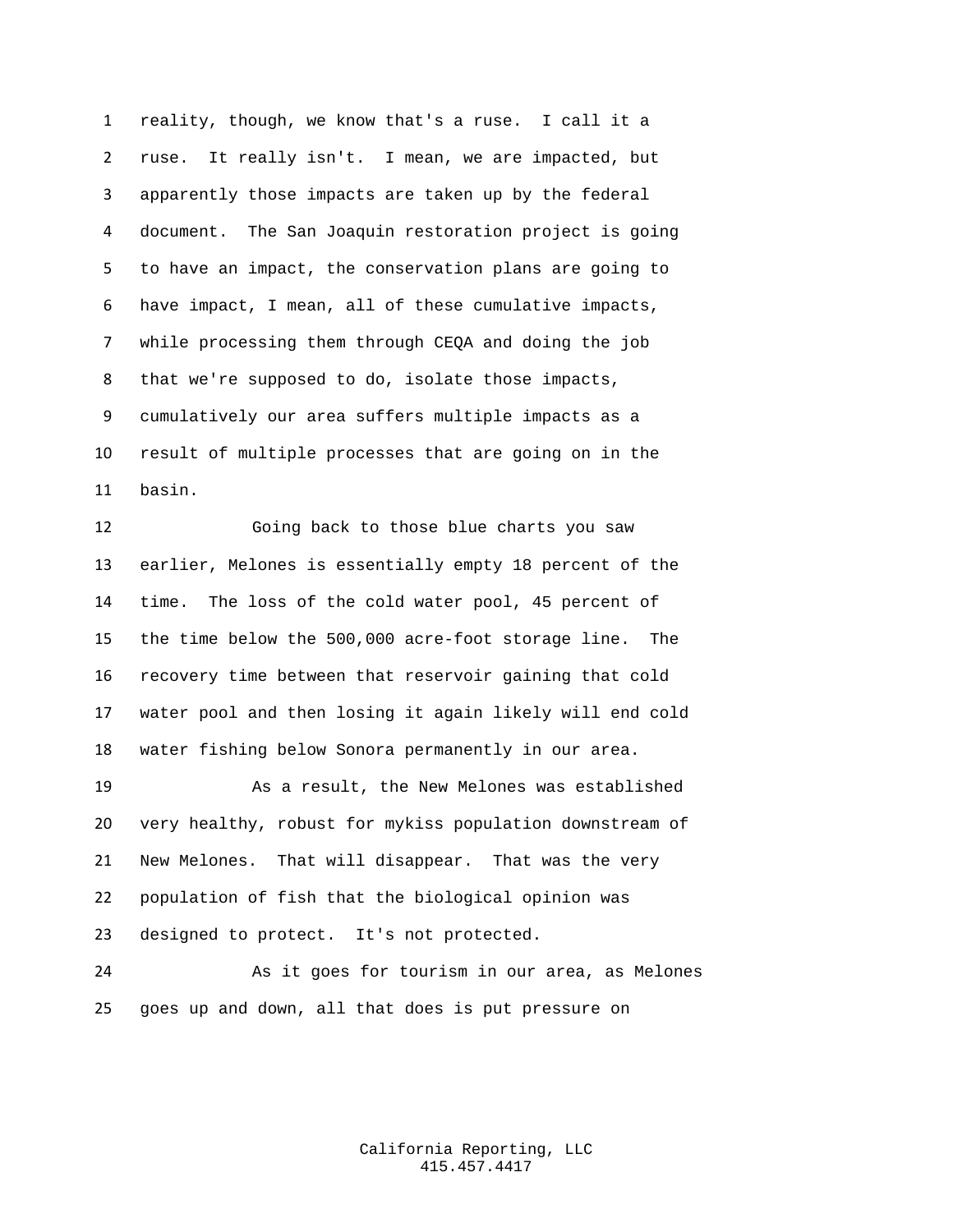reality, though, we know that's a ruse. I call it a ruse. It really isn't. I mean, we are impacted, but apparently those impacts are taken up by the federal document. The San Joaquin restoration project is going to have an impact, the conservation plans are going to have impact, I mean, all of these cumulative impacts, while processing them through CEQA and doing the job that we're supposed to do, isolate those impacts, cumulatively our area suffers multiple impacts as a result of multiple processes that are going on in the basin.

Going back to those blue charts you saw earlier, Melones is essentially empty 18 percent of the time. The loss of the cold water pool, 45 percent of the time below the 500,000 acre-foot storage line. The recovery time between that reservoir gaining that cold water pool and then losing it again likely will end cold water fishing below Sonora permanently in our area.

As a result, the New Melones was established very healthy, robust for mykiss population downstream of New Melones. That will disappear. That was the very population of fish that the biological opinion was designed to protect. It's not protected.

As it goes for tourism in our area, as Melones goes up and down, all that does is put pressure on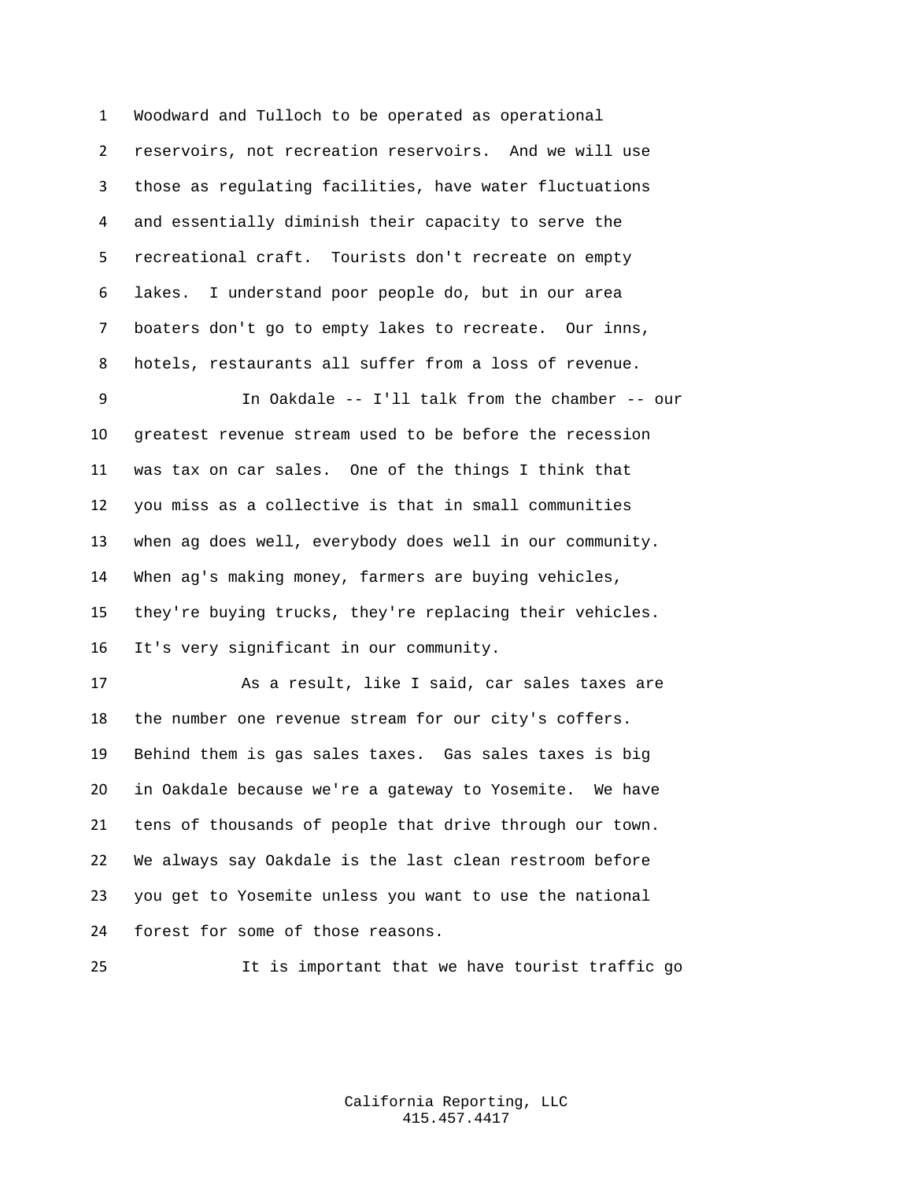Woodward and Tulloch to be operated as operational reservoirs, not recreation reservoirs. And we will use those as regulating facilities, have water fluctuations and essentially diminish their capacity to serve the recreational craft. Tourists don't recreate on empty lakes. I understand poor people do, but in our area boaters don't go to empty lakes to recreate. Our inns, hotels, restaurants all suffer from a loss of revenue.

In Oakdale -- I'll talk from the chamber -- our greatest revenue stream used to be before the recession was tax on car sales. One of the things I think that you miss as a collective is that in small communities when ag does well, everybody does well in our community. When ag's making money, farmers are buying vehicles, they're buying trucks, they're replacing their vehicles. It's very significant in our community.

As a result, like I said, car sales taxes are the number one revenue stream for our city's coffers. Behind them is gas sales taxes. Gas sales taxes is big in Oakdale because we're a gateway to Yosemite. We have tens of thousands of people that drive through our town. We always say Oakdale is the last clean restroom before you get to Yosemite unless you want to use the national forest for some of those reasons.

It is important that we have tourist traffic go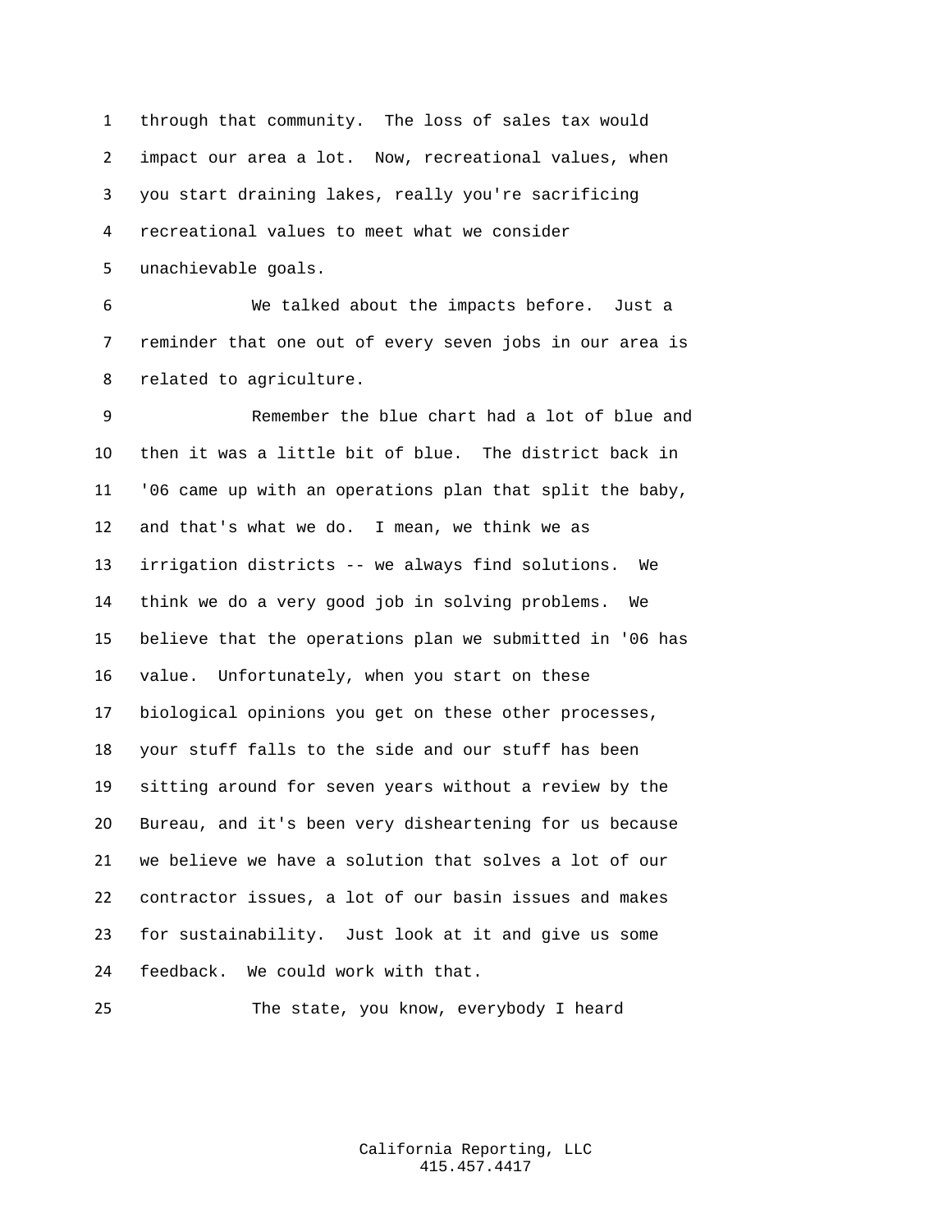through that community. The loss of sales tax would impact our area a lot. Now, recreational values, when you start draining lakes, really you're sacrificing recreational values to meet what we consider unachievable goals.

We talked about the impacts before. Just a reminder that one out of every seven jobs in our area is related to agriculture.

Remember the blue chart had a lot of blue and then it was a little bit of blue. The district back in '06 came up with an operations plan that split the baby, and that's what we do. I mean, we think we as irrigation districts -- we always find solutions. We think we do a very good job in solving problems. We believe that the operations plan we submitted in '06 has value. Unfortunately, when you start on these biological opinions you get on these other processes, your stuff falls to the side and our stuff has been sitting around for seven years without a review by the Bureau, and it's been very disheartening for us because we believe we have a solution that solves a lot of our contractor issues, a lot of our basin issues and makes for sustainability. Just look at it and give us some feedback. We could work with that.

The state, you know, everybody I heard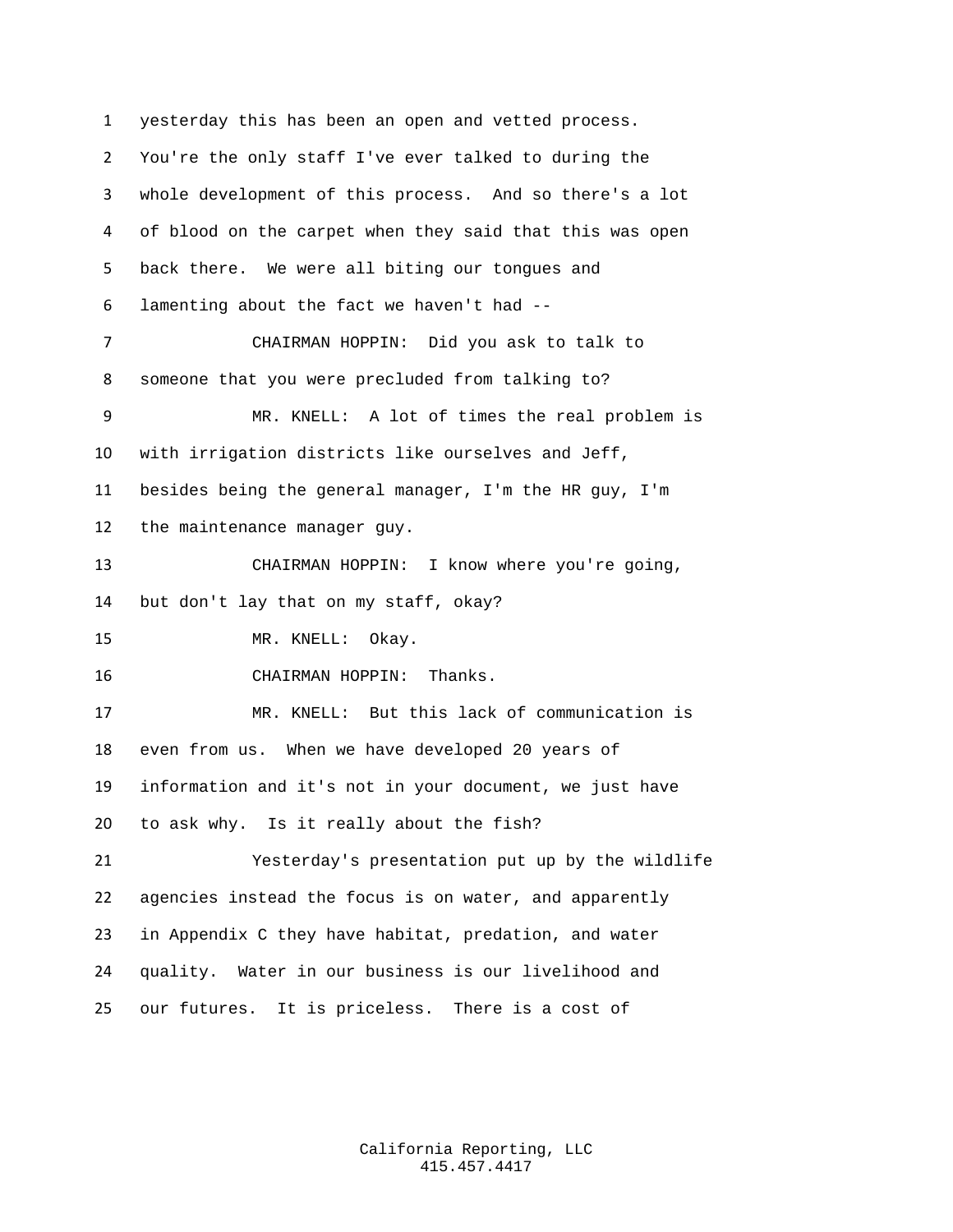yesterday this has been an open and vetted process. You're the only staff I've ever talked to during the whole development of this process. And so there's a lot of blood on the carpet when they said that this was open back there. We were all biting our tongues and lamenting about the fact we haven't had --

CHAIRMAN HOPPIN: Did you ask to talk to someone that you were precluded from talking to?

MR. KNELL: A lot of times the real problem is with irrigation districts like ourselves and Jeff, besides being the general manager, I'm the HR guy, I'm the maintenance manager guy.

CHAIRMAN HOPPIN: I know where you're going, but don't lay that on my staff, okay?

MR. KNELL: Okay.

CHAIRMAN HOPPIN: Thanks.

MR. KNELL: But this lack of communication is even from us. When we have developed 20 years of information and it's not in your document, we just have to ask why. Is it really about the fish?

Yesterday's presentation put up by the wildlife agencies instead the focus is on water, and apparently in Appendix C they have habitat, predation, and water quality. Water in our business is our livelihood and our futures. It is priceless. There is a cost of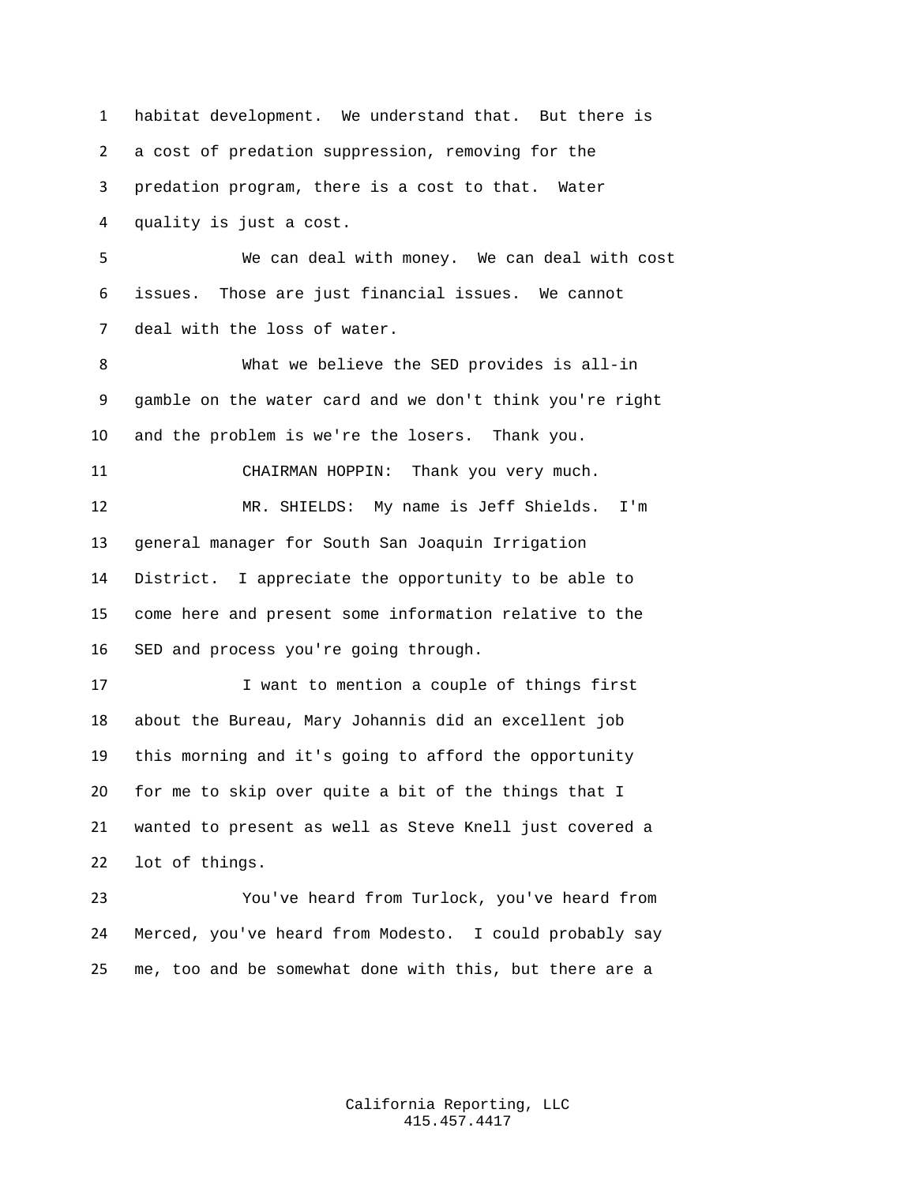habitat development. We understand that. But there is a cost of predation suppression, removing for the predation program, there is a cost to that. Water quality is just a cost.

We can deal with money. We can deal with cost issues. Those are just financial issues. We cannot deal with the loss of water.

What we believe the SED provides is all-in gamble on the water card and we don't think you're right and the problem is we're the losers. Thank you.

CHAIRMAN HOPPIN: Thank you very much.

MR. SHIELDS: My name is Jeff Shields. I'm general manager for South San Joaquin Irrigation District. I appreciate the opportunity to be able to come here and present some information relative to the SED and process you're going through.

I want to mention a couple of things first about the Bureau, Mary Johannis did an excellent job this morning and it's going to afford the opportunity for me to skip over quite a bit of the things that I wanted to present as well as Steve Knell just covered a lot of things.

You've heard from Turlock, you've heard from Merced, you've heard from Modesto. I could probably say me, too and be somewhat done with this, but there are a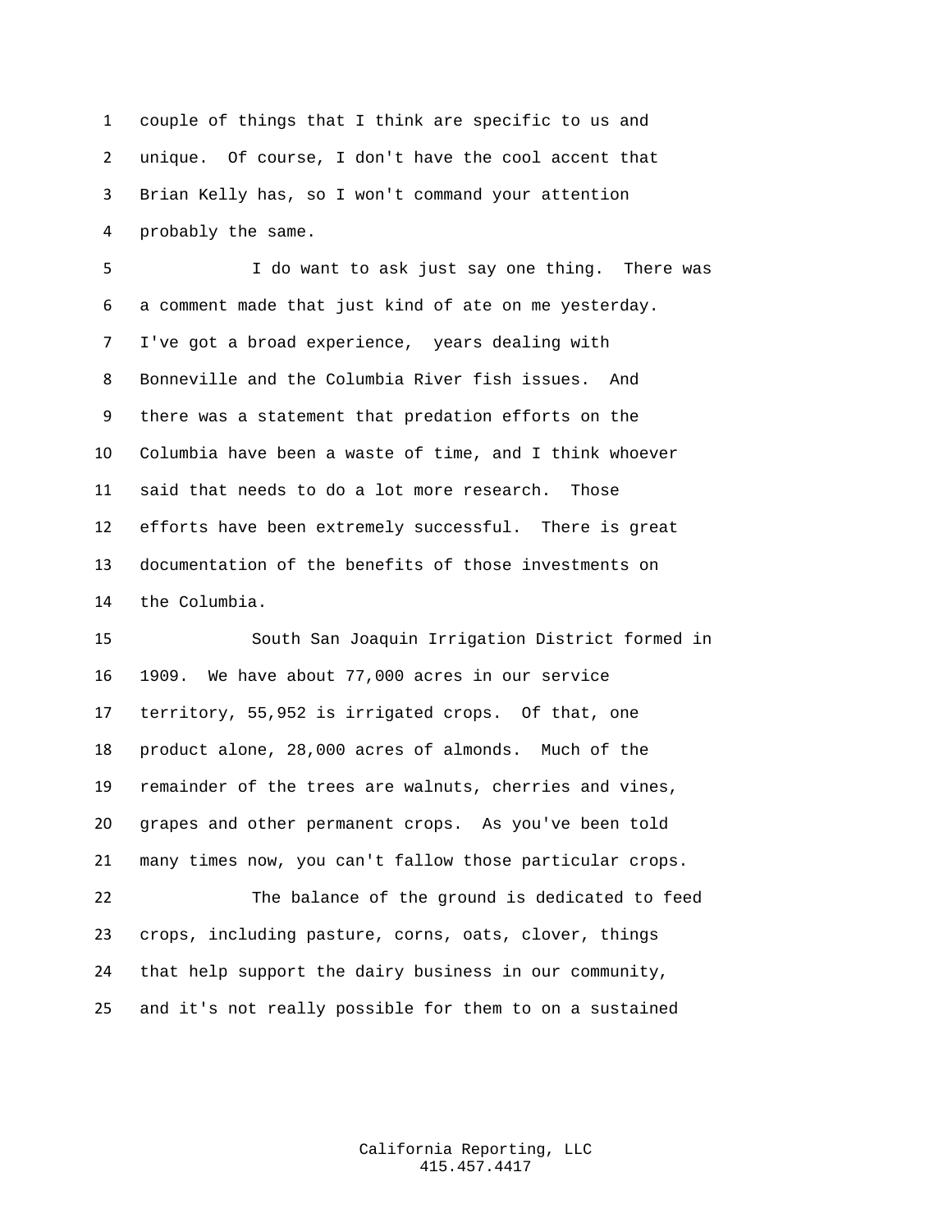couple of things that I think are specific to us and unique. Of course, I don't have the cool accent that Brian Kelly has, so I won't command your attention probably the same.

I do want to ask just say one thing. There was a comment made that just kind of ate on me yesterday. I've got a broad experience, years dealing with Bonneville and the Columbia River fish issues. And there was a statement that predation efforts on the Columbia have been a waste of time, and I think whoever said that needs to do a lot more research. Those efforts have been extremely successful. There is great documentation of the benefits of those investments on the Columbia.

South San Joaquin Irrigation District formed in 1909. We have about 77,000 acres in our service territory, 55,952 is irrigated crops. Of that, one product alone, 28,000 acres of almonds. Much of the remainder of the trees are walnuts, cherries and vines, grapes and other permanent crops. As you've been told many times now, you can't fallow those particular crops.

The balance of the ground is dedicated to feed crops, including pasture, corns, oats, clover, things that help support the dairy business in our community, and it's not really possible for them to on a sustained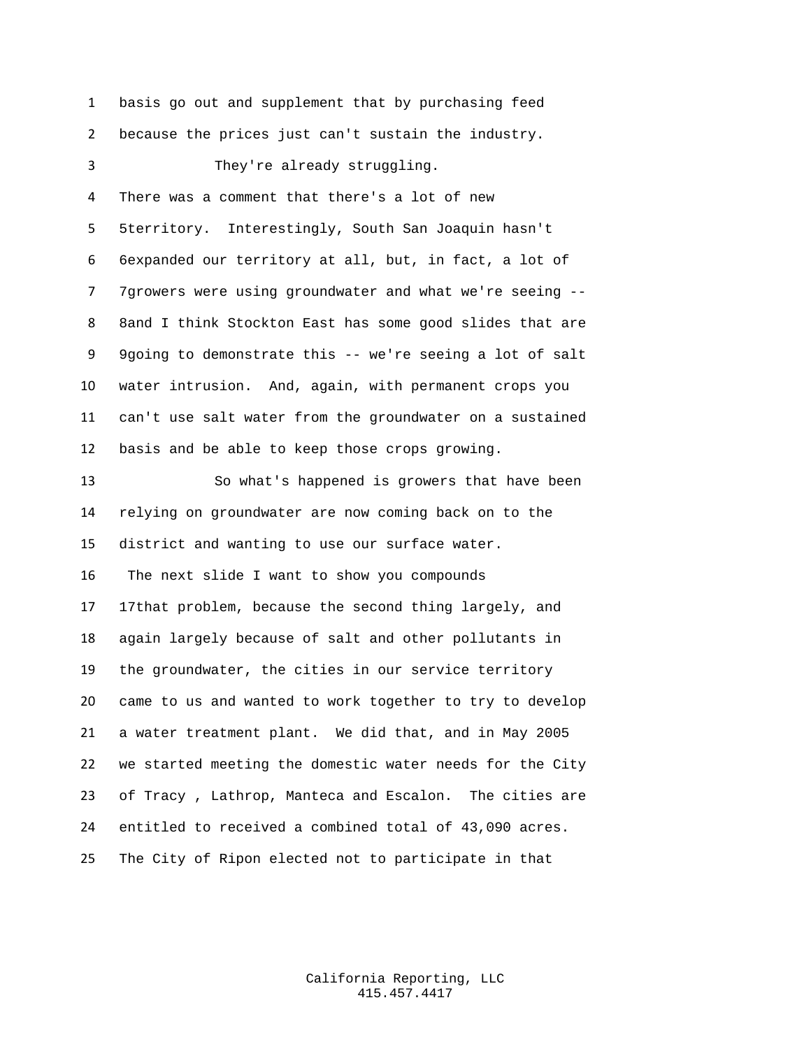basis go out and supplement that by purchasing feed because the prices just can't sustain the industry.

They're already struggling.

There was a comment that there's a lot of new territory. Interestingly, South San Joaquin hasn't expanded our territory at all, but, in fact, a lot of growers were using groundwater and what we're seeing -- and I think Stockton East has some good slides that are going to demonstrate this -- we're seeing a lot of salt water intrusion. And, again, with permanent crops you can't use salt water from the groundwater on a sustained basis and be able to keep those crops growing.

So what's happened is growers that have been relying on groundwater are now coming back on to the district and wanting to use our surface water.

The next slide I want to show you compounds that problem, because the second thing largely, and again largely because of salt and other pollutants in the groundwater, the cities in our service territory came to us and wanted to work together to try to develop a water treatment plant. We did that, and in May 2005 we started meeting the domestic water needs for the City of Tracy , Lathrop, Manteca and Escalon. The cities are entitled to received a combined total of 43,090 acres. The City of Ripon elected not to participate in that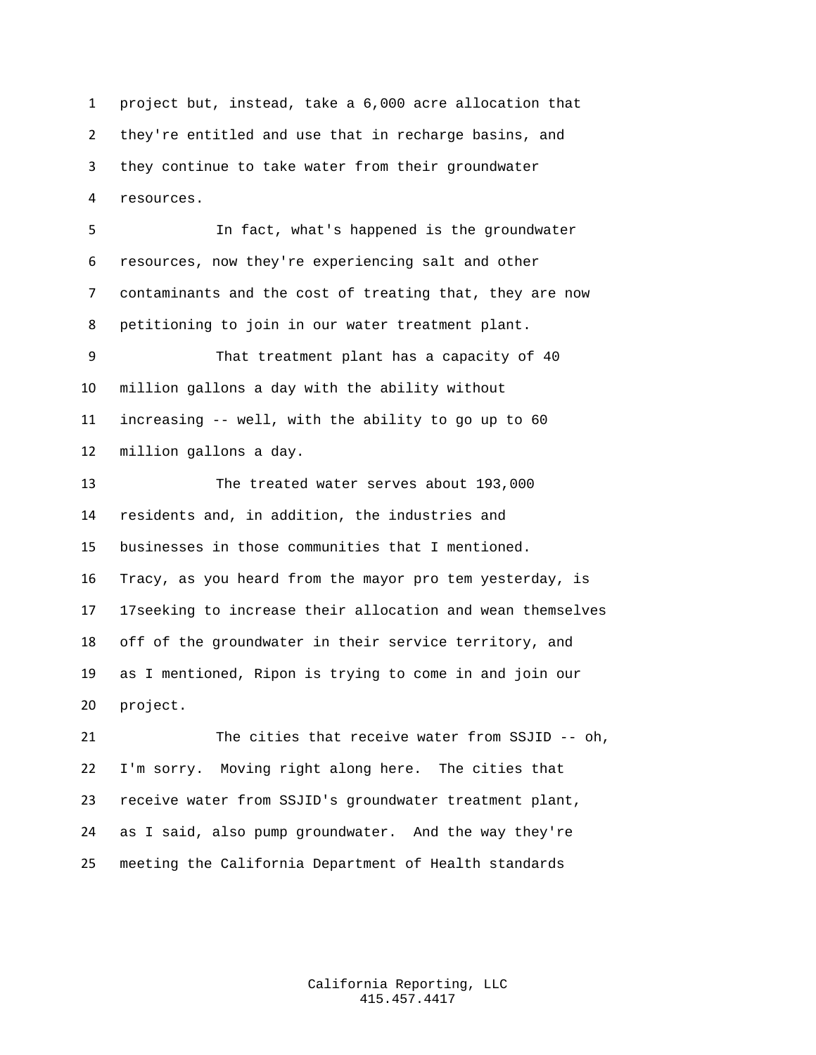project but, instead, take a 6,000 acre allocation that they're entitled and use that in recharge basins, and they continue to take water from their groundwater resources.

In fact, what's happened is the groundwater resources, now they're experiencing salt and other contaminants and the cost of treating that, they are now petitioning to join in our water treatment plant.

That treatment plant has a capacity of 40 million gallons a day with the ability without increasing -- well, with the ability to go up to 60 million gallons a day.

The treated water serves about 193,000 residents and, in addition, the industries and businesses in those communities that I mentioned. Tracy, as you heard from the mayor pro tem yesterday, is 17seeking to increase their allocation and wean themselves off of the groundwater in their service territory, and as I mentioned, Ripon is trying to come in and join our project.

The cities that receive water from SSJID -- oh, I'm sorry. Moving right along here. The cities that receive water from SSJID's groundwater treatment plant, as I said, also pump groundwater. And the way they're meeting the California Department of Health standards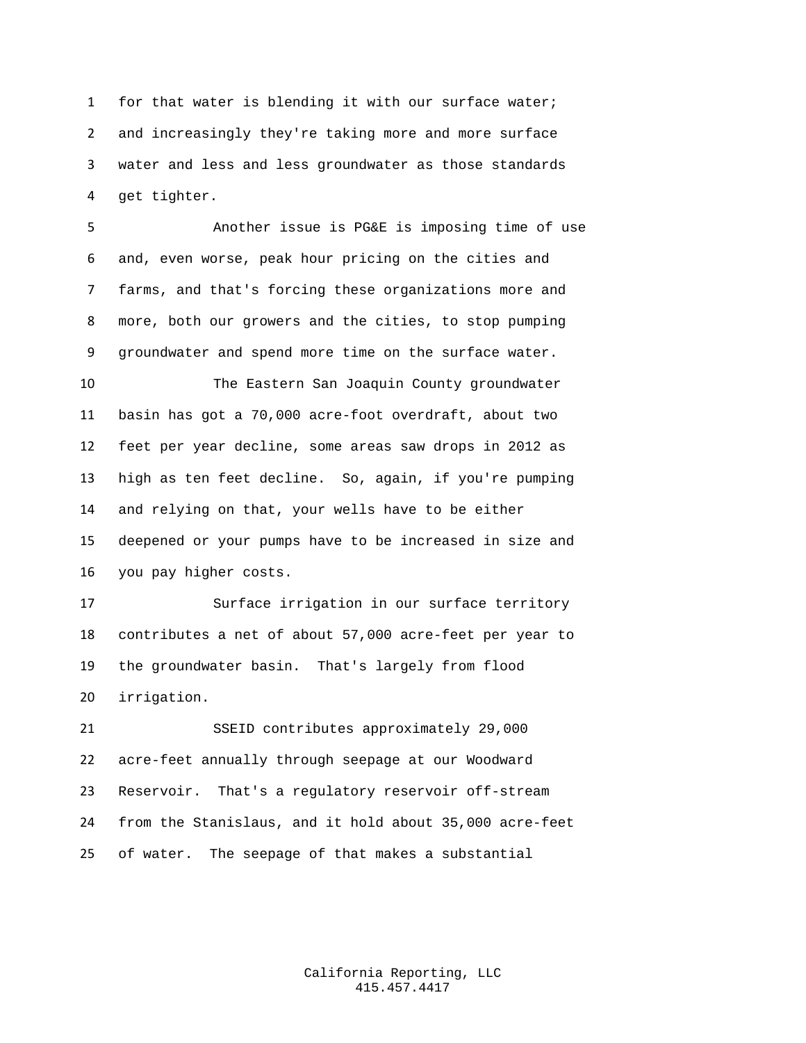for that water is blending it with our surface water; and increasingly they're taking more and more surface water and less and less groundwater as those standards get tighter.

Another issue is PG&E is imposing time of use and, even worse, peak hour pricing on the cities and farms, and that's forcing these organizations more and more, both our growers and the cities, to stop pumping groundwater and spend more time on the surface water.

The Eastern San Joaquin County groundwater basin has got a 70,000 acre-foot overdraft, about two feet per year decline, some areas saw drops in 2012 as high as ten feet decline. So, again, if you're pumping and relying on that, your wells have to be either deepened or your pumps have to be increased in size and you pay higher costs.

Surface irrigation in our surface territory contributes a net of about 57,000 acre-feet per year to the groundwater basin. That's largely from flood irrigation.

SSEID contributes approximately 29,000 acre-feet annually through seepage at our Woodward Reservoir. That's a regulatory reservoir off-stream from the Stanislaus, and it hold about 35,000 acre-feet of water. The seepage of that makes a substantial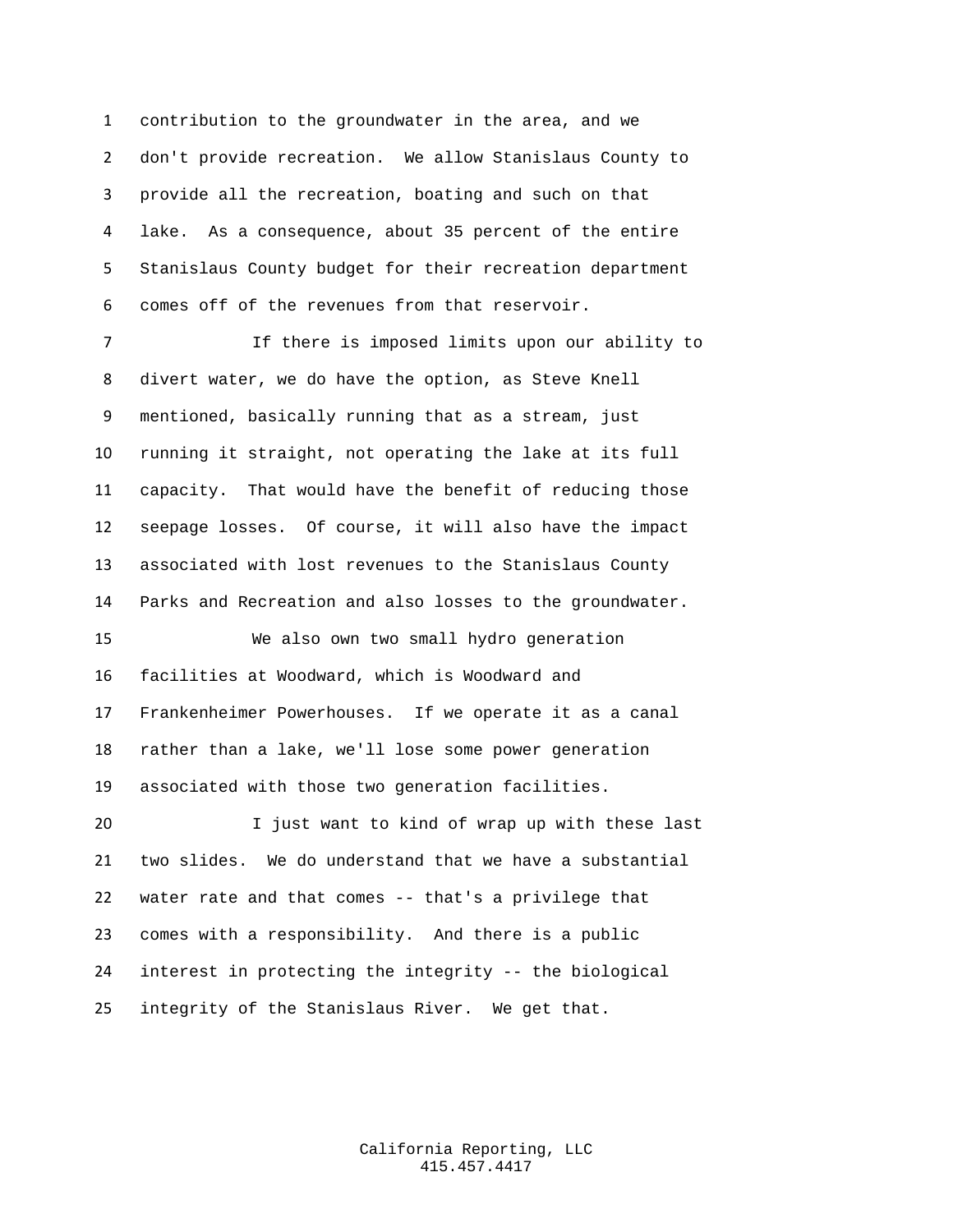contribution to the groundwater in the area, and we don't provide recreation. We allow Stanislaus County to provide all the recreation, boating and such on that lake. As a consequence, about 35 percent of the entire Stanislaus County budget for their recreation department comes off of the revenues from that reservoir.

If there is imposed limits upon our ability to divert water, we do have the option, as Steve Knell mentioned, basically running that as a stream, just running it straight, not operating the lake at its full capacity. That would have the benefit of reducing those seepage losses. Of course, it will also have the impact associated with lost revenues to the Stanislaus County Parks and Recreation and also losses to the groundwater.

We also own two small hydro generation facilities at Woodward, which is Woodward and Frankenheimer Powerhouses. If we operate it as a canal rather than a lake, we'll lose some power generation associated with those two generation facilities.

I just want to kind of wrap up with these last two slides. We do understand that we have a substantial water rate and that comes -- that's a privilege that comes with a responsibility. And there is a public interest in protecting the integrity -- the biological integrity of the Stanislaus River. We get that.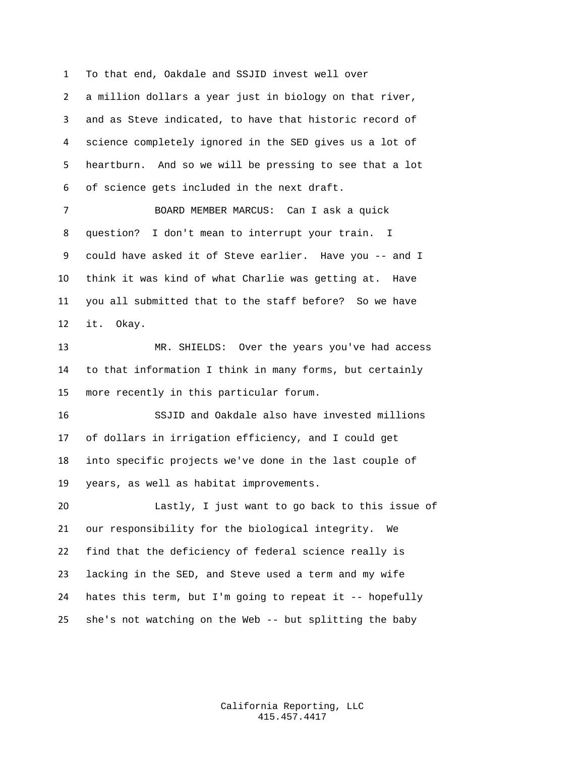To that end, Oakdale and SSJID invest well over a million dollars a year just in biology on that river, and as Steve indicated, to have that historic record of science completely ignored in the SED gives us a lot of heartburn. And so we will be pressing to see that a lot of science gets included in the next draft.

BOARD MEMBER MARCUS: Can I ask a quick question? I don't mean to interrupt your train. I could have asked it of Steve earlier. Have you -- and I think it was kind of what Charlie was getting at. Have you all submitted that to the staff before? So we have it. Okay.

MR. SHIELDS: Over the years you've had access to that information I think in many forms, but certainly more recently in this particular forum.

SSJID and Oakdale also have invested millions of dollars in irrigation efficiency, and I could get into specific projects we've done in the last couple of years, as well as habitat improvements.

Lastly, I just want to go back to this issue of our responsibility for the biological integrity. We find that the deficiency of federal science really is lacking in the SED, and Steve used a term and my wife hates this term, but I'm going to repeat it -- hopefully she's not watching on the Web -- but splitting the baby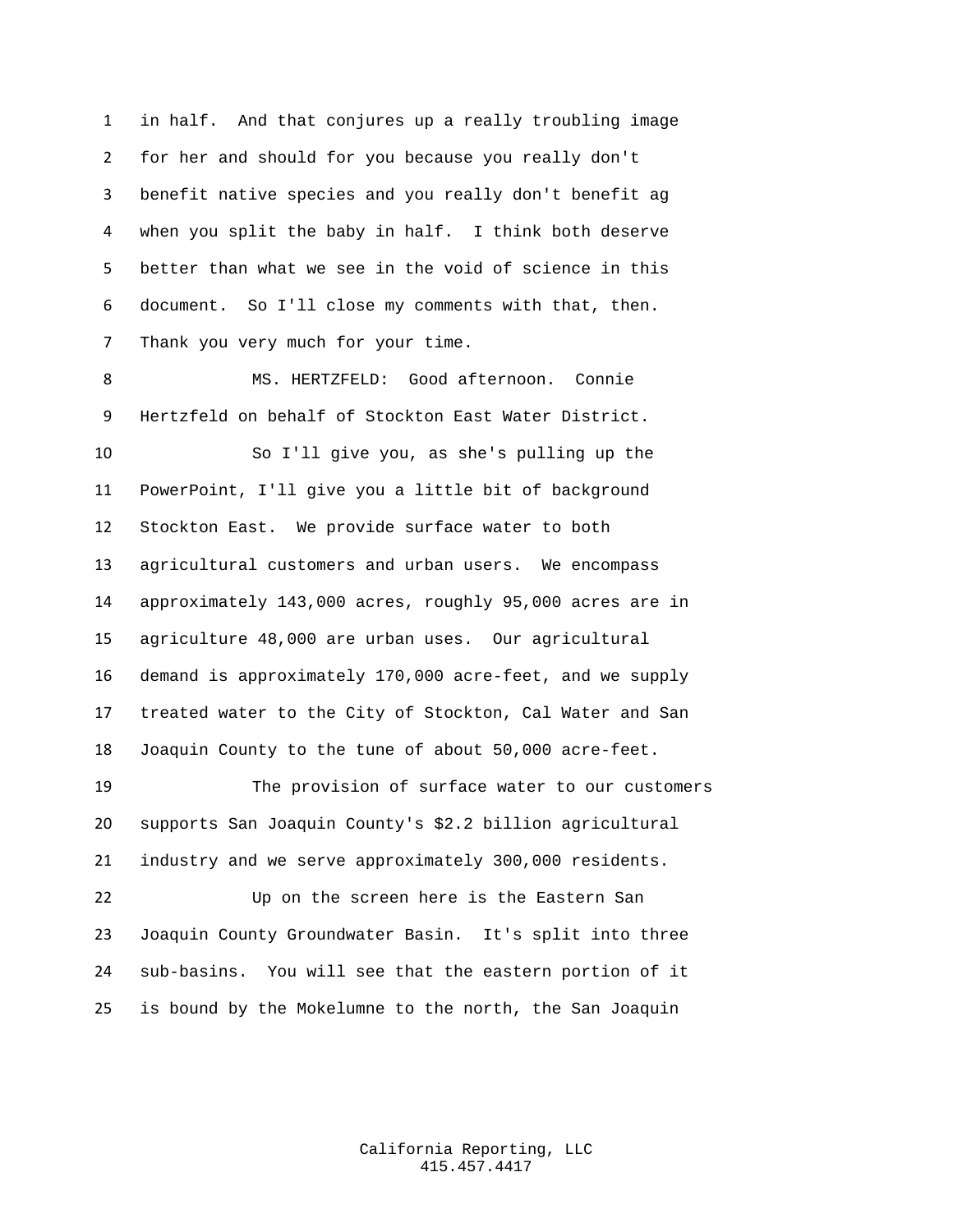in half. And that conjures up a really troubling image for her and should for you because you really don't benefit native species and you really don't benefit ag when you split the baby in half. I think both deserve better than what we see in the void of science in this document. So I'll close my comments with that, then. Thank you very much for your time.

MS. HERTZFELD: Good afternoon. Connie Hertzfeld on behalf of Stockton East Water District.

So I'll give you, as she's pulling up the PowerPoint, I'll give you a little bit of background Stockton East. We provide surface water to both agricultural customers and urban users. We encompass approximately 143,000 acres, roughly 95,000 acres are in agriculture 48,000 are urban uses. Our agricultural demand is approximately 170,000 acre-feet, and we supply treated water to the City of Stockton, Cal Water and San Joaquin County to the tune of about 50,000 acre-feet.

The provision of surface water to our customers supports San Joaquin County's $2.2 billion agricultural industry and we serve approximately 300,000 residents.

Up on the screen here is the Eastern San Joaquin County Groundwater Basin. It's split into three sub-basins. You will see that the eastern portion of it is bound by the Mokelumne to the north, the San Joaquin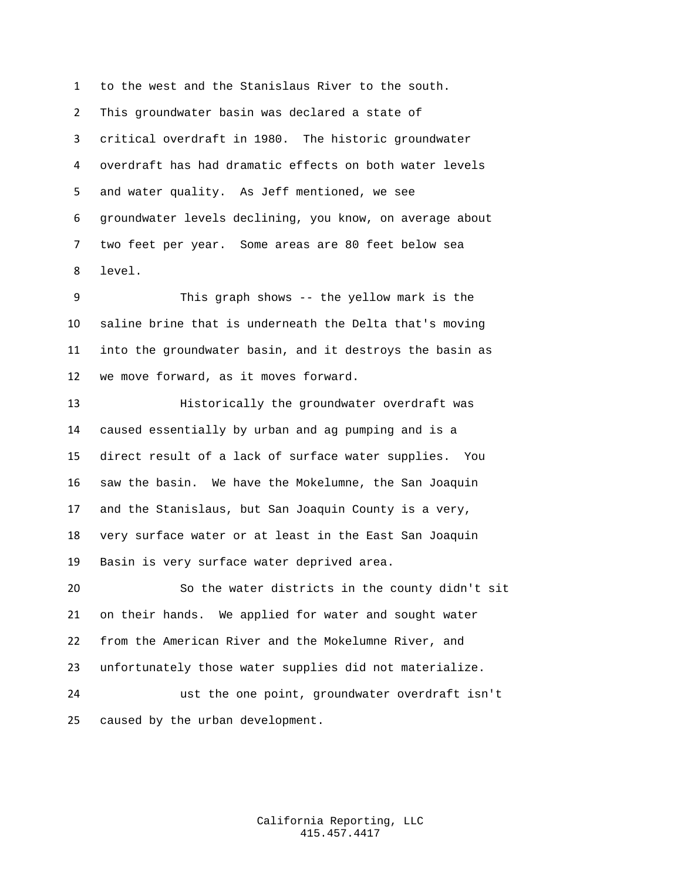to the west and the Stanislaus River to the south. This groundwater basin was declared a state of critical overdraft in 1980. The historic groundwater overdraft has had dramatic effects on both water levels and water quality. As Jeff mentioned, we see groundwater levels declining, you know, on average about two feet per year. Some areas are 80 feet below sea level.

This graph shows -- the yellow mark is the saline brine that is underneath the Delta that's moving into the groundwater basin, and it destroys the basin as we move forward, as it moves forward.

Historically the groundwater overdraft was caused essentially by urban and ag pumping and is a direct result of a lack of surface water supplies. You saw the basin. We have the Mokelumne, the San Joaquin and the Stanislaus, but San Joaquin County is a very, very surface water or at least in the East San Joaquin Basin is very surface water deprived area.

So the water districts in the county didn't sit on their hands. We applied for water and sought water from the American River and the Mokelumne River, and unfortunately those water supplies did not materialize.

ust the one point, groundwater overdraft isn't caused by the urban development.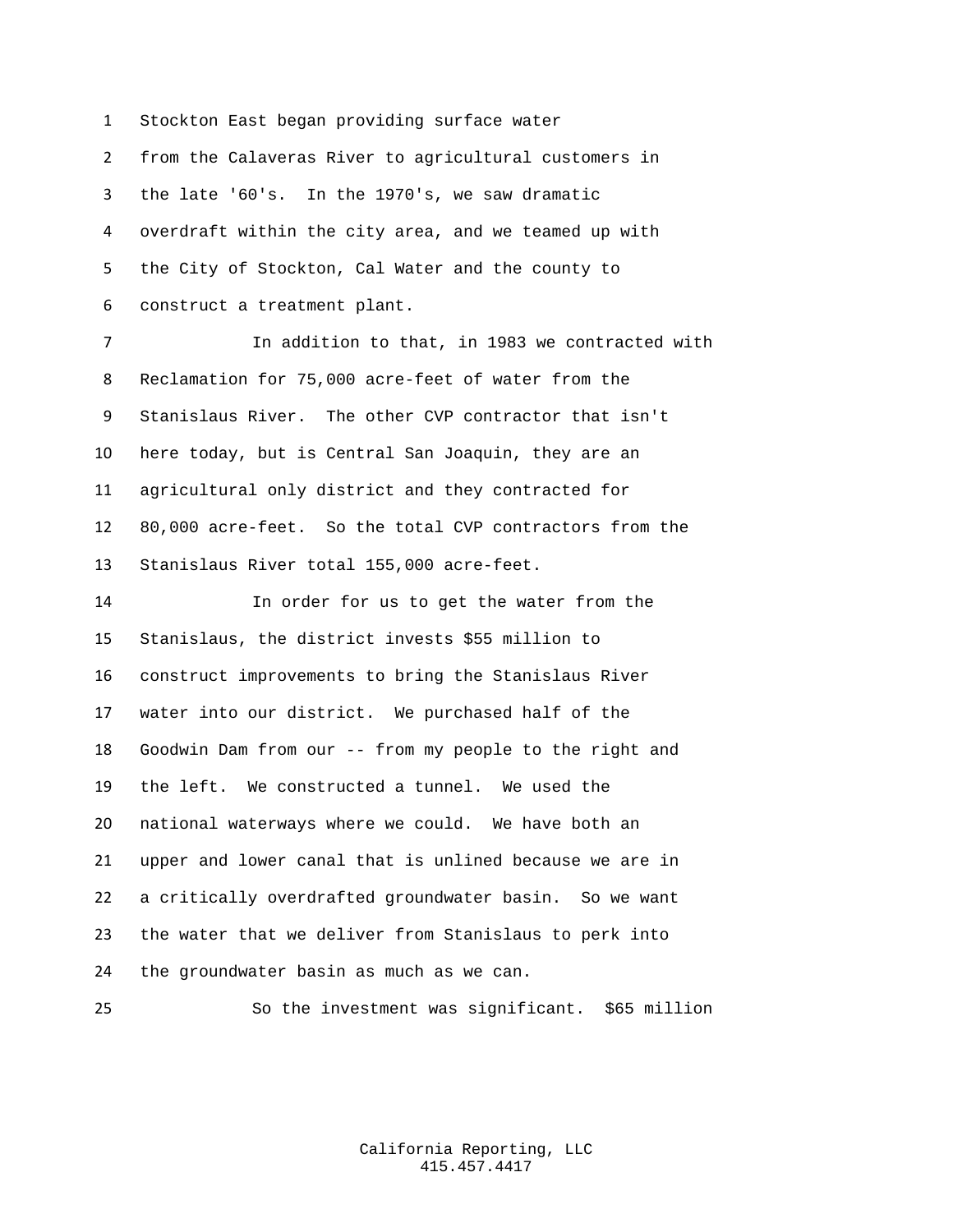Stockton East began providing surface water from the Calaveras River to agricultural customers in the late '60's. In the 1970's, we saw dramatic overdraft within the city area, and we teamed up with the City of Stockton, Cal Water and the county to construct a treatment plant.

In addition to that, in 1983 we contracted with Reclamation for 75,000 acre-feet of water from the Stanislaus River. The other CVP contractor that isn't here today, but is Central San Joaquin, they are an agricultural only district and they contracted for 80,000 acre-feet. So the total CVP contractors from the Stanislaus River total 155,000 acre-feet.

In order for us to get the water from the Stanislaus, the district invests $55 million to construct improvements to bring the Stanislaus River water into our district. We purchased half of the Goodwin Dam from our -- from my people to the right and the left. We constructed a tunnel. We used the national waterways where we could. We have both an upper and lower canal that is unlined because we are in a critically overdrafted groundwater basin. So we want the water that we deliver from Stanislaus to perk into the groundwater basin as much as we can.

So the investment was significant. $65 million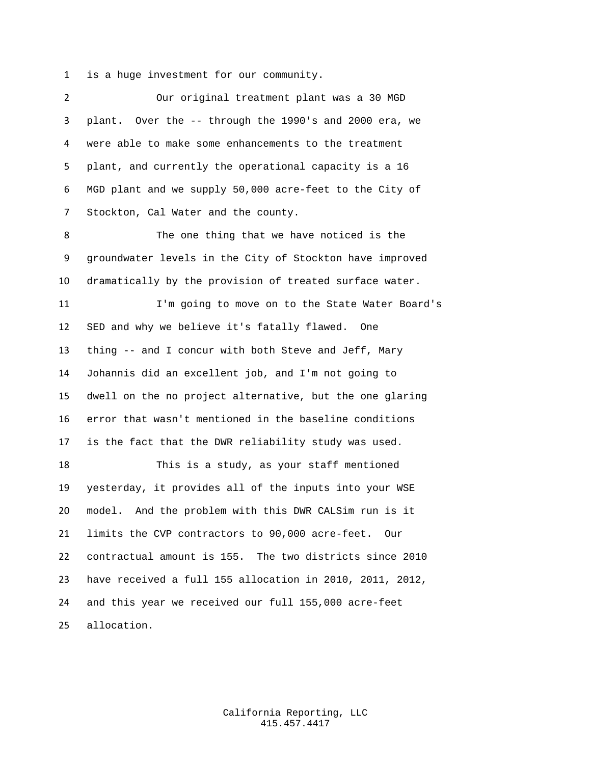is a huge investment for our community.

Our original treatment plant was a 30 MGD plant. Over the -- through the 1990's and 2000 era, we were able to make some enhancements to the treatment plant, and currently the operational capacity is a 16 MGD plant and we supply 50,000 acre-feet to the City of Stockton, Cal Water and the county.

The one thing that we have noticed is the groundwater levels in the City of Stockton have improved dramatically by the provision of treated surface water.

I'm going to move on to the State Water Board's SED and why we believe it's fatally flawed. One thing -- and I concur with both Steve and Jeff, Mary Johannis did an excellent job, and I'm not going to dwell on the no project alternative, but the one glaring error that wasn't mentioned in the baseline conditions is the fact that the DWR reliability study was used.

This is a study, as your staff mentioned yesterday, it provides all of the inputs into your WSE model. And the problem with this DWR CALSim run is it limits the CVP contractors to 90,000 acre-feet. Our contractual amount is 155. The two districts since 2010 have received a full 155 allocation in 2010, 2011, 2012, and this year we received our full 155,000 acre-feet allocation.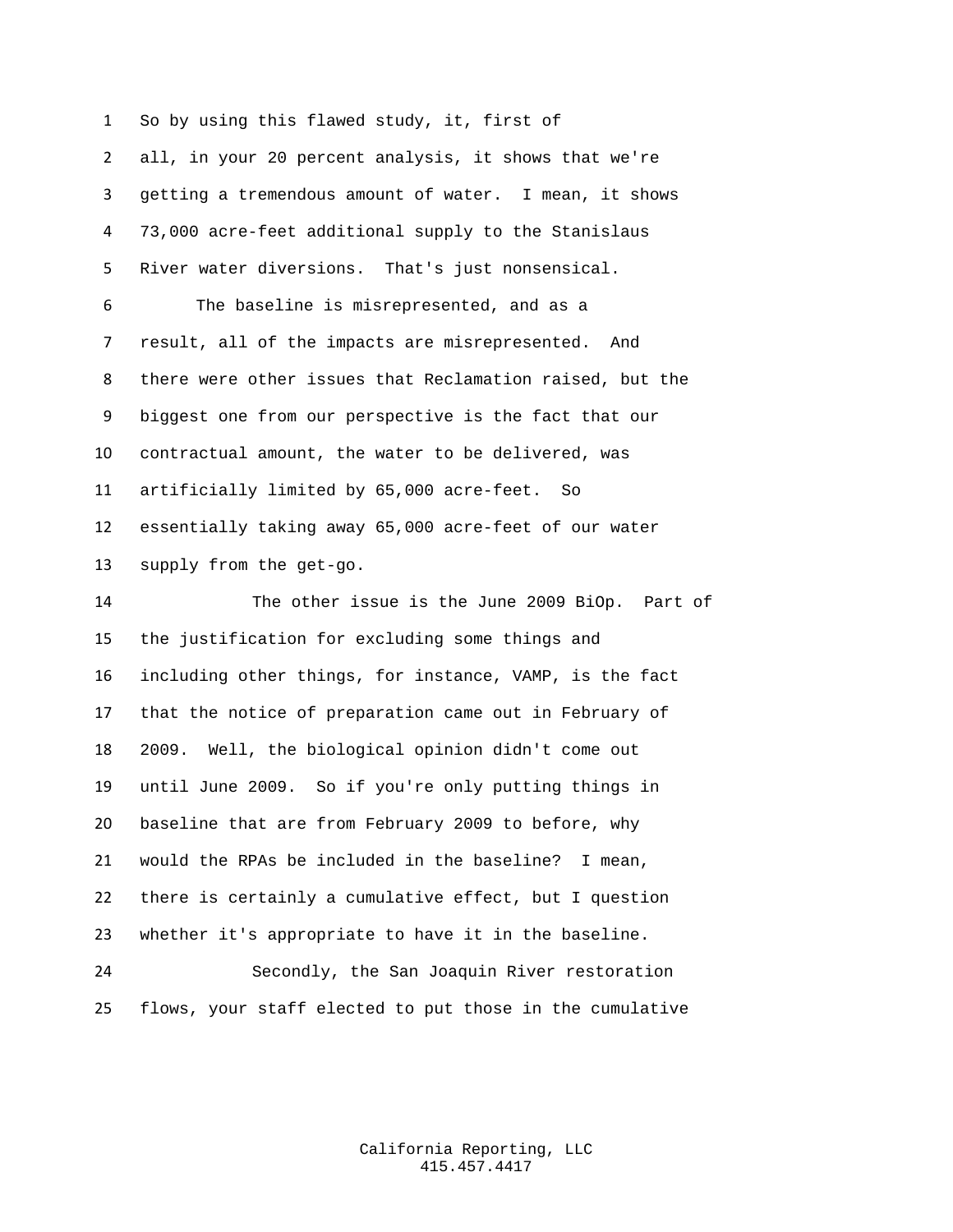So by using this flawed study, it, first of all, in your 20 percent analysis, it shows that we're getting a tremendous amount of water. I mean, it shows 73,000 acre-feet additional supply to the Stanislaus River water diversions. That's just nonsensical.

The baseline is misrepresented, and as a result, all of the impacts are misrepresented. And there were other issues that Reclamation raised, but the biggest one from our perspective is the fact that our contractual amount, the water to be delivered, was artificially limited by 65,000 acre-feet. So essentially taking away 65,000 acre-feet of our water supply from the get-go.

The other issue is the June 2009 BiOp. Part of the justification for excluding some things and including other things, for instance, VAMP, is the fact that the notice of preparation came out in February of 2009. Well, the biological opinion didn't come out until June 2009. So if you're only putting things in baseline that are from February 2009 to before, why would the RPAs be included in the baseline? I mean, there is certainly a cumulative effect, but I question whether it's appropriate to have it in the baseline.

Secondly, the San Joaquin River restoration flows, your staff elected to put those in the cumulative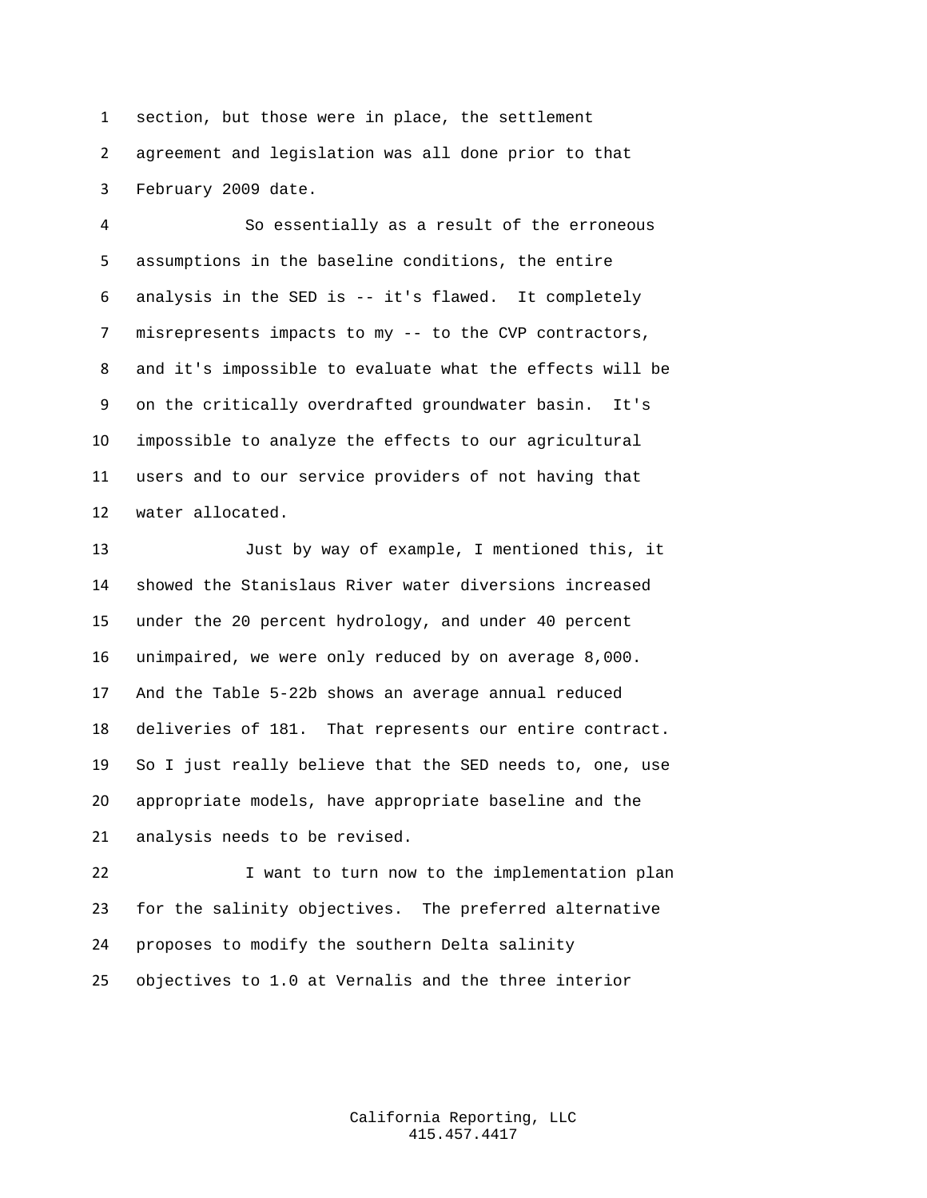section, but those were in place, the settlement agreement and legislation was all done prior to that February 2009 date.

So essentially as a result of the erroneous assumptions in the baseline conditions, the entire analysis in the SED is -- it's flawed. It completely misrepresents impacts to my -- to the CVP contractors, and it's impossible to evaluate what the effects will be on the critically overdrafted groundwater basin. It's impossible to analyze the effects to our agricultural users and to our service providers of not having that water allocated.

Just by way of example, I mentioned this, it showed the Stanislaus River water diversions increased under the 20 percent hydrology, and under 40 percent unimpaired, we were only reduced by on average 8,000. And the Table 5-22b shows an average annual reduced deliveries of 181. That represents our entire contract. So I just really believe that the SED needs to, one, use appropriate models, have appropriate baseline and the analysis needs to be revised.

I want to turn now to the implementation plan for the salinity objectives. The preferred alternative proposes to modify the southern Delta salinity objectives to 1.0 at Vernalis and the three interior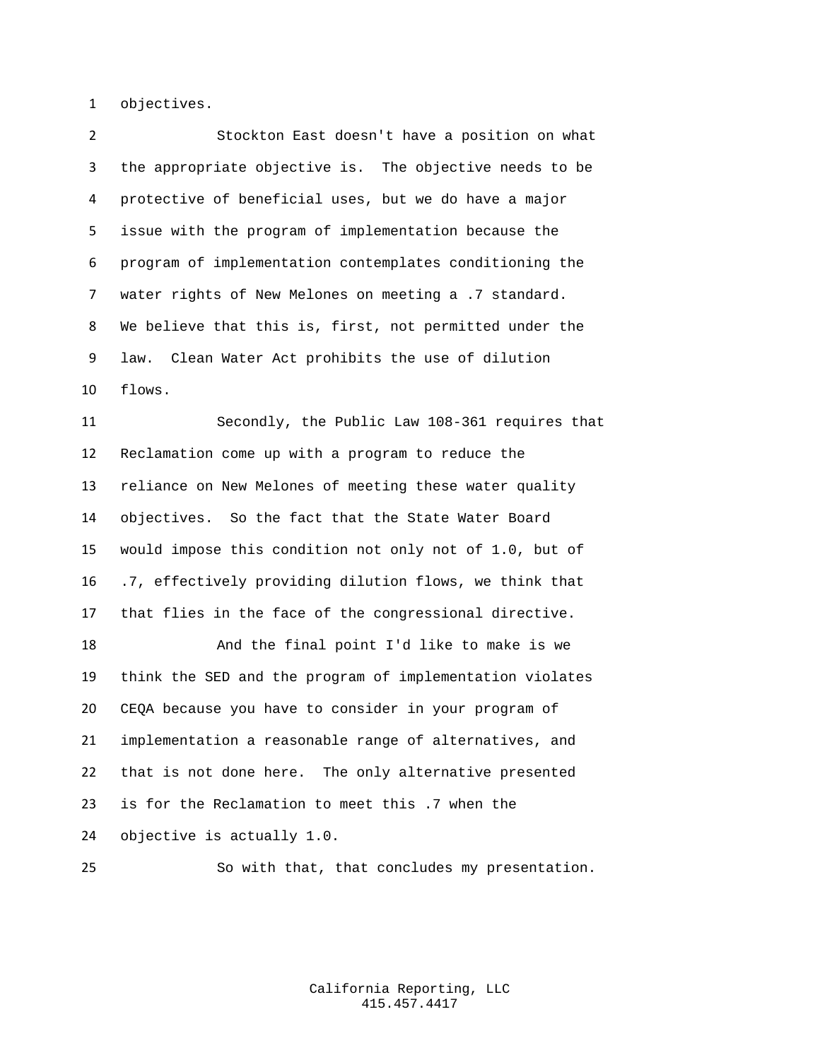objectives.

Stockton East doesn't have a position on what the appropriate objective is. The objective needs to be protective of beneficial uses, but we do have a major issue with the program of implementation because the program of implementation contemplates conditioning the water rights of New Melones on meeting a .7 standard. We believe that this is, first, not permitted under the law. Clean Water Act prohibits the use of dilution flows.

Secondly, the Public Law 108-361 requires that Reclamation come up with a program to reduce the reliance on New Melones of meeting these water quality objectives. So the fact that the State Water Board would impose this condition not only not of 1.0, but of .7, effectively providing dilution flows, we think that that flies in the face of the congressional directive.

And the final point I'd like to make is we think the SED and the program of implementation violates CEQA because you have to consider in your program of implementation a reasonable range of alternatives, and that is not done here. The only alternative presented is for the Reclamation to meet this .7 when the objective is actually 1.0.

So with that, that concludes my presentation.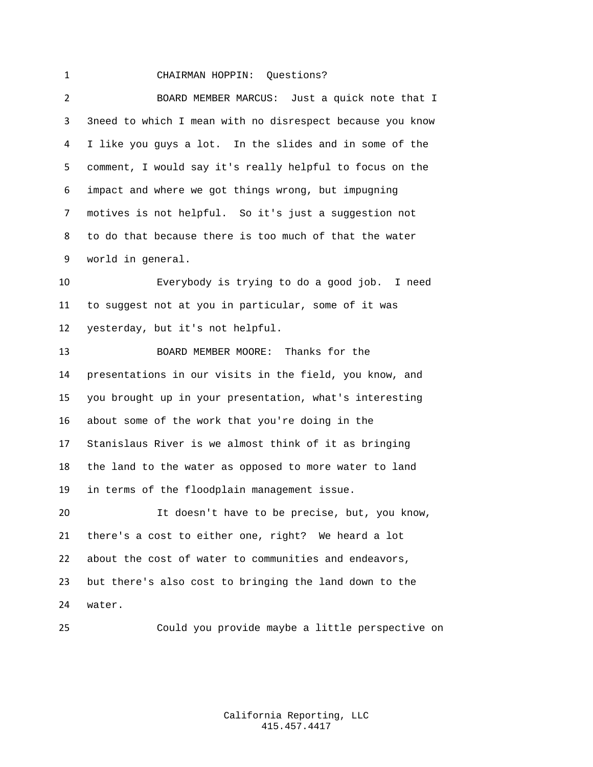CHAIRMAN HOPPIN: Questions?

BOARD MEMBER MARCUS: Just a quick note that I 3need to which I mean with no disrespect because you know I like you guys a lot. In the slides and in some of the comment, I would say it's really helpful to focus on the impact and where we got things wrong, but impugning motives is not helpful. So it's just a suggestion not to do that because there is too much of that the water world in general.

Everybody is trying to do a good job. I need to suggest not at you in particular, some of it was yesterday, but it's not helpful.

BOARD MEMBER MOORE: Thanks for the presentations in our visits in the field, you know, and you brought up in your presentation, what's interesting about some of the work that you're doing in the Stanislaus River is we almost think of it as bringing the land to the water as opposed to more water to land in terms of the floodplain management issue.

It doesn't have to be precise, but, you know, there's a cost to either one, right? We heard a lot about the cost of water to communities and endeavors, but there's also cost to bringing the land down to the water.

Could you provide maybe a little perspective on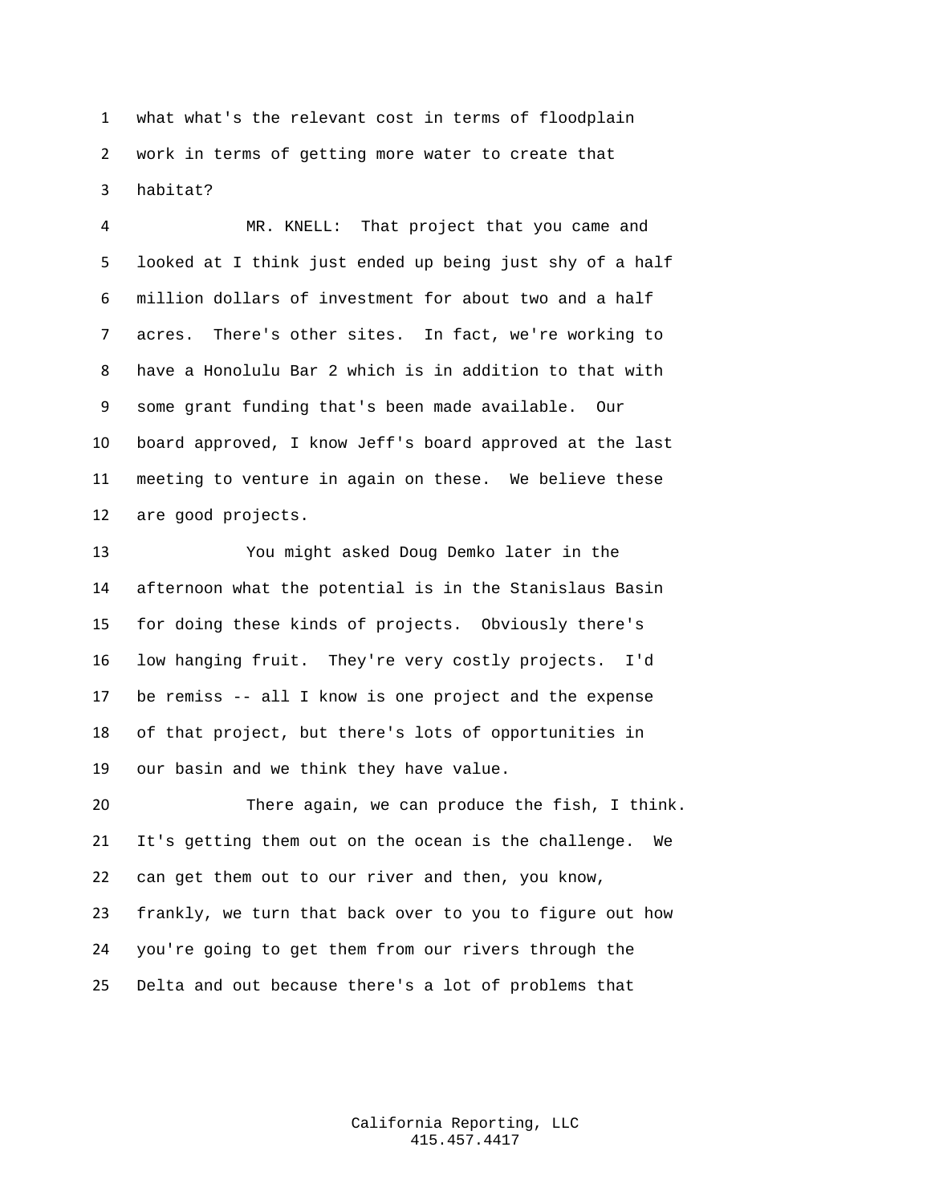what what's the relevant cost in terms of floodplain work in terms of getting more water to create that habitat?

MR. KNELL: That project that you came and looked at I think just ended up being just shy of a half million dollars of investment for about two and a half acres. There's other sites. In fact, we're working to have a Honolulu Bar 2 which is in addition to that with some grant funding that's been made available. Our board approved, I know Jeff's board approved at the last meeting to venture in again on these. We believe these are good projects.

You might asked Doug Demko later in the afternoon what the potential is in the Stanislaus Basin for doing these kinds of projects. Obviously there's low hanging fruit. They're very costly projects. I'd be remiss -- all I know is one project and the expense of that project, but there's lots of opportunities in our basin and we think they have value.

There again, we can produce the fish, I think. It's getting them out on the ocean is the challenge. We can get them out to our river and then, you know, frankly, we turn that back over to you to figure out how you're going to get them from our rivers through the Delta and out because there's a lot of problems that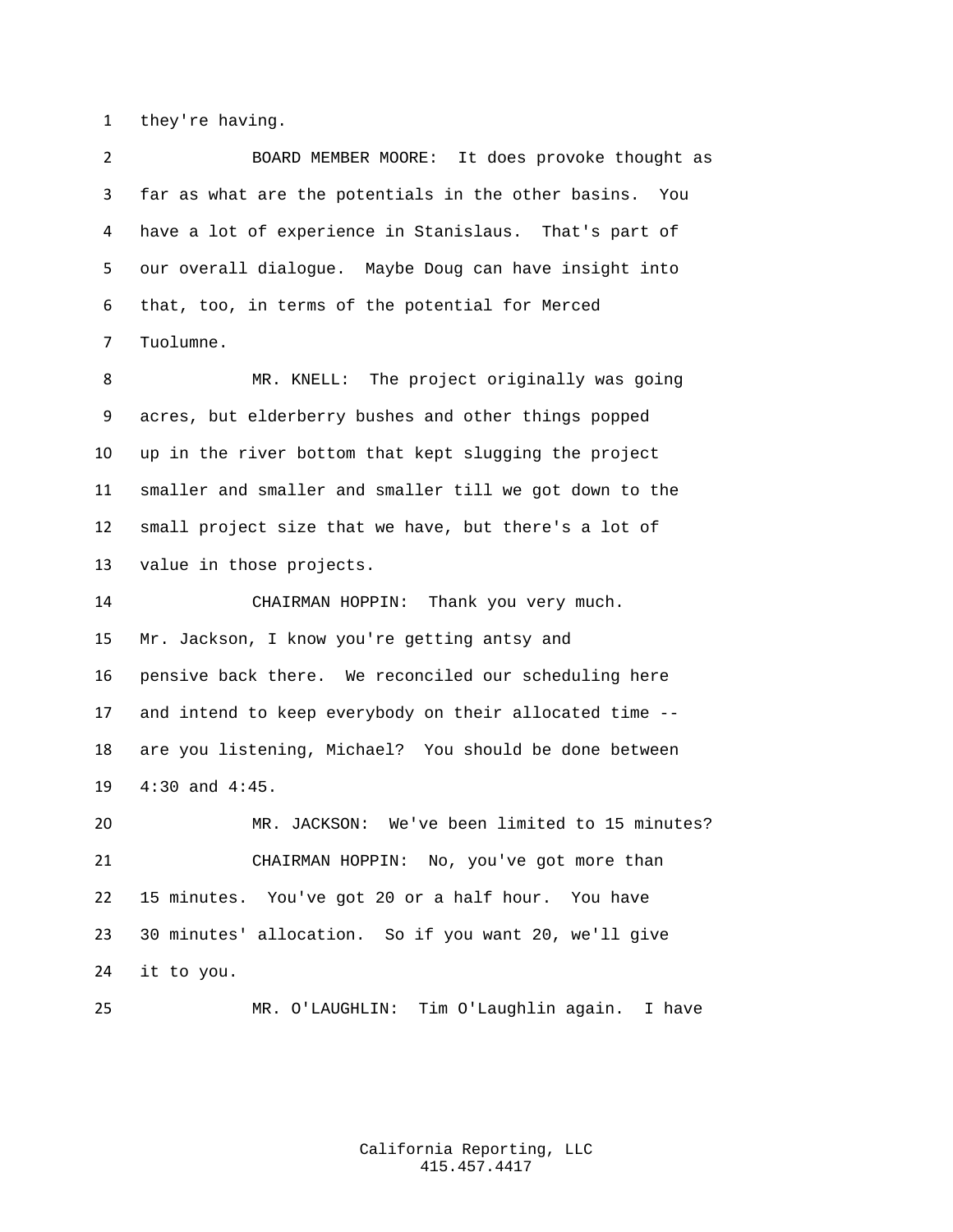they're having.

BOARD MEMBER MOORE: It does provoke thought as far as what are the potentials in the other basins. You have a lot of experience in Stanislaus. That's part of our overall dialogue. Maybe Doug can have insight into that, too, in terms of the potential for Merced Tuolumne.

MR. KNELL: The project originally was going acres, but elderberry bushes and other things popped up in the river bottom that kept slugging the project smaller and smaller and smaller till we got down to the small project size that we have, but there's a lot of value in those projects.

CHAIRMAN HOPPIN: Thank you very much. Mr. Jackson, I know you're getting antsy and pensive back there. We reconciled our scheduling here and intend to keep everybody on their allocated time -- are you listening, Michael? You should be done between 4:30 and 4:45.

MR. JACKSON: We've been limited to 15 minutes?

CHAIRMAN HOPPIN: No, you've got more than 15 minutes. You've got 20 or a half hour. You have 30 minutes' allocation. So if you want 20, we'll give it to you.

MR. O'LAUGHLIN: Tim O'Laughlin again. I have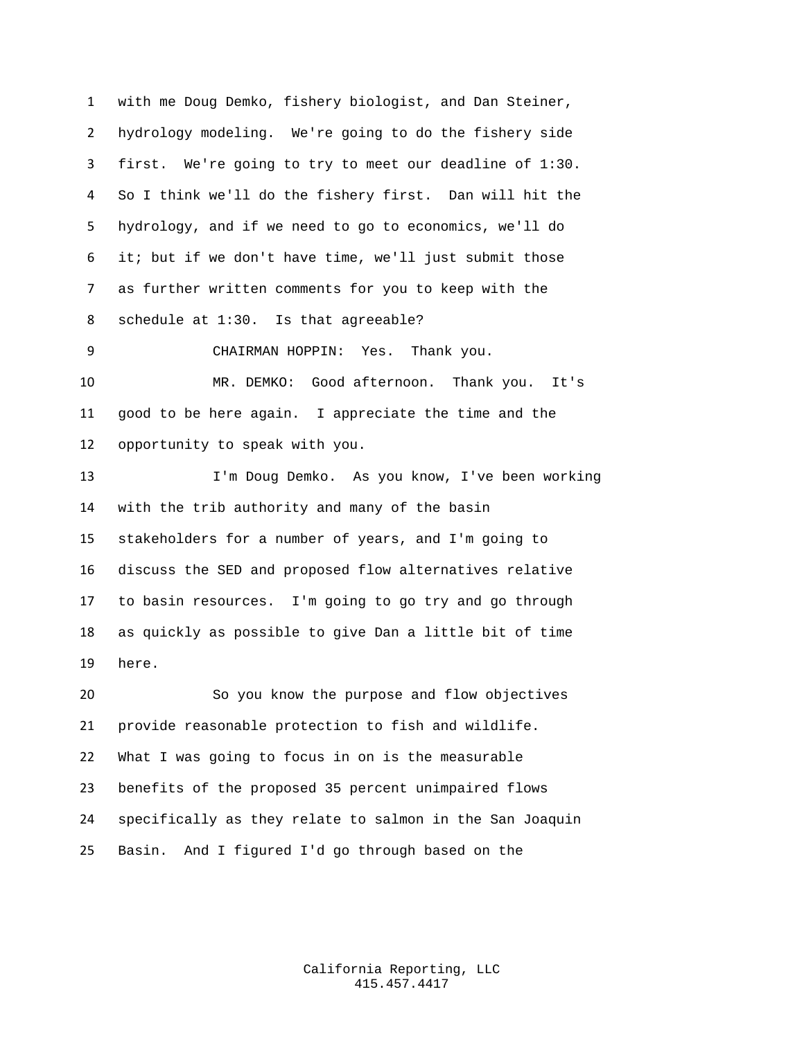with me Doug Demko, fishery biologist, and Dan Steiner, hydrology modeling. We're going to do the fishery side first. We're going to try to meet our deadline of 1:30. So I think we'll do the fishery first. Dan will hit the hydrology, and if we need to go to economics, we'll do it; but if we don't have time, we'll just submit those as further written comments for you to keep with the schedule at 1:30. Is that agreeable?

CHAIRMAN HOPPIN: Yes. Thank you.

MR. DEMKO: Good afternoon. Thank you. It's good to be here again. I appreciate the time and the opportunity to speak with you.

I'm Doug Demko. As you know, I've been working with the trib authority and many of the basin stakeholders for a number of years, and I'm going to discuss the SED and proposed flow alternatives relative to basin resources. I'm going to go try and go through as quickly as possible to give Dan a little bit of time here.

So you know the purpose and flow objectives provide reasonable protection to fish and wildlife. What I was going to focus in on is the measurable benefits of the proposed 35 percent unimpaired flows specifically as they relate to salmon in the San Joaquin Basin. And I figured I'd go through based on the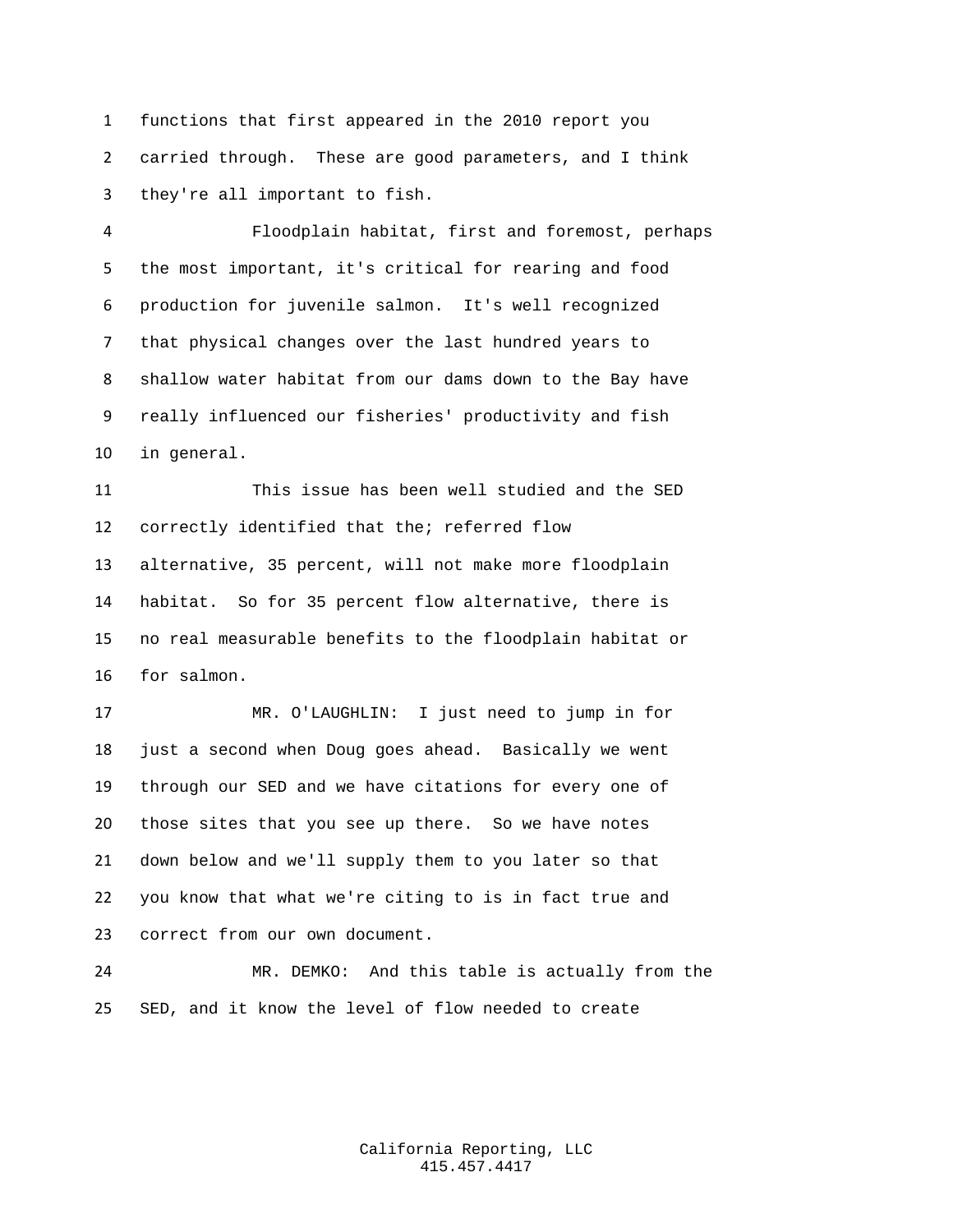1 functions that first appeared in the 2010 report you
2 carried through. These are good parameters, and I think
3 they're all important to fish.

4 Floodplain habitat, first and foremost, perhaps
5 the most important, it's critical for rearing and food
6 production for juvenile salmon. It's well recognized
7 that physical changes over the last hundred years to
8 shallow water habitat from our dams down to the Bay have
9 really influenced our fisheries' productivity and fish
10 in general.

11 This issue has been well studied and the SED
12 correctly identified that the; referred flow
13 alternative, 35 percent, will not make more floodplain
14 habitat. So for 35 percent flow alternative, there is
15 no real measurable benefits to the floodplain habitat or
16 for salmon.

17 MR. O'LAUGHLIN: I just need to jump in for
18 just a second when Doug goes ahead. Basically we went
19 through our SED and we have citations for every one of
20 those sites that you see up there. So we have notes
21 down below and we'll supply them to you later so that
22 you know that what we're citing to is in fact true and
23 correct from our own document.

24 MR. DEMKO: And this table is actually from the
25 SED, and it know the level of flow needed to create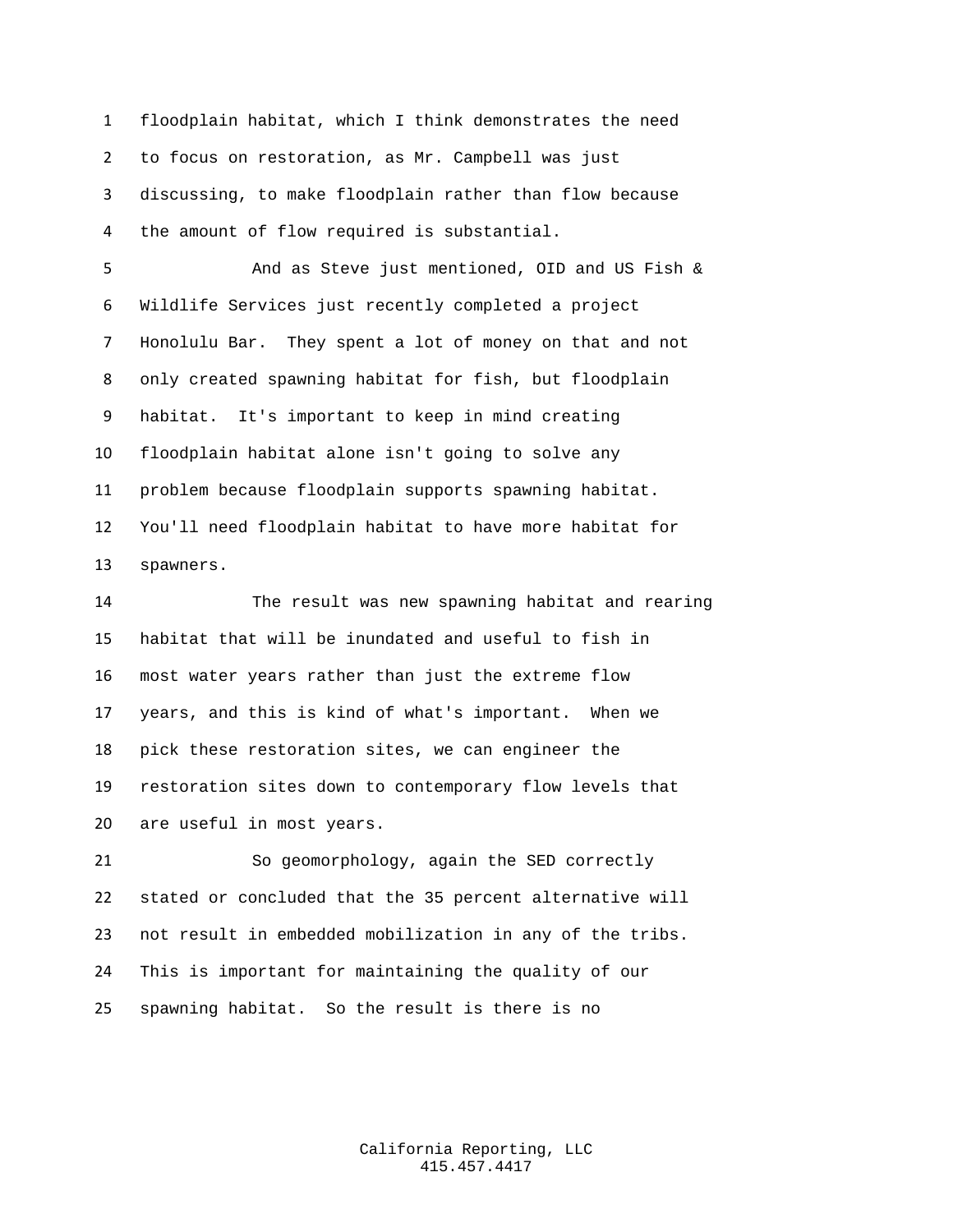floodplain habitat, which I think demonstrates the need to focus on restoration, as Mr. Campbell was just discussing, to make floodplain rather than flow because the amount of flow required is substantial.

And as Steve just mentioned, OID and US Fish & Wildlife Services just recently completed a project Honolulu Bar. They spent a lot of money on that and not only created spawning habitat for fish, but floodplain habitat. It's important to keep in mind creating floodplain habitat alone isn't going to solve any problem because floodplain supports spawning habitat. You'll need floodplain habitat to have more habitat for spawners.

The result was new spawning habitat and rearing habitat that will be inundated and useful to fish in most water years rather than just the extreme flow years, and this is kind of what's important. When we pick these restoration sites, we can engineer the restoration sites down to contemporary flow levels that are useful in most years.

So geomorphology, again the SED correctly stated or concluded that the 35 percent alternative will not result in embedded mobilization in any of the tribs. This is important for maintaining the quality of our spawning habitat. So the result is there is no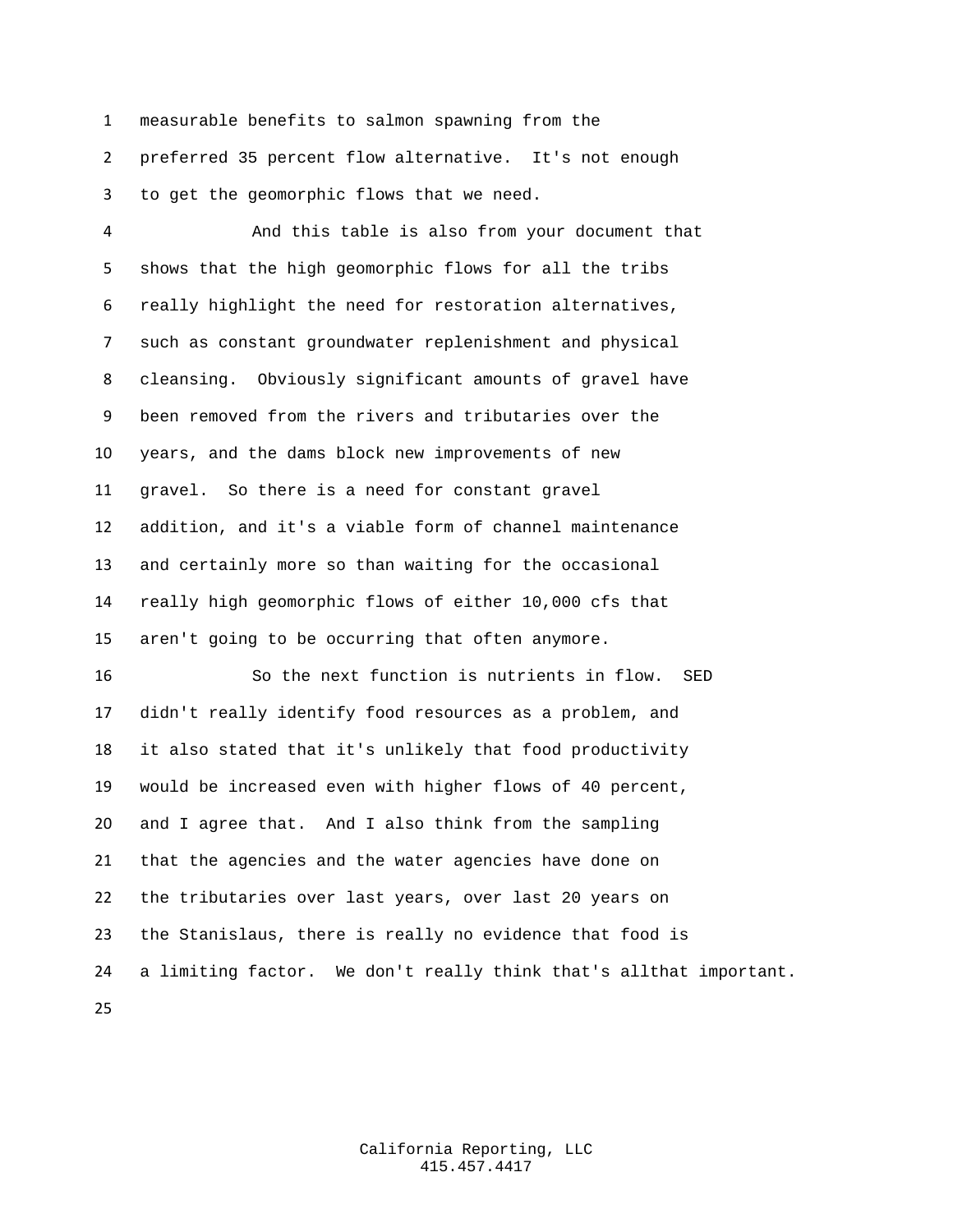measurable benefits to salmon spawning from the preferred 35 percent flow alternative. It's not enough to get the geomorphic flows that we need.

And this table is also from your document that shows that the high geomorphic flows for all the tribs really highlight the need for restoration alternatives, such as constant groundwater replenishment and physical cleansing. Obviously significant amounts of gravel have been removed from the rivers and tributaries over the years, and the dams block new improvements of new gravel. So there is a need for constant gravel addition, and it's a viable form of channel maintenance and certainly more so than waiting for the occasional really high geomorphic flows of either 10,000 cfs that aren't going to be occurring that often anymore.

So the next function is nutrients in flow. SED didn't really identify food resources as a problem, and it also stated that it's unlikely that food productivity would be increased even with higher flows of 40 percent, and I agree that. And I also think from the sampling that the agencies and the water agencies have done on the tributaries over last years, over last 20 years on the Stanislaus, there is really no evidence that food is a limiting factor. We don't really think that's allthat important.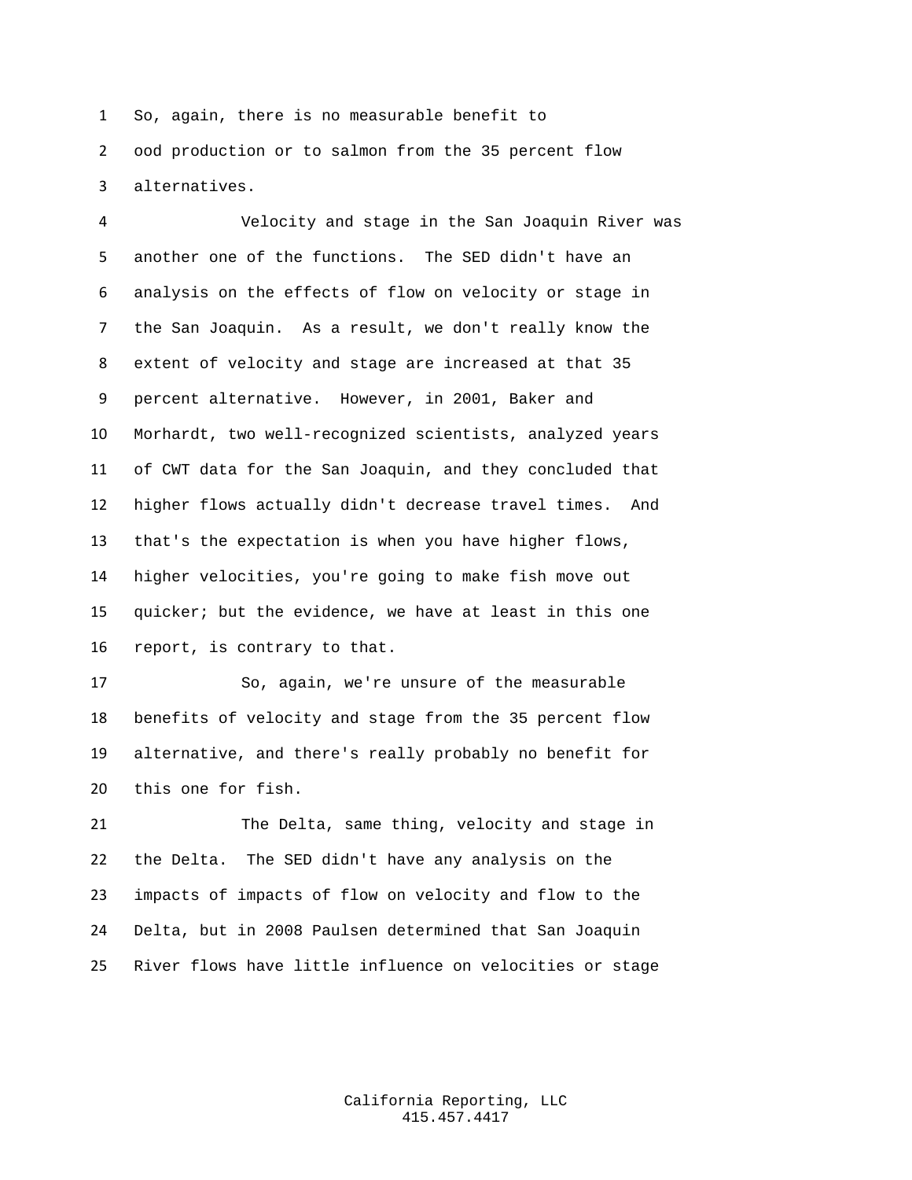So, again, there is no measurable benefit to ood production or to salmon from the 35 percent flow alternatives.

Velocity and stage in the San Joaquin River was another one of the functions. The SED didn't have an analysis on the effects of flow on velocity or stage in the San Joaquin. As a result, we don't really know the extent of velocity and stage are increased at that 35 percent alternative. However, in 2001, Baker and Morhardt, two well-recognized scientists, analyzed years of CWT data for the San Joaquin, and they concluded that higher flows actually didn't decrease travel times. And that's the expectation is when you have higher flows, higher velocities, you're going to make fish move out quicker; but the evidence, we have at least in this one report, is contrary to that.

So, again, we're unsure of the measurable benefits of velocity and stage from the 35 percent flow alternative, and there's really probably no benefit for this one for fish.

The Delta, same thing, velocity and stage in the Delta. The SED didn't have any analysis on the impacts of impacts of flow on velocity and flow to the Delta, but in 2008 Paulsen determined that San Joaquin River flows have little influence on velocities or stage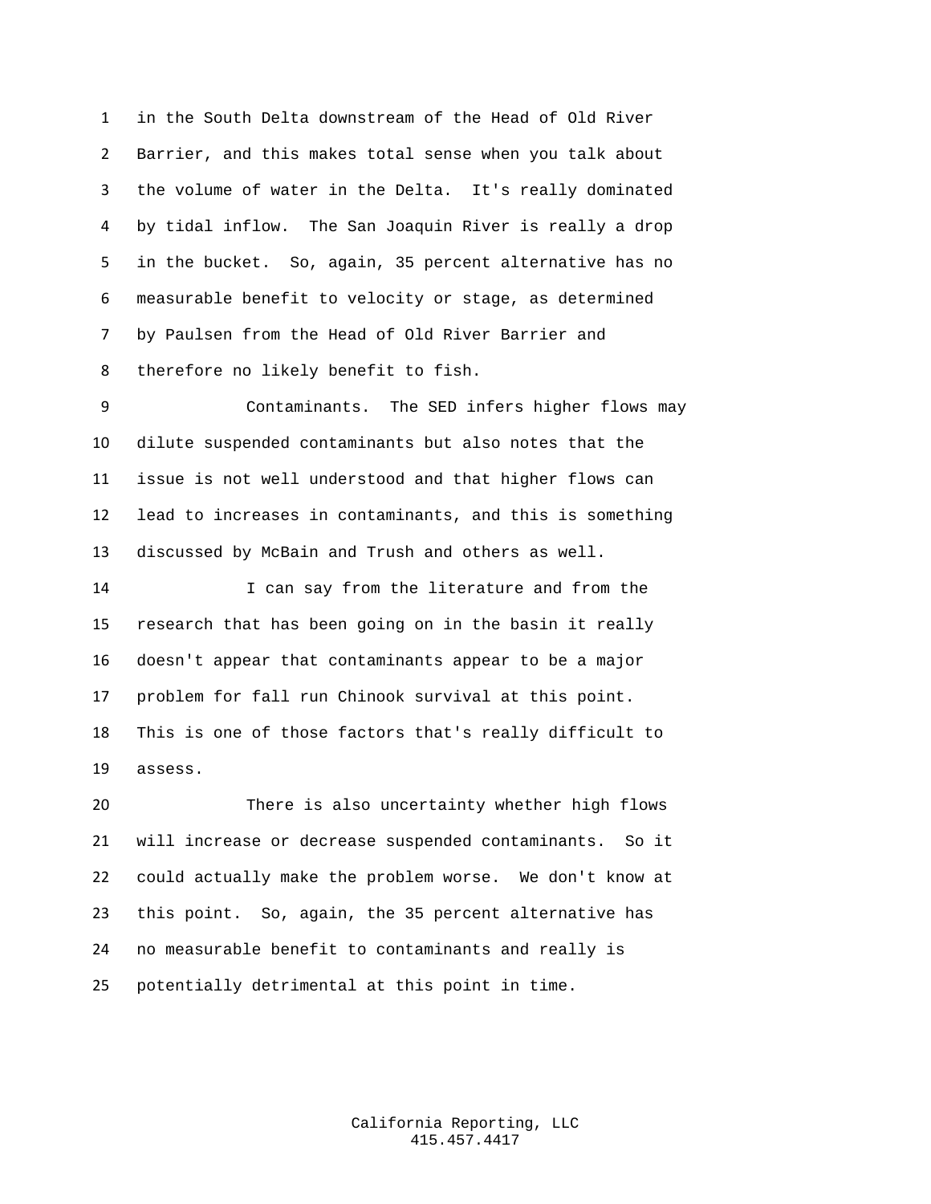in the South Delta downstream of the Head of Old River Barrier, and this makes total sense when you talk about the volume of water in the Delta. It's really dominated by tidal inflow. The San Joaquin River is really a drop in the bucket. So, again, 35 percent alternative has no measurable benefit to velocity or stage, as determined by Paulsen from the Head of Old River Barrier and therefore no likely benefit to fish.

Contaminants. The SED infers higher flows may dilute suspended contaminants but also notes that the issue is not well understood and that higher flows can lead to increases in contaminants, and this is something discussed by McBain and Trush and others as well.

I can say from the literature and from the research that has been going on in the basin it really doesn't appear that contaminants appear to be a major problem for fall run Chinook survival at this point. This is one of those factors that's really difficult to assess.

There is also uncertainty whether high flows will increase or decrease suspended contaminants. So it could actually make the problem worse. We don't know at this point. So, again, the 35 percent alternative has no measurable benefit to contaminants and really is potentially detrimental at this point in time.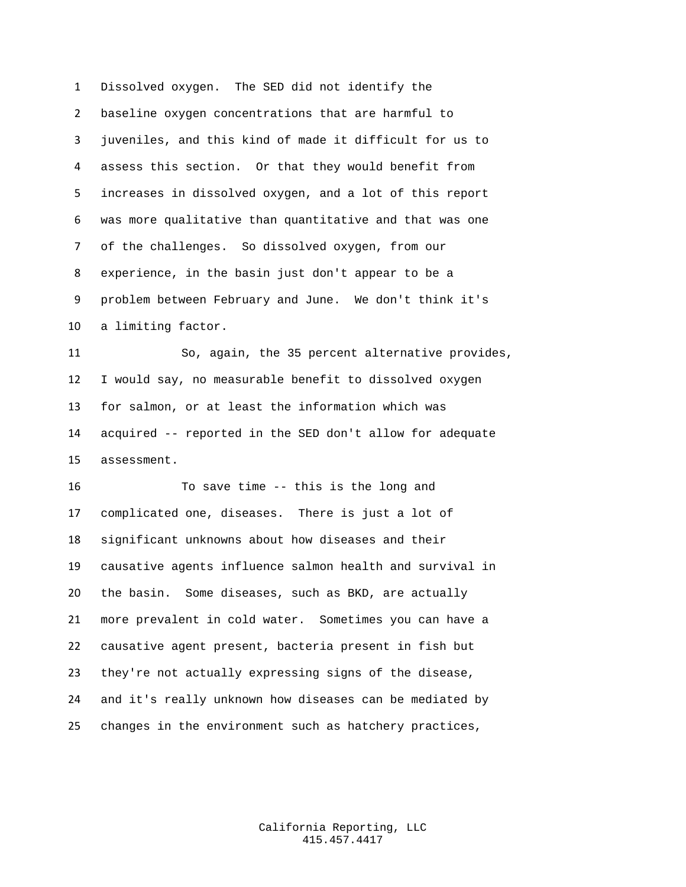Dissolved oxygen. The SED did not identify the baseline oxygen concentrations that are harmful to juveniles, and this kind of made it difficult for us to assess this section. Or that they would benefit from increases in dissolved oxygen, and a lot of this report was more qualitative than quantitative and that was one of the challenges. So dissolved oxygen, from our experience, in the basin just don't appear to be a problem between February and June. We don't think it's a limiting factor.

So, again, the 35 percent alternative provides, I would say, no measurable benefit to dissolved oxygen for salmon, or at least the information which was acquired -- reported in the SED don't allow for adequate assessment.

To save time -- this is the long and complicated one, diseases. There is just a lot of significant unknowns about how diseases and their causative agents influence salmon health and survival in the basin. Some diseases, such as BKD, are actually more prevalent in cold water. Sometimes you can have a causative agent present, bacteria present in fish but they're not actually expressing signs of the disease, and it's really unknown how diseases can be mediated by changes in the environment such as hatchery practices,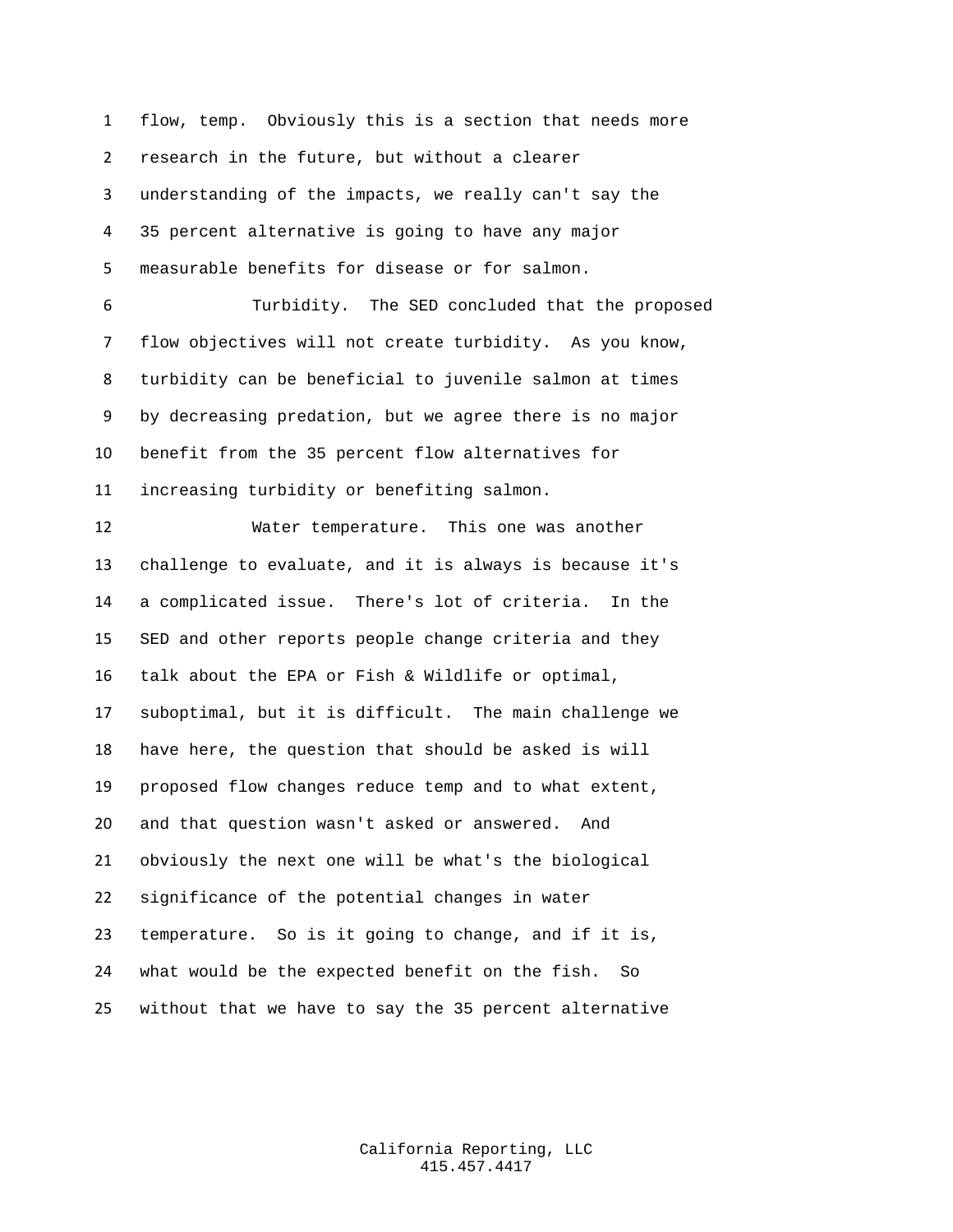flow, temp. Obviously this is a section that needs more research in the future, but without a clearer understanding of the impacts, we really can't say the 35 percent alternative is going to have any major measurable benefits for disease or for salmon.

Turbidity. The SED concluded that the proposed flow objectives will not create turbidity. As you know, turbidity can be beneficial to juvenile salmon at times by decreasing predation, but we agree there is no major benefit from the 35 percent flow alternatives for increasing turbidity or benefiting salmon.

Water temperature. This one was another challenge to evaluate, and it is always is because it's a complicated issue. There's lot of criteria. In the SED and other reports people change criteria and they talk about the EPA or Fish & Wildlife or optimal, suboptimal, but it is difficult. The main challenge we have here, the question that should be asked is will proposed flow changes reduce temp and to what extent, and that question wasn't asked or answered. And obviously the next one will be what's the biological significance of the potential changes in water temperature. So is it going to change, and if it is, what would be the expected benefit on the fish. So without that we have to say the 35 percent alternative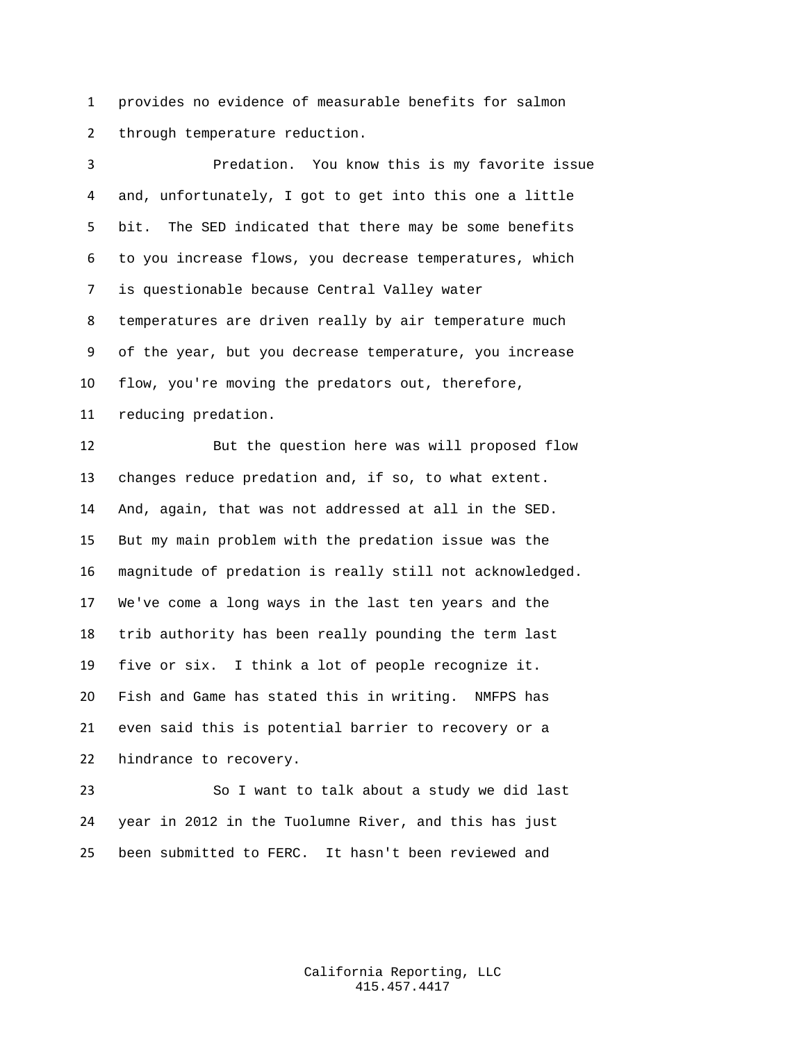provides no evidence of measurable benefits for salmon through temperature reduction.

Predation. You know this is my favorite issue and, unfortunately, I got to get into this one a little bit. The SED indicated that there may be some benefits to you increase flows, you decrease temperatures, which is questionable because Central Valley water temperatures are driven really by air temperature much of the year, but you decrease temperature, you increase flow, you're moving the predators out, therefore, reducing predation.

But the question here was will proposed flow changes reduce predation and, if so, to what extent. And, again, that was not addressed at all in the SED. But my main problem with the predation issue was the magnitude of predation is really still not acknowledged. We've come a long ways in the last ten years and the trib authority has been really pounding the term last five or six. I think a lot of people recognize it. Fish and Game has stated this in writing. NMFPS has even said this is potential barrier to recovery or a hindrance to recovery.

So I want to talk about a study we did last year in 2012 in the Tuolumne River, and this has just been submitted to FERC. It hasn't been reviewed and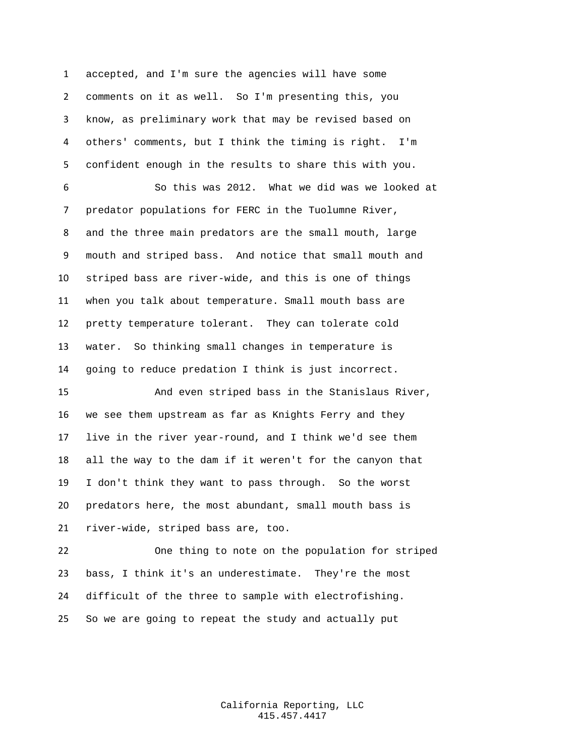accepted, and I'm sure the agencies will have some comments on it as well. So I'm presenting this, you know, as preliminary work that may be revised based on others' comments, but I think the timing is right. I'm confident enough in the results to share this with you.

So this was 2012. What we did was we looked at predator populations for FERC in the Tuolumne River, and the three main predators are the small mouth, large mouth and striped bass. And notice that small mouth and striped bass are river-wide, and this is one of things when you talk about temperature. Small mouth bass are pretty temperature tolerant. They can tolerate cold water. So thinking small changes in temperature is going to reduce predation I think is just incorrect.

And even striped bass in the Stanislaus River, we see them upstream as far as Knights Ferry and they live in the river year-round, and I think we'd see them all the way to the dam if it weren't for the canyon that I don't think they want to pass through. So the worst predators here, the most abundant, small mouth bass is river-wide, striped bass are, too.

One thing to note on the population for striped bass, I think it's an underestimate. They're the most difficult of the three to sample with electrofishing. So we are going to repeat the study and actually put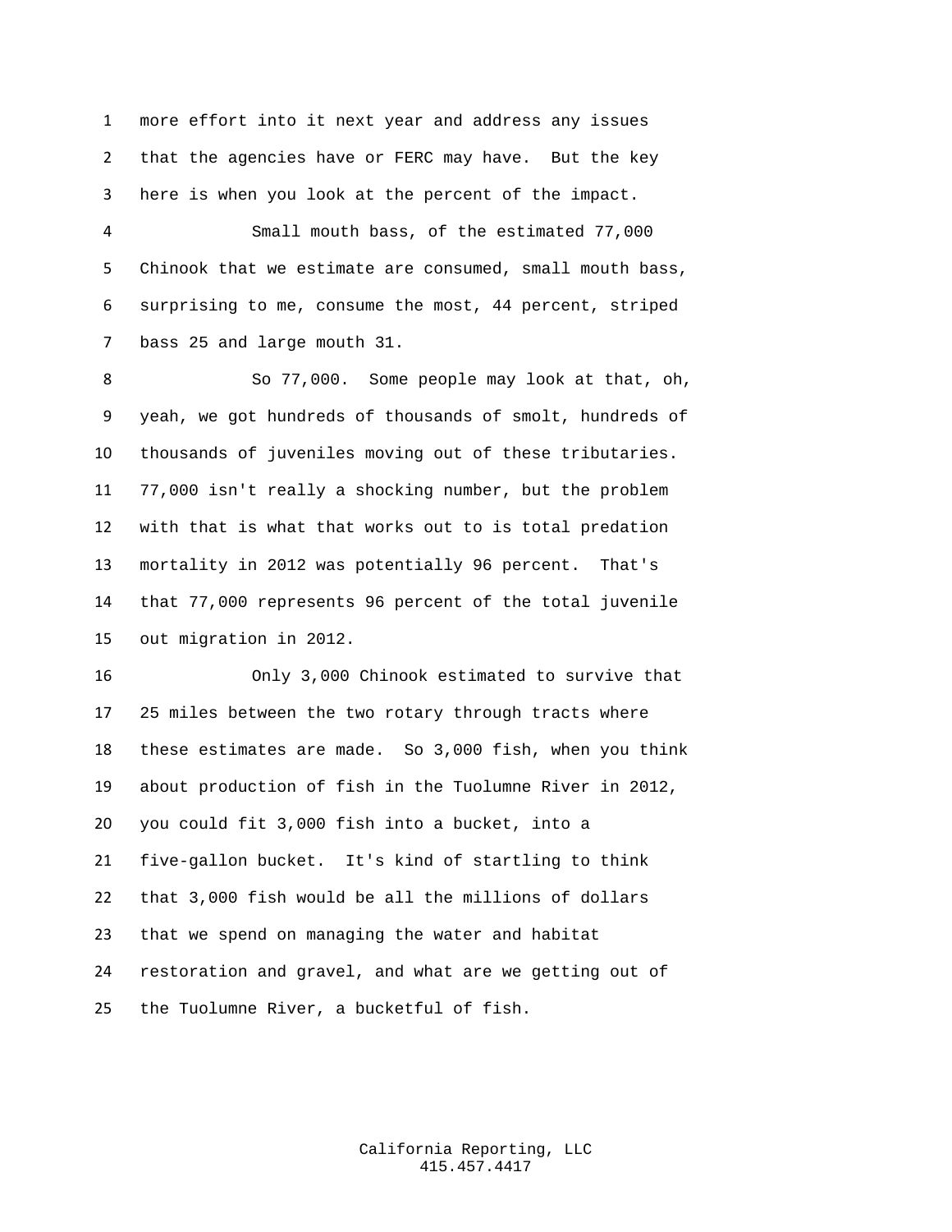more effort into it next year and address any issues that the agencies have or FERC may have. But the key here is when you look at the percent of the impact.

Small mouth bass, of the estimated 77,000 Chinook that we estimate are consumed, small mouth bass, surprising to me, consume the most, 44 percent, striped bass 25 and large mouth 31.

So 77,000. Some people may look at that, oh, yeah, we got hundreds of thousands of smolt, hundreds of thousands of juveniles moving out of these tributaries. 77,000 isn't really a shocking number, but the problem with that is what that works out to is total predation mortality in 2012 was potentially 96 percent. That's that 77,000 represents 96 percent of the total juvenile out migration in 2012.

Only 3,000 Chinook estimated to survive that 25 miles between the two rotary through tracts where these estimates are made. So 3,000 fish, when you think about production of fish in the Tuolumne River in 2012, you could fit 3,000 fish into a bucket, into a five-gallon bucket. It's kind of startling to think that 3,000 fish would be all the millions of dollars that we spend on managing the water and habitat restoration and gravel, and what are we getting out of the Tuolumne River, a bucketful of fish.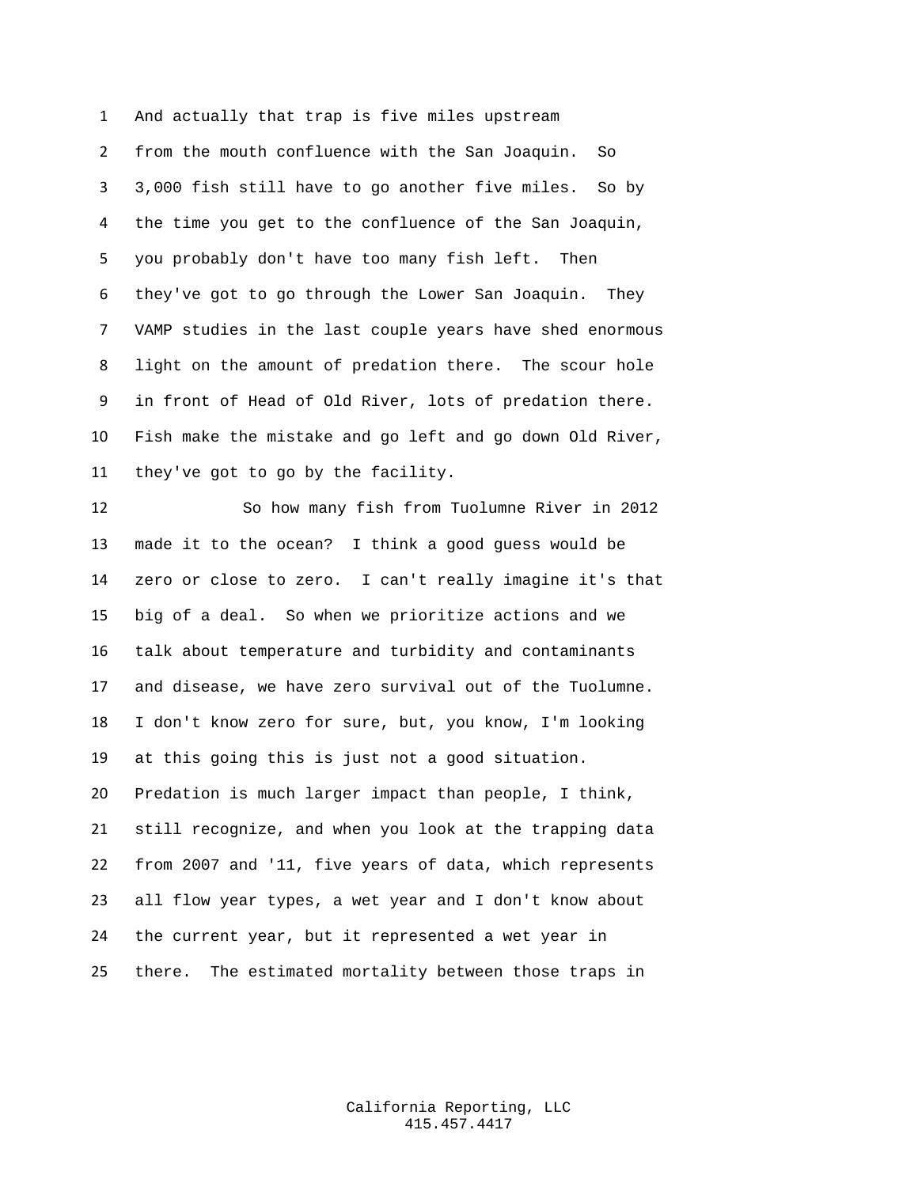And actually that trap is five miles upstream from the mouth confluence with the San Joaquin. So 3,000 fish still have to go another five miles. So by the time you get to the confluence of the San Joaquin, you probably don't have too many fish left. Then they've got to go through the Lower San Joaquin. They VAMP studies in the last couple years have shed enormous light on the amount of predation there. The scour hole in front of Head of Old River, lots of predation there. Fish make the mistake and go left and go down Old River, they've got to go by the facility.

So how many fish from Tuolumne River in 2012 made it to the ocean? I think a good guess would be zero or close to zero. I can't really imagine it's that big of a deal. So when we prioritize actions and we talk about temperature and turbidity and contaminants and disease, we have zero survival out of the Tuolumne. I don't know zero for sure, but, you know, I'm looking at this going this is just not a good situation. Predation is much larger impact than people, I think, still recognize, and when you look at the trapping data from 2007 and '11, five years of data, which represents all flow year types, a wet year and I don't know about the current year, but it represented a wet year in there. The estimated mortality between those traps in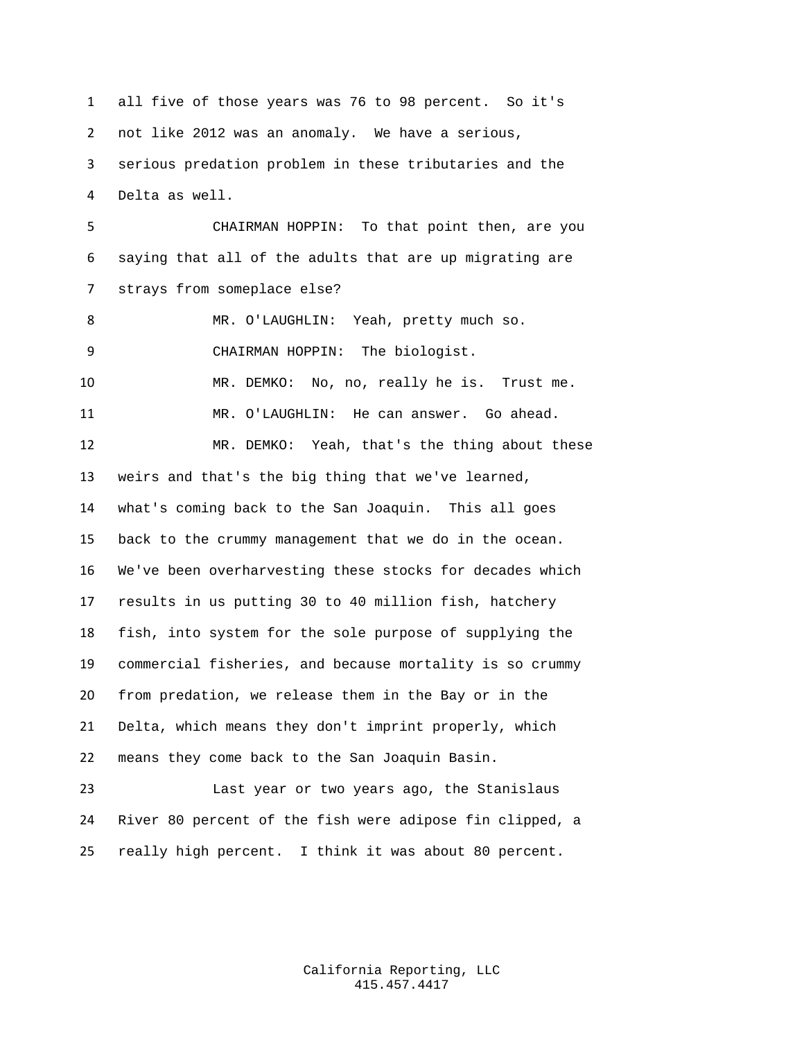all five of those years was 76 to 98 percent. So it's not like 2012 was an anomaly. We have a serious, serious predation problem in these tributaries and the Delta as well.

CHAIRMAN HOPPIN: To that point then, are you saying that all of the adults that are up migrating are strays from someplace else?

MR. O'LAUGHLIN: Yeah, pretty much so.

CHAIRMAN HOPPIN: The biologist.

MR. DEMKO: No, no, really he is. Trust me.

MR. O'LAUGHLIN: He can answer. Go ahead.

MR. DEMKO: Yeah, that's the thing about these weirs and that's the big thing that we've learned, what's coming back to the San Joaquin. This all goes back to the crummy management that we do in the ocean. We've been overharvesting these stocks for decades which results in us putting 30 to 40 million fish, hatchery fish, into system for the sole purpose of supplying the commercial fisheries, and because mortality is so crummy from predation, we release them in the Bay or in the Delta, which means they don't imprint properly, which means they come back to the San Joaquin Basin.

Last year or two years ago, the Stanislaus River 80 percent of the fish were adipose fin clipped, a really high percent. I think it was about 80 percent.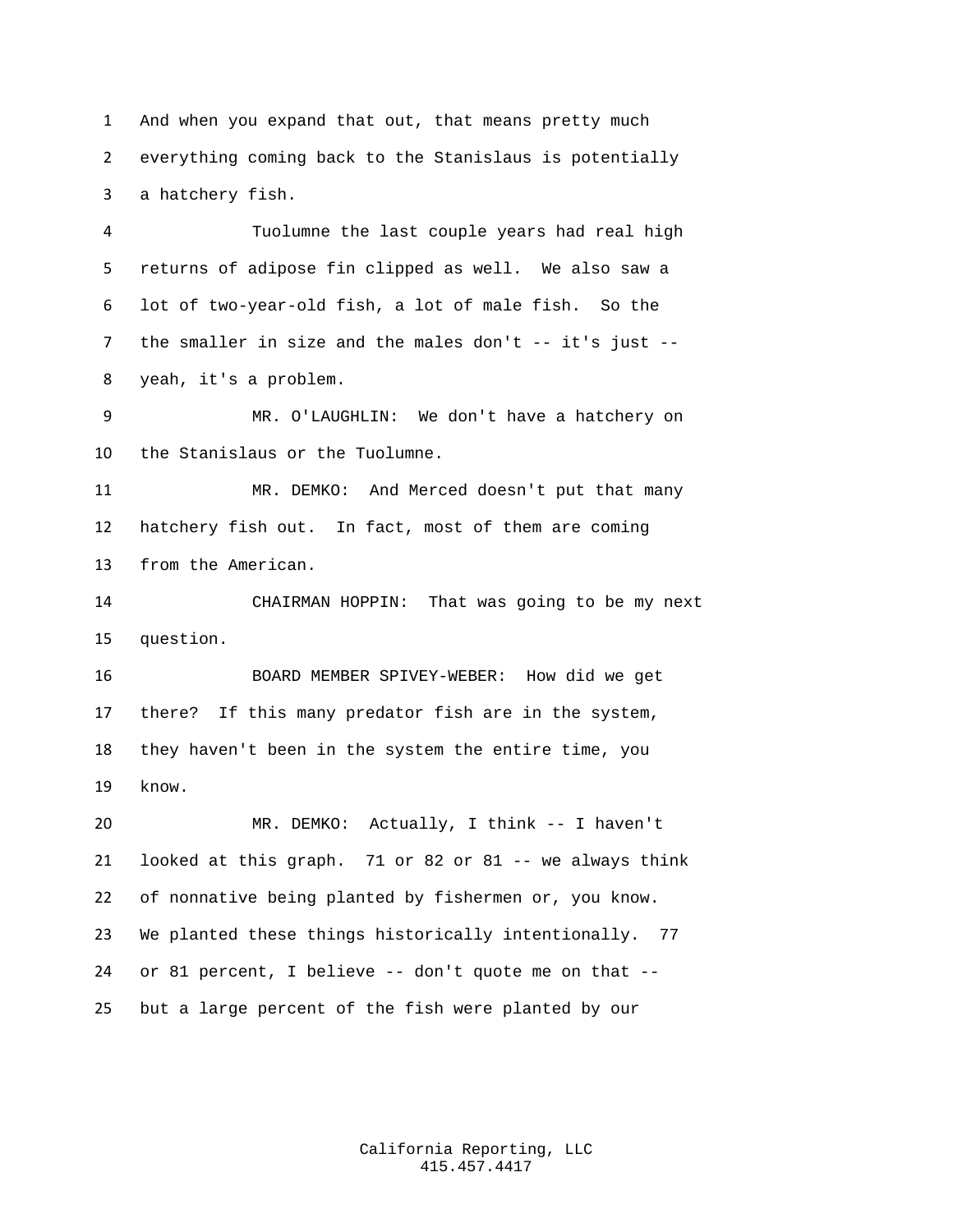And when you expand that out, that means pretty much everything coming back to the Stanislaus is potentially a hatchery fish.

Tuolumne the last couple years had real high returns of adipose fin clipped as well. We also saw a lot of two-year-old fish, a lot of male fish. So the the smaller in size and the males don't -- it's just -- yeah, it's a problem.

MR. O'LAUGHLIN: We don't have a hatchery on the Stanislaus or the Tuolumne.

MR. DEMKO: And Merced doesn't put that many hatchery fish out. In fact, most of them are coming from the American.

CHAIRMAN HOPPIN: That was going to be my next question.

BOARD MEMBER SPIVEY-WEBER: How did we get there? If this many predator fish are in the system, they haven't been in the system the entire time, you know.

MR. DEMKO: Actually, I think -- I haven't looked at this graph. 71 or 82 or 81 -- we always think of nonnative being planted by fishermen or, you know. We planted these things historically intentionally. 77 or 81 percent, I believe -- don't quote me on that -- but a large percent of the fish were planted by our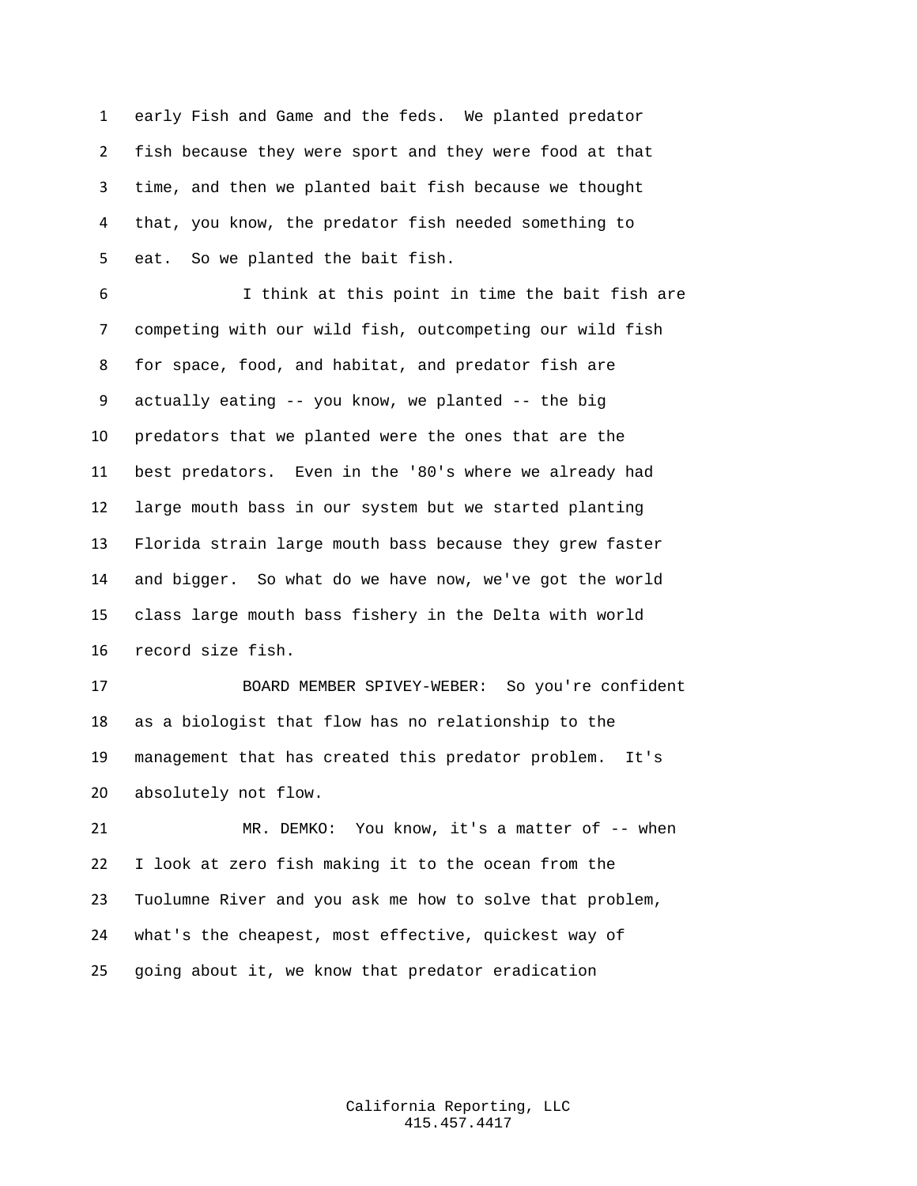early Fish and Game and the feds. We planted predator fish because they were sport and they were food at that time, and then we planted bait fish because we thought that, you know, the predator fish needed something to eat. So we planted the bait fish.

I think at this point in time the bait fish are competing with our wild fish, outcompeting our wild fish for space, food, and habitat, and predator fish are actually eating -- you know, we planted -- the big predators that we planted were the ones that are the best predators. Even in the '80's where we already had large mouth bass in our system but we started planting Florida strain large mouth bass because they grew faster and bigger. So what do we have now, we've got the world class large mouth bass fishery in the Delta with world record size fish.

BOARD MEMBER SPIVEY-WEBER: So you're confident as a biologist that flow has no relationship to the management that has created this predator problem. It's absolutely not flow.

MR. DEMKO: You know, it's a matter of -- when I look at zero fish making it to the ocean from the Tuolumne River and you ask me how to solve that problem, what's the cheapest, most effective, quickest way of going about it, we know that predator eradication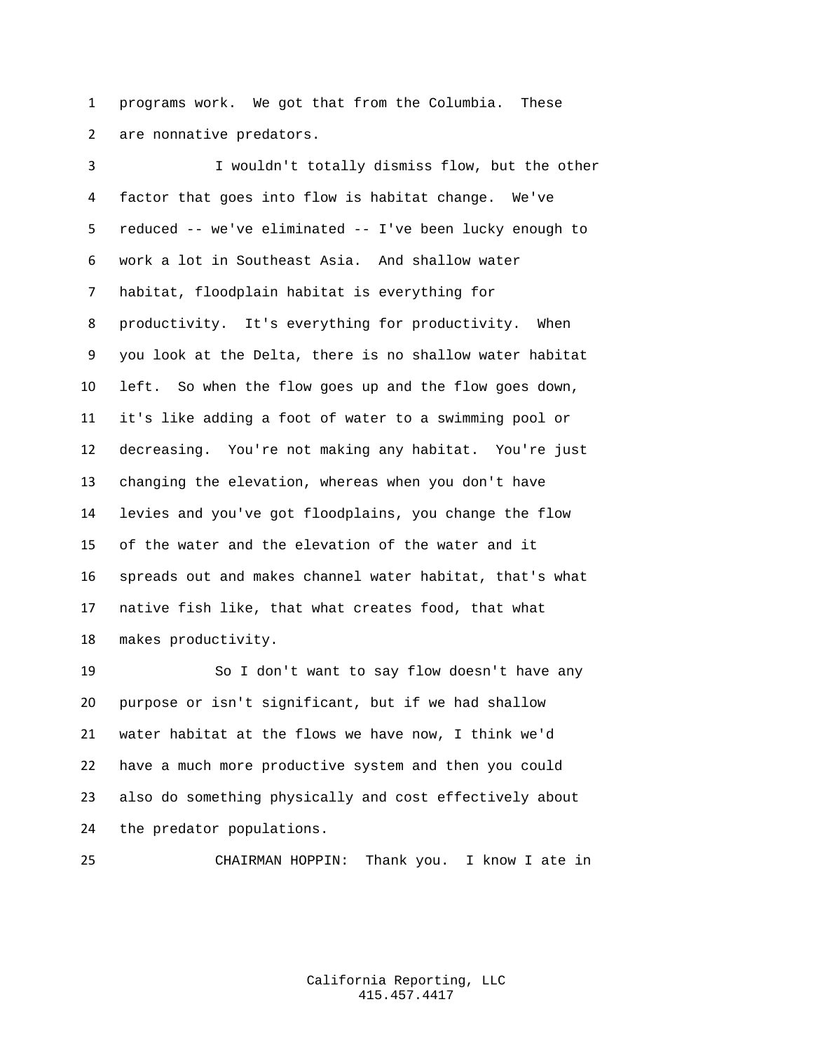programs work. We got that from the Columbia. These are nonnative predators.

I wouldn't totally dismiss flow, but the other factor that goes into flow is habitat change. We've reduced -- we've eliminated -- I've been lucky enough to work a lot in Southeast Asia. And shallow water habitat, floodplain habitat is everything for productivity. It's everything for productivity. When you look at the Delta, there is no shallow water habitat left. So when the flow goes up and the flow goes down, it's like adding a foot of water to a swimming pool or decreasing. You're not making any habitat. You're just changing the elevation, whereas when you don't have levies and you've got floodplains, you change the flow of the water and the elevation of the water and it spreads out and makes channel water habitat, that's what native fish like, that what creates food, that what makes productivity.

So I don't want to say flow doesn't have any purpose or isn't significant, but if we had shallow water habitat at the flows we have now, I think we'd have a much more productive system and then you could also do something physically and cost effectively about the predator populations.

CHAIRMAN HOPPIN: Thank you. I know I ate in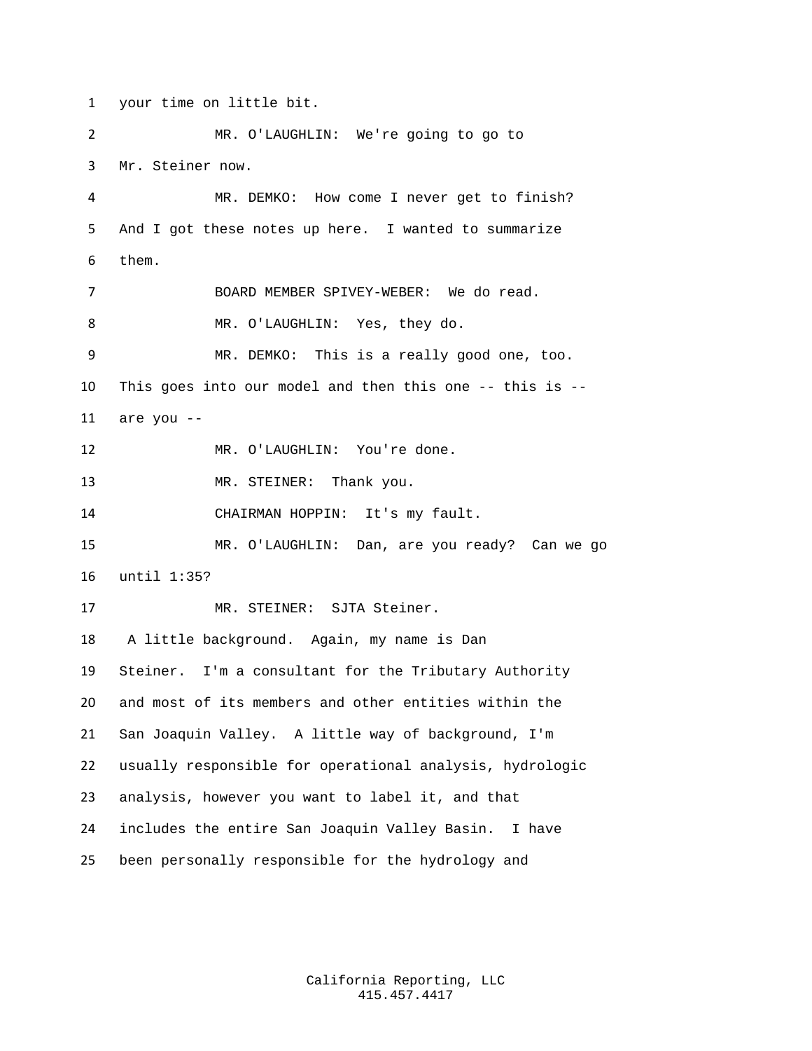1 your time on little bit.

2 MR. O'LAUGHLIN: We're going to go to

3 Mr. Steiner now.

4 MR. DEMKO: How come I never get to finish?

5 And I got these notes up here. I wanted to summarize

6 them.

7 BOARD MEMBER SPIVEY-WEBER: We do read.

8 MR. O'LAUGHLIN: Yes, they do.

9 MR. DEMKO: This is a really good one, too.

10 This goes into our model and then this one -- this is --

11 are you --

12 MR. O'LAUGHLIN: You're done.

13 MR. STEINER: Thank you.

14 CHAIRMAN HOPPIN: It's my fault.

15 MR. O'LAUGHLIN: Dan, are you ready? Can we go

16 until 1:35?

17 MR. STEINER: SJTA Steiner.

18 A little background. Again, my name is Dan

19 Steiner. I'm a consultant for the Tributary Authority

20 and most of its members and other entities within the

21 San Joaquin Valley. A little way of background, I'm

22 usually responsible for operational analysis, hydrologic

23 analysis, however you want to label it, and that

24 includes the entire San Joaquin Valley Basin. I have

25 been personally responsible for the hydrology and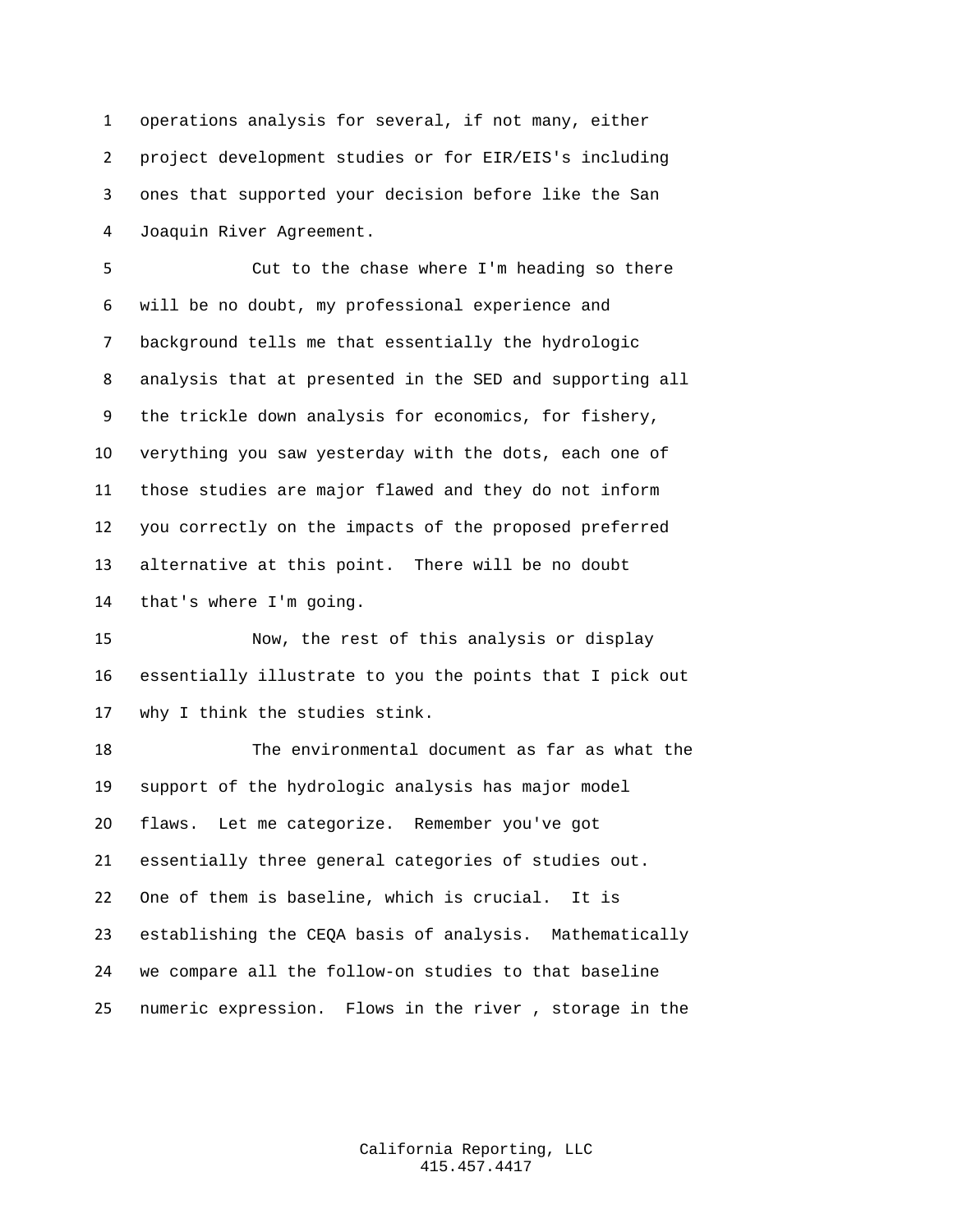operations analysis for several, if not many, either project development studies or for EIR/EIS's including ones that supported your decision before like the San Joaquin River Agreement.

Cut to the chase where I'm heading so there will be no doubt, my professional experience and background tells me that essentially the hydrologic analysis that at presented in the SED and supporting all the trickle down analysis for economics, for fishery, verything you saw yesterday with the dots, each one of those studies are major flawed and they do not inform you correctly on the impacts of the proposed preferred alternative at this point. There will be no doubt that's where I'm going.

Now, the rest of this analysis or display essentially illustrate to you the points that I pick out why I think the studies stink.

The environmental document as far as what the support of the hydrologic analysis has major model flaws. Let me categorize. Remember you've got essentially three general categories of studies out. One of them is baseline, which is crucial. It is establishing the CEQA basis of analysis. Mathematically we compare all the follow-on studies to that baseline numeric expression. Flows in the river , storage in the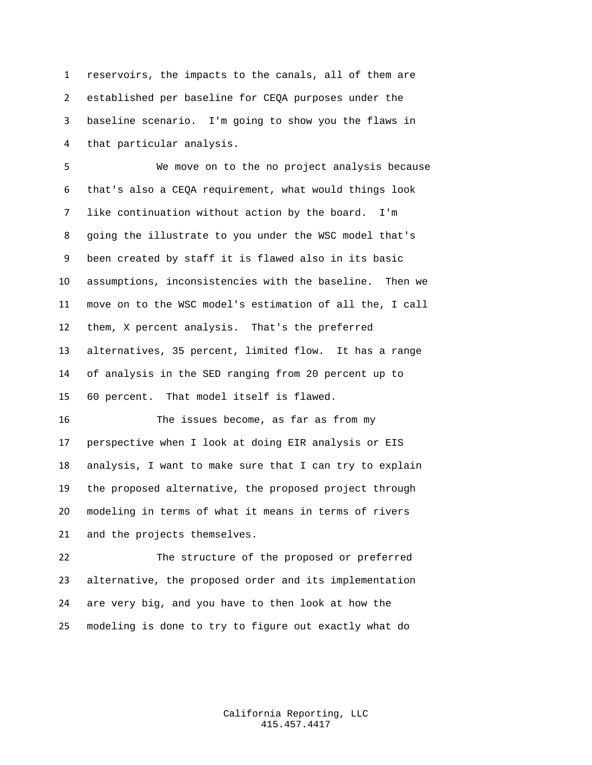reservoirs, the impacts to the canals, all of them are established per baseline for CEQA purposes under the baseline scenario. I'm going to show you the flaws in that particular analysis.

We move on to the no project analysis because that's also a CEQA requirement, what would things look like continuation without action by the board. I'm going the illustrate to you under the WSC model that's been created by staff it is flawed also in its basic assumptions, inconsistencies with the baseline. Then we move on to the WSC model's estimation of all the, I call them, X percent analysis. That's the preferred alternatives, 35 percent, limited flow. It has a range of analysis in the SED ranging from 20 percent up to 60 percent. That model itself is flawed.

The issues become, as far as from my perspective when I look at doing EIR analysis or EIS analysis, I want to make sure that I can try to explain the proposed alternative, the proposed project through modeling in terms of what it means in terms of rivers and the projects themselves.

The structure of the proposed or preferred alternative, the proposed order and its implementation are very big, and you have to then look at how the modeling is done to try to figure out exactly what do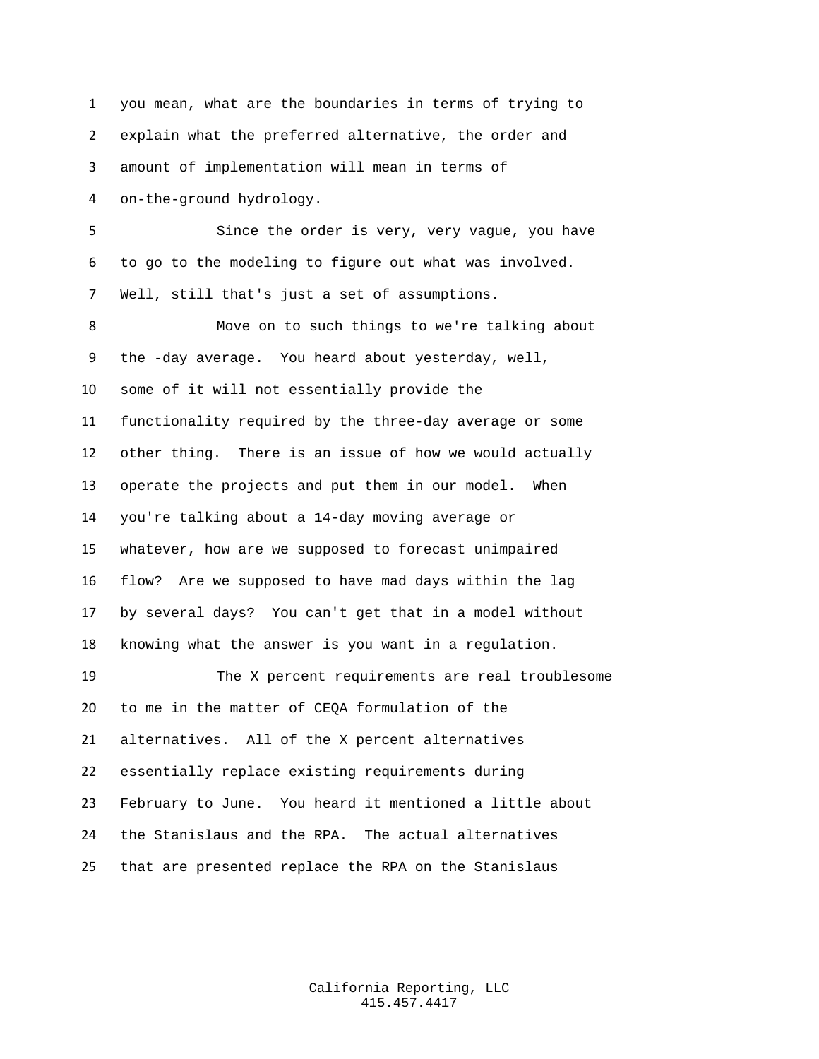you mean, what are the boundaries in terms of trying to explain what the preferred alternative, the order and amount of implementation will mean in terms of on-the-ground hydrology.

Since the order is very, very vague, you have to go to the modeling to figure out what was involved. Well, still that's just a set of assumptions.

Move on to such things to we're talking about the -day average. You heard about yesterday, well, some of it will not essentially provide the functionality required by the three-day average or some other thing. There is an issue of how we would actually operate the projects and put them in our model. When you're talking about a 14-day moving average or whatever, how are we supposed to forecast unimpaired flow? Are we supposed to have mad days within the lag by several days? You can't get that in a model without knowing what the answer is you want in a regulation.

The X percent requirements are real troublesome to me in the matter of CEQA formulation of the alternatives. All of the X percent alternatives essentially replace existing requirements during February to June. You heard it mentioned a little about the Stanislaus and the RPA. The actual alternatives that are presented replace the RPA on the Stanislaus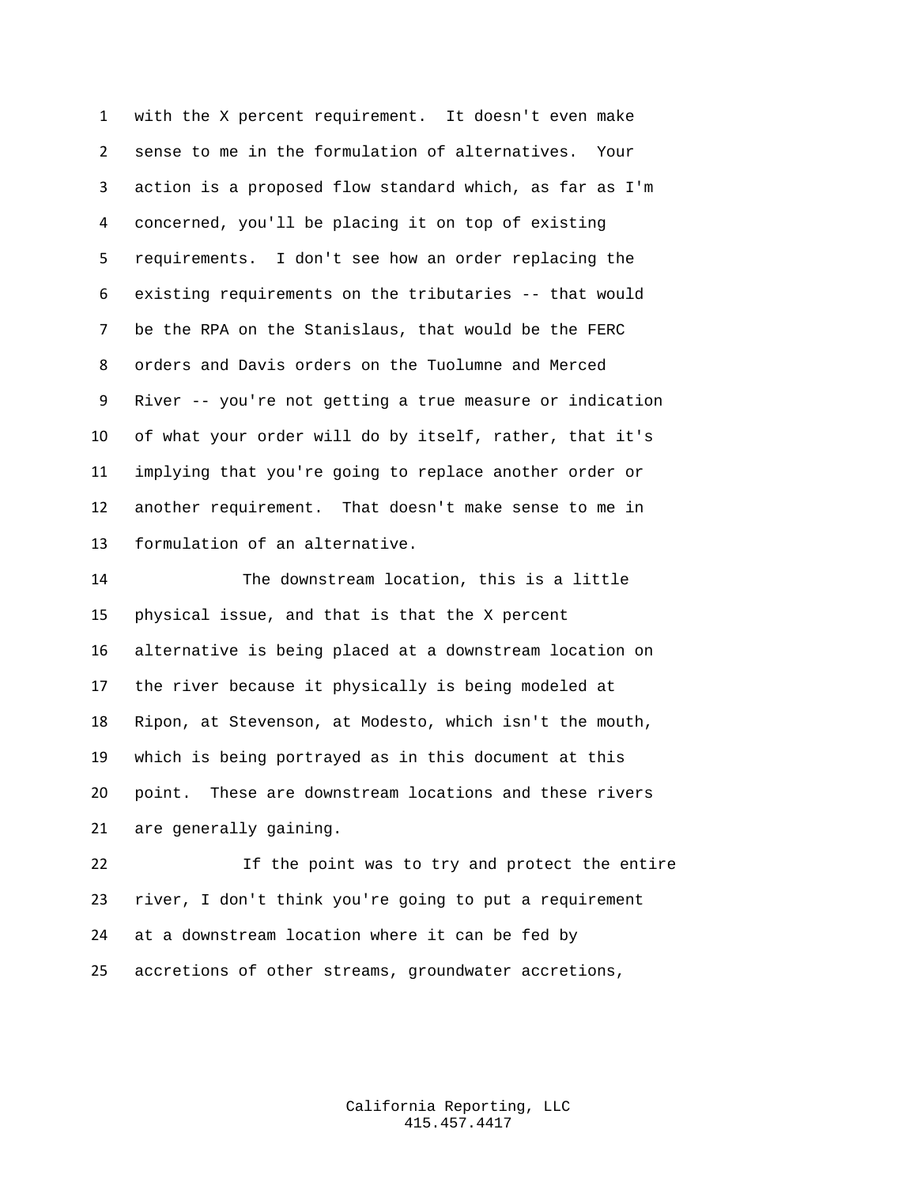with the X percent requirement. It doesn't even make sense to me in the formulation of alternatives. Your action is a proposed flow standard which, as far as I'm concerned, you'll be placing it on top of existing requirements. I don't see how an order replacing the existing requirements on the tributaries -- that would be the RPA on the Stanislaus, that would be the FERC orders and Davis orders on the Tuolumne and Merced River -- you're not getting a true measure or indication of what your order will do by itself, rather, that it's implying that you're going to replace another order or another requirement. That doesn't make sense to me in formulation of an alternative.

The downstream location, this is a little physical issue, and that is that the X percent alternative is being placed at a downstream location on the river because it physically is being modeled at Ripon, at Stevenson, at Modesto, which isn't the mouth, which is being portrayed as in this document at this point. These are downstream locations and these rivers are generally gaining.

If the point was to try and protect the entire river, I don't think you're going to put a requirement at a downstream location where it can be fed by accretions of other streams, groundwater accretions,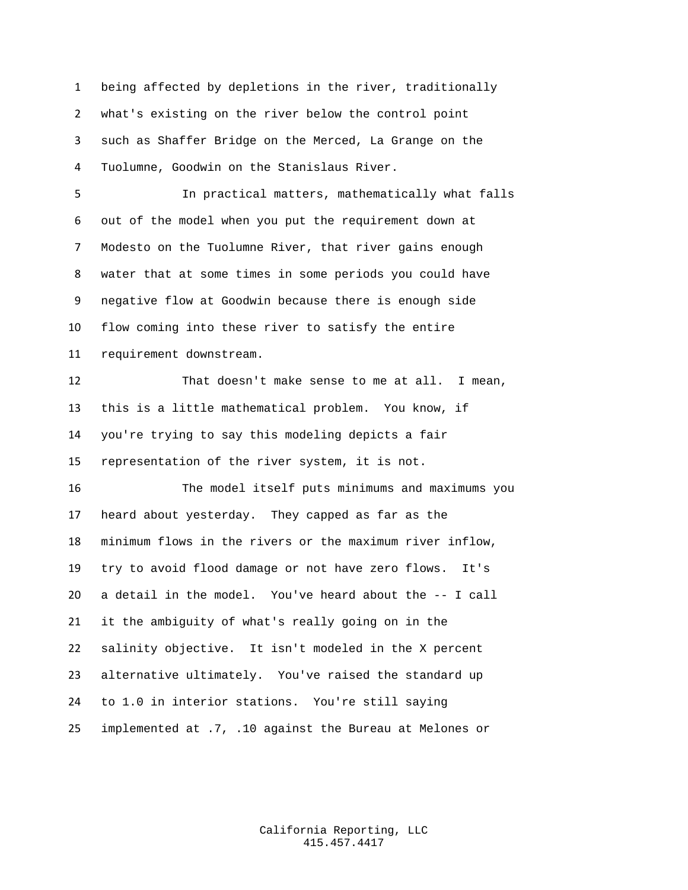being affected by depletions in the river, traditionally what's existing on the river below the control point such as Shaffer Bridge on the Merced, La Grange on the Tuolumne, Goodwin on the Stanislaus River.

In practical matters, mathematically what falls out of the model when you put the requirement down at Modesto on the Tuolumne River, that river gains enough water that at some times in some periods you could have negative flow at Goodwin because there is enough side flow coming into these river to satisfy the entire requirement downstream.

That doesn't make sense to me at all. I mean, this is a little mathematical problem. You know, if you're trying to say this modeling depicts a fair representation of the river system, it is not.

The model itself puts minimums and maximums you heard about yesterday. They capped as far as the minimum flows in the rivers or the maximum river inflow, try to avoid flood damage or not have zero flows. It's a detail in the model. You've heard about the -- I call it the ambiguity of what's really going on in the salinity objective. It isn't modeled in the X percent alternative ultimately. You've raised the standard up to 1.0 in interior stations. You're still saying implemented at .7, .10 against the Bureau at Melones or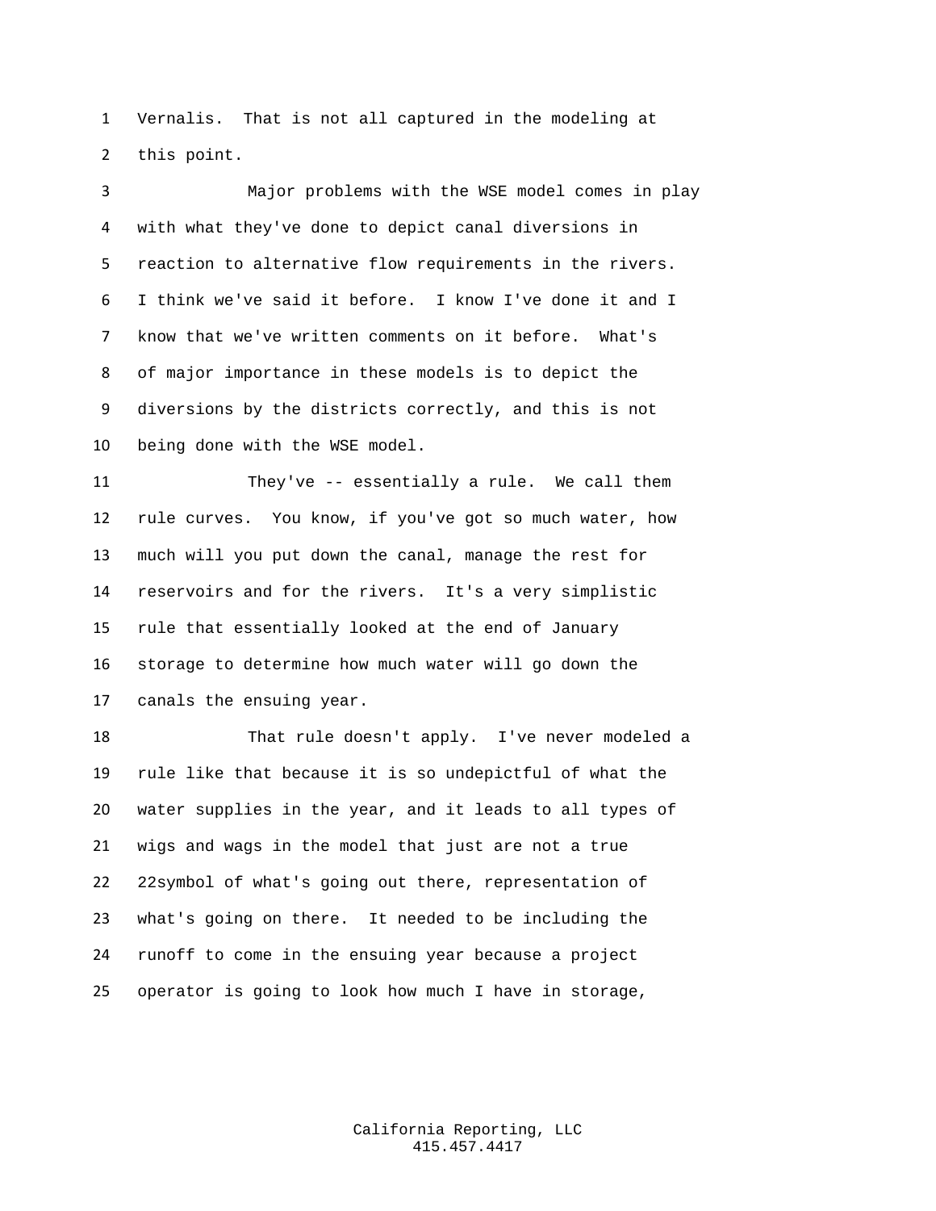Vernalis. That is not all captured in the modeling at this point.

Major problems with the WSE model comes in play with what they've done to depict canal diversions in reaction to alternative flow requirements in the rivers. I think we've said it before. I know I've done it and I know that we've written comments on it before. What's of major importance in these models is to depict the diversions by the districts correctly, and this is not being done with the WSE model.

They've -- essentially a rule. We call them rule curves. You know, if you've got so much water, how much will you put down the canal, manage the rest for reservoirs and for the rivers. It's a very simplistic rule that essentially looked at the end of January storage to determine how much water will go down the canals the ensuing year.

That rule doesn't apply. I've never modeled a rule like that because it is so undepictful of what the water supplies in the year, and it leads to all types of wigs and wags in the model that just are not a true 22symbol of what's going out there, representation of what's going on there. It needed to be including the runoff to come in the ensuing year because a project operator is going to look how much I have in storage,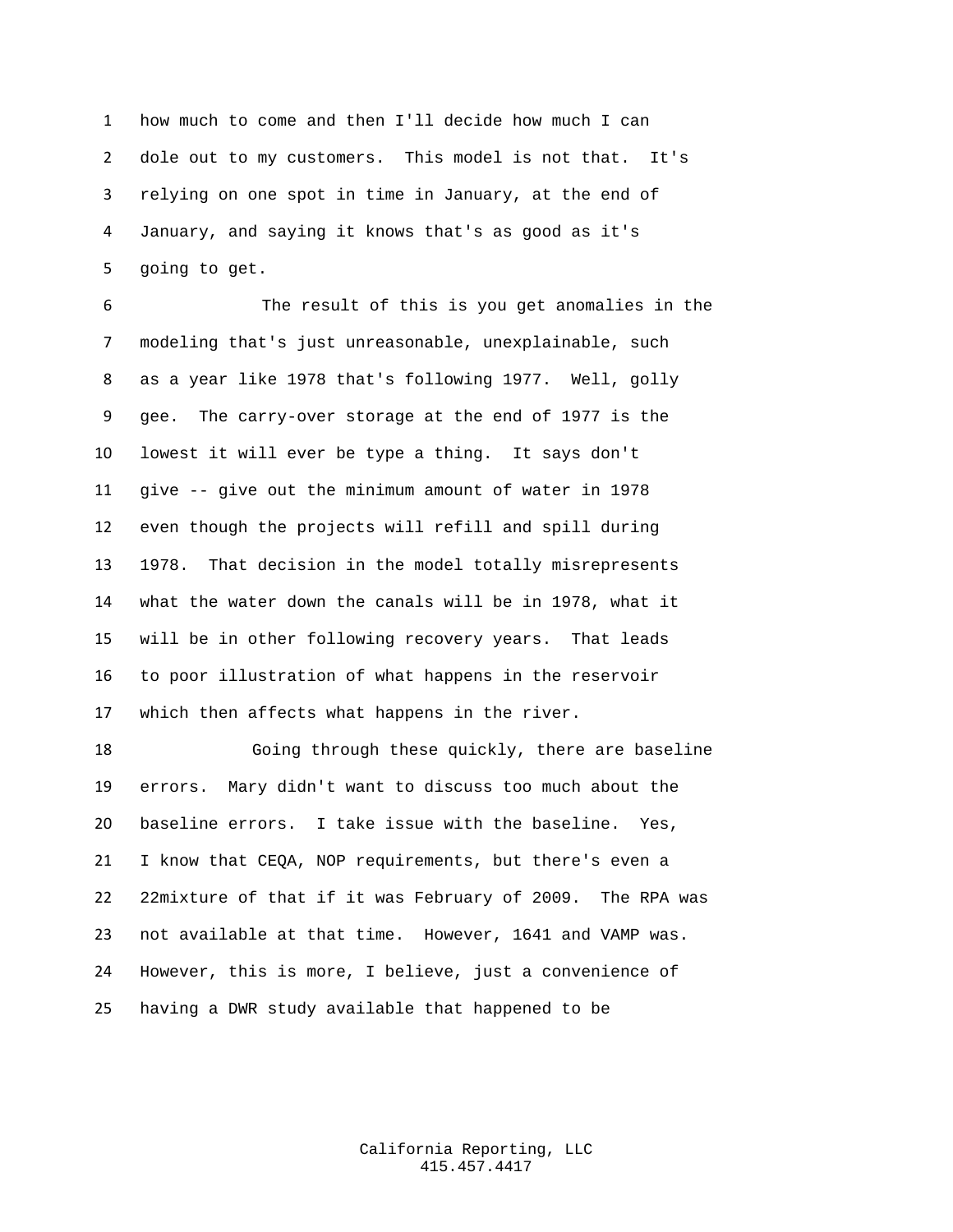how much to come and then I'll decide how much I can dole out to my customers. This model is not that. It's relying on one spot in time in January, at the end of January, and saying it knows that's as good as it's going to get.

The result of this is you get anomalies in the modeling that's just unreasonable, unexplainable, such as a year like 1978 that's following 1977. Well, golly gee. The carry-over storage at the end of 1977 is the lowest it will ever be type a thing. It says don't give -- give out the minimum amount of water in 1978 even though the projects will refill and spill during 1978. That decision in the model totally misrepresents what the water down the canals will be in 1978, what it will be in other following recovery years. That leads to poor illustration of what happens in the reservoir which then affects what happens in the river.

Going through these quickly, there are baseline errors. Mary didn't want to discuss too much about the baseline errors. I take issue with the baseline. Yes, I know that CEQA, NOP requirements, but there's even a 22mixture of that if it was February of 2009. The RPA was not available at that time. However, 1641 and VAMP was. However, this is more, I believe, just a convenience of having a DWR study available that happened to be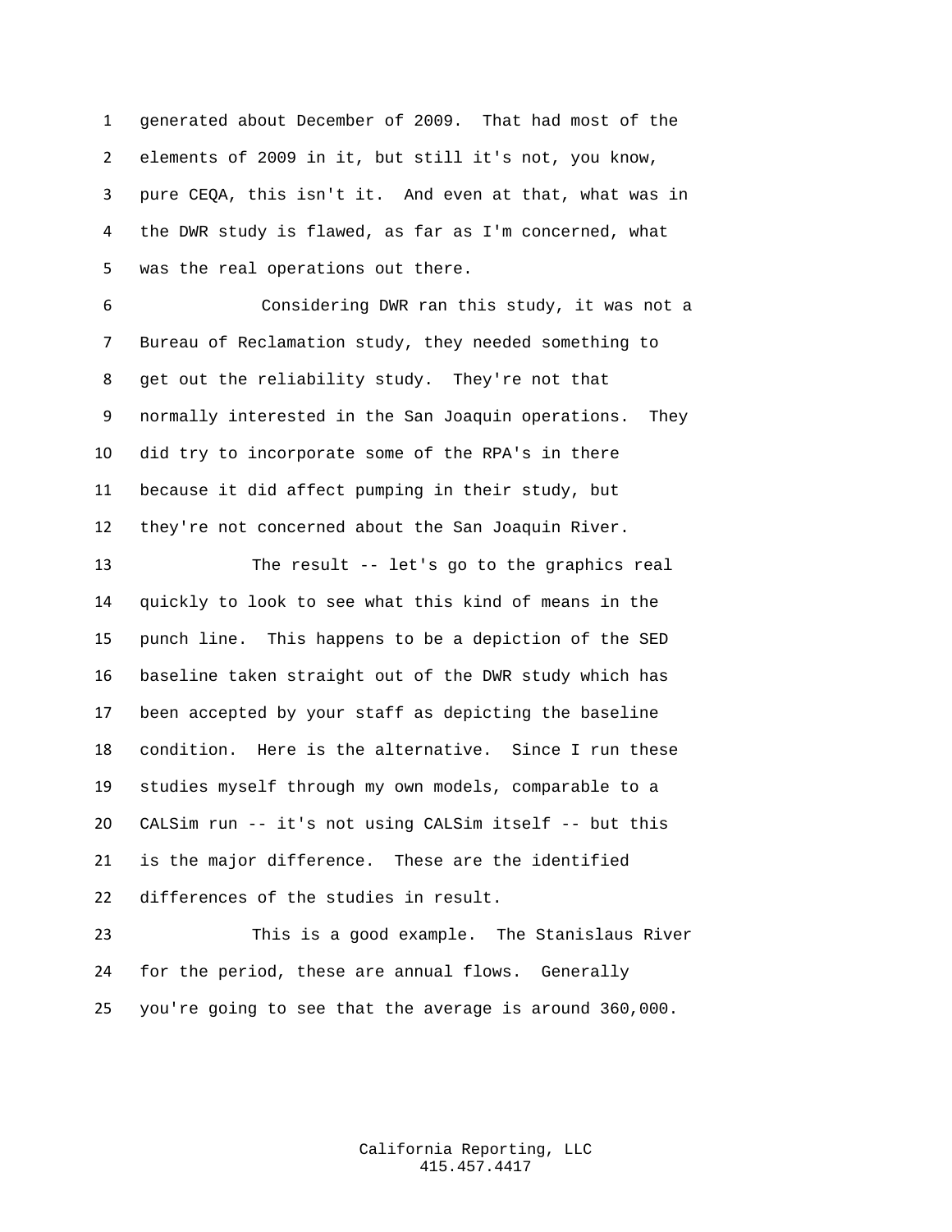generated about December of 2009. That had most of the elements of 2009 in it, but still it's not, you know, pure CEQA, this isn't it. And even at that, what was in the DWR study is flawed, as far as I'm concerned, what was the real operations out there.

Considering DWR ran this study, it was not a Bureau of Reclamation study, they needed something to get out the reliability study. They're not that normally interested in the San Joaquin operations. They did try to incorporate some of the RPA's in there because it did affect pumping in their study, but they're not concerned about the San Joaquin River.

The result -- let's go to the graphics real quickly to look to see what this kind of means in the punch line. This happens to be a depiction of the SED baseline taken straight out of the DWR study which has been accepted by your staff as depicting the baseline condition. Here is the alternative. Since I run these studies myself through my own models, comparable to a CALSim run -- it's not using CALSim itself -- but this is the major difference. These are the identified differences of the studies in result.

This is a good example. The Stanislaus River for the period, these are annual flows. Generally you're going to see that the average is around 360,000.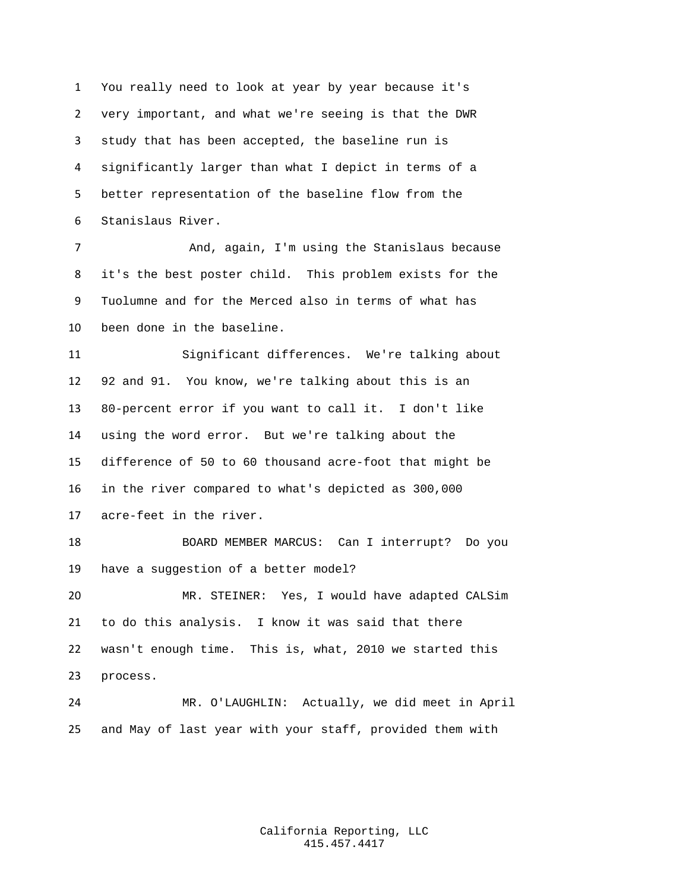You really need to look at year by year because it's very important, and what we're seeing is that the DWR study that has been accepted, the baseline run is significantly larger than what I depict in terms of a better representation of the baseline flow from the Stanislaus River.

And, again, I'm using the Stanislaus because it's the best poster child. This problem exists for the Tuolumne and for the Merced also in terms of what has been done in the baseline.

Significant differences. We're talking about 92 and 91. You know, we're talking about this is an 80-percent error if you want to call it. I don't like using the word error. But we're talking about the difference of 50 to 60 thousand acre-foot that might be in the river compared to what's depicted as 300,000 acre-feet in the river.

BOARD MEMBER MARCUS: Can I interrupt? Do you have a suggestion of a better model?

MR. STEINER: Yes, I would have adapted CALSim to do this analysis. I know it was said that there wasn't enough time. This is, what, 2010 we started this process.

MR. O'LAUGHLIN: Actually, we did meet in April and May of last year with your staff, provided them with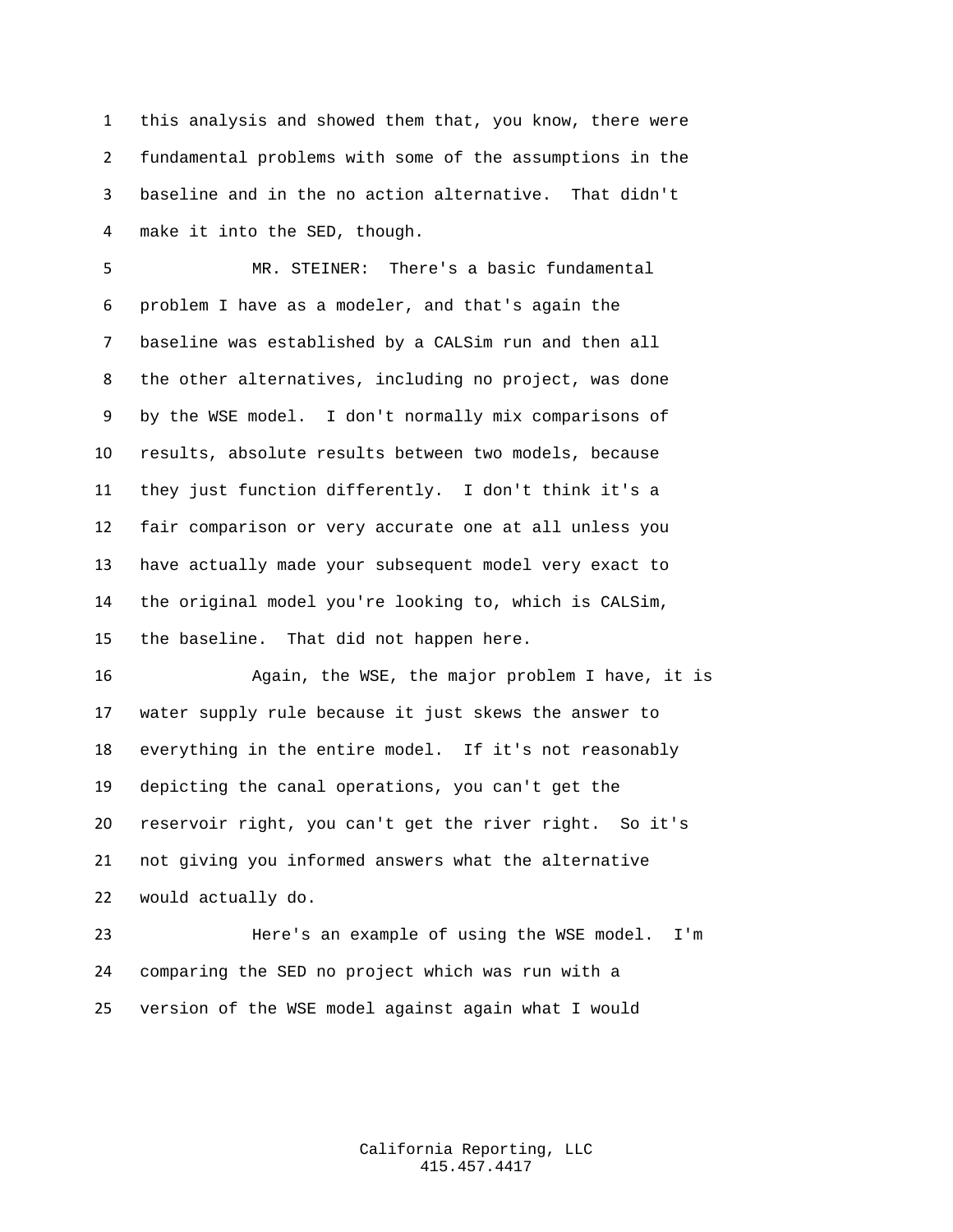this analysis and showed them that, you know, there were fundamental problems with some of the assumptions in the baseline and in the no action alternative. That didn't make it into the SED, though.

MR. STEINER: There's a basic fundamental problem I have as a modeler, and that's again the baseline was established by a CALSim run and then all the other alternatives, including no project, was done by the WSE model. I don't normally mix comparisons of results, absolute results between two models, because they just function differently. I don't think it's a fair comparison or very accurate one at all unless you have actually made your subsequent model very exact to the original model you're looking to, which is CALSim, the baseline. That did not happen here.

Again, the WSE, the major problem I have, it is water supply rule because it just skews the answer to everything in the entire model. If it's not reasonably depicting the canal operations, you can't get the reservoir right, you can't get the river right. So it's not giving you informed answers what the alternative would actually do.

Here's an example of using the WSE model. I'm comparing the SED no project which was run with a version of the WSE model against again what I would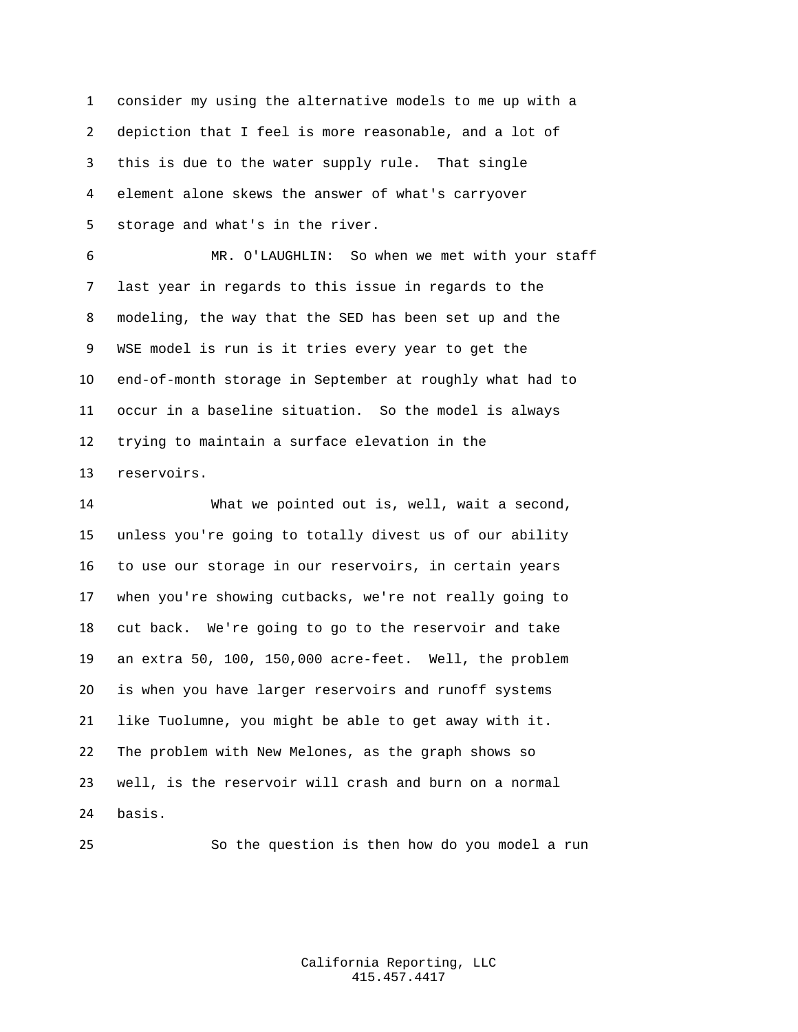consider my using the alternative models to me up with a depiction that I feel is more reasonable, and a lot of this is due to the water supply rule. That single element alone skews the answer of what's carryover storage and what's in the river.

MR. O'LAUGHLIN: So when we met with your staff last year in regards to this issue in regards to the modeling, the way that the SED has been set up and the WSE model is run is it tries every year to get the end-of-month storage in September at roughly what had to occur in a baseline situation. So the model is always trying to maintain a surface elevation in the reservoirs.

What we pointed out is, well, wait a second, unless you're going to totally divest us of our ability to use our storage in our reservoirs, in certain years when you're showing cutbacks, we're not really going to cut back. We're going to go to the reservoir and take an extra 50, 100, 150,000 acre-feet. Well, the problem is when you have larger reservoirs and runoff systems like Tuolumne, you might be able to get away with it. The problem with New Melones, as the graph shows so well, is the reservoir will crash and burn on a normal basis.

So the question is then how do you model a run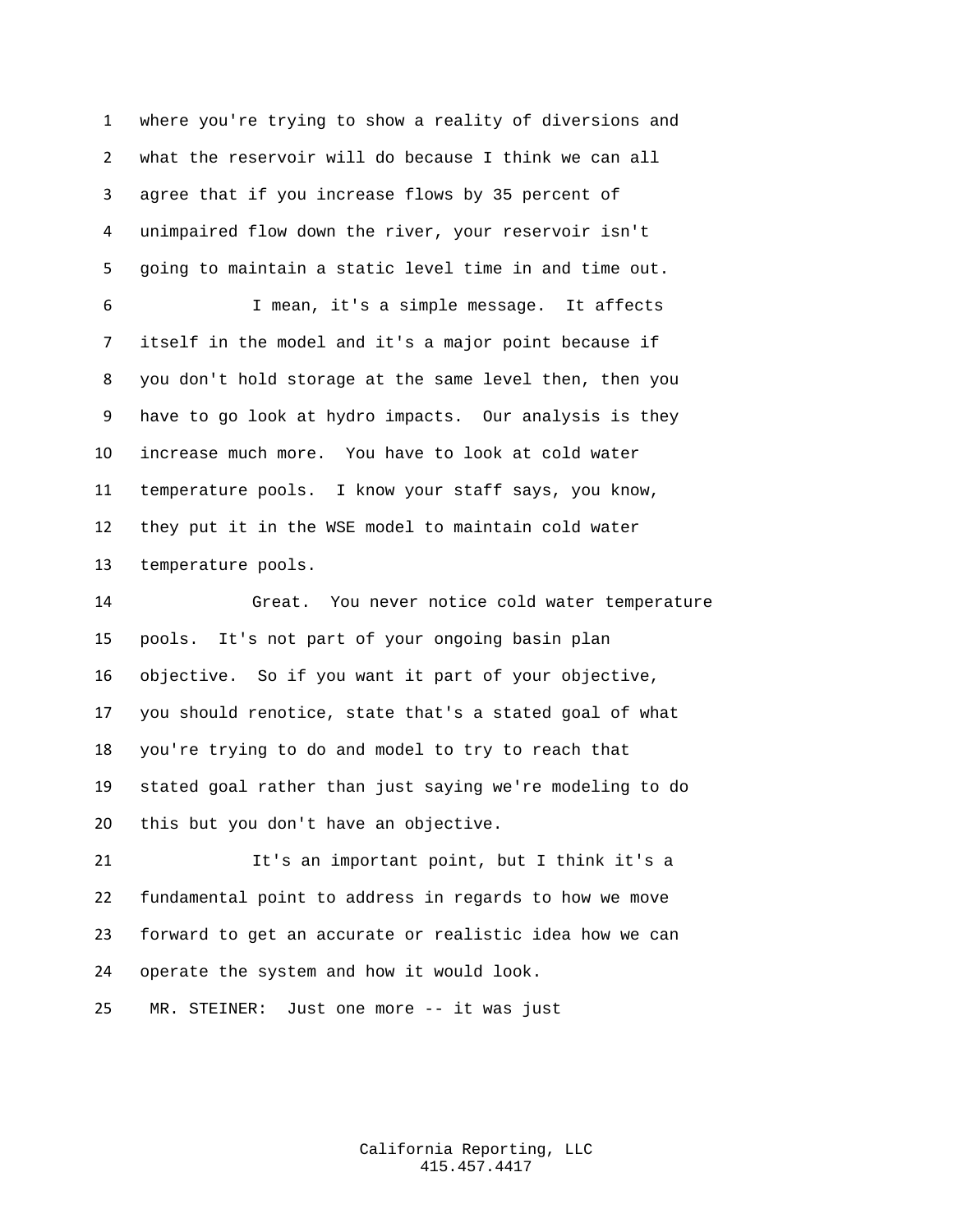where you're trying to show a reality of diversions and what the reservoir will do because I think we can all agree that if you increase flows by 35 percent of unimpaired flow down the river, your reservoir isn't going to maintain a static level time in and time out.

I mean, it's a simple message. It affects itself in the model and it's a major point because if you don't hold storage at the same level then, then you have to go look at hydro impacts. Our analysis is they increase much more. You have to look at cold water temperature pools. I know your staff says, you know, they put it in the WSE model to maintain cold water temperature pools.

Great. You never notice cold water temperature pools. It's not part of your ongoing basin plan objective. So if you want it part of your objective, you should renotice, state that's a stated goal of what you're trying to do and model to try to reach that stated goal rather than just saying we're modeling to do this but you don't have an objective.

It's an important point, but I think it's a fundamental point to address in regards to how we move forward to get an accurate or realistic idea how we can operate the system and how it would look.

MR. STEINER: Just one more -- it was just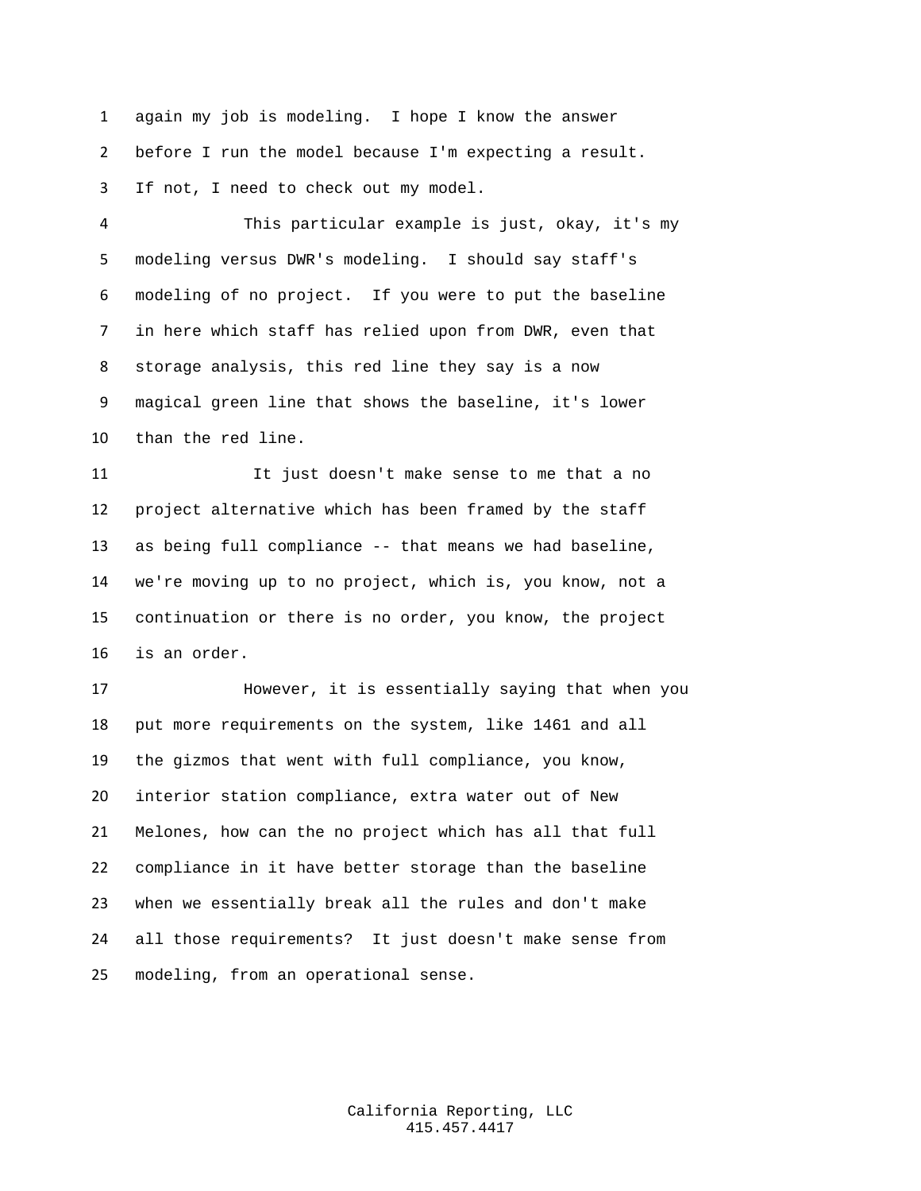again my job is modeling. I hope I know the answer before I run the model because I'm expecting a result. If not, I need to check out my model.

This particular example is just, okay, it's my modeling versus DWR's modeling. I should say staff's modeling of no project. If you were to put the baseline in here which staff has relied upon from DWR, even that storage analysis, this red line they say is a now magical green line that shows the baseline, it's lower than the red line.

It just doesn't make sense to me that a no project alternative which has been framed by the staff as being full compliance -- that means we had baseline, we're moving up to no project, which is, you know, not a continuation or there is no order, you know, the project is an order.

However, it is essentially saying that when you put more requirements on the system, like 1461 and all the gizmos that went with full compliance, you know, interior station compliance, extra water out of New Melones, how can the no project which has all that full compliance in it have better storage than the baseline when we essentially break all the rules and don't make all those requirements? It just doesn't make sense from modeling, from an operational sense.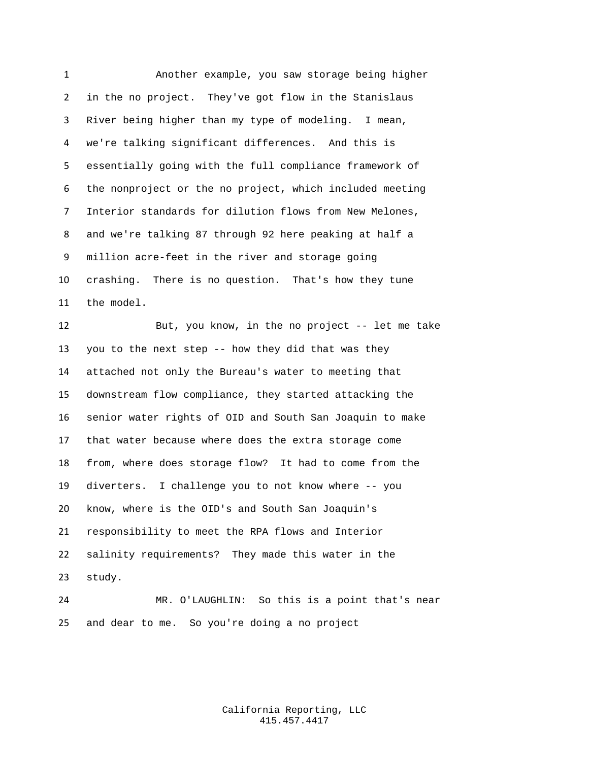Another example, you saw storage being higher in the no project. They've got flow in the Stanislaus River being higher than my type of modeling. I mean, we're talking significant differences. And this is essentially going with the full compliance framework of the nonproject or the no project, which included meeting Interior standards for dilution flows from New Melones, and we're talking 87 through 92 here peaking at half a million acre-feet in the river and storage going crashing. There is no question. That's how they tune the model.

But, you know, in the no project -- let me take you to the next step -- how they did that was they attached not only the Bureau's water to meeting that downstream flow compliance, they started attacking the senior water rights of OID and South San Joaquin to make that water because where does the extra storage come from, where does storage flow? It had to come from the diverters. I challenge you to not know where -- you know, where is the OID's and South San Joaquin's responsibility to meet the RPA flows and Interior salinity requirements? They made this water in the study.

MR. O'LAUGHLIN: So this is a point that's near and dear to me. So you're doing a no project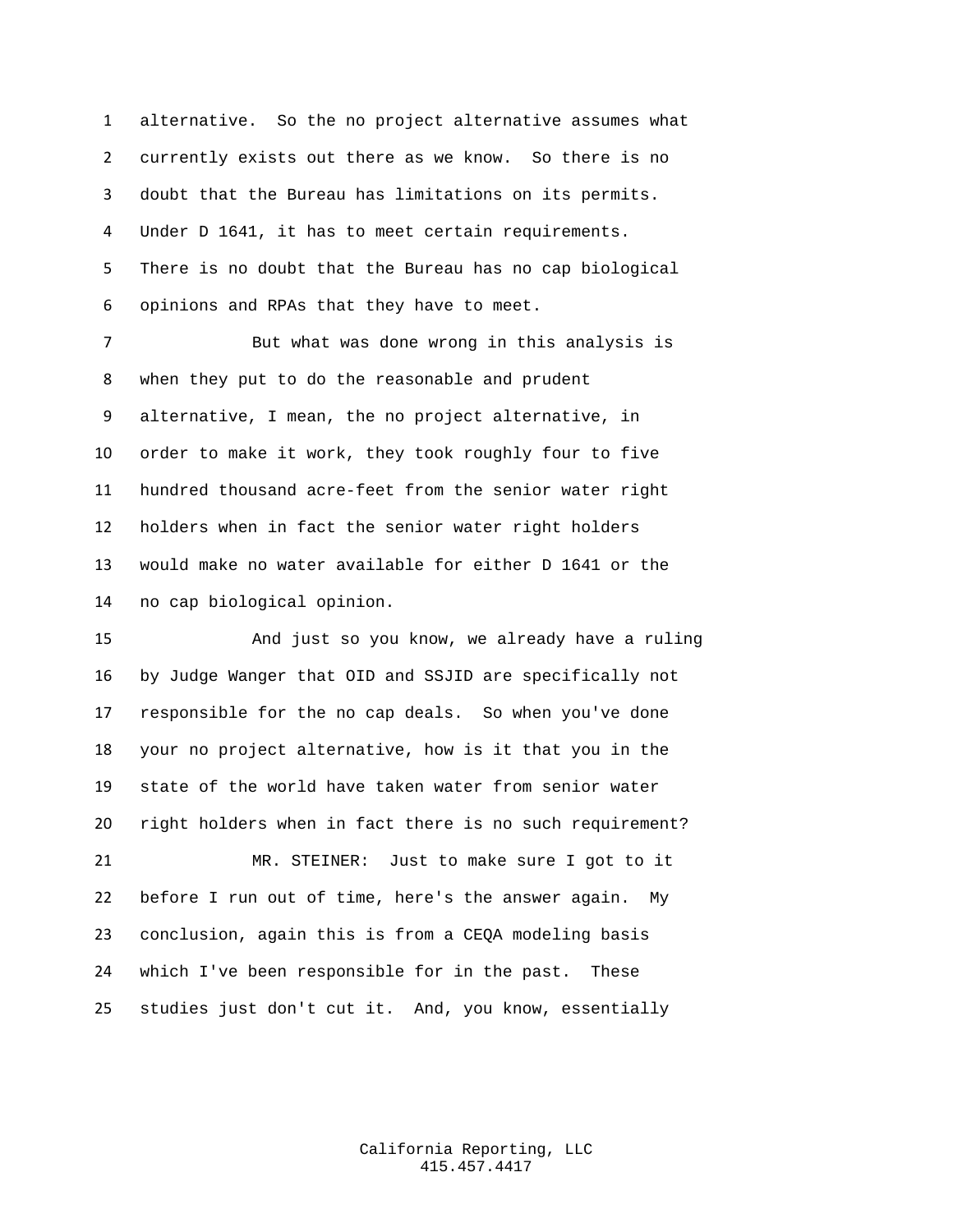alternative. So the no project alternative assumes what currently exists out there as we know. So there is no doubt that the Bureau has limitations on its permits. Under D 1641, it has to meet certain requirements. There is no doubt that the Bureau has no cap biological opinions and RPAs that they have to meet.

But what was done wrong in this analysis is when they put to do the reasonable and prudent alternative, I mean, the no project alternative, in order to make it work, they took roughly four to five hundred thousand acre-feet from the senior water right holders when in fact the senior water right holders would make no water available for either D 1641 or the no cap biological opinion.

And just so you know, we already have a ruling by Judge Wanger that OID and SSJID are specifically not responsible for the no cap deals. So when you've done your no project alternative, how is it that you in the state of the world have taken water from senior water right holders when in fact there is no such requirement?

MR. STEINER: Just to make sure I got to it before I run out of time, here's the answer again. My conclusion, again this is from a CEQA modeling basis which I've been responsible for in the past. These studies just don't cut it. And, you know, essentially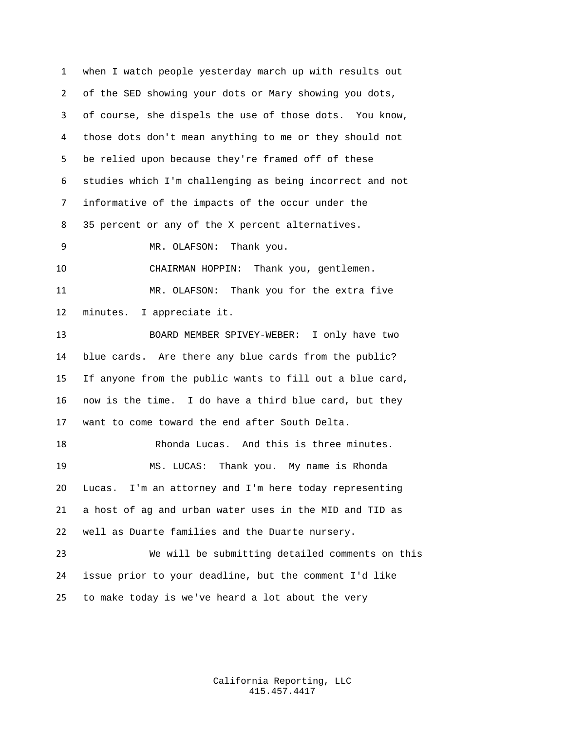1 when I watch people yesterday march up with results out
2 of the SED showing your dots or Mary showing you dots,
3 of course, she dispels the use of those dots. You know,
4 those dots don't mean anything to me or they should not
5 be relied upon because they're framed off of these
6 studies which I'm challenging as being incorrect and not
7 informative of the impacts of the occur under the
8 35 percent or any of the X percent alternatives.
9 MR. OLAFSON: Thank you.
10 CHAIRMAN HOPPIN: Thank you, gentlemen.
11 MR. OLAFSON: Thank you for the extra five
12 minutes. I appreciate it.
13 BOARD MEMBER SPIVEY-WEBER: I only have two
14 blue cards. Are there any blue cards from the public?
15 If anyone from the public wants to fill out a blue card,
16 now is the time. I do have a third blue card, but they
17 want to come toward the end after South Delta.
18 Rhonda Lucas. And this is three minutes.
19 MS. LUCAS: Thank you. My name is Rhonda
20 Lucas. I'm an attorney and I'm here today representing
21 a host of ag and urban water uses in the MID and TID as
22 well as Duarte families and the Duarte nursery.
23 We will be submitting detailed comments on this
24 issue prior to your deadline, but the comment I'd like
25 to make today is we've heard a lot about the very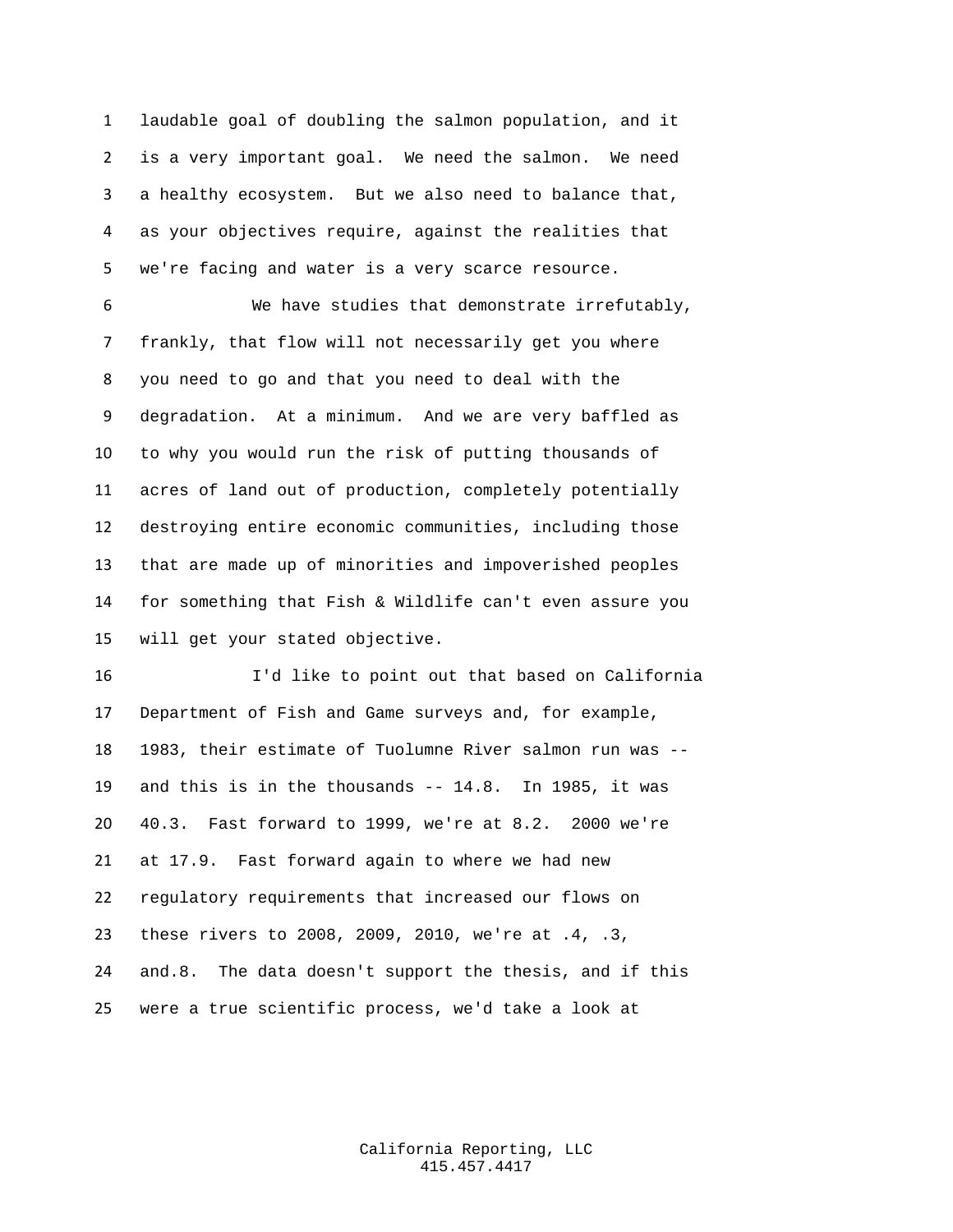laudable goal of doubling the salmon population, and it is a very important goal. We need the salmon. We need a healthy ecosystem. But we also need to balance that, as your objectives require, against the realities that we're facing and water is a very scarce resource.

We have studies that demonstrate irrefutably, frankly, that flow will not necessarily get you where you need to go and that you need to deal with the degradation. At a minimum. And we are very baffled as to why you would run the risk of putting thousands of acres of land out of production, completely potentially destroying entire economic communities, including those that are made up of minorities and impoverished peoples for something that Fish & Wildlife can't even assure you will get your stated objective.

I'd like to point out that based on California Department of Fish and Game surveys and, for example, 1983, their estimate of Tuolumne River salmon run was -- and this is in the thousands -- 14.8. In 1985, it was 40.3. Fast forward to 1999, we're at 8.2. 2000 we're at 17.9. Fast forward again to where we had new regulatory requirements that increased our flows on these rivers to 2008, 2009, 2010, we're at .4, .3, and.8. The data doesn't support the thesis, and if this were a true scientific process, we'd take a look at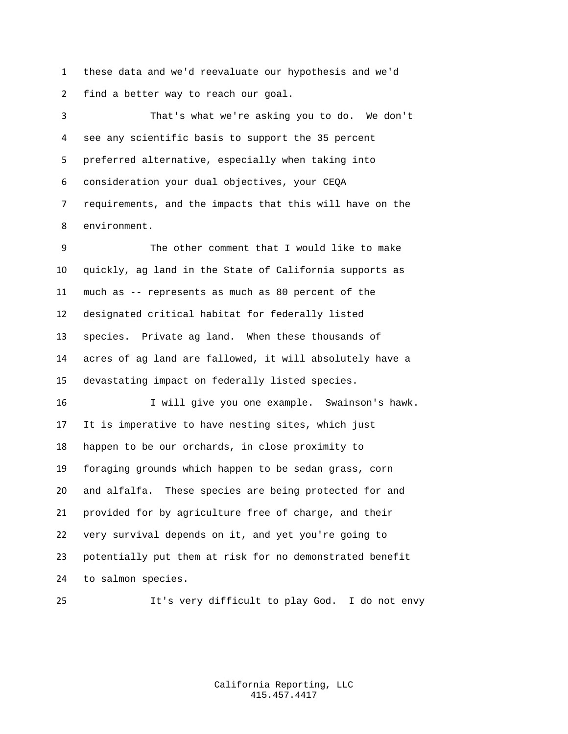these data and we'd reevaluate our hypothesis and we'd find a better way to reach our goal.

That's what we're asking you to do. We don't see any scientific basis to support the 35 percent preferred alternative, especially when taking into consideration your dual objectives, your CEQA requirements, and the impacts that this will have on the environment.

The other comment that I would like to make quickly, ag land in the State of California supports as much as -- represents as much as 80 percent of the designated critical habitat for federally listed species. Private ag land. When these thousands of acres of ag land are fallowed, it will absolutely have a devastating impact on federally listed species.

I will give you one example. Swainson's hawk. It is imperative to have nesting sites, which just happen to be our orchards, in close proximity to foraging grounds which happen to be sedan grass, corn and alfalfa. These species are being protected for and provided for by agriculture free of charge, and their very survival depends on it, and yet you're going to potentially put them at risk for no demonstrated benefit to salmon species.

It's very difficult to play God. I do not envy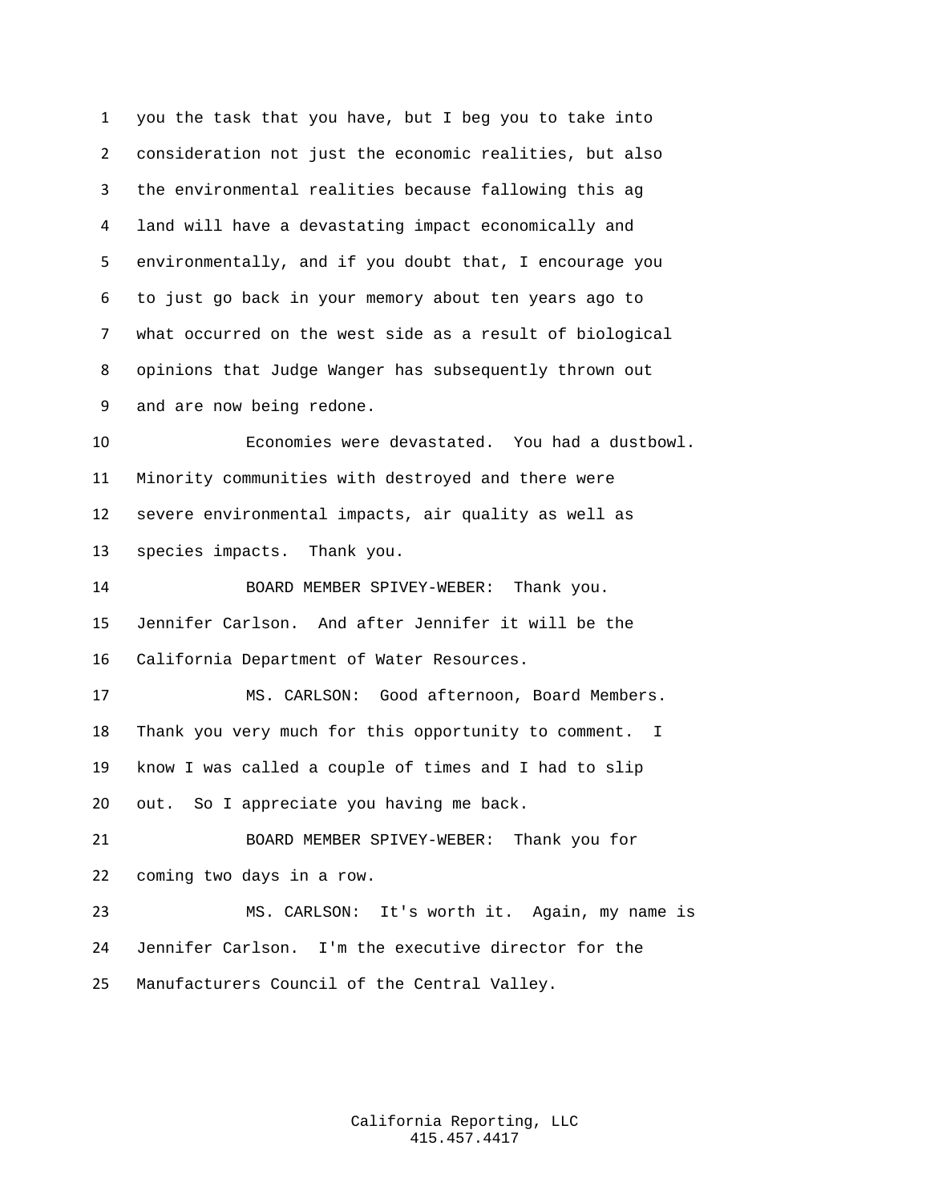you the task that you have, but I beg you to take into consideration not just the economic realities, but also the environmental realities because fallowing this ag land will have a devastating impact economically and environmentally, and if you doubt that, I encourage you to just go back in your memory about ten years ago to what occurred on the west side as a result of biological opinions that Judge Wanger has subsequently thrown out and are now being redone.

Economies were devastated. You had a dustbowl. Minority communities with destroyed and there were severe environmental impacts, air quality as well as species impacts. Thank you.

BOARD MEMBER SPIVEY-WEBER: Thank you. Jennifer Carlson. And after Jennifer it will be the California Department of Water Resources.

MS. CARLSON: Good afternoon, Board Members. Thank you very much for this opportunity to comment. I know I was called a couple of times and I had to slip out. So I appreciate you having me back.

BOARD MEMBER SPIVEY-WEBER: Thank you for coming two days in a row.

MS. CARLSON: It's worth it. Again, my name is Jennifer Carlson. I'm the executive director for the Manufacturers Council of the Central Valley.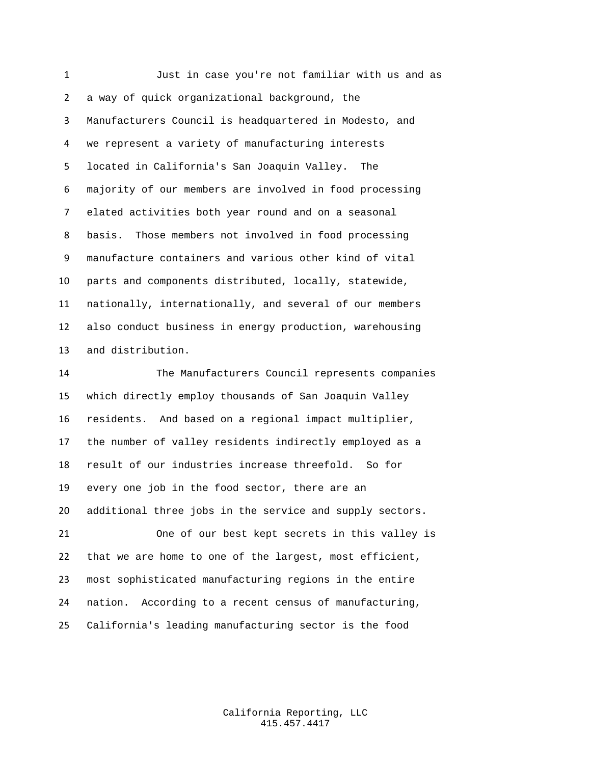Just in case you're not familiar with us and as a way of quick organizational background, the Manufacturers Council is headquartered in Modesto, and we represent a variety of manufacturing interests located in California's San Joaquin Valley. The majority of our members are involved in food processing elated activities both year round and on a seasonal basis. Those members not involved in food processing manufacture containers and various other kind of vital parts and components distributed, locally, statewide, nationally, internationally, and several of our members also conduct business in energy production, warehousing and distribution.

The Manufacturers Council represents companies which directly employ thousands of San Joaquin Valley residents. And based on a regional impact multiplier, the number of valley residents indirectly employed as a result of our industries increase threefold. So for every one job in the food sector, there are an additional three jobs in the service and supply sectors.

One of our best kept secrets in this valley is that we are home to one of the largest, most efficient, most sophisticated manufacturing regions in the entire nation. According to a recent census of manufacturing, California's leading manufacturing sector is the food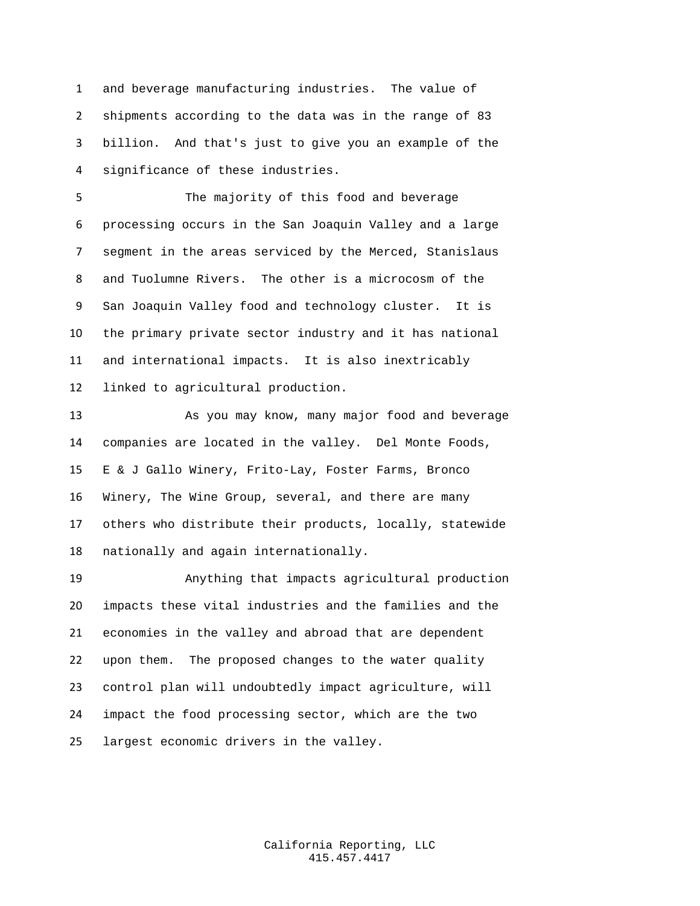and beverage manufacturing industries. The value of shipments according to the data was in the range of 83 billion. And that's just to give you an example of the significance of these industries.

The majority of this food and beverage processing occurs in the San Joaquin Valley and a large segment in the areas serviced by the Merced, Stanislaus and Tuolumne Rivers. The other is a microcosm of the San Joaquin Valley food and technology cluster. It is the primary private sector industry and it has national and international impacts. It is also inextricably linked to agricultural production.

As you may know, many major food and beverage companies are located in the valley. Del Monte Foods, E & J Gallo Winery, Frito-Lay, Foster Farms, Bronco Winery, The Wine Group, several, and there are many others who distribute their products, locally, statewide nationally and again internationally.

Anything that impacts agricultural production impacts these vital industries and the families and the economies in the valley and abroad that are dependent upon them. The proposed changes to the water quality control plan will undoubtedly impact agriculture, will impact the food processing sector, which are the two largest economic drivers in the valley.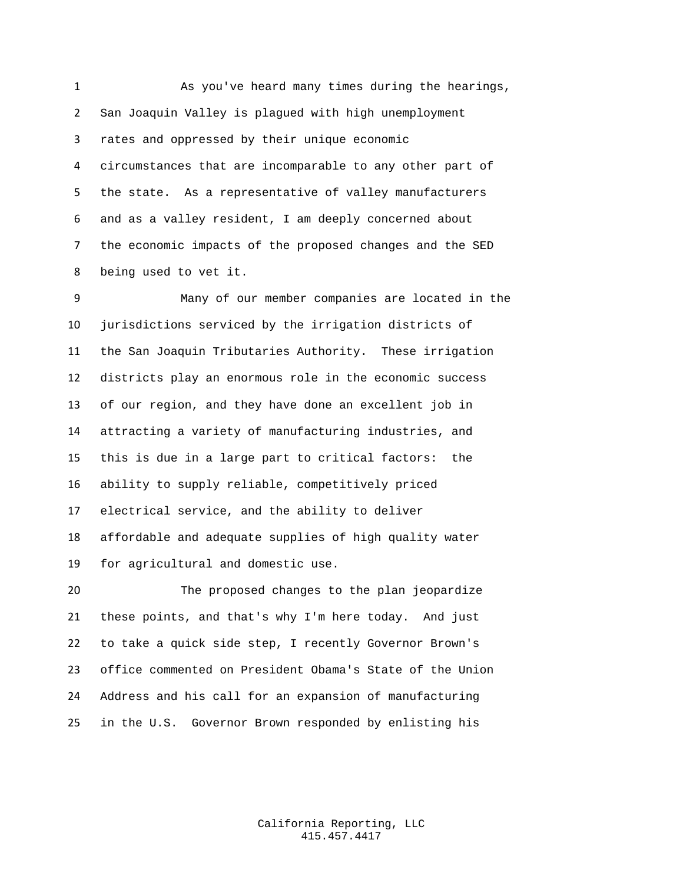As you've heard many times during the hearings, San Joaquin Valley is plagued with high unemployment rates and oppressed by their unique economic circumstances that are incomparable to any other part of the state. As a representative of valley manufacturers and as a valley resident, I am deeply concerned about the economic impacts of the proposed changes and the SED being used to vet it.

Many of our member companies are located in the jurisdictions serviced by the irrigation districts of the San Joaquin Tributaries Authority. These irrigation districts play an enormous role in the economic success of our region, and they have done an excellent job in attracting a variety of manufacturing industries, and this is due in a large part to critical factors: the ability to supply reliable, competitively priced electrical service, and the ability to deliver affordable and adequate supplies of high quality water for agricultural and domestic use.

The proposed changes to the plan jeopardize these points, and that's why I'm here today. And just to take a quick side step, I recently Governor Brown's office commented on President Obama's State of the Union Address and his call for an expansion of manufacturing in the U.S. Governor Brown responded by enlisting his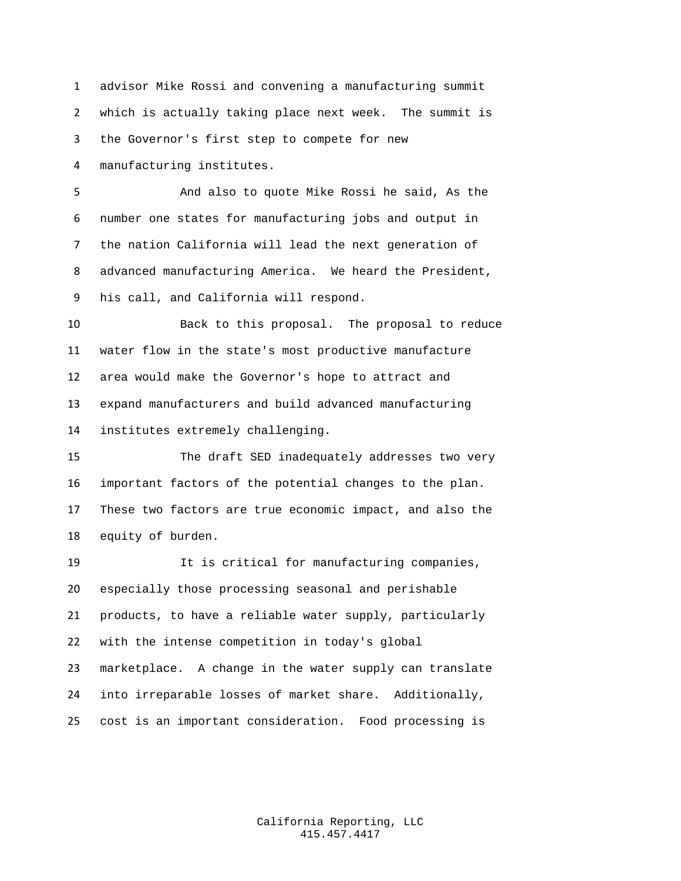advisor Mike Rossi and convening a manufacturing summit which is actually taking place next week. The summit is the Governor's first step to compete for new manufacturing institutes.

And also to quote Mike Rossi he said, As the number one states for manufacturing jobs and output in the nation California will lead the next generation of advanced manufacturing America. We heard the President, his call, and California will respond.

Back to this proposal. The proposal to reduce water flow in the state's most productive manufacture area would make the Governor's hope to attract and expand manufacturers and build advanced manufacturing institutes extremely challenging.

The draft SED inadequately addresses two very important factors of the potential changes to the plan. These two factors are true economic impact, and also the equity of burden.

It is critical for manufacturing companies, especially those processing seasonal and perishable products, to have a reliable water supply, particularly with the intense competition in today's global marketplace. A change in the water supply can translate into irreparable losses of market share. Additionally, cost is an important consideration. Food processing is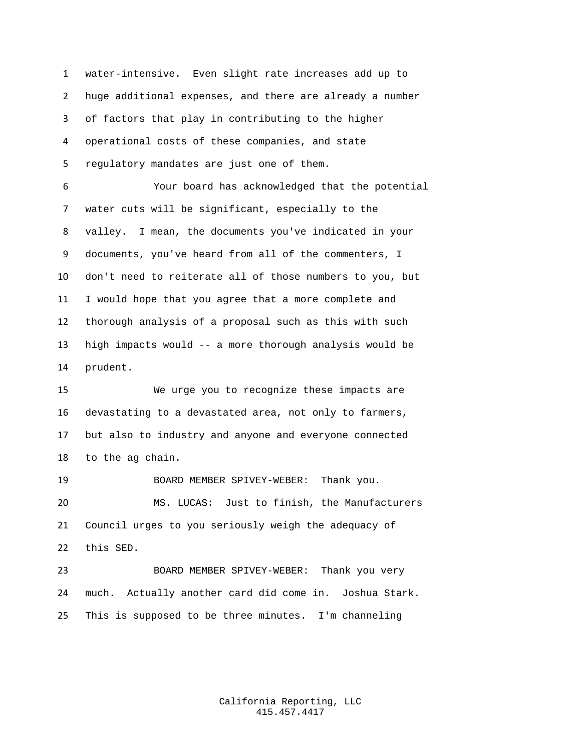water-intensive. Even slight rate increases add up to huge additional expenses, and there are already a number of factors that play in contributing to the higher operational costs of these companies, and state regulatory mandates are just one of them.

Your board has acknowledged that the potential water cuts will be significant, especially to the valley. I mean, the documents you've indicated in your documents, you've heard from all of the commenters, I don't need to reiterate all of those numbers to you, but I would hope that you agree that a more complete and thorough analysis of a proposal such as this with such high impacts would -- a more thorough analysis would be prudent.

We urge you to recognize these impacts are devastating to a devastated area, not only to farmers, but also to industry and anyone and everyone connected to the ag chain.

BOARD MEMBER SPIVEY-WEBER: Thank you.

MS. LUCAS: Just to finish, the Manufacturers Council urges to you seriously weigh the adequacy of this SED.

BOARD MEMBER SPIVEY-WEBER: Thank you very much. Actually another card did come in. Joshua Stark. This is supposed to be three minutes. I'm channeling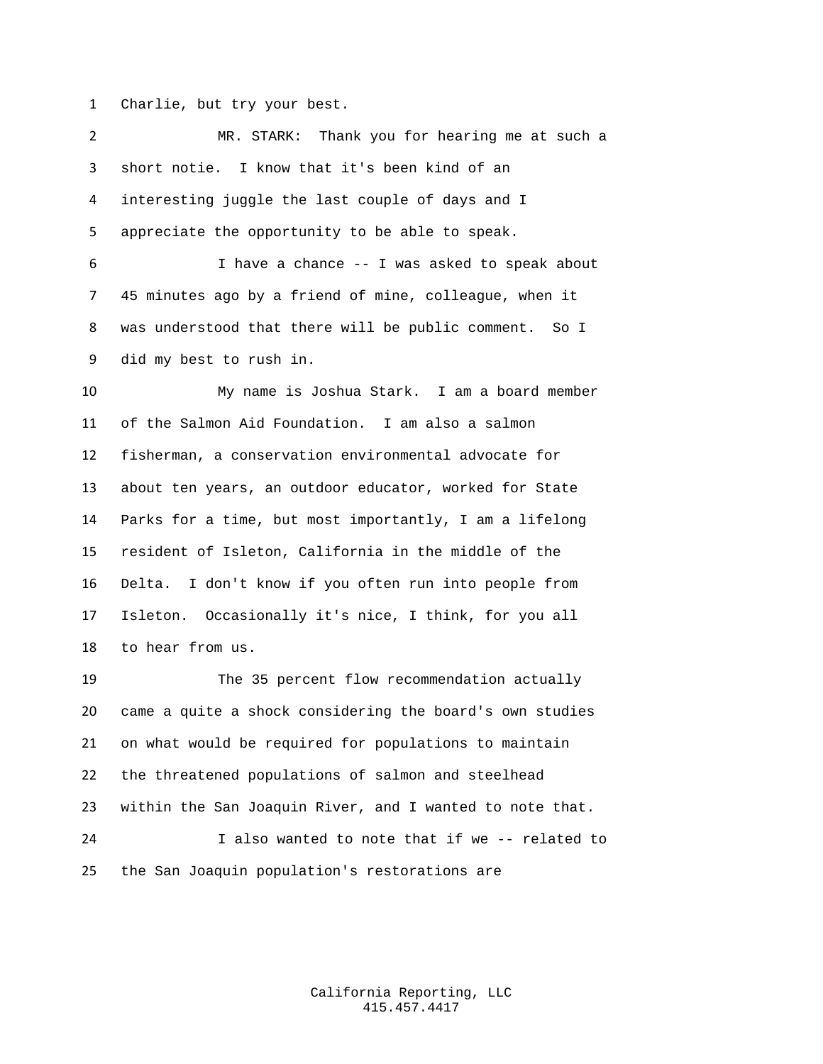Charlie, but try your best.

MR. STARK: Thank you for hearing me at such a short notie. I know that it's been kind of an interesting juggle the last couple of days and I appreciate the opportunity to be able to speak.

I have a chance -- I was asked to speak about 45 minutes ago by a friend of mine, colleague, when it was understood that there will be public comment. So I did my best to rush in.

My name is Joshua Stark. I am a board member of the Salmon Aid Foundation. I am also a salmon fisherman, a conservation environmental advocate for about ten years, an outdoor educator, worked for State Parks for a time, but most importantly, I am a lifelong resident of Isleton, California in the middle of the Delta. I don't know if you often run into people from Isleton. Occasionally it's nice, I think, for you all to hear from us.

The 35 percent flow recommendation actually came a quite a shock considering the board's own studies on what would be required for populations to maintain the threatened populations of salmon and steelhead within the San Joaquin River, and I wanted to note that.

I also wanted to note that if we -- related to the San Joaquin population's restorations are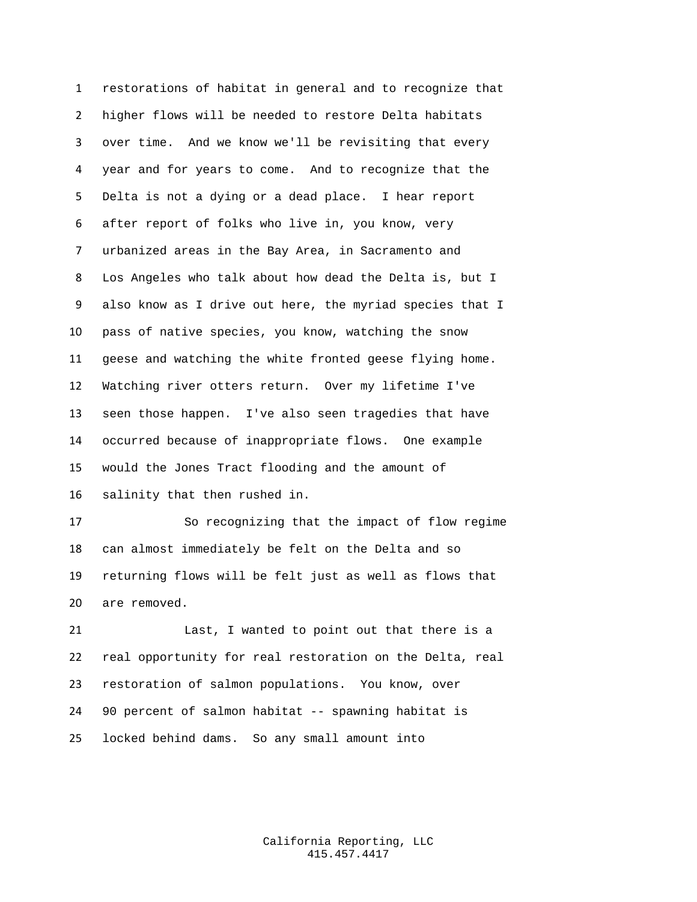restorations of habitat in general and to recognize that higher flows will be needed to restore Delta habitats over time. And we know we'll be revisiting that every year and for years to come. And to recognize that the Delta is not a dying or a dead place. I hear report after report of folks who live in, you know, very urbanized areas in the Bay Area, in Sacramento and Los Angeles who talk about how dead the Delta is, but I also know as I drive out here, the myriad species that I pass of native species, you know, watching the snow geese and watching the white fronted geese flying home. Watching river otters return. Over my lifetime I've seen those happen. I've also seen tragedies that have occurred because of inappropriate flows. One example would the Jones Tract flooding and the amount of salinity that then rushed in.

So recognizing that the impact of flow regime can almost immediately be felt on the Delta and so returning flows will be felt just as well as flows that are removed.

Last, I wanted to point out that there is a real opportunity for real restoration on the Delta, real restoration of salmon populations. You know, over 90 percent of salmon habitat -- spawning habitat is locked behind dams. So any small amount into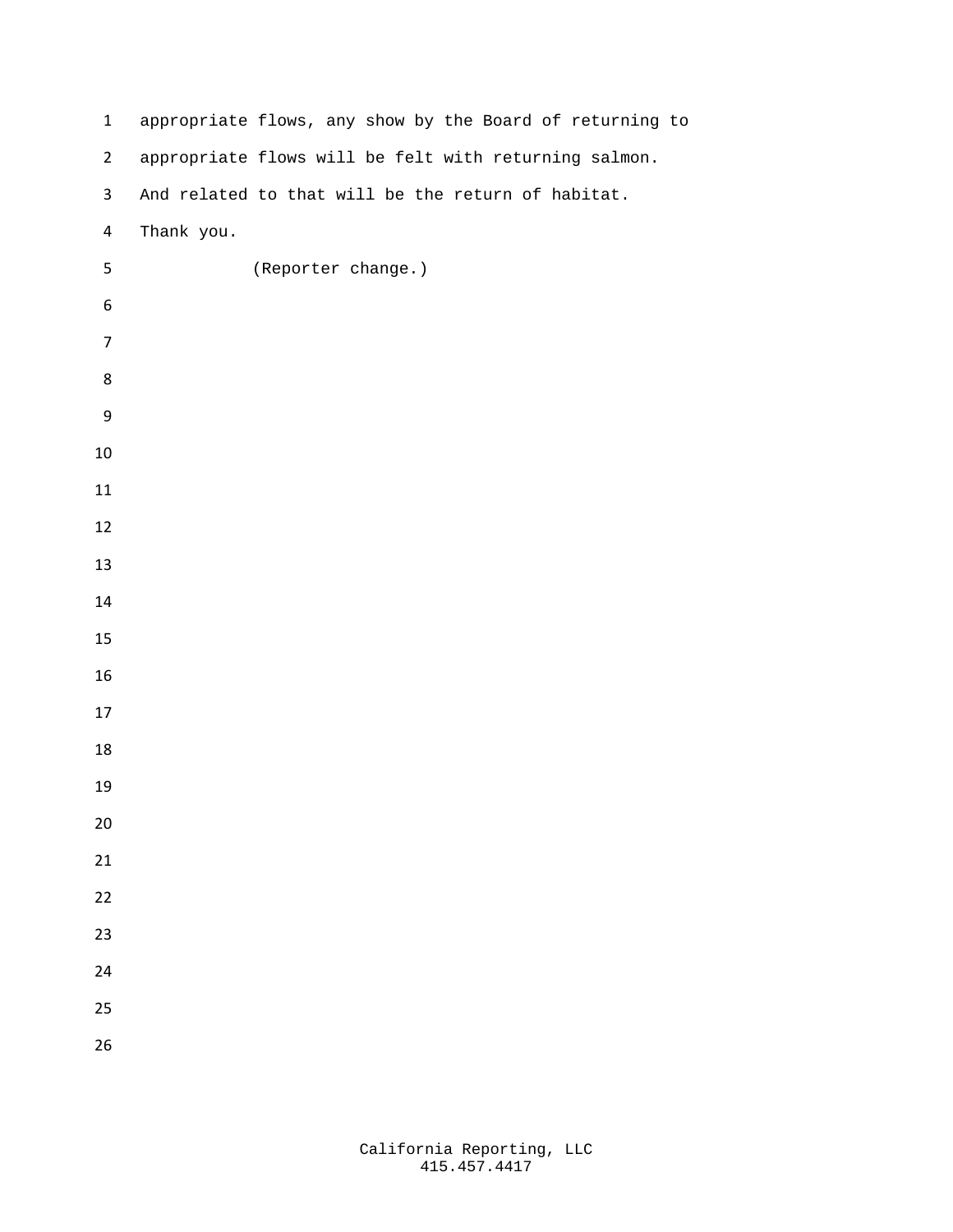appropriate flows, any show by the Board of returning to appropriate flows will be felt with returning salmon. And related to that will be the return of habitat. Thank you.

(Reporter change.)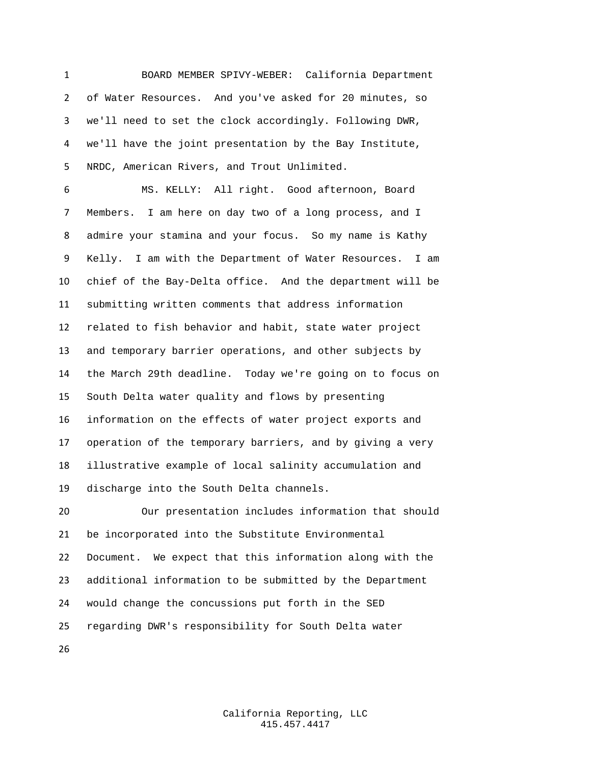BOARD MEMBER SPIVY-WEBER: California Department of Water Resources. And you've asked for 20 minutes, so we'll need to set the clock accordingly. Following DWR, we'll have the joint presentation by the Bay Institute, NRDC, American Rivers, and Trout Unlimited.

MS. KELLY: All right. Good afternoon, Board Members. I am here on day two of a long process, and I admire your stamina and your focus. So my name is Kathy Kelly. I am with the Department of Water Resources. I am chief of the Bay-Delta office. And the department will be submitting written comments that address information related to fish behavior and habit, state water project and temporary barrier operations, and other subjects by the March 29th deadline. Today we're going on to focus on South Delta water quality and flows by presenting information on the effects of water project exports and operation of the temporary barriers, and by giving a very illustrative example of local salinity accumulation and discharge into the South Delta channels.

Our presentation includes information that should be incorporated into the Substitute Environmental Document. We expect that this information along with the additional information to be submitted by the Department would change the concussions put forth in the SED regarding DWR's responsibility for South Delta water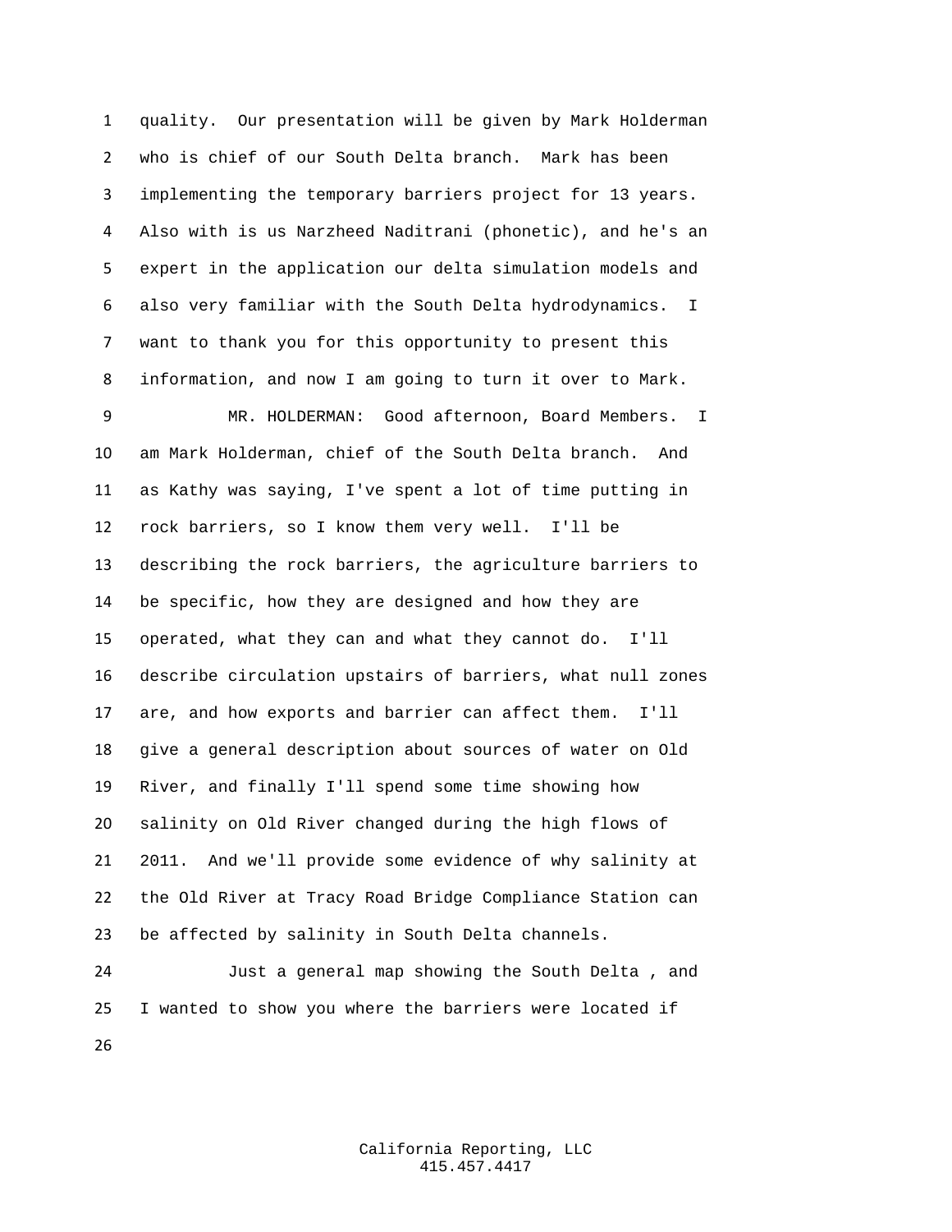quality. Our presentation will be given by Mark Holderman who is chief of our South Delta branch. Mark has been implementing the temporary barriers project for 13 years. Also with is us Narzheed Naditrani (phonetic), and he's an expert in the application our delta simulation models and also very familiar with the South Delta hydrodynamics. I want to thank you for this opportunity to present this information, and now I am going to turn it over to Mark.

MR. HOLDERMAN: Good afternoon, Board Members. I am Mark Holderman, chief of the South Delta branch. And as Kathy was saying, I've spent a lot of time putting in rock barriers, so I know them very well. I'll be describing the rock barriers, the agriculture barriers to be specific, how they are designed and how they are operated, what they can and what they cannot do. I'll describe circulation upstairs of barriers, what null zones are, and how exports and barrier can affect them. I'll give a general description about sources of water on Old River, and finally I'll spend some time showing how salinity on Old River changed during the high flows of 2011. And we'll provide some evidence of why salinity at the Old River at Tracy Road Bridge Compliance Station can be affected by salinity in South Delta channels.

Just a general map showing the South Delta , and I wanted to show you where the barriers were located if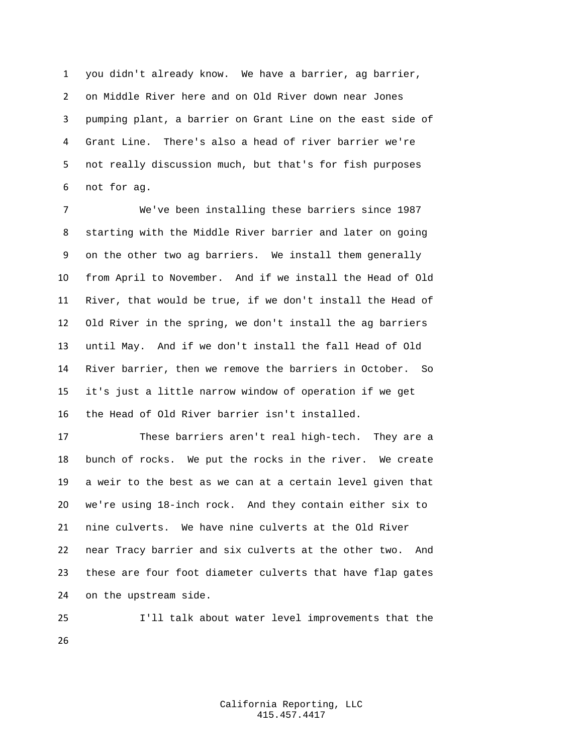you didn't already know. We have a barrier, ag barrier, on Middle River here and on Old River down near Jones pumping plant, a barrier on Grant Line on the east side of Grant Line. There's also a head of river barrier we're not really discussion much, but that's for fish purposes not for ag.

We've been installing these barriers since 1987 starting with the Middle River barrier and later on going on the other two ag barriers. We install them generally from April to November. And if we install the Head of Old River, that would be true, if we don't install the Head of Old River in the spring, we don't install the ag barriers until May. And if we don't install the fall Head of Old River barrier, then we remove the barriers in October. So it's just a little narrow window of operation if we get the Head of Old River barrier isn't installed.

These barriers aren't real high-tech. They are a bunch of rocks. We put the rocks in the river. We create a weir to the best as we can at a certain level given that we're using 18-inch rock. And they contain either six to nine culverts. We have nine culverts at the Old River near Tracy barrier and six culverts at the other two. And these are four foot diameter culverts that have flap gates on the upstream side.

I'll talk about water level improvements that the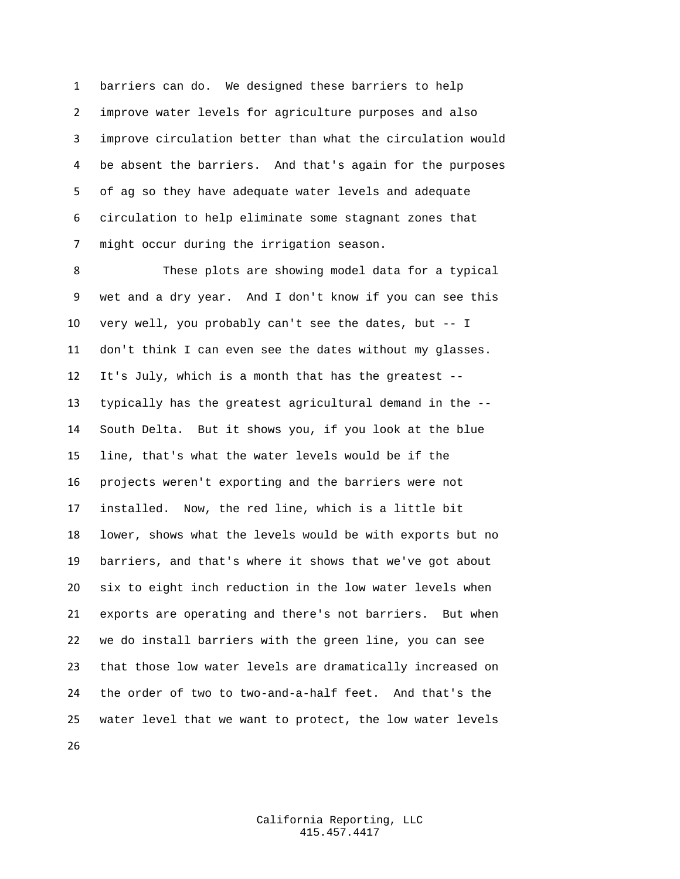barriers can do. We designed these barriers to help improve water levels for agriculture purposes and also improve circulation better than what the circulation would be absent the barriers. And that's again for the purposes of ag so they have adequate water levels and adequate circulation to help eliminate some stagnant zones that might occur during the irrigation season.

These plots are showing model data for a typical wet and a dry year. And I don't know if you can see this very well, you probably can't see the dates, but -- I don't think I can even see the dates without my glasses. It's July, which is a month that has the greatest -- typically has the greatest agricultural demand in the -- South Delta. But it shows you, if you look at the blue line, that's what the water levels would be if the projects weren't exporting and the barriers were not installed. Now, the red line, which is a little bit lower, shows what the levels would be with exports but no barriers, and that's where it shows that we've got about six to eight inch reduction in the low water levels when exports are operating and there's not barriers. But when we do install barriers with the green line, you can see that those low water levels are dramatically increased on the order of two to two-and-a-half feet. And that's the water level that we want to protect, the low water levels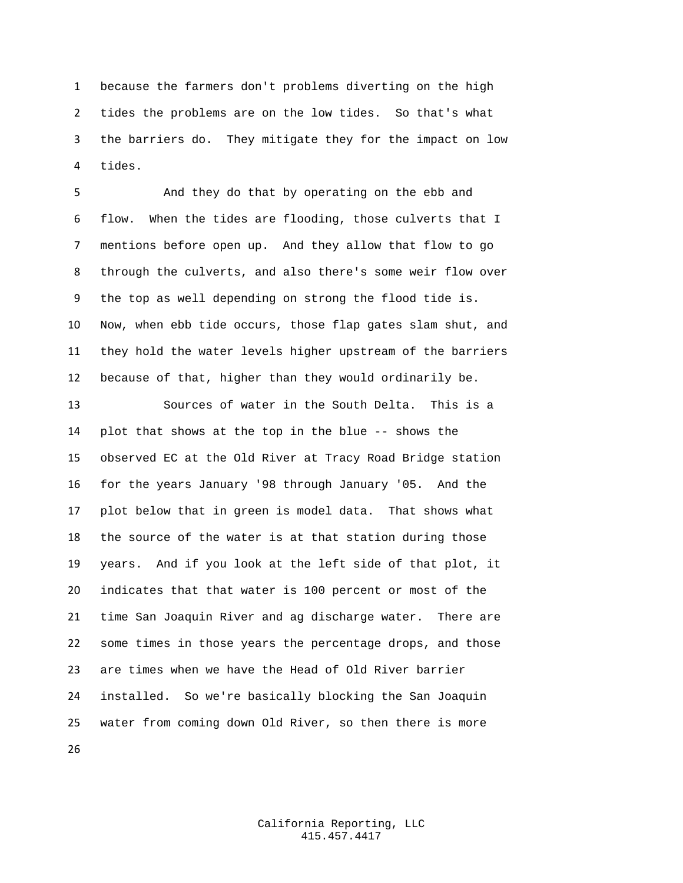because the farmers don't problems diverting on the high tides the problems are on the low tides. So that's what the barriers do. They mitigate they for the impact on low tides.

And they do that by operating on the ebb and flow. When the tides are flooding, those culverts that I mentions before open up. And they allow that flow to go through the culverts, and also there's some weir flow over the top as well depending on strong the flood tide is. Now, when ebb tide occurs, those flap gates slam shut, and they hold the water levels higher upstream of the barriers because of that, higher than they would ordinarily be.

Sources of water in the South Delta. This is a plot that shows at the top in the blue -- shows the observed EC at the Old River at Tracy Road Bridge station for the years January '98 through January '05. And the plot below that in green is model data. That shows what the source of the water is at that station during those years. And if you look at the left side of that plot, it indicates that that water is 100 percent or most of the time San Joaquin River and ag discharge water. There are some times in those years the percentage drops, and those are times when we have the Head of Old River barrier installed. So we're basically blocking the San Joaquin water from coming down Old River, so then there is more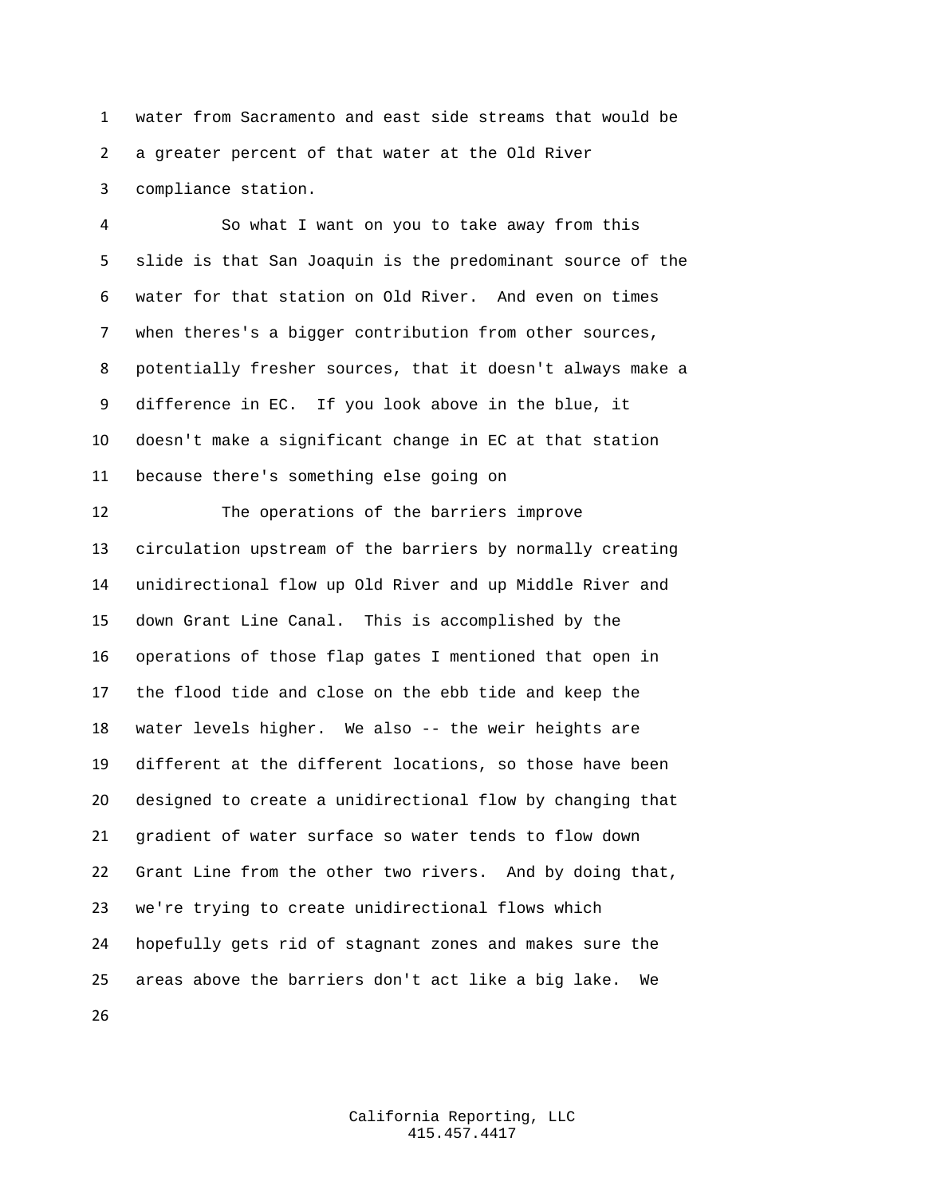water from Sacramento and east side streams that would be a greater percent of that water at the Old River compliance station.

So what I want on you to take away from this slide is that San Joaquin is the predominant source of the water for that station on Old River. And even on times when theres's a bigger contribution from other sources, potentially fresher sources, that it doesn't always make a difference in EC. If you look above in the blue, it doesn't make a significant change in EC at that station because there's something else going on

The operations of the barriers improve circulation upstream of the barriers by normally creating unidirectional flow up Old River and up Middle River and down Grant Line Canal. This is accomplished by the operations of those flap gates I mentioned that open in the flood tide and close on the ebb tide and keep the water levels higher. We also -- the weir heights are different at the different locations, so those have been designed to create a unidirectional flow by changing that gradient of water surface so water tends to flow down Grant Line from the other two rivers. And by doing that, we're trying to create unidirectional flows which hopefully gets rid of stagnant zones and makes sure the areas above the barriers don't act like a big lake. We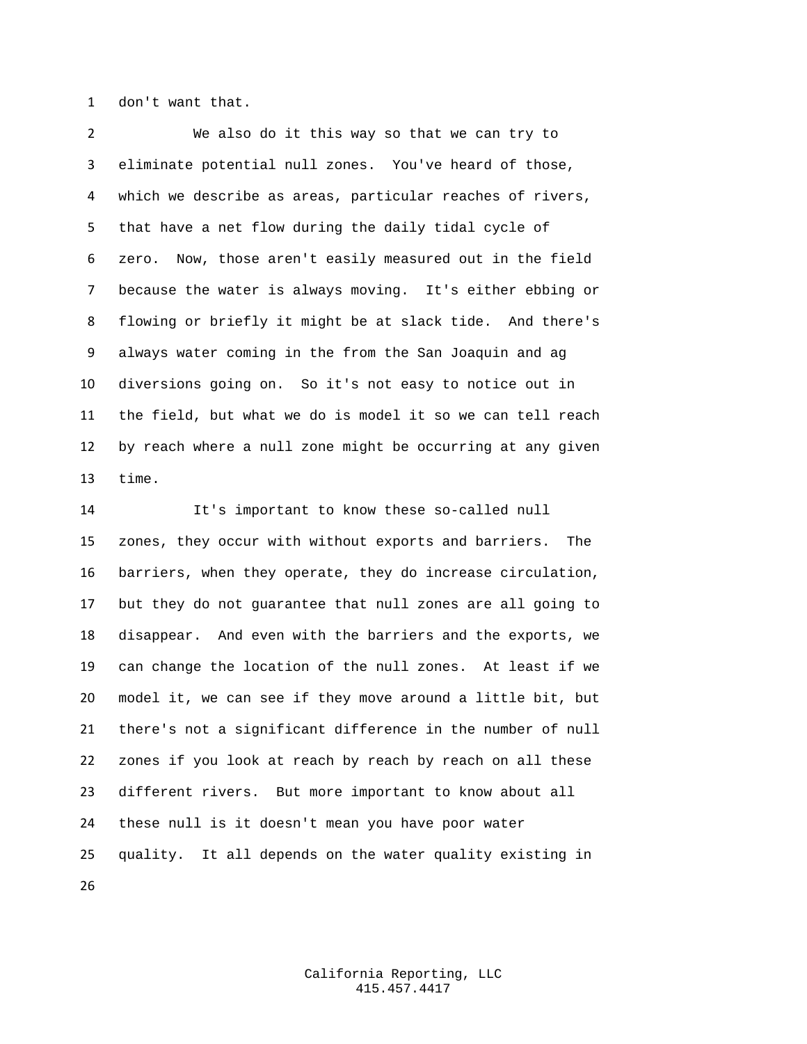don't want that.

We also do it this way so that we can try to eliminate potential null zones. You've heard of those, which we describe as areas, particular reaches of rivers, that have a net flow during the daily tidal cycle of zero. Now, those aren't easily measured out in the field because the water is always moving. It's either ebbing or flowing or briefly it might be at slack tide. And there's always water coming in the from the San Joaquin and ag diversions going on. So it's not easy to notice out in the field, but what we do is model it so we can tell reach by reach where a null zone might be occurring at any given time.

It's important to know these so-called null zones, they occur with without exports and barriers. The barriers, when they operate, they do increase circulation, but they do not guarantee that null zones are all going to disappear. And even with the barriers and the exports, we can change the location of the null zones. At least if we model it, we can see if they move around a little bit, but there's not a significant difference in the number of null zones if you look at reach by reach by reach on all these different rivers. But more important to know about all these null is it doesn't mean you have poor water quality. It all depends on the water quality existing in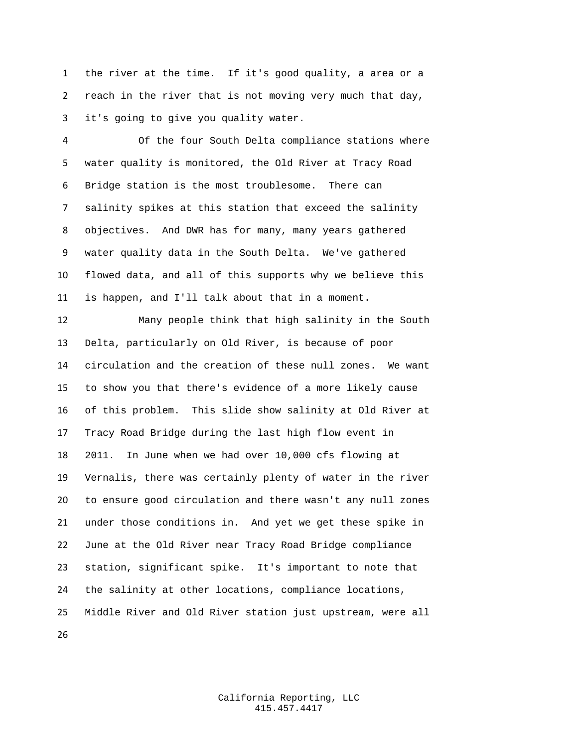the river at the time. If it's good quality, a area or a reach in the river that is not moving very much that day, it's going to give you quality water.

Of the four South Delta compliance stations where water quality is monitored, the Old River at Tracy Road Bridge station is the most troublesome. There can salinity spikes at this station that exceed the salinity objectives. And DWR has for many, many years gathered water quality data in the South Delta. We've gathered flowed data, and all of this supports why we believe this is happen, and I'll talk about that in a moment.

Many people think that high salinity in the South Delta, particularly on Old River, is because of poor circulation and the creation of these null zones. We want to show you that there's evidence of a more likely cause of this problem. This slide show salinity at Old River at Tracy Road Bridge during the last high flow event in 2011. In June when we had over 10,000 cfs flowing at Vernalis, there was certainly plenty of water in the river to ensure good circulation and there wasn't any null zones under those conditions in. And yet we get these spike in June at the Old River near Tracy Road Bridge compliance station, significant spike. It's important to note that the salinity at other locations, compliance locations, Middle River and Old River station just upstream, were all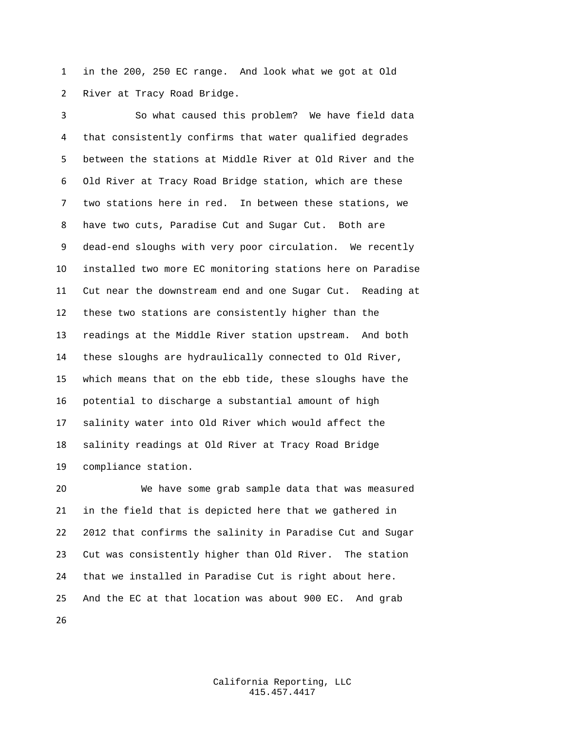in the 200, 250 EC range. And look what we got at Old River at Tracy Road Bridge.

So what caused this problem? We have field data that consistently confirms that water qualified degrades between the stations at Middle River at Old River and the Old River at Tracy Road Bridge station, which are these two stations here in red. In between these stations, we have two cuts, Paradise Cut and Sugar Cut. Both are dead-end sloughs with very poor circulation. We recently installed two more EC monitoring stations here on Paradise Cut near the downstream end and one Sugar Cut. Reading at these two stations are consistently higher than the readings at the Middle River station upstream. And both these sloughs are hydraulically connected to Old River, which means that on the ebb tide, these sloughs have the potential to discharge a substantial amount of high salinity water into Old River which would affect the salinity readings at Old River at Tracy Road Bridge compliance station.

We have some grab sample data that was measured in the field that is depicted here that we gathered in 2012 that confirms the salinity in Paradise Cut and Sugar Cut was consistently higher than Old River. The station that we installed in Paradise Cut is right about here. And the EC at that location was about 900 EC. And grab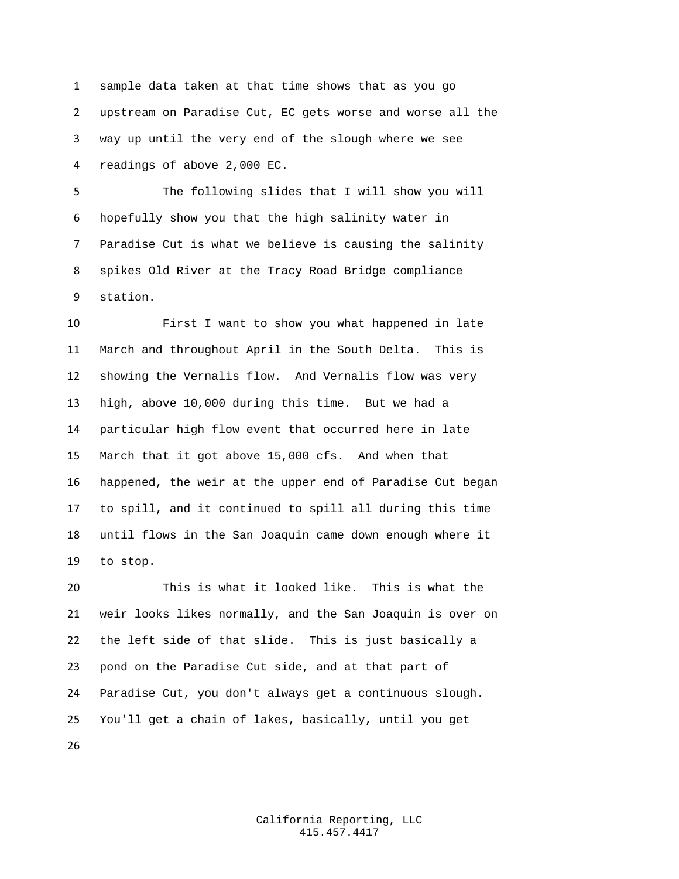sample data taken at that time shows that as you go upstream on Paradise Cut, EC gets worse and worse all the way up until the very end of the slough where we see readings of above 2,000 EC.

The following slides that I will show you will hopefully show you that the high salinity water in Paradise Cut is what we believe is causing the salinity spikes Old River at the Tracy Road Bridge compliance station.

First I want to show you what happened in late March and throughout April in the South Delta. This is showing the Vernalis flow. And Vernalis flow was very high, above 10,000 during this time. But we had a particular high flow event that occurred here in late March that it got above 15,000 cfs. And when that happened, the weir at the upper end of Paradise Cut began to spill, and it continued to spill all during this time until flows in the San Joaquin came down enough where it to stop.

This is what it looked like. This is what the weir looks likes normally, and the San Joaquin is over on the left side of that slide. This is just basically a pond on the Paradise Cut side, and at that part of Paradise Cut, you don't always get a continuous slough. You'll get a chain of lakes, basically, until you get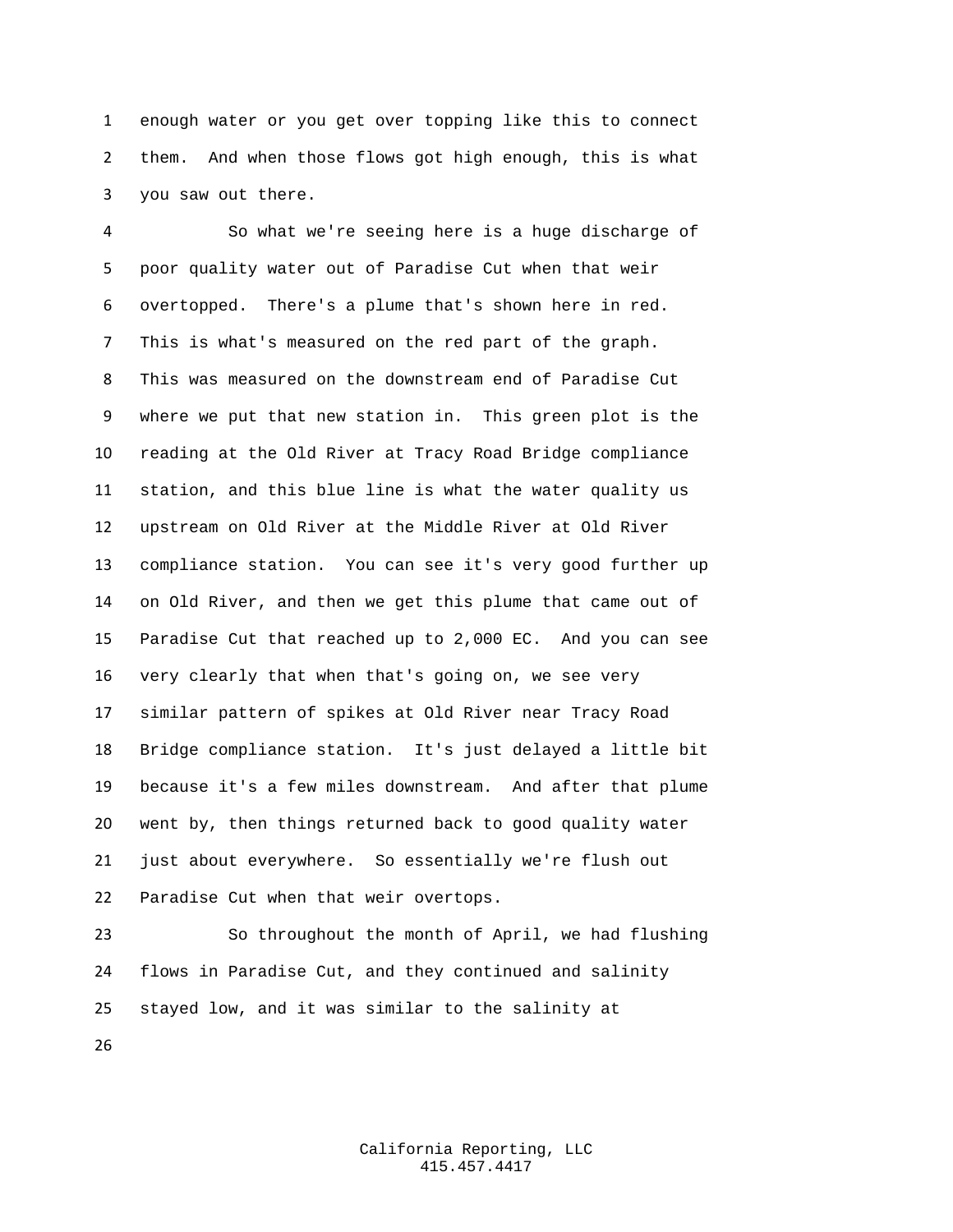enough water or you get over topping like this to connect them. And when those flows got high enough, this is what you saw out there.

So what we're seeing here is a huge discharge of poor quality water out of Paradise Cut when that weir overtopped. There's a plume that's shown here in red. This is what's measured on the red part of the graph. This was measured on the downstream end of Paradise Cut where we put that new station in. This green plot is the reading at the Old River at Tracy Road Bridge compliance station, and this blue line is what the water quality us upstream on Old River at the Middle River at Old River compliance station. You can see it's very good further up on Old River, and then we get this plume that came out of Paradise Cut that reached up to 2,000 EC. And you can see very clearly that when that's going on, we see very similar pattern of spikes at Old River near Tracy Road Bridge compliance station. It's just delayed a little bit because it's a few miles downstream. And after that plume went by, then things returned back to good quality water just about everywhere. So essentially we're flush out Paradise Cut when that weir overtops.

So throughout the month of April, we had flushing flows in Paradise Cut, and they continued and salinity stayed low, and it was similar to the salinity at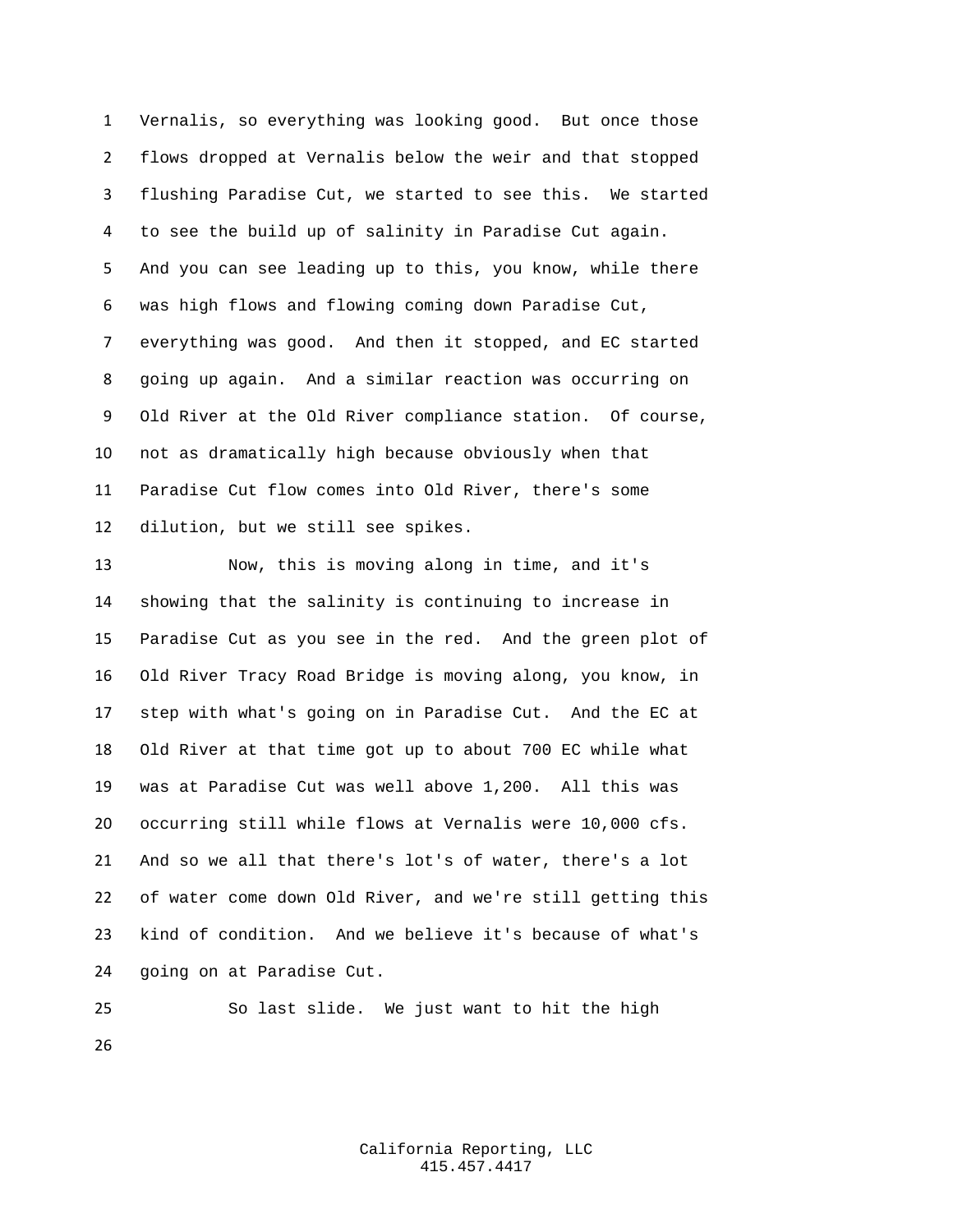Vernalis, so everything was looking good. But once those flows dropped at Vernalis below the weir and that stopped flushing Paradise Cut, we started to see this. We started to see the build up of salinity in Paradise Cut again. And you can see leading up to this, you know, while there was high flows and flowing coming down Paradise Cut, everything was good. And then it stopped, and EC started going up again. And a similar reaction was occurring on Old River at the Old River compliance station. Of course, not as dramatically high because obviously when that Paradise Cut flow comes into Old River, there's some dilution, but we still see spikes.

Now, this is moving along in time, and it's showing that the salinity is continuing to increase in Paradise Cut as you see in the red. And the green plot of Old River Tracy Road Bridge is moving along, you know, in step with what's going on in Paradise Cut. And the EC at Old River at that time got up to about 700 EC while what was at Paradise Cut was well above 1,200. All this was occurring still while flows at Vernalis were 10,000 cfs. And so we all that there's lot's of water, there's a lot of water come down Old River, and we're still getting this kind of condition. And we believe it's because of what's going on at Paradise Cut.

So last slide. We just want to hit the high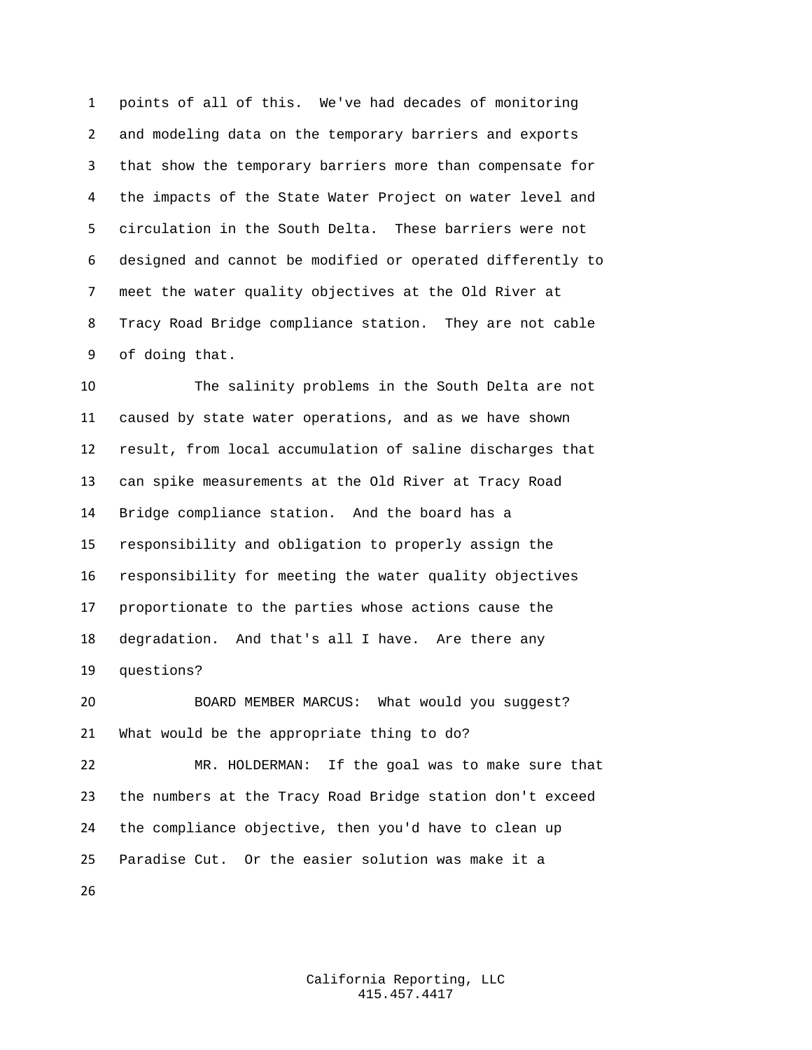points of all of this. We've had decades of monitoring and modeling data on the temporary barriers and exports that show the temporary barriers more than compensate for the impacts of the State Water Project on water level and circulation in the South Delta. These barriers were not designed and cannot be modified or operated differently to meet the water quality objectives at the Old River at Tracy Road Bridge compliance station. They are not cable of doing that.

The salinity problems in the South Delta are not caused by state water operations, and as we have shown result, from local accumulation of saline discharges that can spike measurements at the Old River at Tracy Road Bridge compliance station. And the board has a responsibility and obligation to properly assign the responsibility for meeting the water quality objectives proportionate to the parties whose actions cause the degradation. And that's all I have. Are there any questions?

BOARD MEMBER MARCUS: What would you suggest? What would be the appropriate thing to do?

MR. HOLDERMAN: If the goal was to make sure that the numbers at the Tracy Road Bridge station don't exceed the compliance objective, then you'd have to clean up Paradise Cut. Or the easier solution was make it a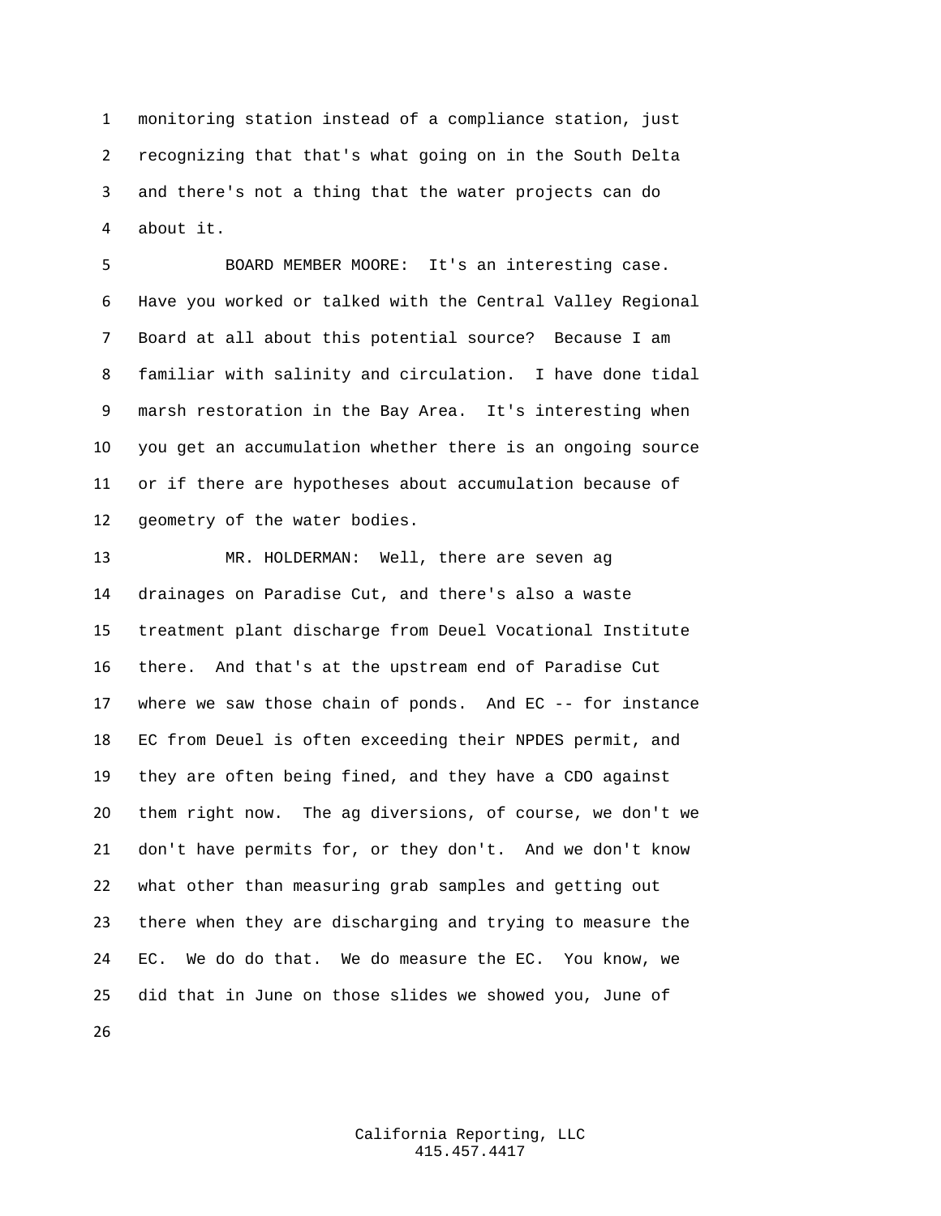monitoring station instead of a compliance station, just recognizing that that's what going on in the South Delta and there's not a thing that the water projects can do about it.

BOARD MEMBER MOORE: It's an interesting case. Have you worked or talked with the Central Valley Regional Board at all about this potential source? Because I am familiar with salinity and circulation. I have done tidal marsh restoration in the Bay Area. It's interesting when you get an accumulation whether there is an ongoing source or if there are hypotheses about accumulation because of geometry of the water bodies.

MR. HOLDERMAN: Well, there are seven ag drainages on Paradise Cut, and there's also a waste treatment plant discharge from Deuel Vocational Institute there. And that's at the upstream end of Paradise Cut where we saw those chain of ponds. And EC -- for instance EC from Deuel is often exceeding their NPDES permit, and they are often being fined, and they have a CDO against them right now. The ag diversions, of course, we don't we don't have permits for, or they don't. And we don't know what other than measuring grab samples and getting out there when they are discharging and trying to measure the EC. We do do that. We do measure the EC. You know, we did that in June on those slides we showed you, June of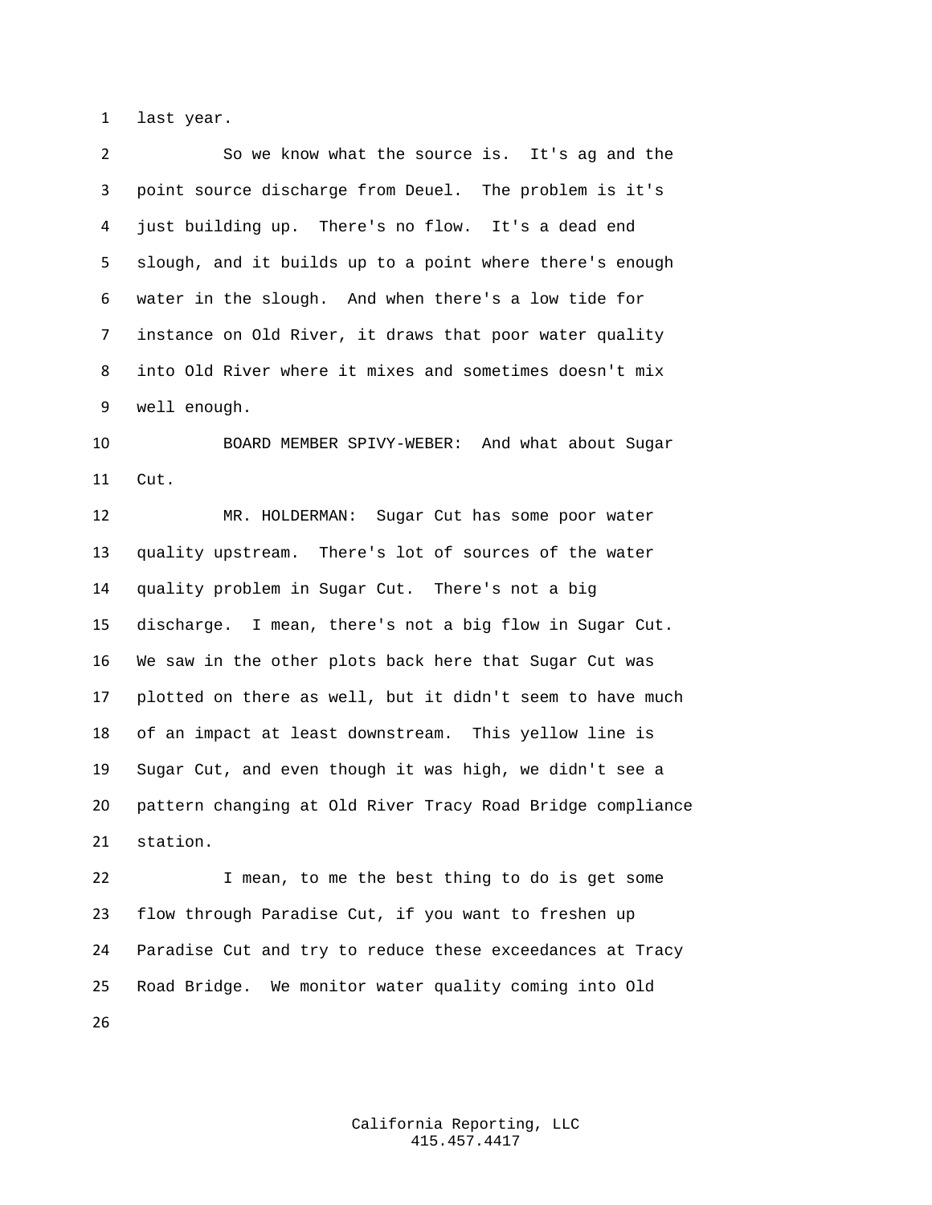last year.

So we know what the source is. It's ag and the point source discharge from Deuel. The problem is it's just building up. There's no flow. It's a dead end slough, and it builds up to a point where there's enough water in the slough. And when there's a low tide for instance on Old River, it draws that poor water quality into Old River where it mixes and sometimes doesn't mix well enough.

BOARD MEMBER SPIVY-WEBER: And what about Sugar Cut.

MR. HOLDERMAN: Sugar Cut has some poor water quality upstream. There's lot of sources of the water quality problem in Sugar Cut. There's not a big discharge. I mean, there's not a big flow in Sugar Cut. We saw in the other plots back here that Sugar Cut was plotted on there as well, but it didn't seem to have much of an impact at least downstream. This yellow line is Sugar Cut, and even though it was high, we didn't see a pattern changing at Old River Tracy Road Bridge compliance station.

I mean, to me the best thing to do is get some flow through Paradise Cut, if you want to freshen up Paradise Cut and try to reduce these exceedances at Tracy Road Bridge. We monitor water quality coming into Old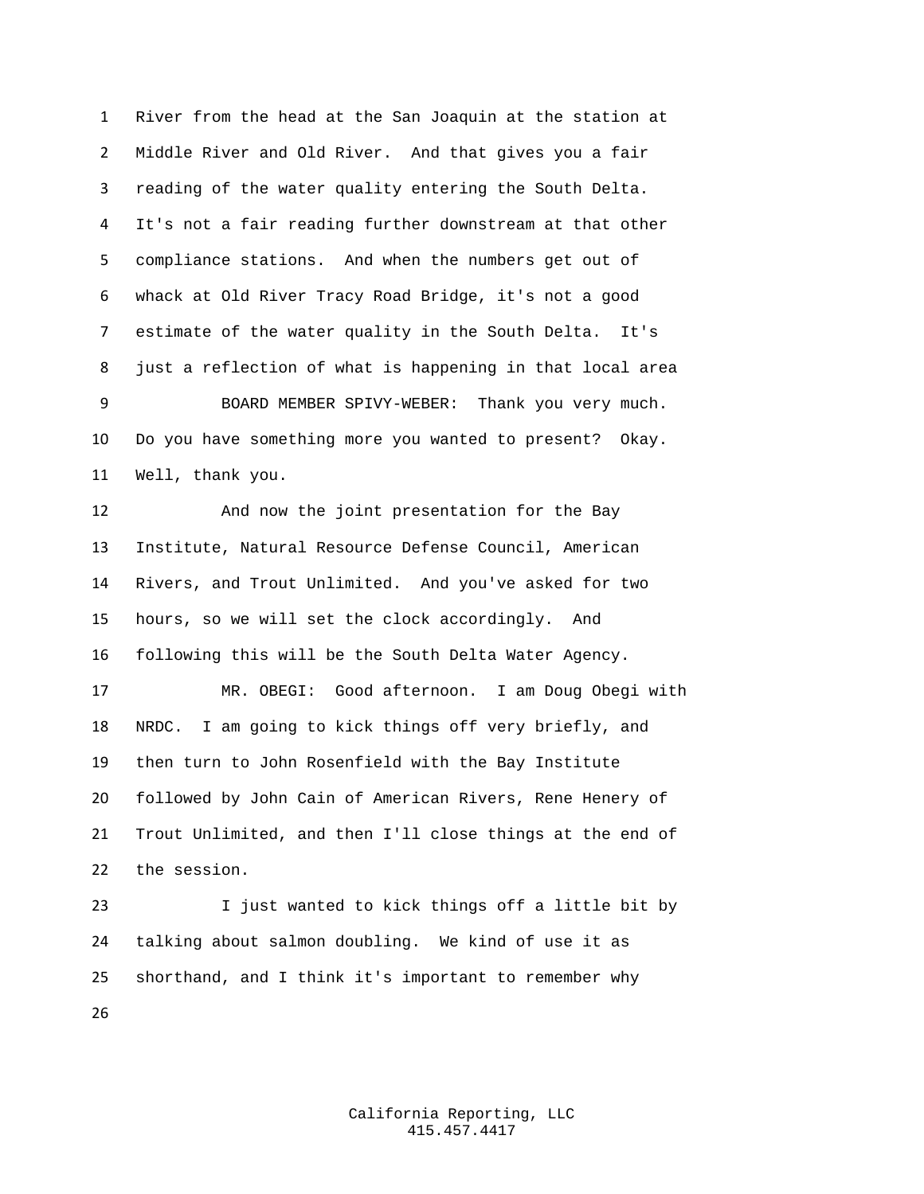River from the head at the San Joaquin at the station at Middle River and Old River. And that gives you a fair reading of the water quality entering the South Delta. It's not a fair reading further downstream at that other compliance stations. And when the numbers get out of whack at Old River Tracy Road Bridge, it's not a good estimate of the water quality in the South Delta. It's just a reflection of what is happening in that local area

BOARD MEMBER SPIVY-WEBER: Thank you very much. Do you have something more you wanted to present? Okay. Well, thank you.

And now the joint presentation for the Bay Institute, Natural Resource Defense Council, American Rivers, and Trout Unlimited. And you've asked for two hours, so we will set the clock accordingly. And following this will be the South Delta Water Agency.

MR. OBEGI: Good afternoon. I am Doug Obegi with NRDC. I am going to kick things off very briefly, and then turn to John Rosenfield with the Bay Institute followed by John Cain of American Rivers, Rene Henery of Trout Unlimited, and then I'll close things at the end of the session.

I just wanted to kick things off a little bit by talking about salmon doubling. We kind of use it as shorthand, and I think it's important to remember why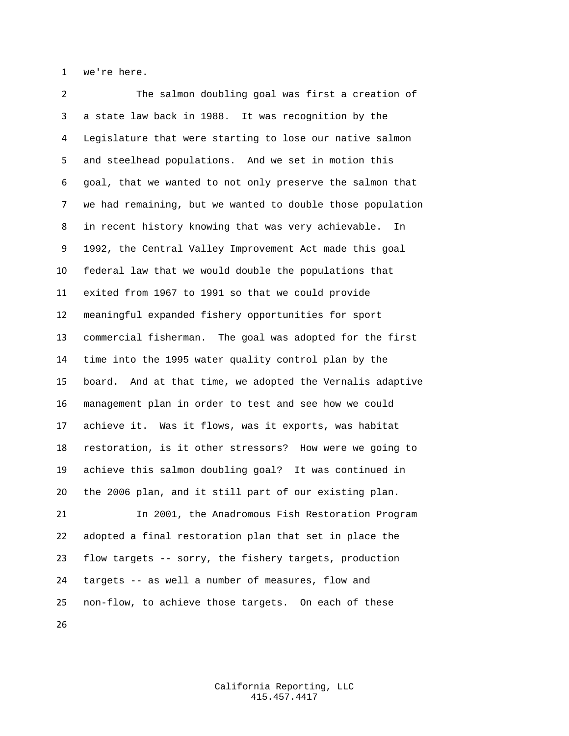we're here.

The salmon doubling goal was first a creation of a state law back in 1988. It was recognition by the Legislature that were starting to lose our native salmon and steelhead populations. And we set in motion this goal, that we wanted to not only preserve the salmon that we had remaining, but we wanted to double those population in recent history knowing that was very achievable. In 1992, the Central Valley Improvement Act made this goal federal law that we would double the populations that exited from 1967 to 1991 so that we could provide meaningful expanded fishery opportunities for sport commercial fisherman. The goal was adopted for the first time into the 1995 water quality control plan by the board. And at that time, we adopted the Vernalis adaptive management plan in order to test and see how we could achieve it. Was it flows, was it exports, was habitat restoration, is it other stressors? How were we going to achieve this salmon doubling goal? It was continued in the 2006 plan, and it still part of our existing plan.

In 2001, the Anadromous Fish Restoration Program adopted a final restoration plan that set in place the flow targets -- sorry, the fishery targets, production targets -- as well a number of measures, flow and non-flow, to achieve those targets. On each of these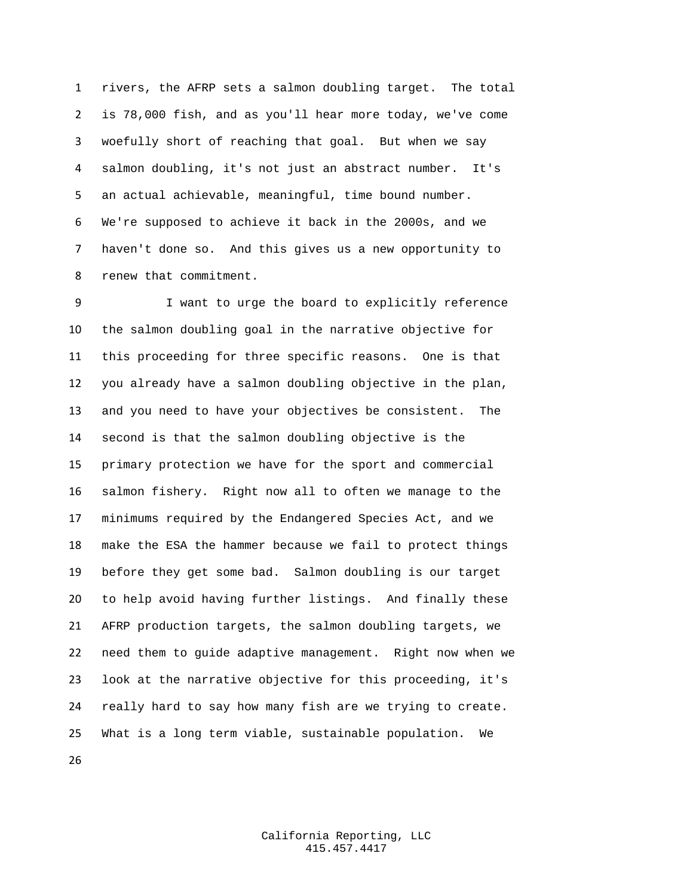rivers, the AFRP sets a salmon doubling target. The total is 78,000 fish, and as you'll hear more today, we've come woefully short of reaching that goal. But when we say salmon doubling, it's not just an abstract number. It's an actual achievable, meaningful, time bound number. We're supposed to achieve it back in the 2000s, and we haven't done so. And this gives us a new opportunity to renew that commitment.

I want to urge the board to explicitly reference the salmon doubling goal in the narrative objective for this proceeding for three specific reasons. One is that you already have a salmon doubling objective in the plan, and you need to have your objectives be consistent. The second is that the salmon doubling objective is the primary protection we have for the sport and commercial salmon fishery. Right now all to often we manage to the minimums required by the Endangered Species Act, and we make the ESA the hammer because we fail to protect things before they get some bad. Salmon doubling is our target to help avoid having further listings. And finally these AFRP production targets, the salmon doubling targets, we need them to guide adaptive management. Right now when we look at the narrative objective for this proceeding, it's really hard to say how many fish are we trying to create. What is a long term viable, sustainable population. We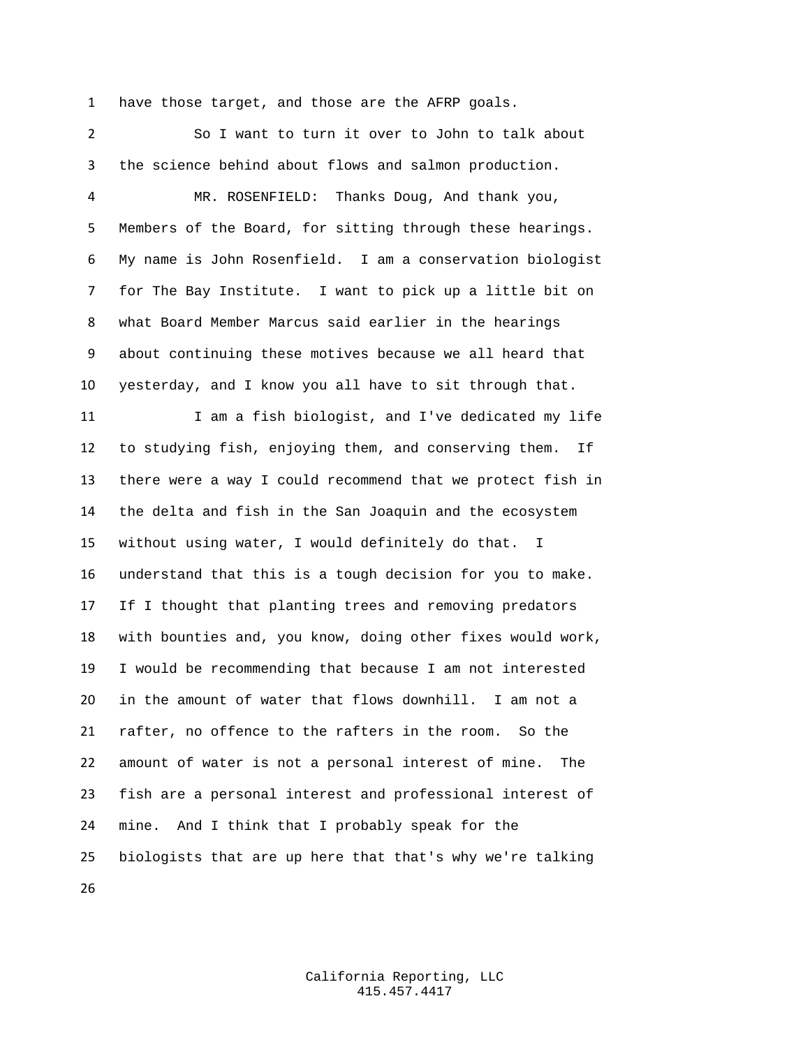have those target, and those are the AFRP goals.

So I want to turn it over to John to talk about the science behind about flows and salmon production.

MR. ROSENFIELD: Thanks Doug, And thank you, Members of the Board, for sitting through these hearings. My name is John Rosenfield. I am a conservation biologist for The Bay Institute. I want to pick up a little bit on what Board Member Marcus said earlier in the hearings about continuing these motives because we all heard that yesterday, and I know you all have to sit through that.

I am a fish biologist, and I've dedicated my life to studying fish, enjoying them, and conserving them. If there were a way I could recommend that we protect fish in the delta and fish in the San Joaquin and the ecosystem without using water, I would definitely do that. I understand that this is a tough decision for you to make. If I thought that planting trees and removing predators with bounties and, you know, doing other fixes would work, I would be recommending that because I am not interested in the amount of water that flows downhill. I am not a rafter, no offence to the rafters in the room. So the amount of water is not a personal interest of mine. The fish are a personal interest and professional interest of mine. And I think that I probably speak for the biologists that are up here that that's why we're talking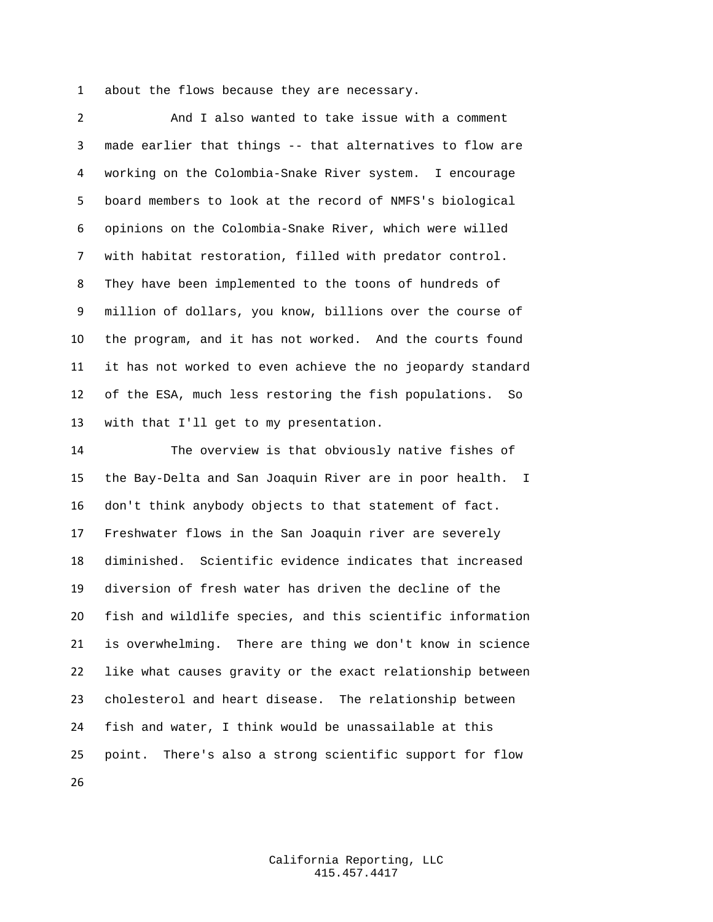about the flows because they are necessary.

And I also wanted to take issue with a comment made earlier that things -- that alternatives to flow are working on the Colombia-Snake River system. I encourage board members to look at the record of NMFS's biological opinions on the Colombia-Snake River, which were willed with habitat restoration, filled with predator control. They have been implemented to the toons of hundreds of million of dollars, you know, billions over the course of the program, and it has not worked. And the courts found it has not worked to even achieve the no jeopardy standard of the ESA, much less restoring the fish populations. So with that I'll get to my presentation.

The overview is that obviously native fishes of the Bay-Delta and San Joaquin River are in poor health. I don't think anybody objects to that statement of fact. Freshwater flows in the San Joaquin river are severely diminished. Scientific evidence indicates that increased diversion of fresh water has driven the decline of the fish and wildlife species, and this scientific information is overwhelming. There are thing we don't know in science like what causes gravity or the exact relationship between cholesterol and heart disease. The relationship between fish and water, I think would be unassailable at this point. There's also a strong scientific support for flow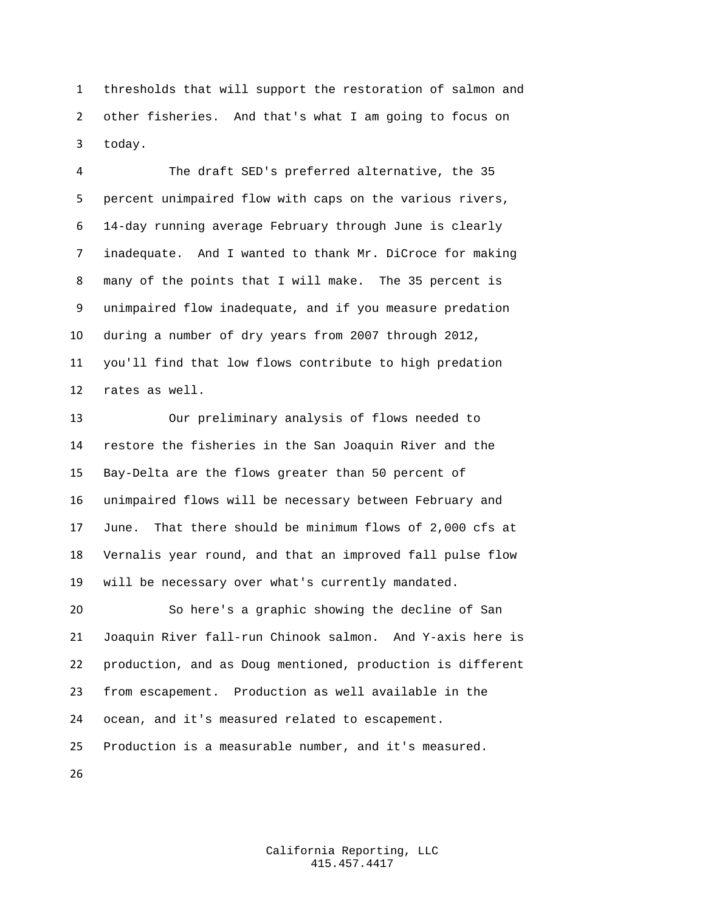thresholds that will support the restoration of salmon and other fisheries. And that's what I am going to focus on today.

The draft SED's preferred alternative, the 35 percent unimpaired flow with caps on the various rivers, 14-day running average February through June is clearly inadequate. And I wanted to thank Mr. DiCroce for making many of the points that I will make. The 35 percent is unimpaired flow inadequate, and if you measure predation during a number of dry years from 2007 through 2012, you'll find that low flows contribute to high predation rates as well.

Our preliminary analysis of flows needed to restore the fisheries in the San Joaquin River and the Bay-Delta are the flows greater than 50 percent of unimpaired flows will be necessary between February and June. That there should be minimum flows of 2,000 cfs at Vernalis year round, and that an improved fall pulse flow will be necessary over what's currently mandated.

So here's a graphic showing the decline of San Joaquin River fall-run Chinook salmon. And Y-axis here is production, and as Doug mentioned, production is different from escapement. Production as well available in the ocean, and it's measured related to escapement. Production is a measurable number, and it's measured.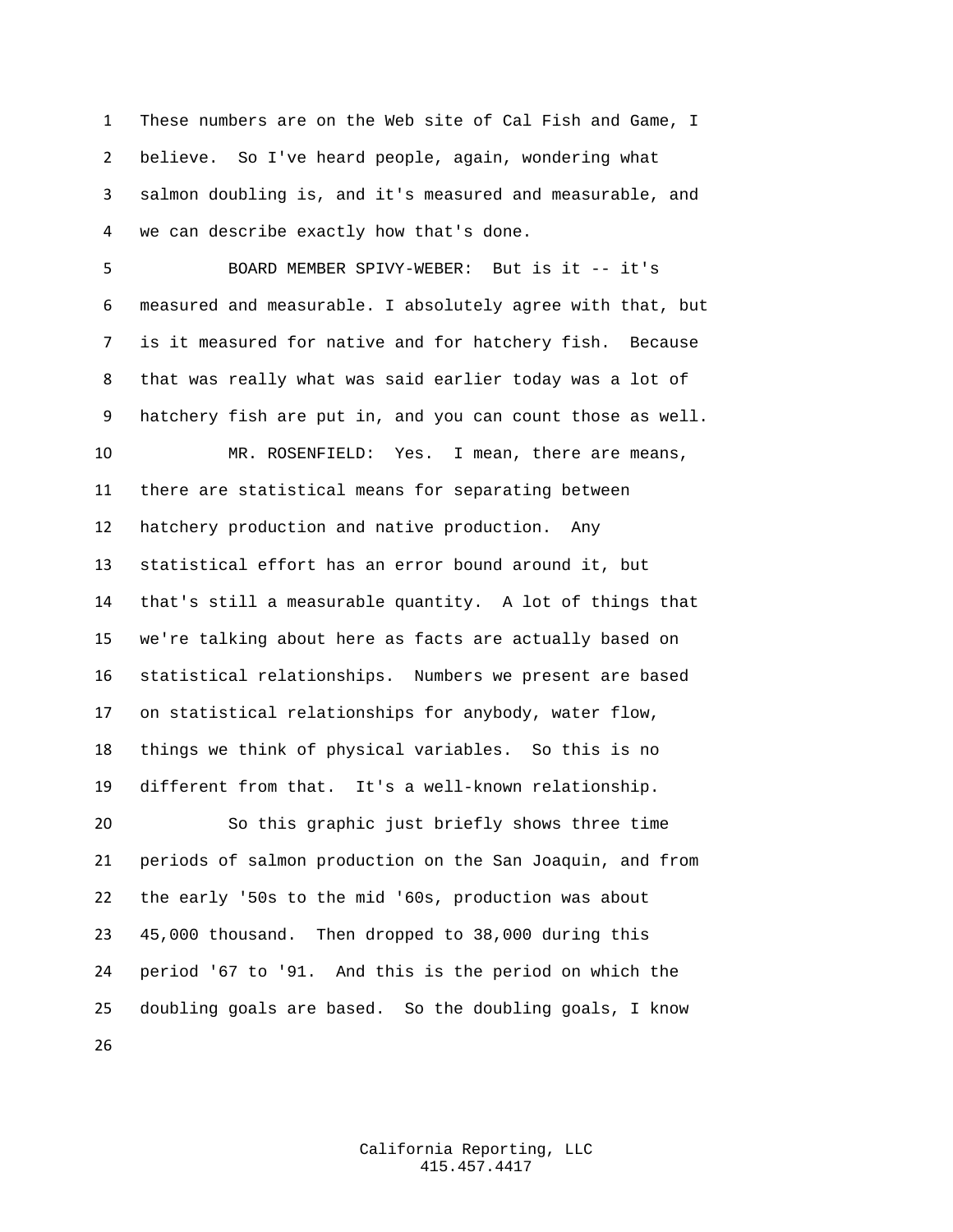These numbers are on the Web site of Cal Fish and Game, I believe. So I've heard people, again, wondering what salmon doubling is, and it's measured and measurable, and we can describe exactly how that's done.

BOARD MEMBER SPIVY-WEBER: But is it -- it's measured and measurable. I absolutely agree with that, but is it measured for native and for hatchery fish. Because that was really what was said earlier today was a lot of hatchery fish are put in, and you can count those as well.

MR. ROSENFIELD: Yes. I mean, there are means, there are statistical means for separating between hatchery production and native production. Any statistical effort has an error bound around it, but that's still a measurable quantity. A lot of things that we're talking about here as facts are actually based on statistical relationships. Numbers we present are based on statistical relationships for anybody, water flow, things we think of physical variables. So this is no different from that. It's a well-known relationship.

So this graphic just briefly shows three time periods of salmon production on the San Joaquin, and from the early '50s to the mid '60s, production was about 45,000 thousand. Then dropped to 38,000 during this period '67 to '91. And this is the period on which the doubling goals are based. So the doubling goals, I know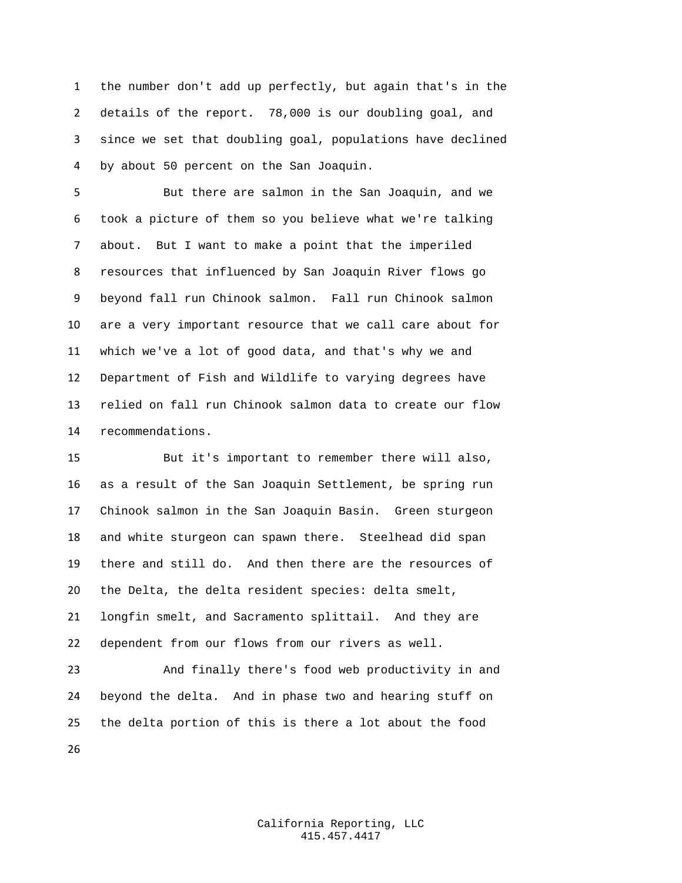the number don't add up perfectly, but again that's in the details of the report. 78,000 is our doubling goal, and since we set that doubling goal, populations have declined by about 50 percent on the San Joaquin.

But there are salmon in the San Joaquin, and we took a picture of them so you believe what we're talking about. But I want to make a point that the imperiled resources that influenced by San Joaquin River flows go beyond fall run Chinook salmon. Fall run Chinook salmon are a very important resource that we call care about for which we've a lot of good data, and that's why we and Department of Fish and Wildlife to varying degrees have relied on fall run Chinook salmon data to create our flow recommendations.

But it's important to remember there will also, as a result of the San Joaquin Settlement, be spring run Chinook salmon in the San Joaquin Basin. Green sturgeon and white sturgeon can spawn there. Steelhead did span there and still do. And then there are the resources of the Delta, the delta resident species: delta smelt, longfin smelt, and Sacramento splittail. And they are dependent from our flows from our rivers as well.

And finally there's food web productivity in and beyond the delta. And in phase two and hearing stuff on the delta portion of this is there a lot about the food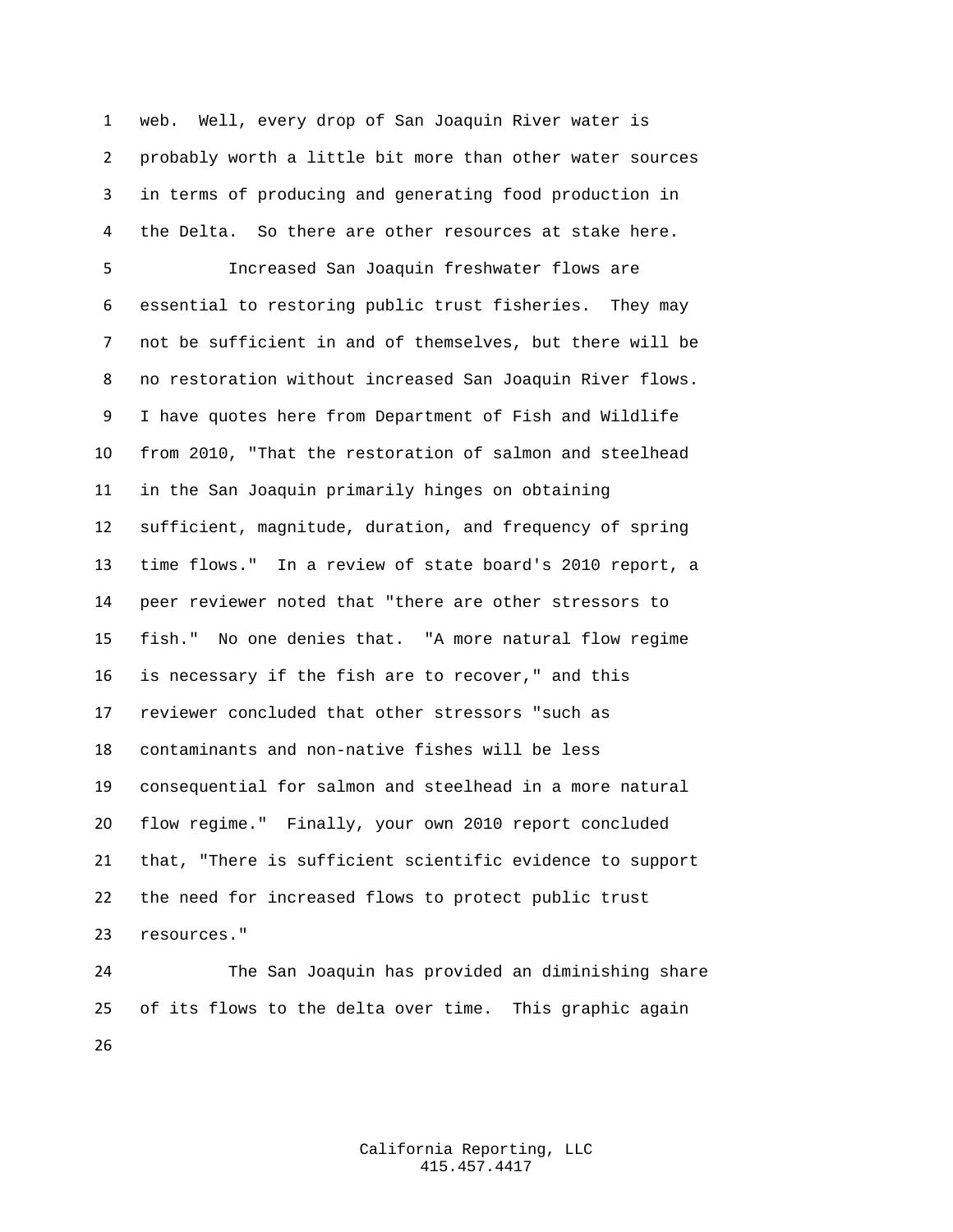web. Well, every drop of San Joaquin River water is probably worth a little bit more than other water sources in terms of producing and generating food production in the Delta. So there are other resources at stake here.

Increased San Joaquin freshwater flows are essential to restoring public trust fisheries. They may not be sufficient in and of themselves, but there will be no restoration without increased San Joaquin River flows. I have quotes here from Department of Fish and Wildlife from 2010, "That the restoration of salmon and steelhead in the San Joaquin primarily hinges on obtaining sufficient, magnitude, duration, and frequency of spring time flows." In a review of state board's 2010 report, a peer reviewer noted that "there are other stressors to fish." No one denies that. "A more natural flow regime is necessary if the fish are to recover," and this reviewer concluded that other stressors "such as contaminants and non-native fishes will be less consequential for salmon and steelhead in a more natural flow regime." Finally, your own 2010 report concluded that, "There is sufficient scientific evidence to support the need for increased flows to protect public trust resources."

The San Joaquin has provided an diminishing share of its flows to the delta over time. This graphic again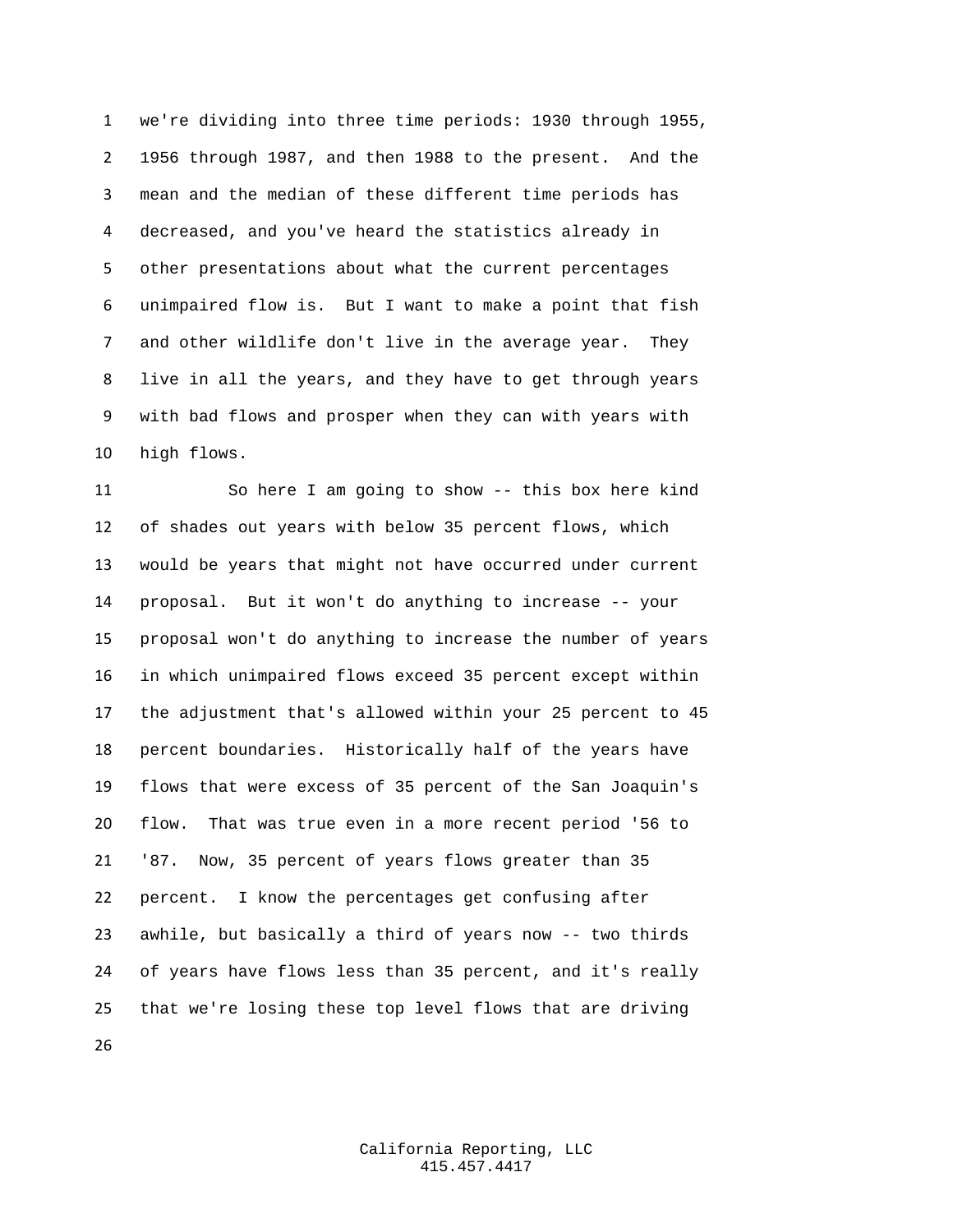we're dividing into three time periods: 1930 through 1955, 1956 through 1987, and then 1988 to the present. And the mean and the median of these different time periods has decreased, and you've heard the statistics already in other presentations about what the current percentages unimpaired flow is. But I want to make a point that fish and other wildlife don't live in the average year. They live in all the years, and they have to get through years with bad flows and prosper when they can with years with high flows.

So here I am going to show -- this box here kind of shades out years with below 35 percent flows, which would be years that might not have occurred under current proposal. But it won't do anything to increase -- your proposal won't do anything to increase the number of years in which unimpaired flows exceed 35 percent except within the adjustment that's allowed within your 25 percent to 45 percent boundaries. Historically half of the years have flows that were excess of 35 percent of the San Joaquin's flow. That was true even in a more recent period '56 to '87. Now, 35 percent of years flows greater than 35 percent. I know the percentages get confusing after awhile, but basically a third of years now -- two thirds of years have flows less than 35 percent, and it's really that we're losing these top level flows that are driving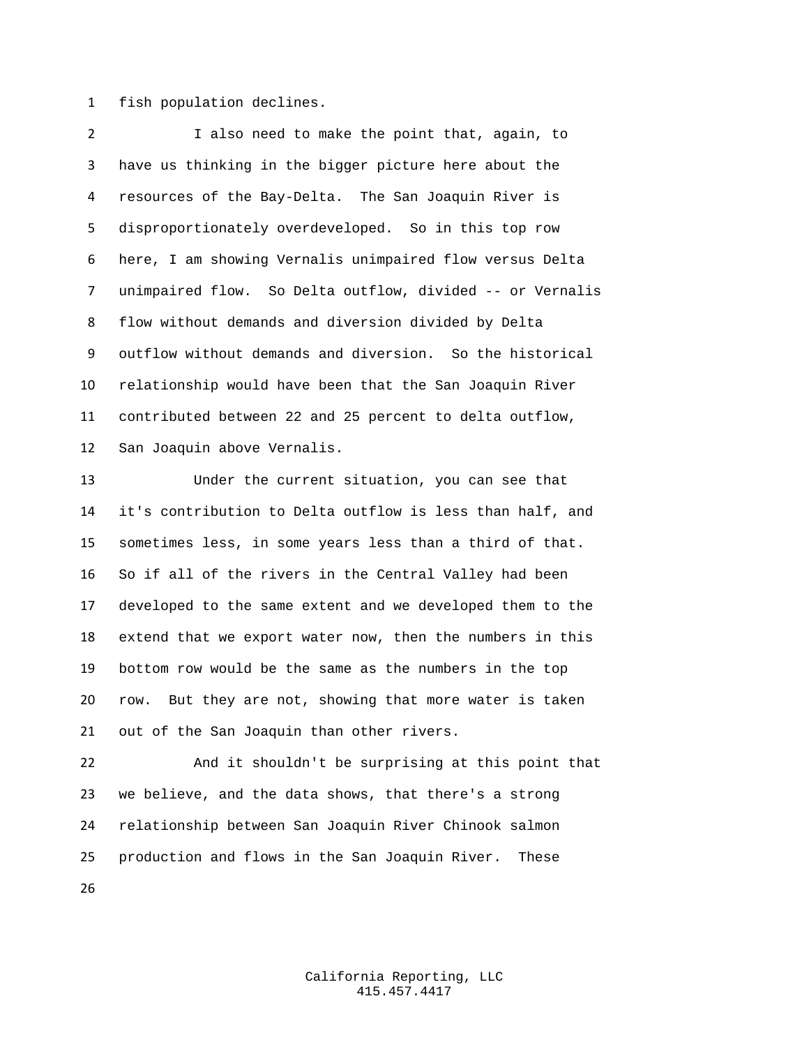fish population declines.

I also need to make the point that, again, to have us thinking in the bigger picture here about the resources of the Bay-Delta. The San Joaquin River is disproportionately overdeveloped. So in this top row here, I am showing Vernalis unimpaired flow versus Delta unimpaired flow. So Delta outflow, divided -- or Vernalis flow without demands and diversion divided by Delta outflow without demands and diversion. So the historical relationship would have been that the San Joaquin River contributed between 22 and 25 percent to delta outflow, San Joaquin above Vernalis.

Under the current situation, you can see that it's contribution to Delta outflow is less than half, and sometimes less, in some years less than a third of that. So if all of the rivers in the Central Valley had been developed to the same extent and we developed them to the extend that we export water now, then the numbers in this bottom row would be the same as the numbers in the top row. But they are not, showing that more water is taken out of the San Joaquin than other rivers.

And it shouldn't be surprising at this point that we believe, and the data shows, that there's a strong relationship between San Joaquin River Chinook salmon production and flows in the San Joaquin River. These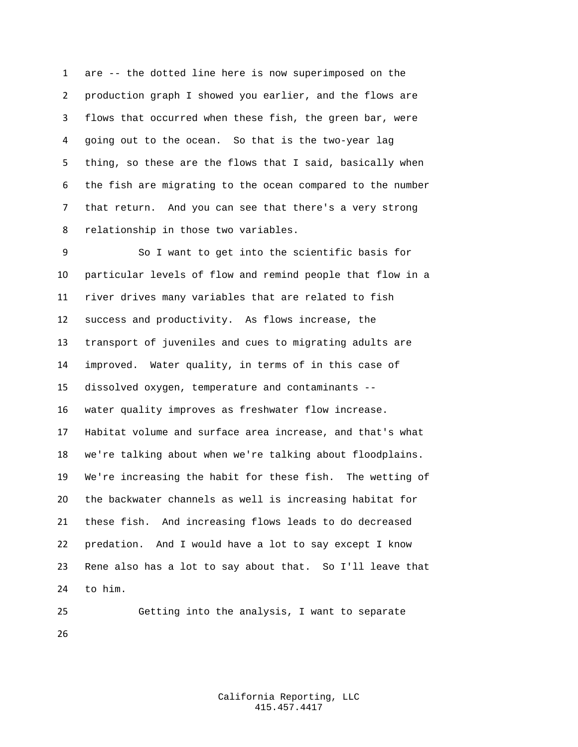are -- the dotted line here is now superimposed on the production graph I showed you earlier, and the flows are flows that occurred when these fish, the green bar, were going out to the ocean. So that is the two-year lag thing, so these are the flows that I said, basically when the fish are migrating to the ocean compared to the number that return. And you can see that there's a very strong relationship in those two variables.

So I want to get into the scientific basis for particular levels of flow and remind people that flow in a river drives many variables that are related to fish success and productivity. As flows increase, the transport of juveniles and cues to migrating adults are improved. Water quality, in terms of in this case of dissolved oxygen, temperature and contaminants -- water quality improves as freshwater flow increase. Habitat volume and surface area increase, and that's what we're talking about when we're talking about floodplains. We're increasing the habit for these fish. The wetting of the backwater channels as well is increasing habitat for these fish. And increasing flows leads to do decreased predation. And I would have a lot to say except I know Rene also has a lot to say about that. So I'll leave that to him.

Getting into the analysis, I want to separate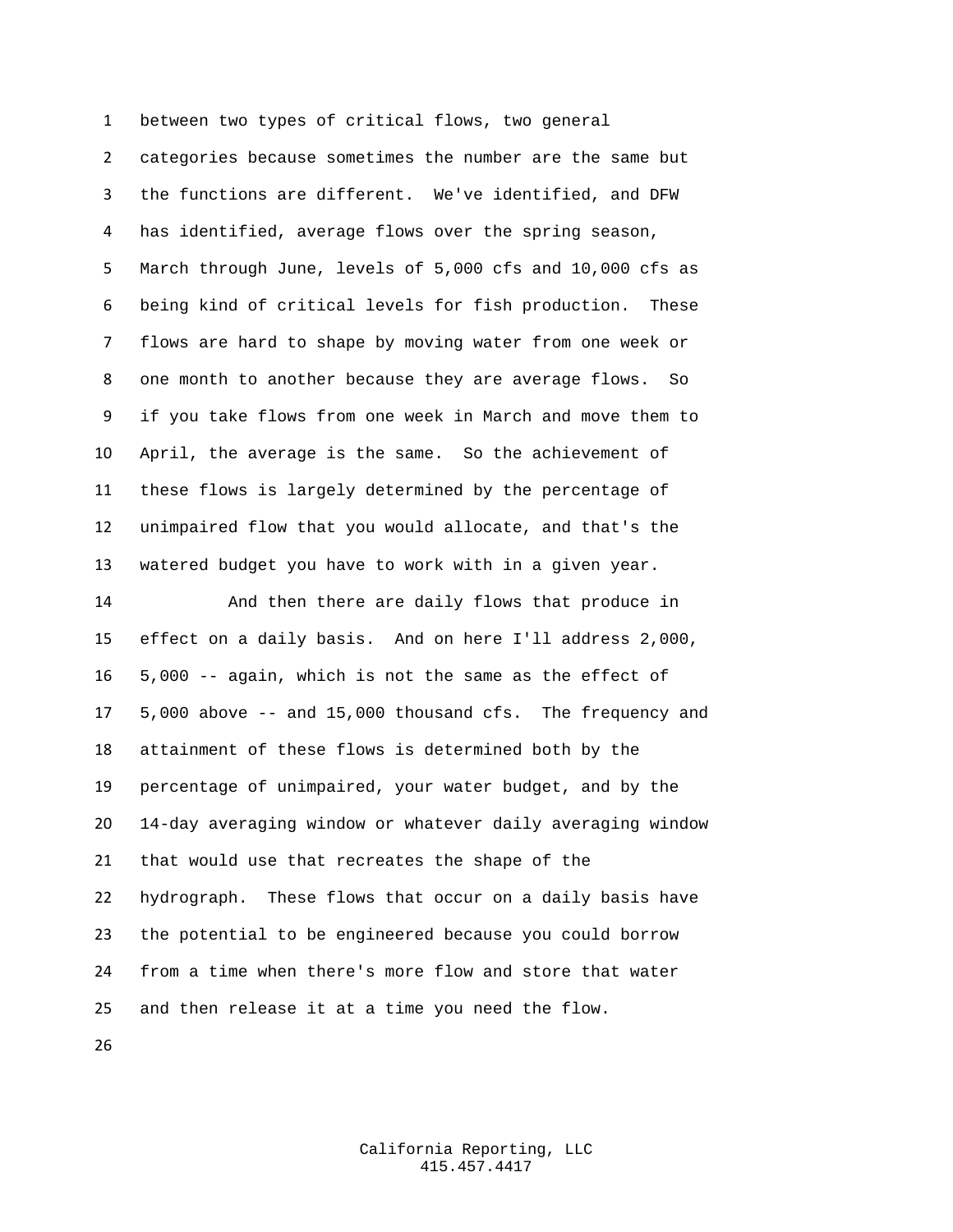between two types of critical flows, two general categories because sometimes the number are the same but the functions are different. We've identified, and DFW has identified, average flows over the spring season, March through June, levels of 5,000 cfs and 10,000 cfs as being kind of critical levels for fish production. These flows are hard to shape by moving water from one week or one month to another because they are average flows. So if you take flows from one week in March and move them to April, the average is the same. So the achievement of these flows is largely determined by the percentage of unimpaired flow that you would allocate, and that's the watered budget you have to work with in a given year.

And then there are daily flows that produce in effect on a daily basis. And on here I'll address 2,000, 5,000 -- again, which is not the same as the effect of 5,000 above -- and 15,000 thousand cfs. The frequency and attainment of these flows is determined both by the percentage of unimpaired, your water budget, and by the 14-day averaging window or whatever daily averaging window that would use that recreates the shape of the hydrograph. These flows that occur on a daily basis have the potential to be engineered because you could borrow from a time when there's more flow and store that water and then release it at a time you need the flow.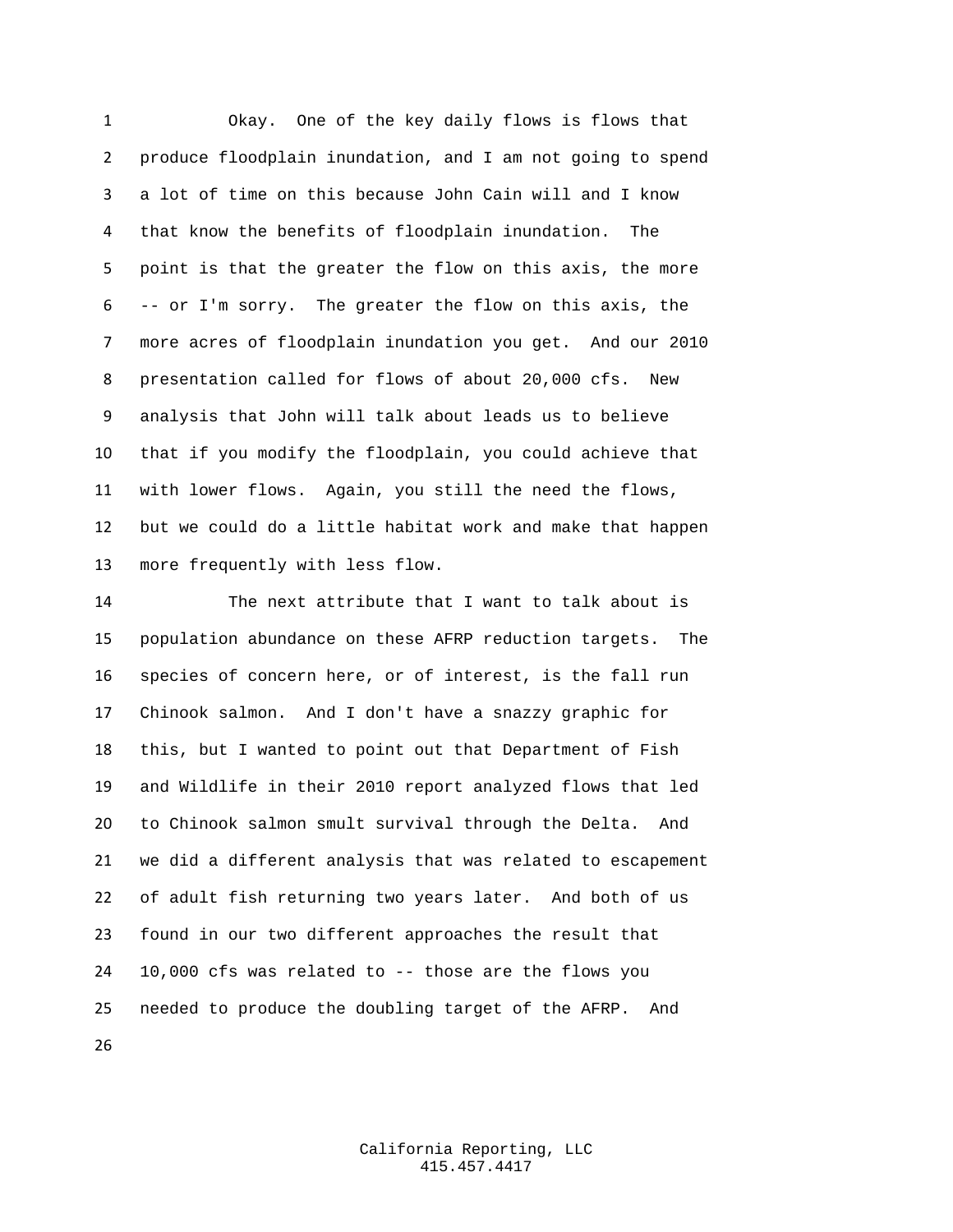Okay. One of the key daily flows is flows that produce floodplain inundation, and I am not going to spend a lot of time on this because John Cain will and I know that know the benefits of floodplain inundation. The point is that the greater the flow on this axis, the more -- or I'm sorry. The greater the flow on this axis, the more acres of floodplain inundation you get. And our 2010 presentation called for flows of about 20,000 cfs. New analysis that John will talk about leads us to believe that if you modify the floodplain, you could achieve that with lower flows. Again, you still the need the flows, but we could do a little habitat work and make that happen more frequently with less flow.

The next attribute that I want to talk about is population abundance on these AFRP reduction targets. The species of concern here, or of interest, is the fall run Chinook salmon. And I don't have a snazzy graphic for this, but I wanted to point out that Department of Fish and Wildlife in their 2010 report analyzed flows that led to Chinook salmon smult survival through the Delta. And we did a different analysis that was related to escapement of adult fish returning two years later. And both of us found in our two different approaches the result that 10,000 cfs was related to -- those are the flows you needed to produce the doubling target of the AFRP. And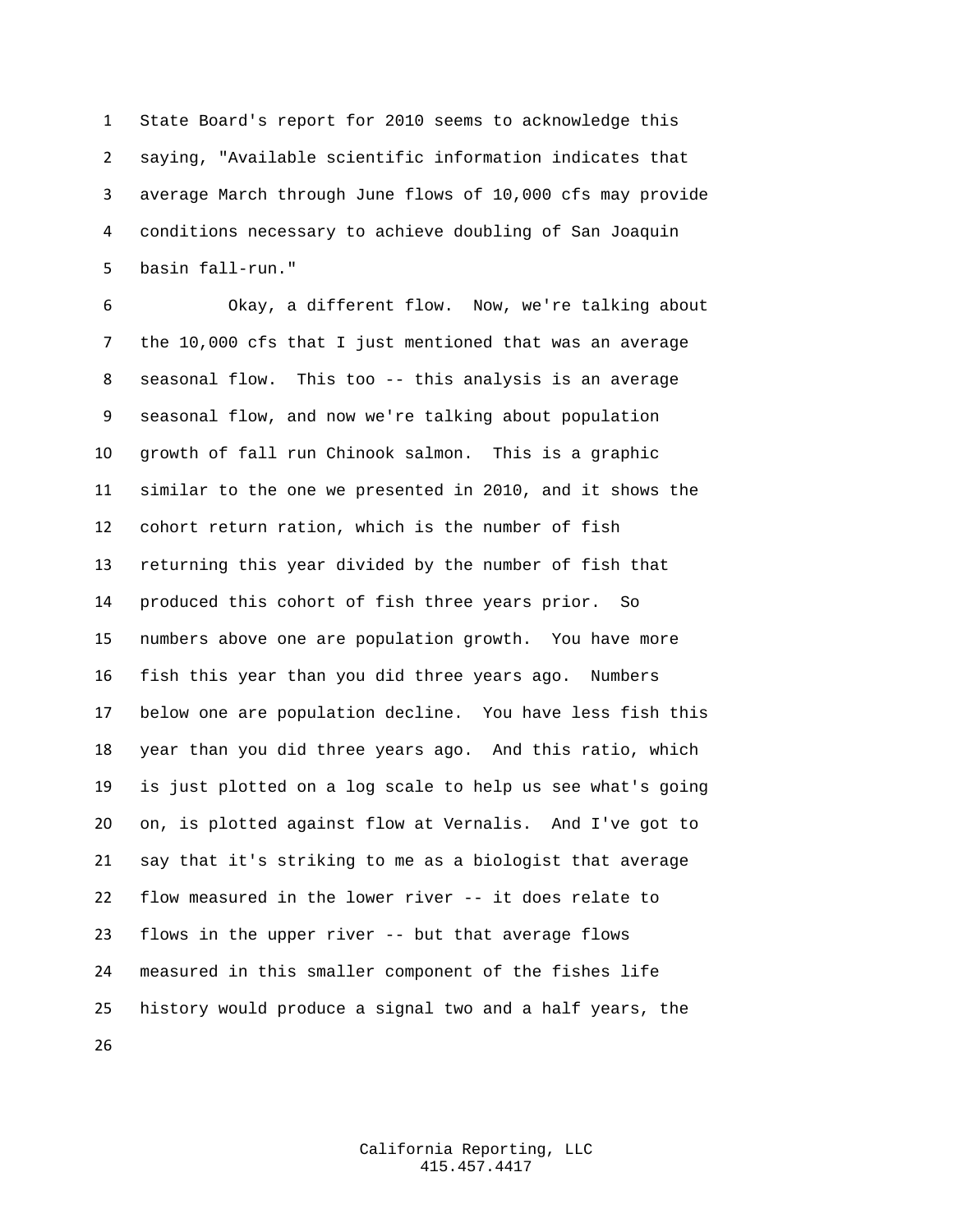State Board's report for 2010 seems to acknowledge this saying, "Available scientific information indicates that average March through June flows of 10,000 cfs may provide conditions necessary to achieve doubling of San Joaquin basin fall-run."

Okay, a different flow. Now, we're talking about the 10,000 cfs that I just mentioned that was an average seasonal flow. This too -- this analysis is an average seasonal flow, and now we're talking about population growth of fall run Chinook salmon. This is a graphic similar to the one we presented in 2010, and it shows the cohort return ration, which is the number of fish returning this year divided by the number of fish that produced this cohort of fish three years prior. So numbers above one are population growth. You have more fish this year than you did three years ago. Numbers below one are population decline. You have less fish this year than you did three years ago. And this ratio, which is just plotted on a log scale to help us see what's going on, is plotted against flow at Vernalis. And I've got to say that it's striking to me as a biologist that average flow measured in the lower river -- it does relate to flows in the upper river -- but that average flows measured in this smaller component of the fishes life history would produce a signal two and a half years, the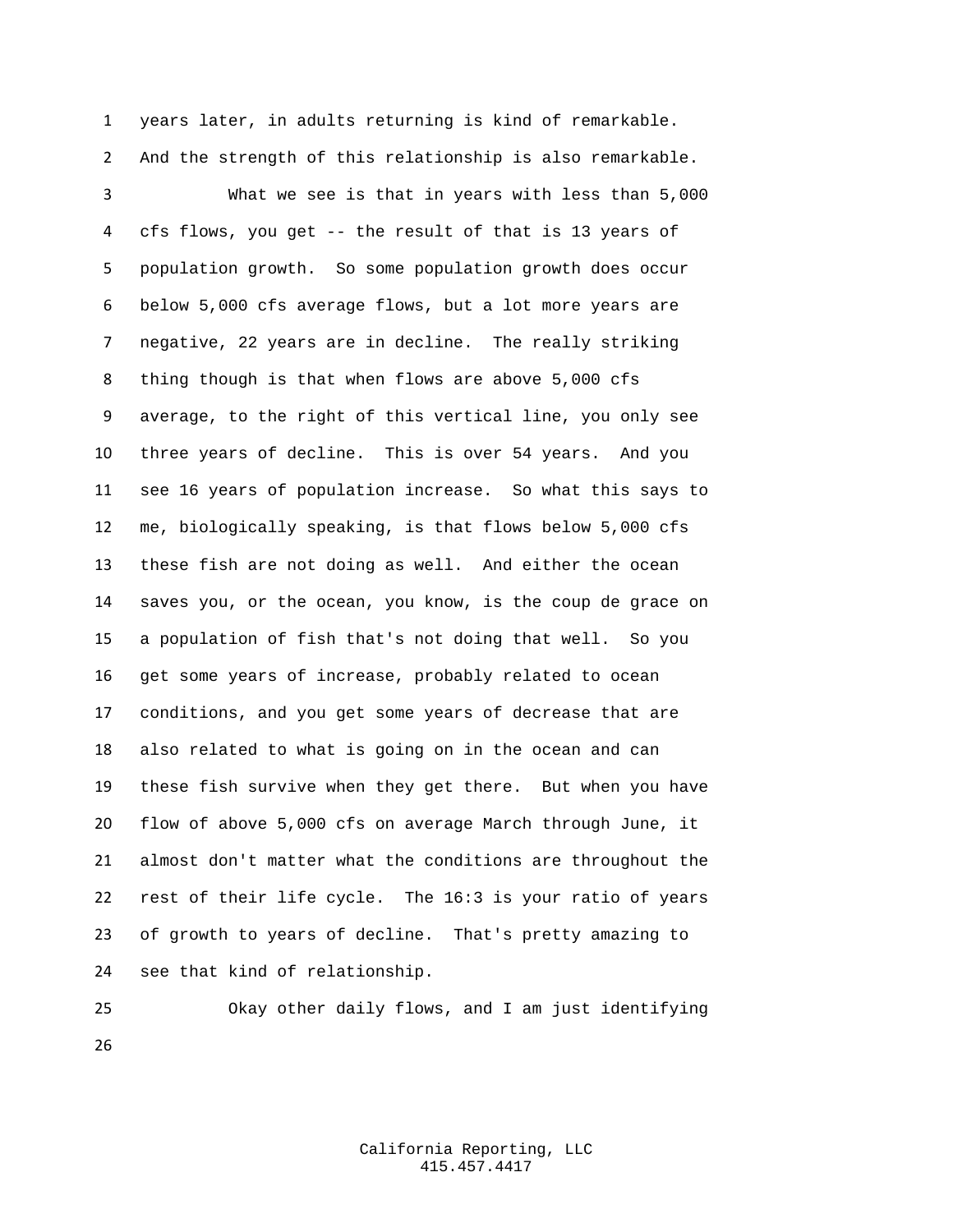years later, in adults returning is kind of remarkable. And the strength of this relationship is also remarkable.

What we see is that in years with less than 5,000 cfs flows, you get -- the result of that is 13 years of population growth. So some population growth does occur below 5,000 cfs average flows, but a lot more years are negative, 22 years are in decline. The really striking thing though is that when flows are above 5,000 cfs average, to the right of this vertical line, you only see three years of decline. This is over 54 years. And you see 16 years of population increase. So what this says to me, biologically speaking, is that flows below 5,000 cfs these fish are not doing as well. And either the ocean saves you, or the ocean, you know, is the coup de grace on a population of fish that's not doing that well. So you get some years of increase, probably related to ocean conditions, and you get some years of decrease that are also related to what is going on in the ocean and can these fish survive when they get there. But when you have flow of above 5,000 cfs on average March through June, it almost don't matter what the conditions are throughout the rest of their life cycle. The 16:3 is your ratio of years of growth to years of decline. That's pretty amazing to see that kind of relationship.

Okay other daily flows, and I am just identifying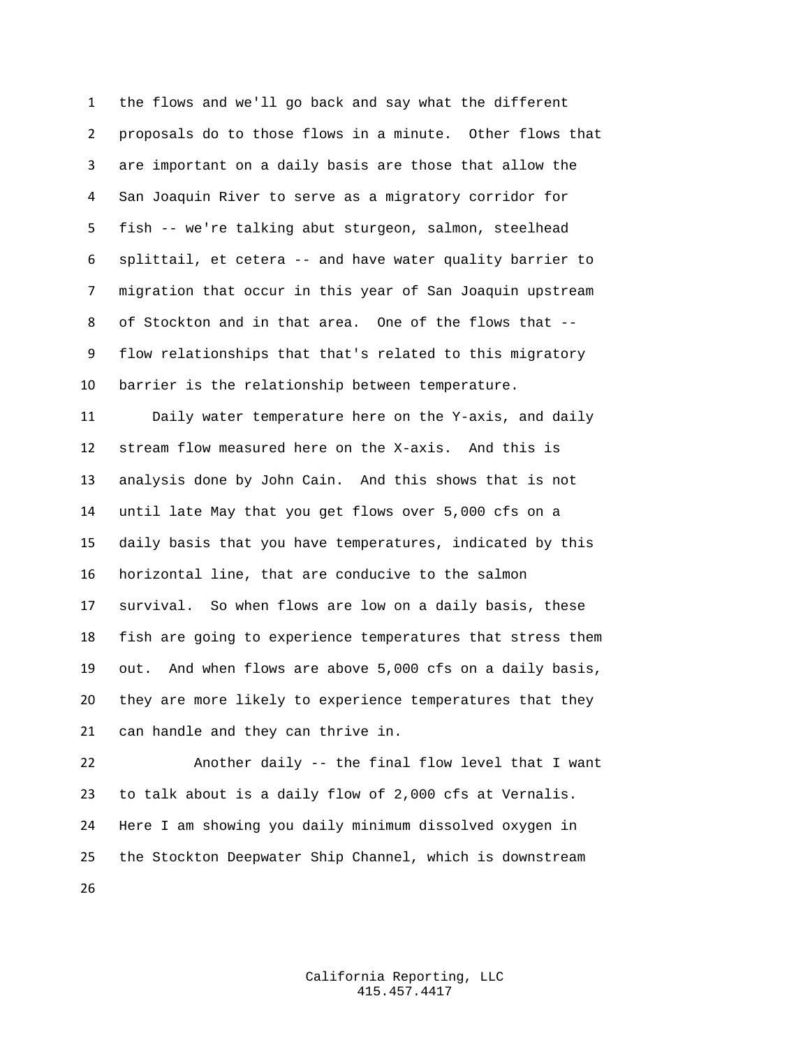the flows and we'll go back and say what the different proposals do to those flows in a minute. Other flows that are important on a daily basis are those that allow the San Joaquin River to serve as a migratory corridor for fish -- we're talking abut sturgeon, salmon, steelhead splittail, et cetera -- and have water quality barrier to migration that occur in this year of San Joaquin upstream of Stockton and in that area. One of the flows that -- flow relationships that that's related to this migratory barrier is the relationship between temperature.

Daily water temperature here on the Y-axis, and daily stream flow measured here on the X-axis. And this is analysis done by John Cain. And this shows that is not until late May that you get flows over 5,000 cfs on a daily basis that you have temperatures, indicated by this horizontal line, that are conducive to the salmon survival. So when flows are low on a daily basis, these fish are going to experience temperatures that stress them out. And when flows are above 5,000 cfs on a daily basis, they are more likely to experience temperatures that they can handle and they can thrive in.

Another daily -- the final flow level that I want to talk about is a daily flow of 2,000 cfs at Vernalis. Here I am showing you daily minimum dissolved oxygen in the Stockton Deepwater Ship Channel, which is downstream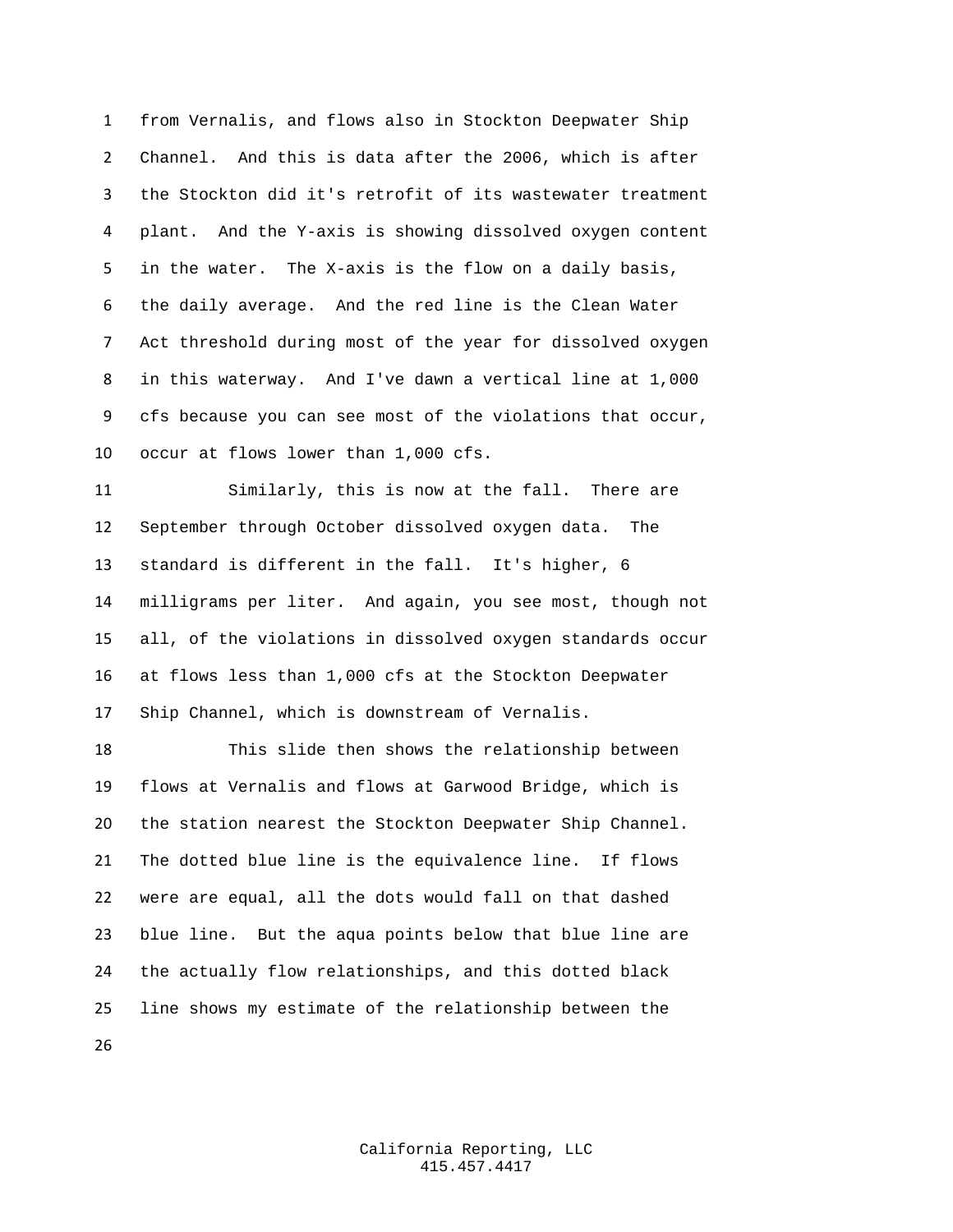from Vernalis, and flows also in Stockton Deepwater Ship Channel. And this is data after the 2006, which is after the Stockton did it's retrofit of its wastewater treatment plant. And the Y-axis is showing dissolved oxygen content in the water. The X-axis is the flow on a daily basis, the daily average. And the red line is the Clean Water Act threshold during most of the year for dissolved oxygen in this waterway. And I've dawn a vertical line at 1,000 cfs because you can see most of the violations that occur, occur at flows lower than 1,000 cfs.

Similarly, this is now at the fall. There are September through October dissolved oxygen data. The standard is different in the fall. It's higher, 6 milligrams per liter. And again, you see most, though not all, of the violations in dissolved oxygen standards occur at flows less than 1,000 cfs at the Stockton Deepwater Ship Channel, which is downstream of Vernalis.

This slide then shows the relationship between flows at Vernalis and flows at Garwood Bridge, which is the station nearest the Stockton Deepwater Ship Channel. The dotted blue line is the equivalence line. If flows were are equal, all the dots would fall on that dashed blue line. But the aqua points below that blue line are the actually flow relationships, and this dotted black line shows my estimate of the relationship between the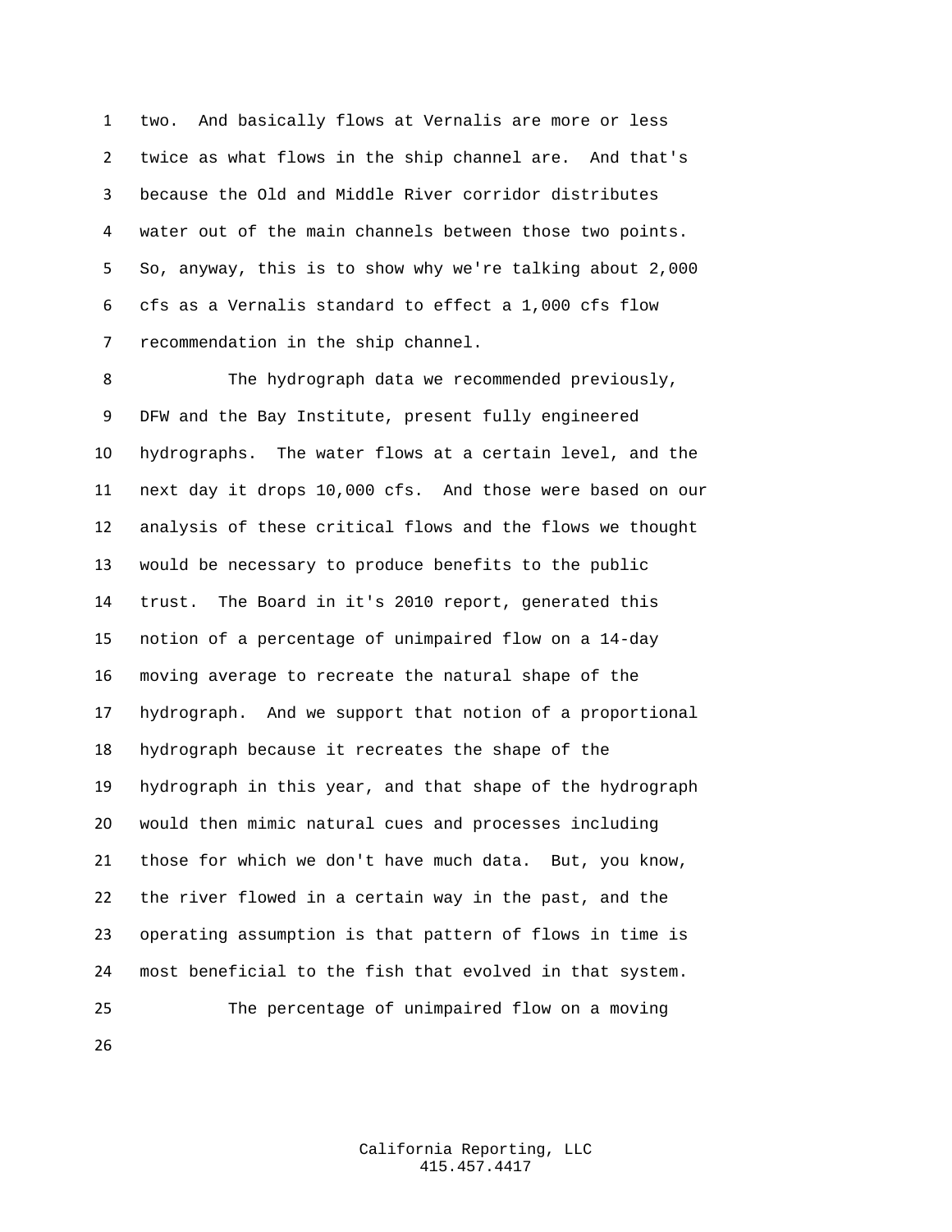two. And basically flows at Vernalis are more or less twice as what flows in the ship channel are. And that's because the Old and Middle River corridor distributes water out of the main channels between those two points. So, anyway, this is to show why we're talking about 2,000 cfs as a Vernalis standard to effect a 1,000 cfs flow recommendation in the ship channel.

The hydrograph data we recommended previously, DFW and the Bay Institute, present fully engineered hydrographs. The water flows at a certain level, and the next day it drops 10,000 cfs. And those were based on our analysis of these critical flows and the flows we thought would be necessary to produce benefits to the public trust. The Board in it's 2010 report, generated this notion of a percentage of unimpaired flow on a 14-day moving average to recreate the natural shape of the hydrograph. And we support that notion of a proportional hydrograph because it recreates the shape of the hydrograph in this year, and that shape of the hydrograph would then mimic natural cues and processes including those for which we don't have much data. But, you know, the river flowed in a certain way in the past, and the operating assumption is that pattern of flows in time is most beneficial to the fish that evolved in that system.

The percentage of unimpaired flow on a moving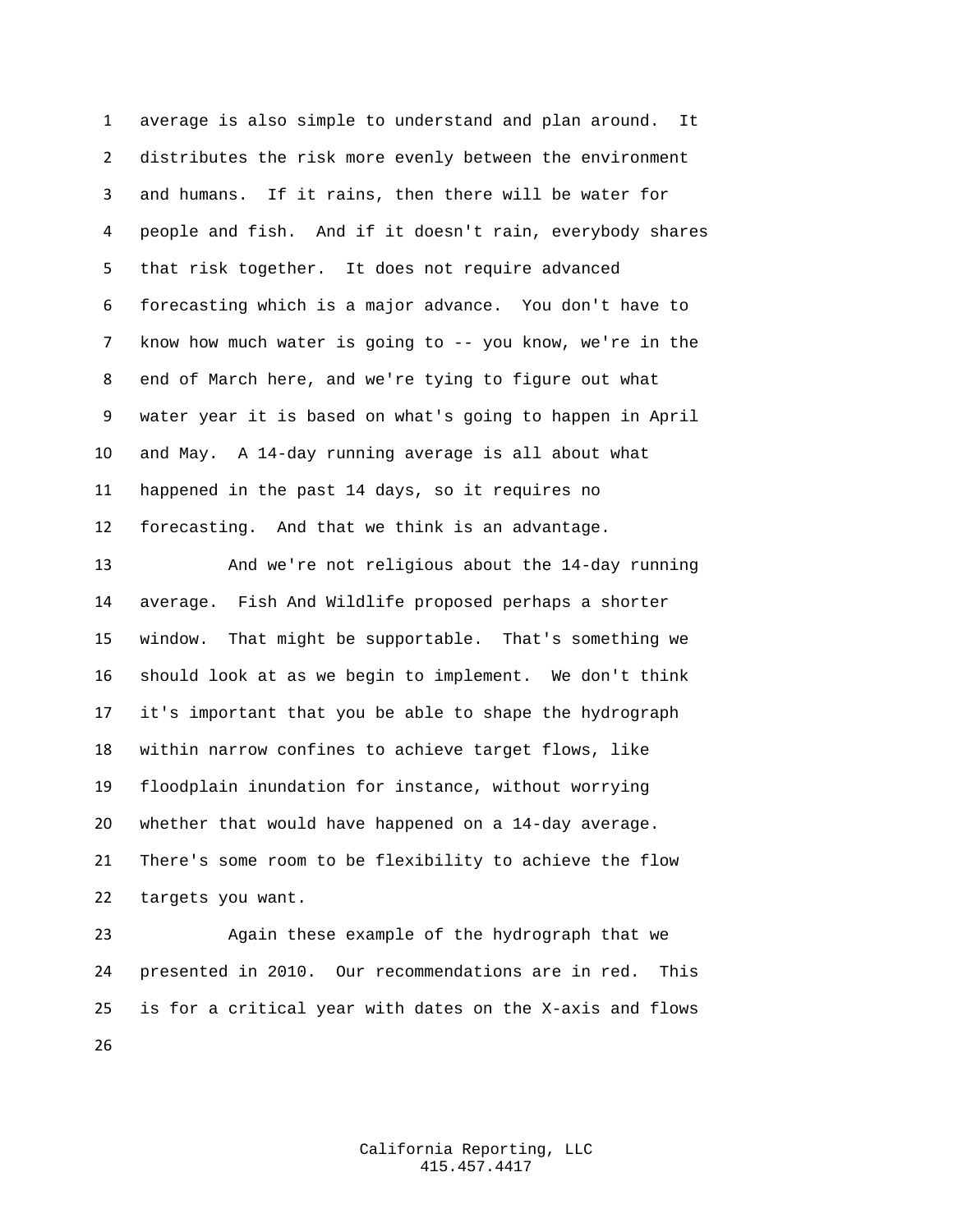average is also simple to understand and plan around. It distributes the risk more evenly between the environment and humans. If it rains, then there will be water for people and fish. And if it doesn't rain, everybody shares that risk together. It does not require advanced forecasting which is a major advance. You don't have to know how much water is going to -- you know, we're in the end of March here, and we're tying to figure out what water year it is based on what's going to happen in April and May. A 14-day running average is all about what happened in the past 14 days, so it requires no forecasting. And that we think is an advantage.

And we're not religious about the 14-day running average. Fish And Wildlife proposed perhaps a shorter window. That might be supportable. That's something we should look at as we begin to implement. We don't think it's important that you be able to shape the hydrograph within narrow confines to achieve target flows, like floodplain inundation for instance, without worrying whether that would have happened on a 14-day average. There's some room to be flexibility to achieve the flow targets you want.

Again these example of the hydrograph that we presented in 2010. Our recommendations are in red. This is for a critical year with dates on the X-axis and flows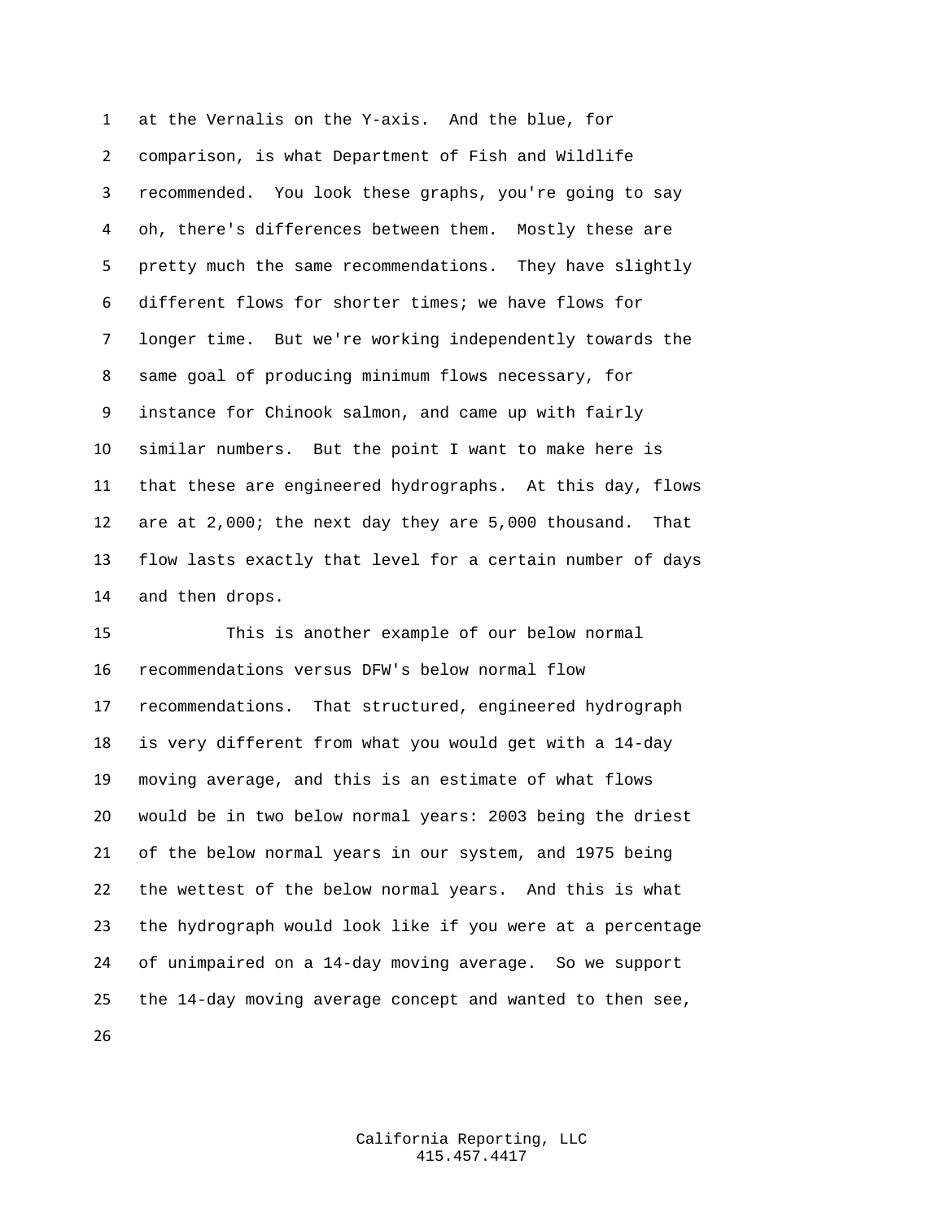at the Vernalis on the Y-axis. And the blue, for comparison, is what Department of Fish and Wildlife recommended. You look these graphs, you're going to say oh, there's differences between them. Mostly these are pretty much the same recommendations. They have slightly different flows for shorter times; we have flows for longer time. But we're working independently towards the same goal of producing minimum flows necessary, for instance for Chinook salmon, and came up with fairly similar numbers. But the point I want to make here is that these are engineered hydrographs. At this day, flows are at 2,000; the next day they are 5,000 thousand. That flow lasts exactly that level for a certain number of days and then drops.

This is another example of our below normal recommendations versus DFW's below normal flow recommendations. That structured, engineered hydrograph is very different from what you would get with a 14-day moving average, and this is an estimate of what flows would be in two below normal years: 2003 being the driest of the below normal years in our system, and 1975 being the wettest of the below normal years. And this is what the hydrograph would look like if you were at a percentage of unimpaired on a 14-day moving average. So we support the 14-day moving average concept and wanted to then see,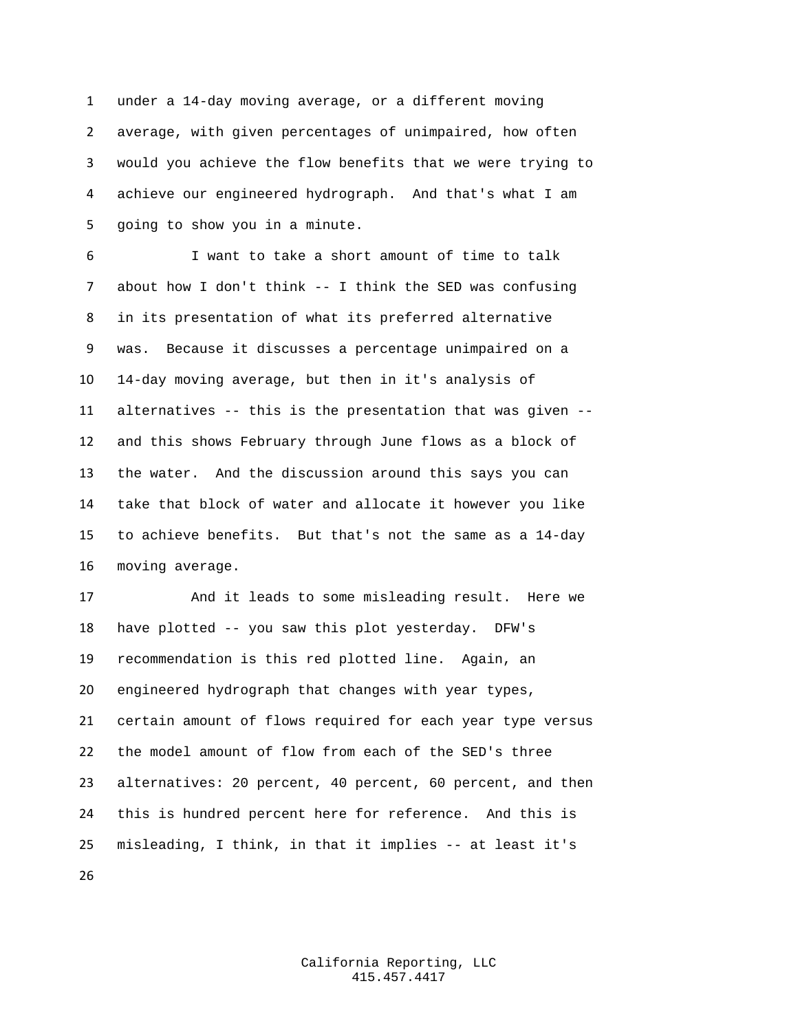under a 14-day moving average, or a different moving average, with given percentages of unimpaired, how often would you achieve the flow benefits that we were trying to achieve our engineered hydrograph. And that's what I am going to show you in a minute.

I want to take a short amount of time to talk about how I don't think -- I think the SED was confusing in its presentation of what its preferred alternative was. Because it discusses a percentage unimpaired on a 14-day moving average, but then in it's analysis of alternatives -- this is the presentation that was given -- and this shows February through June flows as a block of the water. And the discussion around this says you can take that block of water and allocate it however you like to achieve benefits. But that's not the same as a 14-day moving average.

And it leads to some misleading result. Here we have plotted -- you saw this plot yesterday. DFW's recommendation is this red plotted line. Again, an engineered hydrograph that changes with year types, certain amount of flows required for each year type versus the model amount of flow from each of the SED's three alternatives: 20 percent, 40 percent, 60 percent, and then this is hundred percent here for reference. And this is misleading, I think, in that it implies -- at least it's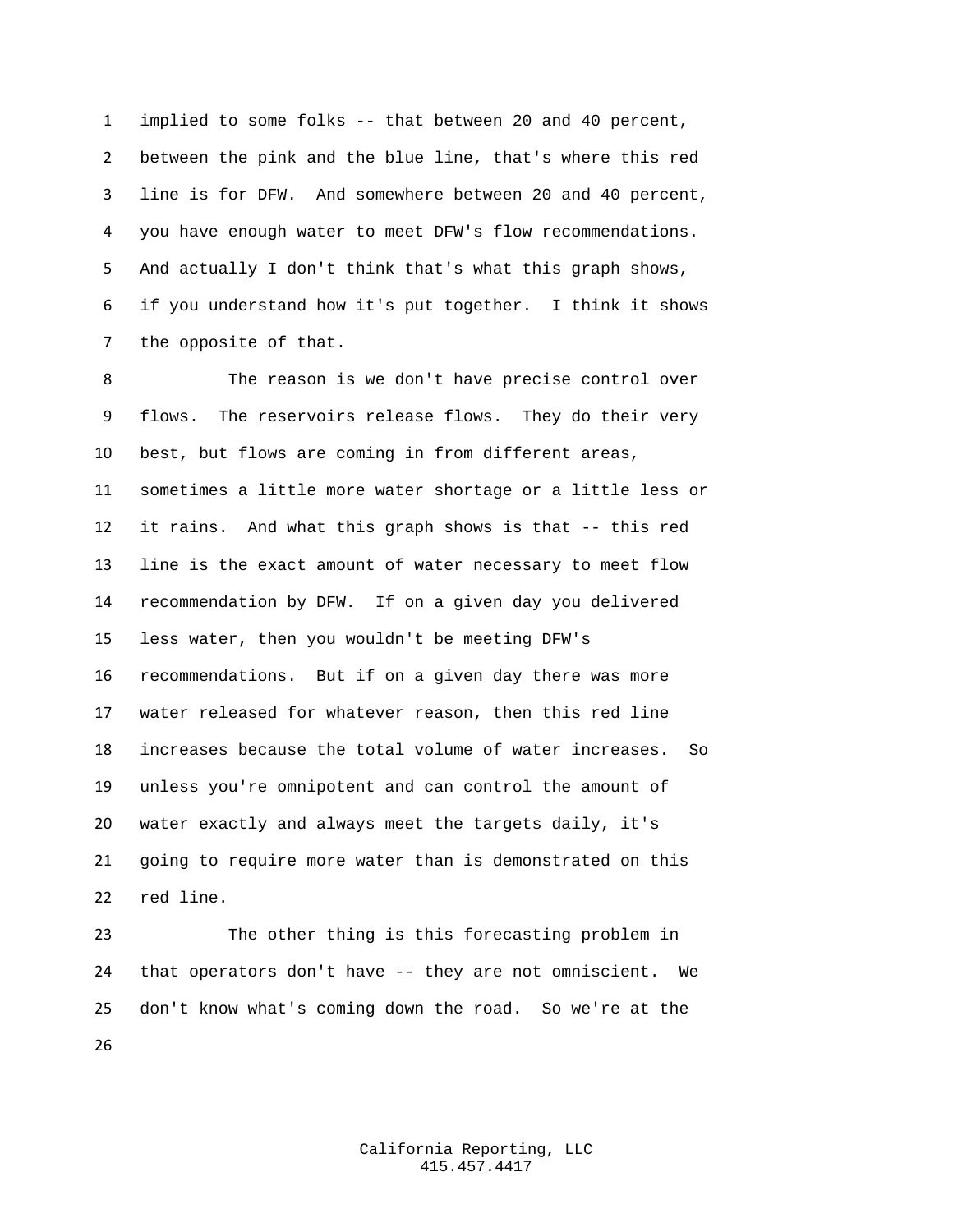implied to some folks -- that between 20 and 40 percent, between the pink and the blue line, that's where this red line is for DFW. And somewhere between 20 and 40 percent, you have enough water to meet DFW's flow recommendations. And actually I don't think that's what this graph shows, if you understand how it's put together. I think it shows the opposite of that.

The reason is we don't have precise control over flows. The reservoirs release flows. They do their very best, but flows are coming in from different areas, sometimes a little more water shortage or a little less or it rains. And what this graph shows is that -- this red line is the exact amount of water necessary to meet flow recommendation by DFW. If on a given day you delivered less water, then you wouldn't be meeting DFW's recommendations. But if on a given day there was more water released for whatever reason, then this red line increases because the total volume of water increases. So unless you're omnipotent and can control the amount of water exactly and always meet the targets daily, it's going to require more water than is demonstrated on this red line.

The other thing is this forecasting problem in that operators don't have -- they are not omniscient. We don't know what's coming down the road. So we're at the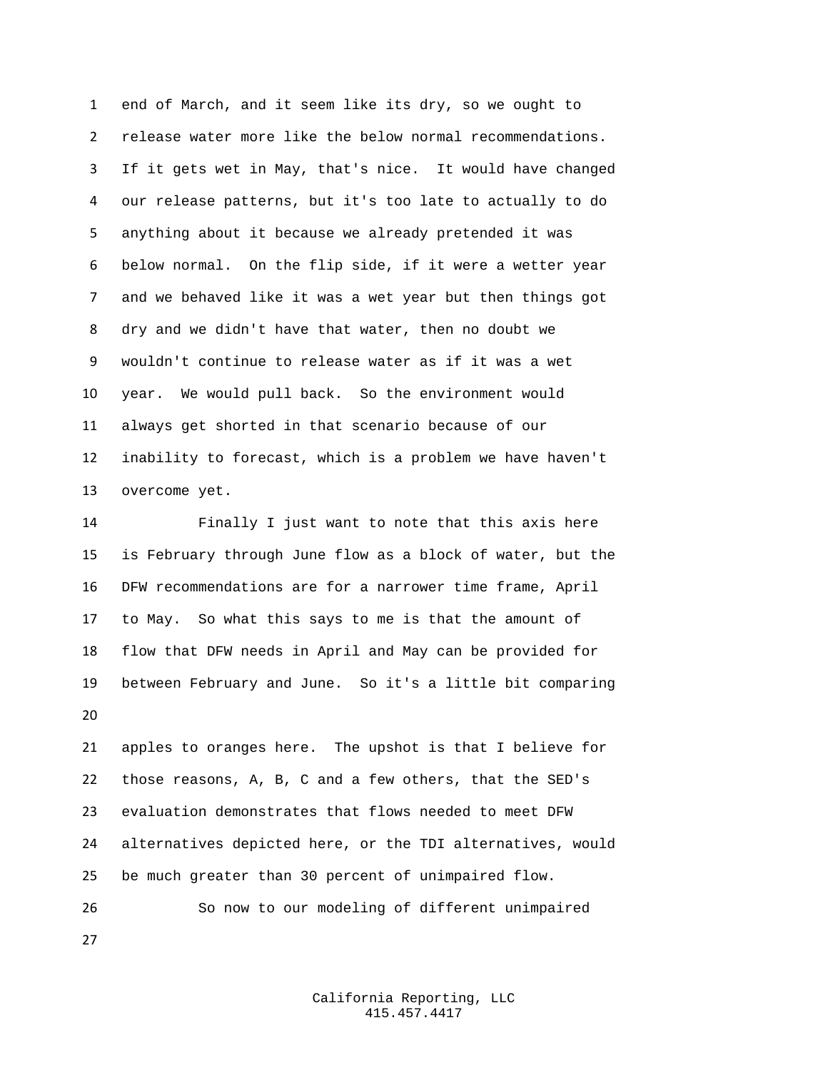end of March, and it seem like its dry, so we ought to release water more like the below normal recommendations. If it gets wet in May, that's nice. It would have changed our release patterns, but it's too late to actually to do anything about it because we already pretended it was below normal. On the flip side, if it were a wetter year and we behaved like it was a wet year but then things got dry and we didn't have that water, then no doubt we wouldn't continue to release water as if it was a wet year. We would pull back. So the environment would always get shorted in that scenario because of our inability to forecast, which is a problem we have haven't overcome yet.

Finally I just want to note that this axis here is February through June flow as a block of water, but the DFW recommendations are for a narrower time frame, April to May. So what this says to me is that the amount of flow that DFW needs in April and May can be provided for between February and June. So it's a little bit comparing apples to oranges here. The upshot is that I believe for those reasons, A, B, C and a few others, that the SED's evaluation demonstrates that flows needed to meet DFW alternatives depicted here, or the TDI alternatives, would be much greater than 30 percent of unimpaired flow.

So now to our modeling of different unimpaired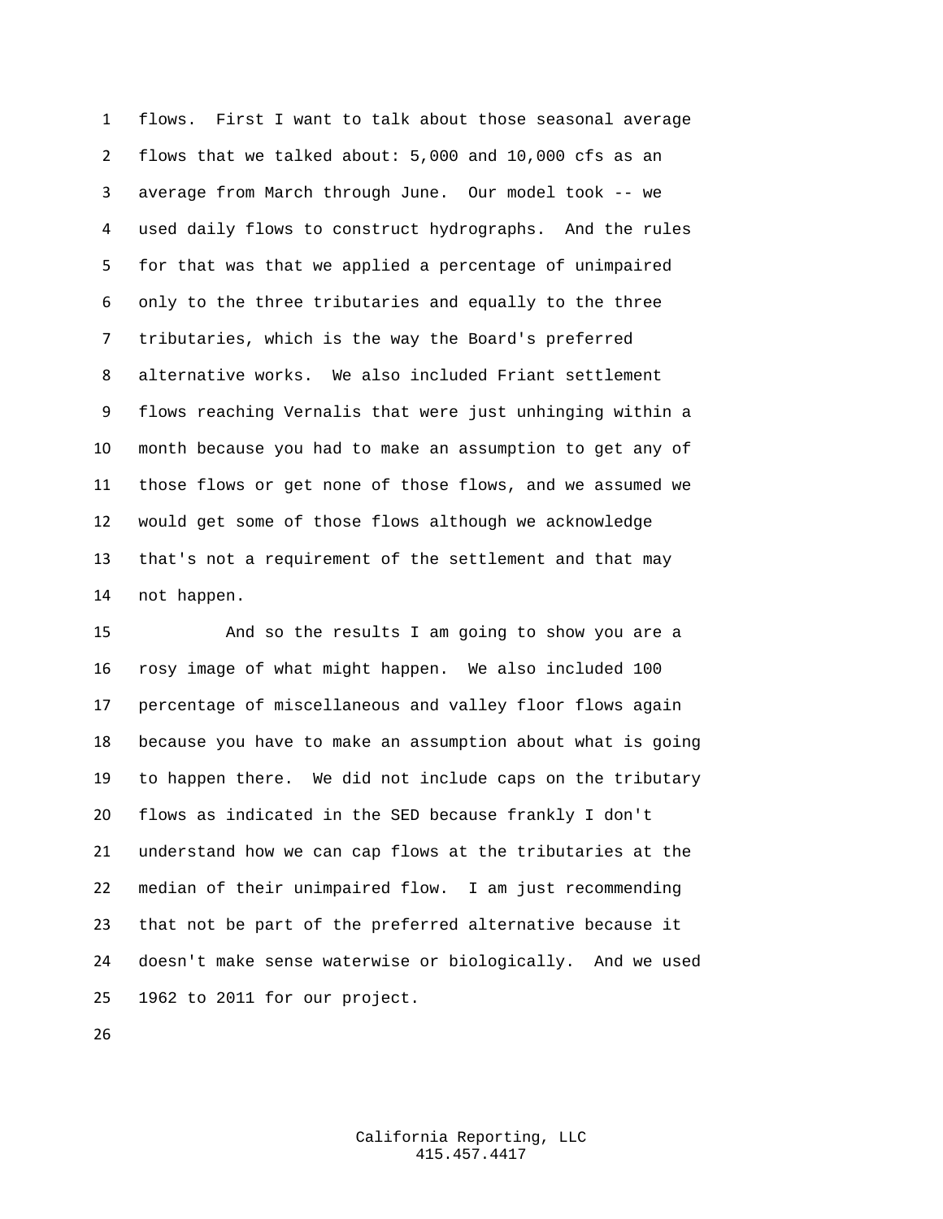flows. First I want to talk about those seasonal average flows that we talked about: 5,000 and 10,000 cfs as an average from March through June. Our model took -- we used daily flows to construct hydrographs. And the rules for that was that we applied a percentage of unimpaired only to the three tributaries and equally to the three tributaries, which is the way the Board's preferred alternative works. We also included Friant settlement flows reaching Vernalis that were just unhinging within a month because you had to make an assumption to get any of those flows or get none of those flows, and we assumed we would get some of those flows although we acknowledge that's not a requirement of the settlement and that may not happen.

And so the results I am going to show you are a rosy image of what might happen. We also included 100 percentage of miscellaneous and valley floor flows again because you have to make an assumption about what is going to happen there. We did not include caps on the tributary flows as indicated in the SED because frankly I don't understand how we can cap flows at the tributaries at the median of their unimpaired flow. I am just recommending that not be part of the preferred alternative because it doesn't make sense waterwise or biologically. And we used 1962 to 2011 for our project.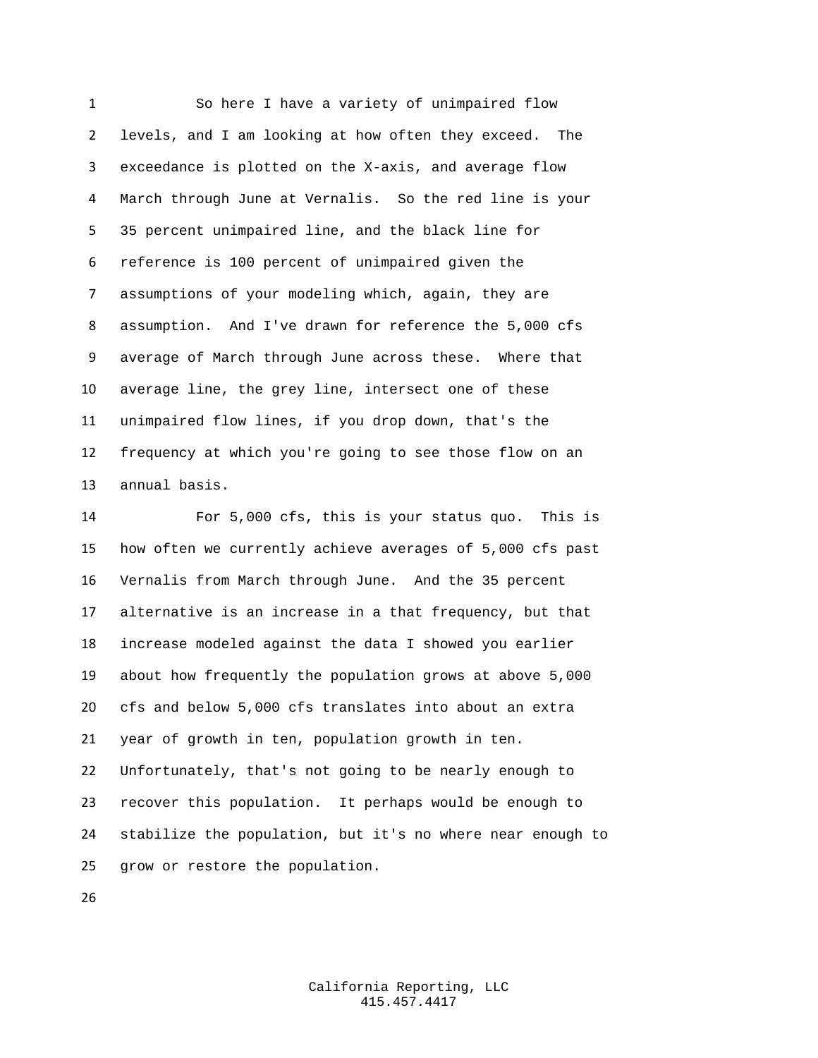So here I have a variety of unimpaired flow levels, and I am looking at how often they exceed. The exceedance is plotted on the X-axis, and average flow March through June at Vernalis. So the red line is your 35 percent unimpaired line, and the black line for reference is 100 percent of unimpaired given the assumptions of your modeling which, again, they are assumption. And I've drawn for reference the 5,000 cfs average of March through June across these. Where that average line, the grey line, intersect one of these unimpaired flow lines, if you drop down, that's the frequency at which you're going to see those flow on an annual basis.

For 5,000 cfs, this is your status quo. This is how often we currently achieve averages of 5,000 cfs past Vernalis from March through June. And the 35 percent alternative is an increase in a that frequency, but that increase modeled against the data I showed you earlier about how frequently the population grows at above 5,000 cfs and below 5,000 cfs translates into about an extra year of growth in ten, population growth in ten. Unfortunately, that's not going to be nearly enough to recover this population. It perhaps would be enough to stabilize the population, but it's no where near enough to grow or restore the population.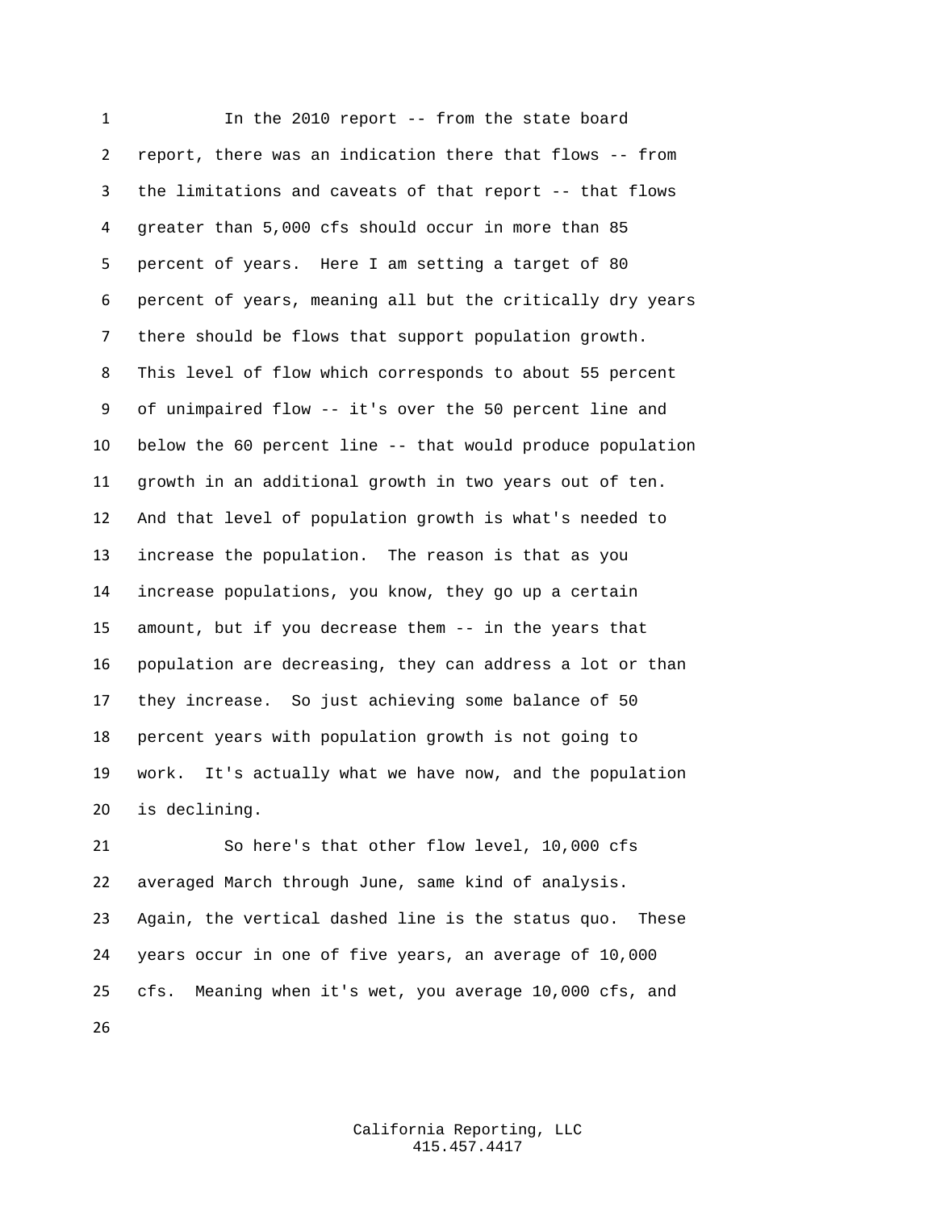In the 2010 report -- from the state board report, there was an indication there that flows -- from the limitations and caveats of that report -- that flows greater than 5,000 cfs should occur in more than 85 percent of years. Here I am setting a target of 80 percent of years, meaning all but the critically dry years there should be flows that support population growth. This level of flow which corresponds to about 55 percent of unimpaired flow -- it's over the 50 percent line and below the 60 percent line -- that would produce population growth in an additional growth in two years out of ten. And that level of population growth is what's needed to increase the population. The reason is that as you increase populations, you know, they go up a certain amount, but if you decrease them -- in the years that population are decreasing, they can address a lot or than they increase. So just achieving some balance of 50 percent years with population growth is not going to work. It's actually what we have now, and the population is declining.

So here's that other flow level, 10,000 cfs averaged March through June, same kind of analysis. Again, the vertical dashed line is the status quo. These years occur in one of five years, an average of 10,000 cfs. Meaning when it's wet, you average 10,000 cfs, and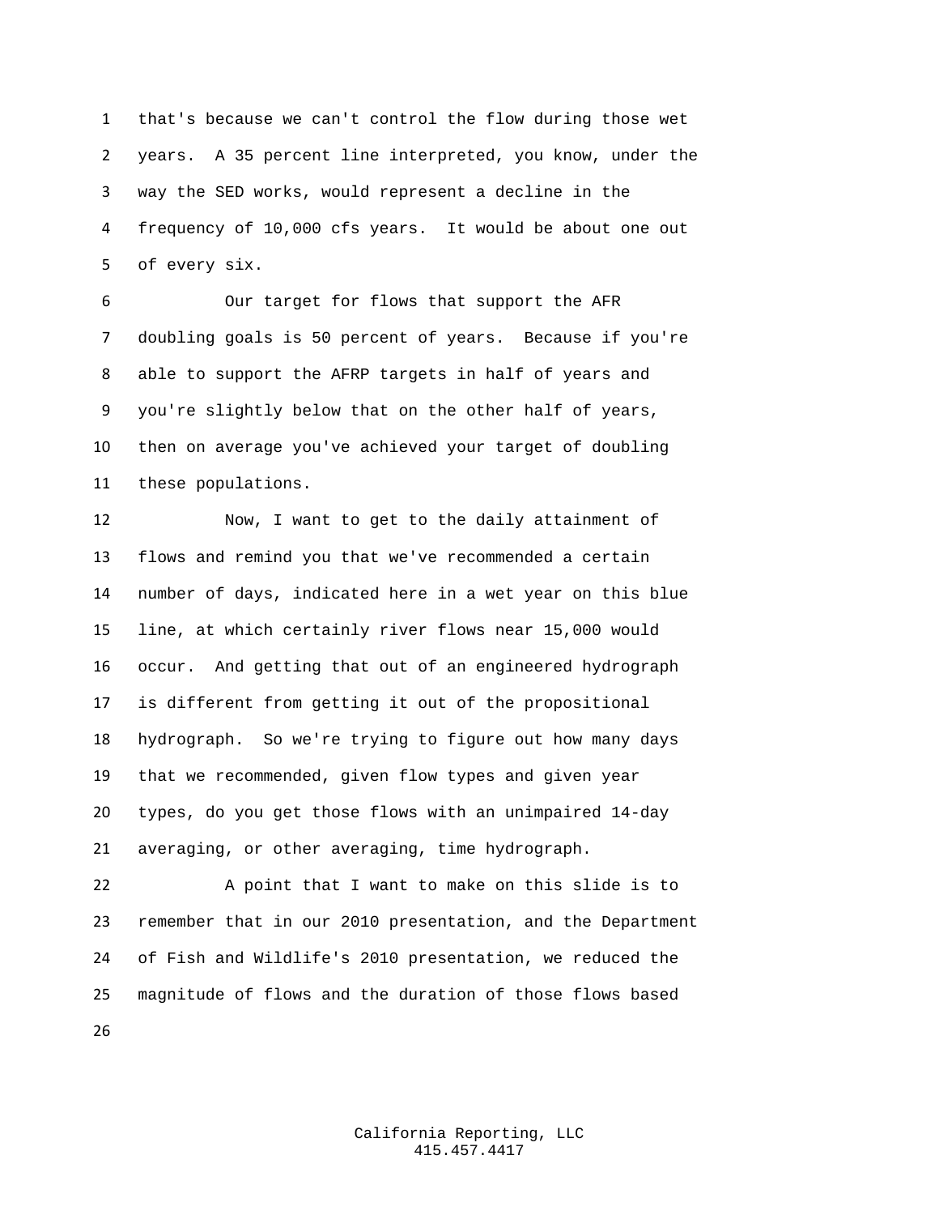that's because we can't control the flow during those wet years. A 35 percent line interpreted, you know, under the way the SED works, would represent a decline in the frequency of 10,000 cfs years. It would be about one out of every six.

Our target for flows that support the AFR doubling goals is 50 percent of years. Because if you're able to support the AFRP targets in half of years and you're slightly below that on the other half of years, then on average you've achieved your target of doubling these populations.

Now, I want to get to the daily attainment of flows and remind you that we've recommended a certain number of days, indicated here in a wet year on this blue line, at which certainly river flows near 15,000 would occur. And getting that out of an engineered hydrograph is different from getting it out of the propositional hydrograph. So we're trying to figure out how many days that we recommended, given flow types and given year types, do you get those flows with an unimpaired 14-day averaging, or other averaging, time hydrograph.

A point that I want to make on this slide is to remember that in our 2010 presentation, and the Department of Fish and Wildlife's 2010 presentation, we reduced the magnitude of flows and the duration of those flows based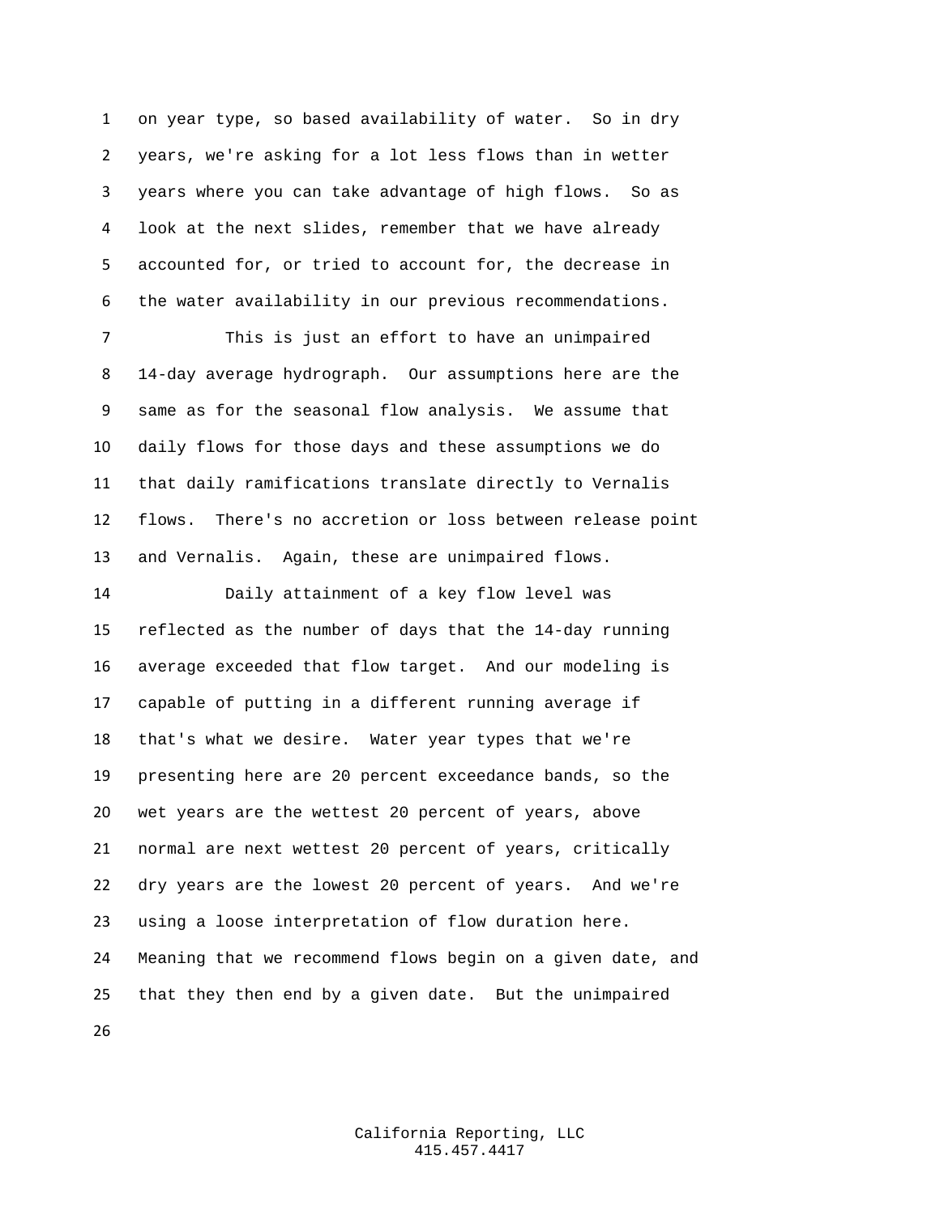on year type, so based availability of water. So in dry years, we're asking for a lot less flows than in wetter years where you can take advantage of high flows. So as look at the next slides, remember that we have already accounted for, or tried to account for, the decrease in the water availability in our previous recommendations.

This is just an effort to have an unimpaired 14-day average hydrograph. Our assumptions here are the same as for the seasonal flow analysis. We assume that daily flows for those days and these assumptions we do that daily ramifications translate directly to Vernalis flows. There's no accretion or loss between release point and Vernalis. Again, these are unimpaired flows.

Daily attainment of a key flow level was reflected as the number of days that the 14-day running average exceeded that flow target. And our modeling is capable of putting in a different running average if that's what we desire. Water year types that we're presenting here are 20 percent exceedance bands, so the wet years are the wettest 20 percent of years, above normal are next wettest 20 percent of years, critically dry years are the lowest 20 percent of years. And we're using a loose interpretation of flow duration here. Meaning that we recommend flows begin on a given date, and that they then end by a given date. But the unimpaired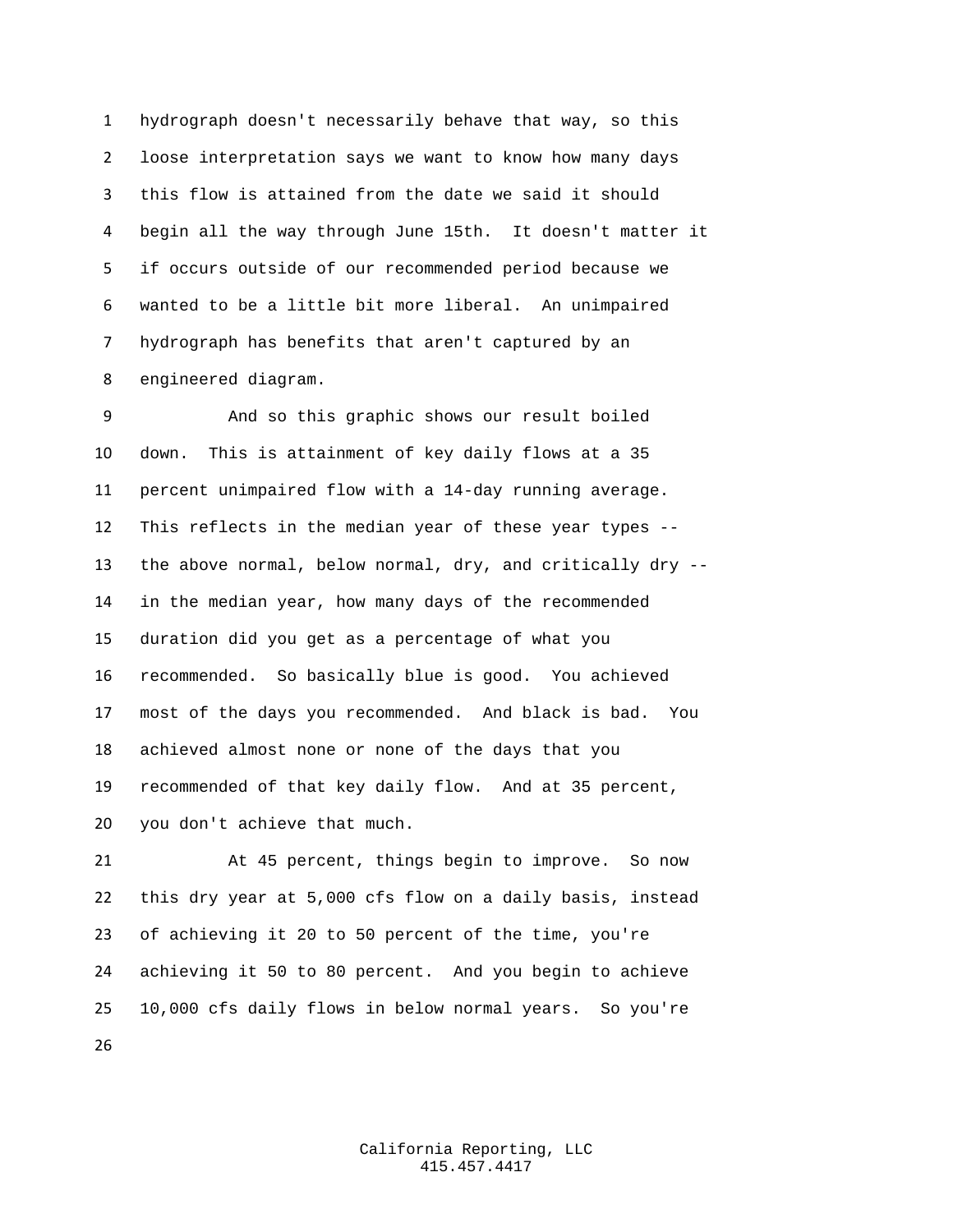hydrograph doesn't necessarily behave that way, so this loose interpretation says we want to know how many days this flow is attained from the date we said it should begin all the way through June 15th. It doesn't matter it if occurs outside of our recommended period because we wanted to be a little bit more liberal. An unimpaired hydrograph has benefits that aren't captured by an engineered diagram.

And so this graphic shows our result boiled down. This is attainment of key daily flows at a 35 percent unimpaired flow with a 14-day running average. This reflects in the median year of these year types -- the above normal, below normal, dry, and critically dry -- in the median year, how many days of the recommended duration did you get as a percentage of what you recommended. So basically blue is good. You achieved most of the days you recommended. And black is bad. You achieved almost none or none of the days that you recommended of that key daily flow. And at 35 percent, you don't achieve that much.

At 45 percent, things begin to improve. So now this dry year at 5,000 cfs flow on a daily basis, instead of achieving it 20 to 50 percent of the time, you're achieving it 50 to 80 percent. And you begin to achieve 10,000 cfs daily flows in below normal years. So you're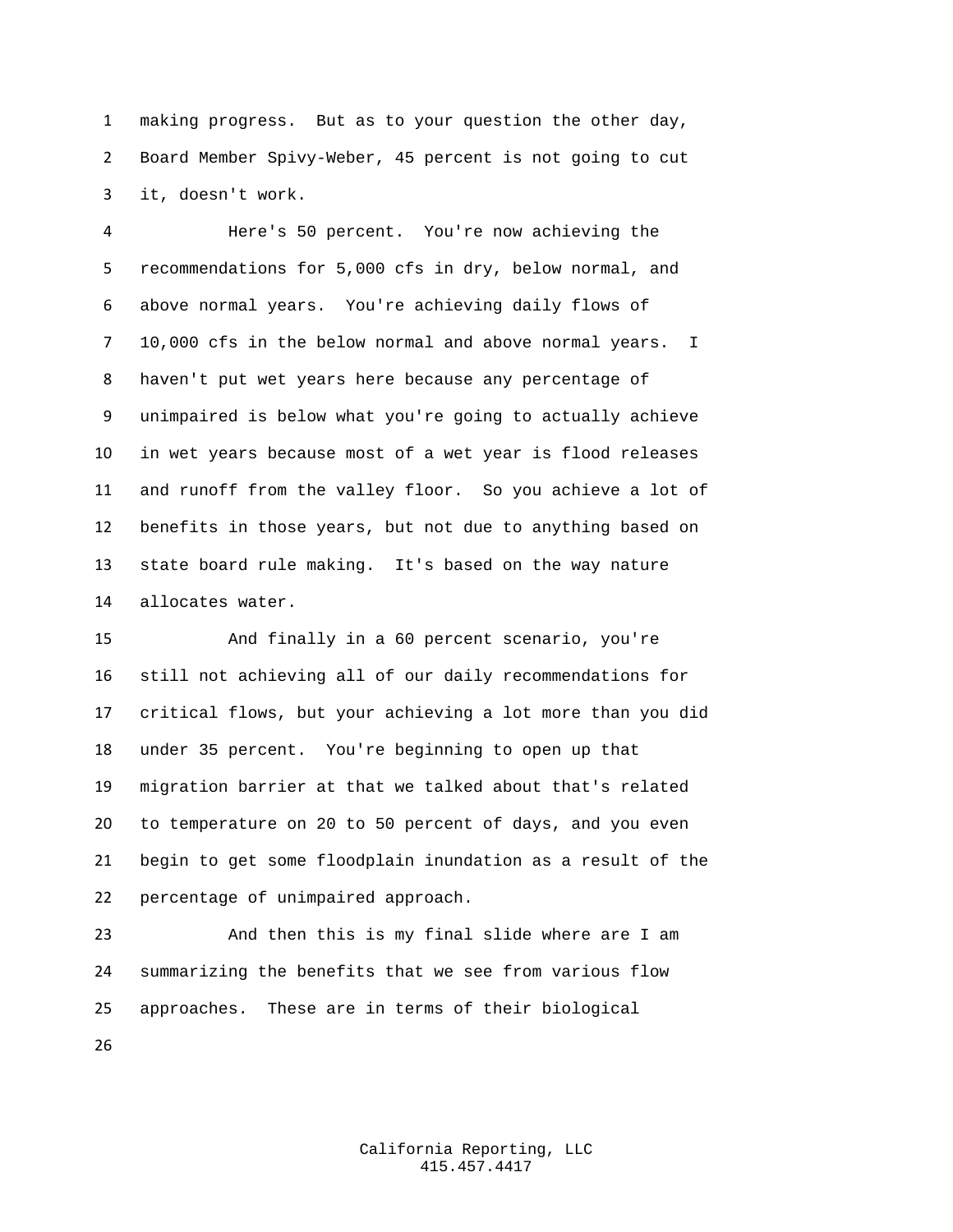making progress. But as to your question the other day, Board Member Spivy-Weber, 45 percent is not going to cut it, doesn't work.

Here's 50 percent. You're now achieving the recommendations for 5,000 cfs in dry, below normal, and above normal years. You're achieving daily flows of 10,000 cfs in the below normal and above normal years. I haven't put wet years here because any percentage of unimpaired is below what you're going to actually achieve in wet years because most of a wet year is flood releases and runoff from the valley floor. So you achieve a lot of benefits in those years, but not due to anything based on state board rule making. It's based on the way nature allocates water.

And finally in a 60 percent scenario, you're still not achieving all of our daily recommendations for critical flows, but your achieving a lot more than you did under 35 percent. You're beginning to open up that migration barrier at that we talked about that's related to temperature on 20 to 50 percent of days, and you even begin to get some floodplain inundation as a result of the percentage of unimpaired approach.

And then this is my final slide where are I am summarizing the benefits that we see from various flow approaches. These are in terms of their biological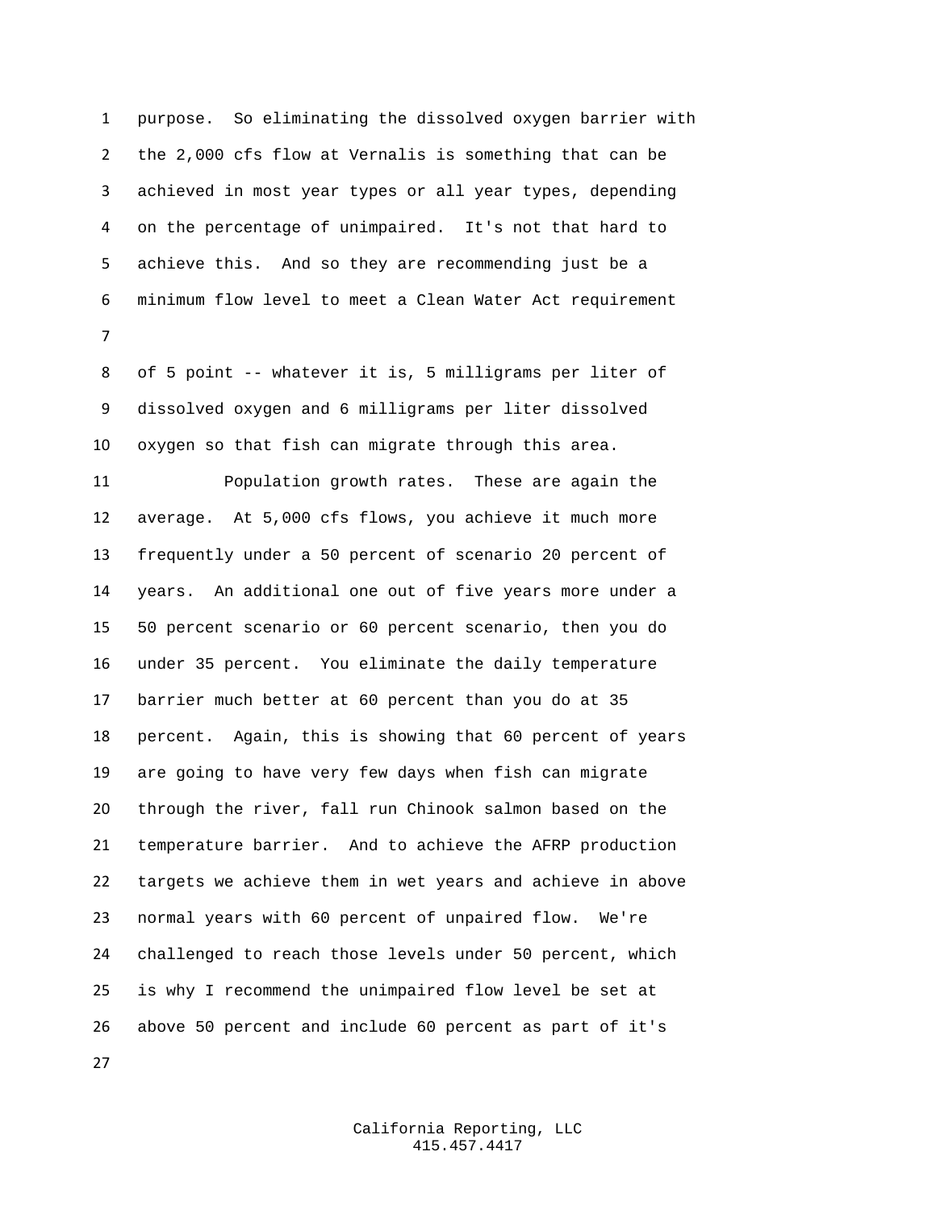purpose. So eliminating the dissolved oxygen barrier with the 2,000 cfs flow at Vernalis is something that can be achieved in most year types or all year types, depending on the percentage of unimpaired. It's not that hard to achieve this. And so they are recommending just be a minimum flow level to meet a Clean Water Act requirement

of 5 point -- whatever it is, 5 milligrams per liter of dissolved oxygen and 6 milligrams per liter dissolved oxygen so that fish can migrate through this area.

Population growth rates. These are again the average. At 5,000 cfs flows, you achieve it much more frequently under a 50 percent of scenario 20 percent of years. An additional one out of five years more under a 50 percent scenario or 60 percent scenario, then you do under 35 percent. You eliminate the daily temperature barrier much better at 60 percent than you do at 35 percent. Again, this is showing that 60 percent of years are going to have very few days when fish can migrate through the river, fall run Chinook salmon based on the temperature barrier. And to achieve the AFRP production targets we achieve them in wet years and achieve in above normal years with 60 percent of unpaired flow. We're challenged to reach those levels under 50 percent, which is why I recommend the unimpaired flow level be set at above 50 percent and include 60 percent as part of it's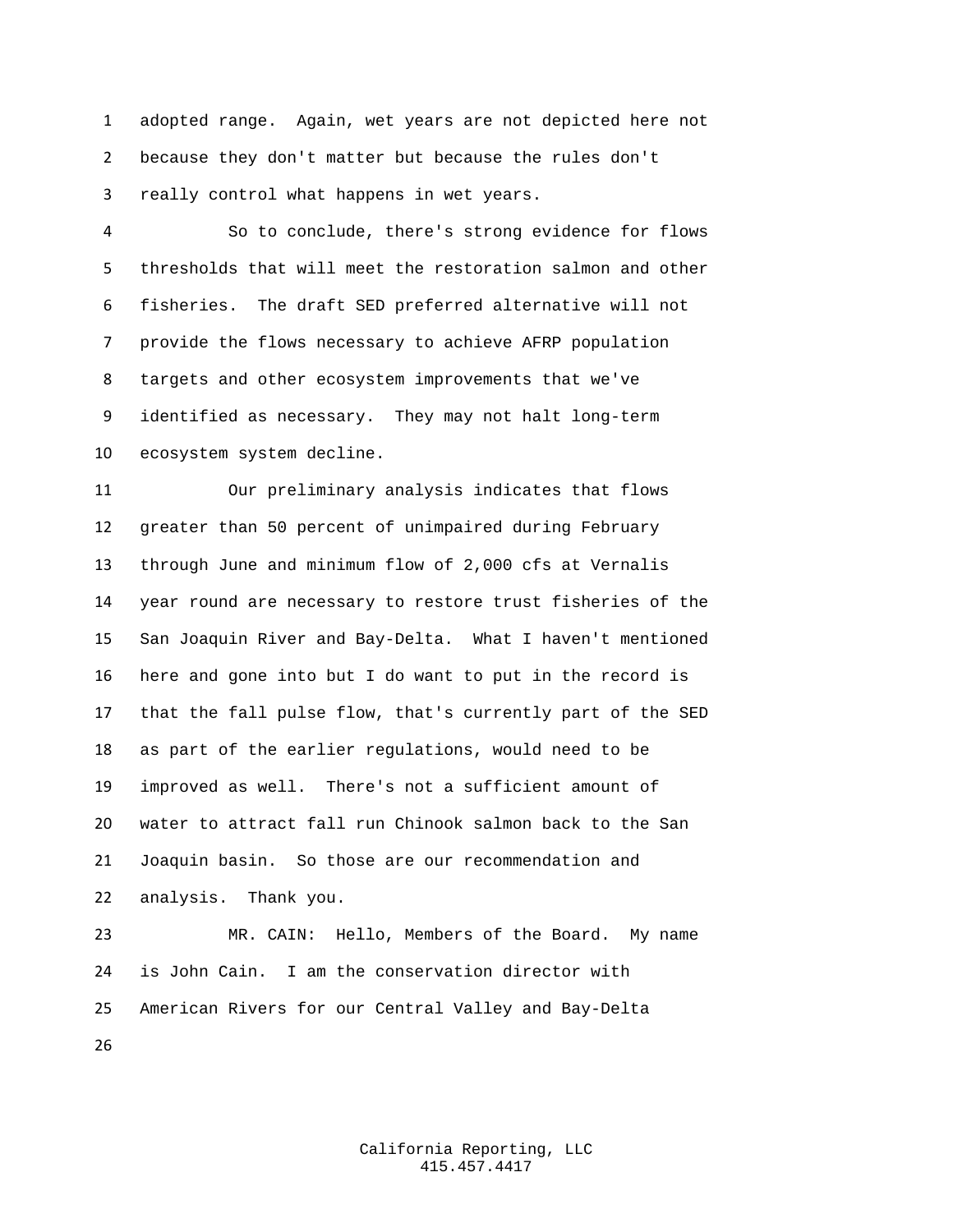adopted range. Again, wet years are not depicted here not because they don't matter but because the rules don't really control what happens in wet years.

So to conclude, there's strong evidence for flows thresholds that will meet the restoration salmon and other fisheries. The draft SED preferred alternative will not provide the flows necessary to achieve AFRP population targets and other ecosystem improvements that we've identified as necessary. They may not halt long-term ecosystem system decline.

Our preliminary analysis indicates that flows greater than 50 percent of unimpaired during February through June and minimum flow of 2,000 cfs at Vernalis year round are necessary to restore trust fisheries of the San Joaquin River and Bay-Delta. What I haven't mentioned here and gone into but I do want to put in the record is that the fall pulse flow, that's currently part of the SED as part of the earlier regulations, would need to be improved as well. There's not a sufficient amount of water to attract fall run Chinook salmon back to the San Joaquin basin. So those are our recommendation and analysis. Thank you.

MR. CAIN: Hello, Members of the Board. My name is John Cain. I am the conservation director with American Rivers for our Central Valley and Bay-Delta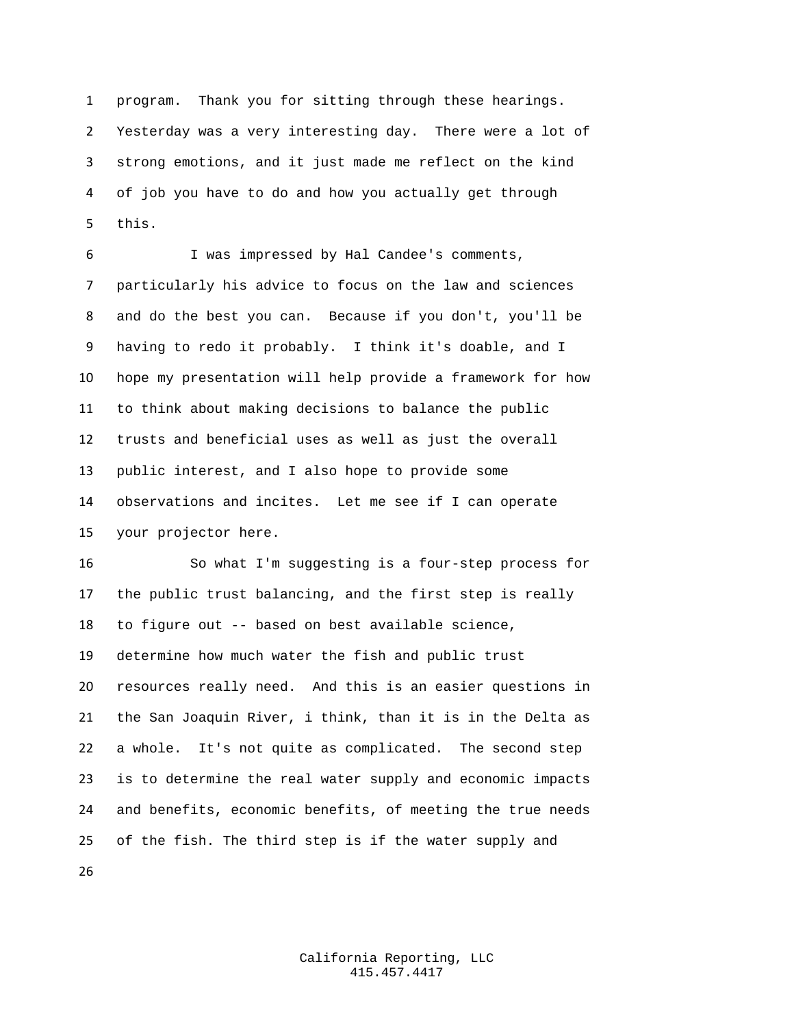program. Thank you for sitting through these hearings. Yesterday was a very interesting day. There were a lot of strong emotions, and it just made me reflect on the kind of job you have to do and how you actually get through this.

I was impressed by Hal Candee's comments, particularly his advice to focus on the law and sciences and do the best you can. Because if you don't, you'll be having to redo it probably. I think it's doable, and I hope my presentation will help provide a framework for how to think about making decisions to balance the public trusts and beneficial uses as well as just the overall public interest, and I also hope to provide some observations and incites. Let me see if I can operate your projector here.

So what I'm suggesting is a four-step process for the public trust balancing, and the first step is really to figure out -- based on best available science, determine how much water the fish and public trust resources really need. And this is an easier questions in the San Joaquin River, i think, than it is in the Delta as a whole. It's not quite as complicated. The second step is to determine the real water supply and economic impacts and benefits, economic benefits, of meeting the true needs of the fish. The third step is if the water supply and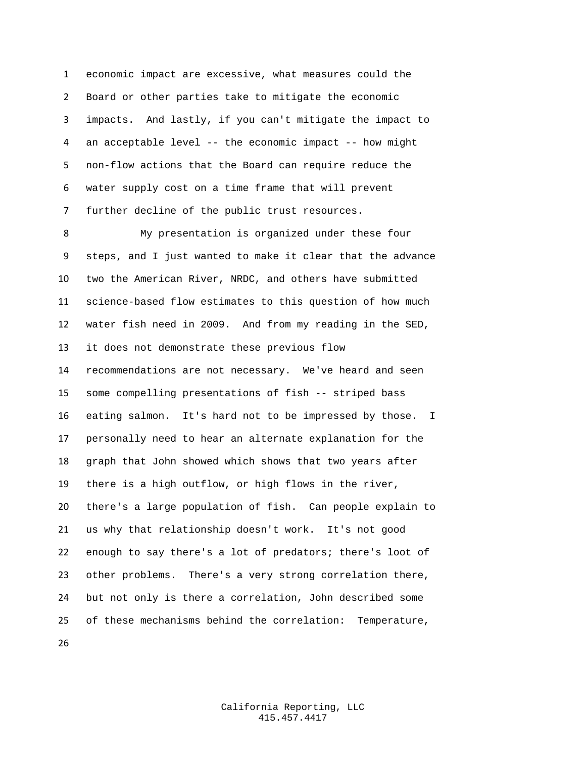economic impact are excessive, what measures could the Board or other parties take to mitigate the economic impacts. And lastly, if you can't mitigate the impact to an acceptable level -- the economic impact -- how might non-flow actions that the Board can require reduce the water supply cost on a time frame that will prevent further decline of the public trust resources.

My presentation is organized under these four steps, and I just wanted to make it clear that the advance two the American River, NRDC, and others have submitted science-based flow estimates to this question of how much water fish need in 2009. And from my reading in the SED, it does not demonstrate these previous flow recommendations are not necessary. We've heard and seen some compelling presentations of fish -- striped bass eating salmon. It's hard not to be impressed by those. I personally need to hear an alternate explanation for the graph that John showed which shows that two years after there is a high outflow, or high flows in the river, there's a large population of fish. Can people explain to us why that relationship doesn't work. It's not good enough to say there's a lot of predators; there's loot of other problems. There's a very strong correlation there, but not only is there a correlation, John described some of these mechanisms behind the correlation: Temperature,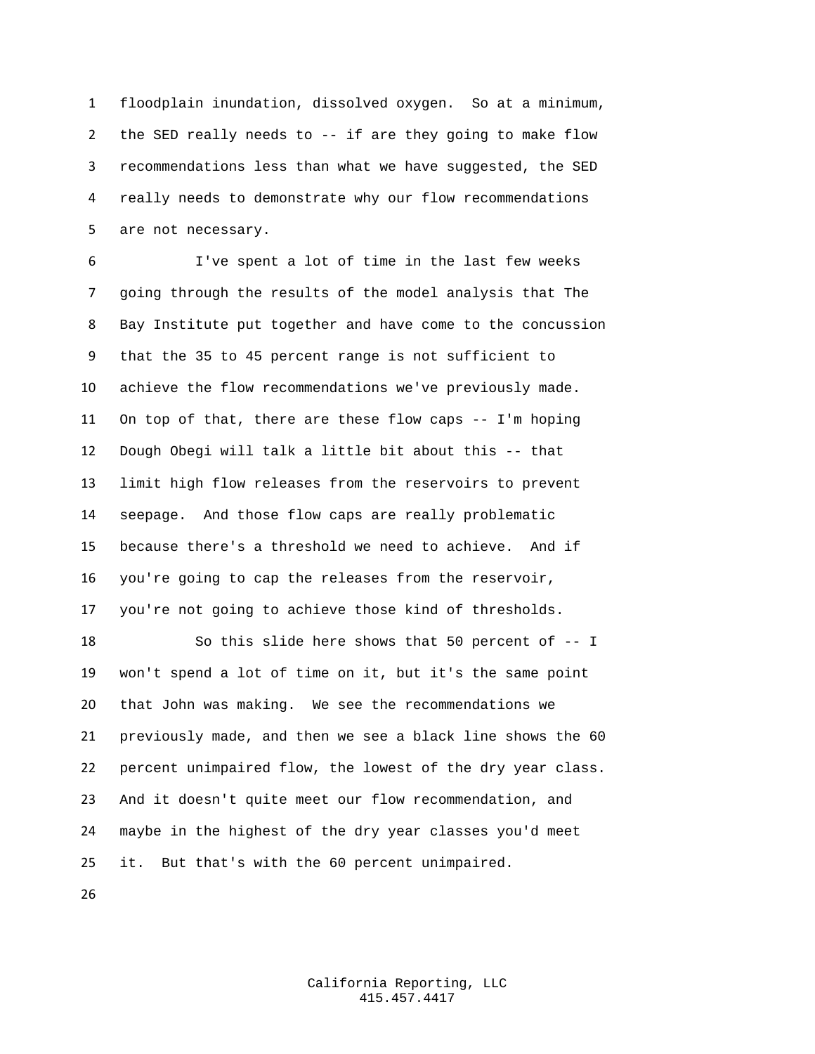floodplain inundation, dissolved oxygen. So at a minimum, the SED really needs to -- if are they going to make flow recommendations less than what we have suggested, the SED really needs to demonstrate why our flow recommendations are not necessary.

I've spent a lot of time in the last few weeks going through the results of the model analysis that The Bay Institute put together and have come to the concussion that the 35 to 45 percent range is not sufficient to achieve the flow recommendations we've previously made. On top of that, there are these flow caps -- I'm hoping Dough Obegi will talk a little bit about this -- that limit high flow releases from the reservoirs to prevent seepage. And those flow caps are really problematic because there's a threshold we need to achieve. And if you're going to cap the releases from the reservoir, you're not going to achieve those kind of thresholds.

So this slide here shows that 50 percent of -- I won't spend a lot of time on it, but it's the same point that John was making. We see the recommendations we previously made, and then we see a black line shows the 60 percent unimpaired flow, the lowest of the dry year class. And it doesn't quite meet our flow recommendation, and maybe in the highest of the dry year classes you'd meet it. But that's with the 60 percent unimpaired.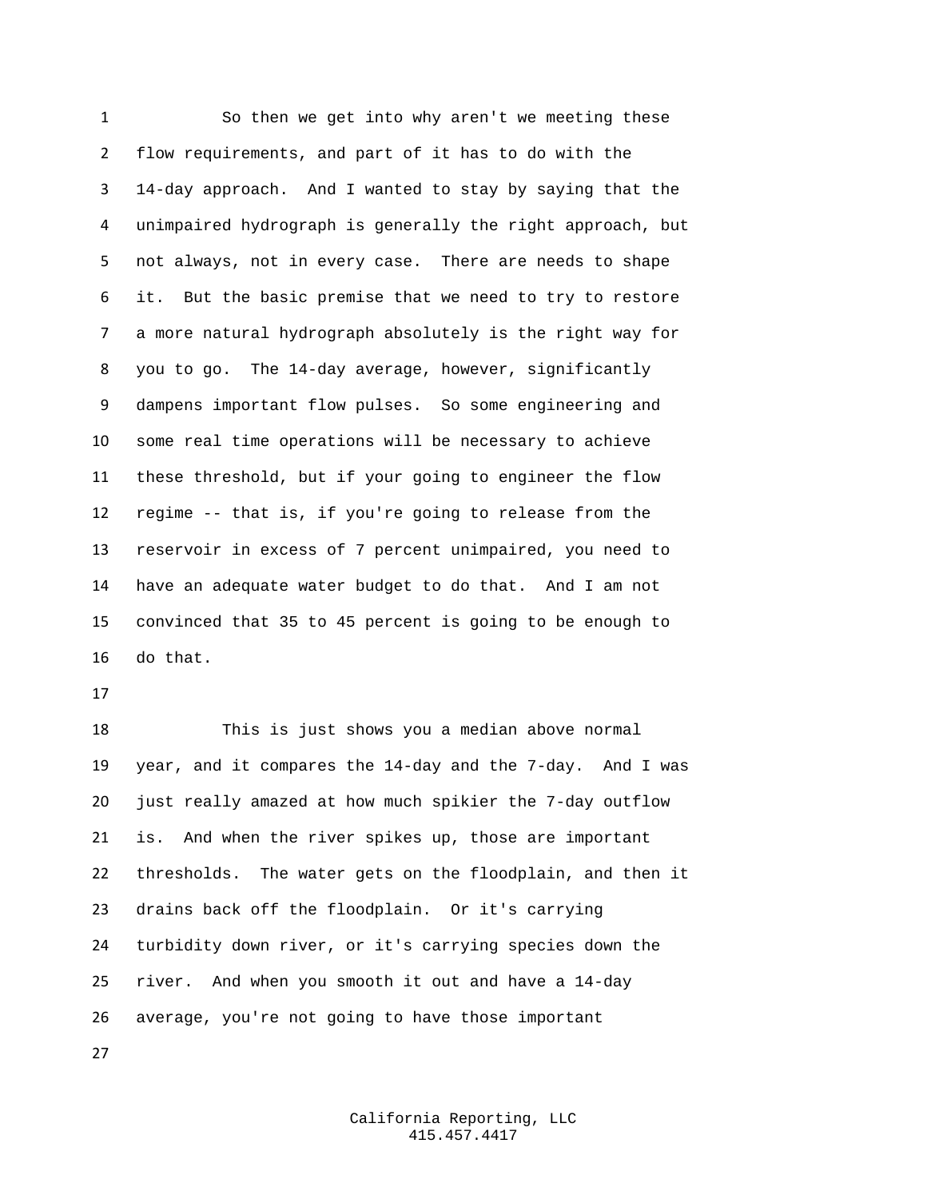So then we get into why aren't we meeting these flow requirements, and part of it has to do with the 14-day approach. And I wanted to stay by saying that the unimpaired hydrograph is generally the right approach, but not always, not in every case. There are needs to shape it. But the basic premise that we need to try to restore a more natural hydrograph absolutely is the right way for you to go. The 14-day average, however, significantly dampens important flow pulses. So some engineering and some real time operations will be necessary to achieve these threshold, but if your going to engineer the flow regime -- that is, if you're going to release from the reservoir in excess of 7 percent unimpaired, you need to have an adequate water budget to do that. And I am not convinced that 35 to 45 percent is going to be enough to do that.

This is just shows you a median above normal year, and it compares the 14-day and the 7-day. And I was just really amazed at how much spikier the 7-day outflow is. And when the river spikes up, those are important thresholds. The water gets on the floodplain, and then it drains back off the floodplain. Or it's carrying turbidity down river, or it's carrying species down the river. And when you smooth it out and have a 14-day average, you're not going to have those important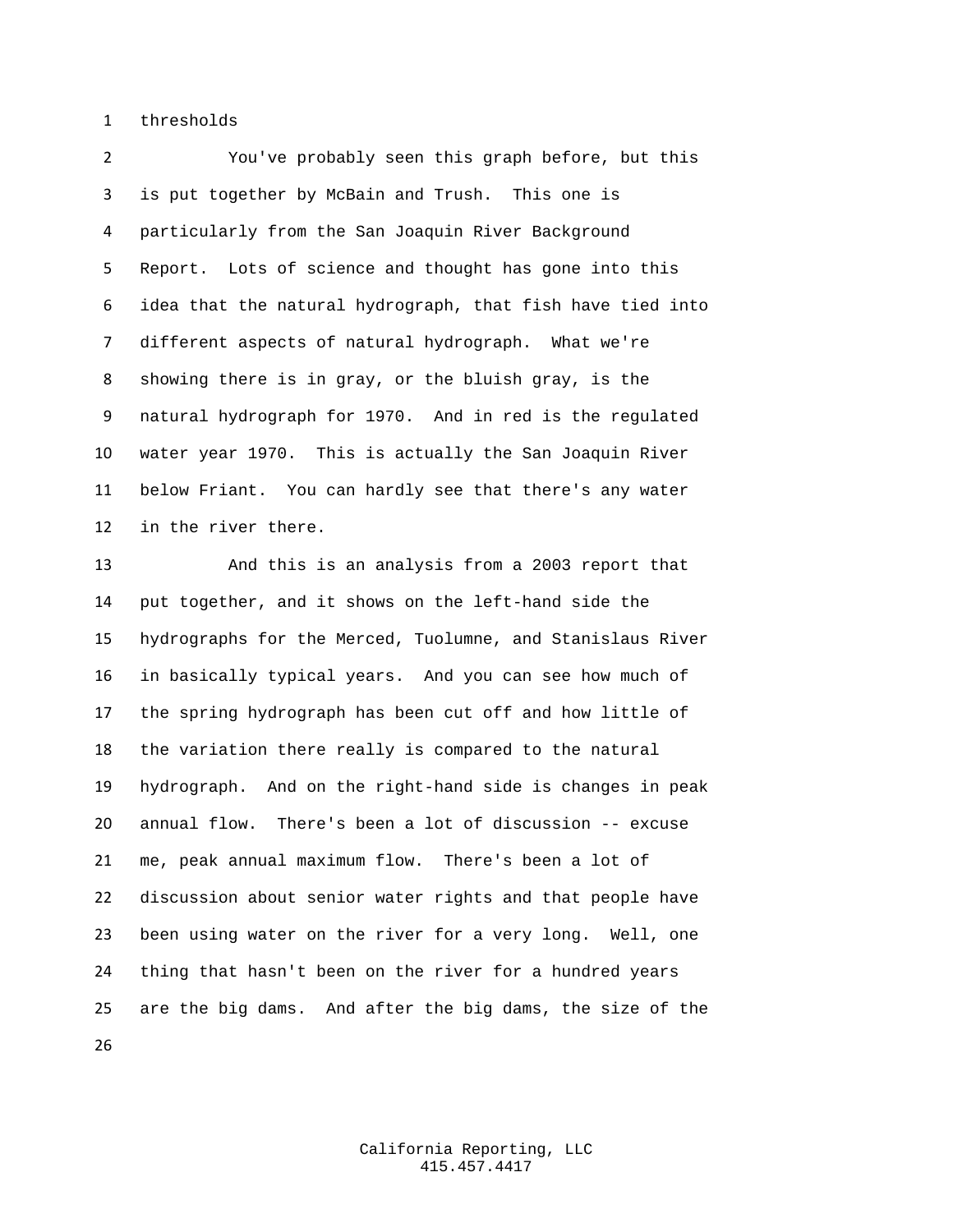thresholds

You've probably seen this graph before, but this is put together by McBain and Trush. This one is particularly from the San Joaquin River Background Report. Lots of science and thought has gone into this idea that the natural hydrograph, that fish have tied into different aspects of natural hydrograph. What we're showing there is in gray, or the bluish gray, is the natural hydrograph for 1970. And in red is the regulated water year 1970. This is actually the San Joaquin River below Friant. You can hardly see that there's any water in the river there.

And this is an analysis from a 2003 report that put together, and it shows on the left-hand side the hydrographs for the Merced, Tuolumne, and Stanislaus River in basically typical years. And you can see how much of the spring hydrograph has been cut off and how little of the variation there really is compared to the natural hydrograph. And on the right-hand side is changes in peak annual flow. There's been a lot of discussion -- excuse me, peak annual maximum flow. There's been a lot of discussion about senior water rights and that people have been using water on the river for a very long. Well, one thing that hasn't been on the river for a hundred years are the big dams. And after the big dams, the size of the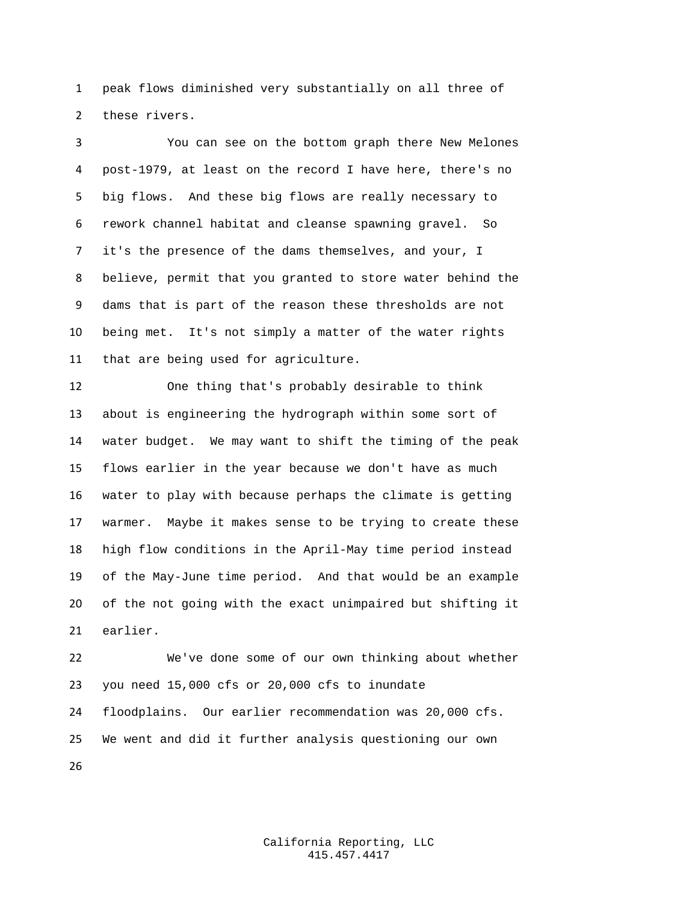peak flows diminished very substantially on all three of these rivers.

You can see on the bottom graph there New Melones post-1979, at least on the record I have here, there's no big flows. And these big flows are really necessary to rework channel habitat and cleanse spawning gravel. So it's the presence of the dams themselves, and your, I believe, permit that you granted to store water behind the dams that is part of the reason these thresholds are not being met. It's not simply a matter of the water rights that are being used for agriculture.

One thing that's probably desirable to think about is engineering the hydrograph within some sort of water budget. We may want to shift the timing of the peak flows earlier in the year because we don't have as much water to play with because perhaps the climate is getting warmer. Maybe it makes sense to be trying to create these high flow conditions in the April-May time period instead of the May-June time period. And that would be an example of the not going with the exact unimpaired but shifting it earlier.

We've done some of our own thinking about whether you need 15,000 cfs or 20,000 cfs to inundate floodplains. Our earlier recommendation was 20,000 cfs. We went and did it further analysis questioning our own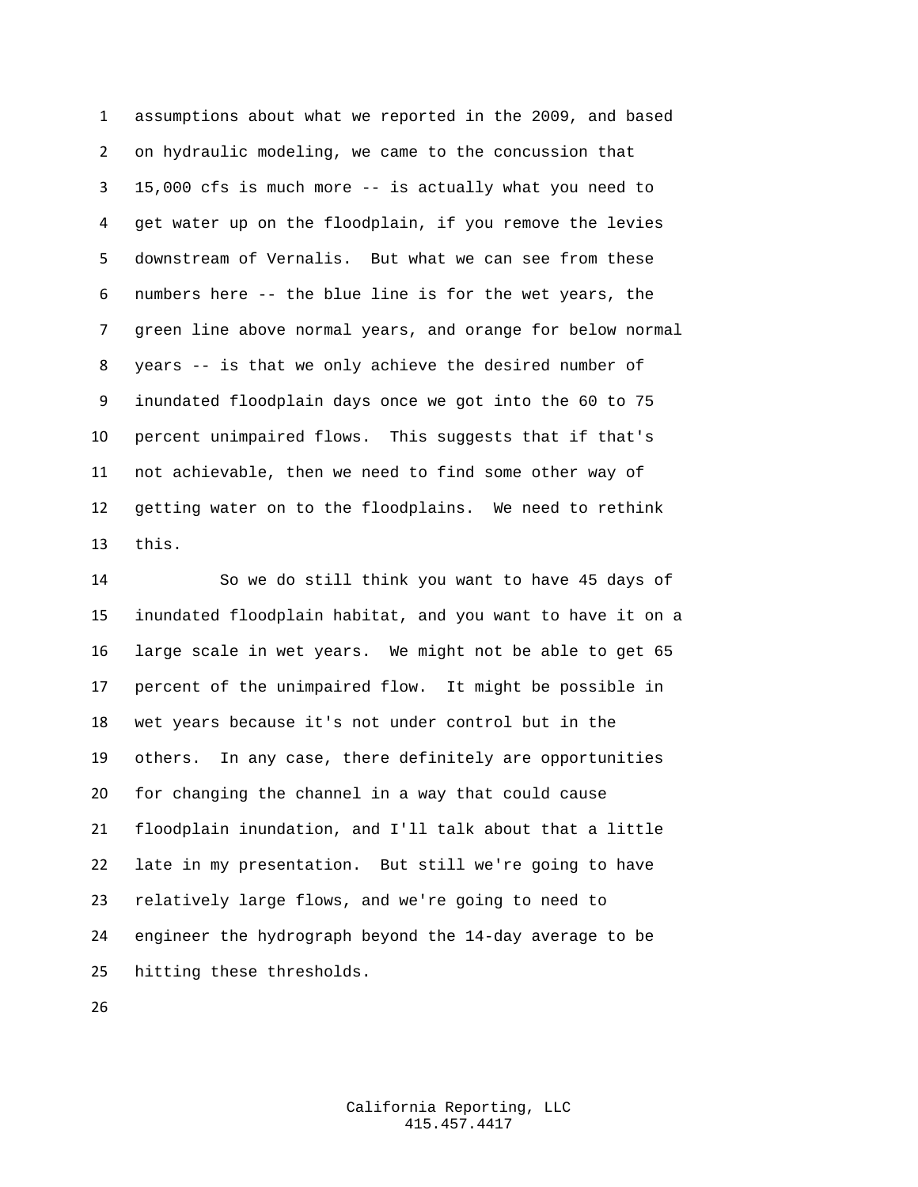assumptions about what we reported in the 2009, and based on hydraulic modeling, we came to the concussion that 15,000 cfs is much more -- is actually what you need to get water up on the floodplain, if you remove the levies downstream of Vernalis. But what we can see from these numbers here -- the blue line is for the wet years, the green line above normal years, and orange for below normal years -- is that we only achieve the desired number of inundated floodplain days once we got into the 60 to 75 percent unimpaired flows. This suggests that if that's not achievable, then we need to find some other way of getting water on to the floodplains. We need to rethink this.

So we do still think you want to have 45 days of inundated floodplain habitat, and you want to have it on a large scale in wet years. We might not be able to get 65 percent of the unimpaired flow. It might be possible in wet years because it's not under control but in the others. In any case, there definitely are opportunities for changing the channel in a way that could cause floodplain inundation, and I'll talk about that a little late in my presentation. But still we're going to have relatively large flows, and we're going to need to engineer the hydrograph beyond the 14-day average to be hitting these thresholds.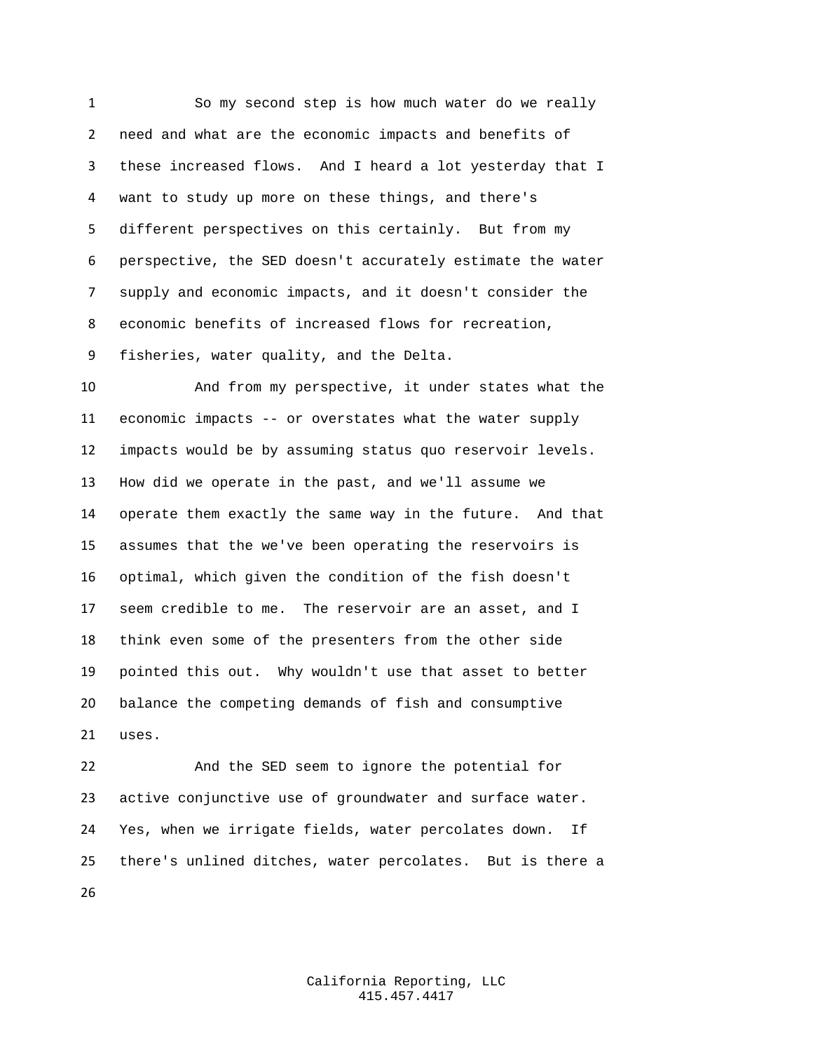So my second step is how much water do we really need and what are the economic impacts and benefits of these increased flows. And I heard a lot yesterday that I want to study up more on these things, and there's different perspectives on this certainly. But from my perspective, the SED doesn't accurately estimate the water supply and economic impacts, and it doesn't consider the economic benefits of increased flows for recreation, fisheries, water quality, and the Delta.

And from my perspective, it under states what the economic impacts -- or overstates what the water supply impacts would be by assuming status quo reservoir levels. How did we operate in the past, and we'll assume we operate them exactly the same way in the future. And that assumes that the we've been operating the reservoirs is optimal, which given the condition of the fish doesn't seem credible to me. The reservoir are an asset, and I think even some of the presenters from the other side pointed this out. Why wouldn't use that asset to better balance the competing demands of fish and consumptive uses.

And the SED seem to ignore the potential for active conjunctive use of groundwater and surface water. Yes, when we irrigate fields, water percolates down. If there's unlined ditches, water percolates. But is there a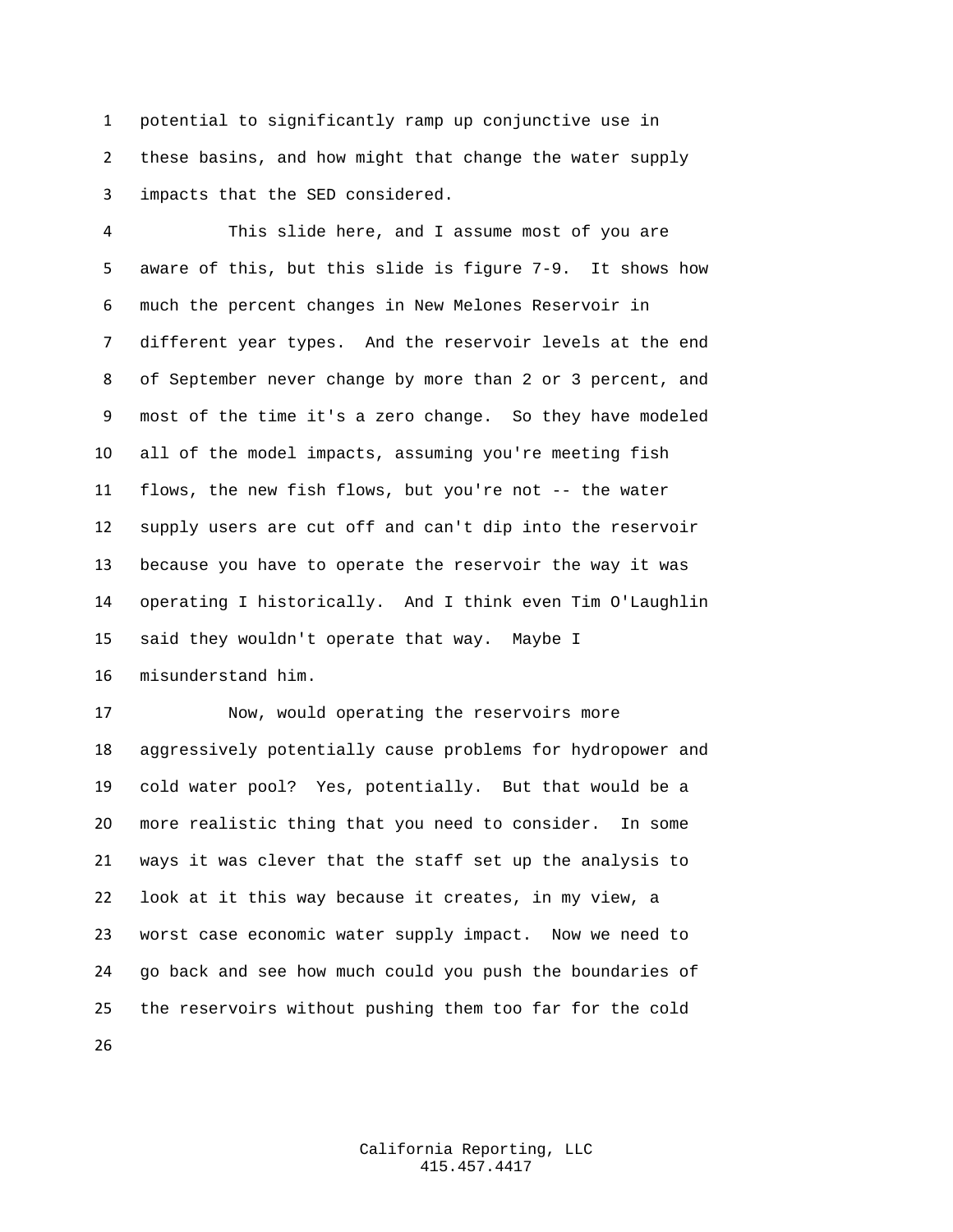potential to significantly ramp up conjunctive use in these basins, and how might that change the water supply impacts that the SED considered.

This slide here, and I assume most of you are aware of this, but this slide is figure 7-9. It shows how much the percent changes in New Melones Reservoir in different year types. And the reservoir levels at the end of September never change by more than 2 or 3 percent, and most of the time it's a zero change. So they have modeled all of the model impacts, assuming you're meeting fish flows, the new fish flows, but you're not -- the water supply users are cut off and can't dip into the reservoir because you have to operate the reservoir the way it was operating I historically. And I think even Tim O'Laughlin said they wouldn't operate that way. Maybe I misunderstand him.

Now, would operating the reservoirs more aggressively potentially cause problems for hydropower and cold water pool? Yes, potentially. But that would be a more realistic thing that you need to consider. In some ways it was clever that the staff set up the analysis to look at it this way because it creates, in my view, a worst case economic water supply impact. Now we need to go back and see how much could you push the boundaries of the reservoirs without pushing them too far for the cold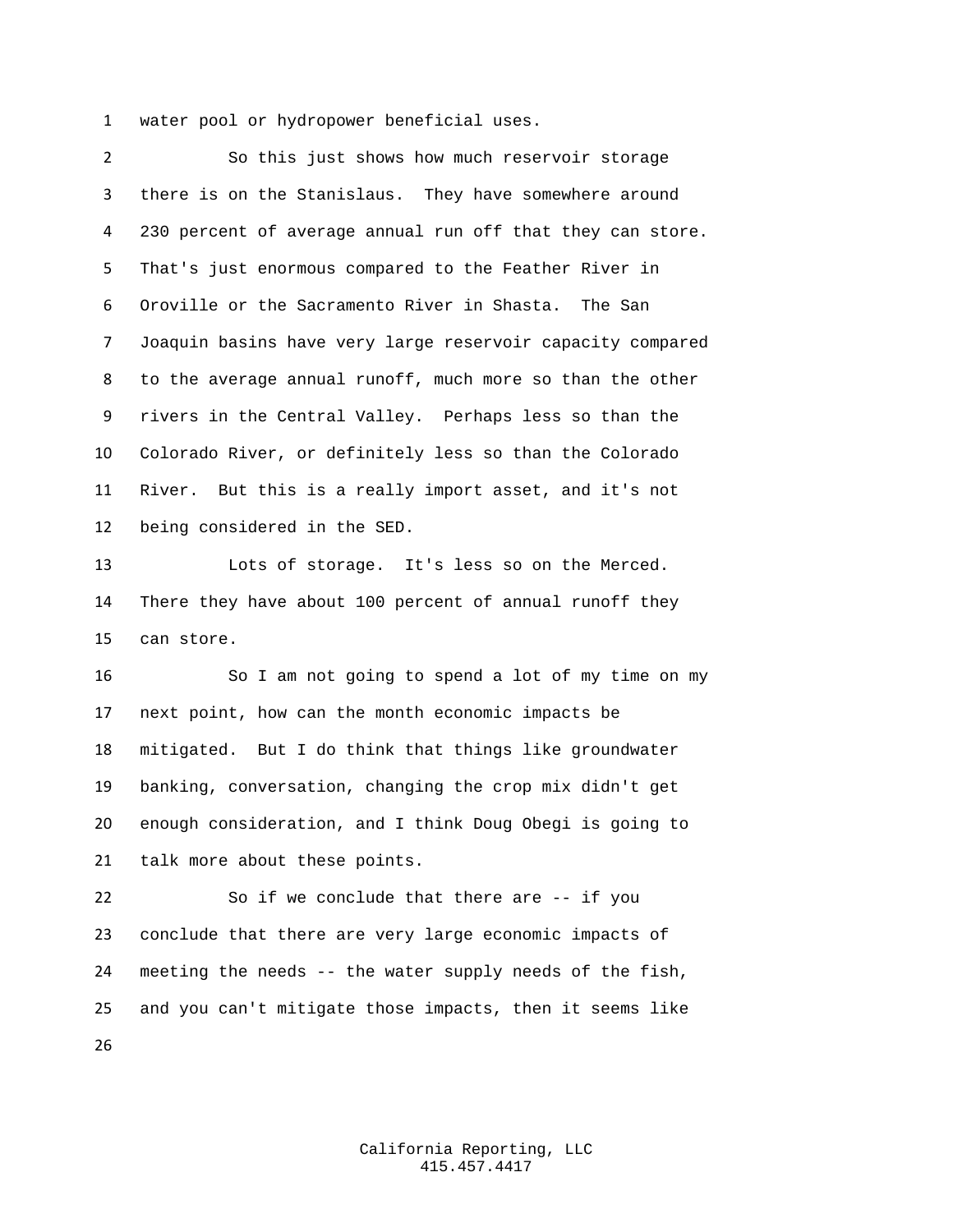water pool or hydropower beneficial uses.

So this just shows how much reservoir storage there is on the Stanislaus. They have somewhere around 230 percent of average annual run off that they can store. That's just enormous compared to the Feather River in Oroville or the Sacramento River in Shasta. The San Joaquin basins have very large reservoir capacity compared to the average annual runoff, much more so than the other rivers in the Central Valley. Perhaps less so than the Colorado River, or definitely less so than the Colorado River. But this is a really import asset, and it's not being considered in the SED.

Lots of storage. It's less so on the Merced. There they have about 100 percent of annual runoff they can store.

So I am not going to spend a lot of my time on my next point, how can the month economic impacts be mitigated. But I do think that things like groundwater banking, conversation, changing the crop mix didn't get enough consideration, and I think Doug Obegi is going to talk more about these points.

So if we conclude that there are -- if you conclude that there are very large economic impacts of meeting the needs -- the water supply needs of the fish, and you can't mitigate those impacts, then it seems like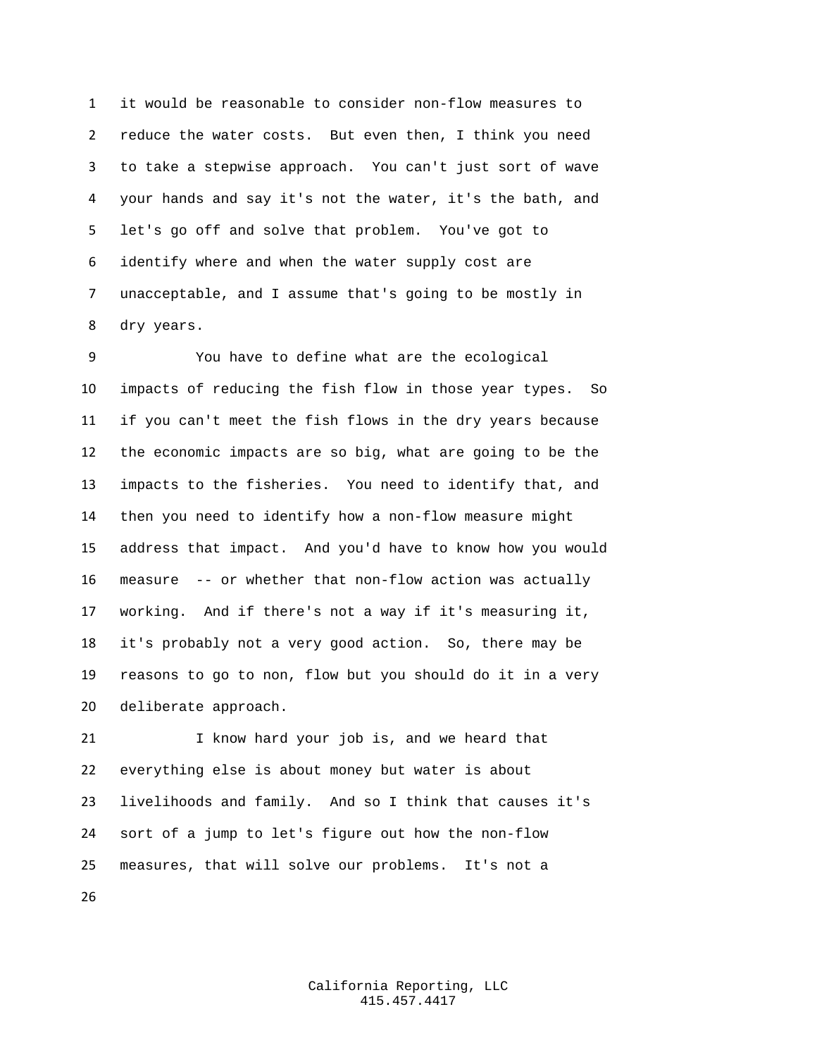it would be reasonable to consider non-flow measures to reduce the water costs. But even then, I think you need to take a stepwise approach. You can't just sort of wave your hands and say it's not the water, it's the bath, and let's go off and solve that problem. You've got to identify where and when the water supply cost are unacceptable, and I assume that's going to be mostly in dry years.

You have to define what are the ecological impacts of reducing the fish flow in those year types. So if you can't meet the fish flows in the dry years because the economic impacts are so big, what are going to be the impacts to the fisheries. You need to identify that, and then you need to identify how a non-flow measure might address that impact. And you'd have to know how you would measure -- or whether that non-flow action was actually working. And if there's not a way if it's measuring it, it's probably not a very good action. So, there may be reasons to go to non, flow but you should do it in a very deliberate approach.

I know hard your job is, and we heard that everything else is about money but water is about livelihoods and family. And so I think that causes it's sort of a jump to let's figure out how the non-flow measures, that will solve our problems. It's not a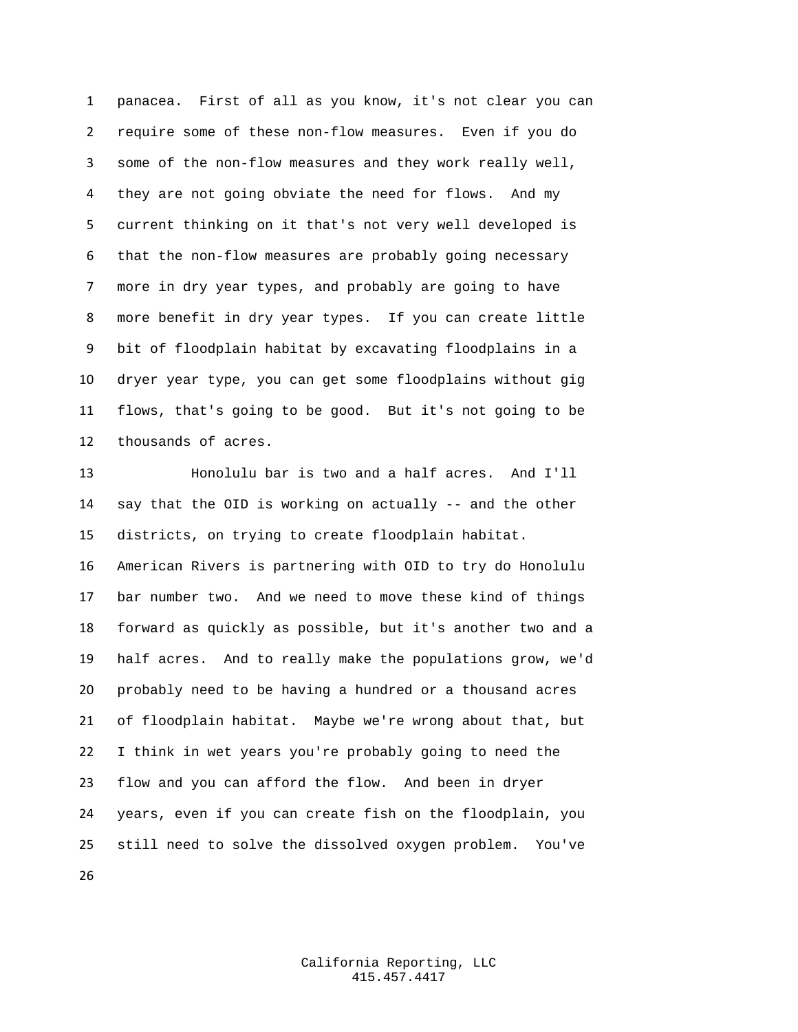panacea. First of all as you know, it's not clear you can require some of these non-flow measures. Even if you do some of the non-flow measures and they work really well, they are not going obviate the need for flows. And my current thinking on it that's not very well developed is that the non-flow measures are probably going necessary more in dry year types, and probably are going to have more benefit in dry year types. If you can create little bit of floodplain habitat by excavating floodplains in a dryer year type, you can get some floodplains without gig flows, that's going to be good. But it's not going to be thousands of acres.

Honolulu bar is two and a half acres. And I'll say that the OID is working on actually -- and the other districts, on trying to create floodplain habitat. American Rivers is partnering with OID to try do Honolulu bar number two. And we need to move these kind of things forward as quickly as possible, but it's another two and a half acres. And to really make the populations grow, we'd probably need to be having a hundred or a thousand acres of floodplain habitat. Maybe we're wrong about that, but I think in wet years you're probably going to need the flow and you can afford the flow. And been in dryer years, even if you can create fish on the floodplain, you still need to solve the dissolved oxygen problem. You've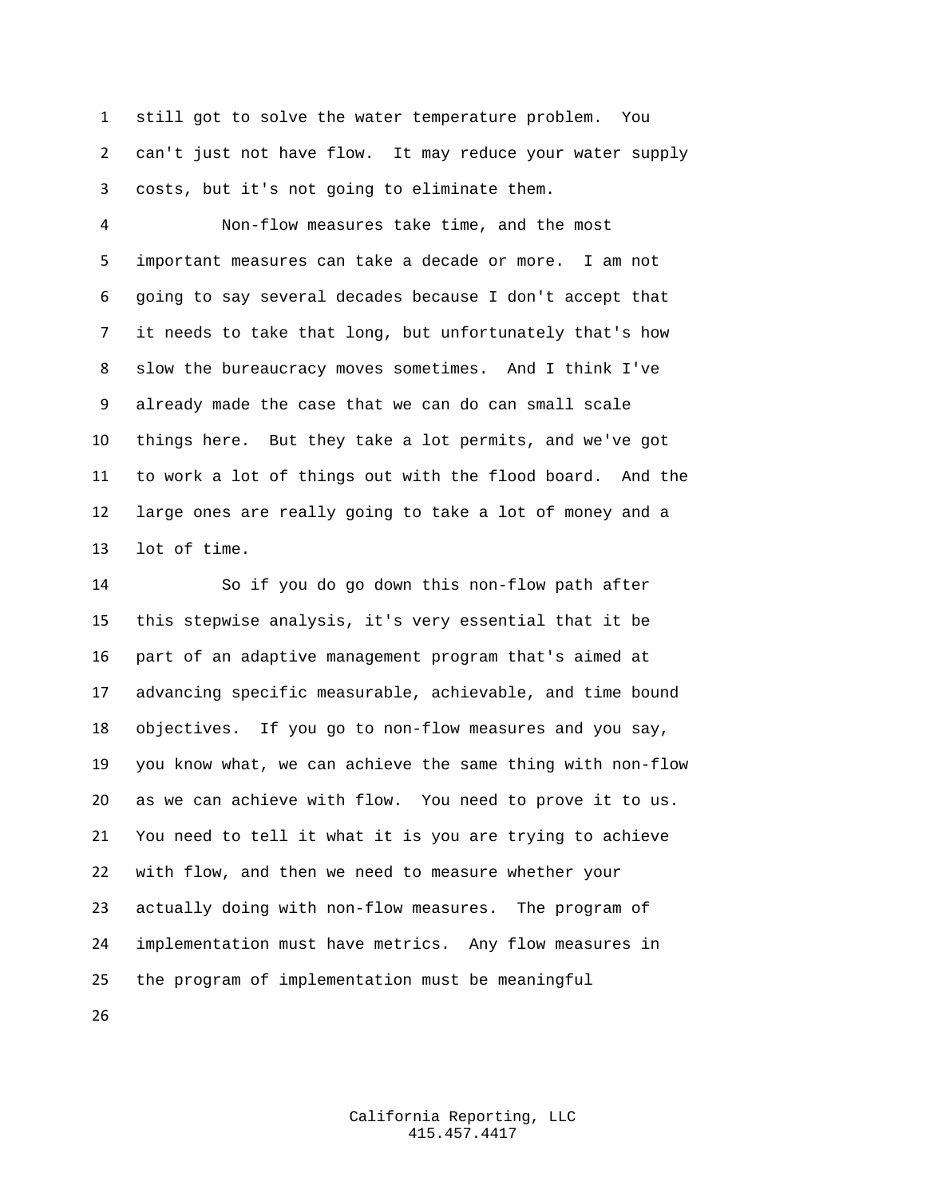still got to solve the water temperature problem. You can't just not have flow. It may reduce your water supply costs, but it's not going to eliminate them.

Non-flow measures take time, and the most important measures can take a decade or more. I am not going to say several decades because I don't accept that it needs to take that long, but unfortunately that's how slow the bureaucracy moves sometimes. And I think I've already made the case that we can do can small scale things here. But they take a lot permits, and we've got to work a lot of things out with the flood board. And the large ones are really going to take a lot of money and a lot of time.

So if you do go down this non-flow path after this stepwise analysis, it's very essential that it be part of an adaptive management program that's aimed at advancing specific measurable, achievable, and time bound objectives. If you go to non-flow measures and you say, you know what, we can achieve the same thing with non-flow as we can achieve with flow. You need to prove it to us. You need to tell it what it is you are trying to achieve with flow, and then we need to measure whether your actually doing with non-flow measures. The program of implementation must have metrics. Any flow measures in the program of implementation must be meaningful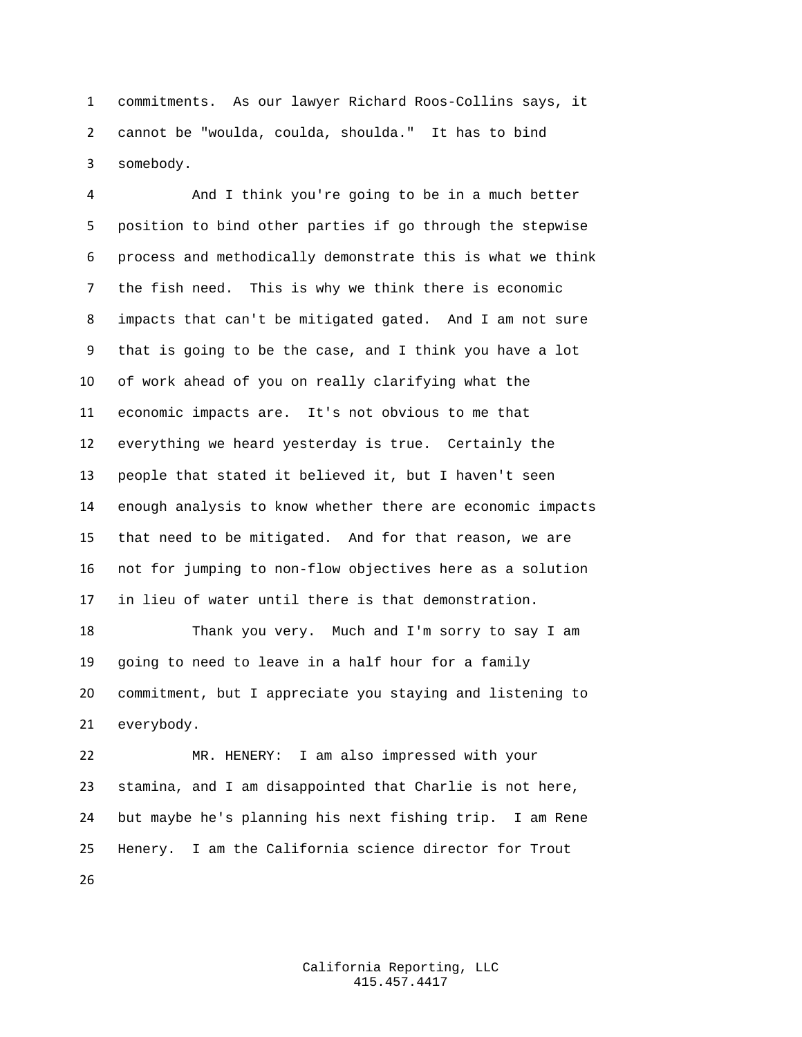commitments. As our lawyer Richard Roos-Collins says, it cannot be "woulda, coulda, shoulda." It has to bind somebody.

And I think you're going to be in a much better position to bind other parties if go through the stepwise process and methodically demonstrate this is what we think the fish need. This is why we think there is economic impacts that can't be mitigated gated. And I am not sure that is going to be the case, and I think you have a lot of work ahead of you on really clarifying what the economic impacts are. It's not obvious to me that everything we heard yesterday is true. Certainly the people that stated it believed it, but I haven't seen enough analysis to know whether there are economic impacts that need to be mitigated. And for that reason, we are not for jumping to non-flow objectives here as a solution in lieu of water until there is that demonstration.

Thank you very. Much and I'm sorry to say I am going to need to leave in a half hour for a family commitment, but I appreciate you staying and listening to everybody.

MR. HENERY: I am also impressed with your stamina, and I am disappointed that Charlie is not here, but maybe he's planning his next fishing trip. I am Rene Henery. I am the California science director for Trout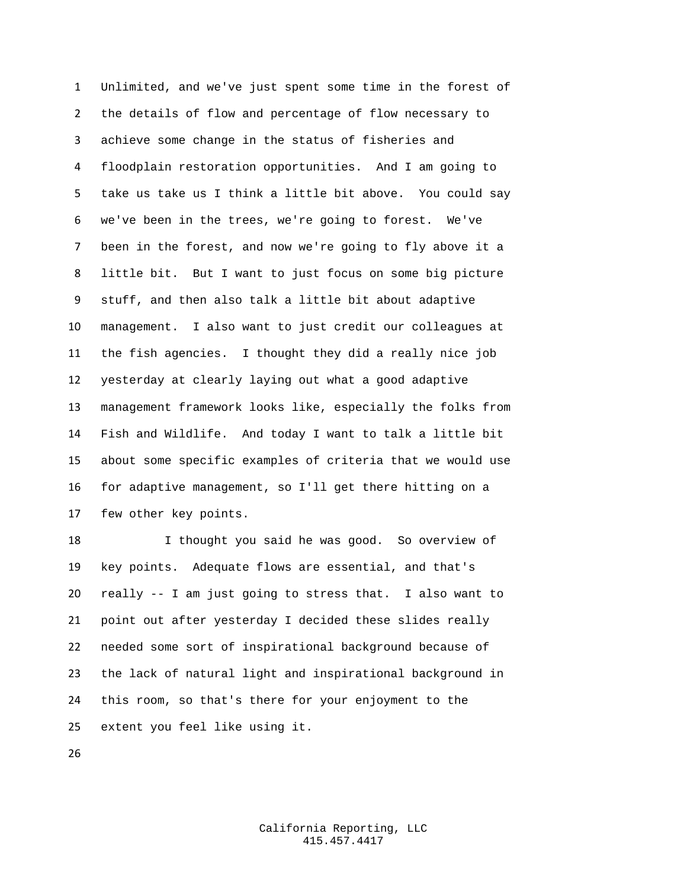Unlimited, and we've just spent some time in the forest of the details of flow and percentage of flow necessary to achieve some change in the status of fisheries and floodplain restoration opportunities. And I am going to take us take us I think a little bit above. You could say we've been in the trees, we're going to forest. We've been in the forest, and now we're going to fly above it a little bit. But I want to just focus on some big picture stuff, and then also talk a little bit about adaptive management. I also want to just credit our colleagues at the fish agencies. I thought they did a really nice job yesterday at clearly laying out what a good adaptive management framework looks like, especially the folks from Fish and Wildlife. And today I want to talk a little bit about some specific examples of criteria that we would use for adaptive management, so I'll get there hitting on a few other key points.

I thought you said he was good. So overview of key points. Adequate flows are essential, and that's really -- I am just going to stress that. I also want to point out after yesterday I decided these slides really needed some sort of inspirational background because of the lack of natural light and inspirational background in this room, so that's there for your enjoyment to the extent you feel like using it.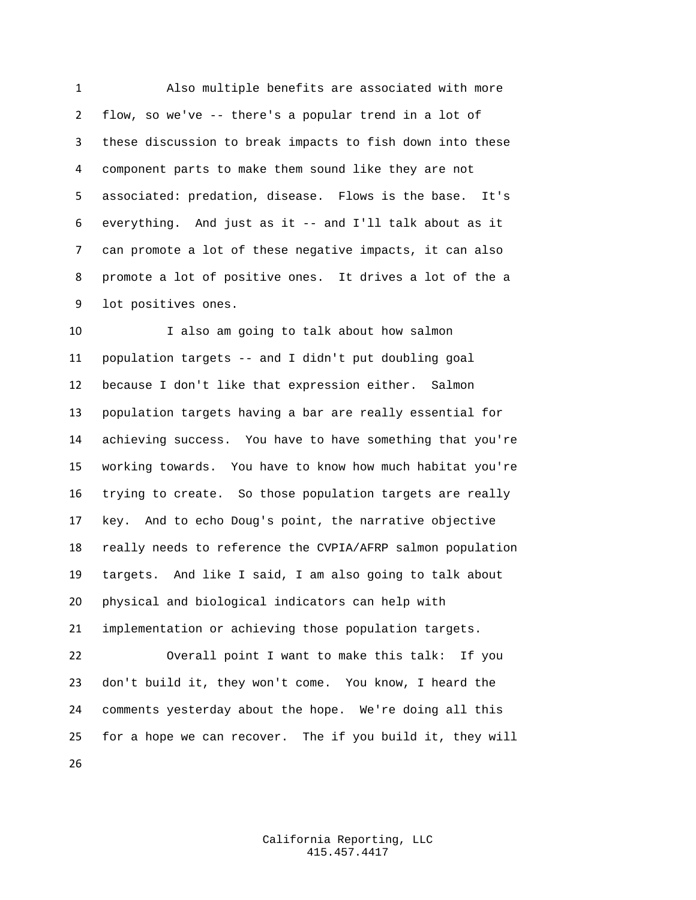Also multiple benefits are associated with more flow, so we've -- there's a popular trend in a lot of these discussion to break impacts to fish down into these component parts to make them sound like they are not associated: predation, disease. Flows is the base. It's everything. And just as it -- and I'll talk about as it can promote a lot of these negative impacts, it can also promote a lot of positive ones. It drives a lot of the a lot positives ones.

I also am going to talk about how salmon population targets -- and I didn't put doubling goal because I don't like that expression either. Salmon population targets having a bar are really essential for achieving success. You have to have something that you're working towards. You have to know how much habitat you're trying to create. So those population targets are really key. And to echo Doug's point, the narrative objective really needs to reference the CVPIA/AFRP salmon population targets. And like I said, I am also going to talk about physical and biological indicators can help with implementation or achieving those population targets.

Overall point I want to make this talk: If you don't build it, they won't come. You know, I heard the comments yesterday about the hope. We're doing all this for a hope we can recover. The if you build it, they will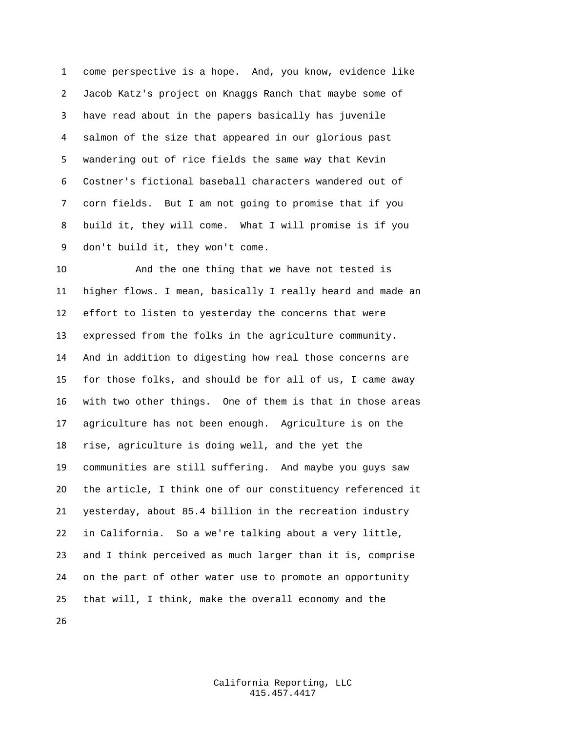come perspective is a hope. And, you know, evidence like Jacob Katz's project on Knaggs Ranch that maybe some of have read about in the papers basically has juvenile salmon of the size that appeared in our glorious past wandering out of rice fields the same way that Kevin Costner's fictional baseball characters wandered out of corn fields. But I am not going to promise that if you build it, they will come. What I will promise is if you don't build it, they won't come.

And the one thing that we have not tested is higher flows. I mean, basically I really heard and made an effort to listen to yesterday the concerns that were expressed from the folks in the agriculture community. And in addition to digesting how real those concerns are for those folks, and should be for all of us, I came away with two other things. One of them is that in those areas agriculture has not been enough. Agriculture is on the rise, agriculture is doing well, and the yet the communities are still suffering. And maybe you guys saw the article, I think one of our constituency referenced it yesterday, about 85.4 billion in the recreation industry in California. So a we're talking about a very little, and I think perceived as much larger than it is, comprise on the part of other water use to promote an opportunity that will, I think, make the overall economy and the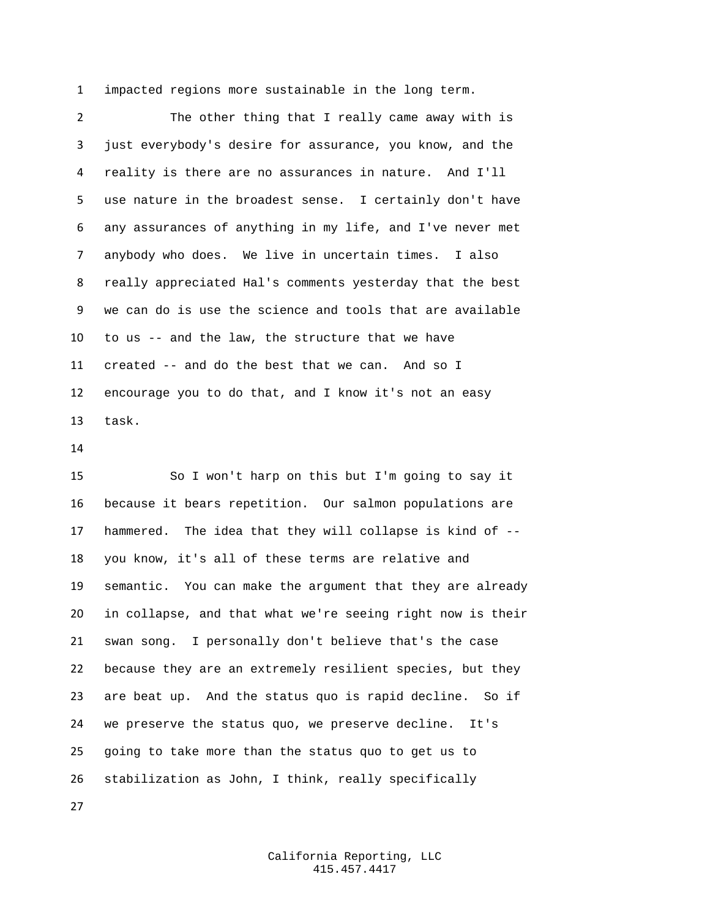impacted regions more sustainable in the long term.

The other thing that I really came away with is just everybody's desire for assurance, you know, and the reality is there are no assurances in nature. And I'll use nature in the broadest sense. I certainly don't have any assurances of anything in my life, and I've never met anybody who does. We live in uncertain times. I also really appreciated Hal's comments yesterday that the best we can do is use the science and tools that are available to us -- and the law, the structure that we have created -- and do the best that we can. And so I encourage you to do that, and I know it's not an easy task.

So I won't harp on this but I'm going to say it because it bears repetition. Our salmon populations are hammered. The idea that they will collapse is kind of -- you know, it's all of these terms are relative and semantic. You can make the argument that they are already in collapse, and that what we're seeing right now is their swan song. I personally don't believe that's the case because they are an extremely resilient species, but they are beat up. And the status quo is rapid decline. So if we preserve the status quo, we preserve decline. It's going to take more than the status quo to get us to stabilization as John, I think, really specifically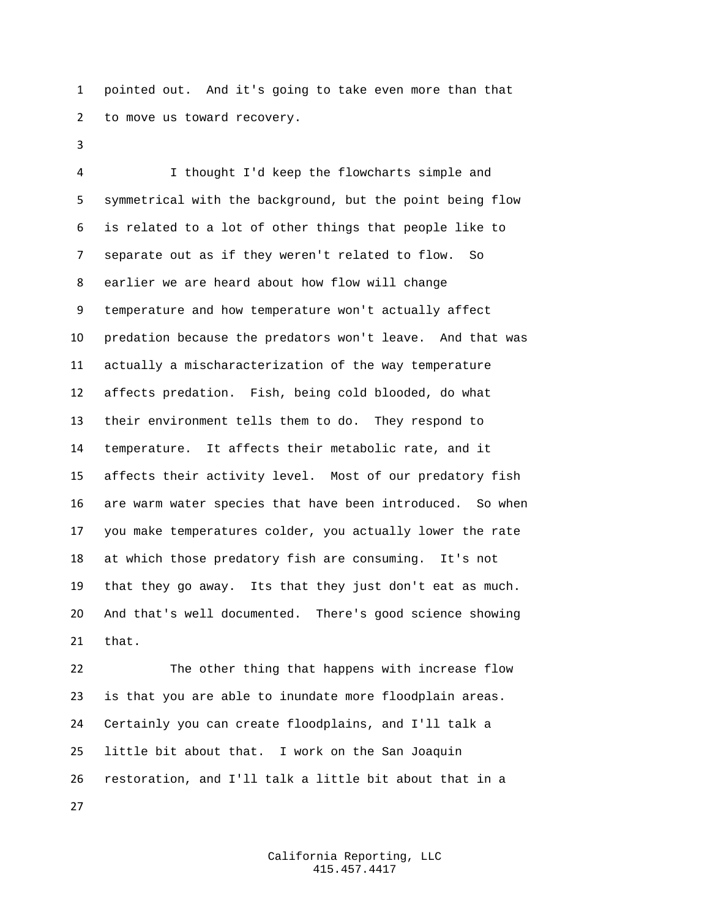pointed out. And it's going to take even more than that to move us toward recovery.

I thought I'd keep the flowcharts simple and symmetrical with the background, but the point being flow is related to a lot of other things that people like to separate out as if they weren't related to flow. So earlier we are heard about how flow will change temperature and how temperature won't actually affect predation because the predators won't leave. And that was actually a mischaracterization of the way temperature affects predation. Fish, being cold blooded, do what their environment tells them to do. They respond to temperature. It affects their metabolic rate, and it affects their activity level. Most of our predatory fish are warm water species that have been introduced. So when you make temperatures colder, you actually lower the rate at which those predatory fish are consuming. It's not that they go away. Its that they just don't eat as much. And that's well documented. There's good science showing that.

The other thing that happens with increase flow is that you are able to inundate more floodplain areas. Certainly you can create floodplains, and I'll talk a little bit about that. I work on the San Joaquin restoration, and I'll talk a little bit about that in a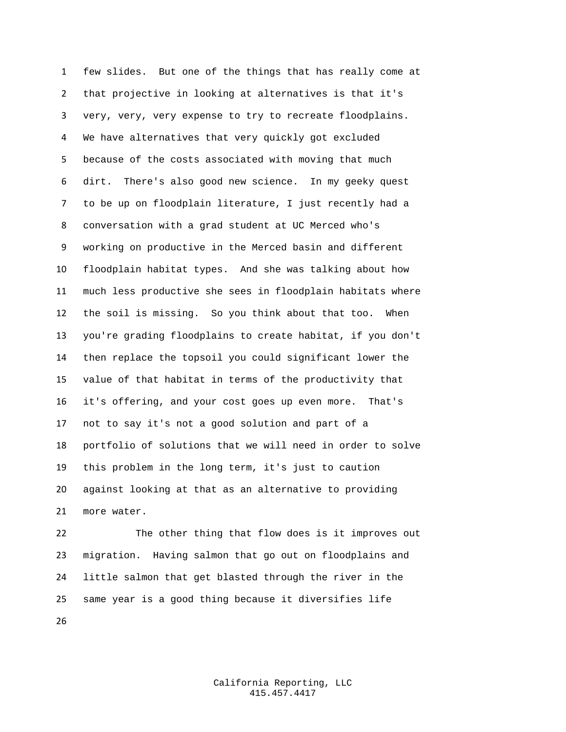few slides. But one of the things that has really come at that projective in looking at alternatives is that it's very, very, very expense to try to recreate floodplains. We have alternatives that very quickly got excluded because of the costs associated with moving that much dirt. There's also good new science. In my geeky quest to be up on floodplain literature, I just recently had a conversation with a grad student at UC Merced who's working on productive in the Merced basin and different floodplain habitat types. And she was talking about how much less productive she sees in floodplain habitats where the soil is missing. So you think about that too. When you're grading floodplains to create habitat, if you don't then replace the topsoil you could significant lower the value of that habitat in terms of the productivity that it's offering, and your cost goes up even more. That's not to say it's not a good solution and part of a portfolio of solutions that we will need in order to solve this problem in the long term, it's just to caution against looking at that as an alternative to providing more water.

The other thing that flow does is it improves out migration. Having salmon that go out on floodplains and little salmon that get blasted through the river in the same year is a good thing because it diversifies life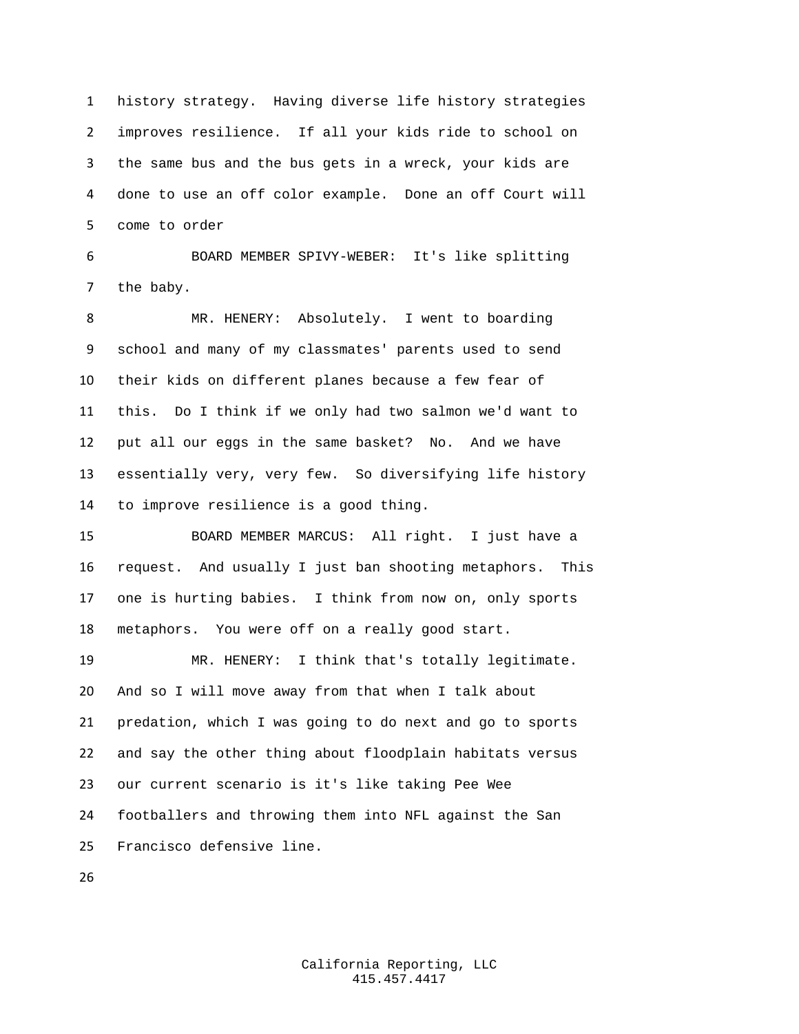history strategy. Having diverse life history strategies improves resilience. If all your kids ride to school on the same bus and the bus gets in a wreck, your kids are done to use an off color example. Done an off Court will come to order

BOARD MEMBER SPIVY-WEBER: It's like splitting the baby.

MR. HENERY: Absolutely. I went to boarding school and many of my classmates' parents used to send their kids on different planes because a few fear of this. Do I think if we only had two salmon we'd want to put all our eggs in the same basket? No. And we have essentially very, very few. So diversifying life history to improve resilience is a good thing.

BOARD MEMBER MARCUS: All right. I just have a request. And usually I just ban shooting metaphors. This one is hurting babies. I think from now on, only sports metaphors. You were off on a really good start.

MR. HENERY: I think that's totally legitimate. And so I will move away from that when I talk about predation, which I was going to do next and go to sports and say the other thing about floodplain habitats versus our current scenario is it's like taking Pee Wee footballers and throwing them into NFL against the San Francisco defensive line.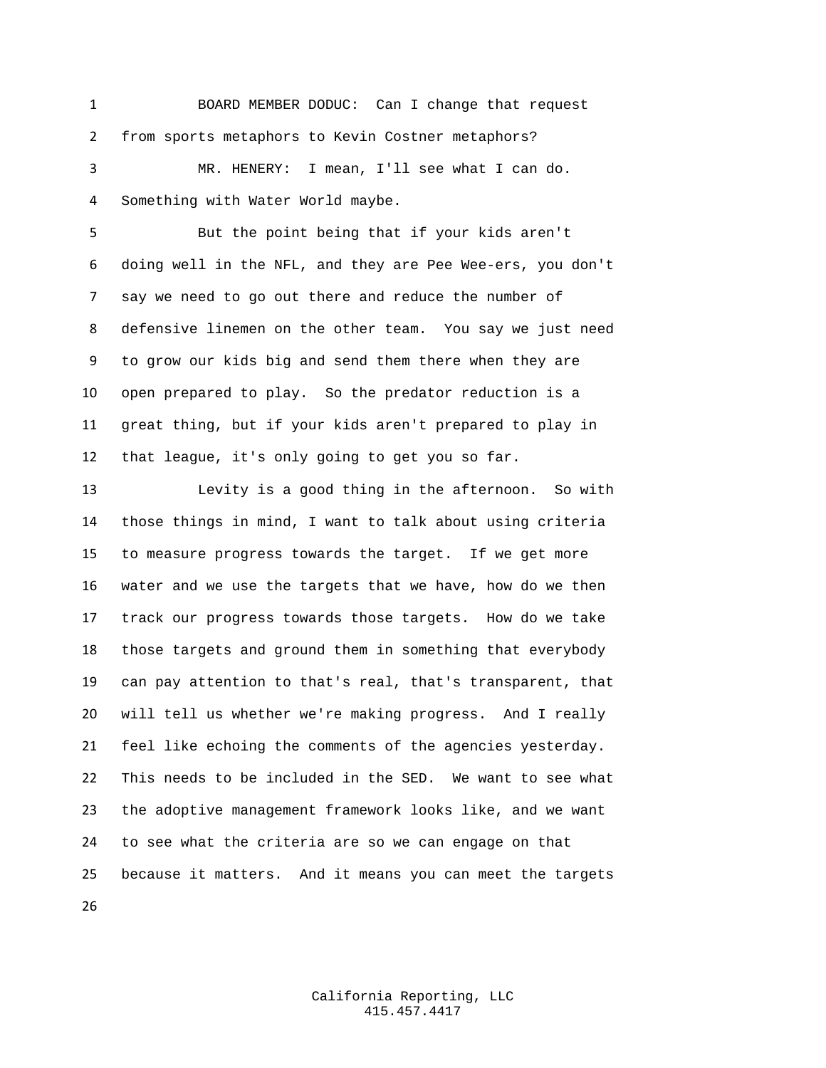BOARD MEMBER DODUC: Can I change that request from sports metaphors to Kevin Costner metaphors?

MR. HENERY: I mean, I'll see what I can do. Something with Water World maybe.

But the point being that if your kids aren't doing well in the NFL, and they are Pee Wee-ers, you don't say we need to go out there and reduce the number of defensive linemen on the other team. You say we just need to grow our kids big and send them there when they are open prepared to play. So the predator reduction is a great thing, but if your kids aren't prepared to play in that league, it's only going to get you so far.

Levity is a good thing in the afternoon. So with those things in mind, I want to talk about using criteria to measure progress towards the target. If we get more water and we use the targets that we have, how do we then track our progress towards those targets. How do we take those targets and ground them in something that everybody can pay attention to that's real, that's transparent, that will tell us whether we're making progress. And I really feel like echoing the comments of the agencies yesterday. This needs to be included in the SED. We want to see what the adoptive management framework looks like, and we want to see what the criteria are so we can engage on that because it matters. And it means you can meet the targets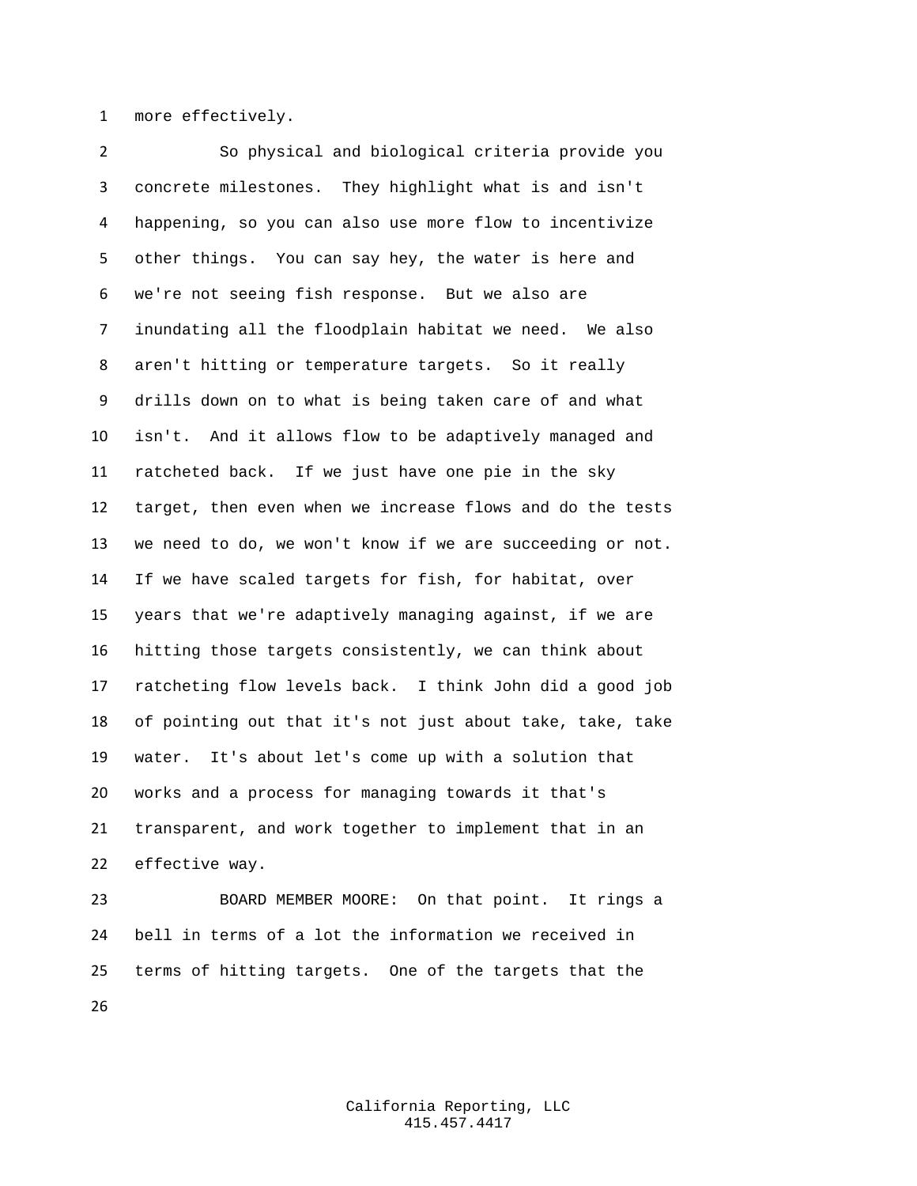more effectively.

So physical and biological criteria provide you concrete milestones. They highlight what is and isn't happening, so you can also use more flow to incentivize other things. You can say hey, the water is here and we're not seeing fish response. But we also are inundating all the floodplain habitat we need. We also aren't hitting or temperature targets. So it really drills down on to what is being taken care of and what isn't. And it allows flow to be adaptively managed and ratcheted back. If we just have one pie in the sky target, then even when we increase flows and do the tests we need to do, we won't know if we are succeeding or not. If we have scaled targets for fish, for habitat, over years that we're adaptively managing against, if we are hitting those targets consistently, we can think about ratcheting flow levels back. I think John did a good job of pointing out that it's not just about take, take, take water. It's about let's come up with a solution that works and a process for managing towards it that's transparent, and work together to implement that in an effective way.

BOARD MEMBER MOORE: On that point. It rings a bell in terms of a lot the information we received in terms of hitting targets. One of the targets that the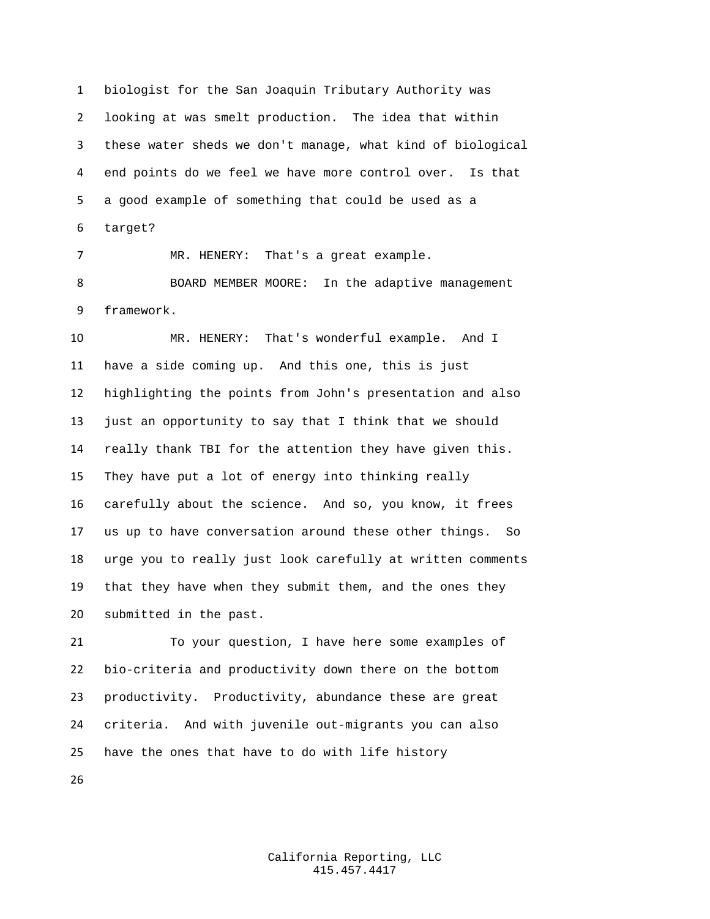biologist for the San Joaquin Tributary Authority was looking at was smelt production. The idea that within these water sheds we don't manage, what kind of biological end points do we feel we have more control over. Is that a good example of something that could be used as a target?

MR. HENERY: That's a great example.

BOARD MEMBER MOORE: In the adaptive management framework.

MR. HENERY: That's wonderful example. And I have a side coming up. And this one, this is just highlighting the points from John's presentation and also just an opportunity to say that I think that we should really thank TBI for the attention they have given this. They have put a lot of energy into thinking really carefully about the science. And so, you know, it frees us up to have conversation around these other things. So urge you to really just look carefully at written comments that they have when they submit them, and the ones they submitted in the past.

To your question, I have here some examples of bio-criteria and productivity down there on the bottom productivity. Productivity, abundance these are great criteria. And with juvenile out-migrants you can also have the ones that have to do with life history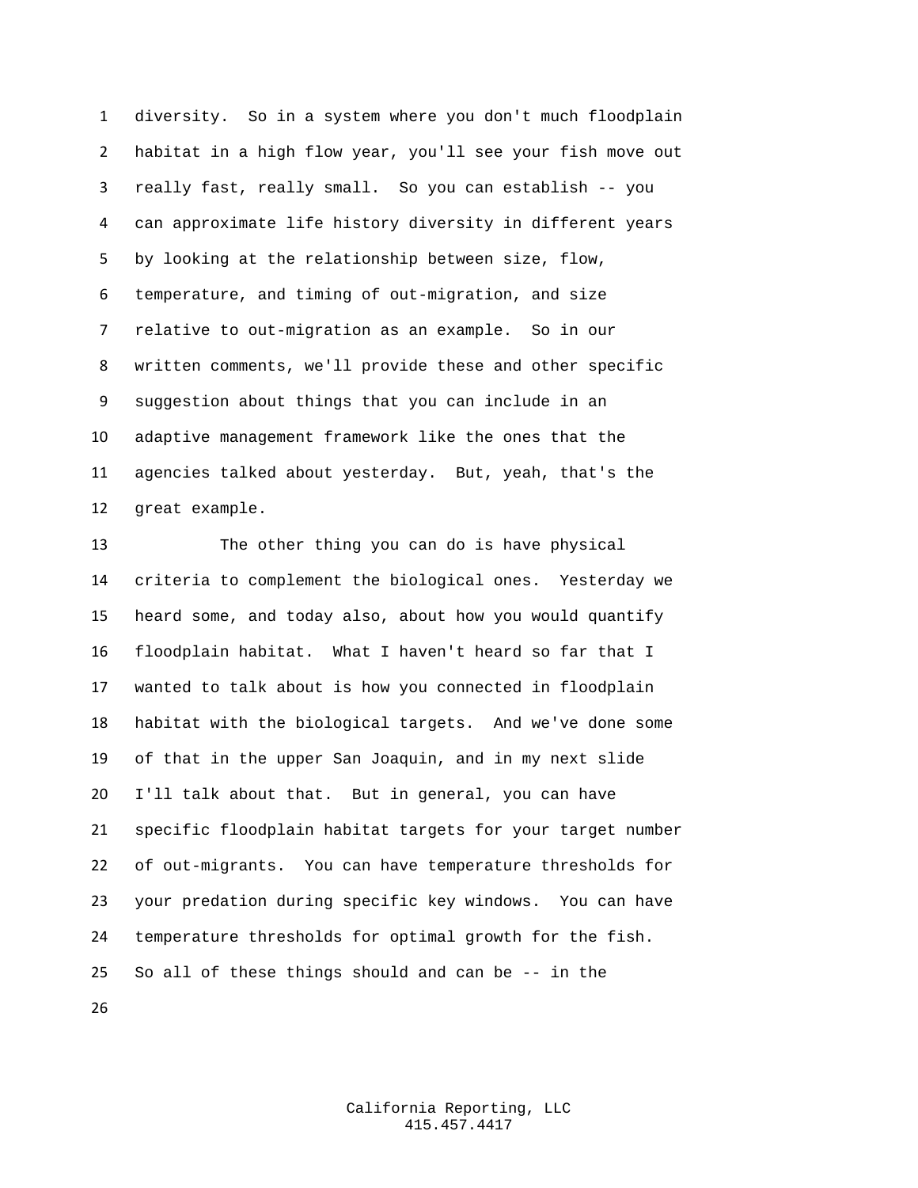diversity. So in a system where you don't much floodplain habitat in a high flow year, you'll see your fish move out really fast, really small. So you can establish -- you can approximate life history diversity in different years by looking at the relationship between size, flow, temperature, and timing of out-migration, and size relative to out-migration as an example. So in our written comments, we'll provide these and other specific suggestion about things that you can include in an adaptive management framework like the ones that the agencies talked about yesterday. But, yeah, that's the great example.

The other thing you can do is have physical criteria to complement the biological ones. Yesterday we heard some, and today also, about how you would quantify floodplain habitat. What I haven't heard so far that I wanted to talk about is how you connected in floodplain habitat with the biological targets. And we've done some of that in the upper San Joaquin, and in my next slide I'll talk about that. But in general, you can have specific floodplain habitat targets for your target number of out-migrants. You can have temperature thresholds for your predation during specific key windows. You can have temperature thresholds for optimal growth for the fish. So all of these things should and can be -- in the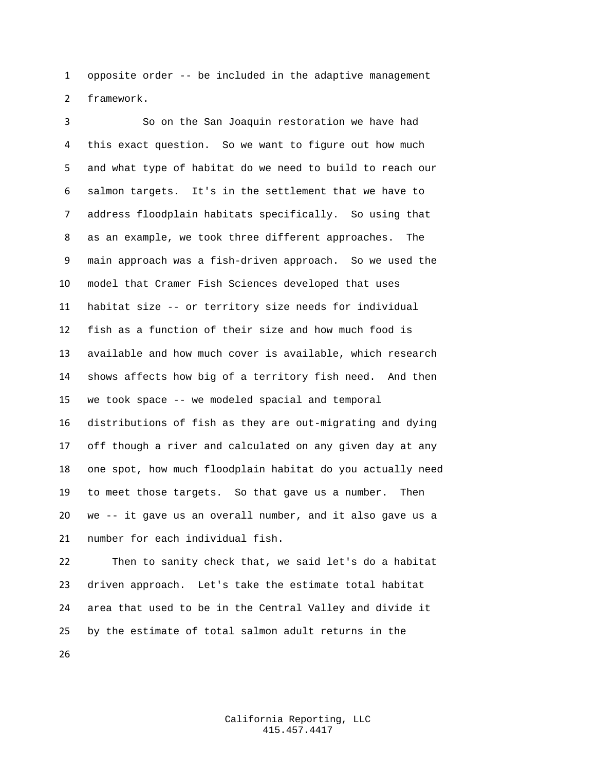opposite order -- be included in the adaptive management framework.

So on the San Joaquin restoration we have had this exact question. So we want to figure out how much and what type of habitat do we need to build to reach our salmon targets. It's in the settlement that we have to address floodplain habitats specifically. So using that as an example, we took three different approaches. The main approach was a fish-driven approach. So we used the model that Cramer Fish Sciences developed that uses habitat size -- or territory size needs for individual fish as a function of their size and how much food is available and how much cover is available, which research shows affects how big of a territory fish need. And then we took space -- we modeled spacial and temporal distributions of fish as they are out-migrating and dying off though a river and calculated on any given day at any one spot, how much floodplain habitat do you actually need to meet those targets. So that gave us a number. Then we -- it gave us an overall number, and it also gave us a number for each individual fish.

Then to sanity check that, we said let's do a habitat driven approach. Let's take the estimate total habitat area that used to be in the Central Valley and divide it by the estimate of total salmon adult returns in the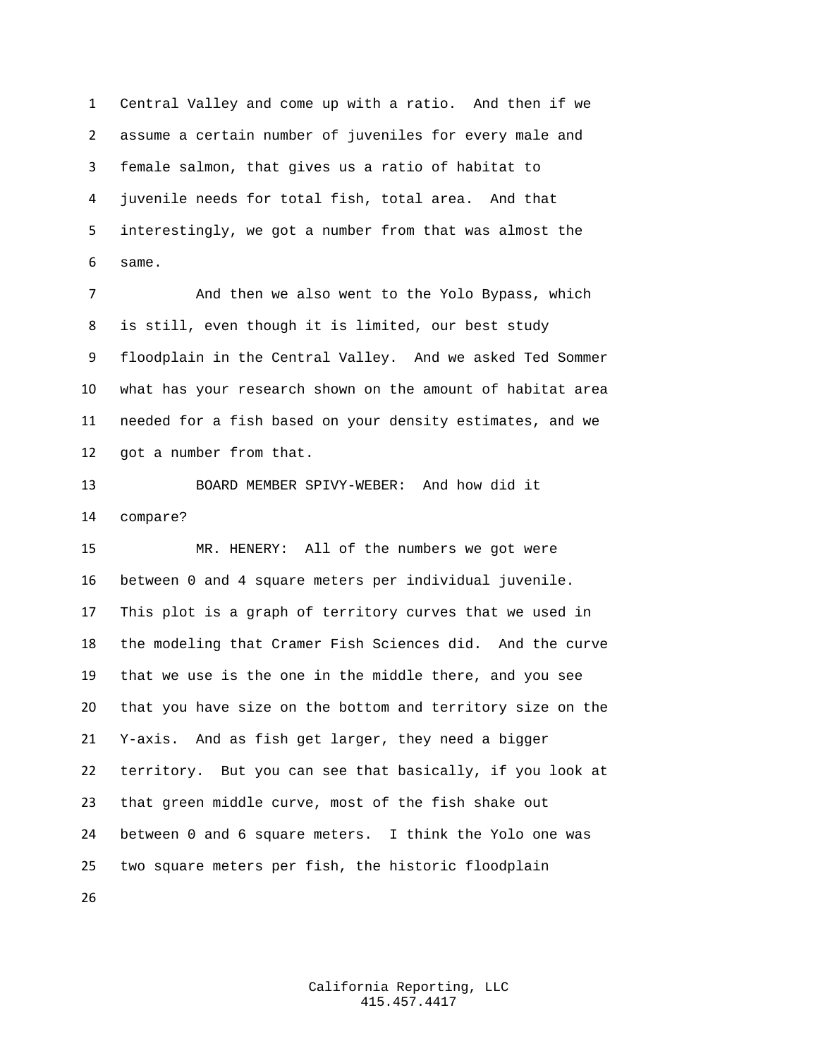Central Valley and come up with a ratio. And then if we assume a certain number of juveniles for every male and female salmon, that gives us a ratio of habitat to juvenile needs for total fish, total area. And that interestingly, we got a number from that was almost the same.

And then we also went to the Yolo Bypass, which is still, even though it is limited, our best study floodplain in the Central Valley. And we asked Ted Sommer what has your research shown on the amount of habitat area needed for a fish based on your density estimates, and we got a number from that.

BOARD MEMBER SPIVY-WEBER: And how did it compare?

MR. HENERY: All of the numbers we got were between 0 and 4 square meters per individual juvenile. This plot is a graph of territory curves that we used in the modeling that Cramer Fish Sciences did. And the curve that we use is the one in the middle there, and you see that you have size on the bottom and territory size on the Y-axis. And as fish get larger, they need a bigger territory. But you can see that basically, if you look at that green middle curve, most of the fish shake out between 0 and 6 square meters. I think the Yolo one was two square meters per fish, the historic floodplain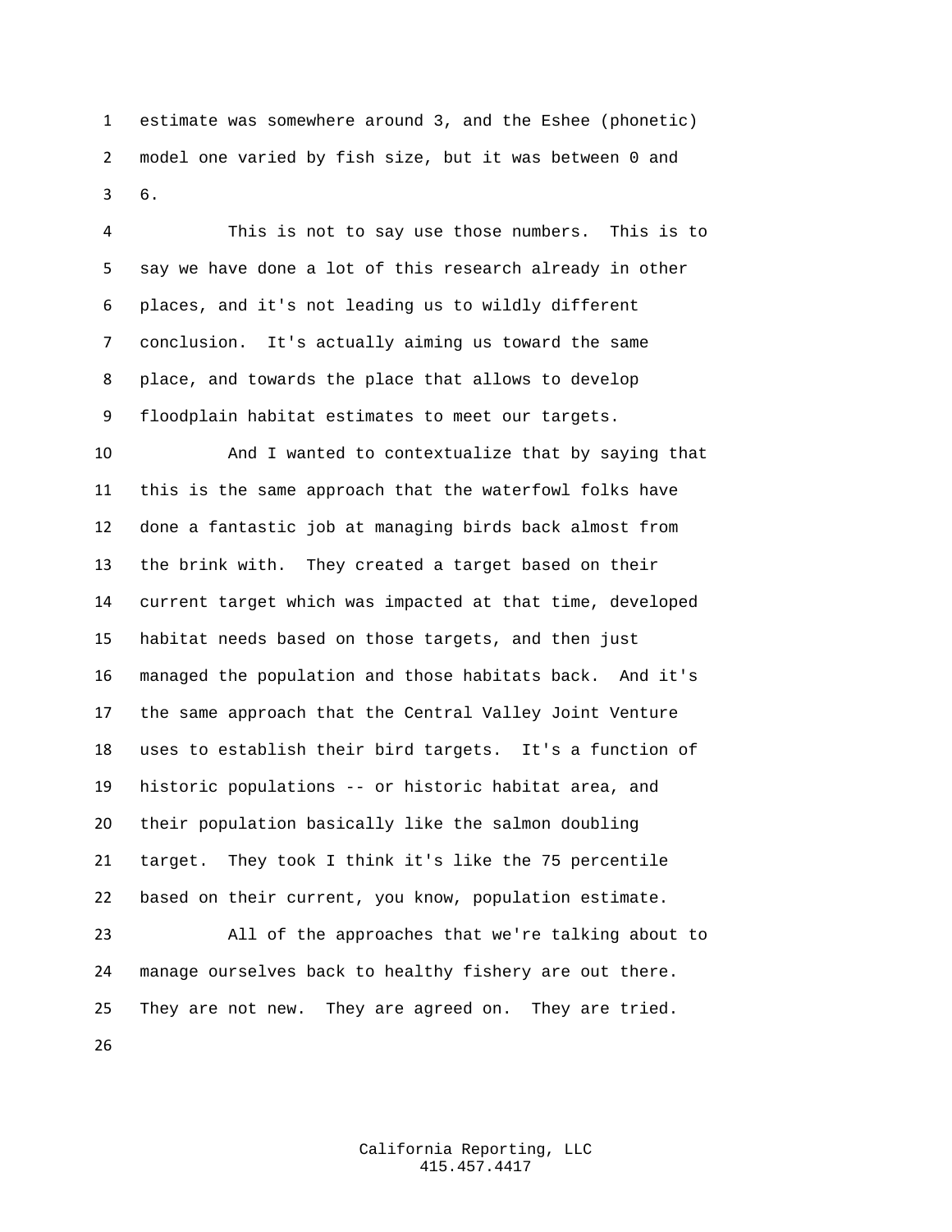estimate was somewhere around 3, and the Eshee (phonetic) model one varied by fish size, but it was between 0 and 6.

This is not to say use those numbers. This is to say we have done a lot of this research already in other places, and it's not leading us to wildly different conclusion. It's actually aiming us toward the same place, and towards the place that allows to develop floodplain habitat estimates to meet our targets.

And I wanted to contextualize that by saying that this is the same approach that the waterfowl folks have done a fantastic job at managing birds back almost from the brink with. They created a target based on their current target which was impacted at that time, developed habitat needs based on those targets, and then just managed the population and those habitats back. And it's the same approach that the Central Valley Joint Venture uses to establish their bird targets. It's a function of historic populations -- or historic habitat area, and their population basically like the salmon doubling target. They took I think it's like the 75 percentile based on their current, you know, population estimate.

All of the approaches that we're talking about to manage ourselves back to healthy fishery are out there. They are not new. They are agreed on. They are tried.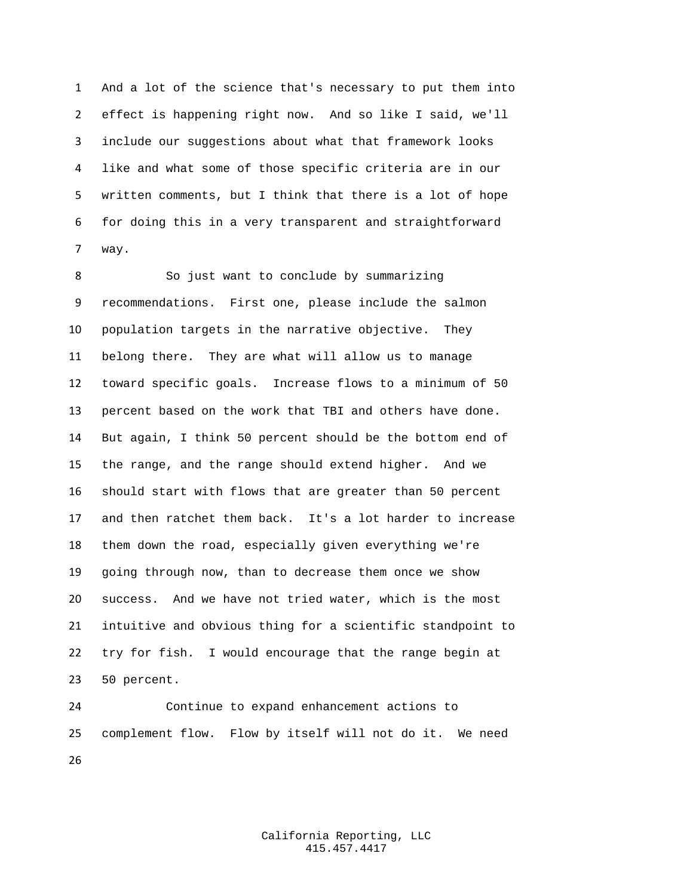And a lot of the science that's necessary to put them into effect is happening right now. And so like I said, we'll include our suggestions about what that framework looks like and what some of those specific criteria are in our written comments, but I think that there is a lot of hope for doing this in a very transparent and straightforward way.

So just want to conclude by summarizing recommendations. First one, please include the salmon population targets in the narrative objective. They belong there. They are what will allow us to manage toward specific goals. Increase flows to a minimum of 50 percent based on the work that TBI and others have done. But again, I think 50 percent should be the bottom end of the range, and the range should extend higher. And we should start with flows that are greater than 50 percent and then ratchet them back. It's a lot harder to increase them down the road, especially given everything we're going through now, than to decrease them once we show success. And we have not tried water, which is the most intuitive and obvious thing for a scientific standpoint to try for fish. I would encourage that the range begin at 50 percent.

Continue to expand enhancement actions to complement flow. Flow by itself will not do it. We need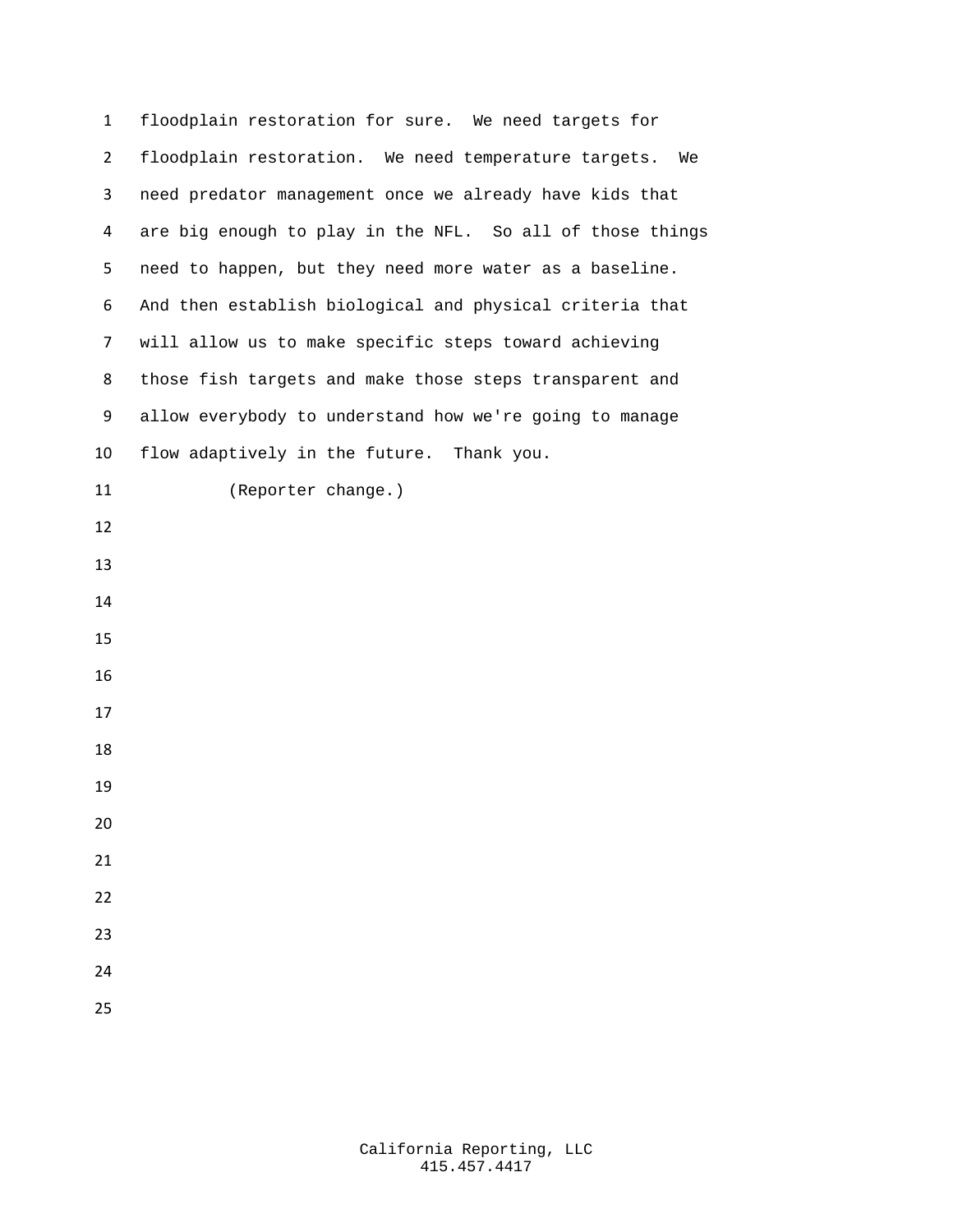floodplain restoration for sure. We need targets for floodplain restoration. We need temperature targets. We need predator management once we already have kids that are big enough to play in the NFL. So all of those things need to happen, but they need more water as a baseline. And then establish biological and physical criteria that will allow us to make specific steps toward achieving those fish targets and make those steps transparent and allow everybody to understand how we're going to manage flow adaptively in the future. Thank you.

(Reporter change.)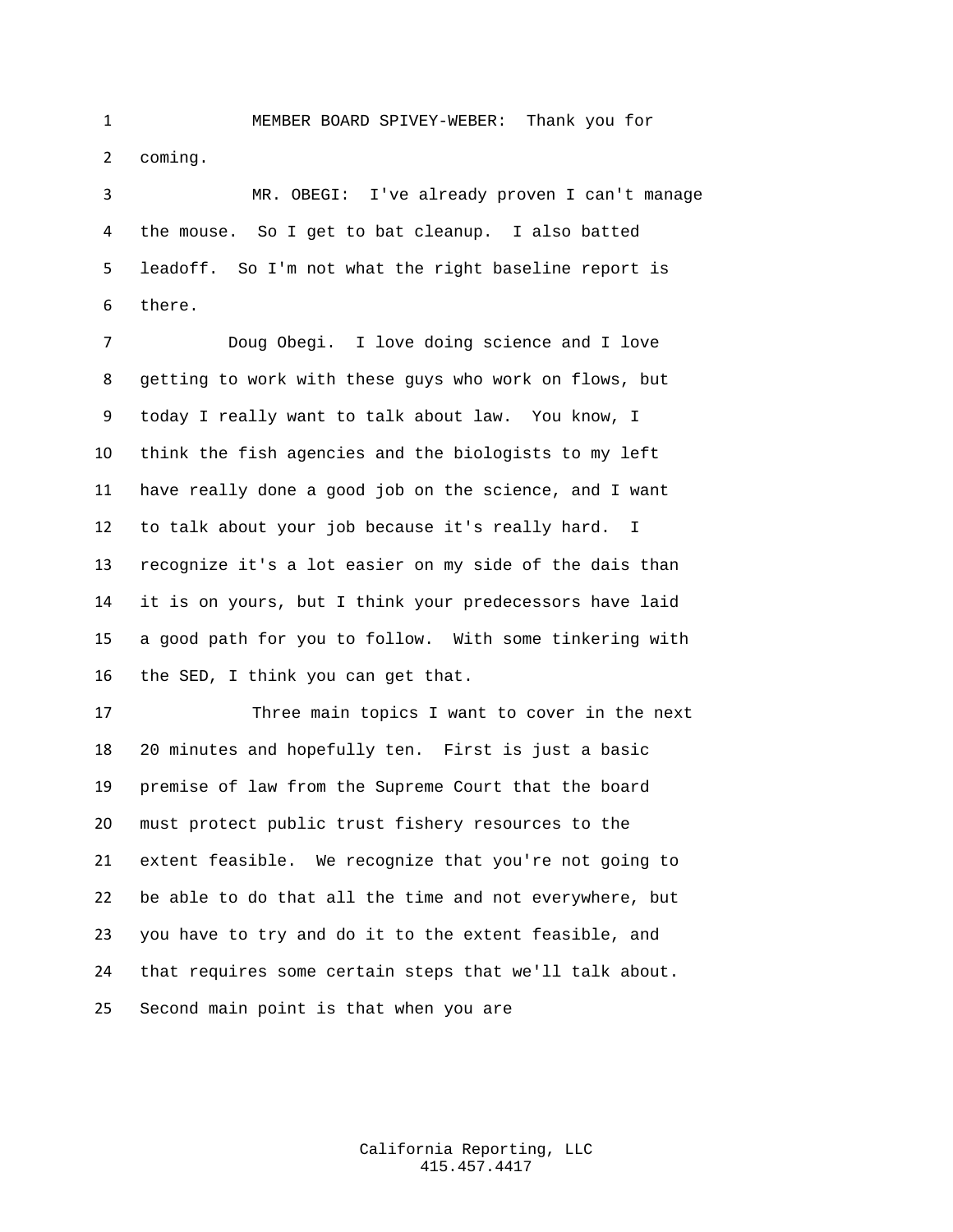1 MEMBER BOARD SPIVEY-WEBER: Thank you for
2 coming.
3 MR. OBEGI: I've already proven I can't manage
4 the mouse. So I get to bat cleanup. I also batted
5 leadoff. So I'm not what the right baseline report is
6 there.
7 Doug Obegi. I love doing science and I love
8 getting to work with these guys who work on flows, but
9 today I really want to talk about law. You know, I
10 think the fish agencies and the biologists to my left
11 have really done a good job on the science, and I want
12 to talk about your job because it's really hard. I
13 recognize it's a lot easier on my side of the dais than
14 it is on yours, but I think your predecessors have laid
15 a good path for you to follow. With some tinkering with
16 the SED, I think you can get that.
17 Three main topics I want to cover in the next
18 20 minutes and hopefully ten. First is just a basic
19 premise of law from the Supreme Court that the board
20 must protect public trust fishery resources to the
21 extent feasible. We recognize that you're not going to
22 be able to do that all the time and not everywhere, but
23 you have to try and do it to the extent feasible, and
24 that requires some certain steps that we'll talk about.
25 Second main point is that when you are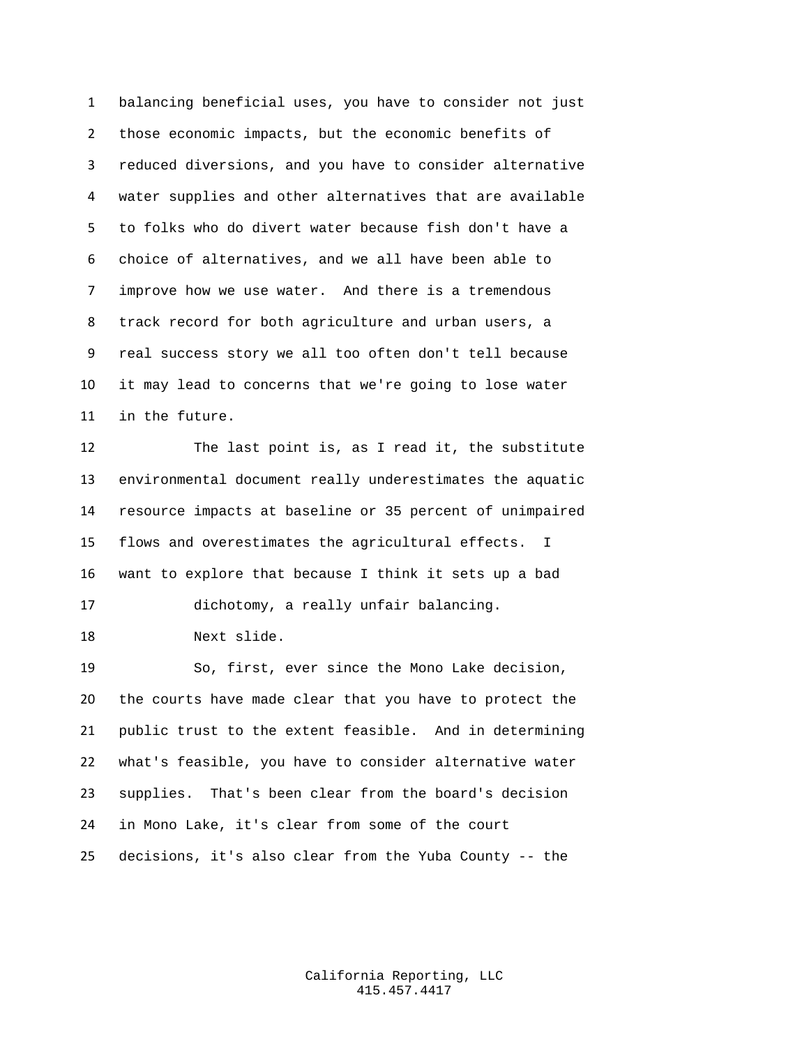balancing beneficial uses, you have to consider not just those economic impacts, but the economic benefits of reduced diversions, and you have to consider alternative water supplies and other alternatives that are available to folks who do divert water because fish don't have a choice of alternatives, and we all have been able to improve how we use water. And there is a tremendous track record for both agriculture and urban users, a real success story we all too often don't tell because it may lead to concerns that we're going to lose water in the future.

The last point is, as I read it, the substitute environmental document really underestimates the aquatic resource impacts at baseline or 35 percent of unimpaired flows and overestimates the agricultural effects. I want to explore that because I think it sets up a bad dichotomy, a really unfair balancing.

Next slide.

So, first, ever since the Mono Lake decision, the courts have made clear that you have to protect the public trust to the extent feasible. And in determining what's feasible, you have to consider alternative water supplies. That's been clear from the board's decision in Mono Lake, it's clear from some of the court decisions, it's also clear from the Yuba County -- the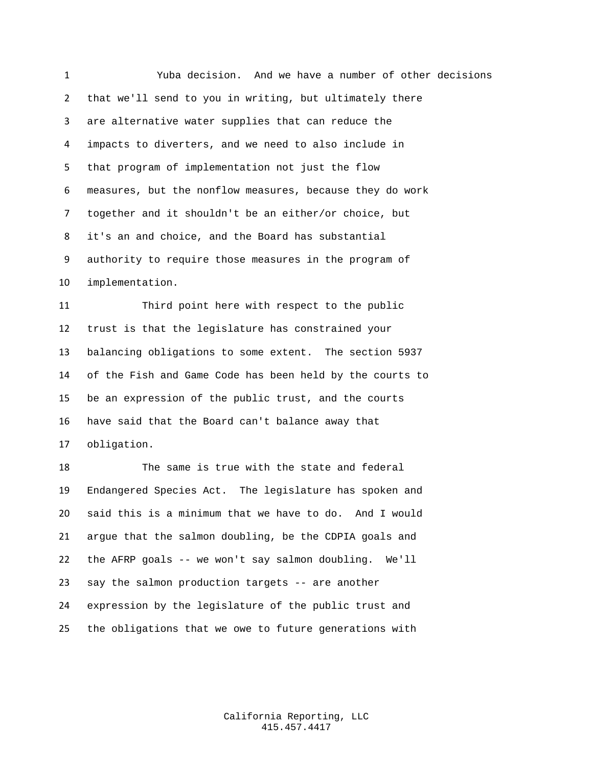Yuba decision. And we have a number of other decisions that we'll send to you in writing, but ultimately there are alternative water supplies that can reduce the impacts to diverters, and we need to also include in that program of implementation not just the flow measures, but the nonflow measures, because they do work together and it shouldn't be an either/or choice, but it's an and choice, and the Board has substantial authority to require those measures in the program of implementation.

Third point here with respect to the public trust is that the legislature has constrained your balancing obligations to some extent. The section 5937 of the Fish and Game Code has been held by the courts to be an expression of the public trust, and the courts have said that the Board can't balance away that obligation.

The same is true with the state and federal Endangered Species Act. The legislature has spoken and said this is a minimum that we have to do. And I would argue that the salmon doubling, be the CDPIA goals and the AFRP goals -- we won't say salmon doubling. We'll say the salmon production targets -- are another expression by the legislature of the public trust and the obligations that we owe to future generations with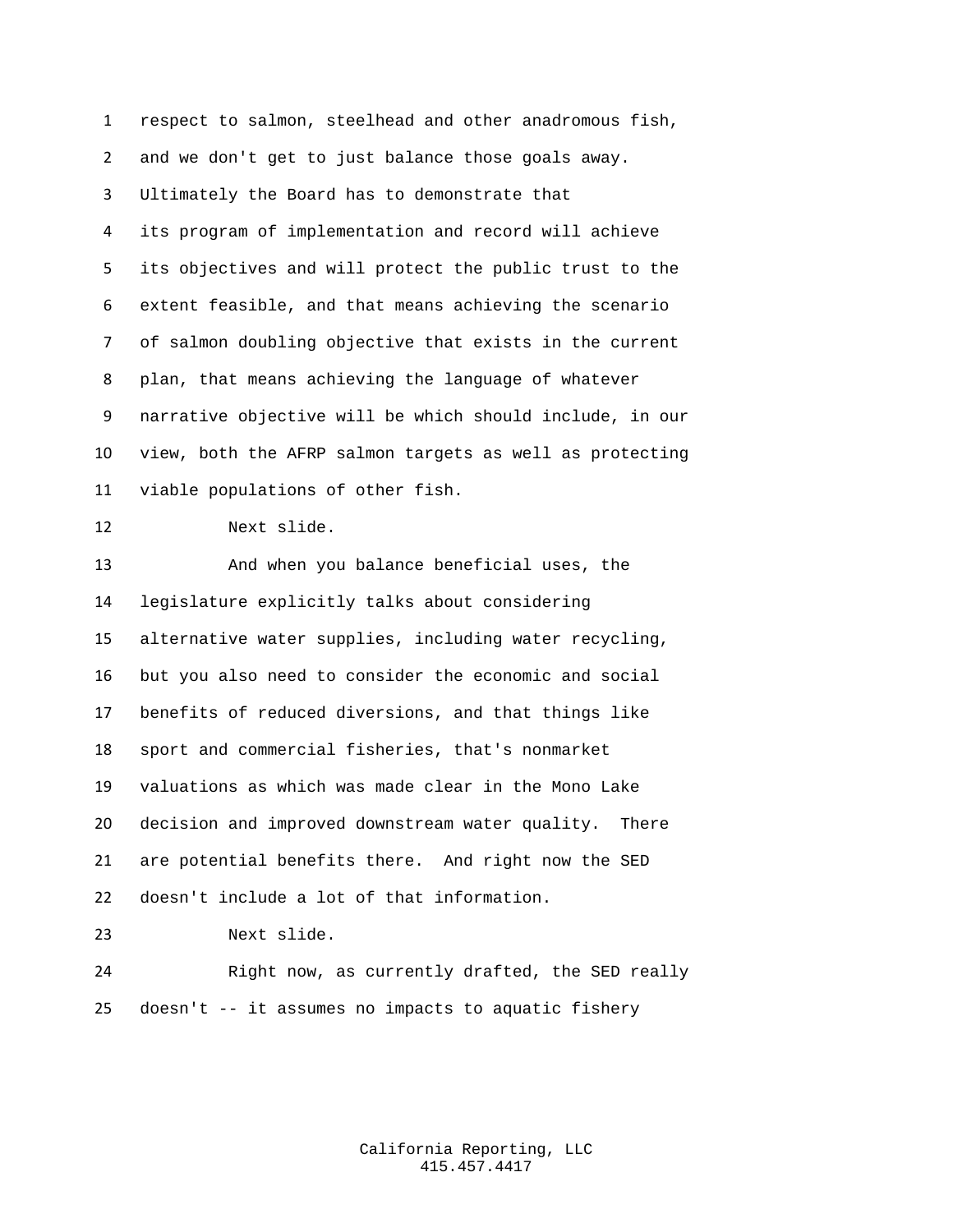respect to salmon, steelhead and other anadromous fish, and we don't get to just balance those goals away. Ultimately the Board has to demonstrate that its program of implementation and record will achieve its objectives and will protect the public trust to the extent feasible, and that means achieving the scenario of salmon doubling objective that exists in the current plan, that means achieving the language of whatever narrative objective will be which should include, in our view, both the AFRP salmon targets as well as protecting viable populations of other fish.

Next slide.

And when you balance beneficial uses, the legislature explicitly talks about considering alternative water supplies, including water recycling, but you also need to consider the economic and social benefits of reduced diversions, and that things like sport and commercial fisheries, that's nonmarket valuations as which was made clear in the Mono Lake decision and improved downstream water quality. There are potential benefits there. And right now the SED doesn't include a lot of that information.

Next slide.

Right now, as currently drafted, the SED really doesn't -- it assumes no impacts to aquatic fishery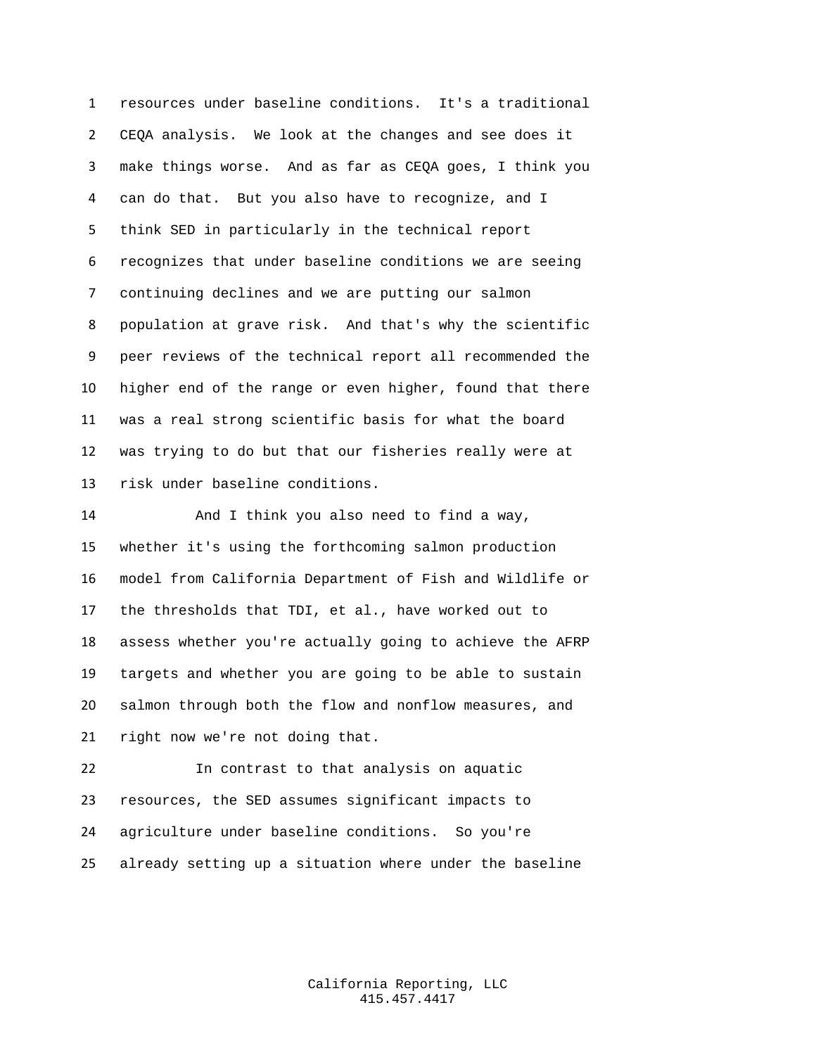resources under baseline conditions. It's a traditional CEQA analysis. We look at the changes and see does it make things worse. And as far as CEQA goes, I think you can do that. But you also have to recognize, and I think SED in particularly in the technical report recognizes that under baseline conditions we are seeing continuing declines and we are putting our salmon population at grave risk. And that's why the scientific peer reviews of the technical report all recommended the higher end of the range or even higher, found that there was a real strong scientific basis for what the board was trying to do but that our fisheries really were at risk under baseline conditions.

And I think you also need to find a way, whether it's using the forthcoming salmon production model from California Department of Fish and Wildlife or the thresholds that TDI, et al., have worked out to assess whether you're actually going to achieve the AFRP targets and whether you are going to be able to sustain salmon through both the flow and nonflow measures, and right now we're not doing that.

In contrast to that analysis on aquatic resources, the SED assumes significant impacts to agriculture under baseline conditions. So you're already setting up a situation where under the baseline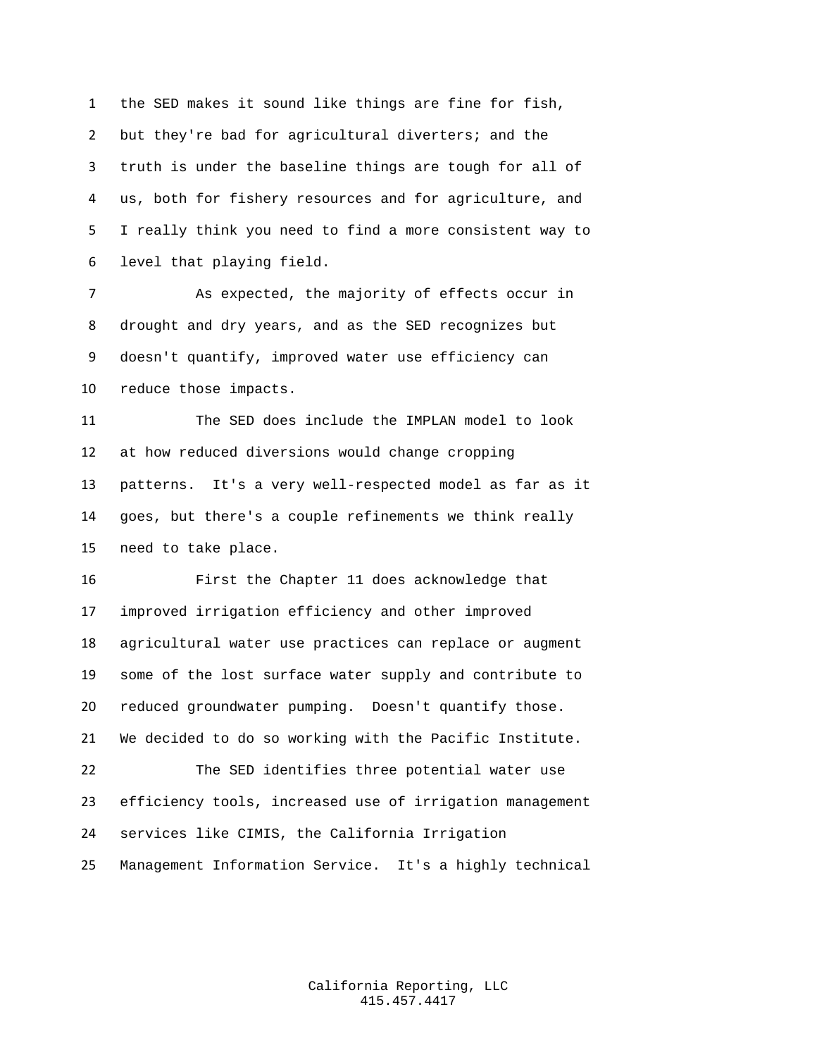the SED makes it sound like things are fine for fish, but they're bad for agricultural diverters; and the truth is under the baseline things are tough for all of us, both for fishery resources and for agriculture, and I really think you need to find a more consistent way to level that playing field.

As expected, the majority of effects occur in drought and dry years, and as the SED recognizes but doesn't quantify, improved water use efficiency can reduce those impacts.

The SED does include the IMPLAN model to look at how reduced diversions would change cropping patterns.  It's a very well-respected model as far as it goes, but there's a couple refinements we think really need to take place.

First the Chapter 11 does acknowledge that improved irrigation efficiency and other improved agricultural water use practices can replace or augment some of the lost surface water supply and contribute to reduced groundwater pumping.  Doesn't quantify those. We decided to do so working with the Pacific Institute.

The SED identifies three potential water use efficiency tools, increased use of irrigation management services like CIMIS, the California Irrigation Management Information Service.  It's a highly technical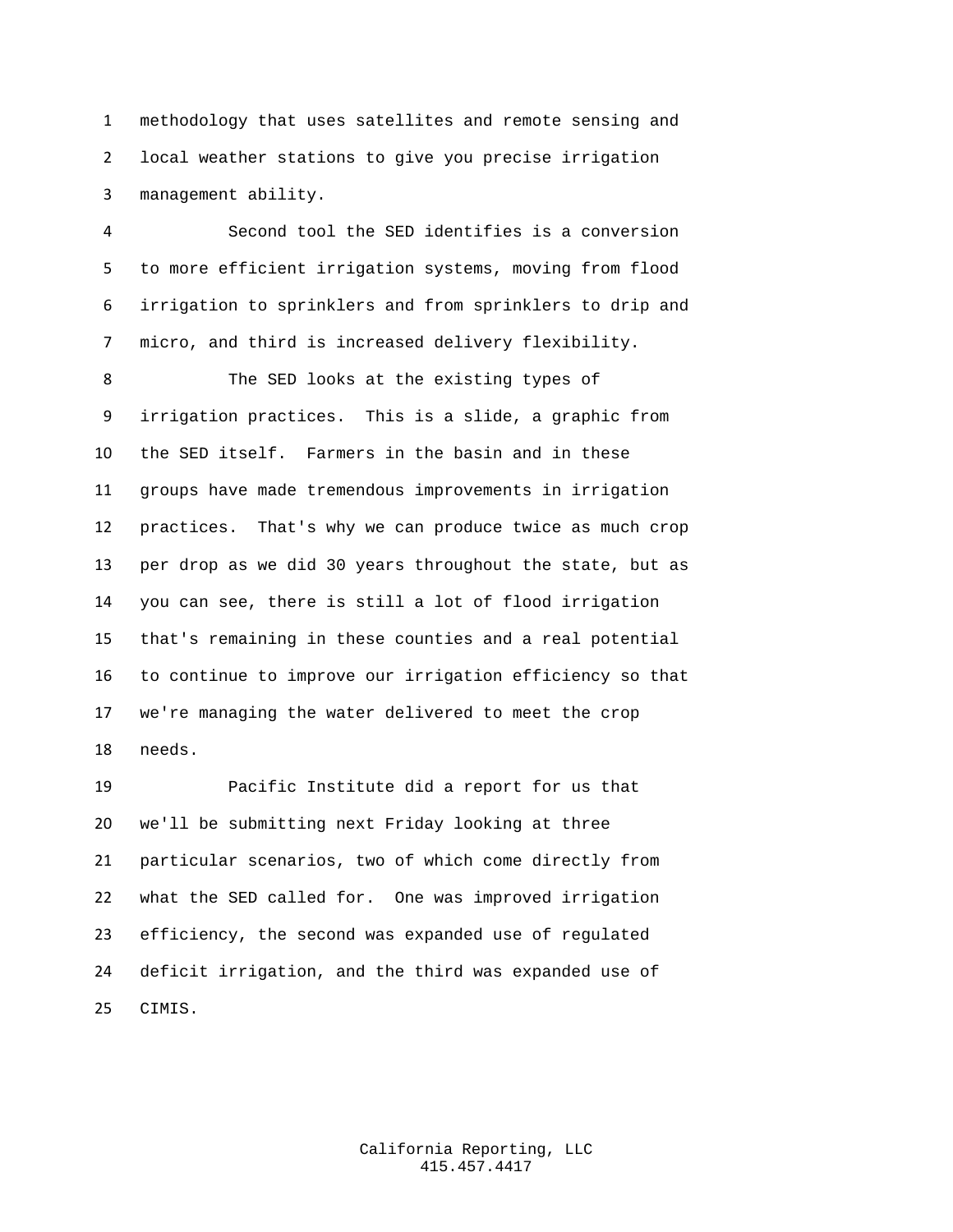methodology that uses satellites and remote sensing and local weather stations to give you precise irrigation management ability.

Second tool the SED identifies is a conversion to more efficient irrigation systems, moving from flood irrigation to sprinklers and from sprinklers to drip and micro, and third is increased delivery flexibility.

The SED looks at the existing types of irrigation practices. This is a slide, a graphic from the SED itself. Farmers in the basin and in these groups have made tremendous improvements in irrigation practices. That's why we can produce twice as much crop per drop as we did 30 years throughout the state, but as you can see, there is still a lot of flood irrigation that's remaining in these counties and a real potential to continue to improve our irrigation efficiency so that we're managing the water delivered to meet the crop needs.

Pacific Institute did a report for us that we'll be submitting next Friday looking at three particular scenarios, two of which come directly from what the SED called for. One was improved irrigation efficiency, the second was expanded use of regulated deficit irrigation, and the third was expanded use of CIMIS.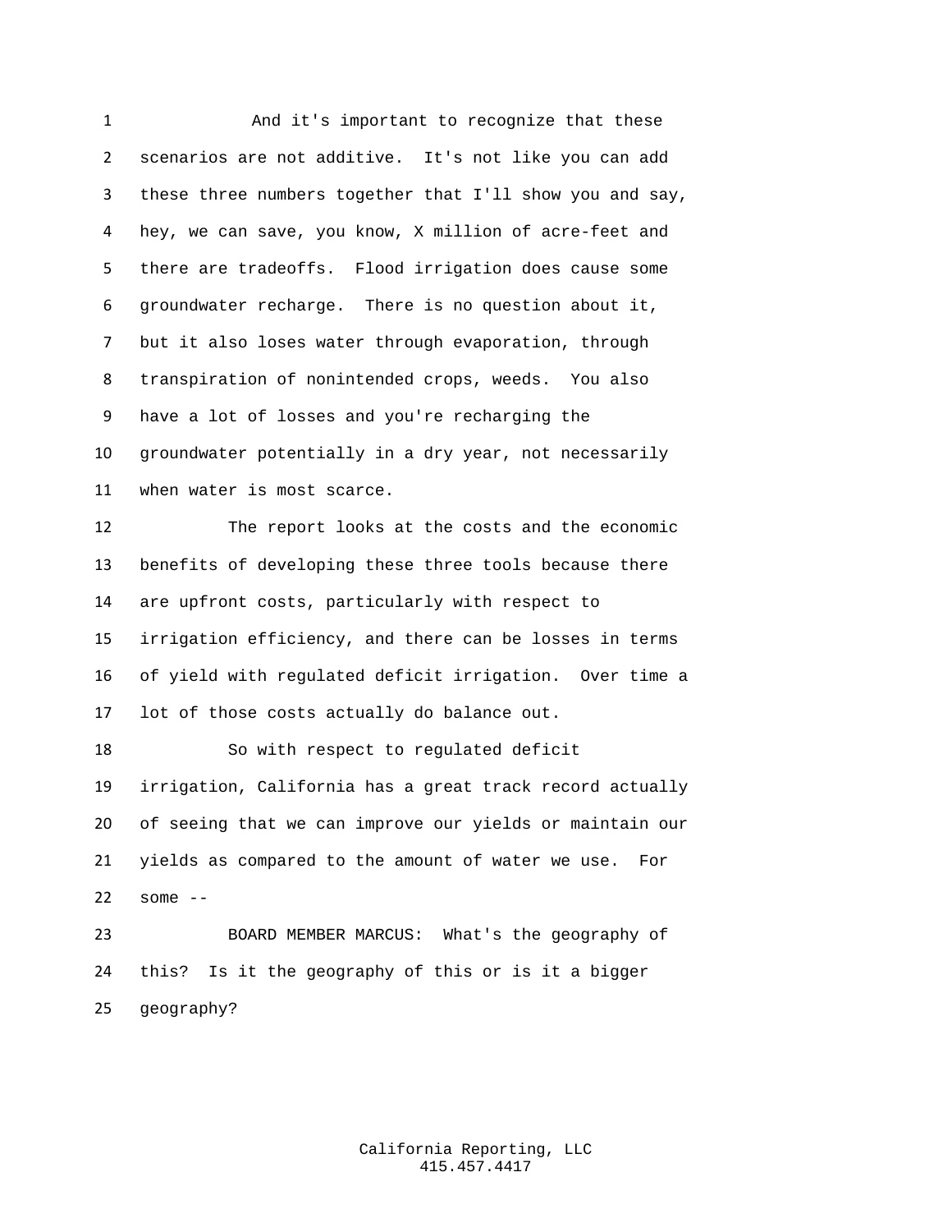And it's important to recognize that these scenarios are not additive. It's not like you can add these three numbers together that I'll show you and say, hey, we can save, you know, X million of acre-feet and there are tradeoffs. Flood irrigation does cause some groundwater recharge. There is no question about it, but it also loses water through evaporation, through transpiration of nonintended crops, weeds. You also have a lot of losses and you're recharging the groundwater potentially in a dry year, not necessarily when water is most scarce.

The report looks at the costs and the economic benefits of developing these three tools because there are upfront costs, particularly with respect to irrigation efficiency, and there can be losses in terms of yield with regulated deficit irrigation. Over time a lot of those costs actually do balance out.

So with respect to regulated deficit irrigation, California has a great track record actually of seeing that we can improve our yields or maintain our yields as compared to the amount of water we use. For some --

BOARD MEMBER MARCUS: What's the geography of this? Is it the geography of this or is it a bigger geography?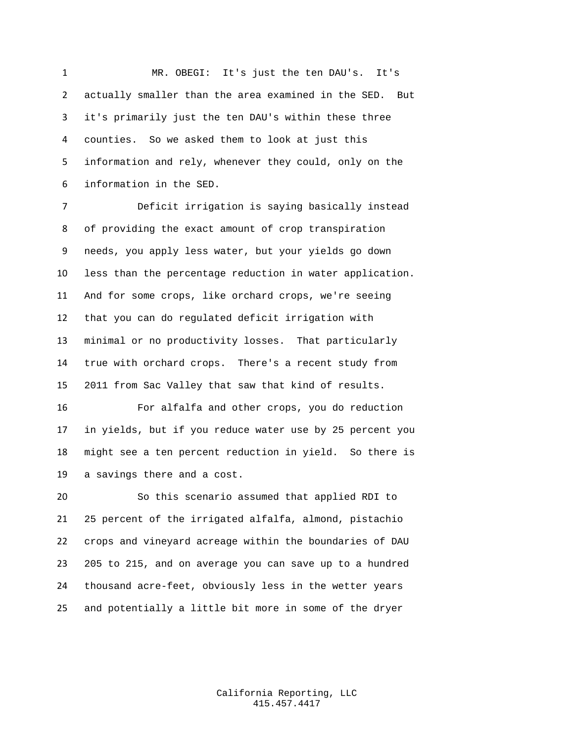MR. OBEGI: It's just the ten DAU's. It's actually smaller than the area examined in the SED. But it's primarily just the ten DAU's within these three counties. So we asked them to look at just this information and rely, whenever they could, only on the information in the SED.

Deficit irrigation is saying basically instead of providing the exact amount of crop transpiration needs, you apply less water, but your yields go down less than the percentage reduction in water application. And for some crops, like orchard crops, we're seeing that you can do regulated deficit irrigation with minimal or no productivity losses. That particularly true with orchard crops. There's a recent study from 2011 from Sac Valley that saw that kind of results.

For alfalfa and other crops, you do reduction in yields, but if you reduce water use by 25 percent you might see a ten percent reduction in yield. So there is a savings there and a cost.

So this scenario assumed that applied RDI to 25 percent of the irrigated alfalfa, almond, pistachio crops and vineyard acreage within the boundaries of DAU 205 to 215, and on average you can save up to a hundred thousand acre-feet, obviously less in the wetter years and potentially a little bit more in some of the dryer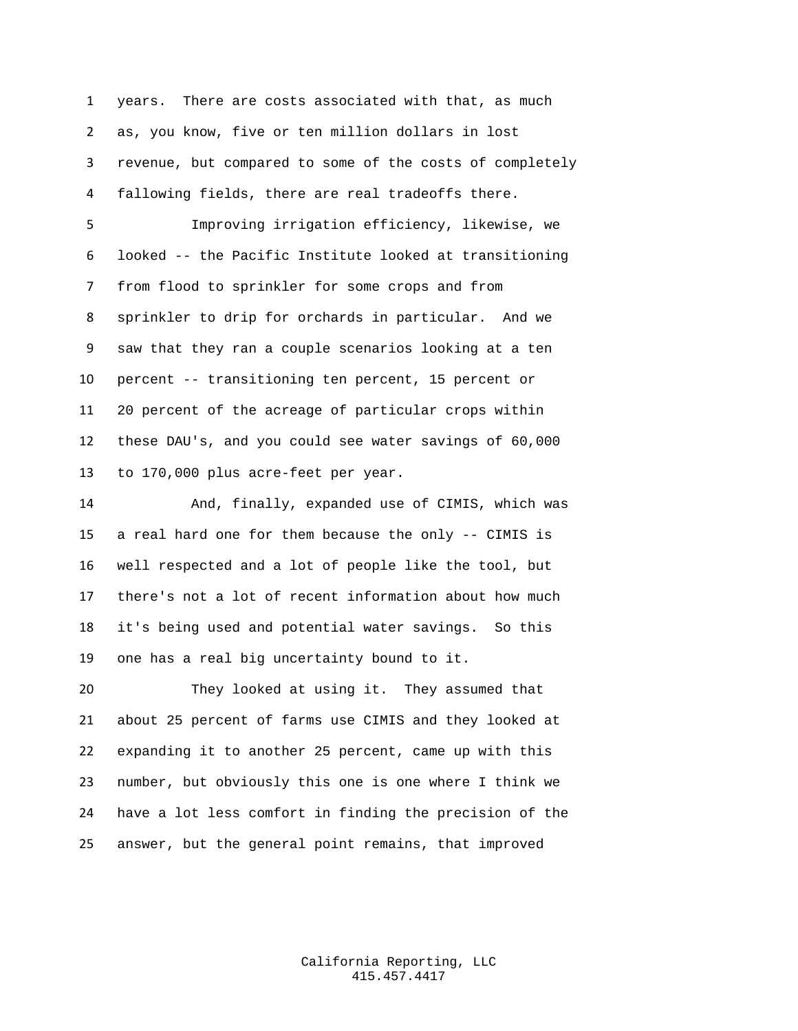years. There are costs associated with that, as much as, you know, five or ten million dollars in lost revenue, but compared to some of the costs of completely fallowing fields, there are real tradeoffs there.

Improving irrigation efficiency, likewise, we looked -- the Pacific Institute looked at transitioning from flood to sprinkler for some crops and from sprinkler to drip for orchards in particular. And we saw that they ran a couple scenarios looking at a ten percent -- transitioning ten percent, 15 percent or 20 percent of the acreage of particular crops within these DAU's, and you could see water savings of 60,000 to 170,000 plus acre-feet per year.

And, finally, expanded use of CIMIS, which was a real hard one for them because the only -- CIMIS is well respected and a lot of people like the tool, but there's not a lot of recent information about how much it's being used and potential water savings. So this one has a real big uncertainty bound to it.

They looked at using it. They assumed that about 25 percent of farms use CIMIS and they looked at expanding it to another 25 percent, came up with this number, but obviously this one is one where I think we have a lot less comfort in finding the precision of the answer, but the general point remains, that improved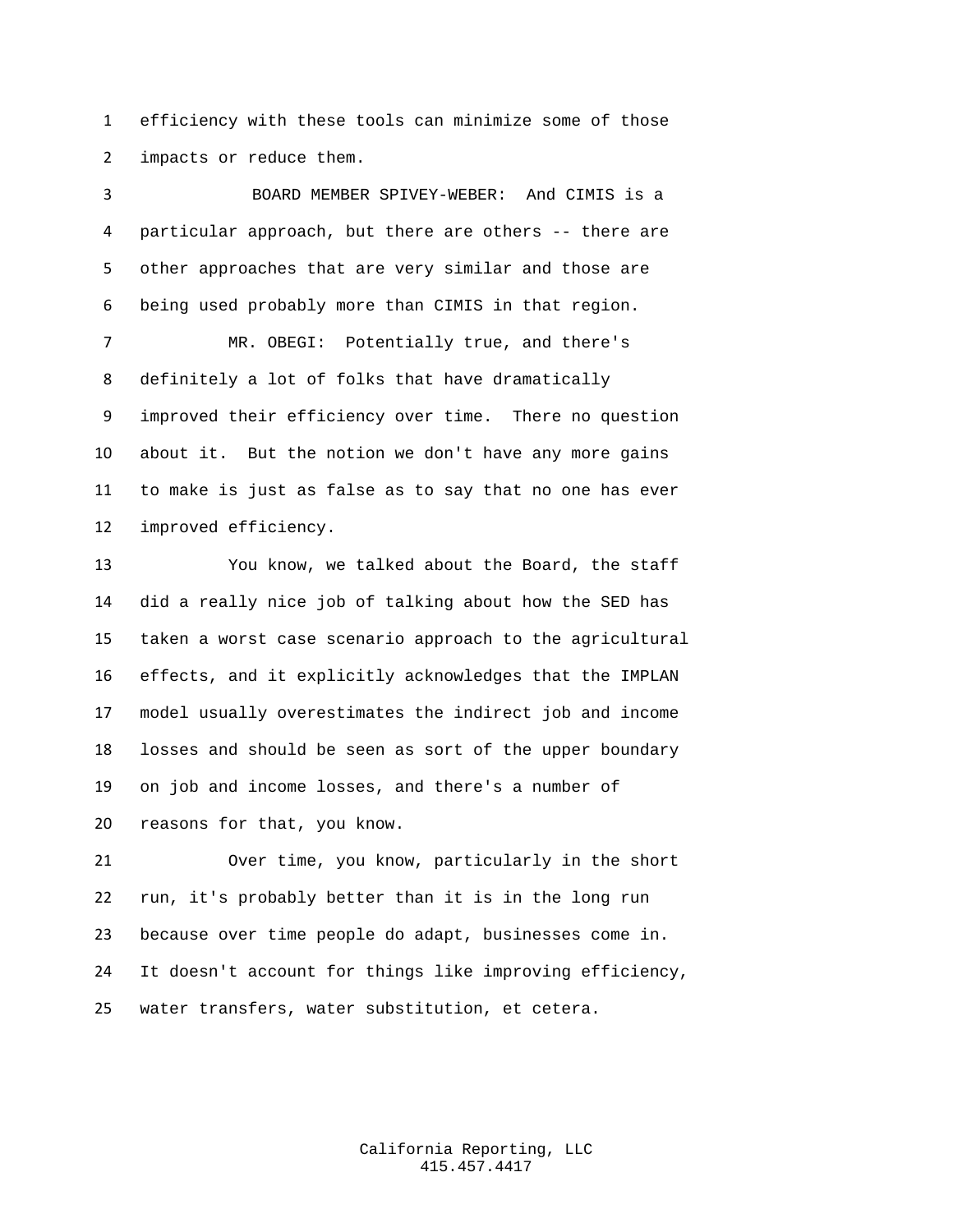efficiency with these tools can minimize some of those impacts or reduce them.

BOARD MEMBER SPIVEY-WEBER: And CIMIS is a particular approach, but there are others -- there are other approaches that are very similar and those are being used probably more than CIMIS in that region.

MR. OBEGI: Potentially true, and there's definitely a lot of folks that have dramatically improved their efficiency over time. There no question about it. But the notion we don't have any more gains to make is just as false as to say that no one has ever improved efficiency.

You know, we talked about the Board, the staff did a really nice job of talking about how the SED has taken a worst case scenario approach to the agricultural effects, and it explicitly acknowledges that the IMPLAN model usually overestimates the indirect job and income losses and should be seen as sort of the upper boundary on job and income losses, and there's a number of reasons for that, you know.

Over time, you know, particularly in the short run, it's probably better than it is in the long run because over time people do adapt, businesses come in. It doesn't account for things like improving efficiency, water transfers, water substitution, et cetera.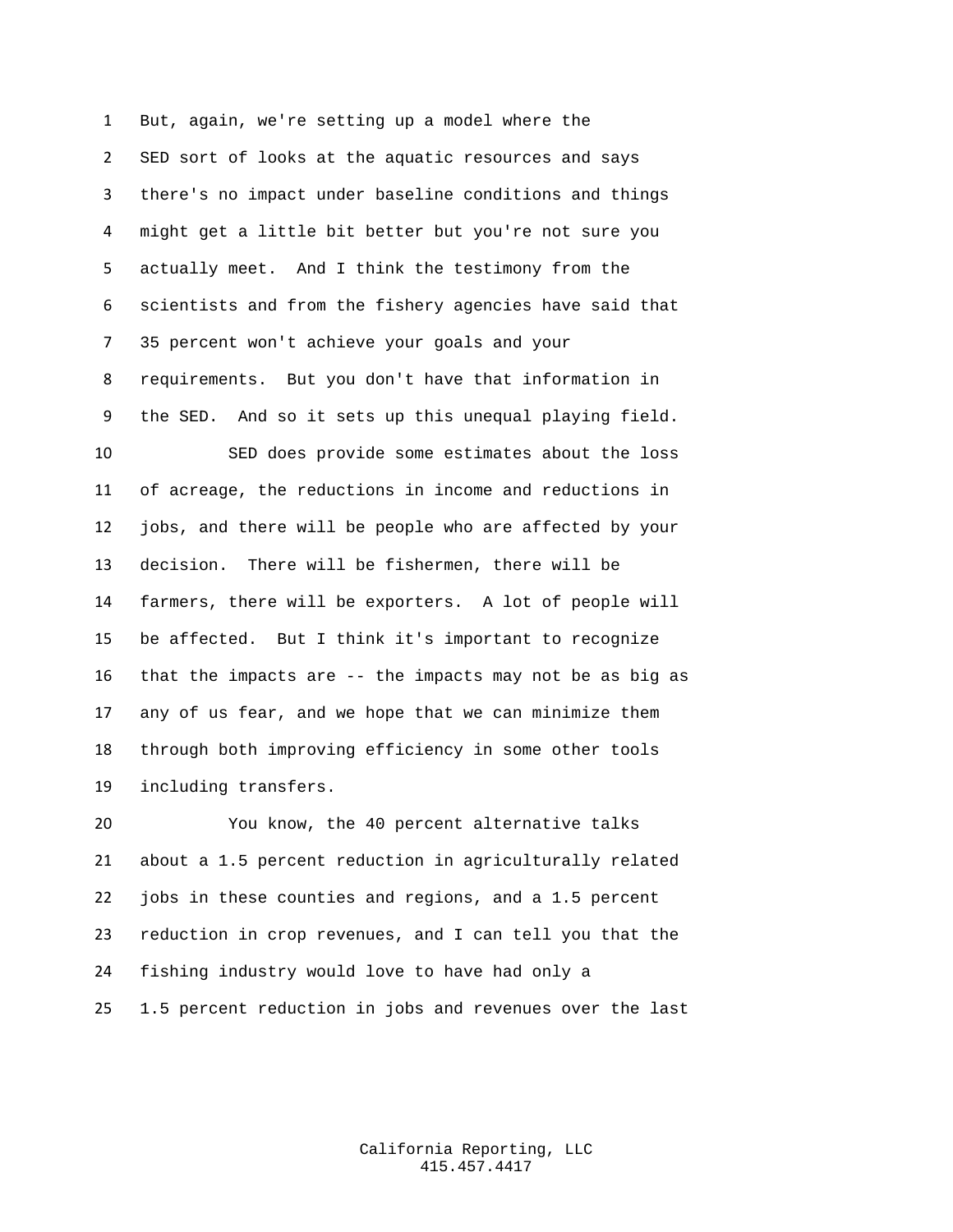But, again, we're setting up a model where the SED sort of looks at the aquatic resources and says there's no impact under baseline conditions and things might get a little bit better but you're not sure you actually meet. And I think the testimony from the scientists and from the fishery agencies have said that 35 percent won't achieve your goals and your requirements. But you don't have that information in the SED. And so it sets up this unequal playing field.

SED does provide some estimates about the loss of acreage, the reductions in income and reductions in jobs, and there will be people who are affected by your decision. There will be fishermen, there will be farmers, there will be exporters. A lot of people will be affected. But I think it's important to recognize that the impacts are -- the impacts may not be as big as any of us fear, and we hope that we can minimize them through both improving efficiency in some other tools including transfers.

You know, the 40 percent alternative talks about a 1.5 percent reduction in agriculturally related jobs in these counties and regions, and a 1.5 percent reduction in crop revenues, and I can tell you that the fishing industry would love to have had only a 1.5 percent reduction in jobs and revenues over the last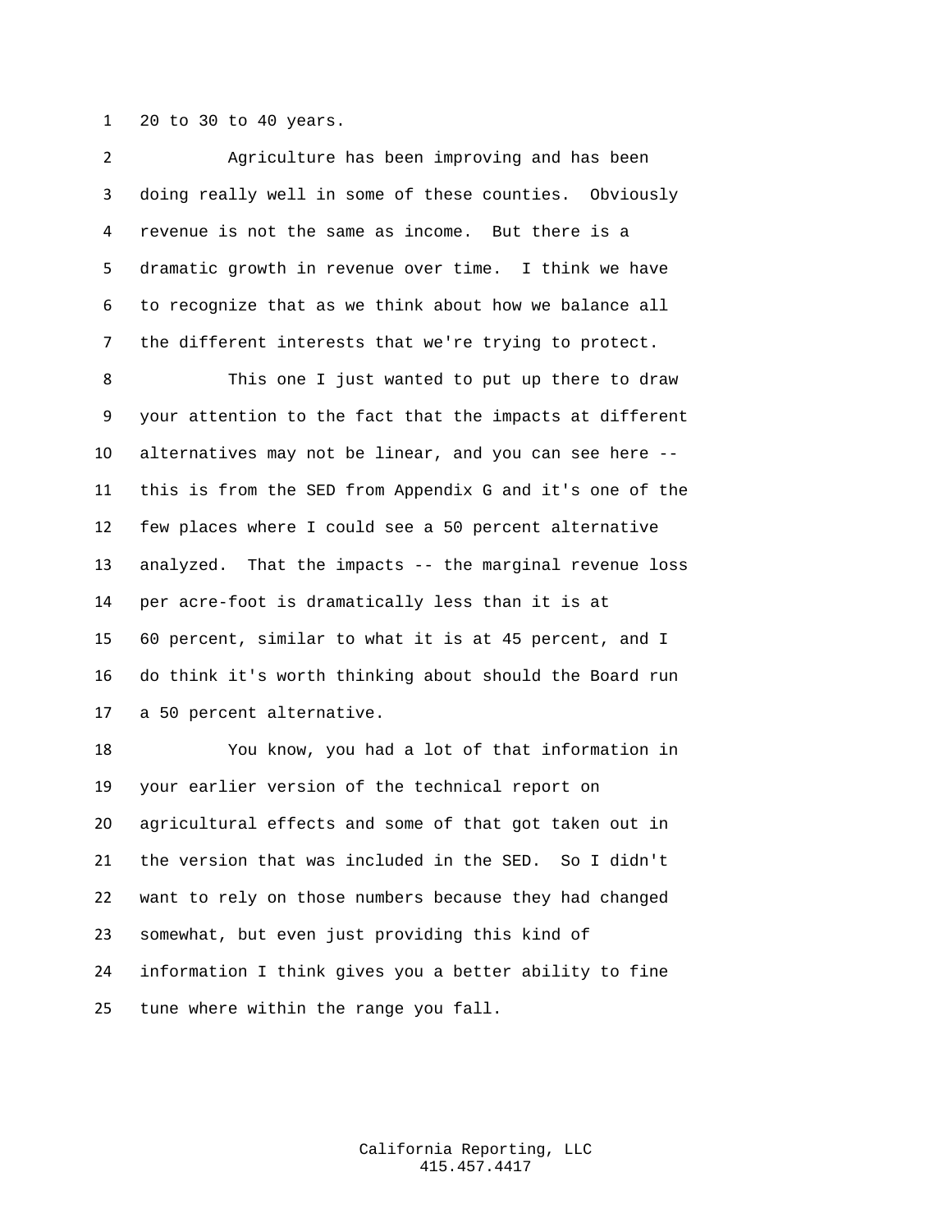20 to 30 to 40 years.

Agriculture has been improving and has been doing really well in some of these counties. Obviously revenue is not the same as income. But there is a dramatic growth in revenue over time. I think we have to recognize that as we think about how we balance all the different interests that we're trying to protect.

This one I just wanted to put up there to draw your attention to the fact that the impacts at different alternatives may not be linear, and you can see here -- this is from the SED from Appendix G and it's one of the few places where I could see a 50 percent alternative analyzed. That the impacts -- the marginal revenue loss per acre-foot is dramatically less than it is at 60 percent, similar to what it is at 45 percent, and I do think it's worth thinking about should the Board run a 50 percent alternative.

You know, you had a lot of that information in your earlier version of the technical report on agricultural effects and some of that got taken out in the version that was included in the SED. So I didn't want to rely on those numbers because they had changed somewhat, but even just providing this kind of information I think gives you a better ability to fine tune where within the range you fall.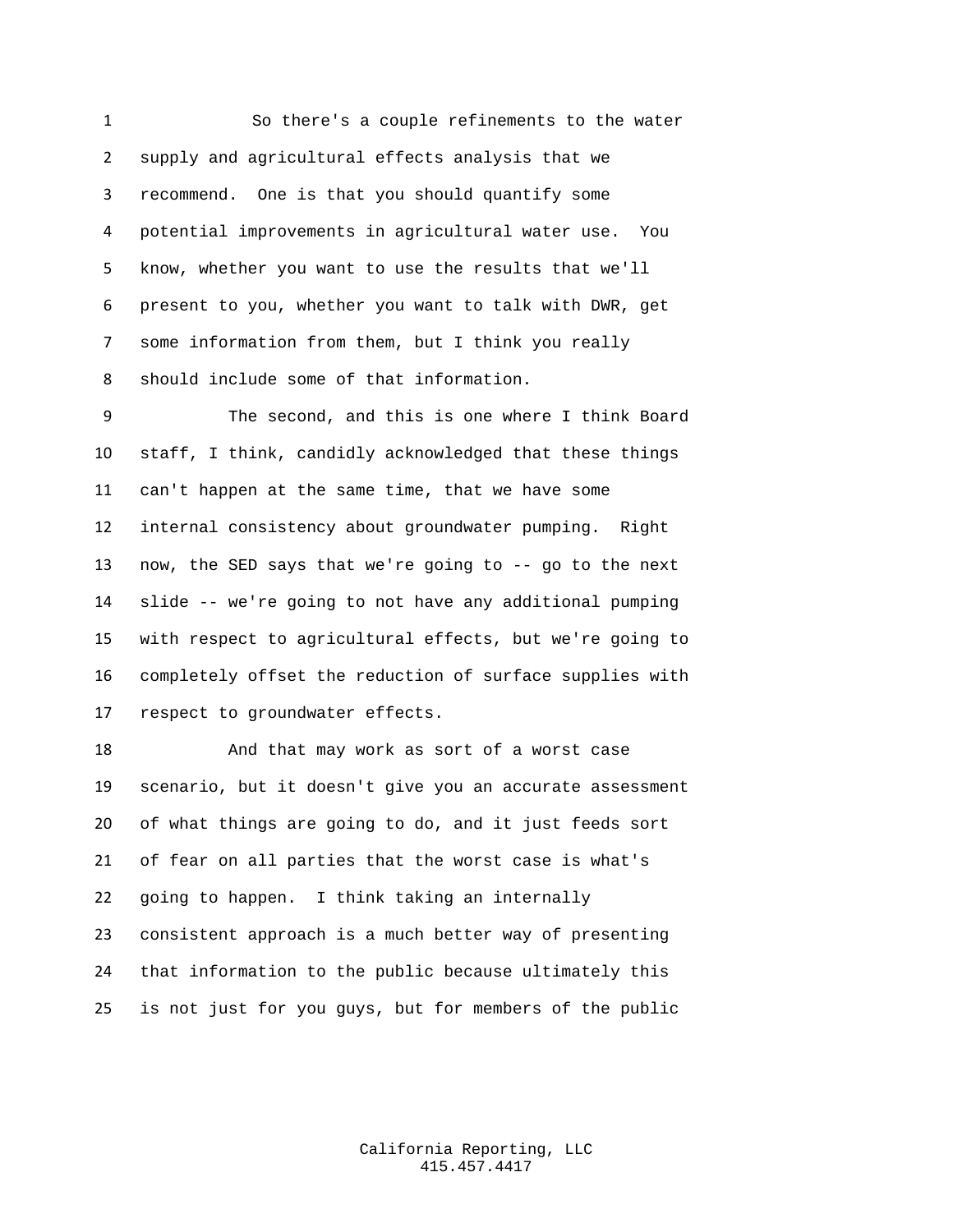So there's a couple refinements to the water supply and agricultural effects analysis that we recommend. One is that you should quantify some potential improvements in agricultural water use. You know, whether you want to use the results that we'll present to you, whether you want to talk with DWR, get some information from them, but I think you really should include some of that information.

The second, and this is one where I think Board staff, I think, candidly acknowledged that these things can't happen at the same time, that we have some internal consistency about groundwater pumping. Right now, the SED says that we're going to -- go to the next slide -- we're going to not have any additional pumping with respect to agricultural effects, but we're going to completely offset the reduction of surface supplies with respect to groundwater effects.

And that may work as sort of a worst case scenario, but it doesn't give you an accurate assessment of what things are going to do, and it just feeds sort of fear on all parties that the worst case is what's going to happen. I think taking an internally consistent approach is a much better way of presenting that information to the public because ultimately this is not just for you guys, but for members of the public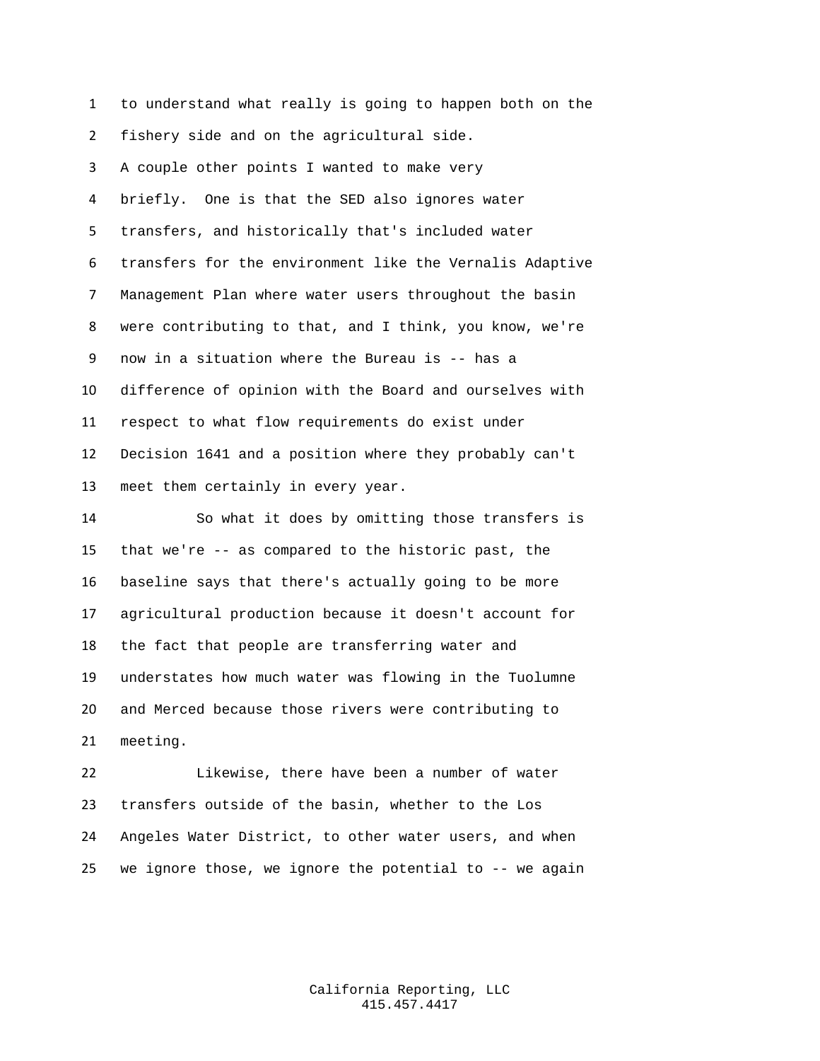to understand what really is going to happen both on the fishery side and on the agricultural side.

A couple other points I wanted to make very briefly. One is that the SED also ignores water transfers, and historically that's included water transfers for the environment like the Vernalis Adaptive Management Plan where water users throughout the basin were contributing to that, and I think, you know, we're now in a situation where the Bureau is -- has a difference of opinion with the Board and ourselves with respect to what flow requirements do exist under Decision 1641 and a position where they probably can't meet them certainly in every year.

So what it does by omitting those transfers is that we're -- as compared to the historic past, the baseline says that there's actually going to be more agricultural production because it doesn't account for the fact that people are transferring water and understates how much water was flowing in the Tuolumne and Merced because those rivers were contributing to meeting.

Likewise, there have been a number of water transfers outside of the basin, whether to the Los Angeles Water District, to other water users, and when we ignore those, we ignore the potential to -- we again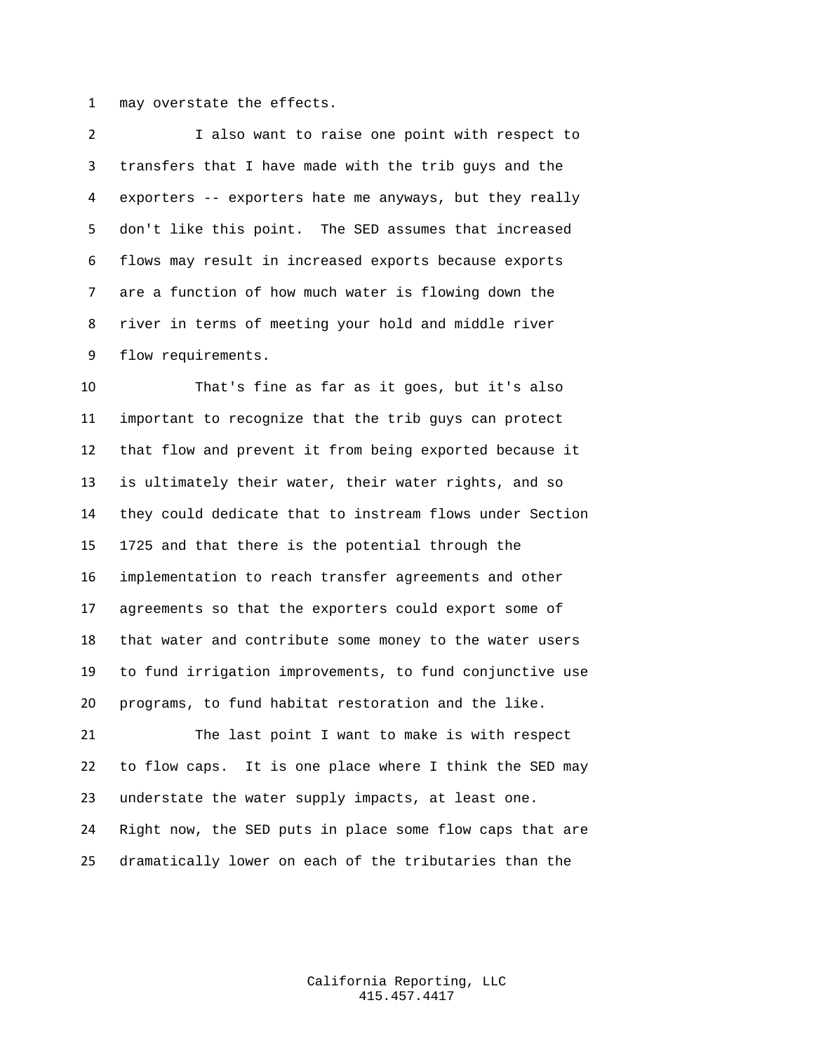may overstate the effects.

I also want to raise one point with respect to transfers that I have made with the trib guys and the exporters -- exporters hate me anyways, but they really don't like this point. The SED assumes that increased flows may result in increased exports because exports are a function of how much water is flowing down the river in terms of meeting your hold and middle river flow requirements.

That's fine as far as it goes, but it's also important to recognize that the trib guys can protect that flow and prevent it from being exported because it is ultimately their water, their water rights, and so they could dedicate that to instream flows under Section 1725 and that there is the potential through the implementation to reach transfer agreements and other agreements so that the exporters could export some of that water and contribute some money to the water users to fund irrigation improvements, to fund conjunctive use programs, to fund habitat restoration and the like.

The last point I want to make is with respect to flow caps. It is one place where I think the SED may understate the water supply impacts, at least one. Right now, the SED puts in place some flow caps that are dramatically lower on each of the tributaries than the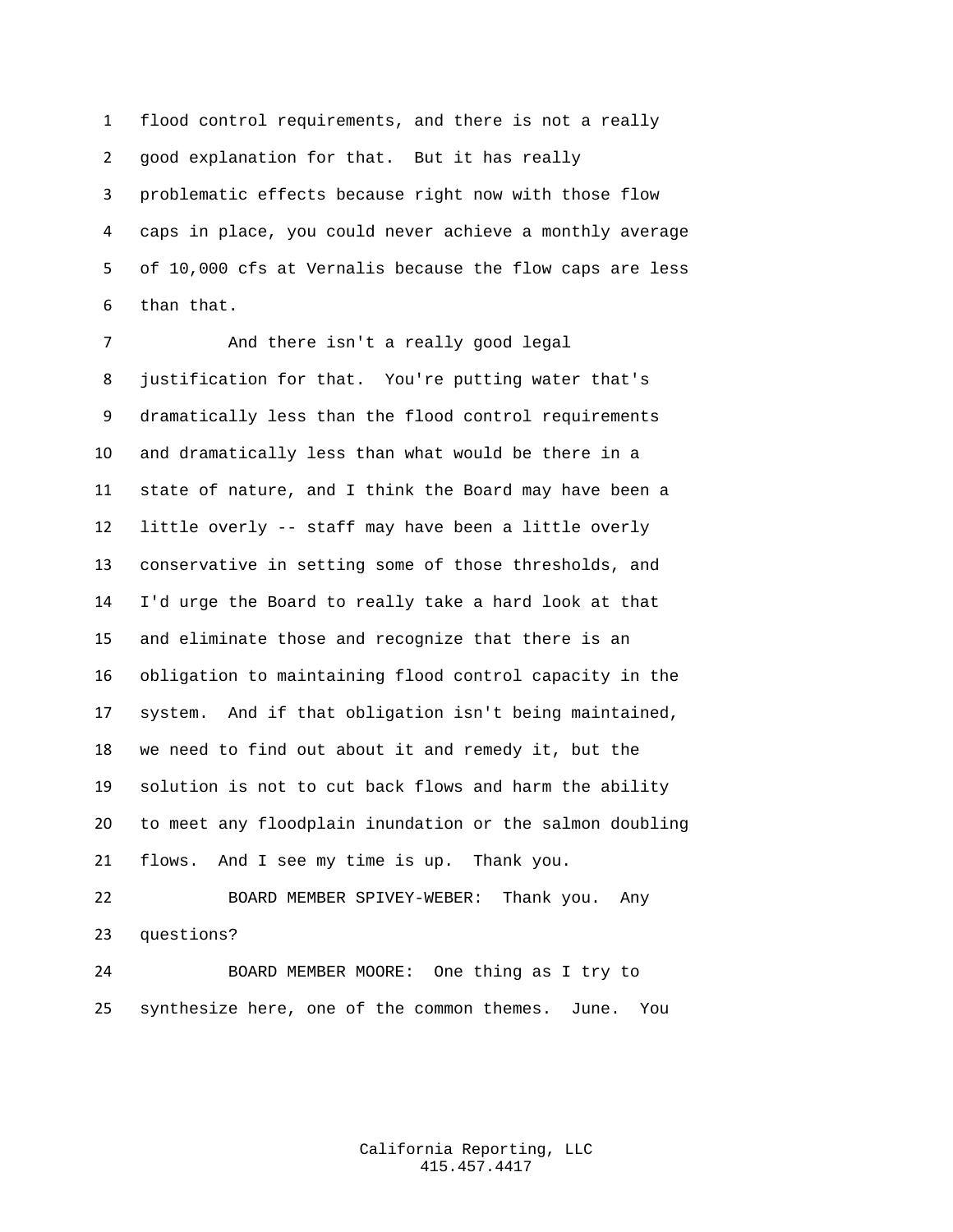flood control requirements, and there is not a really good explanation for that. But it has really problematic effects because right now with those flow caps in place, you could never achieve a monthly average of 10,000 cfs at Vernalis because the flow caps are less than that.

And there isn't a really good legal justification for that. You're putting water that's dramatically less than the flood control requirements and dramatically less than what would be there in a state of nature, and I think the Board may have been a little overly -- staff may have been a little overly conservative in setting some of those thresholds, and I'd urge the Board to really take a hard look at that and eliminate those and recognize that there is an obligation to maintaining flood control capacity in the system. And if that obligation isn't being maintained, we need to find out about it and remedy it, but the solution is not to cut back flows and harm the ability to meet any floodplain inundation or the salmon doubling flows. And I see my time is up. Thank you.

BOARD MEMBER SPIVEY-WEBER: Thank you. Any questions?

BOARD MEMBER MOORE: One thing as I try to synthesize here, one of the common themes. June. You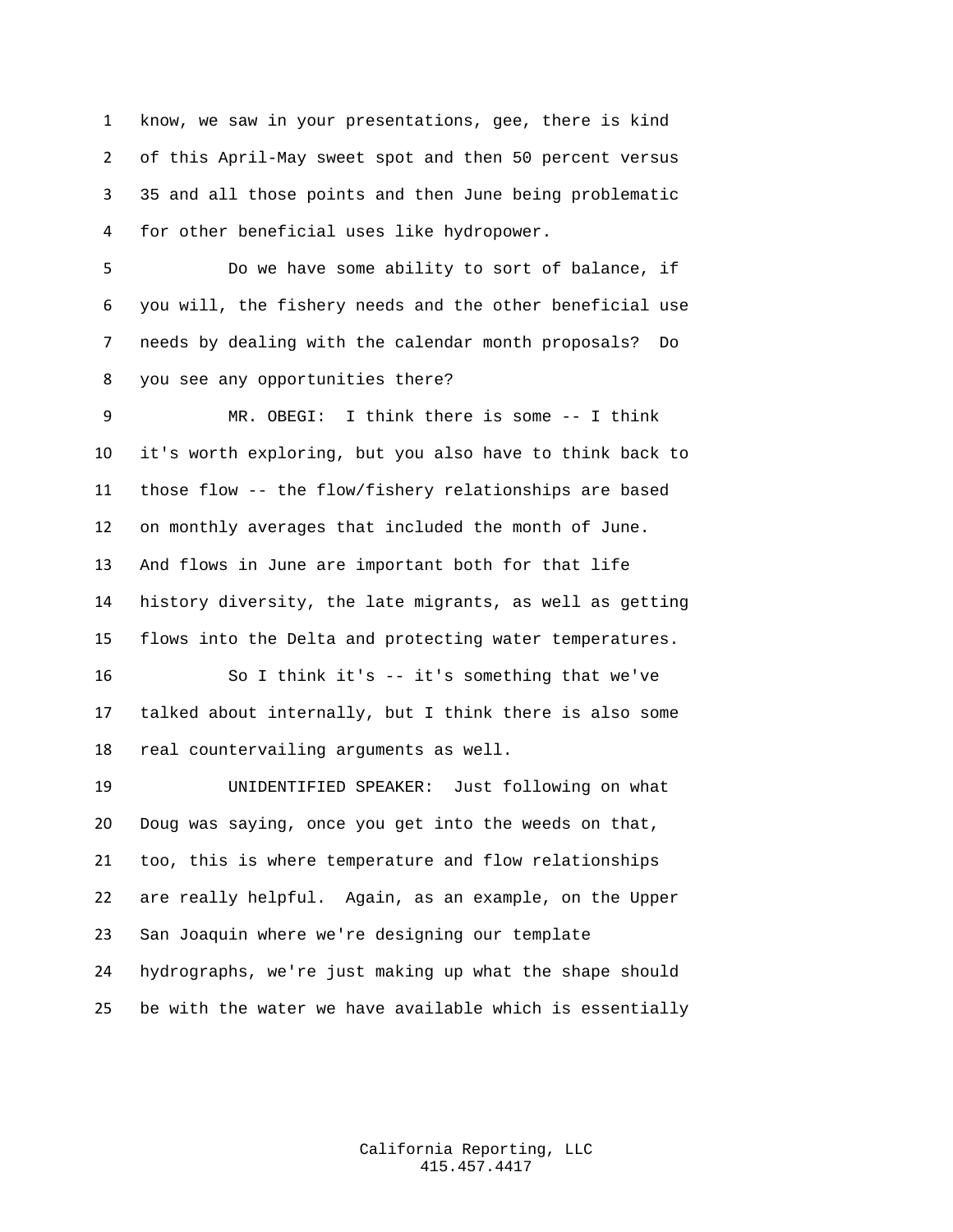know, we saw in your presentations, gee, there is kind of this April-May sweet spot and then 50 percent versus 35 and all those points and then June being problematic for other beneficial uses like hydropower.

Do we have some ability to sort of balance, if you will, the fishery needs and the other beneficial use needs by dealing with the calendar month proposals? Do you see any opportunities there?

MR. OBEGI: I think there is some -- I think it's worth exploring, but you also have to think back to those flow -- the flow/fishery relationships are based on monthly averages that included the month of June. And flows in June are important both for that life history diversity, the late migrants, as well as getting flows into the Delta and protecting water temperatures.

So I think it's -- it's something that we've talked about internally, but I think there is also some real countervailing arguments as well.

UNIDENTIFIED SPEAKER: Just following on what Doug was saying, once you get into the weeds on that, too, this is where temperature and flow relationships are really helpful. Again, as an example, on the Upper San Joaquin where we're designing our template hydrographs, we're just making up what the shape should be with the water we have available which is essentially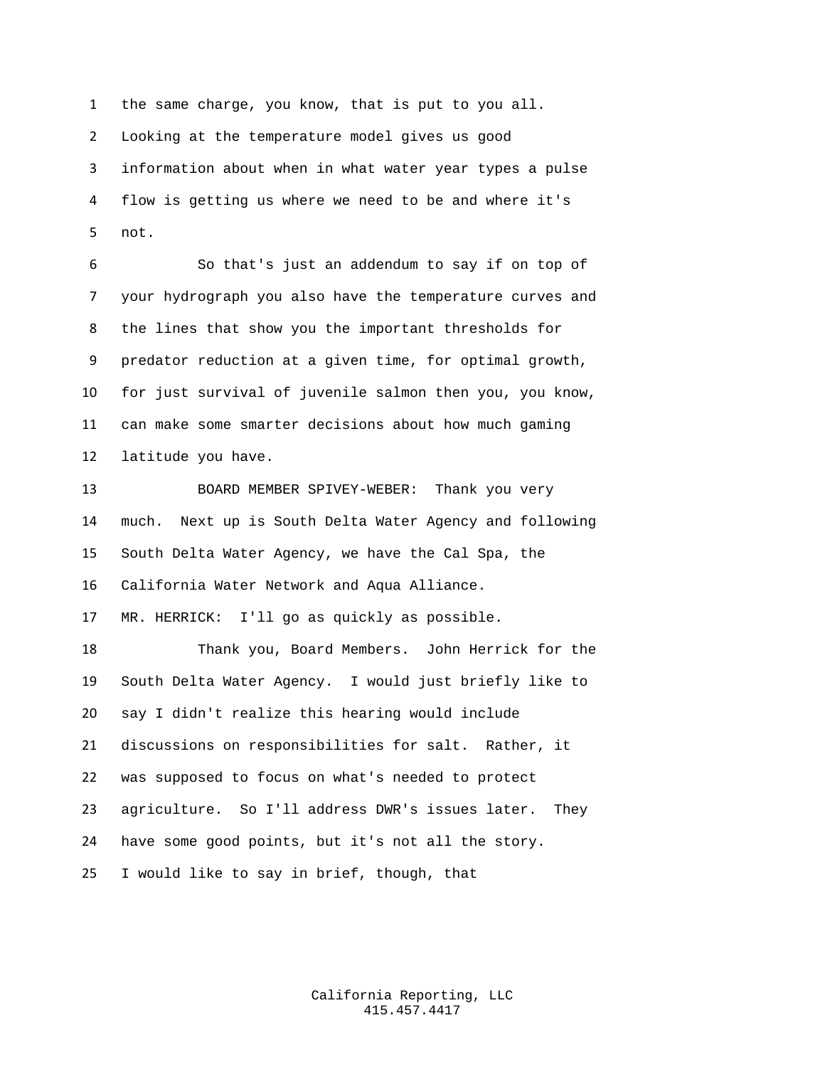the same charge, you know, that is put to you all. Looking at the temperature model gives us good information about when in what water year types a pulse flow is getting us where we need to be and where it's not.

So that's just an addendum to say if on top of your hydrograph you also have the temperature curves and the lines that show you the important thresholds for predator reduction at a given time, for optimal growth, for just survival of juvenile salmon then you, you know, can make some smarter decisions about how much gaming latitude you have.

BOARD MEMBER SPIVEY-WEBER: Thank you very much. Next up is South Delta Water Agency and following South Delta Water Agency, we have the Cal Spa, the California Water Network and Aqua Alliance.

MR. HERRICK: I'll go as quickly as possible.

Thank you, Board Members. John Herrick for the South Delta Water Agency. I would just briefly like to say I didn't realize this hearing would include discussions on responsibilities for salt. Rather, it was supposed to focus on what's needed to protect agriculture. So I'll address DWR's issues later. They have some good points, but it's not all the story. I would like to say in brief, though, that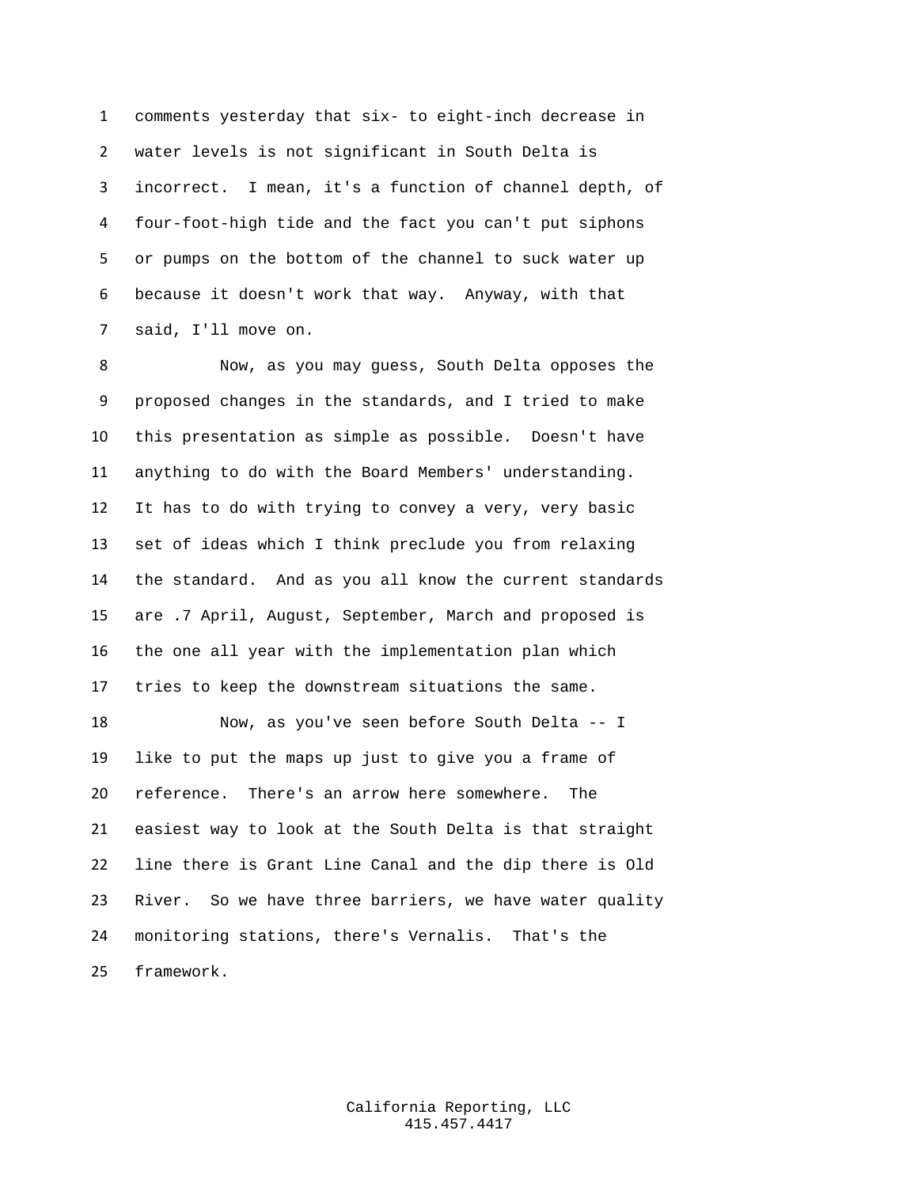comments yesterday that six- to eight-inch decrease in water levels is not significant in South Delta is incorrect. I mean, it's a function of channel depth, of four-foot-high tide and the fact you can't put siphons or pumps on the bottom of the channel to suck water up because it doesn't work that way. Anyway, with that said, I'll move on.

Now, as you may guess, South Delta opposes the proposed changes in the standards, and I tried to make this presentation as simple as possible. Doesn't have anything to do with the Board Members' understanding. It has to do with trying to convey a very, very basic set of ideas which I think preclude you from relaxing the standard. And as you all know the current standards are .7 April, August, September, March and proposed is the one all year with the implementation plan which tries to keep the downstream situations the same.

Now, as you've seen before South Delta -- I like to put the maps up just to give you a frame of reference. There's an arrow here somewhere. The easiest way to look at the South Delta is that straight line there is Grant Line Canal and the dip there is Old River. So we have three barriers, we have water quality monitoring stations, there's Vernalis. That's the framework.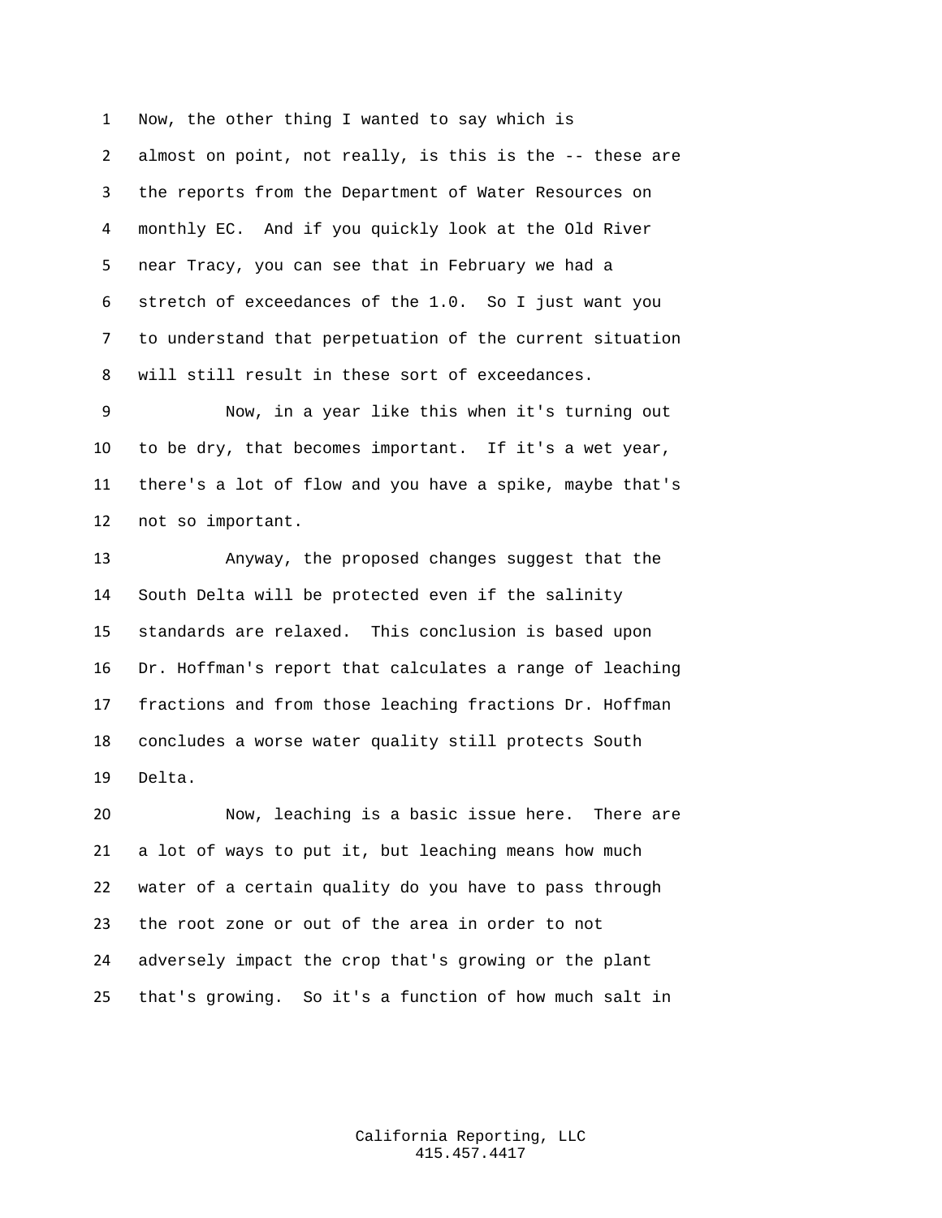Now, the other thing I wanted to say which is almost on point, not really, is this is the -- these are the reports from the Department of Water Resources on monthly EC. And if you quickly look at the Old River near Tracy, you can see that in February we had a stretch of exceedances of the 1.0. So I just want you to understand that perpetuation of the current situation will still result in these sort of exceedances.

Now, in a year like this when it's turning out to be dry, that becomes important. If it's a wet year, there's a lot of flow and you have a spike, maybe that's not so important.

Anyway, the proposed changes suggest that the South Delta will be protected even if the salinity standards are relaxed. This conclusion is based upon Dr. Hoffman's report that calculates a range of leaching fractions and from those leaching fractions Dr. Hoffman concludes a worse water quality still protects South Delta.

Now, leaching is a basic issue here. There are a lot of ways to put it, but leaching means how much water of a certain quality do you have to pass through the root zone or out of the area in order to not adversely impact the crop that's growing or the plant that's growing. So it's a function of how much salt in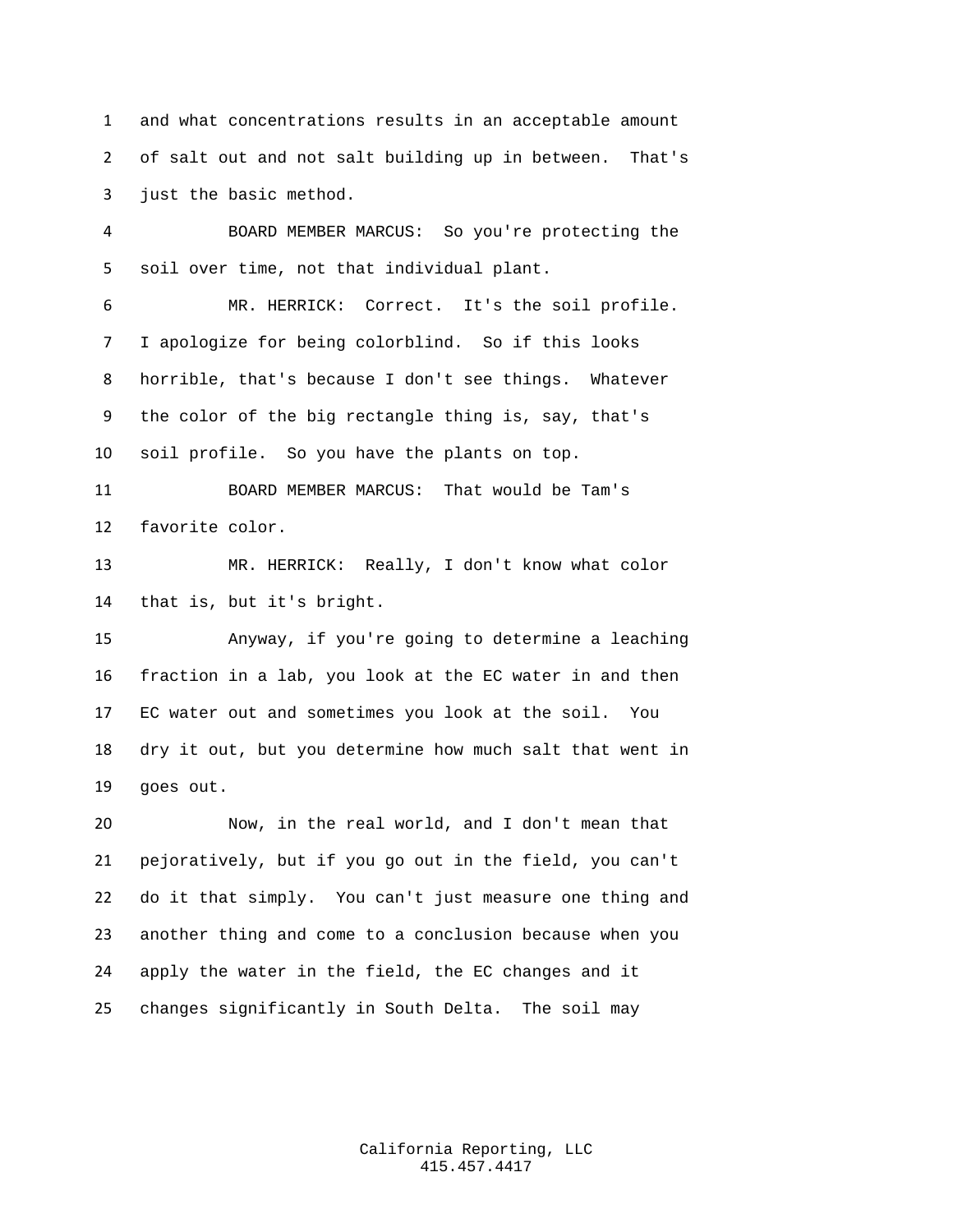and what concentrations results in an acceptable amount of salt out and not salt building up in between. That's just the basic method.

BOARD MEMBER MARCUS: So you're protecting the soil over time, not that individual plant.

MR. HERRICK: Correct. It's the soil profile. I apologize for being colorblind. So if this looks horrible, that's because I don't see things. Whatever the color of the big rectangle thing is, say, that's soil profile. So you have the plants on top.

BOARD MEMBER MARCUS: That would be Tam's favorite color.

MR. HERRICK: Really, I don't know what color that is, but it's bright.

Anyway, if you're going to determine a leaching fraction in a lab, you look at the EC water in and then EC water out and sometimes you look at the soil. You dry it out, but you determine how much salt that went in goes out.

Now, in the real world, and I don't mean that pejoratively, but if you go out in the field, you can't do it that simply. You can't just measure one thing and another thing and come to a conclusion because when you apply the water in the field, the EC changes and it changes significantly in South Delta. The soil may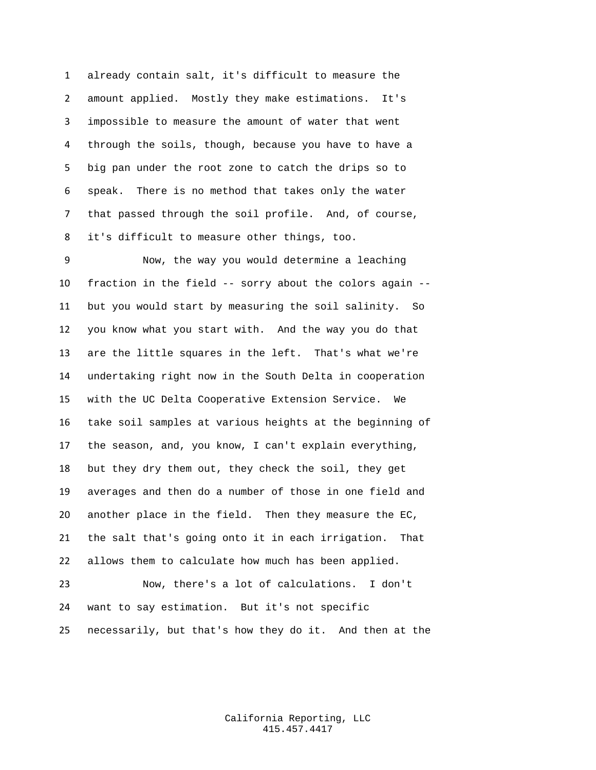already contain salt, it's difficult to measure the amount applied. Mostly they make estimations. It's impossible to measure the amount of water that went through the soils, though, because you have to have a big pan under the root zone to catch the drips so to speak. There is no method that takes only the water that passed through the soil profile. And, of course, it's difficult to measure other things, too.

Now, the way you would determine a leaching fraction in the field -- sorry about the colors again -- but you would start by measuring the soil salinity. So you know what you start with. And the way you do that are the little squares in the left. That's what we're undertaking right now in the South Delta in cooperation with the UC Delta Cooperative Extension Service. We take soil samples at various heights at the beginning of the season, and, you know, I can't explain everything, but they dry them out, they check the soil, they get averages and then do a number of those in one field and another place in the field. Then they measure the EC, the salt that's going onto it in each irrigation. That allows them to calculate how much has been applied.

Now, there's a lot of calculations. I don't want to say estimation. But it's not specific necessarily, but that's how they do it. And then at the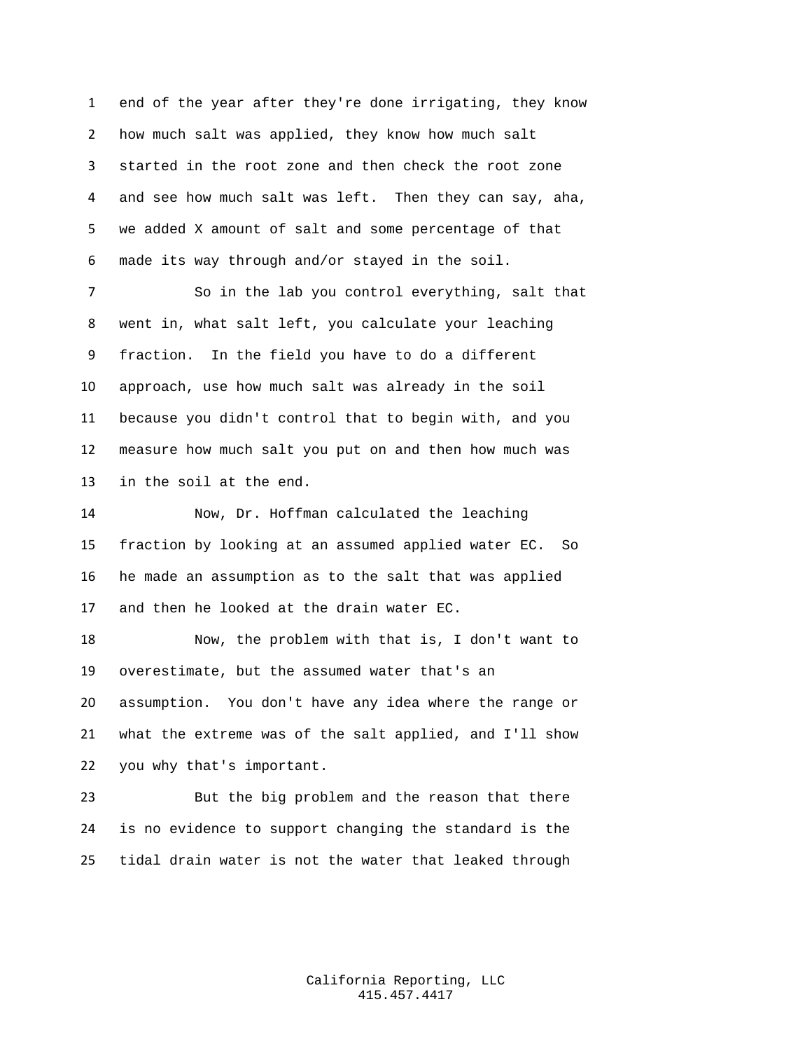end of the year after they're done irrigating, they know how much salt was applied, they know how much salt started in the root zone and then check the root zone and see how much salt was left. Then they can say, aha, we added X amount of salt and some percentage of that made its way through and/or stayed in the soil.

So in the lab you control everything, salt that went in, what salt left, you calculate your leaching fraction. In the field you have to do a different approach, use how much salt was already in the soil because you didn't control that to begin with, and you measure how much salt you put on and then how much was in the soil at the end.

Now, Dr. Hoffman calculated the leaching fraction by looking at an assumed applied water EC. So he made an assumption as to the salt that was applied and then he looked at the drain water EC.

Now, the problem with that is, I don't want to overestimate, but the assumed water that's an assumption. You don't have any idea where the range or what the extreme was of the salt applied, and I'll show you why that's important.

But the big problem and the reason that there is no evidence to support changing the standard is the tidal drain water is not the water that leaked through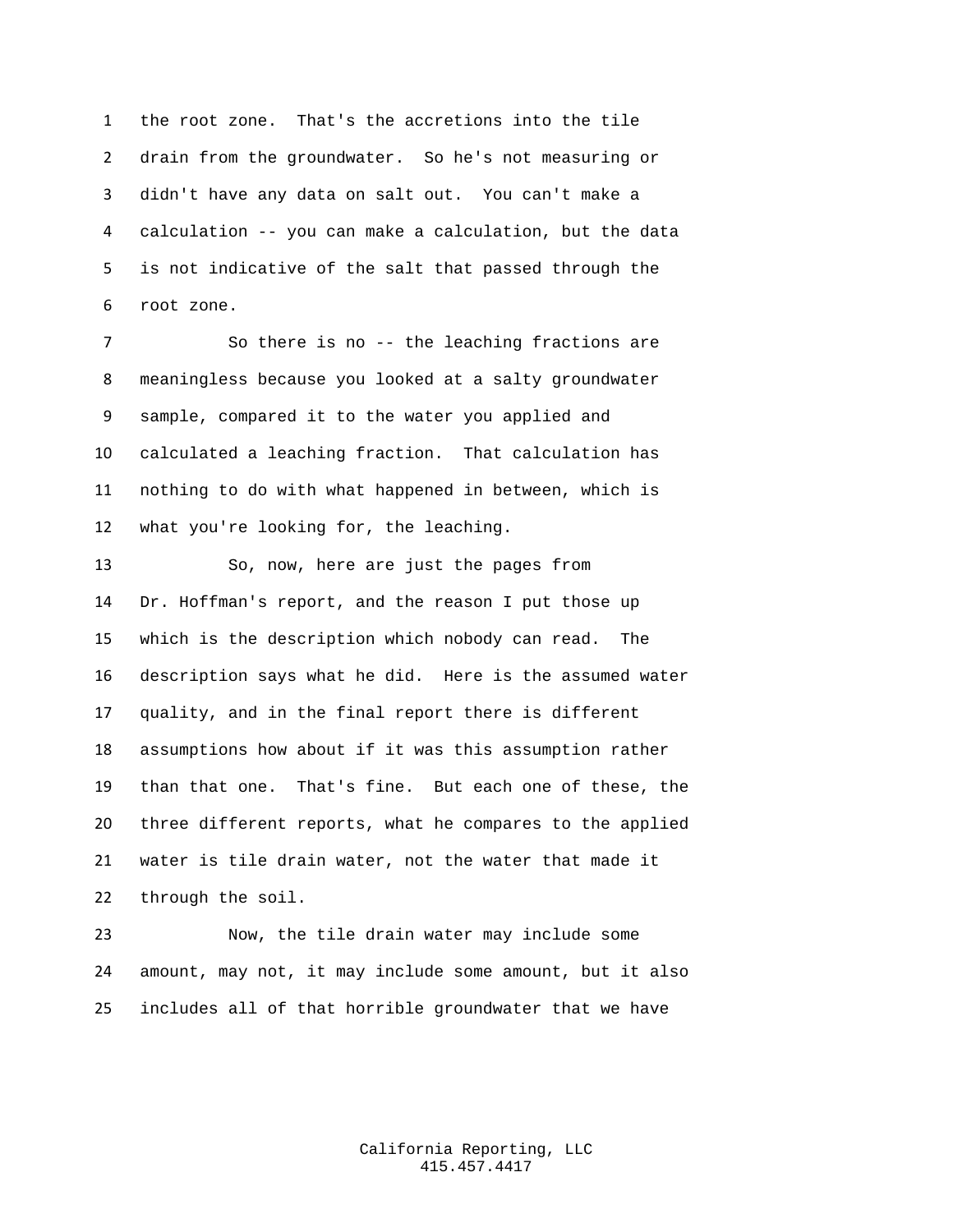the root zone. That's the accretions into the tile drain from the groundwater. So he's not measuring or didn't have any data on salt out. You can't make a calculation -- you can make a calculation, but the data is not indicative of the salt that passed through the root zone.

So there is no -- the leaching fractions are meaningless because you looked at a salty groundwater sample, compared it to the water you applied and calculated a leaching fraction. That calculation has nothing to do with what happened in between, which is what you're looking for, the leaching.

So, now, here are just the pages from Dr. Hoffman's report, and the reason I put those up which is the description which nobody can read. The description says what he did. Here is the assumed water quality, and in the final report there is different assumptions how about if it was this assumption rather than that one. That's fine. But each one of these, the three different reports, what he compares to the applied water is tile drain water, not the water that made it through the soil.

Now, the tile drain water may include some amount, may not, it may include some amount, but it also includes all of that horrible groundwater that we have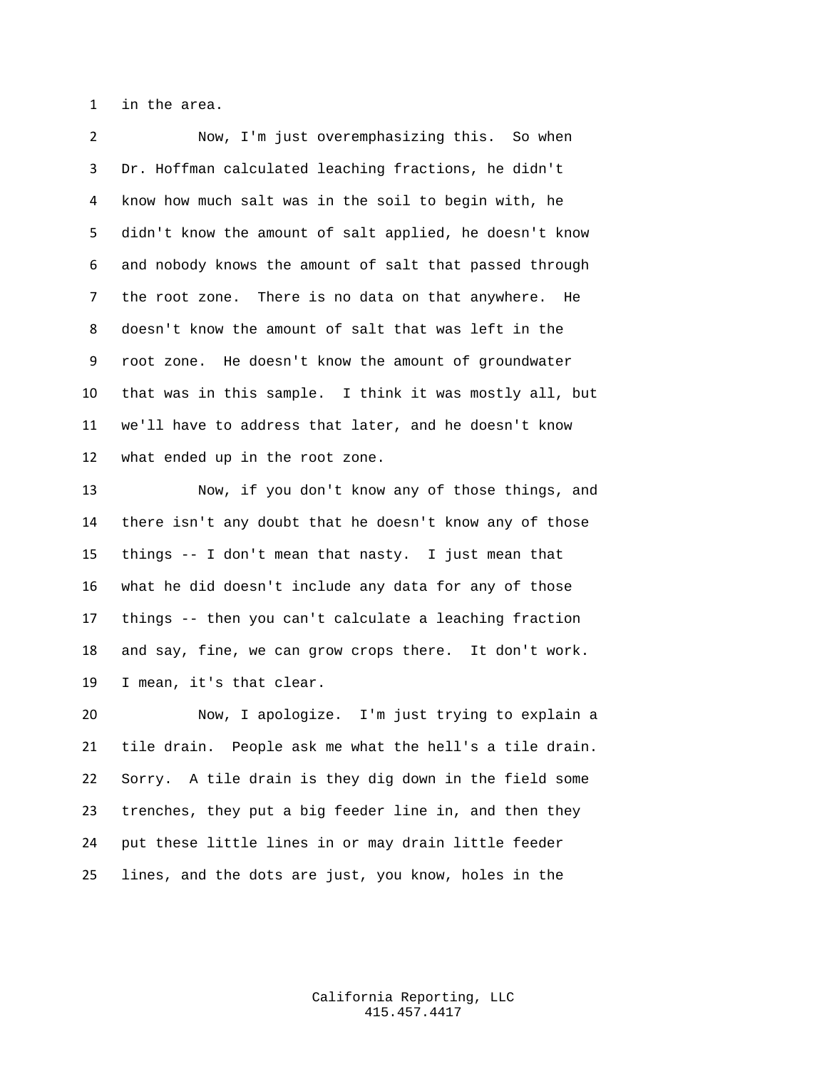in the area.

Now, I'm just overemphasizing this. So when Dr. Hoffman calculated leaching fractions, he didn't know how much salt was in the soil to begin with, he didn't know the amount of salt applied, he doesn't know and nobody knows the amount of salt that passed through the root zone. There is no data on that anywhere. He doesn't know the amount of salt that was left in the root zone. He doesn't know the amount of groundwater that was in this sample. I think it was mostly all, but we'll have to address that later, and he doesn't know what ended up in the root zone.

Now, if you don't know any of those things, and there isn't any doubt that he doesn't know any of those things -- I don't mean that nasty. I just mean that what he did doesn't include any data for any of those things -- then you can't calculate a leaching fraction and say, fine, we can grow crops there. It don't work. I mean, it's that clear.

Now, I apologize. I'm just trying to explain a tile drain. People ask me what the hell's a tile drain. Sorry. A tile drain is they dig down in the field some trenches, they put a big feeder line in, and then they put these little lines in or may drain little feeder lines, and the dots are just, you know, holes in the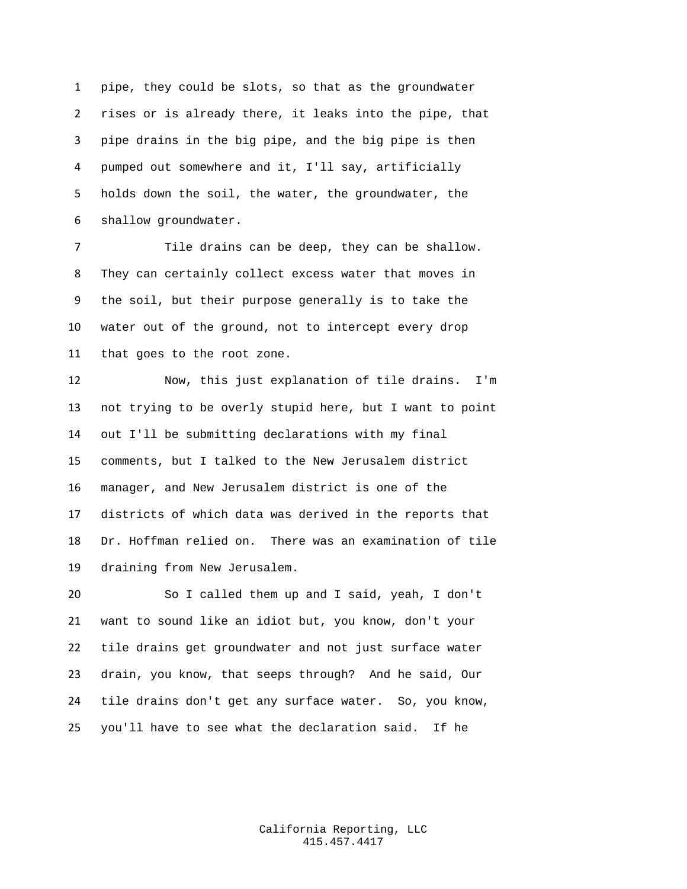pipe, they could be slots, so that as the groundwater rises or is already there, it leaks into the pipe, that pipe drains in the big pipe, and the big pipe is then pumped out somewhere and it, I'll say, artificially holds down the soil, the water, the groundwater, the shallow groundwater.

Tile drains can be deep, they can be shallow. They can certainly collect excess water that moves in the soil, but their purpose generally is to take the water out of the ground, not to intercept every drop that goes to the root zone.

Now, this just explanation of tile drains. I'm not trying to be overly stupid here, but I want to point out I'll be submitting declarations with my final comments, but I talked to the New Jerusalem district manager, and New Jerusalem district is one of the districts of which data was derived in the reports that Dr. Hoffman relied on. There was an examination of tile draining from New Jerusalem.

So I called them up and I said, yeah, I don't want to sound like an idiot but, you know, don't your tile drains get groundwater and not just surface water drain, you know, that seeps through? And he said, Our tile drains don't get any surface water. So, you know, you'll have to see what the declaration said. If he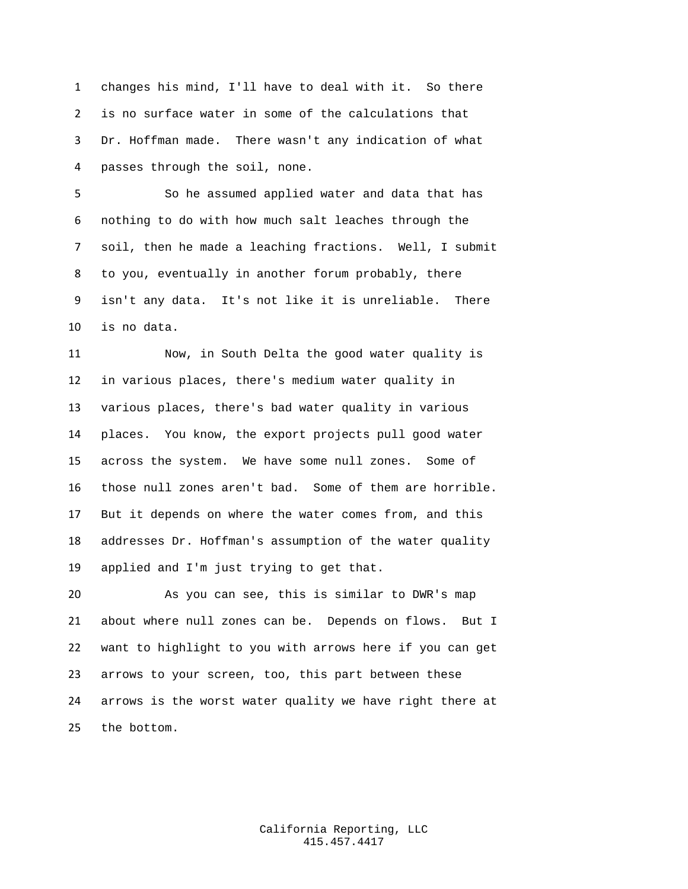changes his mind, I'll have to deal with it. So there is no surface water in some of the calculations that Dr. Hoffman made. There wasn't any indication of what passes through the soil, none.

So he assumed applied water and data that has nothing to do with how much salt leaches through the soil, then he made a leaching fractions. Well, I submit to you, eventually in another forum probably, there isn't any data. It's not like it is unreliable. There is no data.

Now, in South Delta the good water quality is in various places, there's medium water quality in various places, there's bad water quality in various places. You know, the export projects pull good water across the system. We have some null zones. Some of those null zones aren't bad. Some of them are horrible. But it depends on where the water comes from, and this addresses Dr. Hoffman's assumption of the water quality applied and I'm just trying to get that.

As you can see, this is similar to DWR's map about where null zones can be. Depends on flows. But I want to highlight to you with arrows here if you can get arrows to your screen, too, this part between these arrows is the worst water quality we have right there at the bottom.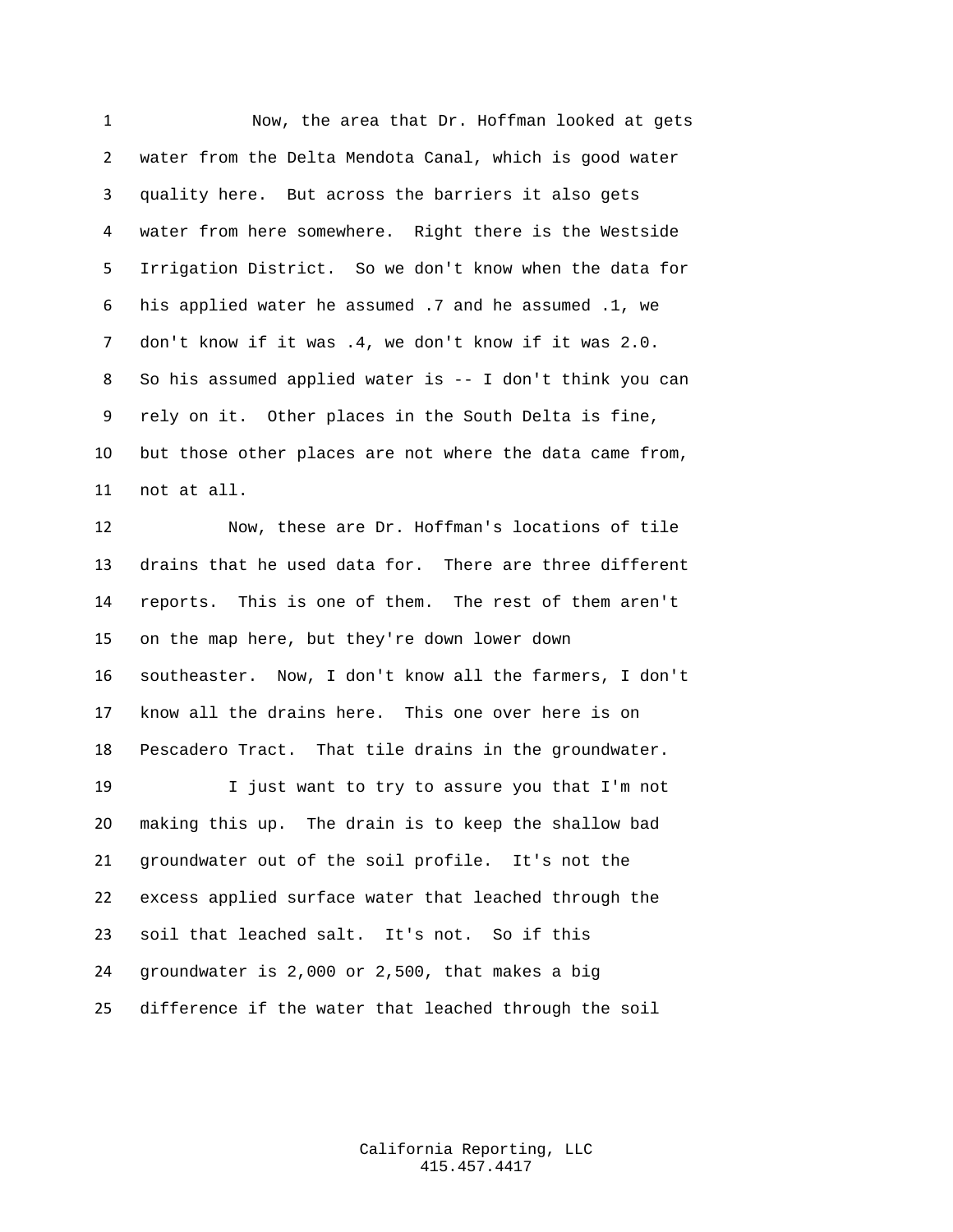Now, the area that Dr. Hoffman looked at gets water from the Delta Mendota Canal, which is good water quality here. But across the barriers it also gets water from here somewhere. Right there is the Westside Irrigation District. So we don't know when the data for his applied water he assumed .7 and he assumed .1, we don't know if it was .4, we don't know if it was 2.0. So his assumed applied water is -- I don't think you can rely on it. Other places in the South Delta is fine, but those other places are not where the data came from, not at all.

Now, these are Dr. Hoffman's locations of tile drains that he used data for. There are three different reports. This is one of them. The rest of them aren't on the map here, but they're down lower down southeaster. Now, I don't know all the farmers, I don't know all the drains here. This one over here is on Pescadero Tract. That tile drains in the groundwater.

I just want to try to assure you that I'm not making this up. The drain is to keep the shallow bad groundwater out of the soil profile. It's not the excess applied surface water that leached through the soil that leached salt. It's not. So if this groundwater is 2,000 or 2,500, that makes a big difference if the water that leached through the soil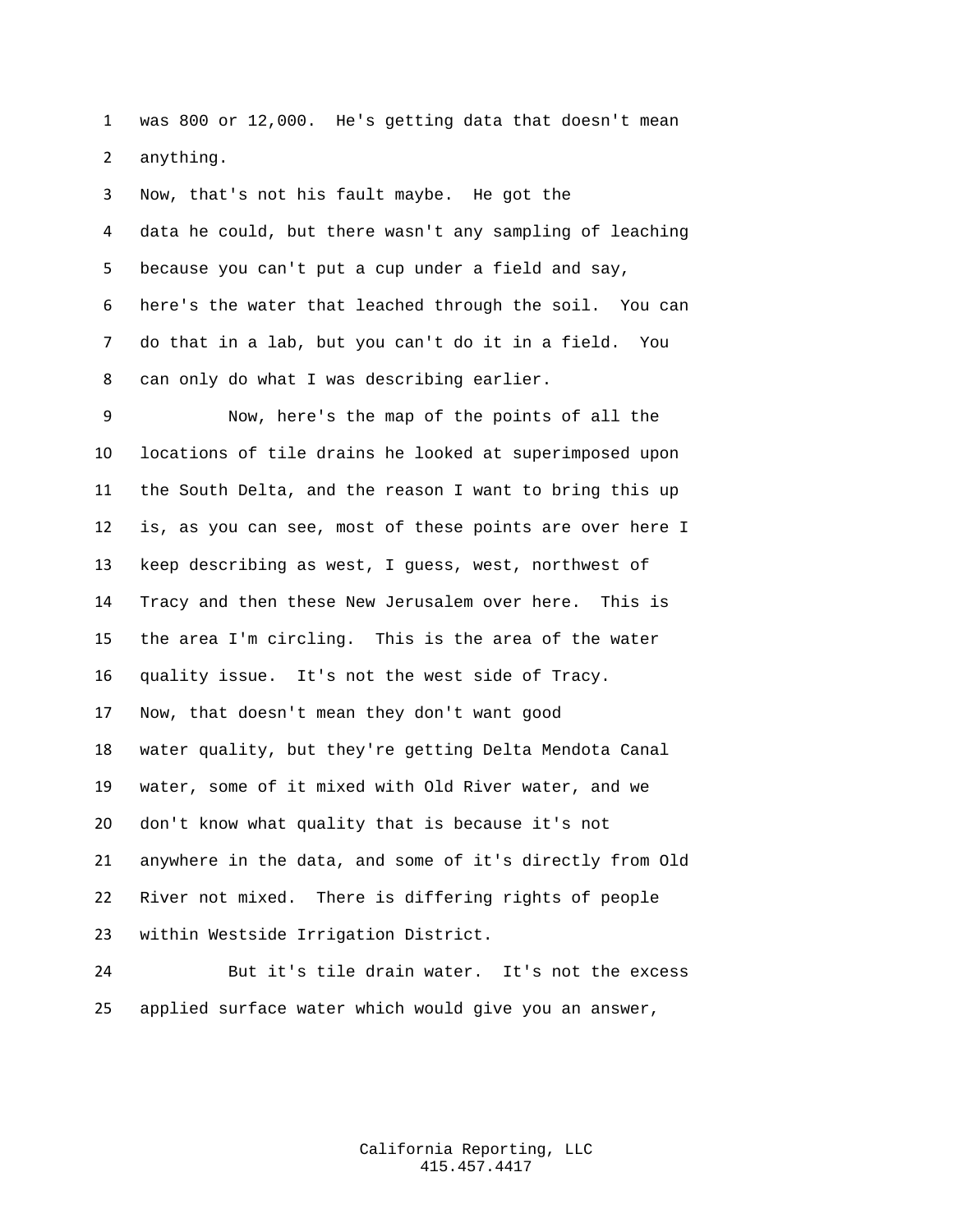was 800 or 12,000. He's getting data that doesn't mean anything.

Now, that's not his fault maybe. He got the data he could, but there wasn't any sampling of leaching because you can't put a cup under a field and say, here's the water that leached through the soil. You can do that in a lab, but you can't do it in a field. You can only do what I was describing earlier.

Now, here's the map of the points of all the locations of tile drains he looked at superimposed upon the South Delta, and the reason I want to bring this up is, as you can see, most of these points are over here I keep describing as west, I guess, west, northwest of Tracy and then these New Jerusalem over here. This is the area I'm circling. This is the area of the water quality issue. It's not the west side of Tracy.

Now, that doesn't mean they don't want good water quality, but they're getting Delta Mendota Canal water, some of it mixed with Old River water, and we don't know what quality that is because it's not anywhere in the data, and some of it's directly from Old River not mixed. There is differing rights of people within Westside Irrigation District.

But it's tile drain water. It's not the excess applied surface water which would give you an answer,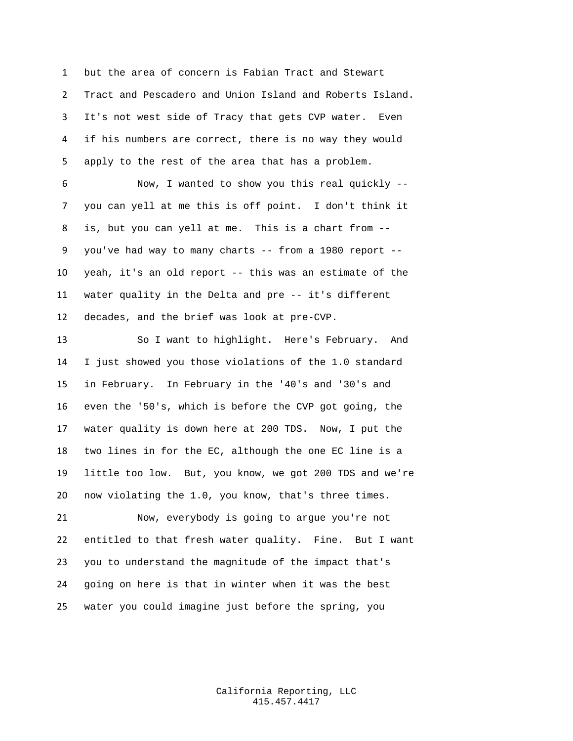1 but the area of concern is Fabian Tract and Stewart
2 Tract and Pescadero and Union Island and Roberts Island.
3 It's not west side of Tracy that gets CVP water. Even
4 if his numbers are correct, there is no way they would
5 apply to the rest of the area that has a problem.

6 Now, I wanted to show you this real quickly --
7 you can yell at me this is off point. I don't think it
8 is, but you can yell at me. This is a chart from --
9 you've had way to many charts -- from a 1980 report --
10 yeah, it's an old report -- this was an estimate of the
11 water quality in the Delta and pre -- it's different
12 decades, and the brief was look at pre-CVP.

13 So I want to highlight. Here's February. And
14 I just showed you those violations of the 1.0 standard
15 in February. In February in the '40's and '30's and
16 even the '50's, which is before the CVP got going, the
17 water quality is down here at 200 TDS. Now, I put the
18 two lines in for the EC, although the one EC line is a
19 little too low. But, you know, we got 200 TDS and we're
20 now violating the 1.0, you know, that's three times.

21 Now, everybody is going to argue you're not
22 entitled to that fresh water quality. Fine. But I want
23 you to understand the magnitude of the impact that's
24 going on here is that in winter when it was the best
25 water you could imagine just before the spring, you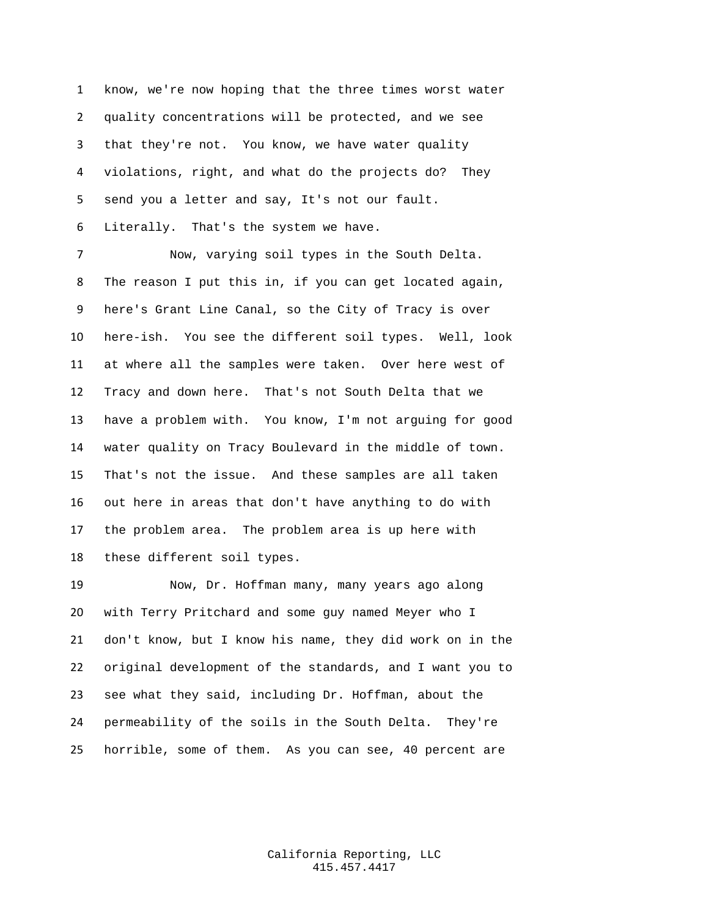know, we're now hoping that the three times worst water quality concentrations will be protected, and we see that they're not. You know, we have water quality violations, right, and what do the projects do? They send you a letter and say, It's not our fault. Literally. That's the system we have.

Now, varying soil types in the South Delta. The reason I put this in, if you can get located again, here's Grant Line Canal, so the City of Tracy is over here-ish. You see the different soil types. Well, look at where all the samples were taken. Over here west of Tracy and down here. That's not South Delta that we have a problem with. You know, I'm not arguing for good water quality on Tracy Boulevard in the middle of town. That's not the issue. And these samples are all taken out here in areas that don't have anything to do with the problem area. The problem area is up here with these different soil types.

Now, Dr. Hoffman many, many years ago along with Terry Pritchard and some guy named Meyer who I don't know, but I know his name, they did work on in the original development of the standards, and I want you to see what they said, including Dr. Hoffman, about the permeability of the soils in the South Delta. They're horrible, some of them. As you can see, 40 percent are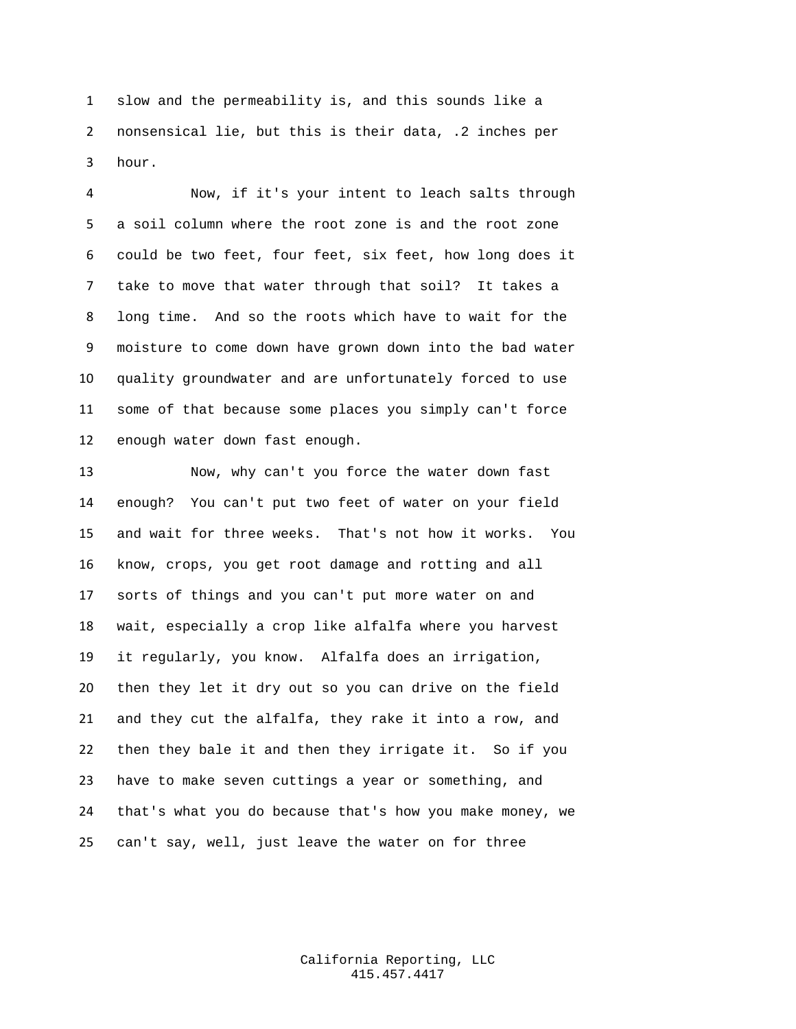slow and the permeability is, and this sounds like a nonsensical lie, but this is their data, .2 inches per hour.

Now, if it's your intent to leach salts through a soil column where the root zone is and the root zone could be two feet, four feet, six feet, how long does it take to move that water through that soil? It takes a long time. And so the roots which have to wait for the moisture to come down have grown down into the bad water quality groundwater and are unfortunately forced to use some of that because some places you simply can't force enough water down fast enough.

Now, why can't you force the water down fast enough? You can't put two feet of water on your field and wait for three weeks. That's not how it works. You know, crops, you get root damage and rotting and all sorts of things and you can't put more water on and wait, especially a crop like alfalfa where you harvest it regularly, you know. Alfalfa does an irrigation, then they let it dry out so you can drive on the field and they cut the alfalfa, they rake it into a row, and then they bale it and then they irrigate it. So if you have to make seven cuttings a year or something, and that's what you do because that's how you make money, we can't say, well, just leave the water on for three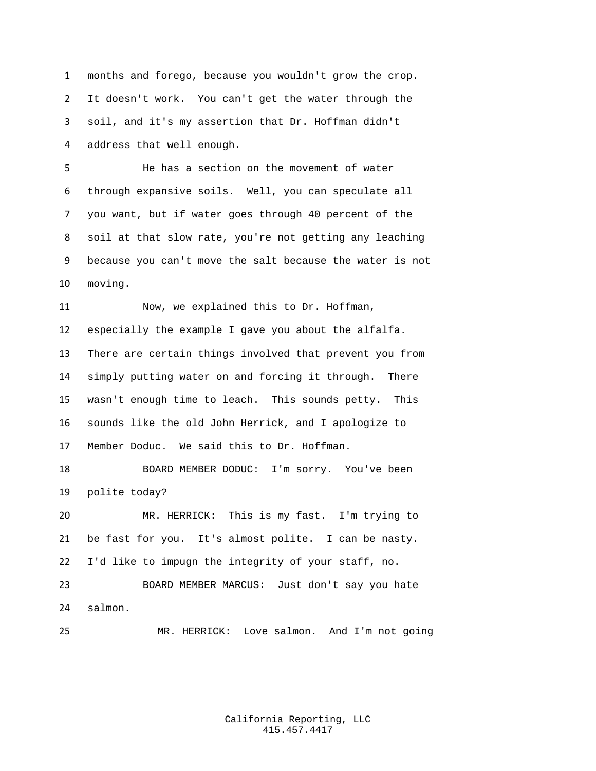months and forego, because you wouldn't grow the crop. It doesn't work. You can't get the water through the soil, and it's my assertion that Dr. Hoffman didn't address that well enough.

He has a section on the movement of water through expansive soils. Well, you can speculate all you want, but if water goes through 40 percent of the soil at that slow rate, you're not getting any leaching because you can't move the salt because the water is not moving.

Now, we explained this to Dr. Hoffman, especially the example I gave you about the alfalfa. There are certain things involved that prevent you from simply putting water on and forcing it through. There wasn't enough time to leach. This sounds petty. This sounds like the old John Herrick, and I apologize to Member Doduc. We said this to Dr. Hoffman.

BOARD MEMBER DODUC: I'm sorry. You've been polite today?

MR. HERRICK: This is my fast. I'm trying to be fast for you. It's almost polite. I can be nasty. I'd like to impugn the integrity of your staff, no.

BOARD MEMBER MARCUS: Just don't say you hate salmon.

MR. HERRICK: Love salmon. And I'm not going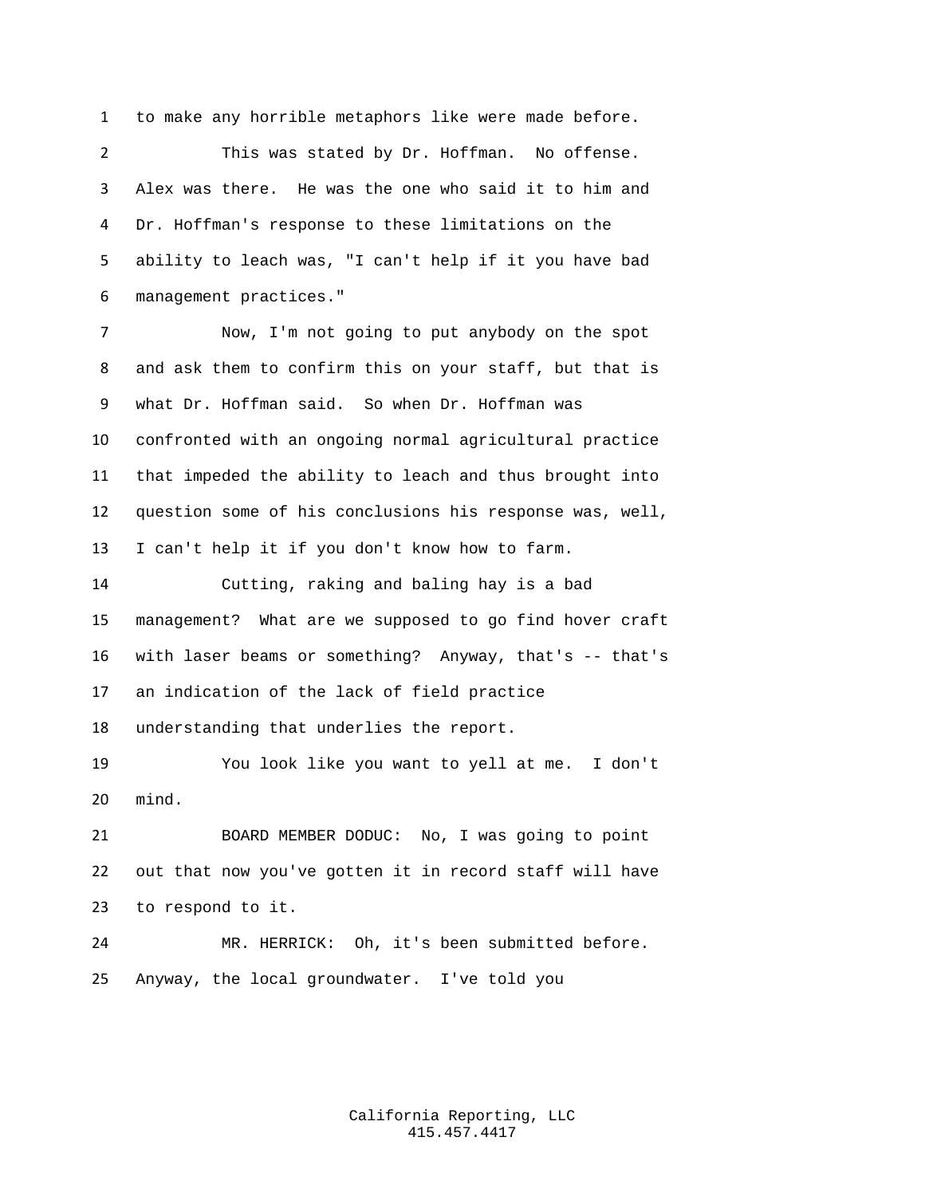to make any horrible metaphors like were made before.

This was stated by Dr. Hoffman. No offense. Alex was there. He was the one who said it to him and Dr. Hoffman's response to these limitations on the ability to leach was, "I can't help if it you have bad management practices."

Now, I'm not going to put anybody on the spot and ask them to confirm this on your staff, but that is what Dr. Hoffman said. So when Dr. Hoffman was confronted with an ongoing normal agricultural practice that impeded the ability to leach and thus brought into question some of his conclusions his response was, well, I can't help it if you don't know how to farm.

Cutting, raking and baling hay is a bad management? What are we supposed to go find hover craft with laser beams or something? Anyway, that's -- that's an indication of the lack of field practice understanding that underlies the report.

You look like you want to yell at me. I don't mind.

BOARD MEMBER DODUC: No, I was going to point out that now you've gotten it in record staff will have to respond to it.

MR. HERRICK: Oh, it's been submitted before. Anyway, the local groundwater. I've told you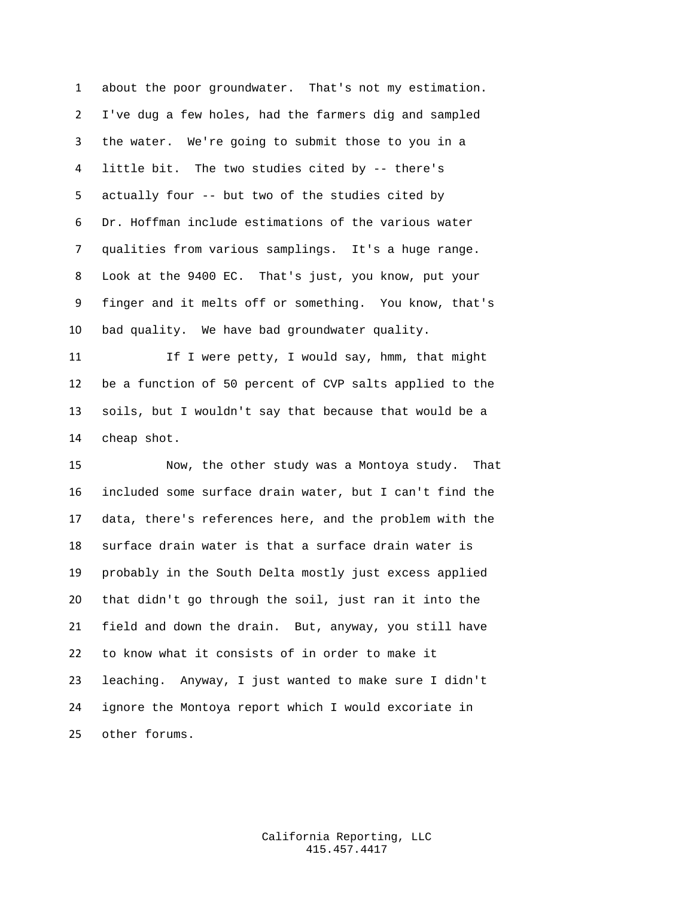about the poor groundwater. That's not my estimation. I've dug a few holes, had the farmers dig and sampled the water. We're going to submit those to you in a little bit. The two studies cited by -- there's actually four -- but two of the studies cited by Dr. Hoffman include estimations of the various water qualities from various samplings. It's a huge range. Look at the 9400 EC. That's just, you know, put your finger and it melts off or something. You know, that's bad quality. We have bad groundwater quality.

If I were petty, I would say, hmm, that might be a function of 50 percent of CVP salts applied to the soils, but I wouldn't say that because that would be a cheap shot.

Now, the other study was a Montoya study. That included some surface drain water, but I can't find the data, there's references here, and the problem with the surface drain water is that a surface drain water is probably in the South Delta mostly just excess applied that didn't go through the soil, just ran it into the field and down the drain. But, anyway, you still have to know what it consists of in order to make it leaching. Anyway, I just wanted to make sure I didn't ignore the Montoya report which I would excoriate in other forums.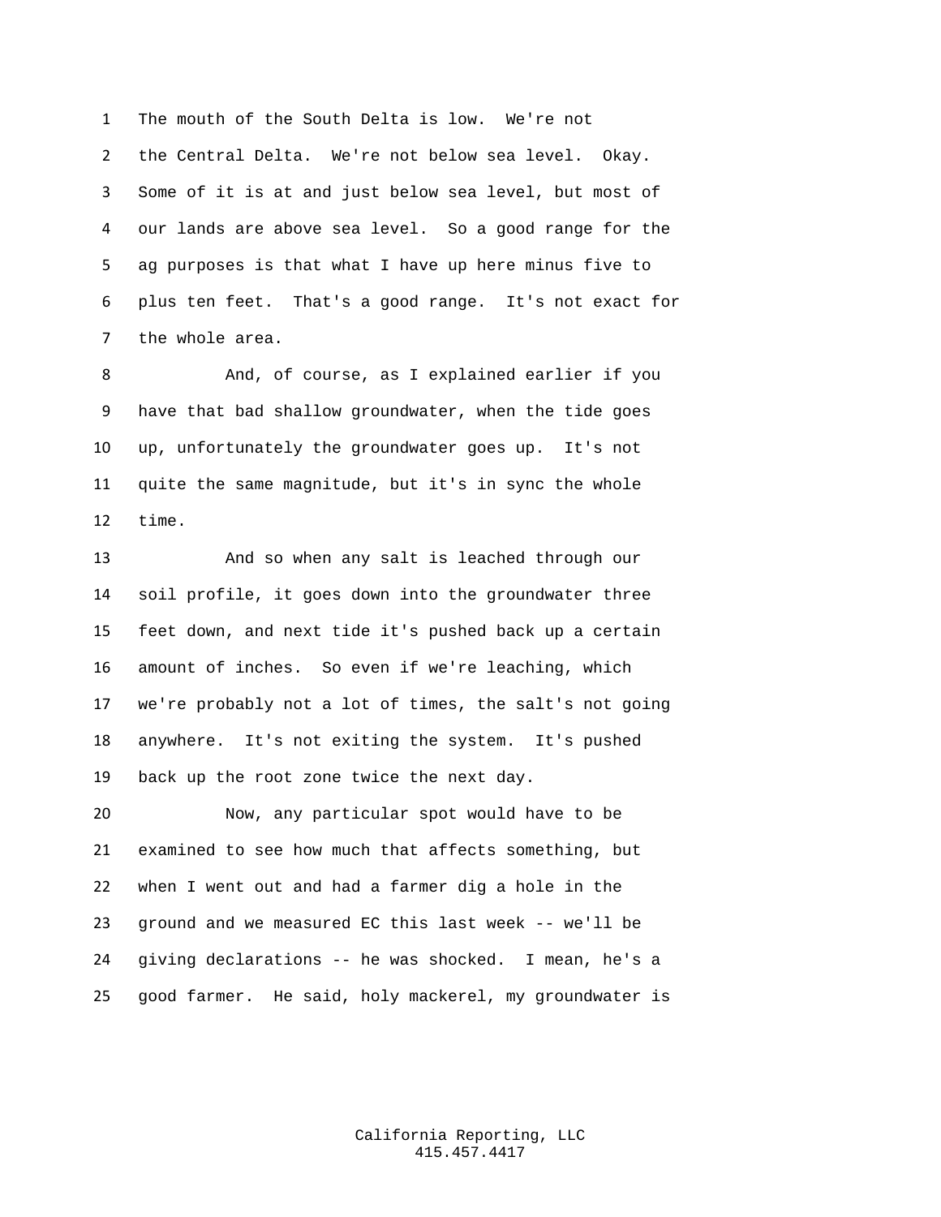The mouth of the South Delta is low. We're not the Central Delta. We're not below sea level. Okay. Some of it is at and just below sea level, but most of our lands are above sea level. So a good range for the ag purposes is that what I have up here minus five to plus ten feet. That's a good range. It's not exact for the whole area.

And, of course, as I explained earlier if you have that bad shallow groundwater, when the tide goes up, unfortunately the groundwater goes up. It's not quite the same magnitude, but it's in sync the whole time.

And so when any salt is leached through our soil profile, it goes down into the groundwater three feet down, and next tide it's pushed back up a certain amount of inches. So even if we're leaching, which we're probably not a lot of times, the salt's not going anywhere. It's not exiting the system. It's pushed back up the root zone twice the next day.

Now, any particular spot would have to be examined to see how much that affects something, but when I went out and had a farmer dig a hole in the ground and we measured EC this last week -- we'll be giving declarations -- he was shocked. I mean, he's a good farmer. He said, holy mackerel, my groundwater is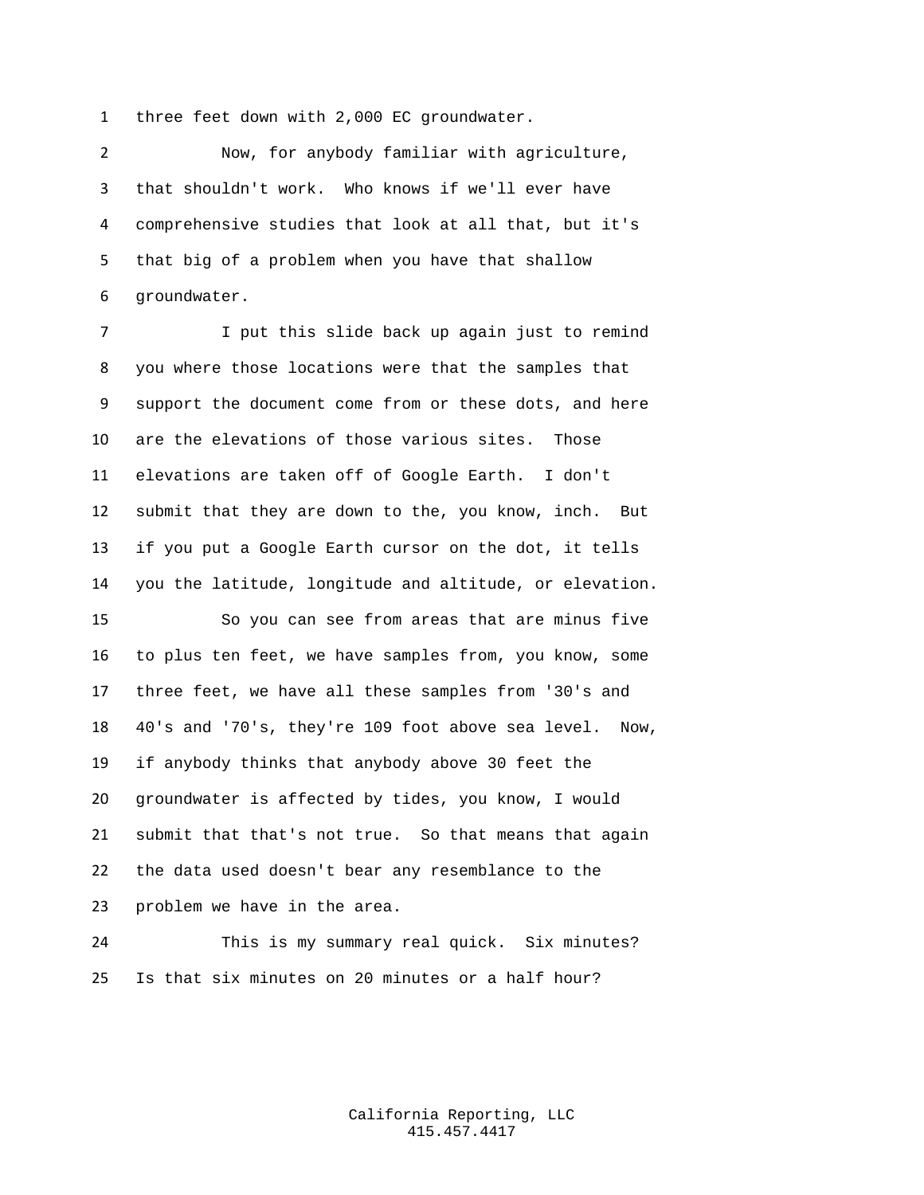three feet down with 2,000 EC groundwater.

Now, for anybody familiar with agriculture, that shouldn't work. Who knows if we'll ever have comprehensive studies that look at all that, but it's that big of a problem when you have that shallow groundwater.

I put this slide back up again just to remind you where those locations were that the samples that support the document come from or these dots, and here are the elevations of those various sites. Those elevations are taken off of Google Earth. I don't submit that they are down to the, you know, inch. But if you put a Google Earth cursor on the dot, it tells you the latitude, longitude and altitude, or elevation.

So you can see from areas that are minus five to plus ten feet, we have samples from, you know, some three feet, we have all these samples from '30's and 40's and '70's, they're 109 foot above sea level. Now, if anybody thinks that anybody above 30 feet the groundwater is affected by tides, you know, I would submit that that's not true. So that means that again the data used doesn't bear any resemblance to the problem we have in the area.

This is my summary real quick. Six minutes? Is that six minutes on 20 minutes or a half hour?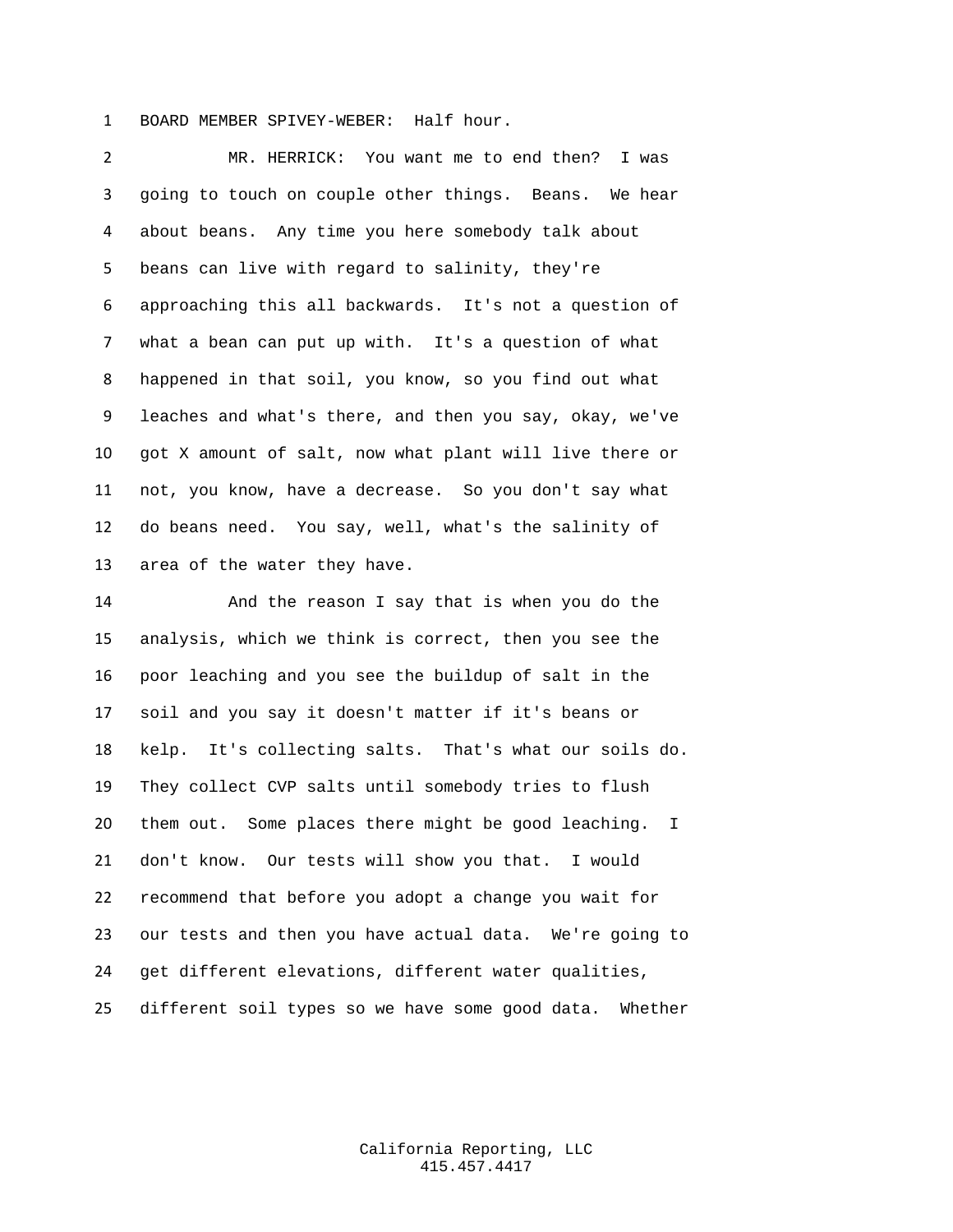BOARD MEMBER SPIVEY-WEBER: Half hour.

MR. HERRICK: You want me to end then? I was going to touch on couple other things. Beans. We hear about beans. Any time you here somebody talk about beans can live with regard to salinity, they're approaching this all backwards. It's not a question of what a bean can put up with. It's a question of what happened in that soil, you know, so you find out what leaches and what's there, and then you say, okay, we've got X amount of salt, now what plant will live there or not, you know, have a decrease. So you don't say what do beans need. You say, well, what's the salinity of area of the water they have.

And the reason I say that is when you do the analysis, which we think is correct, then you see the poor leaching and you see the buildup of salt in the soil and you say it doesn't matter if it's beans or kelp. It's collecting salts. That's what our soils do. They collect CVP salts until somebody tries to flush them out. Some places there might be good leaching. I don't know. Our tests will show you that. I would recommend that before you adopt a change you wait for our tests and then you have actual data. We're going to get different elevations, different water qualities, different soil types so we have some good data. Whether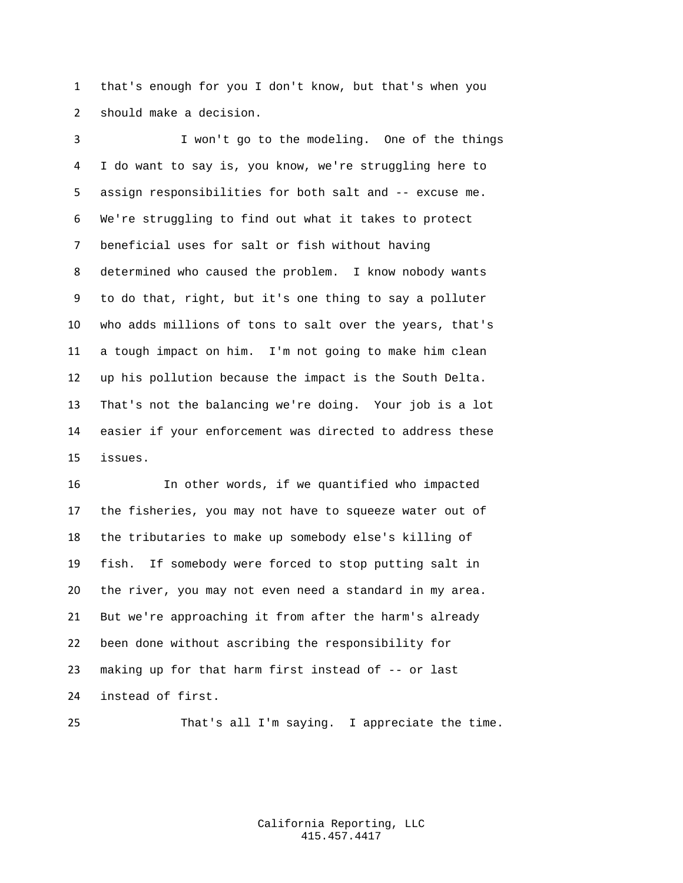that's enough for you I don't know, but that's when you should make a decision.

I won't go to the modeling. One of the things I do want to say is, you know, we're struggling here to assign responsibilities for both salt and -- excuse me. We're struggling to find out what it takes to protect beneficial uses for salt or fish without having determined who caused the problem. I know nobody wants to do that, right, but it's one thing to say a polluter who adds millions of tons to salt over the years, that's a tough impact on him. I'm not going to make him clean up his pollution because the impact is the South Delta. That's not the balancing we're doing. Your job is a lot easier if your enforcement was directed to address these issues.

In other words, if we quantified who impacted the fisheries, you may not have to squeeze water out of the tributaries to make up somebody else's killing of fish. If somebody were forced to stop putting salt in the river, you may not even need a standard in my area. But we're approaching it from after the harm's already been done without ascribing the responsibility for making up for that harm first instead of -- or last instead of first.

That's all I'm saying. I appreciate the time.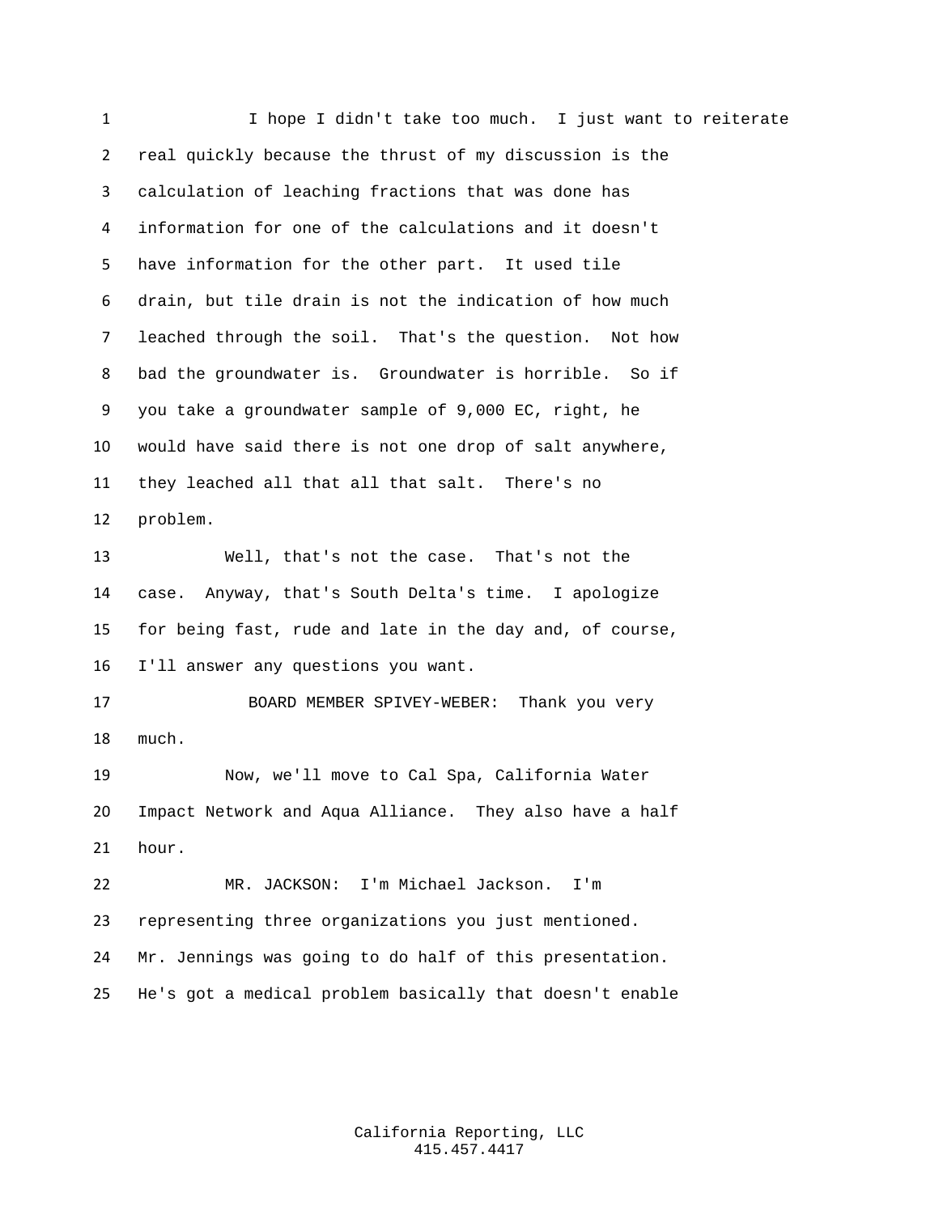I hope I didn't take too much. I just want to reiterate real quickly because the thrust of my discussion is the calculation of leaching fractions that was done has information for one of the calculations and it doesn't have information for the other part. It used tile drain, but tile drain is not the indication of how much leached through the soil. That's the question. Not how bad the groundwater is. Groundwater is horrible. So if you take a groundwater sample of 9,000 EC, right, he would have said there is not one drop of salt anywhere, they leached all that all that salt. There's no problem.

Well, that's not the case. That's not the case. Anyway, that's South Delta's time. I apologize for being fast, rude and late in the day and, of course, I'll answer any questions you want.

BOARD MEMBER SPIVEY-WEBER: Thank you very much.

Now, we'll move to Cal Spa, California Water Impact Network and Aqua Alliance. They also have a half hour.

MR. JACKSON: I'm Michael Jackson. I'm representing three organizations you just mentioned. Mr. Jennings was going to do half of this presentation. He's got a medical problem basically that doesn't enable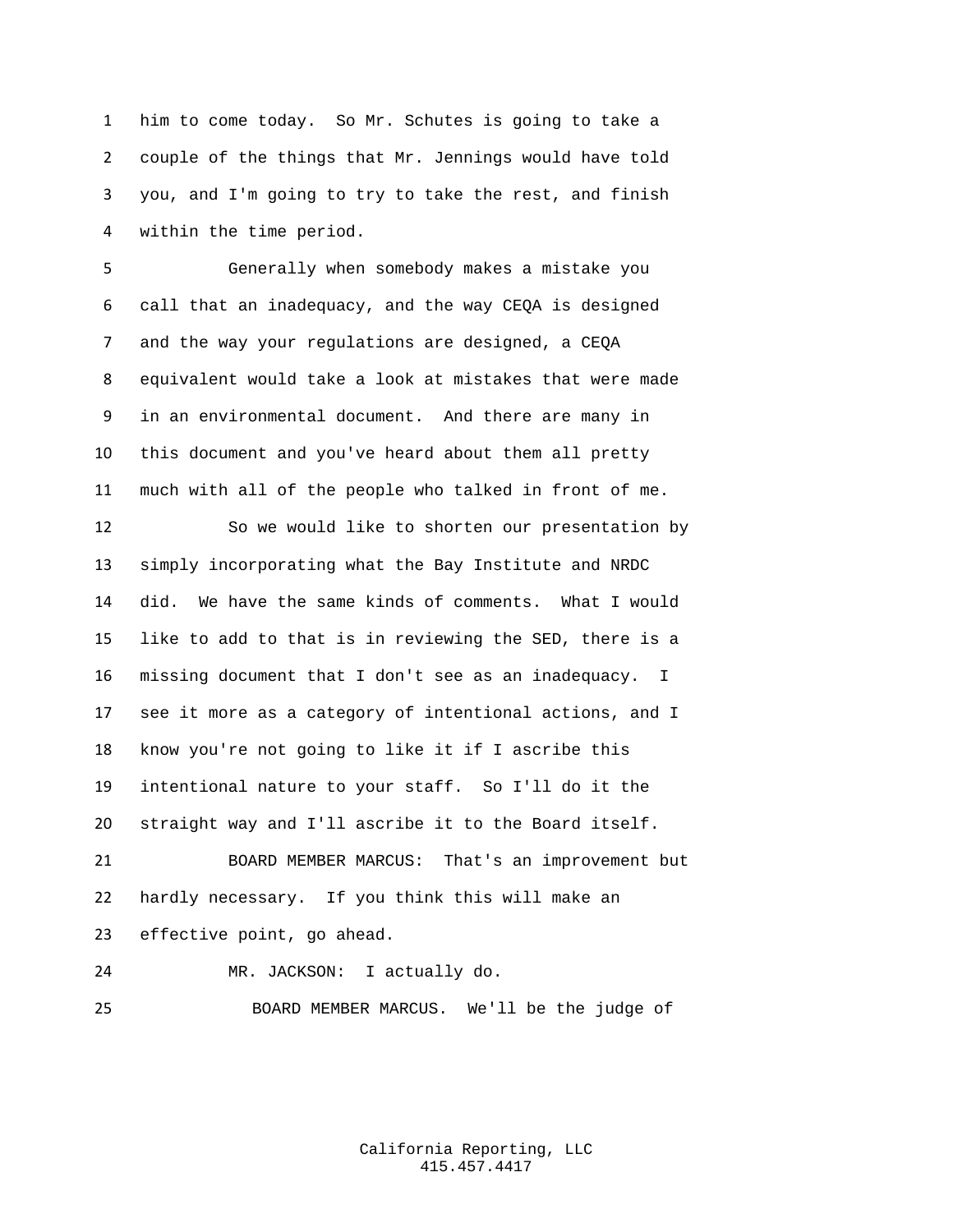him to come today. So Mr. Schutes is going to take a couple of the things that Mr. Jennings would have told you, and I'm going to try to take the rest, and finish within the time period.

Generally when somebody makes a mistake you call that an inadequacy, and the way CEQA is designed and the way your regulations are designed, a CEQA equivalent would take a look at mistakes that were made in an environmental document. And there are many in this document and you've heard about them all pretty much with all of the people who talked in front of me.

So we would like to shorten our presentation by simply incorporating what the Bay Institute and NRDC did. We have the same kinds of comments. What I would like to add to that is in reviewing the SED, there is a missing document that I don't see as an inadequacy. I see it more as a category of intentional actions, and I know you're not going to like it if I ascribe this intentional nature to your staff. So I'll do it the straight way and I'll ascribe it to the Board itself.

BOARD MEMBER MARCUS: That's an improvement but hardly necessary. If you think this will make an effective point, go ahead.

MR. JACKSON: I actually do.

BOARD MEMBER MARCUS. We'll be the judge of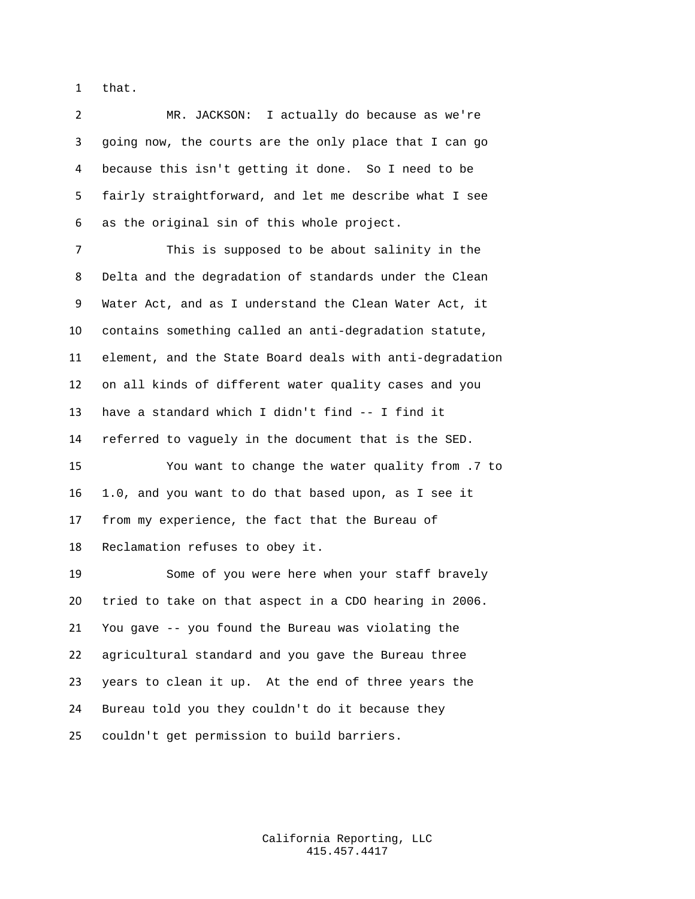that.

MR. JACKSON: I actually do because as we're going now, the courts are the only place that I can go because this isn't getting it done. So I need to be fairly straightforward, and let me describe what I see as the original sin of this whole project.

This is supposed to be about salinity in the Delta and the degradation of standards under the Clean Water Act, and as I understand the Clean Water Act, it contains something called an anti-degradation statute, element, and the State Board deals with anti-degradation on all kinds of different water quality cases and you have a standard which I didn't find -- I find it referred to vaguely in the document that is the SED.

You want to change the water quality from .7 to 1.0, and you want to do that based upon, as I see it from my experience, the fact that the Bureau of Reclamation refuses to obey it.

Some of you were here when your staff bravely tried to take on that aspect in a CDO hearing in 2006. You gave -- you found the Bureau was violating the agricultural standard and you gave the Bureau three years to clean it up. At the end of three years the Bureau told you they couldn't do it because they couldn't get permission to build barriers.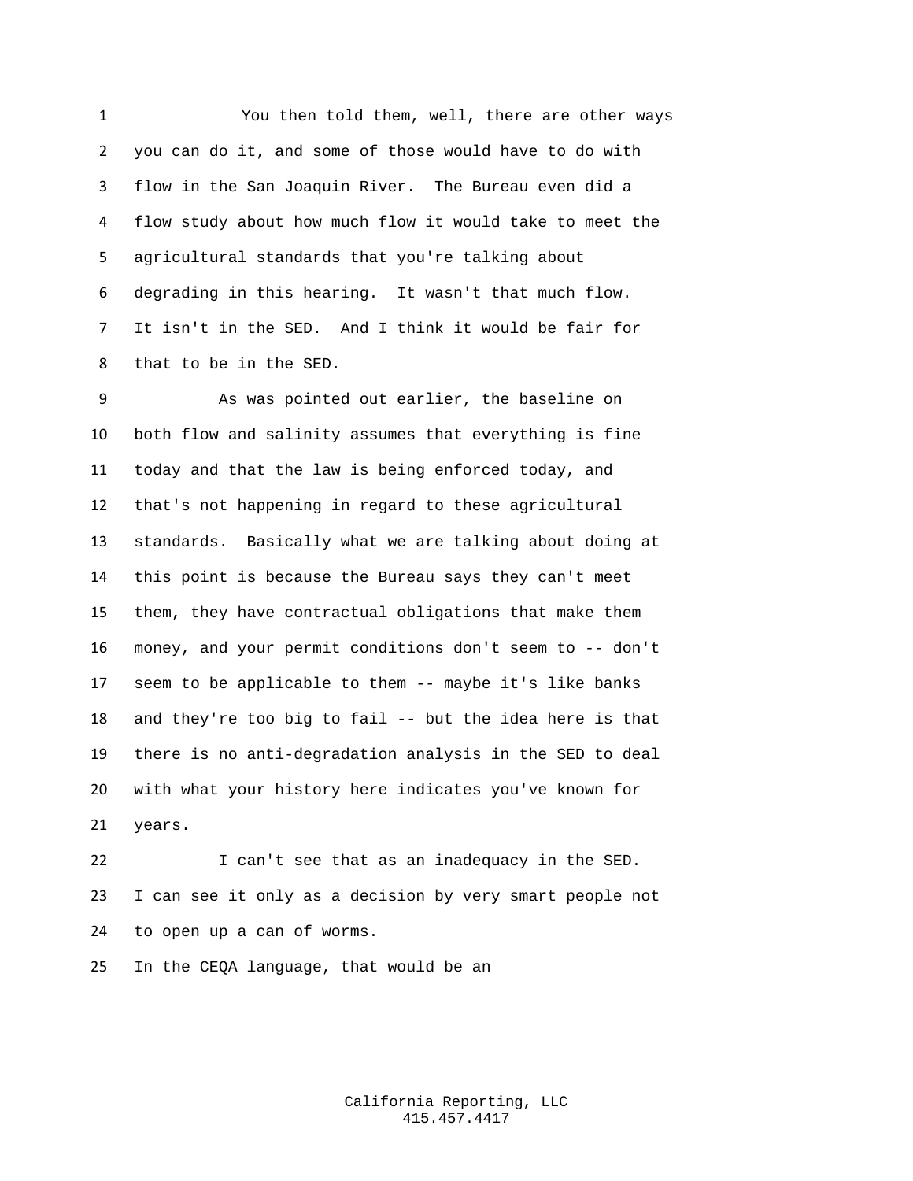You then told them, well, there are other ways you can do it, and some of those would have to do with flow in the San Joaquin River. The Bureau even did a flow study about how much flow it would take to meet the agricultural standards that you're talking about degrading in this hearing. It wasn't that much flow. It isn't in the SED. And I think it would be fair for that to be in the SED.

As was pointed out earlier, the baseline on both flow and salinity assumes that everything is fine today and that the law is being enforced today, and that's not happening in regard to these agricultural standards. Basically what we are talking about doing at this point is because the Bureau says they can't meet them, they have contractual obligations that make them money, and your permit conditions don't seem to -- don't seem to be applicable to them -- maybe it's like banks and they're too big to fail -- but the idea here is that there is no anti-degradation analysis in the SED to deal with what your history here indicates you've known for years.

I can't see that as an inadequacy in the SED. I can see it only as a decision by very smart people not to open up a can of worms.

In the CEQA language, that would be an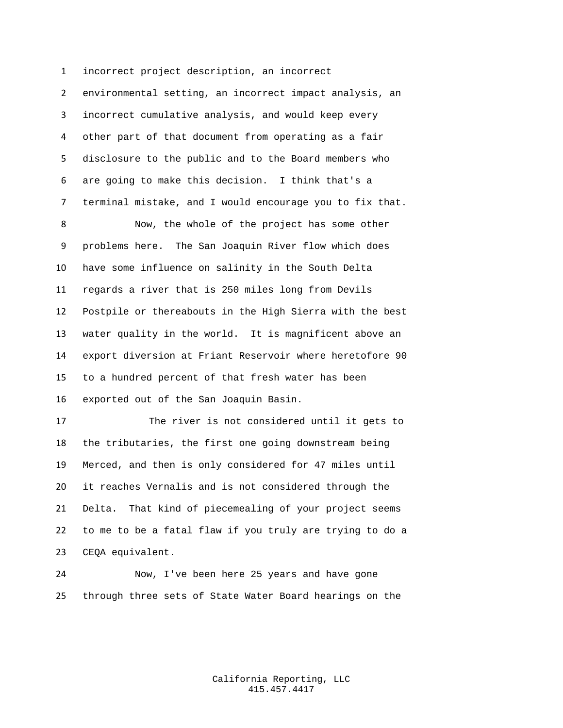incorrect project description, an incorrect environmental setting, an incorrect impact analysis, an incorrect cumulative analysis, and would keep every other part of that document from operating as a fair disclosure to the public and to the Board members who are going to make this decision. I think that's a terminal mistake, and I would encourage you to fix that.

Now, the whole of the project has some other problems here. The San Joaquin River flow which does have some influence on salinity in the South Delta regards a river that is 250 miles long from Devils Postpile or thereabouts in the High Sierra with the best water quality in the world. It is magnificent above an export diversion at Friant Reservoir where heretofore 90 to a hundred percent of that fresh water has been exported out of the San Joaquin Basin.

The river is not considered until it gets to the tributaries, the first one going downstream being Merced, and then is only considered for 47 miles until it reaches Vernalis and is not considered through the Delta. That kind of piecemealing of your project seems to me to be a fatal flaw if you truly are trying to do a CEQA equivalent.

Now, I've been here 25 years and have gone through three sets of State Water Board hearings on the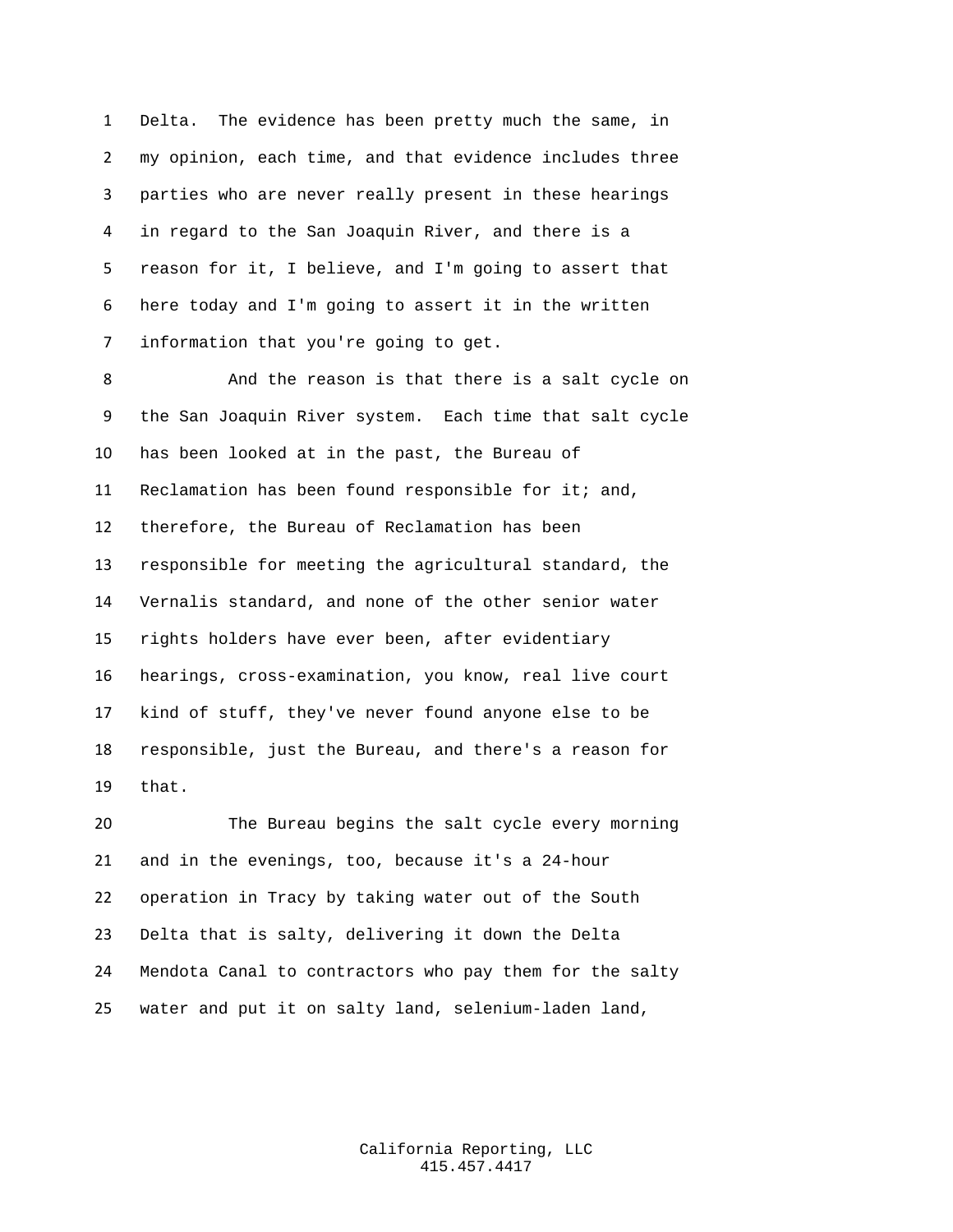Delta. The evidence has been pretty much the same, in my opinion, each time, and that evidence includes three parties who are never really present in these hearings in regard to the San Joaquin River, and there is a reason for it, I believe, and I'm going to assert that here today and I'm going to assert it in the written information that you're going to get.

And the reason is that there is a salt cycle on the San Joaquin River system. Each time that salt cycle has been looked at in the past, the Bureau of Reclamation has been found responsible for it; and, therefore, the Bureau of Reclamation has been responsible for meeting the agricultural standard, the Vernalis standard, and none of the other senior water rights holders have ever been, after evidentiary hearings, cross-examination, you know, real live court kind of stuff, they've never found anyone else to be responsible, just the Bureau, and there's a reason for that.

The Bureau begins the salt cycle every morning and in the evenings, too, because it's a 24-hour operation in Tracy by taking water out of the South Delta that is salty, delivering it down the Delta Mendota Canal to contractors who pay them for the salty water and put it on salty land, selenium-laden land,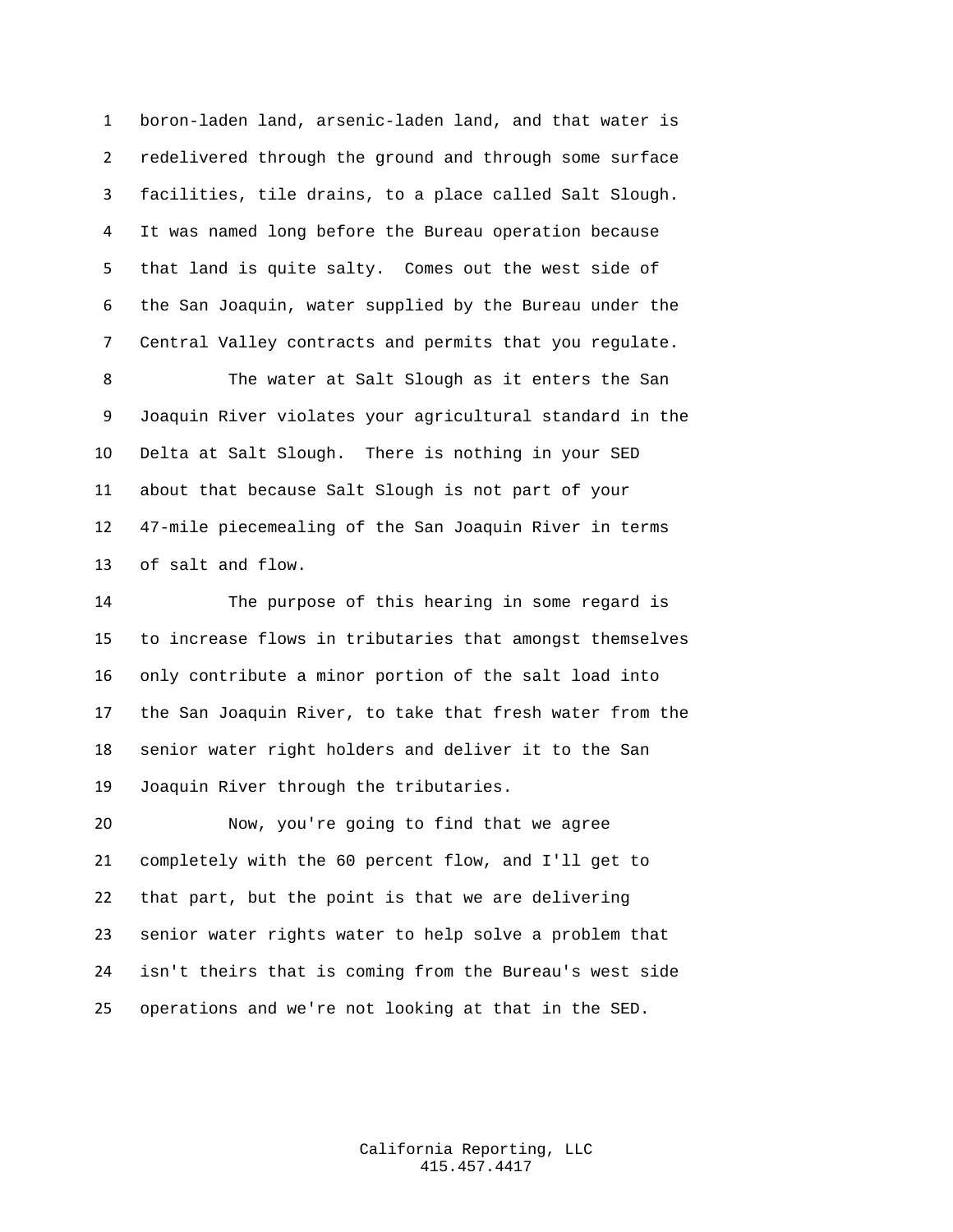boron-laden land, arsenic-laden land, and that water is redelivered through the ground and through some surface facilities, tile drains, to a place called Salt Slough. It was named long before the Bureau operation because that land is quite salty. Comes out the west side of the San Joaquin, water supplied by the Bureau under the Central Valley contracts and permits that you regulate.

The water at Salt Slough as it enters the San Joaquin River violates your agricultural standard in the Delta at Salt Slough. There is nothing in your SED about that because Salt Slough is not part of your 47-mile piecemealing of the San Joaquin River in terms of salt and flow.

The purpose of this hearing in some regard is to increase flows in tributaries that amongst themselves only contribute a minor portion of the salt load into the San Joaquin River, to take that fresh water from the senior water right holders and deliver it to the San Joaquin River through the tributaries.

Now, you're going to find that we agree completely with the 60 percent flow, and I'll get to that part, but the point is that we are delivering senior water rights water to help solve a problem that isn't theirs that is coming from the Bureau's west side operations and we're not looking at that in the SED.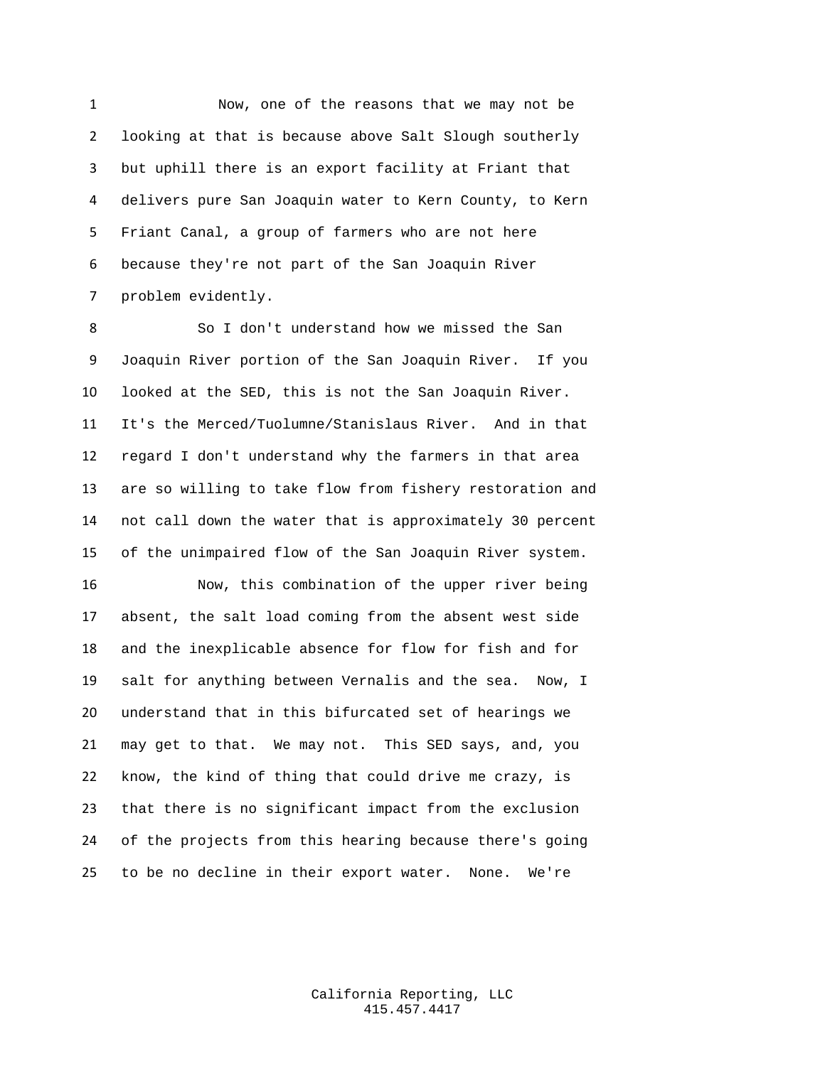Now, one of the reasons that we may not be looking at that is because above Salt Slough southerly but uphill there is an export facility at Friant that delivers pure San Joaquin water to Kern County, to Kern Friant Canal, a group of farmers who are not here because they're not part of the San Joaquin River problem evidently.

So I don't understand how we missed the San Joaquin River portion of the San Joaquin River. If you looked at the SED, this is not the San Joaquin River. It's the Merced/Tuolumne/Stanislaus River. And in that regard I don't understand why the farmers in that area are so willing to take flow from fishery restoration and not call down the water that is approximately 30 percent of the unimpaired flow of the San Joaquin River system.

Now, this combination of the upper river being absent, the salt load coming from the absent west side and the inexplicable absence for flow for fish and for salt for anything between Vernalis and the sea. Now, I understand that in this bifurcated set of hearings we may get to that. We may not. This SED says, and, you know, the kind of thing that could drive me crazy, is that there is no significant impact from the exclusion of the projects from this hearing because there's going to be no decline in their export water. None. We're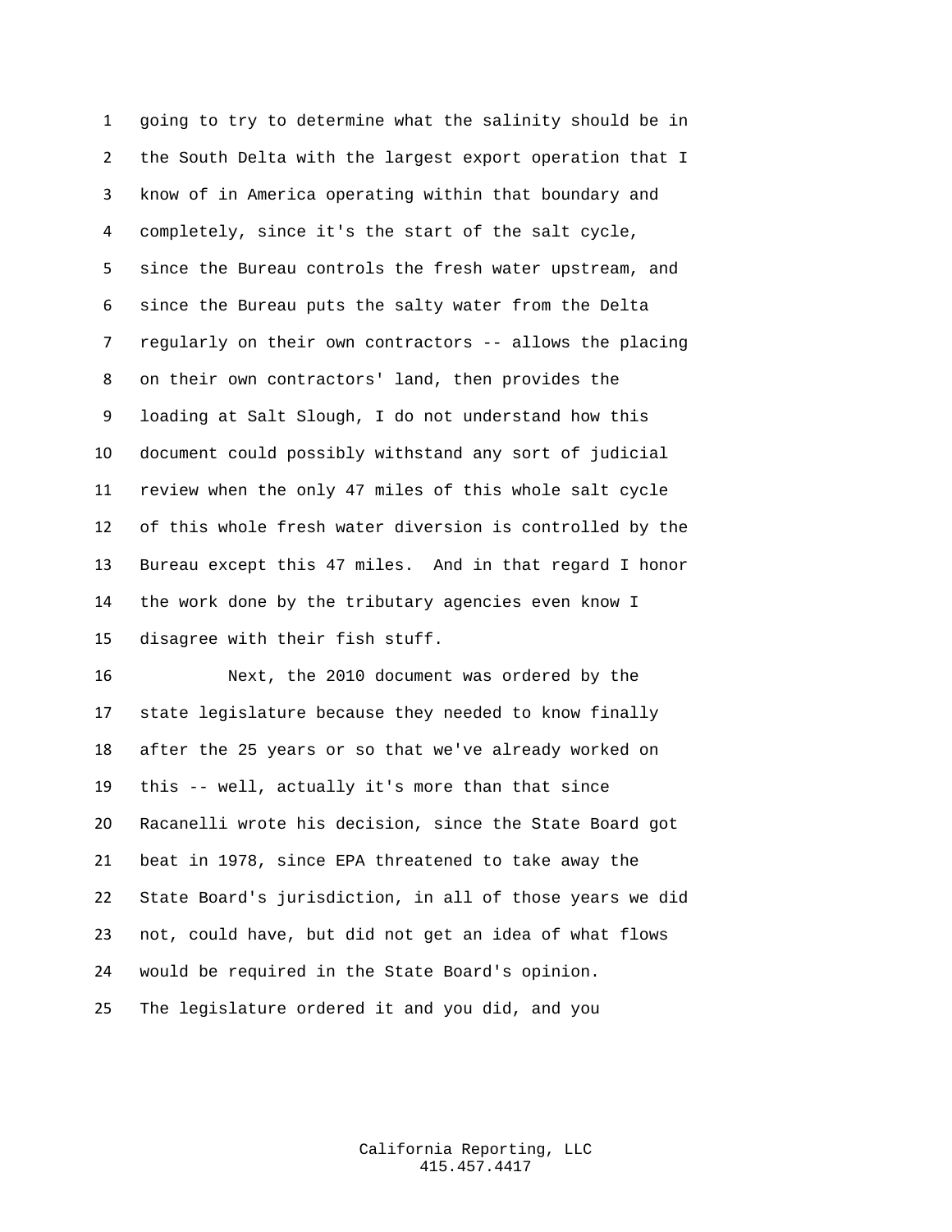going to try to determine what the salinity should be in the South Delta with the largest export operation that I know of in America operating within that boundary and completely, since it's the start of the salt cycle, since the Bureau controls the fresh water upstream, and since the Bureau puts the salty water from the Delta regularly on their own contractors -- allows the placing on their own contractors' land, then provides the loading at Salt Slough, I do not understand how this document could possibly withstand any sort of judicial review when the only 47 miles of this whole salt cycle of this whole fresh water diversion is controlled by the Bureau except this 47 miles. And in that regard I honor the work done by the tributary agencies even know I disagree with their fish stuff.

Next, the 2010 document was ordered by the state legislature because they needed to know finally after the 25 years or so that we've already worked on this -- well, actually it's more than that since Racanelli wrote his decision, since the State Board got beat in 1978, since EPA threatened to take away the State Board's jurisdiction, in all of those years we did not, could have, but did not get an idea of what flows would be required in the State Board's opinion. The legislature ordered it and you did, and you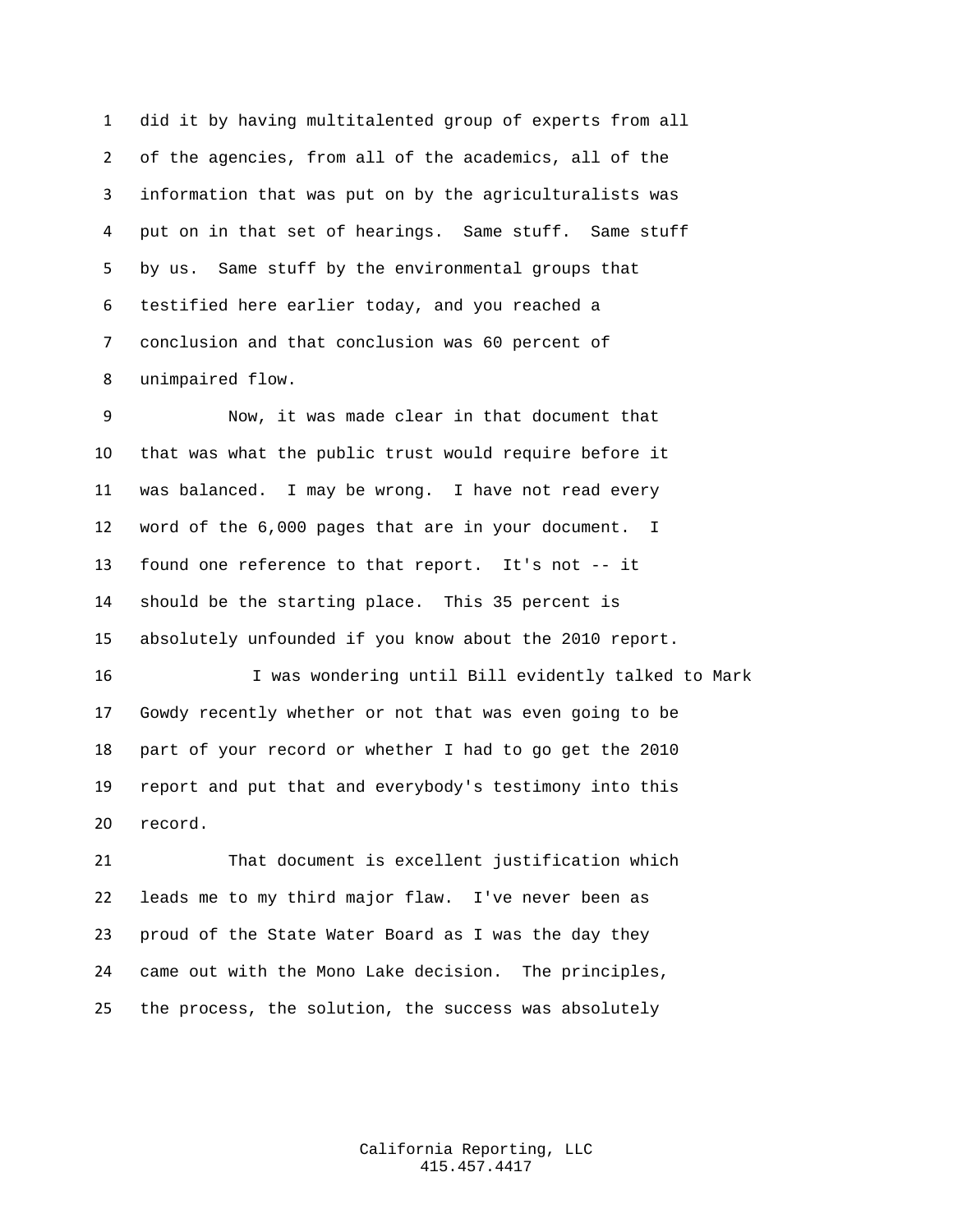did it by having multitalented group of experts from all of the agencies, from all of the academics, all of the information that was put on by the agriculturalists was put on in that set of hearings. Same stuff. Same stuff by us. Same stuff by the environmental groups that testified here earlier today, and you reached a conclusion and that conclusion was 60 percent of unimpaired flow.

Now, it was made clear in that document that that was what the public trust would require before it was balanced. I may be wrong. I have not read every word of the 6,000 pages that are in your document. I found one reference to that report. It's not -- it should be the starting place. This 35 percent is absolutely unfounded if you know about the 2010 report.

I was wondering until Bill evidently talked to Mark Gowdy recently whether or not that was even going to be part of your record or whether I had to go get the 2010 report and put that and everybody's testimony into this record.

That document is excellent justification which leads me to my third major flaw. I've never been as proud of the State Water Board as I was the day they came out with the Mono Lake decision. The principles, the process, the solution, the success was absolutely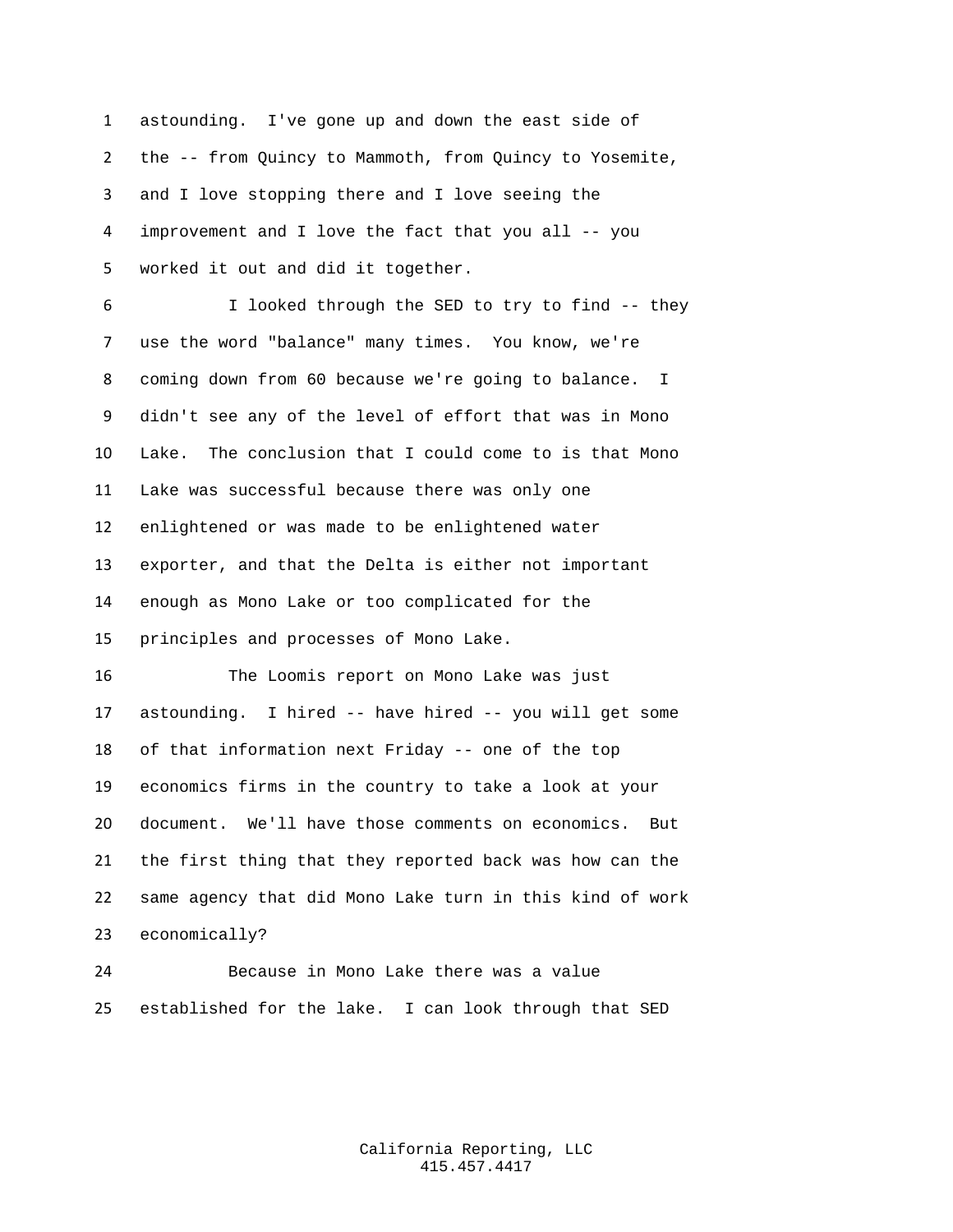astounding. I've gone up and down the east side of the -- from Quincy to Mammoth, from Quincy to Yosemite, and I love stopping there and I love seeing the improvement and I love the fact that you all -- you worked it out and did it together.

I looked through the SED to try to find -- they use the word "balance" many times. You know, we're coming down from 60 because we're going to balance. I didn't see any of the level of effort that was in Mono Lake. The conclusion that I could come to is that Mono Lake was successful because there was only one enlightened or was made to be enlightened water exporter, and that the Delta is either not important enough as Mono Lake or too complicated for the principles and processes of Mono Lake.

The Loomis report on Mono Lake was just astounding. I hired -- have hired -- you will get some of that information next Friday -- one of the top economics firms in the country to take a look at your document. We'll have those comments on economics. But the first thing that they reported back was how can the same agency that did Mono Lake turn in this kind of work economically?

Because in Mono Lake there was a value established for the lake. I can look through that SED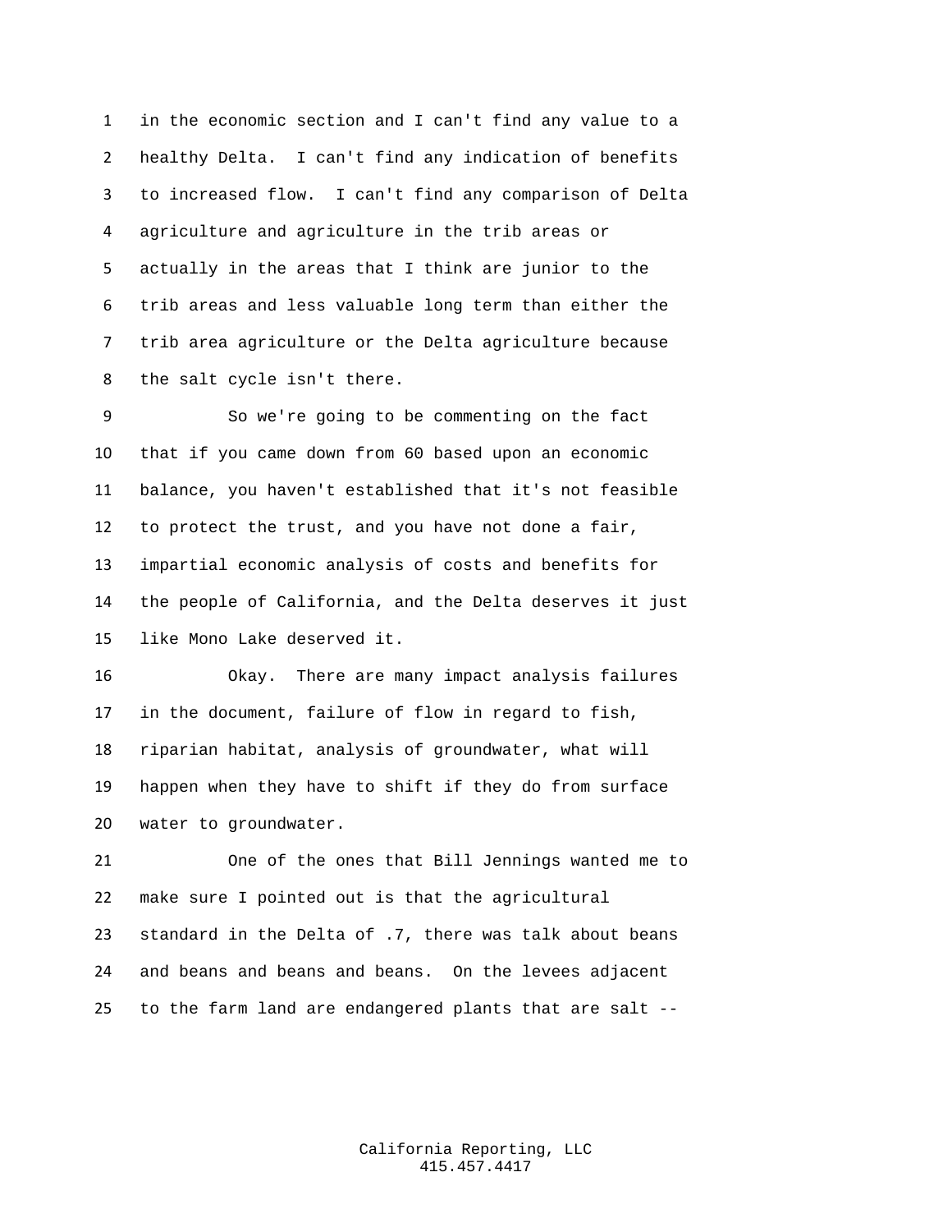in the economic section and I can't find any value to a healthy Delta. I can't find any indication of benefits to increased flow. I can't find any comparison of Delta agriculture and agriculture in the trib areas or actually in the areas that I think are junior to the trib areas and less valuable long term than either the trib area agriculture or the Delta agriculture because the salt cycle isn't there.

So we're going to be commenting on the fact that if you came down from 60 based upon an economic balance, you haven't established that it's not feasible to protect the trust, and you have not done a fair, impartial economic analysis of costs and benefits for the people of California, and the Delta deserves it just like Mono Lake deserved it.

Okay. There are many impact analysis failures in the document, failure of flow in regard to fish, riparian habitat, analysis of groundwater, what will happen when they have to shift if they do from surface water to groundwater.

One of the ones that Bill Jennings wanted me to make sure I pointed out is that the agricultural standard in the Delta of .7, there was talk about beans and beans and beans and beans. On the levees adjacent to the farm land are endangered plants that are salt --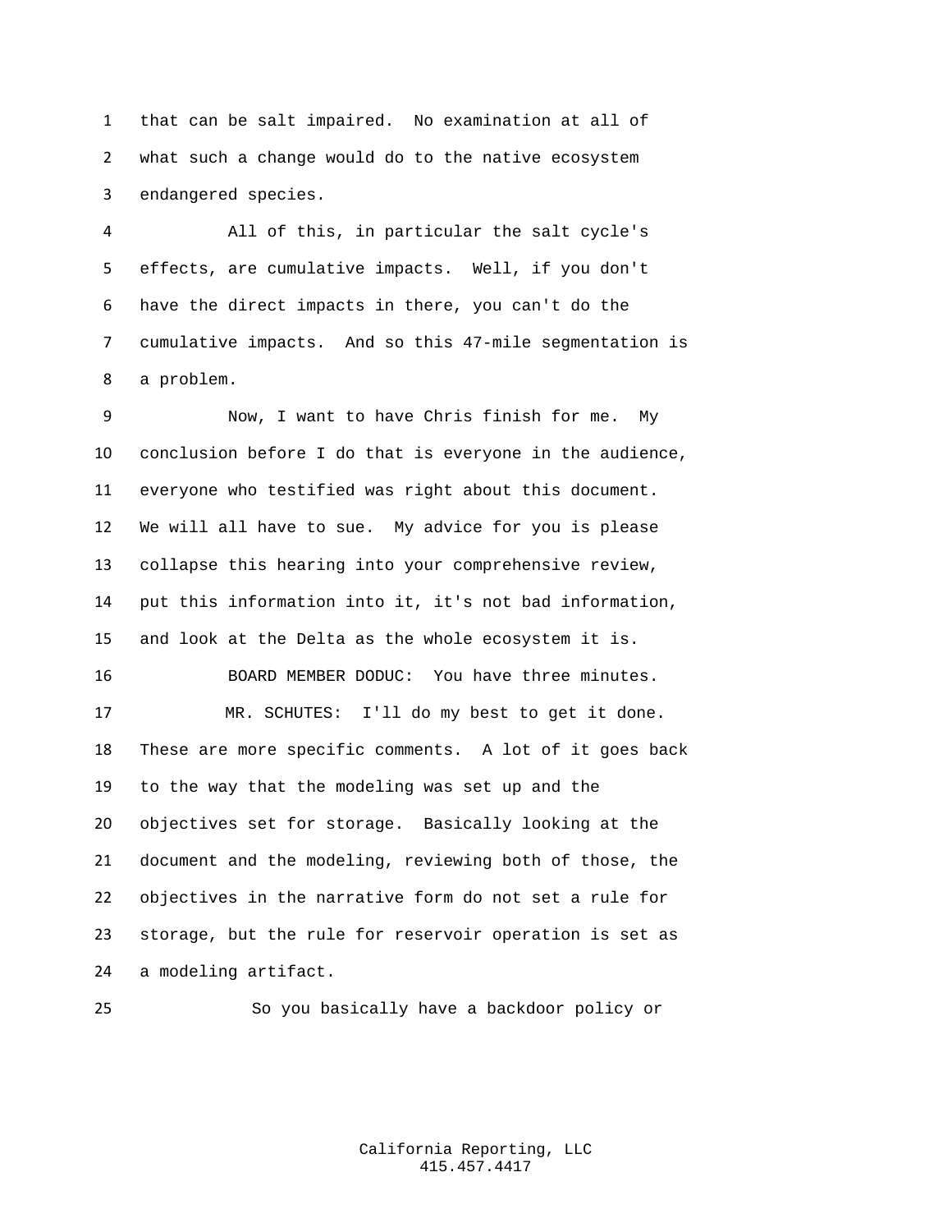that can be salt impaired. No examination at all of what such a change would do to the native ecosystem endangered species.

All of this, in particular the salt cycle's effects, are cumulative impacts. Well, if you don't have the direct impacts in there, you can't do the cumulative impacts. And so this 47-mile segmentation is a problem.

Now, I want to have Chris finish for me. My conclusion before I do that is everyone in the audience, everyone who testified was right about this document. We will all have to sue. My advice for you is please collapse this hearing into your comprehensive review, put this information into it, it's not bad information, and look at the Delta as the whole ecosystem it is.

BOARD MEMBER DODUC: You have three minutes.

MR. SCHUTES: I'll do my best to get it done. These are more specific comments. A lot of it goes back to the way that the modeling was set up and the objectives set for storage. Basically looking at the document and the modeling, reviewing both of those, the objectives in the narrative form do not set a rule for storage, but the rule for reservoir operation is set as a modeling artifact.

So you basically have a backdoor policy or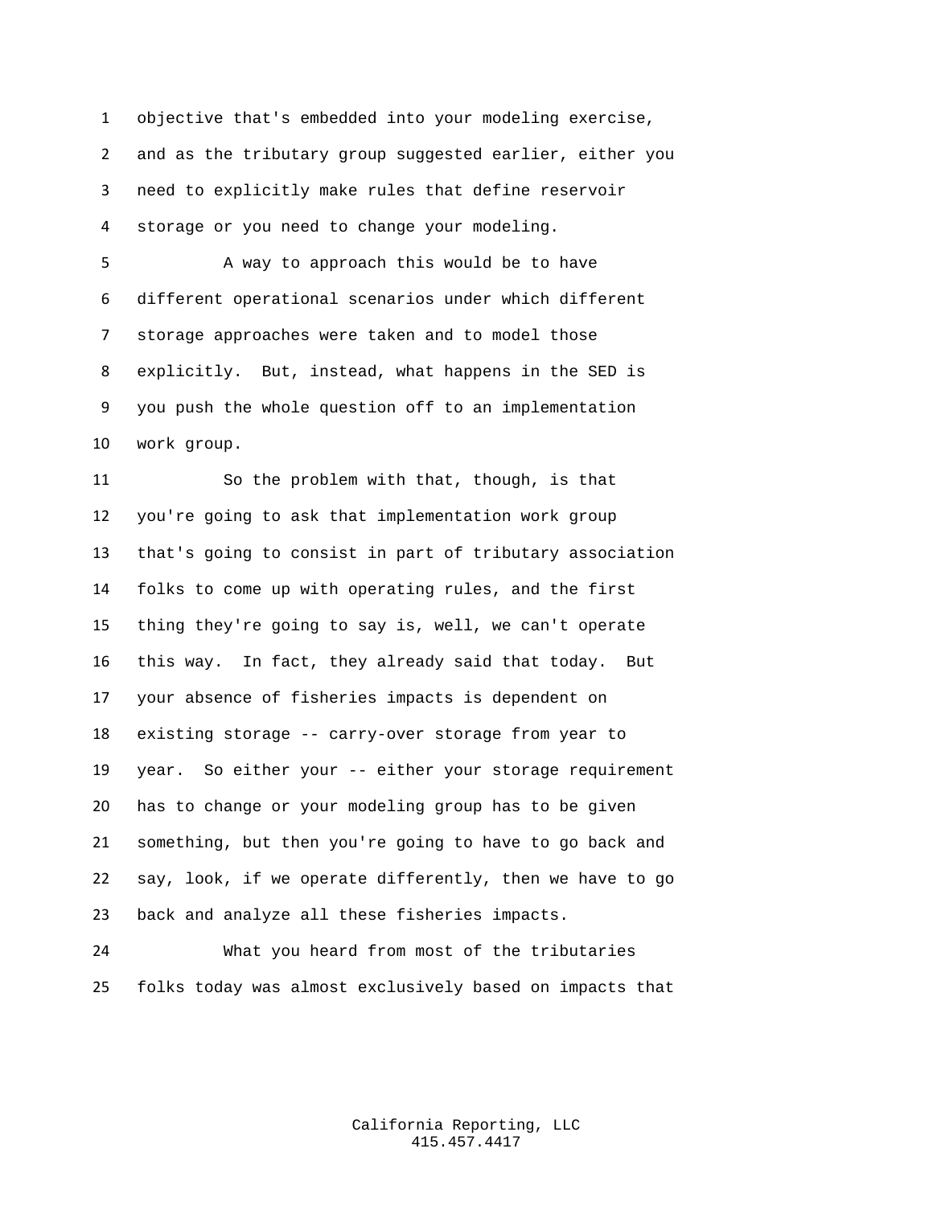objective that's embedded into your modeling exercise, and as the tributary group suggested earlier, either you need to explicitly make rules that define reservoir storage or you need to change your modeling.

A way to approach this would be to have different operational scenarios under which different storage approaches were taken and to model those explicitly. But, instead, what happens in the SED is you push the whole question off to an implementation work group.

So the problem with that, though, is that you're going to ask that implementation work group that's going to consist in part of tributary association folks to come up with operating rules, and the first thing they're going to say is, well, we can't operate this way. In fact, they already said that today. But your absence of fisheries impacts is dependent on existing storage -- carry-over storage from year to year. So either your -- either your storage requirement has to change or your modeling group has to be given something, but then you're going to have to go back and say, look, if we operate differently, then we have to go back and analyze all these fisheries impacts.

What you heard from most of the tributaries folks today was almost exclusively based on impacts that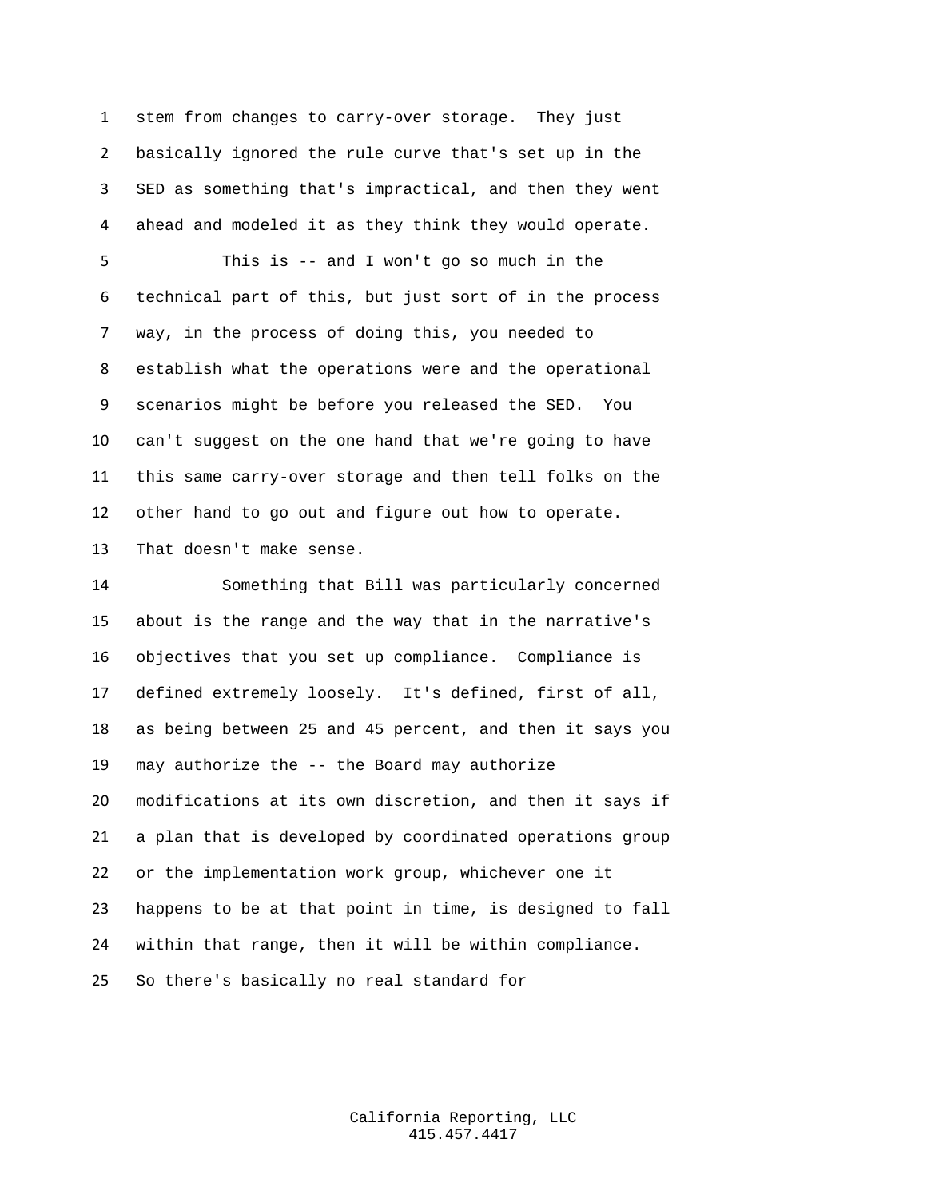stem from changes to carry-over storage. They just basically ignored the rule curve that's set up in the SED as something that's impractical, and then they went ahead and modeled it as they think they would operate.

This is -- and I won't go so much in the technical part of this, but just sort of in the process way, in the process of doing this, you needed to establish what the operations were and the operational scenarios might be before you released the SED. You can't suggest on the one hand that we're going to have this same carry-over storage and then tell folks on the other hand to go out and figure out how to operate. That doesn't make sense.

Something that Bill was particularly concerned about is the range and the way that in the narrative's objectives that you set up compliance. Compliance is defined extremely loosely. It's defined, first of all, as being between 25 and 45 percent, and then it says you may authorize the -- the Board may authorize modifications at its own discretion, and then it says if a plan that is developed by coordinated operations group or the implementation work group, whichever one it happens to be at that point in time, is designed to fall within that range, then it will be within compliance. So there's basically no real standard for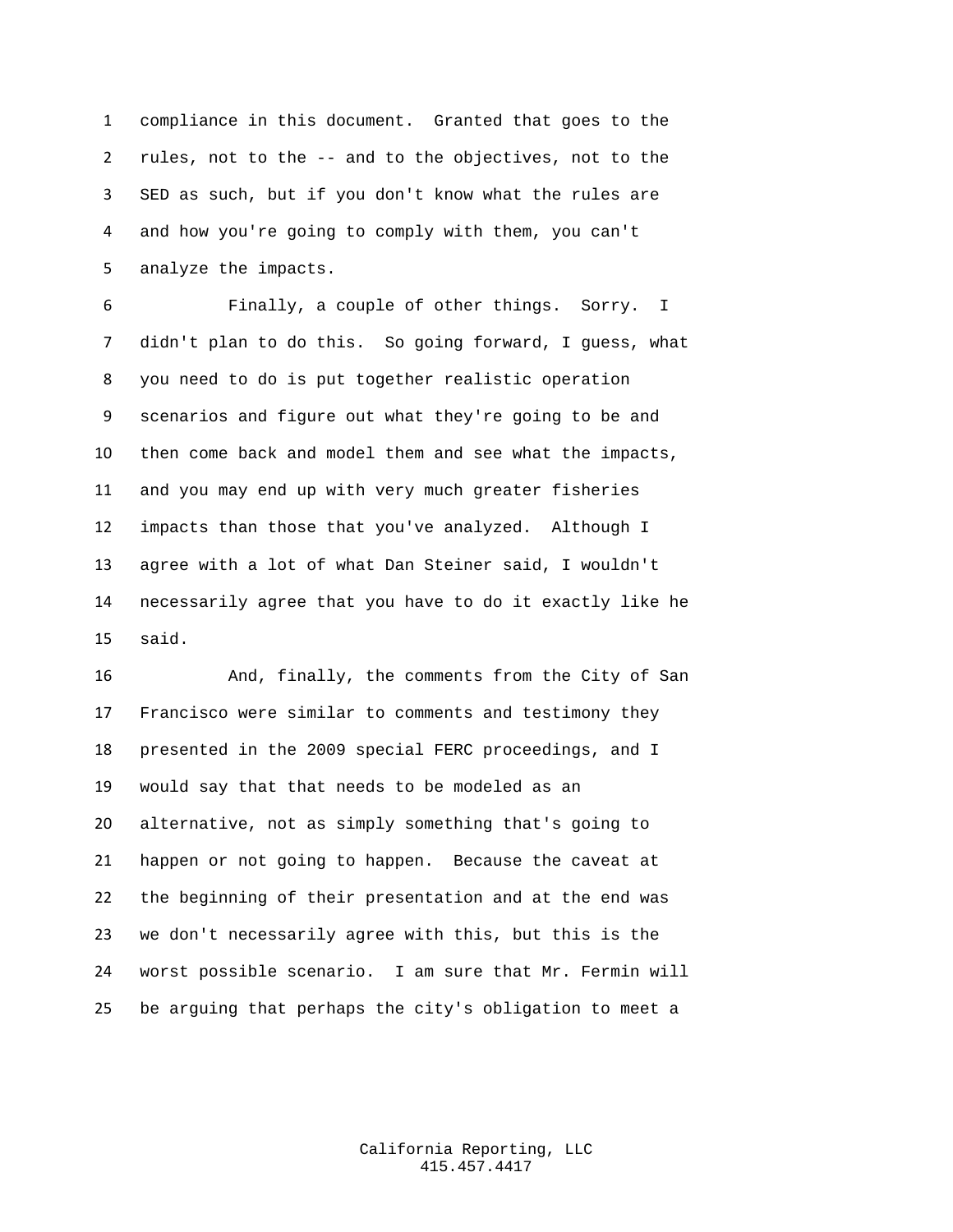compliance in this document. Granted that goes to the rules, not to the -- and to the objectives, not to the SED as such, but if you don't know what the rules are and how you're going to comply with them, you can't analyze the impacts.

Finally, a couple of other things. Sorry. I didn't plan to do this. So going forward, I guess, what you need to do is put together realistic operation scenarios and figure out what they're going to be and then come back and model them and see what the impacts, and you may end up with very much greater fisheries impacts than those that you've analyzed. Although I agree with a lot of what Dan Steiner said, I wouldn't necessarily agree that you have to do it exactly like he said.

And, finally, the comments from the City of San Francisco were similar to comments and testimony they presented in the 2009 special FERC proceedings, and I would say that that needs to be modeled as an alternative, not as simply something that's going to happen or not going to happen. Because the caveat at the beginning of their presentation and at the end was we don't necessarily agree with this, but this is the worst possible scenario. I am sure that Mr. Fermin will be arguing that perhaps the city's obligation to meet a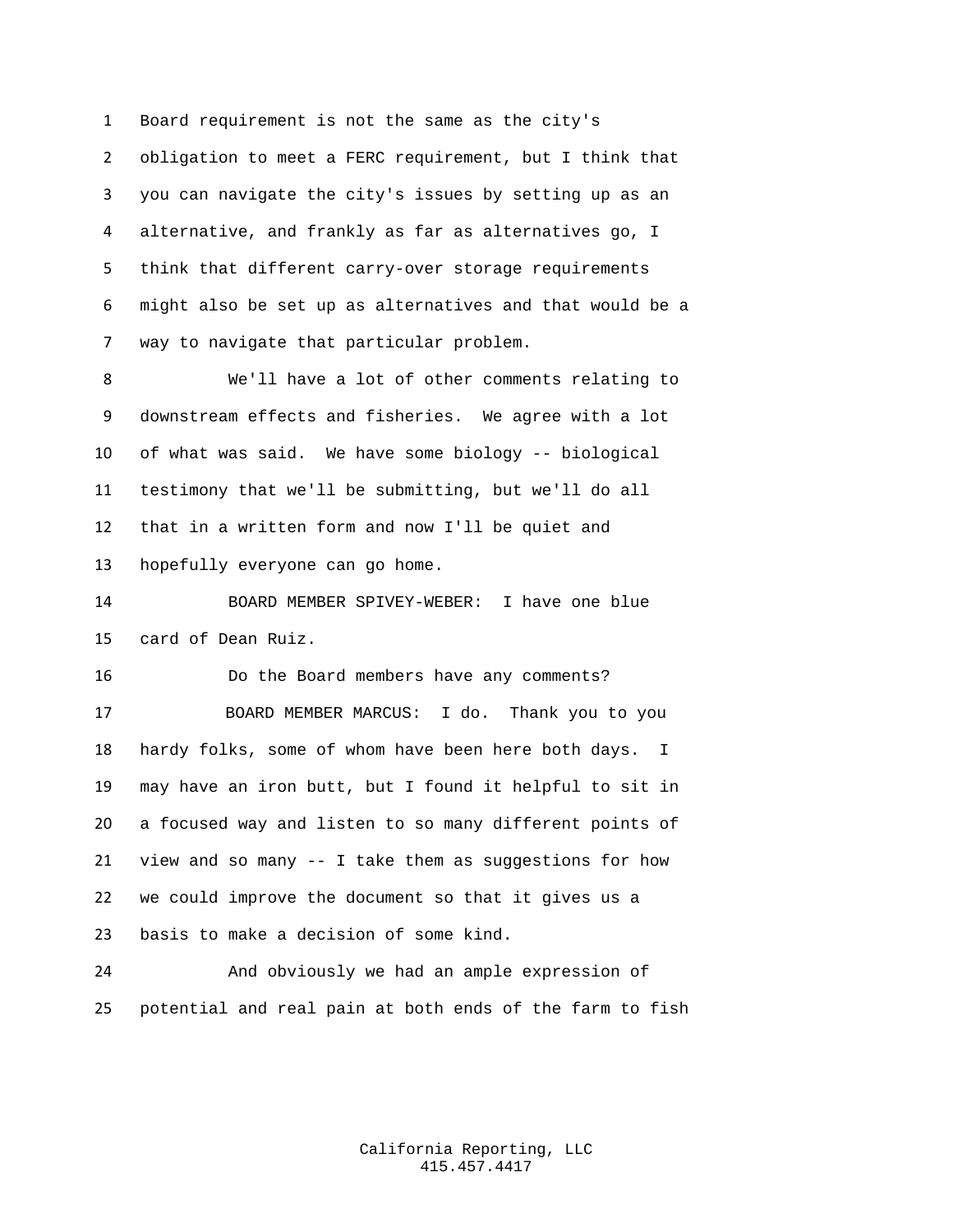Board requirement is not the same as the city's obligation to meet a FERC requirement, but I think that you can navigate the city's issues by setting up as an alternative, and frankly as far as alternatives go, I think that different carry-over storage requirements might also be set up as alternatives and that would be a way to navigate that particular problem.

We'll have a lot of other comments relating to downstream effects and fisheries. We agree with a lot of what was said. We have some biology -- biological testimony that we'll be submitting, but we'll do all that in a written form and now I'll be quiet and hopefully everyone can go home.

BOARD MEMBER SPIVEY-WEBER: I have one blue card of Dean Ruiz.

Do the Board members have any comments?

BOARD MEMBER MARCUS: I do. Thank you to you hardy folks, some of whom have been here both days. I may have an iron butt, but I found it helpful to sit in a focused way and listen to so many different points of view and so many -- I take them as suggestions for how we could improve the document so that it gives us a basis to make a decision of some kind.

And obviously we had an ample expression of potential and real pain at both ends of the farm to fish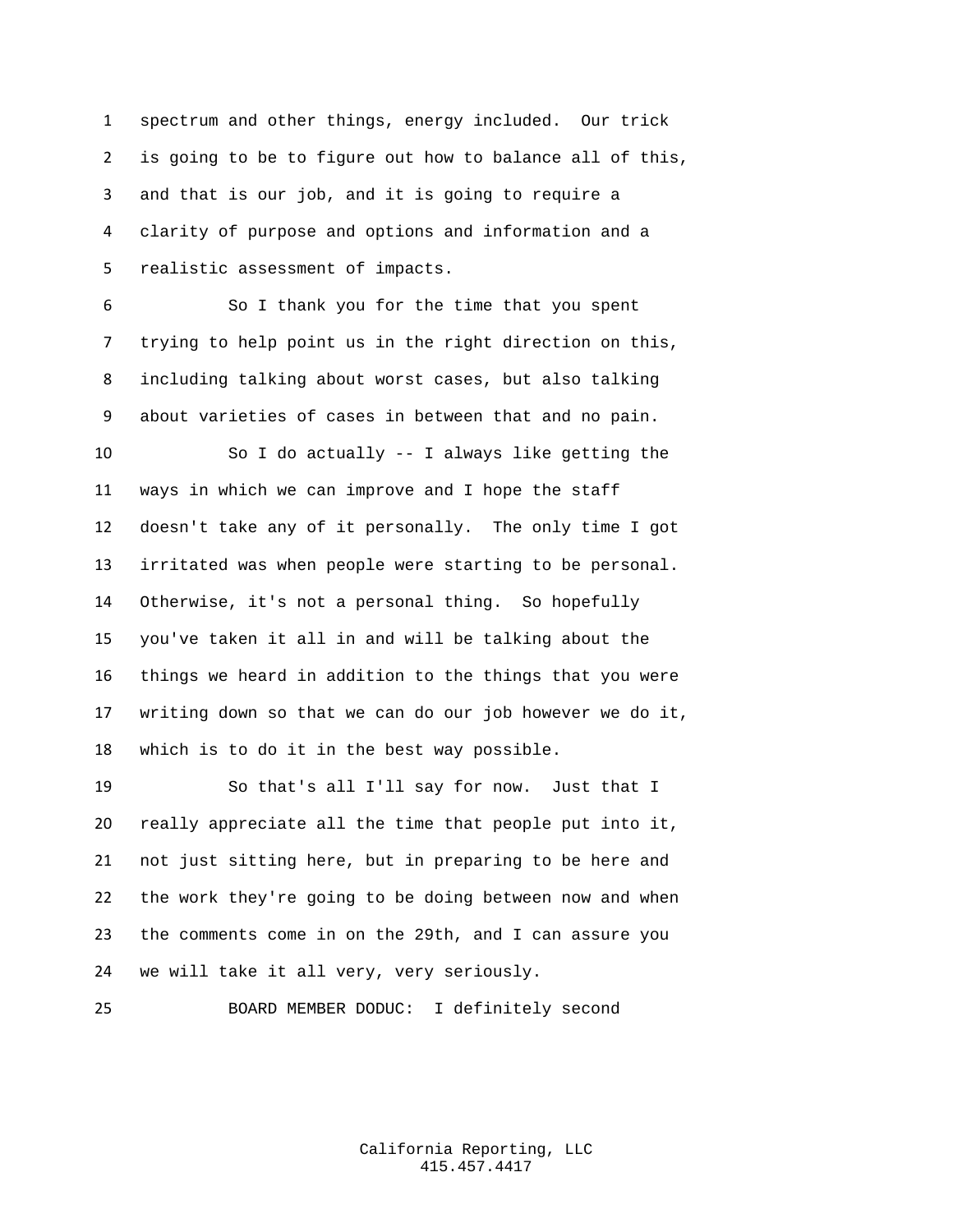spectrum and other things, energy included. Our trick is going to be to figure out how to balance all of this, and that is our job, and it is going to require a clarity of purpose and options and information and a realistic assessment of impacts.

So I thank you for the time that you spent trying to help point us in the right direction on this, including talking about worst cases, but also talking about varieties of cases in between that and no pain.

So I do actually -- I always like getting the ways in which we can improve and I hope the staff doesn't take any of it personally. The only time I got irritated was when people were starting to be personal. Otherwise, it's not a personal thing. So hopefully you've taken it all in and will be talking about the things we heard in addition to the things that you were writing down so that we can do our job however we do it, which is to do it in the best way possible.

So that's all I'll say for now. Just that I really appreciate all the time that people put into it, not just sitting here, but in preparing to be here and the work they're going to be doing between now and when the comments come in on the 29th, and I can assure you we will take it all very, very seriously.

BOARD MEMBER DODUC: I definitely second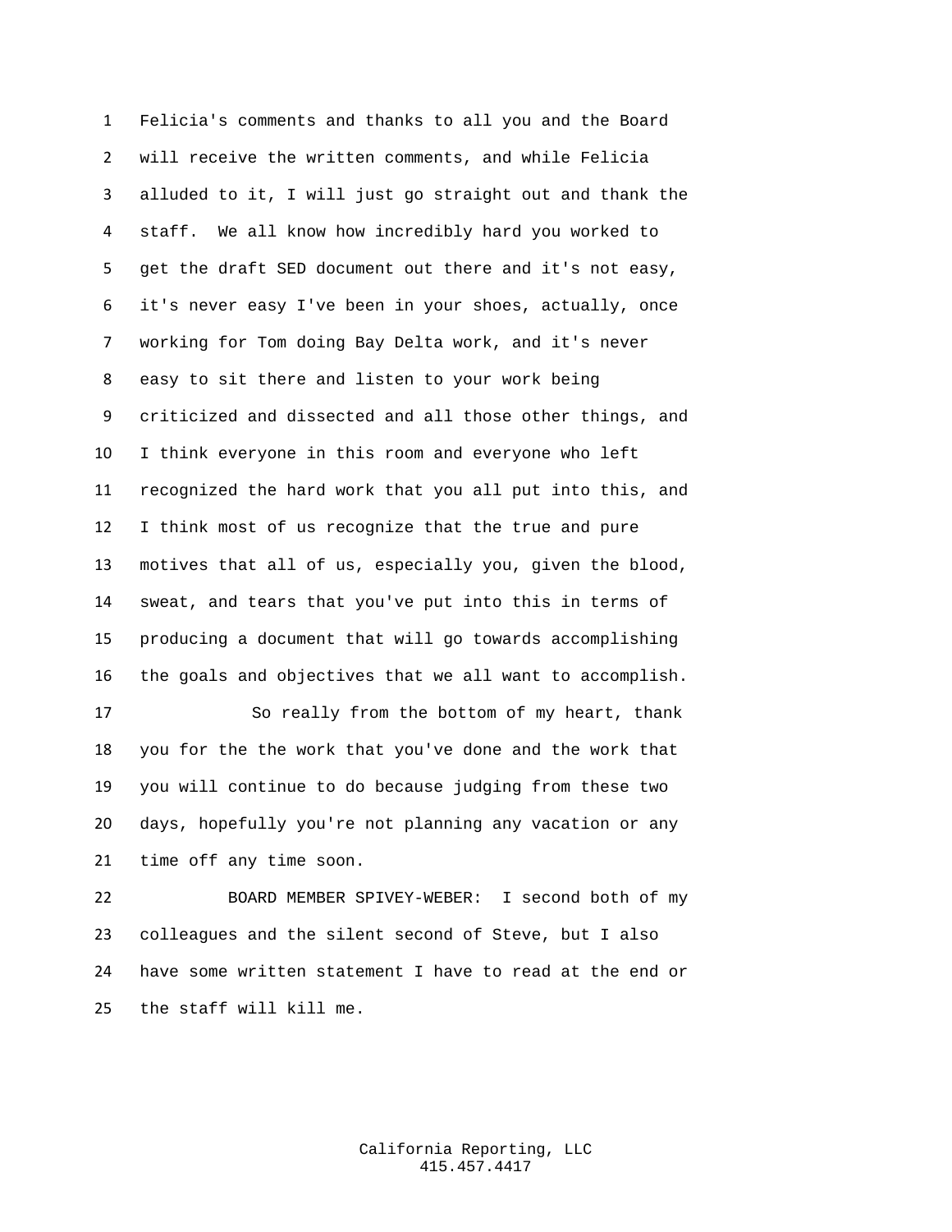Felicia's comments and thanks to all you and the Board will receive the written comments, and while Felicia alluded to it, I will just go straight out and thank the staff. We all know how incredibly hard you worked to get the draft SED document out there and it's not easy, it's never easy I've been in your shoes, actually, once working for Tom doing Bay Delta work, and it's never easy to sit there and listen to your work being criticized and dissected and all those other things, and I think everyone in this room and everyone who left recognized the hard work that you all put into this, and I think most of us recognize that the true and pure motives that all of us, especially you, given the blood, sweat, and tears that you've put into this in terms of producing a document that will go towards accomplishing the goals and objectives that we all want to accomplish.

So really from the bottom of my heart, thank you for the the work that you've done and the work that you will continue to do because judging from these two days, hopefully you're not planning any vacation or any time off any time soon.

BOARD MEMBER SPIVEY-WEBER: I second both of my colleagues and the silent second of Steve, but I also have some written statement I have to read at the end or the staff will kill me.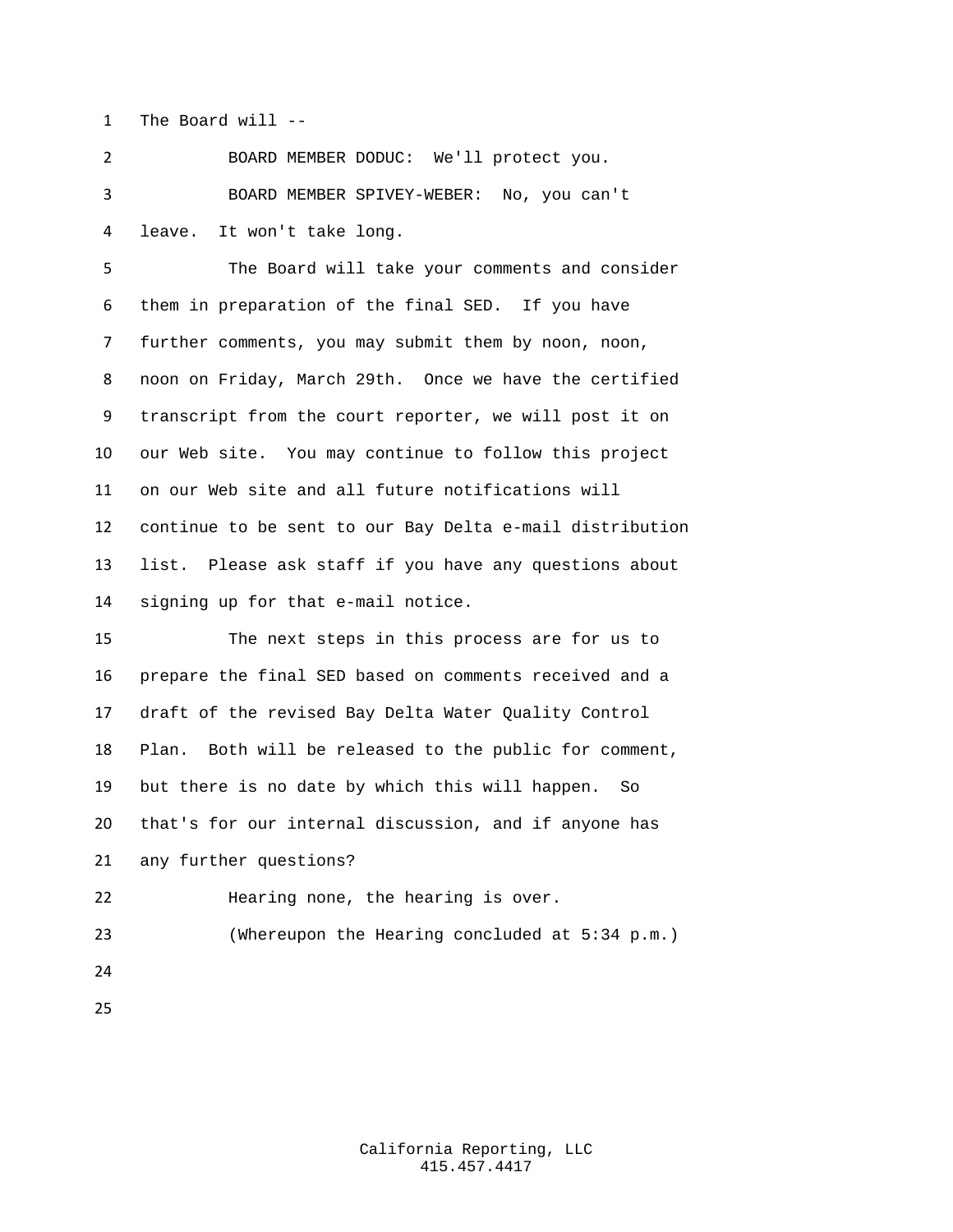The Board will --

BOARD MEMBER DODUC: We'll protect you.

BOARD MEMBER SPIVEY-WEBER: No, you can't leave. It won't take long.

The Board will take your comments and consider them in preparation of the final SED. If you have further comments, you may submit them by noon, noon, noon on Friday, March 29th. Once we have the certified transcript from the court reporter, we will post it on our Web site. You may continue to follow this project on our Web site and all future notifications will continue to be sent to our Bay Delta e-mail distribution list. Please ask staff if you have any questions about signing up for that e-mail notice.

The next steps in this process are for us to prepare the final SED based on comments received and a draft of the revised Bay Delta Water Quality Control Plan. Both will be released to the public for comment, but there is no date by which this will happen. So that's for our internal discussion, and if anyone has any further questions?

Hearing none, the hearing is over.

(Whereupon the Hearing concluded at 5:34 p.m.)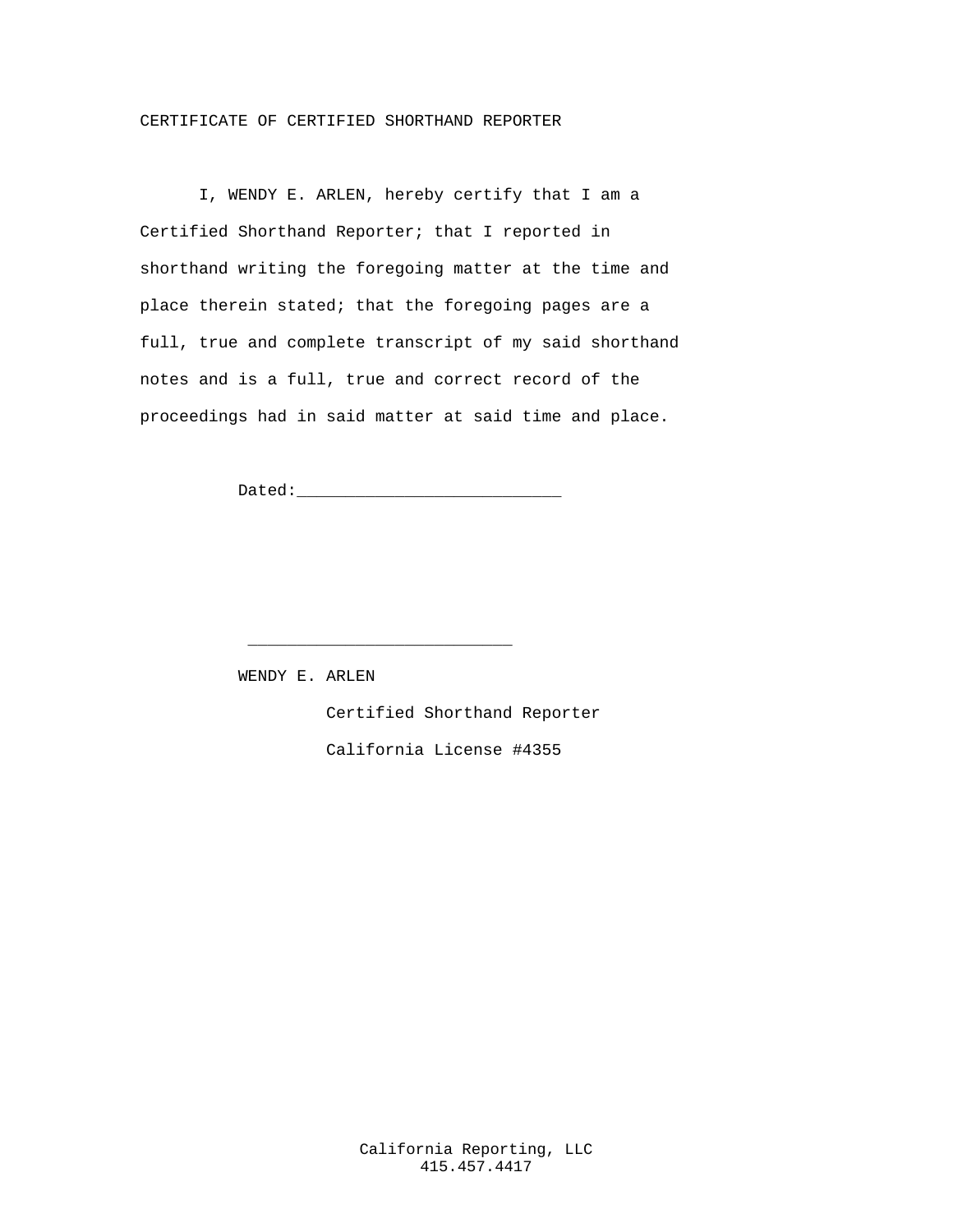# CERTIFICATE OF CERTIFIED SHORTHAND REPORTER

I, WENDY E. ARLEN, hereby certify that I am a Certified Shorthand Reporter; that I reported in shorthand writing the foregoing matter at the time and place therein stated; that the foregoing pages are a full, true and complete transcript of my said shorthand notes and is a full, true and correct record of the proceedings had in said matter at said time and place.

Dated:___________________________

___________________________

WENDY E. ARLEN

Certified Shorthand Reporter

California License #4355

California Reporting, LLC
415.457.4417